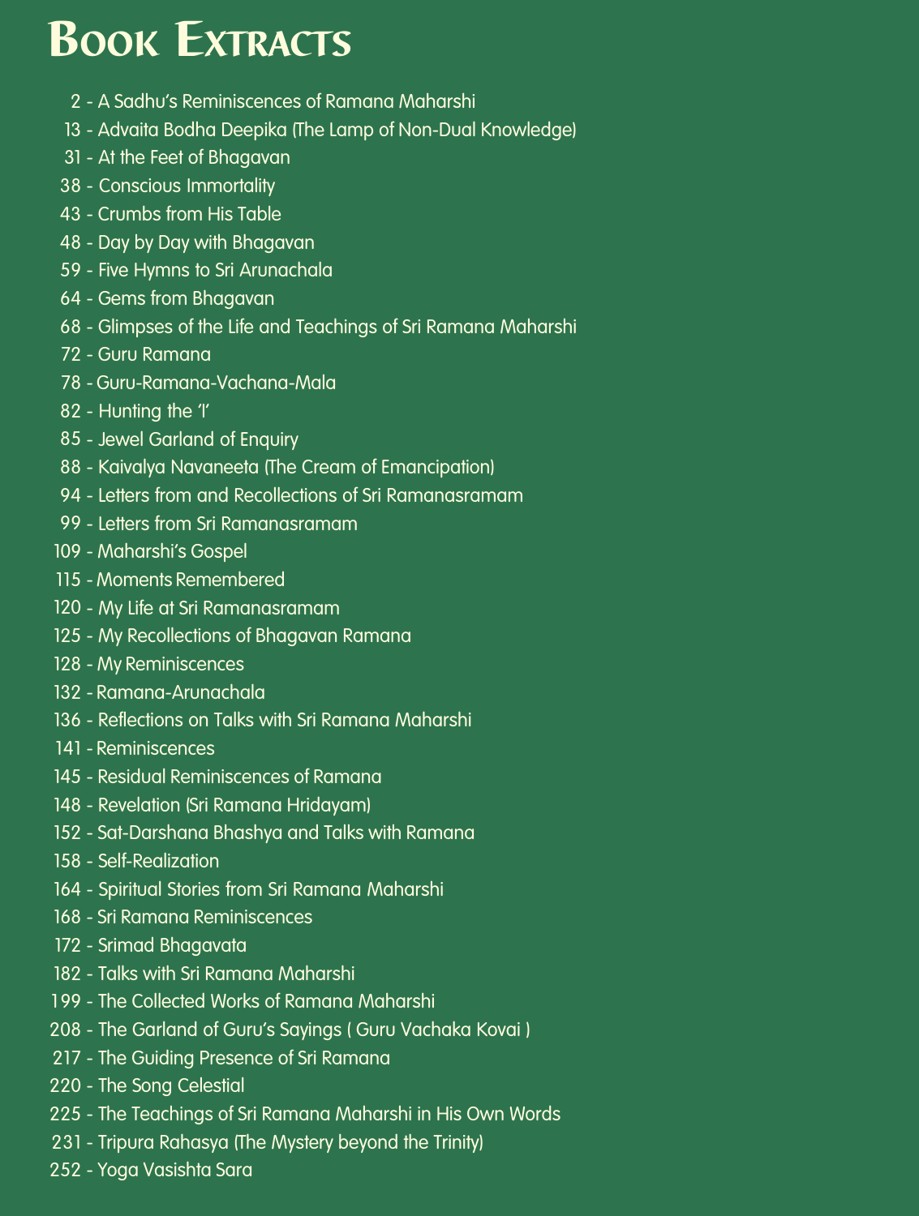# Book Extracts

2 - A Sadhu's Reminiscences of Ramana Maharshi
13 - Advaita Bodha Deepika (The Lamp of Non-Dual Knowledge)
31 - At the Feet of Bhagavan
38 - Conscious Immortality
43 - Crumbs from His Table
48 - Day by Day with Bhagavan
59 - Five Hymns to Sri Arunachala
64 - Gems from Bhagavan
68 - Glimpses of the Life and Teachings of Sri Ramana Maharshi
72 - Guru Ramana
78 - Guru-Ramana-Vachana-Mala
82 - Hunting the 'I'
85 - Jewel Garland of Enquiry
88 - Kaivalya Navaneeta (The Cream of Emancipation)
94 - Letters from and Recollections of Sri Ramanasramam
99 - Letters from Sri Ramanasramam
109 - Maharshi's Gospel
115 - Moments Remembered
120 - My Life at Sri Ramanasramam
125 - My Recollections of Bhagavan Ramana
128 - My Reminiscences
132 - Ramana-Arunachala
136 - Reflections on Talks with Sri Ramana Maharshi
141 - Reminiscences
145 - Residual Reminiscences of Ramana
148 - Revelation (Sri Ramana Hridayam)
152 - Sat-Darshana Bhashya and Talks with Ramana
158 - Self-Realization
164 - Spiritual Stories from Sri Ramana Maharshi
168 - Sri Ramana Reminiscences
172 - Srimad Bhagavata
182 - Talks with Sri Ramana Maharshi
199 - The Collected Works of Ramana Maharshi
208 - The Garland of Guru's Sayings ( Guru Vachaka Kovai )
217 - The Guiding Presence of Sri Ramana
220 - The Song Celestial
225 - The Teachings of Sri Ramana Maharshi in His Own Words
231 - Tripura Rahasya (The Mystery beyond the Trinity)
252 - Yoga Vasishta Sara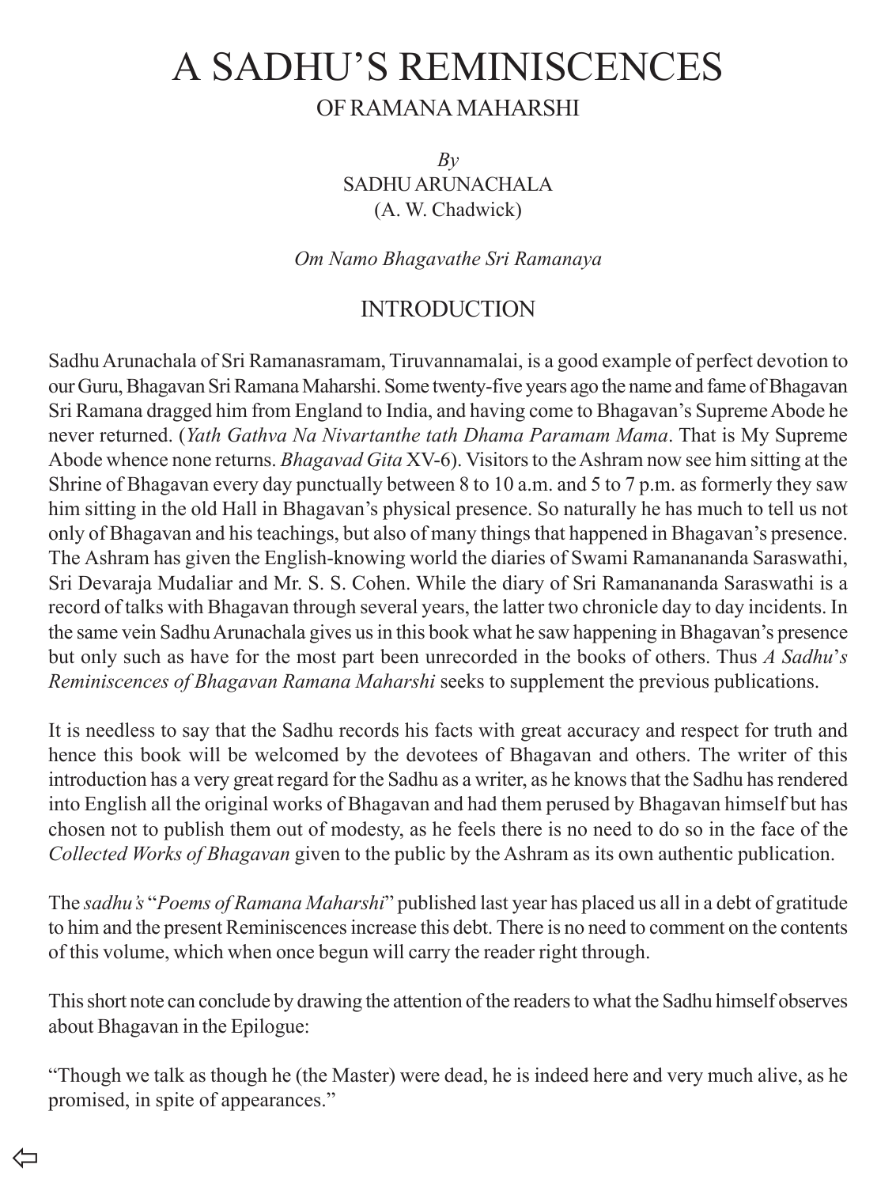# A SADHU'S REMINISCENCES

## OF RAMANA MAHARSHI

*By*
SADHU ARUNACHALA
(A. W. Chadwick)

*Om Namo Bhagavathe Sri Ramanaya*

## INTRODUCTION

Sadhu Arunachala of Sri Ramanasramam, Tiruvannamalai, is a good example of perfect devotion to our Guru, Bhagavan Sri Ramana Maharshi. Some twenty-five years ago the name and fame of Bhagavan Sri Ramana dragged him from England to India, and having come to Bhagavan's Supreme Abode he never returned. (*Yath Gathva Na Nivartanthe tath Dhama Paramam Mama*. That is My Supreme Abode whence none returns. *Bhagavad Gita* XV-6). Visitors to the Ashram now see him sitting at the Shrine of Bhagavan every day punctually between 8 to 10 a.m. and 5 to 7 p.m. as formerly they saw him sitting in the old Hall in Bhagavan's physical presence. So naturally he has much to tell us not only of Bhagavan and his teachings, but also of many things that happened in Bhagavan's presence. The Ashram has given the English-knowing world the diaries of Swami Ramanananda Saraswathi, Sri Devaraja Mudaliar and Mr. S. S. Cohen. While the diary of Sri Ramanananda Saraswathi is a record of talks with Bhagavan through several years, the latter two chronicle day to day incidents. In the same vein Sadhu Arunachala gives us in this book what he saw happening in Bhagavan's presence but only such as have for the most part been unrecorded in the books of others. Thus *A Sadhu's Reminiscences of Bhagavan Ramana Maharshi* seeks to supplement the previous publications.

It is needless to say that the Sadhu records his facts with great accuracy and respect for truth and hence this book will be welcomed by the devotees of Bhagavan and others. The writer of this introduction has a very great regard for the Sadhu as a writer, as he knows that the Sadhu has rendered into English all the original works of Bhagavan and had them perused by Bhagavan himself but has chosen not to publish them out of modesty, as he feels there is no need to do so in the face of the *Collected Works of Bhagavan* given to the public by the Ashram as its own authentic publication.

The *sadhu's* "*Poems of Ramana Maharshi*" published last year has placed us all in a debt of gratitude to him and the present Reminiscences increase this debt. There is no need to comment on the contents of this volume, which when once begun will carry the reader right through.

This short note can conclude by drawing the attention of the readers to what the Sadhu himself observes about Bhagavan in the Epilogue:

"Though we talk as though he (the Master) were dead, he is indeed here and very much alive, as he promised, in spite of appearances."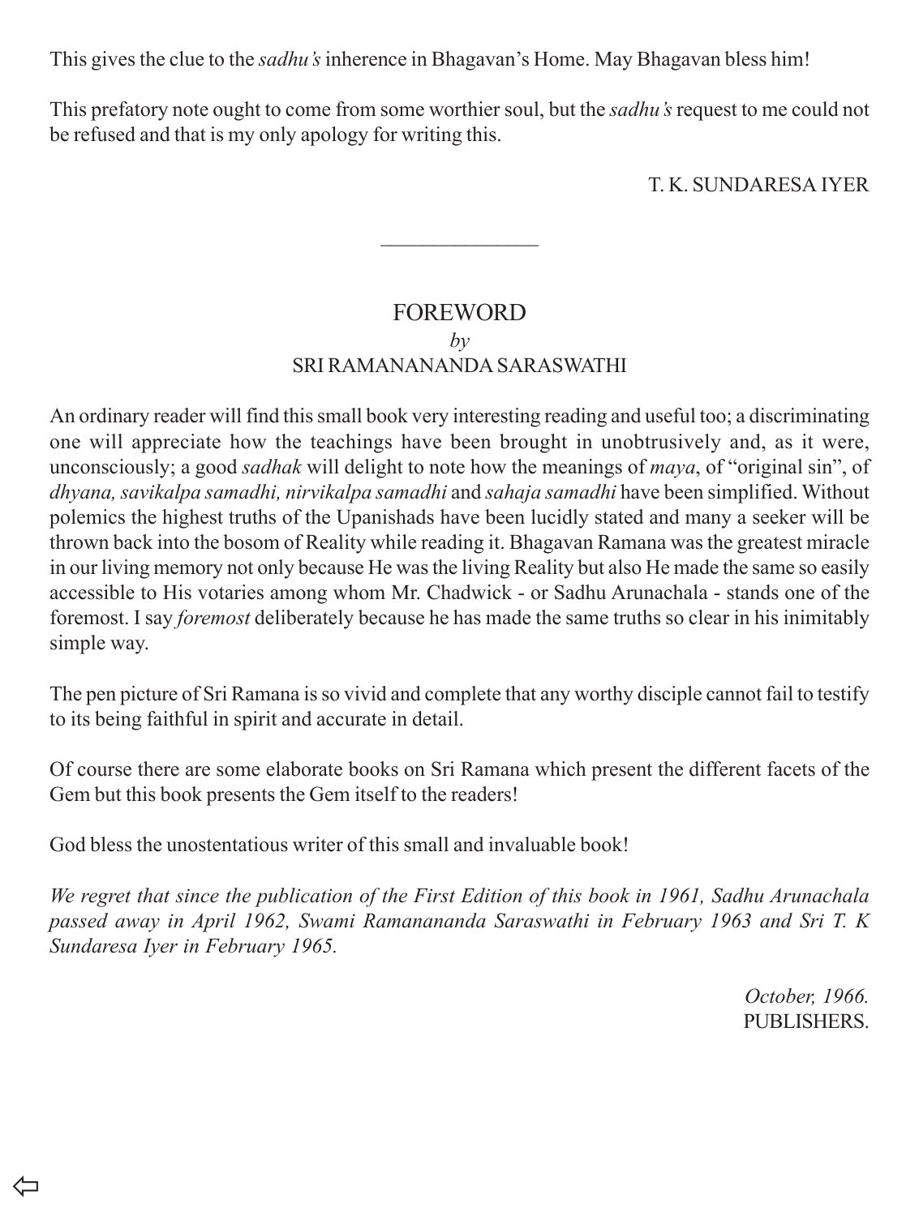This gives the clue to the *sadhu's* inherence in Bhagavan's Home. May Bhagavan bless him!

This prefatory note ought to come from some worthier soul, but the *sadhu's* request to me could not be refused and that is my only apology for writing this.

T. K. SUNDARESA IYER

---

## FOREWORD

*by*

SRI RAMANANANDA SARASWATHI

An ordinary reader will find this small book very interesting reading and useful too; a discriminating one will appreciate how the teachings have been brought in unobtrusively and, as it were, unconsciously; a good *sadhak* will delight to note how the meanings of *maya*, of "original sin", of *dhyana, savikalpa samadhi, nirvikalpa samadhi* and *sahaja samadhi* have been simplified. Without polemics the highest truths of the Upanishads have been lucidly stated and many a seeker will be thrown back into the bosom of Reality while reading it. Bhagavan Ramana was the greatest miracle in our living memory not only because He was the living Reality but also He made the same so easily accessible to His votaries among whom Mr. Chadwick - or Sadhu Arunachala - stands one of the foremost. I say *foremost* deliberately because he has made the same truths so clear in his inimitably simple way.

The pen picture of Sri Ramana is so vivid and complete that any worthy disciple cannot fail to testify to its being faithful in spirit and accurate in detail.

Of course there are some elaborate books on Sri Ramana which present the different facets of the Gem but this book presents the Gem itself to the readers!

God bless the unostentatious writer of this small and invaluable book!

*We regret that since the publication of the First Edition of this book in 1961, Sadhu Arunachala passed away in April 1962, Swami Ramanananda Saraswathi in February 1963 and Sri T. K Sundaresa Iyer in February 1965.*

*October, 1966.*
PUBLISHERS.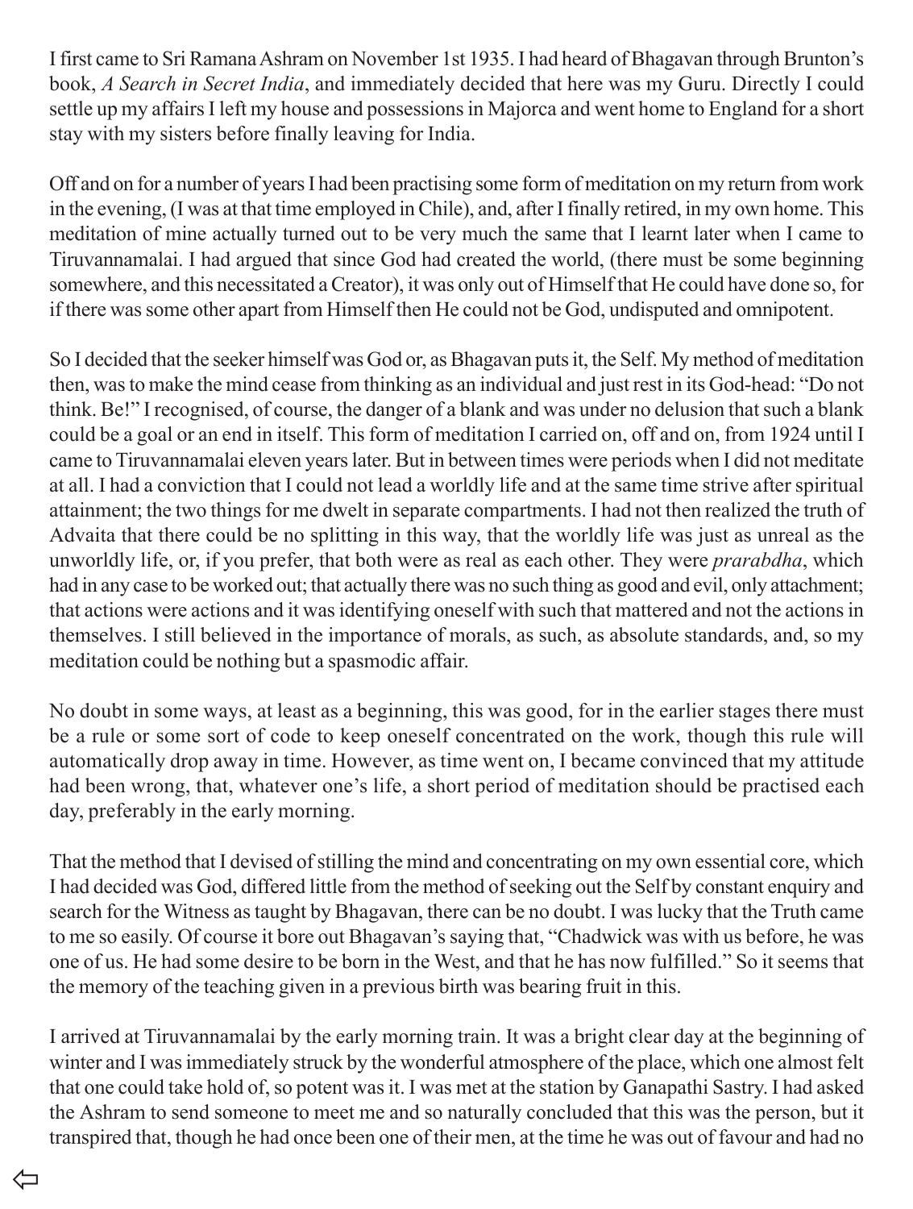I first came to Sri Ramana Ashram on November 1st 1935. I had heard of Bhagavan through Brunton's book, *A Search in Secret India*, and immediately decided that here was my Guru. Directly I could settle up my affairs I left my house and possessions in Majorca and went home to England for a short stay with my sisters before finally leaving for India.

Off and on for a number of years I had been practising some form of meditation on my return from work in the evening, (I was at that time employed in Chile), and, after I finally retired, in my own home. This meditation of mine actually turned out to be very much the same that I learnt later when I came to Tiruvannamalai. I had argued that since God had created the world, (there must be some beginning somewhere, and this necessitated a Creator), it was only out of Himself that He could have done so, for if there was some other apart from Himself then He could not be God, undisputed and omnipotent.

So I decided that the seeker himself was God or, as Bhagavan puts it, the Self. My method of meditation then, was to make the mind cease from thinking as an individual and just rest in its God-head: "Do not think. Be!" I recognised, of course, the danger of a blank and was under no delusion that such a blank could be a goal or an end in itself. This form of meditation I carried on, off and on, from 1924 until I came to Tiruvannamalai eleven years later. But in between times were periods when I did not meditate at all. I had a conviction that I could not lead a worldly life and at the same time strive after spiritual attainment; the two things for me dwelt in separate compartments. I had not then realized the truth of Advaita that there could be no splitting in this way, that the worldly life was just as unreal as the unworldly life, or, if you prefer, that both were as real as each other. They were *prarabdha*, which had in any case to be worked out; that actually there was no such thing as good and evil, only attachment; that actions were actions and it was identifying oneself with such that mattered and not the actions in themselves. I still believed in the importance of morals, as such, as absolute standards, and, so my meditation could be nothing but a spasmodic affair.

No doubt in some ways, at least as a beginning, this was good, for in the earlier stages there must be a rule or some sort of code to keep oneself concentrated on the work, though this rule will automatically drop away in time. However, as time went on, I became convinced that my attitude had been wrong, that, whatever one's life, a short period of meditation should be practised each day, preferably in the early morning.

That the method that I devised of stilling the mind and concentrating on my own essential core, which I had decided was God, differed little from the method of seeking out the Self by constant enquiry and search for the Witness as taught by Bhagavan, there can be no doubt. I was lucky that the Truth came to me so easily. Of course it bore out Bhagavan's saying that, "Chadwick was with us before, he was one of us. He had some desire to be born in the West, and that he has now fulfilled." So it seems that the memory of the teaching given in a previous birth was bearing fruit in this.

I arrived at Tiruvannamalai by the early morning train. It was a bright clear day at the beginning of winter and I was immediately struck by the wonderful atmosphere of the place, which one almost felt that one could take hold of, so potent was it. I was met at the station by Ganapathi Sastry. I had asked the Ashram to send someone to meet me and so naturally concluded that this was the person, but it transpired that, though he had once been one of their men, at the time he was out of favour and had no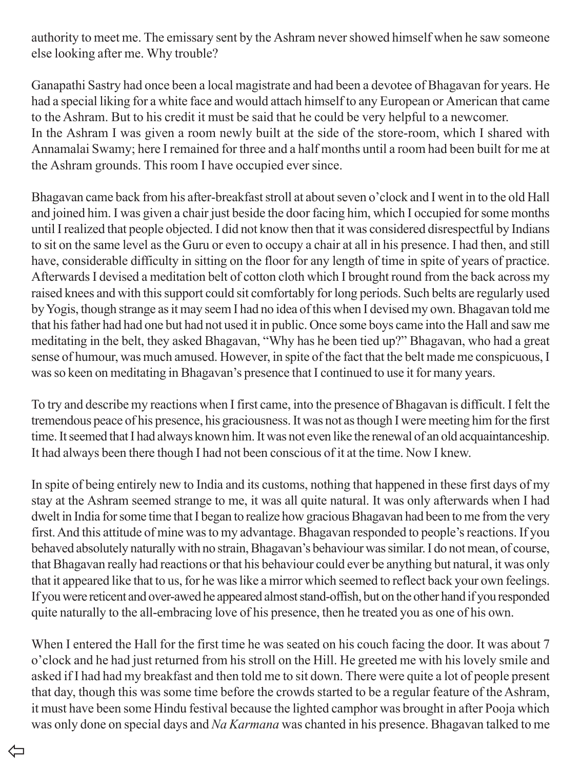authority to meet me. The emissary sent by the Ashram never showed himself when he saw someone else looking after me. Why trouble?

Ganapathi Sastry had once been a local magistrate and had been a devotee of Bhagavan for years. He had a special liking for a white face and would attach himself to any European or American that came to the Ashram. But to his credit it must be said that he could be very helpful to a newcomer.
In the Ashram I was given a room newly built at the side of the store-room, which I shared with Annamalai Swamy; here I remained for three and a half months until a room had been built for me at the Ashram grounds. This room I have occupied ever since.

Bhagavan came back from his after-breakfast stroll at about seven o'clock and I went in to the old Hall and joined him. I was given a chair just beside the door facing him, which I occupied for some months until I realized that people objected. I did not know then that it was considered disrespectful by Indians to sit on the same level as the Guru or even to occupy a chair at all in his presence. I had then, and still have, considerable difficulty in sitting on the floor for any length of time in spite of years of practice. Afterwards I devised a meditation belt of cotton cloth which I brought round from the back across my raised knees and with this support could sit comfortably for long periods. Such belts are regularly used by Yogis, though strange as it may seem I had no idea of this when I devised my own. Bhagavan told me that his father had had one but had not used it in public. Once some boys came into the Hall and saw me meditating in the belt, they asked Bhagavan, "Why has he been tied up?" Bhagavan, who had a great sense of humour, was much amused. However, in spite of the fact that the belt made me conspicuous, I was so keen on meditating in Bhagavan's presence that I continued to use it for many years.

To try and describe my reactions when I first came, into the presence of Bhagavan is difficult. I felt the tremendous peace of his presence, his graciousness. It was not as though I were meeting him for the first time. It seemed that I had always known him. It was not even like the renewal of an old acquaintanceship. It had always been there though I had not been conscious of it at the time. Now I knew.

In spite of being entirely new to India and its customs, nothing that happened in these first days of my stay at the Ashram seemed strange to me, it was all quite natural. It was only afterwards when I had dwelt in India for some time that I began to realize how gracious Bhagavan had been to me from the very first. And this attitude of mine was to my advantage. Bhagavan responded to people's reactions. If you behaved absolutely naturally with no strain, Bhagavan's behaviour was similar. I do not mean, of course, that Bhagavan really had reactions or that his behaviour could ever be anything but natural, it was only that it appeared like that to us, for he was like a mirror which seemed to reflect back your own feelings. If you were reticent and over-awed he appeared almost stand-offish, but on the other hand if you responded quite naturally to the all-embracing love of his presence, then he treated you as one of his own.

When I entered the Hall for the first time he was seated on his couch facing the door. It was about 7 o'clock and he had just returned from his stroll on the Hill. He greeted me with his lovely smile and asked if I had had my breakfast and then told me to sit down. There were quite a lot of people present that day, though this was some time before the crowds started to be a regular feature of the Ashram, it must have been some Hindu festival because the lighted camphor was brought in after Pooja which was only done on special days and *Na Karmana* was chanted in his presence. Bhagavan talked to me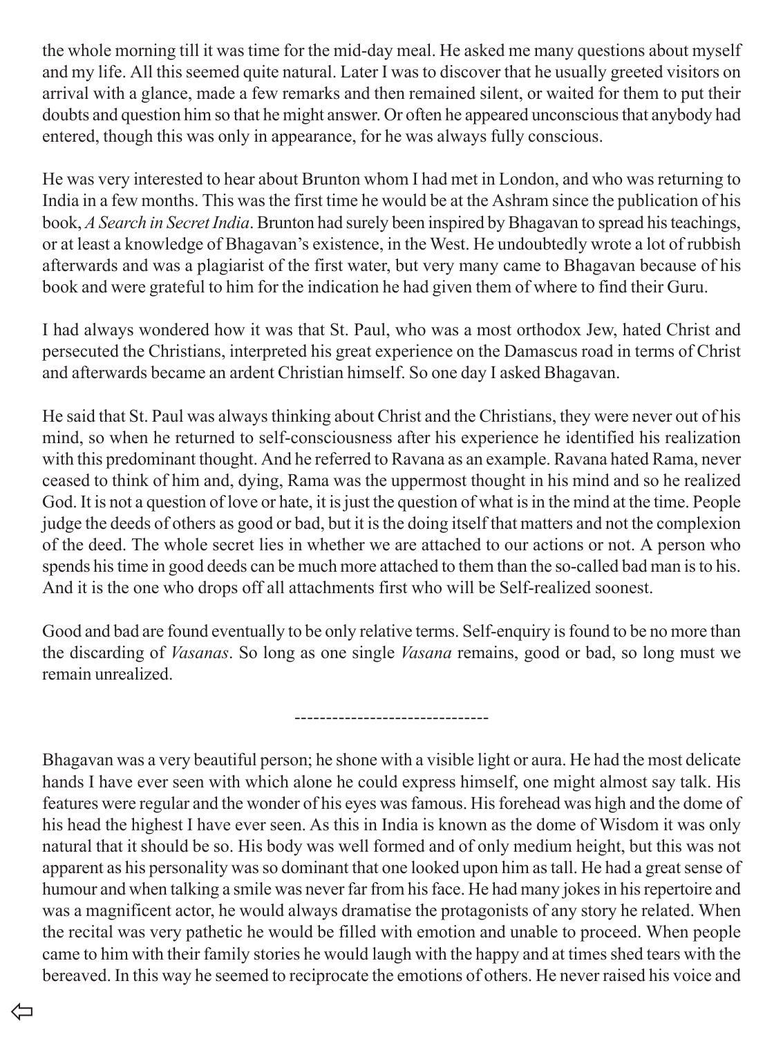the whole morning till it was time for the mid-day meal. He asked me many questions about myself and my life. All this seemed quite natural. Later I was to discover that he usually greeted visitors on arrival with a glance, made a few remarks and then remained silent, or waited for them to put their doubts and question him so that he might answer. Or often he appeared unconscious that anybody had entered, though this was only in appearance, for he was always fully conscious.

He was very interested to hear about Brunton whom I had met in London, and who was returning to India in a few months. This was the first time he would be at the Ashram since the publication of his book, *A Search in Secret India*. Brunton had surely been inspired by Bhagavan to spread his teachings, or at least a knowledge of Bhagavan's existence, in the West. He undoubtedly wrote a lot of rubbish afterwards and was a plagiarist of the first water, but very many came to Bhagavan because of his book and were grateful to him for the indication he had given them of where to find their Guru.

I had always wondered how it was that St. Paul, who was a most orthodox Jew, hated Christ and persecuted the Christians, interpreted his great experience on the Damascus road in terms of Christ and afterwards became an ardent Christian himself. So one day I asked Bhagavan.

He said that St. Paul was always thinking about Christ and the Christians, they were never out of his mind, so when he returned to self-consciousness after his experience he identified his realization with this predominant thought. And he referred to Ravana as an example. Ravana hated Rama, never ceased to think of him and, dying, Rama was the uppermost thought in his mind and so he realized God. It is not a question of love or hate, it is just the question of what is in the mind at the time. People judge the deeds of others as good or bad, but it is the doing itself that matters and not the complexion of the deed. The whole secret lies in whether we are attached to our actions or not. A person who spends his time in good deeds can be much more attached to them than the so-called bad man is to his. And it is the one who drops off all attachments first who will be Self-realized soonest.

Good and bad are found eventually to be only relative terms. Self-enquiry is found to be no more than the discarding of *Vasanas*. So long as one single *Vasana* remains, good or bad, so long must we remain unrealized.

------------------------------

Bhagavan was a very beautiful person; he shone with a visible light or aura. He had the most delicate hands I have ever seen with which alone he could express himself, one might almost say talk. His features were regular and the wonder of his eyes was famous. His forehead was high and the dome of his head the highest I have ever seen. As this in India is known as the dome of Wisdom it was only natural that it should be so. His body was well formed and of only medium height, but this was not apparent as his personality was so dominant that one looked upon him as tall. He had a great sense of humour and when talking a smile was never far from his face. He had many jokes in his repertoire and was a magnificent actor, he would always dramatise the protagonists of any story he related. When the recital was very pathetic he would be filled with emotion and unable to proceed. When people came to him with their family stories he would laugh with the happy and at times shed tears with the bereaved. In this way he seemed to reciprocate the emotions of others. He never raised his voice and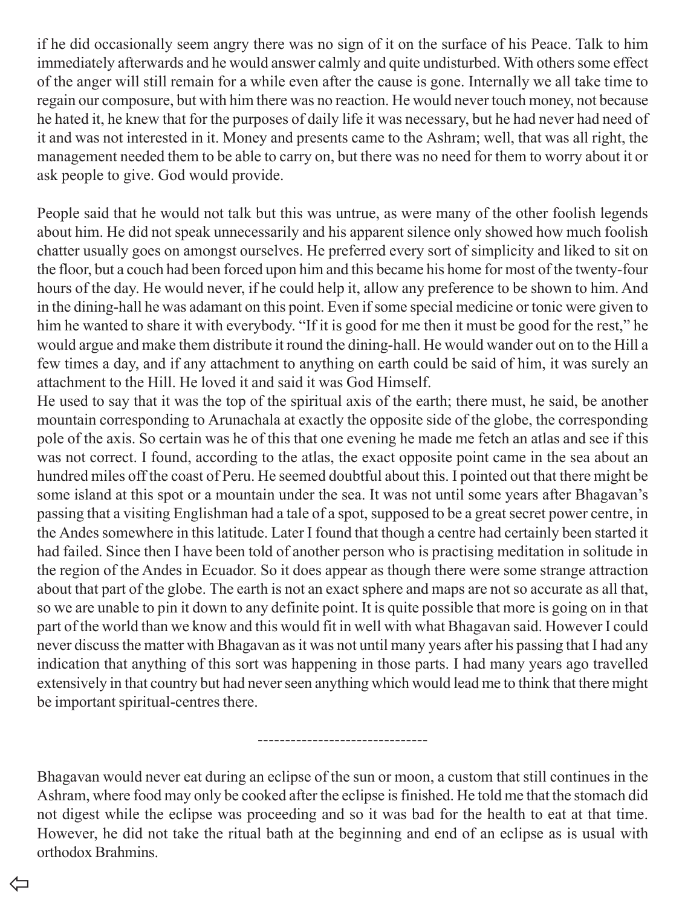if he did occasionally seem angry there was no sign of it on the surface of his Peace. Talk to him immediately afterwards and he would answer calmly and quite undisturbed. With others some effect of the anger will still remain for a while even after the cause is gone. Internally we all take time to regain our composure, but with him there was no reaction. He would never touch money, not because he hated it, he knew that for the purposes of daily life it was necessary, but he had never had need of it and was not interested in it. Money and presents came to the Ashram; well, that was all right, the management needed them to be able to carry on, but there was no need for them to worry about it or ask people to give. God would provide.

People said that he would not talk but this was untrue, as were many of the other foolish legends about him. He did not speak unnecessarily and his apparent silence only showed how much foolish chatter usually goes on amongst ourselves. He preferred every sort of simplicity and liked to sit on the floor, but a couch had been forced upon him and this became his home for most of the twenty-four hours of the day. He would never, if he could help it, allow any preference to be shown to him. And in the dining-hall he was adamant on this point. Even if some special medicine or tonic were given to him he wanted to share it with everybody. "If it is good for me then it must be good for the rest," he would argue and make them distribute it round the dining-hall. He would wander out on to the Hill a few times a day, and if any attachment to anything on earth could be said of him, it was surely an attachment to the Hill. He loved it and said it was God Himself.

He used to say that it was the top of the spiritual axis of the earth; there must, he said, be another mountain corresponding to Arunachala at exactly the opposite side of the globe, the corresponding pole of the axis. So certain was he of this that one evening he made me fetch an atlas and see if this was not correct. I found, according to the atlas, the exact opposite point came in the sea about an hundred miles off the coast of Peru. He seemed doubtful about this. I pointed out that there might be some island at this spot or a mountain under the sea. It was not until some years after Bhagavan's passing that a visiting Englishman had a tale of a spot, supposed to be a great secret power centre, in the Andes somewhere in this latitude. Later I found that though a centre had certainly been started it had failed. Since then I have been told of another person who is practising meditation in solitude in the region of the Andes in Ecuador. So it does appear as though there were some strange attraction about that part of the globe. The earth is not an exact sphere and maps are not so accurate as all that, so we are unable to pin it down to any definite point. It is quite possible that more is going on in that part of the world than we know and this would fit in well with what Bhagavan said. However I could never discuss the matter with Bhagavan as it was not until many years after his passing that I had any indication that anything of this sort was happening in those parts. I had many years ago travelled extensively in that country but had never seen anything which would lead me to think that there might be important spiritual-centres there.

-------------------------------

Bhagavan would never eat during an eclipse of the sun or moon, a custom that still continues in the Ashram, where food may only be cooked after the eclipse is finished. He told me that the stomach did not digest while the eclipse was proceeding and so it was bad for the health to eat at that time. However, he did not take the ritual bath at the beginning and end of an eclipse as is usual with orthodox Brahmins.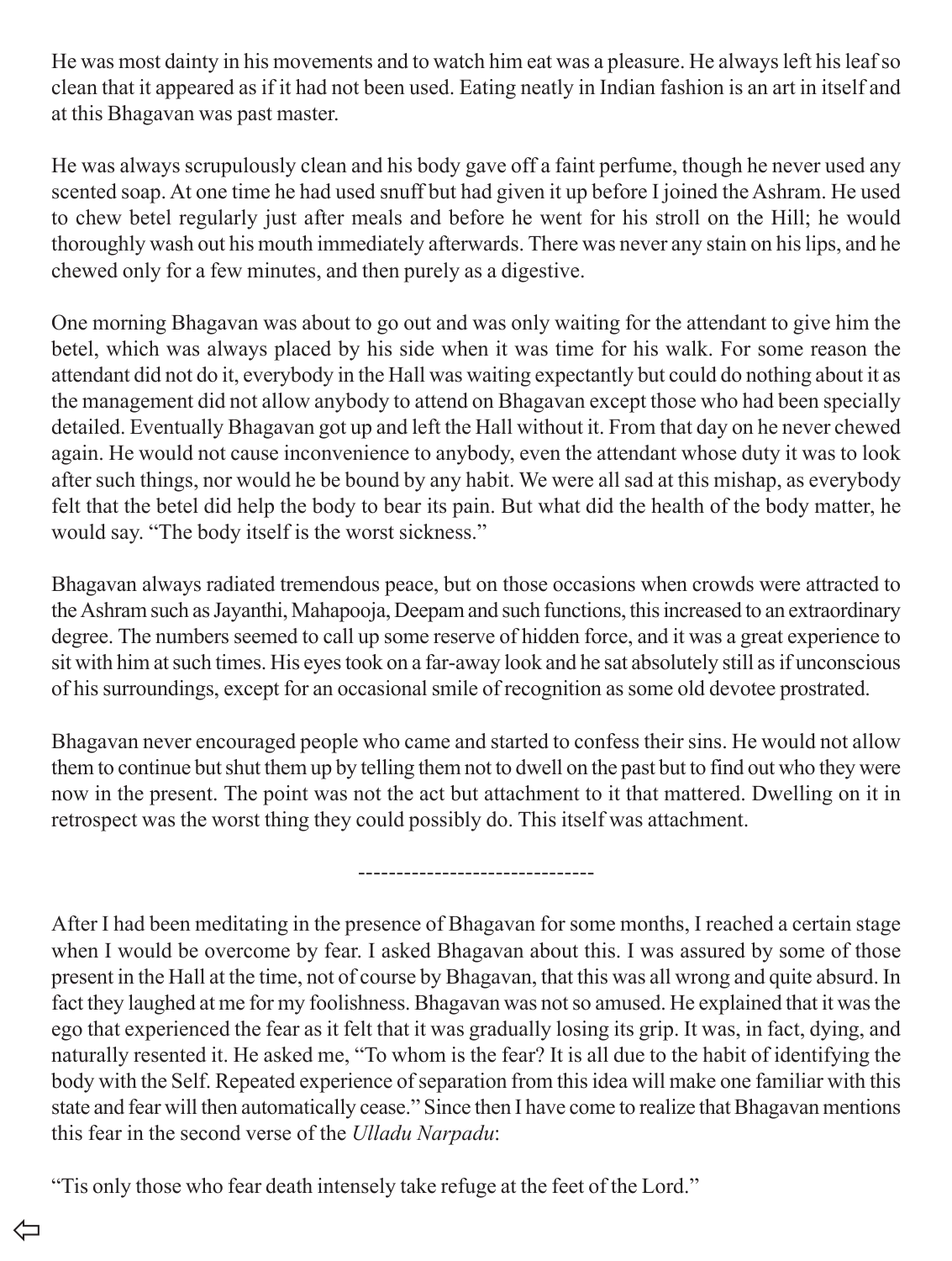He was most dainty in his movements and to watch him eat was a pleasure. He always left his leaf so clean that it appeared as if it had not been used. Eating neatly in Indian fashion is an art in itself and at this Bhagavan was past master.

He was always scrupulously clean and his body gave off a faint perfume, though he never used any scented soap. At one time he had used snuff but had given it up before I joined the Ashram. He used to chew betel regularly just after meals and before he went for his stroll on the Hill; he would thoroughly wash out his mouth immediately afterwards. There was never any stain on his lips, and he chewed only for a few minutes, and then purely as a digestive.

One morning Bhagavan was about to go out and was only waiting for the attendant to give him the betel, which was always placed by his side when it was time for his walk. For some reason the attendant did not do it, everybody in the Hall was waiting expectantly but could do nothing about it as the management did not allow anybody to attend on Bhagavan except those who had been specially detailed. Eventually Bhagavan got up and left the Hall without it. From that day on he never chewed again. He would not cause inconvenience to anybody, even the attendant whose duty it was to look after such things, nor would he be bound by any habit. We were all sad at this mishap, as everybody felt that the betel did help the body to bear its pain. But what did the health of the body matter, he would say. "The body itself is the worst sickness."

Bhagavan always radiated tremendous peace, but on those occasions when crowds were attracted to the Ashram such as Jayanthi, Mahapooja, Deepam and such functions, this increased to an extraordinary degree. The numbers seemed to call up some reserve of hidden force, and it was a great experience to sit with him at such times. His eyes took on a far-away look and he sat absolutely still as if unconscious of his surroundings, except for an occasional smile of recognition as some old devotee prostrated.

Bhagavan never encouraged people who came and started to confess their sins. He would not allow them to continue but shut them up by telling them not to dwell on the past but to find out who they were now in the present. The point was not the act but attachment to it that mattered. Dwelling on it in retrospect was the worst thing they could possibly do. This itself was attachment.

-------------------------------

After I had been meditating in the presence of Bhagavan for some months, I reached a certain stage when I would be overcome by fear. I asked Bhagavan about this. I was assured by some of those present in the Hall at the time, not of course by Bhagavan, that this was all wrong and quite absurd. In fact they laughed at me for my foolishness. Bhagavan was not so amused. He explained that it was the ego that experienced the fear as it felt that it was gradually losing its grip. It was, in fact, dying, and naturally resented it. He asked me, "To whom is the fear? It is all due to the habit of identifying the body with the Self. Repeated experience of separation from this idea will make one familiar with this state and fear will then automatically cease." Since then I have come to realize that Bhagavan mentions this fear in the second verse of the *Ulladu Narpadu*:

"Tis only those who fear death intensely take refuge at the feet of the Lord."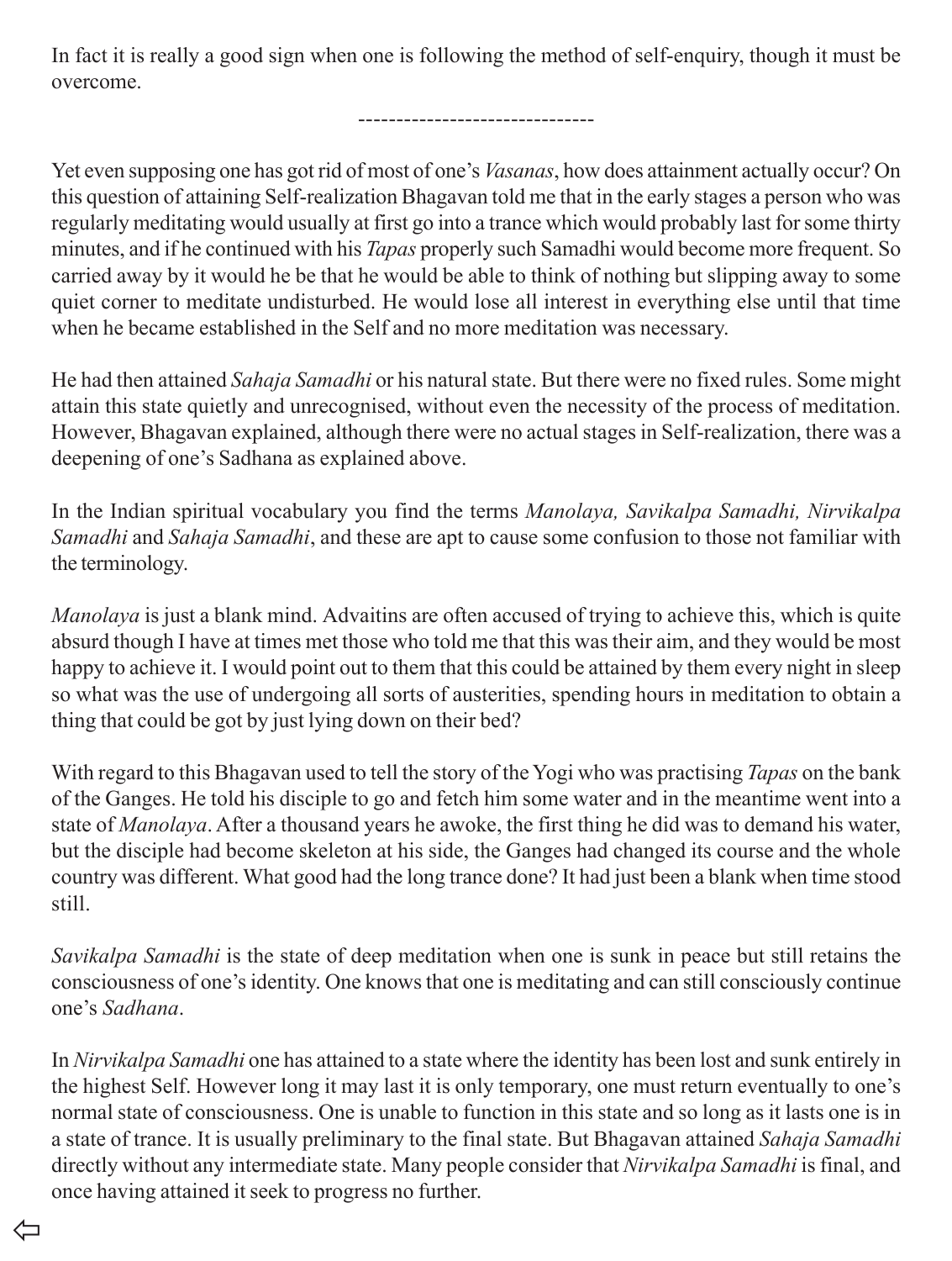In fact it is really a good sign when one is following the method of self-enquiry, though it must be overcome.

-------------------------------

Yet even supposing one has got rid of most of one's *Vasanas*, how does attainment actually occur? On this question of attaining Self-realization Bhagavan told me that in the early stages a person who was regularly meditating would usually at first go into a trance which would probably last for some thirty minutes, and if he continued with his *Tapas* properly such Samadhi would become more frequent. So carried away by it would he be that he would be able to think of nothing but slipping away to some quiet corner to meditate undisturbed. He would lose all interest in everything else until that time when he became established in the Self and no more meditation was necessary.

He had then attained *Sahaja Samadhi* or his natural state. But there were no fixed rules. Some might attain this state quietly and unrecognised, without even the necessity of the process of meditation. However, Bhagavan explained, although there were no actual stages in Self-realization, there was a deepening of one's Sadhana as explained above.

In the Indian spiritual vocabulary you find the terms *Manolaya, Savikalpa Samadhi, Nirvikalpa Samadhi* and *Sahaja Samadhi*, and these are apt to cause some confusion to those not familiar with the terminology.

*Manolaya* is just a blank mind. Advaitins are often accused of trying to achieve this, which is quite absurd though I have at times met those who told me that this was their aim, and they would be most happy to achieve it. I would point out to them that this could be attained by them every night in sleep so what was the use of undergoing all sorts of austerities, spending hours in meditation to obtain a thing that could be got by just lying down on their bed?

With regard to this Bhagavan used to tell the story of the Yogi who was practising *Tapas* on the bank of the Ganges. He told his disciple to go and fetch him some water and in the meantime went into a state of *Manolaya*. After a thousand years he awoke, the first thing he did was to demand his water, but the disciple had become skeleton at his side, the Ganges had changed its course and the whole country was different. What good had the long trance done? It had just been a blank when time stood still.

*Savikalpa Samadhi* is the state of deep meditation when one is sunk in peace but still retains the consciousness of one's identity. One knows that one is meditating and can still consciously continue one's *Sadhana*.

In *Nirvikalpa Samadhi* one has attained to a state where the identity has been lost and sunk entirely in the highest Self. However long it may last it is only temporary, one must return eventually to one's normal state of consciousness. One is unable to function in this state and so long as it lasts one is in a state of trance. It is usually preliminary to the final state. But Bhagavan attained *Sahaja Samadhi* directly without any intermediate state. Many people consider that *Nirvikalpa Samadhi* is final, and once having attained it seek to progress no further.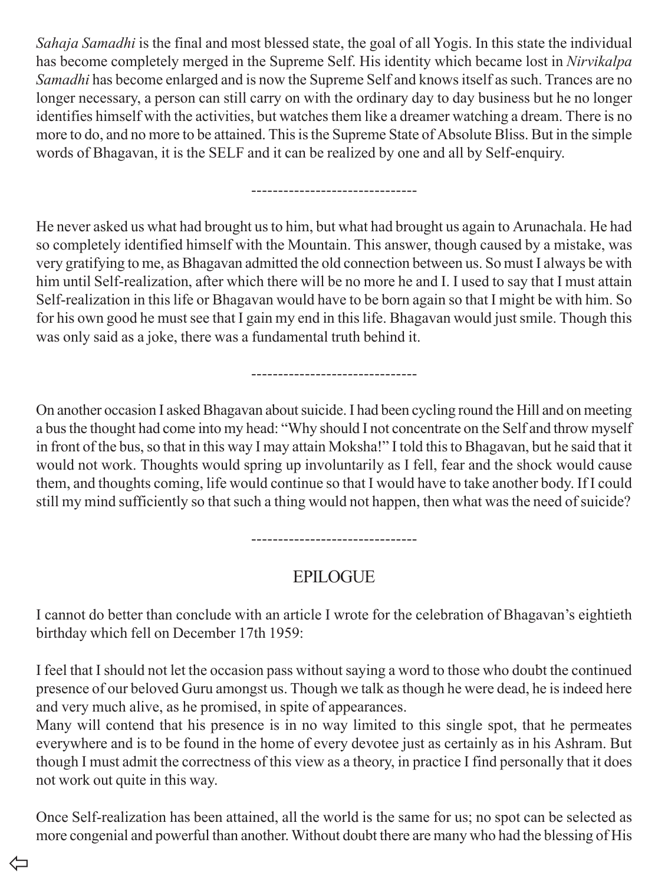*Sahaja Samadhi* is the final and most blessed state, the goal of all Yogis. In this state the individual has become completely merged in the Supreme Self. His identity which became lost in *Nirvikalpa Samadhi* has become enlarged and is now the Supreme Self and knows itself as such. Trances are no longer necessary, a person can still carry on with the ordinary day to day business but he no longer identifies himself with the activities, but watches them like a dreamer watching a dream. There is no more to do, and no more to be attained. This is the Supreme State of Absolute Bliss. But in the simple words of Bhagavan, it is the SELF and it can be realized by one and all by Self-enquiry.

-------------------------------

He never asked us what had brought us to him, but what had brought us again to Arunachala. He had so completely identified himself with the Mountain. This answer, though caused by a mistake, was very gratifying to me, as Bhagavan admitted the old connection between us. So must I always be with him until Self-realization, after which there will be no more he and I. I used to say that I must attain Self-realization in this life or Bhagavan would have to be born again so that I might be with him. So for his own good he must see that I gain my end in this life. Bhagavan would just smile. Though this was only said as a joke, there was a fundamental truth behind it.

-------------------------------

On another occasion I asked Bhagavan about suicide. I had been cycling round the Hill and on meeting a bus the thought had come into my head: "Why should I not concentrate on the Self and throw myself in front of the bus, so that in this way I may attain Moksha!" I told this to Bhagavan, but he said that it would not work. Thoughts would spring up involuntarily as I fell, fear and the shock would cause them, and thoughts coming, life would continue so that I would have to take another body. If I could still my mind sufficiently so that such a thing would not happen, then what was the need of suicide?

-------------------------------

## EPILOGUE

I cannot do better than conclude with an article I wrote for the celebration of Bhagavan's eightieth birthday which fell on December 17th 1959:

I feel that I should not let the occasion pass without saying a word to those who doubt the continued presence of our beloved Guru amongst us. Though we talk as though he were dead, he is indeed here and very much alive, as he promised, in spite of appearances.

Many will contend that his presence is in no way limited to this single spot, that he permeates everywhere and is to be found in the home of every devotee just as certainly as in his Ashram. But though I must admit the correctness of this view as a theory, in practice I find personally that it does not work out quite in this way.

Once Self-realization has been attained, all the world is the same for us; no spot can be selected as more congenial and powerful than another. Without doubt there are many who had the blessing of His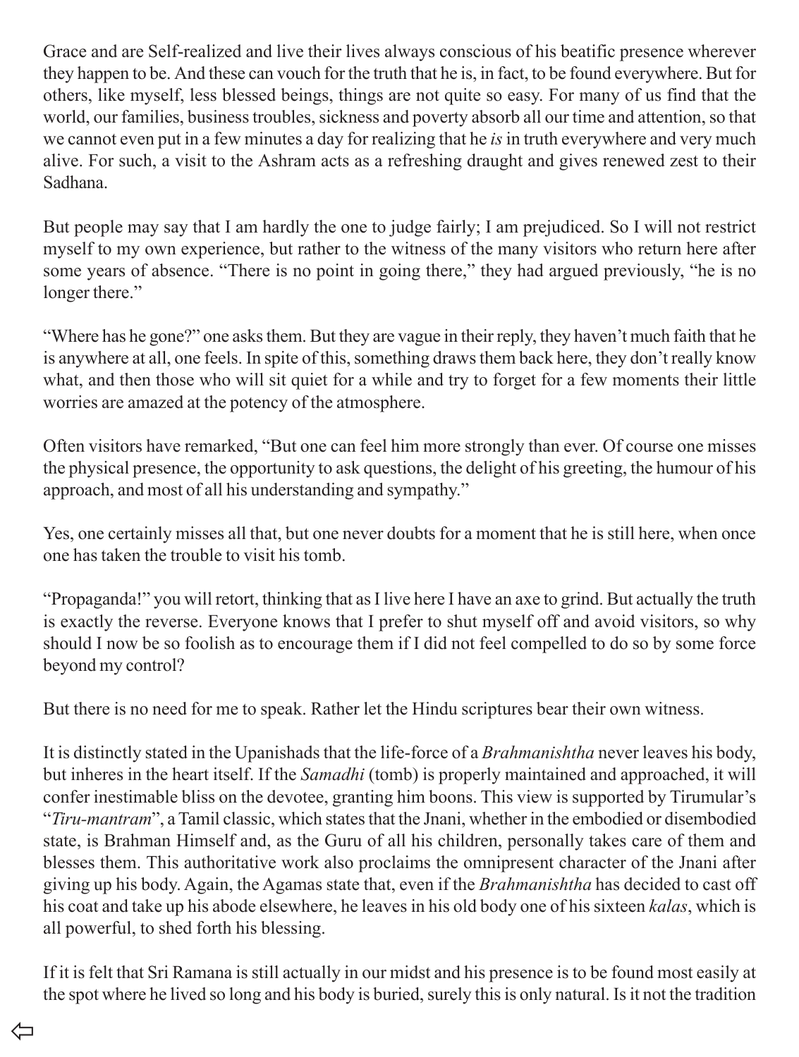Grace and are Self-realized and live their lives always conscious of his beatific presence wherever they happen to be. And these can vouch for the truth that he is, in fact, to be found everywhere. But for others, like myself, less blessed beings, things are not quite so easy. For many of us find that the world, our families, business troubles, sickness and poverty absorb all our time and attention, so that we cannot even put in a few minutes a day for realizing that he *is* in truth everywhere and very much alive. For such, a visit to the Ashram acts as a refreshing draught and gives renewed zest to their Sadhana.

But people may say that I am hardly the one to judge fairly; I am prejudiced. So I will not restrict myself to my own experience, but rather to the witness of the many visitors who return here after some years of absence. "There is no point in going there," they had argued previously, "he is no longer there."

"Where has he gone?" one asks them. But they are vague in their reply, they haven't much faith that he is anywhere at all, one feels. In spite of this, something draws them back here, they don't really know what, and then those who will sit quiet for a while and try to forget for a few moments their little worries are amazed at the potency of the atmosphere.

Often visitors have remarked, "But one can feel him more strongly than ever. Of course one misses the physical presence, the opportunity to ask questions, the delight of his greeting, the humour of his approach, and most of all his understanding and sympathy."

Yes, one certainly misses all that, but one never doubts for a moment that he is still here, when once one has taken the trouble to visit his tomb.

"Propaganda!" you will retort, thinking that as I live here I have an axe to grind. But actually the truth is exactly the reverse. Everyone knows that I prefer to shut myself off and avoid visitors, so why should I now be so foolish as to encourage them if I did not feel compelled to do so by some force beyond my control?

But there is no need for me to speak. Rather let the Hindu scriptures bear their own witness.

It is distinctly stated in the Upanishads that the life-force of a *Brahmanishtha* never leaves his body, but inheres in the heart itself. If the *Samadhi* (tomb) is properly maintained and approached, it will confer inestimable bliss on the devotee, granting him boons. This view is supported by Tirumular's "*Tiru-mantram*", a Tamil classic, which states that the Jnani, whether in the embodied or disembodied state, is Brahman Himself and, as the Guru of all his children, personally takes care of them and blesses them. This authoritative work also proclaims the omnipresent character of the Jnani after giving up his body. Again, the Agamas state that, even if the *Brahmanishtha* has decided to cast off his coat and take up his abode elsewhere, he leaves in his old body one of his sixteen *kalas*, which is all powerful, to shed forth his blessing.

If it is felt that Sri Ramana is still actually in our midst and his presence is to be found most easily at the spot where he lived so long and his body is buried, surely this is only natural. Is it not the tradition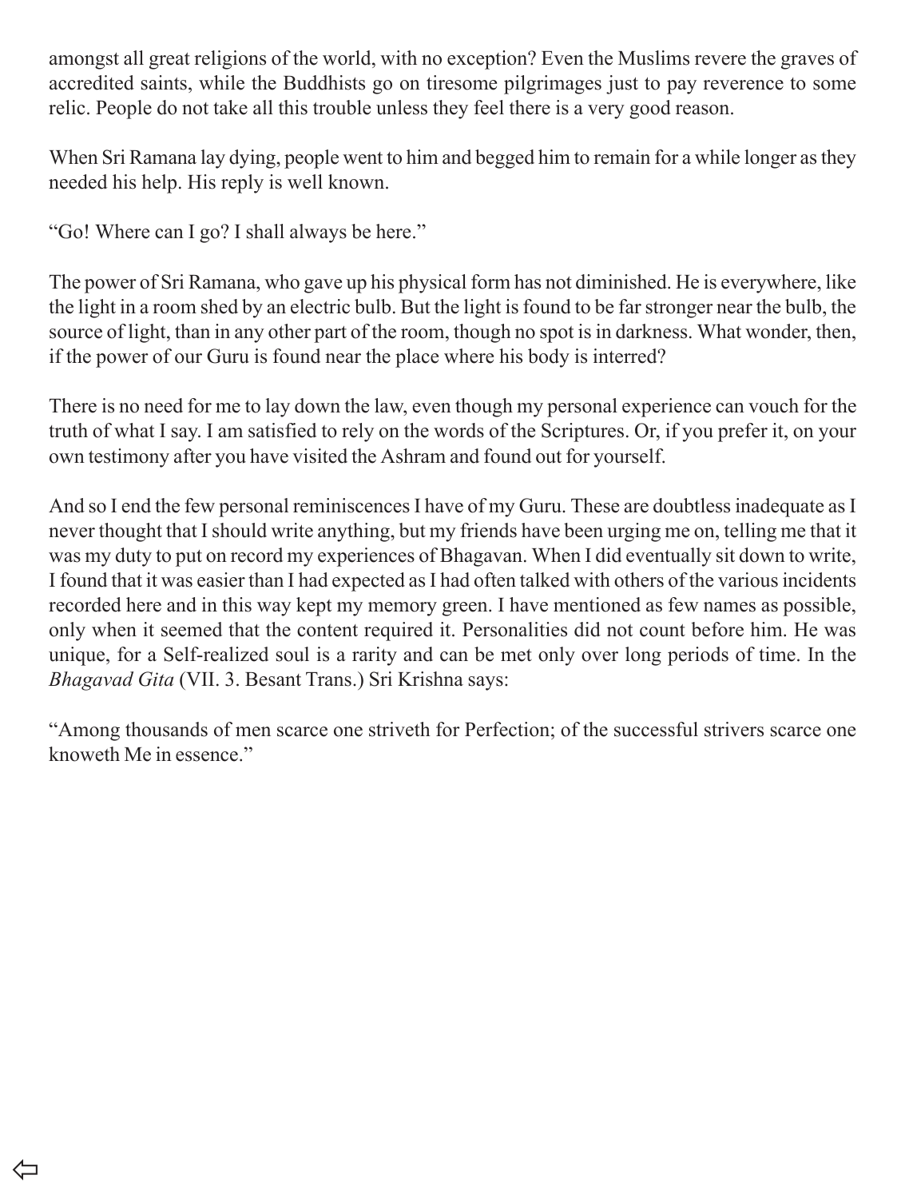amongst all great religions of the world, with no exception? Even the Muslims revere the graves of accredited saints, while the Buddhists go on tiresome pilgrimages just to pay reverence to some relic. People do not take all this trouble unless they feel there is a very good reason.

When Sri Ramana lay dying, people went to him and begged him to remain for a while longer as they needed his help. His reply is well known.

"Go! Where can I go? I shall always be here."

The power of Sri Ramana, who gave up his physical form has not diminished. He is everywhere, like the light in a room shed by an electric bulb. But the light is found to be far stronger near the bulb, the source of light, than in any other part of the room, though no spot is in darkness. What wonder, then, if the power of our Guru is found near the place where his body is interred?

There is no need for me to lay down the law, even though my personal experience can vouch for the truth of what I say. I am satisfied to rely on the words of the Scriptures. Or, if you prefer it, on your own testimony after you have visited the Ashram and found out for yourself.

And so I end the few personal reminiscences I have of my Guru. These are doubtless inadequate as I never thought that I should write anything, but my friends have been urging me on, telling me that it was my duty to put on record my experiences of Bhagavan. When I did eventually sit down to write, I found that it was easier than I had expected as I had often talked with others of the various incidents recorded here and in this way kept my memory green. I have mentioned as few names as possible, only when it seemed that the content required it. Personalities did not count before him. He was unique, for a Self-realized soul is a rarity and can be met only over long periods of time. In the *Bhagavad Gita* (VII. 3. Besant Trans.) Sri Krishna says:

"Among thousands of men scarce one striveth for Perfection; of the successful strivers scarce one knoweth Me in essence."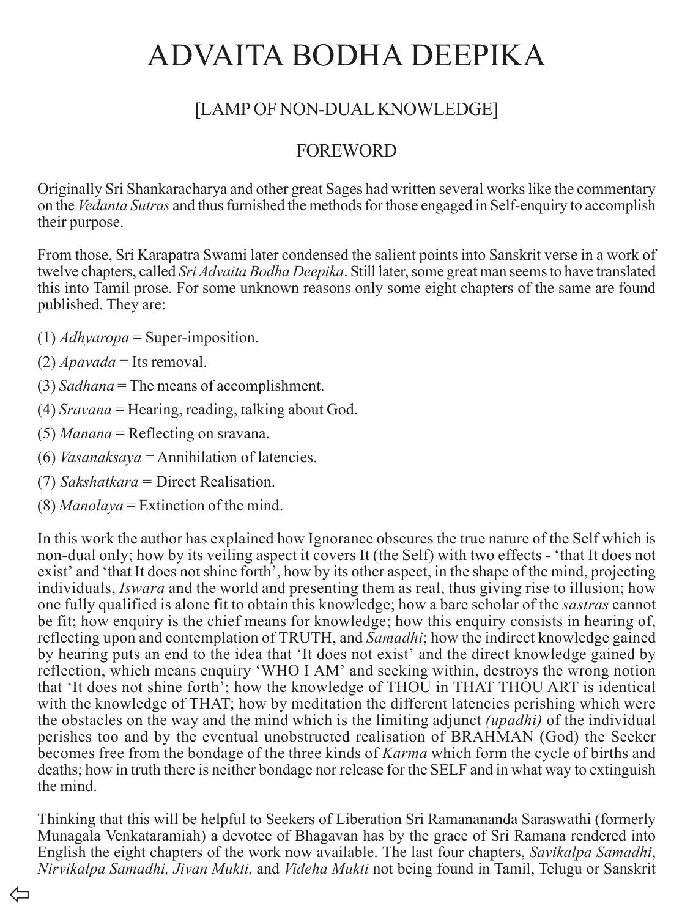# ADVAITA BODHA DEEPIKA

## [LAMP OF NON-DUAL KNOWLEDGE]

### FOREWORD

Originally Sri Shankaracharya and other great Sages had written several works like the commentary on the *Vedanta Sutras* and thus furnished the methods for those engaged in Self-enquiry to accomplish their purpose.

From those, Sri Karapatra Swami later condensed the salient points into Sanskrit verse in a work of twelve chapters, called *Sri Advaita Bodha Deepika*. Still later, some great man seems to have translated this into Tamil prose. For some unknown reasons only some eight chapters of the same are found published. They are:

(1) *Adhyaropa* = Super-imposition.

(2) *Apavada* = Its removal.

(3) *Sadhana* = The means of accomplishment.

(4) *Sravana* = Hearing, reading, talking about God.

(5) *Manana* = Reflecting on sravana.

(6) *Vasanaksaya* = Annihilation of latencies.

(7) *Sakshatkara* = Direct Realisation.

(8) *Manolaya* = Extinction of the mind.

In this work the author has explained how Ignorance obscures the true nature of the Self which is non-dual only; how by its veiling aspect it covers It (the Self) with two effects - 'that It does not exist' and 'that It does not shine forth', how by its other aspect, in the shape of the mind, projecting individuals, *Iswara* and the world and presenting them as real, thus giving rise to illusion; how one fully qualified is alone fit to obtain this knowledge; how a bare scholar of the *sastras* cannot be fit; how enquiry is the chief means for knowledge; how this enquiry consists in hearing of, reflecting upon and contemplation of TRUTH, and *Samadhi*; how the indirect knowledge gained by hearing puts an end to the idea that 'It does not exist' and the direct knowledge gained by reflection, which means enquiry 'WHO I AM' and seeking within, destroys the wrong notion that 'It does not shine forth'; how the knowledge of THOU in THAT THOU ART is identical with the knowledge of THAT; how by meditation the different latencies perishing which were the obstacles on the way and the mind which is the limiting adjunct *(upadhi)* of the individual perishes too and by the eventual unobstructed realisation of BRAHMAN (God) the Seeker becomes free from the bondage of the three kinds of *Karma* which form the cycle of births and deaths; how in truth there is neither bondage nor release for the SELF and in what way to extinguish the mind.

Thinking that this will be helpful to Seekers of Liberation Sri Ramanananda Saraswathi (formerly Munagala Venkataramiah) a devotee of Bhagavan has by the grace of Sri Ramana rendered into English the eight chapters of the work now available. The last four chapters, *Savikalpa Samadhi*, *Nirvikalpa Samadhi, Jivan Mukti,* and *Videha Mukti* not being found in Tamil, Telugu or Sanskrit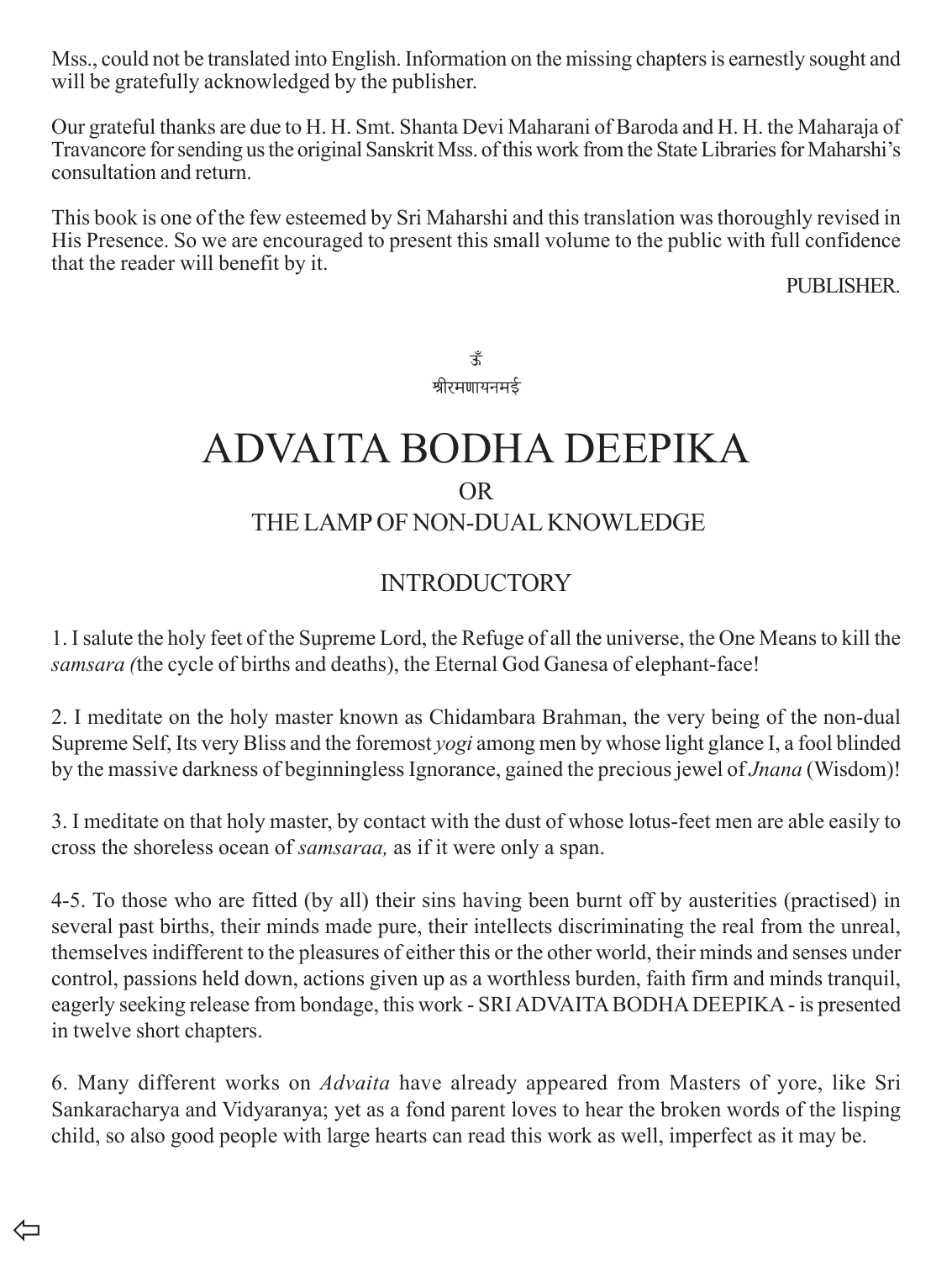Mss., could not be translated into English. Information on the missing chapters is earnestly sought and will be gratefully acknowledged by the publisher.

Our grateful thanks are due to H. H. Smt. Shanta Devi Maharani of Baroda and H. H. the Maharaja of Travancore for sending us the original Sanskrit Mss. of this work from the State Libraries for Maharshi's consultation and return.

This book is one of the few esteemed by Sri Maharshi and this translation was thoroughly revised in His Presence. So we are encouraged to present this small volume to the public with full confidence that the reader will benefit by it.

PUBLISHER.

ॐ

श्रीरमणायनमई

# ADVAITA BODHA DEEPIKA

OR

THE LAMP OF NON-DUAL KNOWLEDGE

## INTRODUCTORY

1. I salute the holy feet of the Supreme Lord, the Refuge of all the universe, the One Means to kill the *samsara (*the cycle of births and deaths), the Eternal God Ganesa of elephant-face!

2. I meditate on the holy master known as Chidambara Brahman, the very being of the non-dual Supreme Self, Its very Bliss and the foremost *yogi* among men by whose light glance I, a fool blinded by the massive darkness of beginningless Ignorance, gained the precious jewel of *Jnana* (Wisdom)!

3. I meditate on that holy master, by contact with the dust of whose lotus-feet men are able easily to cross the shoreless ocean of *samsaraa,* as if it were only a span.

4-5. To those who are fitted (by all) their sins having been burnt off by austerities (practised) in several past births, their minds made pure, their intellects discriminating the real from the unreal, themselves indifferent to the pleasures of either this or the other world, their minds and senses under control, passions held down, actions given up as a worthless burden, faith firm and minds tranquil, eagerly seeking release from bondage, this work - SRI ADVAITA BODHA DEEPIKA - is presented in twelve short chapters.

6. Many different works on *Advaita* have already appeared from Masters of yore, like Sri Sankaracharya and Vidyaranya; yet as a fond parent loves to hear the broken words of the lisping child, so also good people with large hearts can read this work as well, imperfect as it may be.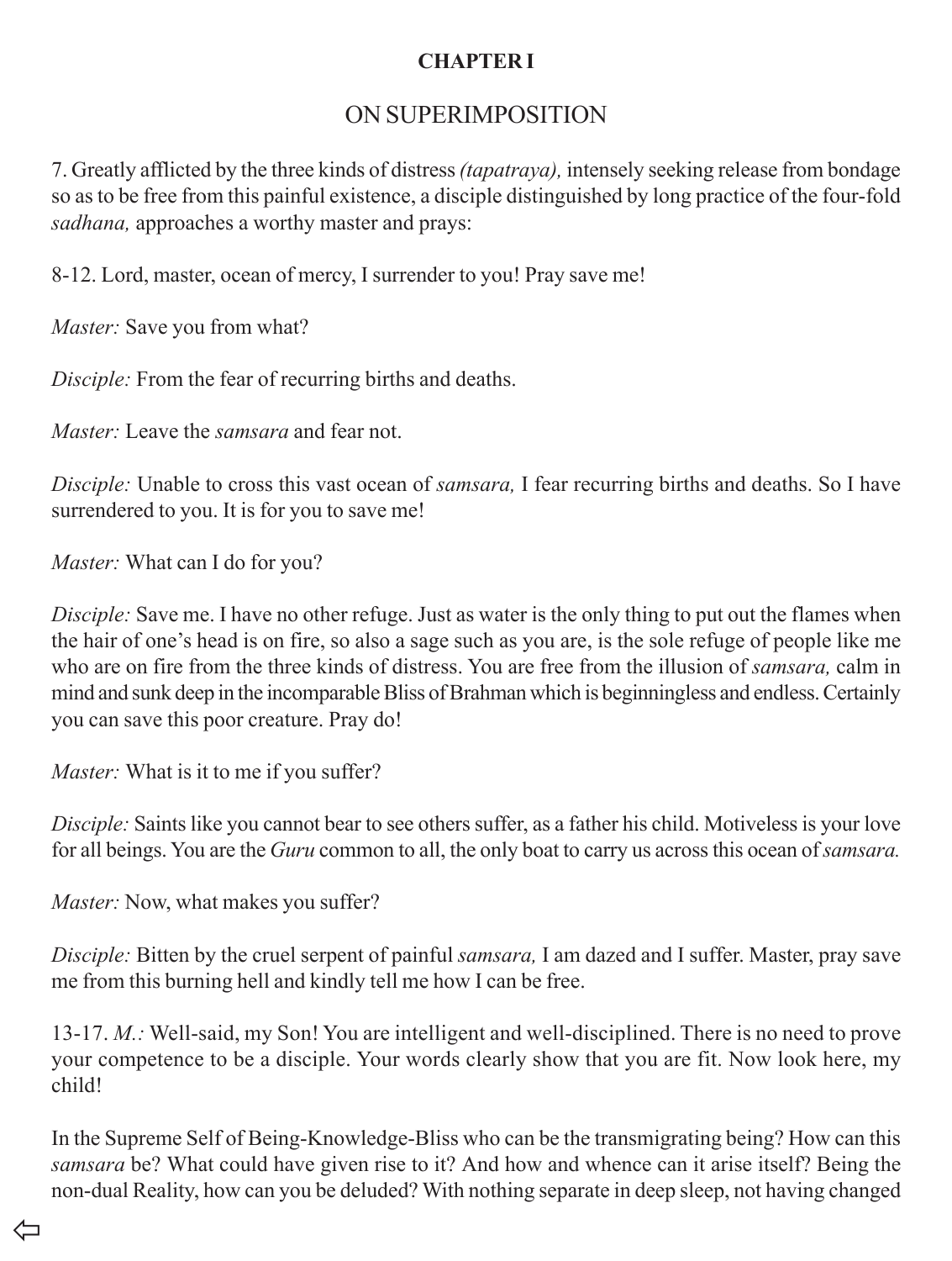## CHAPTER I

## ON SUPERIMPOSITION

7. Greatly afflicted by the three kinds of distress *(tapatraya),* intensely seeking release from bondage so as to be free from this painful existence, a disciple distinguished by long practice of the four-fold *sadhana,* approaches a worthy master and prays:

8-12. Lord, master, ocean of mercy, I surrender to you! Pray save me!

*Master:* Save you from what?

*Disciple:* From the fear of recurring births and deaths.

*Master:* Leave the *samsara* and fear not.

*Disciple:* Unable to cross this vast ocean of *samsara,* I fear recurring births and deaths. So I have surrendered to you. It is for you to save me!

*Master:* What can I do for you?

*Disciple:* Save me. I have no other refuge. Just as water is the only thing to put out the flames when the hair of one's head is on fire, so also a sage such as you are, is the sole refuge of people like me who are on fire from the three kinds of distress. You are free from the illusion of *samsara,* calm in mind and sunk deep in the incomparable Bliss of Brahman which is beginningless and endless. Certainly you can save this poor creature. Pray do!

*Master:* What is it to me if you suffer?

*Disciple:* Saints like you cannot bear to see others suffer, as a father his child. Motiveless is your love for all beings. You are the *Guru* common to all, the only boat to carry us across this ocean of *samsara.*

*Master:* Now, what makes you suffer?

*Disciple:* Bitten by the cruel serpent of painful *samsara,* I am dazed and I suffer. Master, pray save me from this burning hell and kindly tell me how I can be free.

13-17. *M.:* Well-said, my Son! You are intelligent and well-disciplined. There is no need to prove your competence to be a disciple. Your words clearly show that you are fit. Now look here, my child!

In the Supreme Self of Being-Knowledge-Bliss who can be the transmigrating being? How can this *samsara* be? What could have given rise to it? And how and whence can it arise itself? Being the non-dual Reality, how can you be deluded? With nothing separate in deep sleep, not having changed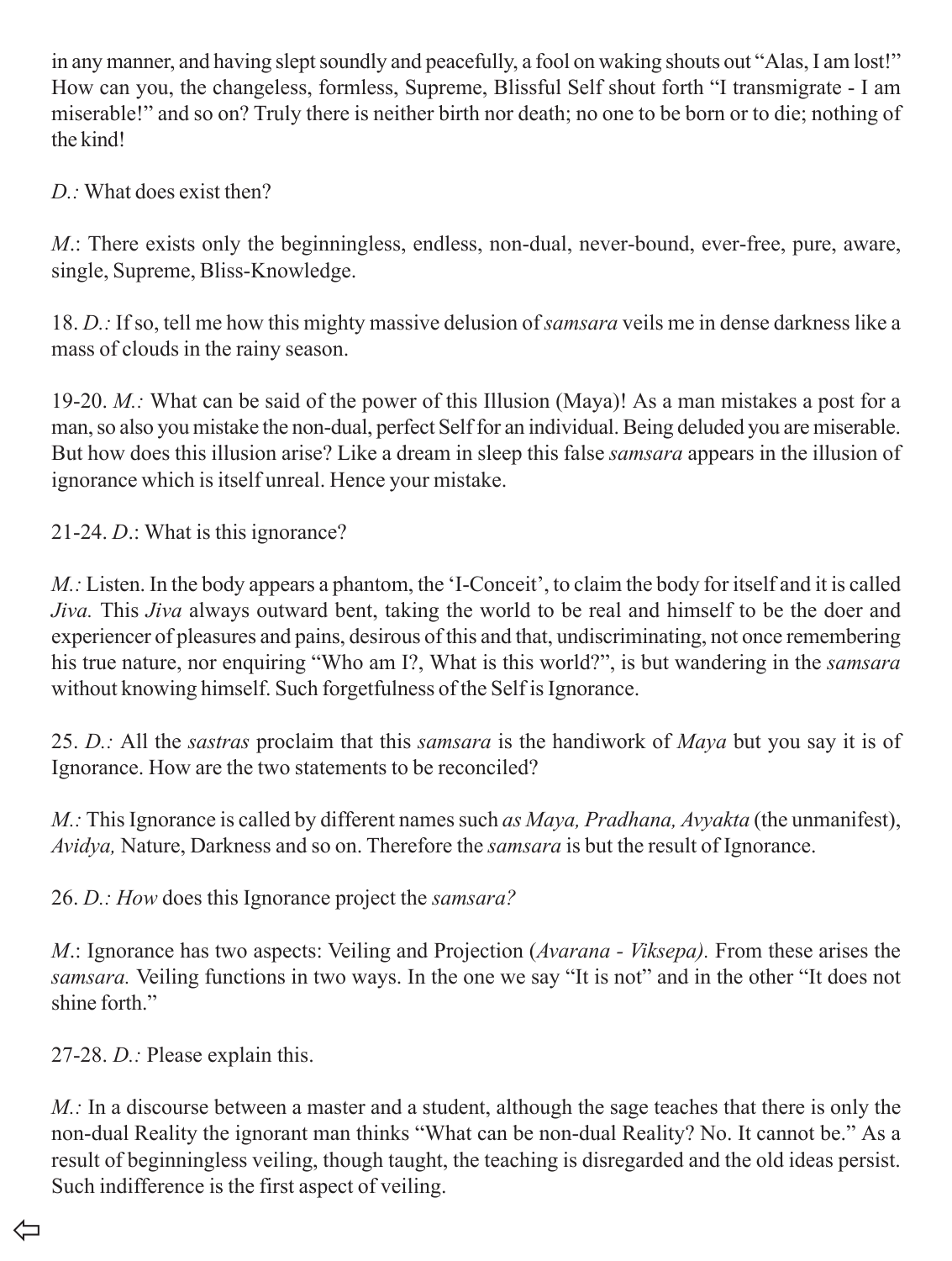in any manner, and having slept soundly and peacefully, a fool on waking shouts out "Alas, I am lost!" How can you, the changeless, formless, Supreme, Blissful Self shout forth "I transmigrate - I am miserable!" and so on? Truly there is neither birth nor death; no one to be born or to die; nothing of the kind!

*D.:* What does exist then?

*M.*: There exists only the beginningless, endless, non-dual, never-bound, ever-free, pure, aware, single, Supreme, Bliss-Knowledge.

18. *D.:* If so, tell me how this mighty massive delusion of *samsara* veils me in dense darkness like a mass of clouds in the rainy season.

19-20. *M.:* What can be said of the power of this Illusion (Maya)! As a man mistakes a post for a man, so also you mistake the non-dual, perfect Self for an individual. Being deluded you are miserable. But how does this illusion arise? Like a dream in sleep this false *samsara* appears in the illusion of ignorance which is itself unreal. Hence your mistake.

21-24. *D*.: What is this ignorance?

*M.:* Listen. In the body appears a phantom, the 'I-Conceit', to claim the body for itself and it is called *Jiva.* This *Jiva* always outward bent, taking the world to be real and himself to be the doer and experiencer of pleasures and pains, desirous of this and that, undiscriminating, not once remembering his true nature, nor enquiring "Who am I?, What is this world?", is but wandering in the *samsara* without knowing himself. Such forgetfulness of the Self is Ignorance.

25. *D.:* All the *sastras* proclaim that this *samsara* is the handiwork of *Maya* but you say it is of Ignorance. How are the two statements to be reconciled?

*M.:* This Ignorance is called by different names such *as Maya, Pradhana, Avyakta* (the unmanifest), *Avidya,* Nature, Darkness and so on. Therefore the *samsara* is but the result of Ignorance.

26. *D.: How* does this Ignorance project the *samsara?*

*M*.: Ignorance has two aspects: Veiling and Projection (*Avarana - Viksepa).* From these arises the *samsara.* Veiling functions in two ways. In the one we say "It is not" and in the other "It does not shine forth."

27-28. *D.:* Please explain this.

*M.:* In a discourse between a master and a student, although the sage teaches that there is only the non-dual Reality the ignorant man thinks "What can be non-dual Reality? No. It cannot be." As a result of beginningless veiling, though taught, the teaching is disregarded and the old ideas persist. Such indifference is the first aspect of veiling.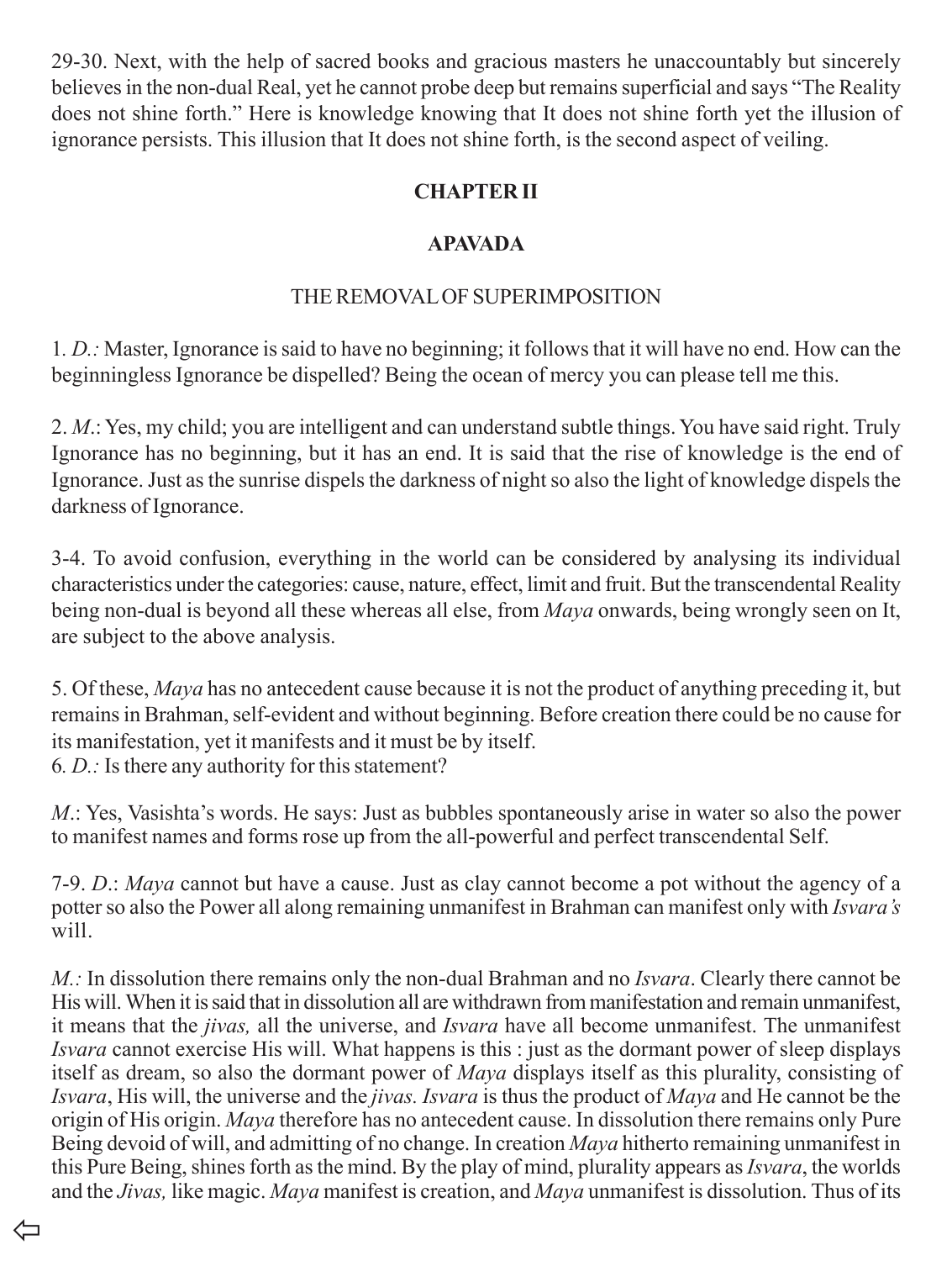29-30. Next, with the help of sacred books and gracious masters he unaccountably but sincerely believes in the non-dual Real, yet he cannot probe deep but remains superficial and says "The Reality does not shine forth." Here is knowledge knowing that It does not shine forth yet the illusion of ignorance persists. This illusion that It does not shine forth, is the second aspect of veiling.

## CHAPTER II

## APAVADA

### THE REMOVAL OF SUPERIMPOSITION

1. *D.:* Master, Ignorance is said to have no beginning; it follows that it will have no end. How can the beginningless Ignorance be dispelled? Being the ocean of mercy you can please tell me this.

2. *M.*: Yes, my child; you are intelligent and can understand subtle things. You have said right. Truly Ignorance has no beginning, but it has an end. It is said that the rise of knowledge is the end of Ignorance. Just as the sunrise dispels the darkness of night so also the light of knowledge dispels the darkness of Ignorance.

3-4. To avoid confusion, everything in the world can be considered by analysing its individual characteristics under the categories: cause, nature, effect, limit and fruit. But the transcendental Reality being non-dual is beyond all these whereas all else, from *Maya* onwards, being wrongly seen on It, are subject to the above analysis.

5. Of these, *Maya* has no antecedent cause because it is not the product of anything preceding it, but remains in Brahman, self-evident and without beginning. Before creation there could be no cause for its manifestation, yet it manifests and it must be by itself.

6. *D.:* Is there any authority for this statement?

*M.*: Yes, Vasishta's words. He says: Just as bubbles spontaneously arise in water so also the power to manifest names and forms rose up from the all-powerful and perfect transcendental Self.

7-9. *D.*: *Maya* cannot but have a cause. Just as clay cannot become a pot without the agency of a potter so also the Power all along remaining unmanifest in Brahman can manifest only with *Isvara's* will.

*M.:* In dissolution there remains only the non-dual Brahman and no *Isvara*. Clearly there cannot be His will. When it is said that in dissolution all are withdrawn from manifestation and remain unmanifest, it means that the *jivas,* all the universe, and *Isvara* have all become unmanifest. The unmanifest *Isvara* cannot exercise His will. What happens is this : just as the dormant power of sleep displays itself as dream, so also the dormant power of *Maya* displays itself as this plurality, consisting of *Isvara*, His will, the universe and the *jivas. Isvara* is thus the product of *Maya* and He cannot be the origin of His origin. *Maya* therefore has no antecedent cause. In dissolution there remains only Pure Being devoid of will, and admitting of no change. In creation *Maya* hitherto remaining unmanifest in this Pure Being, shines forth as the mind. By the play of mind, plurality appears as *Isvara*, the worlds and the *Jivas,* like magic. *Maya* manifest is creation, and *Maya* unmanifest is dissolution. Thus of its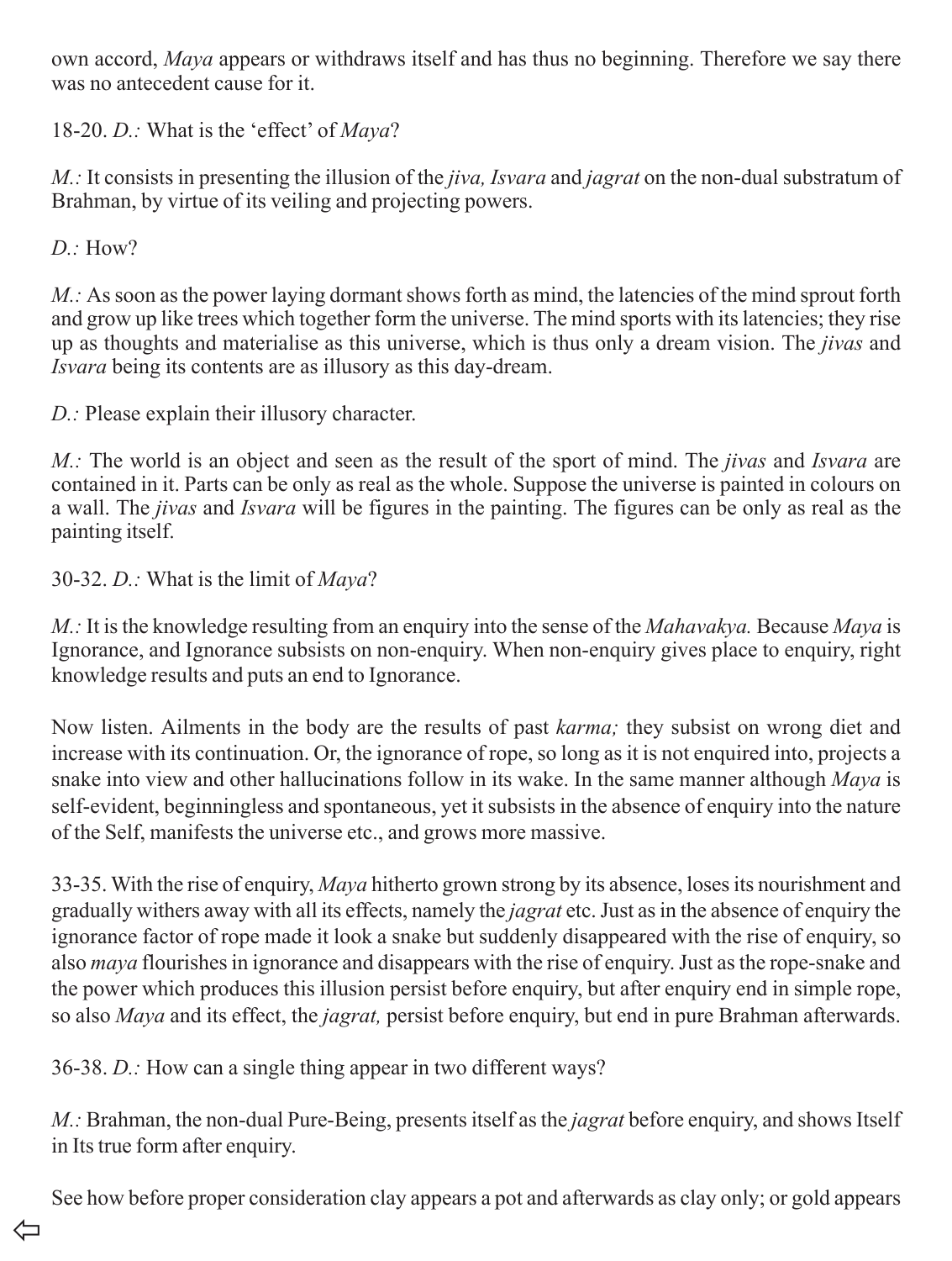own accord, *Maya* appears or withdraws itself and has thus no beginning. Therefore we say there was no antecedent cause for it.

18-20. *D.:* What is the 'effect' of *Maya*?

*M.:* It consists in presenting the illusion of the *jiva, Isvara* and *jagrat* on the non-dual substratum of Brahman, by virtue of its veiling and projecting powers.

*D.:* How?

*M.:* As soon as the power laying dormant shows forth as mind, the latencies of the mind sprout forth and grow up like trees which together form the universe. The mind sports with its latencies; they rise up as thoughts and materialise as this universe, which is thus only a dream vision. The *jivas* and *Isvara* being its contents are as illusory as this day-dream.

*D.:* Please explain their illusory character.

*M.:* The world is an object and seen as the result of the sport of mind. The *jivas* and *Isvara* are contained in it. Parts can be only as real as the whole. Suppose the universe is painted in colours on a wall. The *jivas* and *Isvara* will be figures in the painting. The figures can be only as real as the painting itself.

30-32. *D.:* What is the limit of *Maya*?

*M.:* It is the knowledge resulting from an enquiry into the sense of the *Mahavakya.* Because *Maya* is Ignorance, and Ignorance subsists on non-enquiry. When non-enquiry gives place to enquiry, right knowledge results and puts an end to Ignorance.

Now listen. Ailments in the body are the results of past *karma;* they subsist on wrong diet and increase with its continuation. Or, the ignorance of rope, so long as it is not enquired into, projects a snake into view and other hallucinations follow in its wake. In the same manner although *Maya* is self-evident, beginningless and spontaneous, yet it subsists in the absence of enquiry into the nature of the Self, manifests the universe etc., and grows more massive.

33-35. With the rise of enquiry, *Maya* hitherto grown strong by its absence, loses its nourishment and gradually withers away with all its effects, namely the *jagrat* etc. Just as in the absence of enquiry the ignorance factor of rope made it look a snake but suddenly disappeared with the rise of enquiry, so also *maya* flourishes in ignorance and disappears with the rise of enquiry. Just as the rope-snake and the power which produces this illusion persist before enquiry, but after enquiry end in simple rope, so also *Maya* and its effect, the *jagrat,* persist before enquiry, but end in pure Brahman afterwards.

36-38. *D.:* How can a single thing appear in two different ways?

*M.:* Brahman, the non-dual Pure-Being, presents itself as the *jagrat* before enquiry, and shows Itself in Its true form after enquiry.

See how before proper consideration clay appears a pot and afterwards as clay only; or gold appears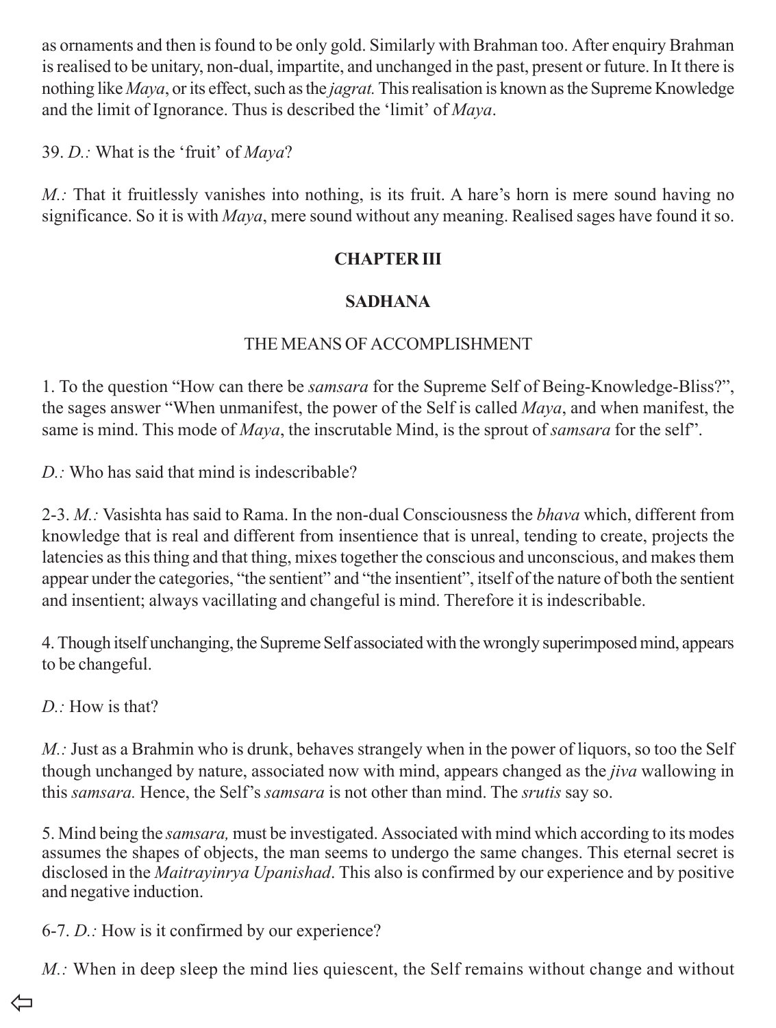as ornaments and then is found to be only gold. Similarly with Brahman too. After enquiry Brahman is realised to be unitary, non-dual, impartite, and unchanged in the past, present or future. In It there is nothing like *Maya*, or its effect, such as the *jagrat.* This realisation is known as the Supreme Knowledge and the limit of Ignorance. Thus is described the 'limit' of *Maya*.

39. *D.:* What is the 'fruit' of *Maya*?

*M.:* That it fruitlessly vanishes into nothing, is its fruit. A hare's horn is mere sound having no significance. So it is with *Maya*, mere sound without any meaning. Realised sages have found it so.

## CHAPTER III

## SADHANA

### THE MEANS OF ACCOMPLISHMENT

1. To the question "How can there be *samsara* for the Supreme Self of Being-Knowledge-Bliss?", the sages answer "When unmanifest, the power of the Self is called *Maya*, and when manifest, the same is mind. This mode of *Maya*, the inscrutable Mind, is the sprout of *samsara* for the self".

*D.:* Who has said that mind is indescribable?

2-3. *M.:* Vasishta has said to Rama. In the non-dual Consciousness the *bhava* which, different from knowledge that is real and different from insentience that is unreal, tending to create, projects the latencies as this thing and that thing, mixes together the conscious and unconscious, and makes them appear under the categories, "the sentient" and "the insentient", itself of the nature of both the sentient and insentient; always vacillating and changeful is mind. Therefore it is indescribable.

4. Though itself unchanging, the Supreme Self associated with the wrongly superimposed mind, appears to be changeful.

*D.:* How is that?

*M.:* Just as a Brahmin who is drunk, behaves strangely when in the power of liquors, so too the Self though unchanged by nature, associated now with mind, appears changed as the *jiva* wallowing in this *samsara.* Hence, the Self's *samsara* is not other than mind. The *srutis* say so.

5. Mind being the *samsara,* must be investigated. Associated with mind which according to its modes assumes the shapes of objects, the man seems to undergo the same changes. This eternal secret is disclosed in the *Maitrayinrya Upanishad*. This also is confirmed by our experience and by positive and negative induction.

6-7. *D.:* How is it confirmed by our experience?

*M.:* When in deep sleep the mind lies quiescent, the Self remains without change and without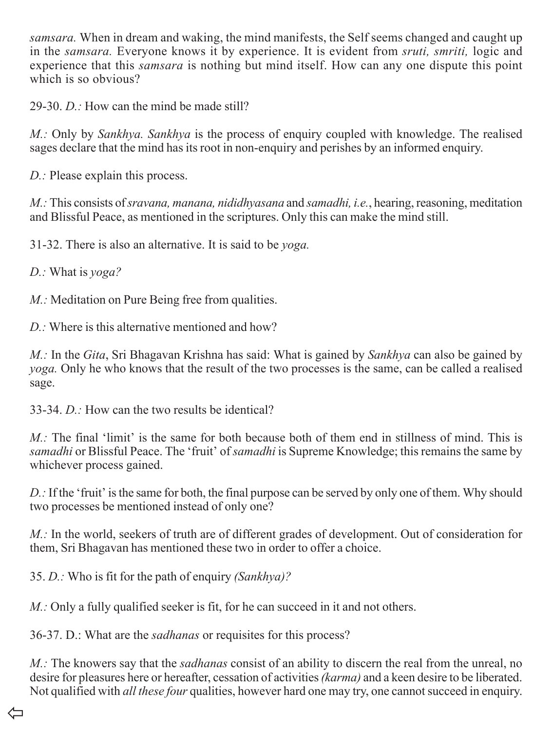*samsara.* When in dream and waking, the mind manifests, the Self seems changed and caught up in the *samsara.* Everyone knows it by experience. It is evident from *sruti, smriti,* logic and experience that this *samsara* is nothing but mind itself. How can any one dispute this point which is so obvious?

29-30. *D.:* How can the mind be made still?

*M.:* Only by *Sankhya. Sankhya* is the process of enquiry coupled with knowledge. The realised sages declare that the mind has its root in non-enquiry and perishes by an informed enquiry.

*D.:* Please explain this process.

*M.:* This consists of *sravana, manana, nididhyasana* and *samadhi, i.e.*, hearing, reasoning, meditation and Blissful Peace, as mentioned in the scriptures. Only this can make the mind still.

31-32. There is also an alternative. It is said to be *yoga.*

*D.:* What is *yoga?*

*M.:* Meditation on Pure Being free from qualities.

*D.:* Where is this alternative mentioned and how?

*M.:* In the *Gita*, Sri Bhagavan Krishna has said: What is gained by *Sankhya* can also be gained by *yoga.* Only he who knows that the result of the two processes is the same, can be called a realised sage.

33-34. *D.:* How can the two results be identical?

*M.:* The final 'limit' is the same for both because both of them end in stillness of mind. This is *samadhi* or Blissful Peace. The 'fruit' of *samadhi* is Supreme Knowledge; this remains the same by whichever process gained.

*D.:* If the 'fruit' is the same for both, the final purpose can be served by only one of them. Why should two processes be mentioned instead of only one?

*M.:* In the world, seekers of truth are of different grades of development. Out of consideration for them, Sri Bhagavan has mentioned these two in order to offer a choice.

35. *D.:* Who is fit for the path of enquiry *(Sankhya)?*

*M.:* Only a fully qualified seeker is fit, for he can succeed in it and not others.

36-37. D.: What are the *sadhanas* or requisites for this process?

*M.:* The knowers say that the *sadhanas* consist of an ability to discern the real from the unreal, no desire for pleasures here or hereafter, cessation of activities *(karma)* and a keen desire to be liberated. Not qualified with *all these four* qualities, however hard one may try, one cannot succeed in enquiry.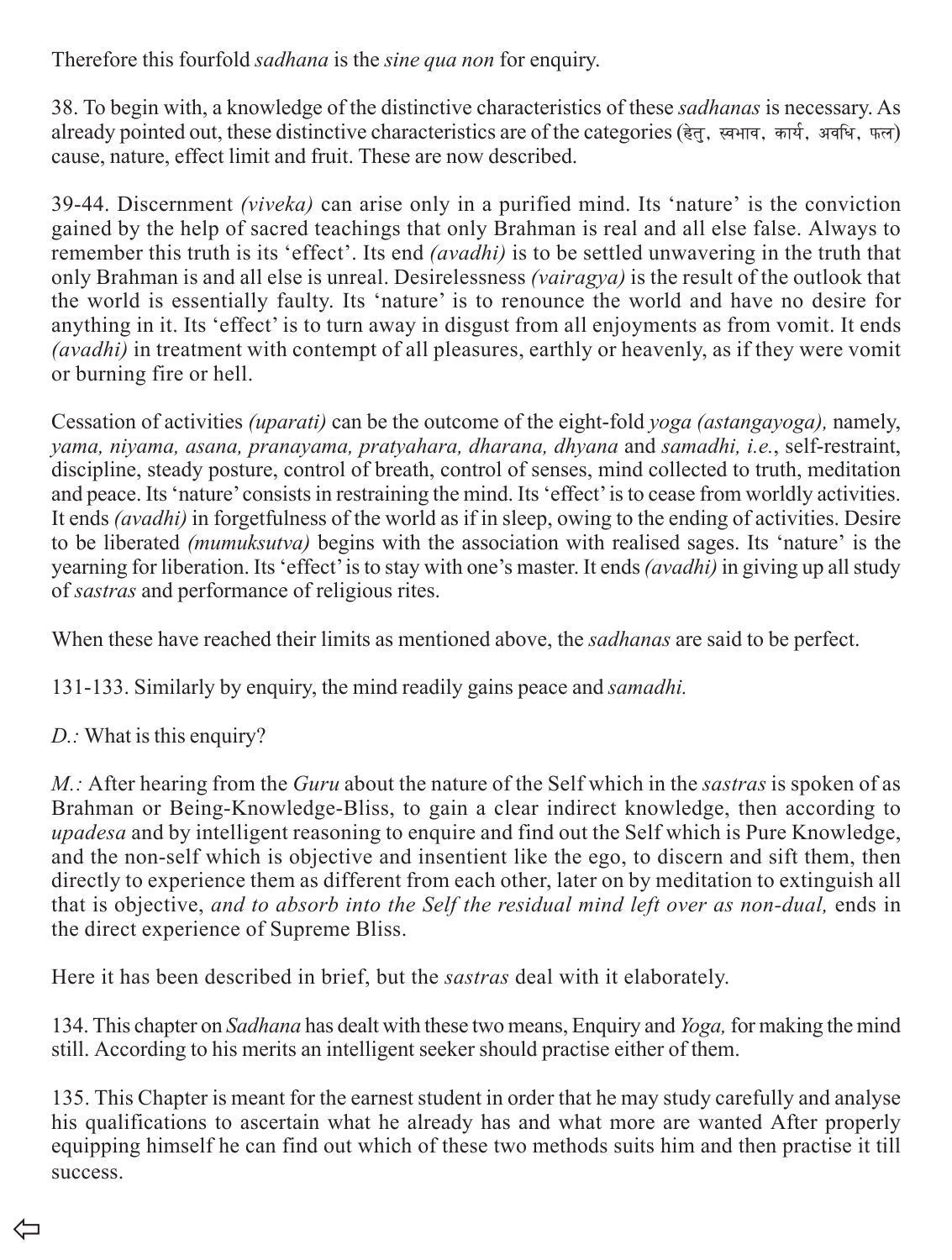Therefore this fourfold *sadhana* is the *sine qua non* for enquiry.

38. To begin with, a knowledge of the distinctive characteristics of these *sadhanas* is necessary. As already pointed out, these distinctive characteristics are of the categories (हेतु, स्वभाव, कार्य, अवधि, फल) cause, nature, effect limit and fruit. These are now described.

39-44. Discernment *(viveka)* can arise only in a purified mind. Its 'nature' is the conviction gained by the help of sacred teachings that only Brahman is real and all else false. Always to remember this truth is its 'effect'. Its end *(avadhi)* is to be settled unwavering in the truth that only Brahman is and all else is unreal. Desirelessness *(vairagya)* is the result of the outlook that the world is essentially faulty. Its 'nature' is to renounce the world and have no desire for anything in it. Its 'effect' is to turn away in disgust from all enjoyments as from vomit. It ends *(avadhi)* in treatment with contempt of all pleasures, earthly or heavenly, as if they were vomit or burning fire or hell.

Cessation of activities *(uparati)* can be the outcome of the eight-fold *yoga (astangayoga),* namely, *yama, niyama, asana, pranayama, pratyahara, dharana, dhyana* and *samadhi, i.e.*, self-restraint, discipline, steady posture, control of breath, control of senses, mind collected to truth, meditation and peace. Its 'nature' consists in restraining the mind. Its 'effect' is to cease from worldly activities. It ends *(avadhi)* in forgetfulness of the world as if in sleep, owing to the ending of activities. Desire to be liberated *(mumuksutva)* begins with the association with realised sages. Its 'nature' is the yearning for liberation. Its 'effect' is to stay with one's master. It ends *(avadhi)* in giving up all study of *sastras* and performance of religious rites.

When these have reached their limits as mentioned above, the *sadhanas* are said to be perfect.

131-133. Similarly by enquiry, the mind readily gains peace and *samadhi.*

*D.:* What is this enquiry?

*M.:* After hearing from the *Guru* about the nature of the Self which in the *sastras* is spoken of as Brahman or Being-Knowledge-Bliss, to gain a clear indirect knowledge, then according to *upadesa* and by intelligent reasoning to enquire and find out the Self which is Pure Knowledge, and the non-self which is objective and insentient like the ego, to discern and sift them, then directly to experience them as different from each other, later on by meditation to extinguish all that is objective, *and to absorb into the Self the residual mind left over as non-dual,* ends in the direct experience of Supreme Bliss.

Here it has been described in brief, but the *sastras* deal with it elaborately.

134. This chapter on *Sadhana* has dealt with these two means, Enquiry and *Yoga,* for making the mind still. According to his merits an intelligent seeker should practise either of them.

135. This Chapter is meant for the earnest student in order that he may study carefully and analyse his qualifications to ascertain what he already has and what more are wanted After properly equipping himself he can find out which of these two methods suits him and then practise it till success.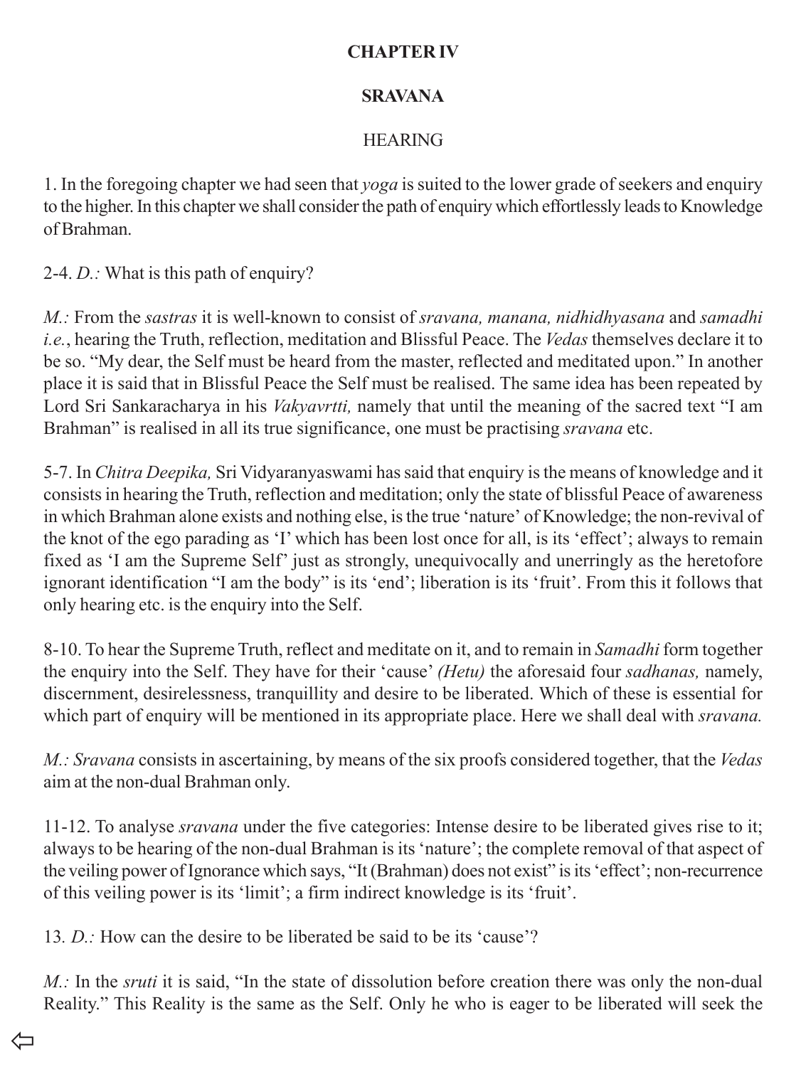# CHAPTER IV

## SRAVANA

### HEARING

1. In the foregoing chapter we had seen that *yoga* is suited to the lower grade of seekers and enquiry to the higher. In this chapter we shall consider the path of enquiry which effortlessly leads to Knowledge of Brahman.

2-4. *D.:* What is this path of enquiry?

*M.:* From the *sastras* it is well-known to consist of *sravana, manana, nidhidhyasana* and *samadhi i.e.*, hearing the Truth, reflection, meditation and Blissful Peace. The *Vedas* themselves declare it to be so. "My dear, the Self must be heard from the master, reflected and meditated upon." In another place it is said that in Blissful Peace the Self must be realised. The same idea has been repeated by Lord Sri Sankaracharya in his *Vakyavrtti,* namely that until the meaning of the sacred text "I am Brahman" is realised in all its true significance, one must be practising *sravana* etc.

5-7. In *Chitra Deepika,* Sri Vidyaranyaswami has said that enquiry is the means of knowledge and it consists in hearing the Truth, reflection and meditation; only the state of blissful Peace of awareness in which Brahman alone exists and nothing else, is the true 'nature' of Knowledge; the non-revival of the knot of the ego parading as 'I' which has been lost once for all, is its 'effect'; always to remain fixed as 'I am the Supreme Self' just as strongly, unequivocally and unerringly as the heretofore ignorant identification "I am the body" is its 'end'; liberation is its 'fruit'. From this it follows that only hearing etc. is the enquiry into the Self.

8-10. To hear the Supreme Truth, reflect and meditate on it, and to remain in *Samadhi* form together the enquiry into the Self. They have for their 'cause' *(Hetu)* the aforesaid four *sadhanas,* namely, discernment, desirelessness, tranquillity and desire to be liberated. Which of these is essential for which part of enquiry will be mentioned in its appropriate place. Here we shall deal with *sravana.*

*M.: Sravana* consists in ascertaining, by means of the six proofs considered together, that the *Vedas* aim at the non-dual Brahman only.

11-12. To analyse *sravana* under the five categories: Intense desire to be liberated gives rise to it; always to be hearing of the non-dual Brahman is its 'nature'; the complete removal of that aspect of the veiling power of Ignorance which says, "It (Brahman) does not exist" is its 'effect'; non-recurrence of this veiling power is its 'limit'; a firm indirect knowledge is its 'fruit'.

13. *D.:* How can the desire to be liberated be said to be its 'cause'?

*M.:* In the *sruti* it is said, "In the state of dissolution before creation there was only the non-dual Reality." This Reality is the same as the Self. Only he who is eager to be liberated will seek the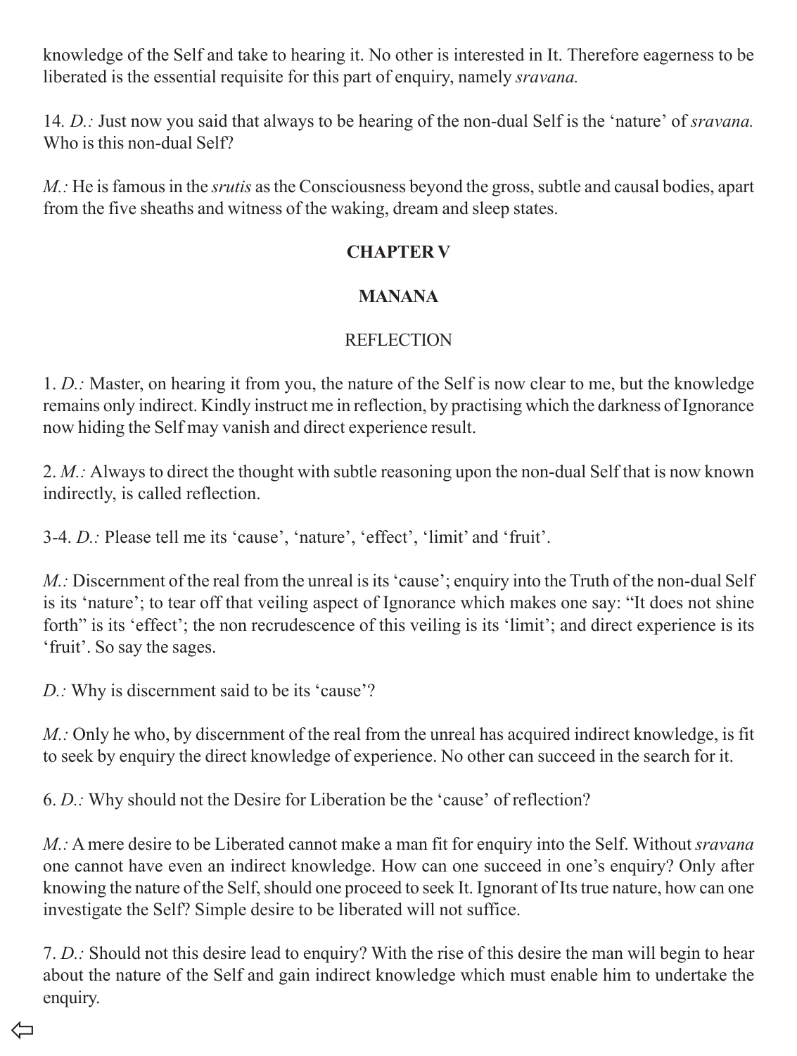knowledge of the Self and take to hearing it. No other is interested in It. Therefore eagerness to be liberated is the essential requisite for this part of enquiry, namely *sravana.*

14. *D.:* Just now you said that always to be hearing of the non-dual Self is the 'nature' of *sravana.* Who is this non-dual Self?

*M.:* He is famous in the *srutis* as the Consciousness beyond the gross, subtle and causal bodies, apart from the five sheaths and witness of the waking, dream and sleep states.

## CHAPTER V

## MANANA

### REFLECTION

1. *D.:* Master, on hearing it from you, the nature of the Self is now clear to me, but the knowledge remains only indirect. Kindly instruct me in reflection, by practising which the darkness of Ignorance now hiding the Self may vanish and direct experience result.

2. *M.:* Always to direct the thought with subtle reasoning upon the non-dual Self that is now known indirectly, is called reflection.

3-4. *D.:* Please tell me its 'cause', 'nature', 'effect', 'limit' and 'fruit'.

*M.:* Discernment of the real from the unreal is its 'cause'; enquiry into the Truth of the non-dual Self is its 'nature'; to tear off that veiling aspect of Ignorance which makes one say: "It does not shine forth" is its 'effect'; the non recrudescence of this veiling is its 'limit'; and direct experience is its 'fruit'. So say the sages.

*D.:* Why is discernment said to be its 'cause'?

*M.:* Only he who, by discernment of the real from the unreal has acquired indirect knowledge, is fit to seek by enquiry the direct knowledge of experience. No other can succeed in the search for it.

6. *D.:* Why should not the Desire for Liberation be the 'cause' of reflection?

*M.:* A mere desire to be Liberated cannot make a man fit for enquiry into the Self. Without *sravana* one cannot have even an indirect knowledge. How can one succeed in one's enquiry? Only after knowing the nature of the Self, should one proceed to seek It. Ignorant of Its true nature, how can one investigate the Self? Simple desire to be liberated will not suffice.

7. *D.:* Should not this desire lead to enquiry? With the rise of this desire the man will begin to hear about the nature of the Self and gain indirect knowledge which must enable him to undertake the enquiry.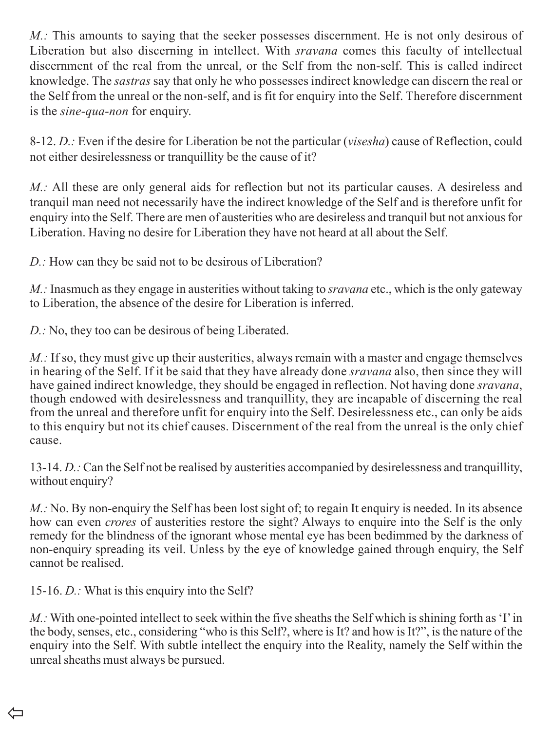*M.:* This amounts to saying that the seeker possesses discernment. He is not only desirous of Liberation but also discerning in intellect. With *sravana* comes this faculty of intellectual discernment of the real from the unreal, or the Self from the non-self. This is called indirect knowledge. The *sastras* say that only he who possesses indirect knowledge can discern the real or the Self from the unreal or the non-self, and is fit for enquiry into the Self. Therefore discernment is the *sine-qua-non* for enquiry.

8-12. *D.:* Even if the desire for Liberation be not the particular (*visesha*) cause of Reflection, could not either desirelessness or tranquillity be the cause of it?

*M.:* All these are only general aids for reflection but not its particular causes. A desireless and tranquil man need not necessarily have the indirect knowledge of the Self and is therefore unfit for enquiry into the Self. There are men of austerities who are desireless and tranquil but not anxious for Liberation. Having no desire for Liberation they have not heard at all about the Self.

*D.:* How can they be said not to be desirous of Liberation?

*M.:* Inasmuch as they engage in austerities without taking to *sravana* etc., which is the only gateway to Liberation, the absence of the desire for Liberation is inferred.

*D.:* No, they too can be desirous of being Liberated.

*M.:* If so, they must give up their austerities, always remain with a master and engage themselves in hearing of the Self. If it be said that they have already done *sravana* also, then since they will have gained indirect knowledge, they should be engaged in reflection. Not having done *sravana*, though endowed with desirelessness and tranquillity, they are incapable of discerning the real from the unreal and therefore unfit for enquiry into the Self. Desirelessness etc., can only be aids to this enquiry but not its chief causes. Discernment of the real from the unreal is the only chief cause.

13-14. *D.:* Can the Self not be realised by austerities accompanied by desirelessness and tranquillity, without enquiry?

*M.:* No. By non-enquiry the Self has been lost sight of; to regain It enquiry is needed. In its absence how can even *crores* of austerities restore the sight? Always to enquire into the Self is the only remedy for the blindness of the ignorant whose mental eye has been bedimmed by the darkness of non-enquiry spreading its veil. Unless by the eye of knowledge gained through enquiry, the Self cannot be realised.

15-16. *D.:* What is this enquiry into the Self?

*M.:* With one-pointed intellect to seek within the five sheaths the Self which is shining forth as 'I' in the body, senses, etc., considering "who is this Self?, where is It? and how is It?", is the nature of the enquiry into the Self. With subtle intellect the enquiry into the Reality, namely the Self within the unreal sheaths must always be pursued.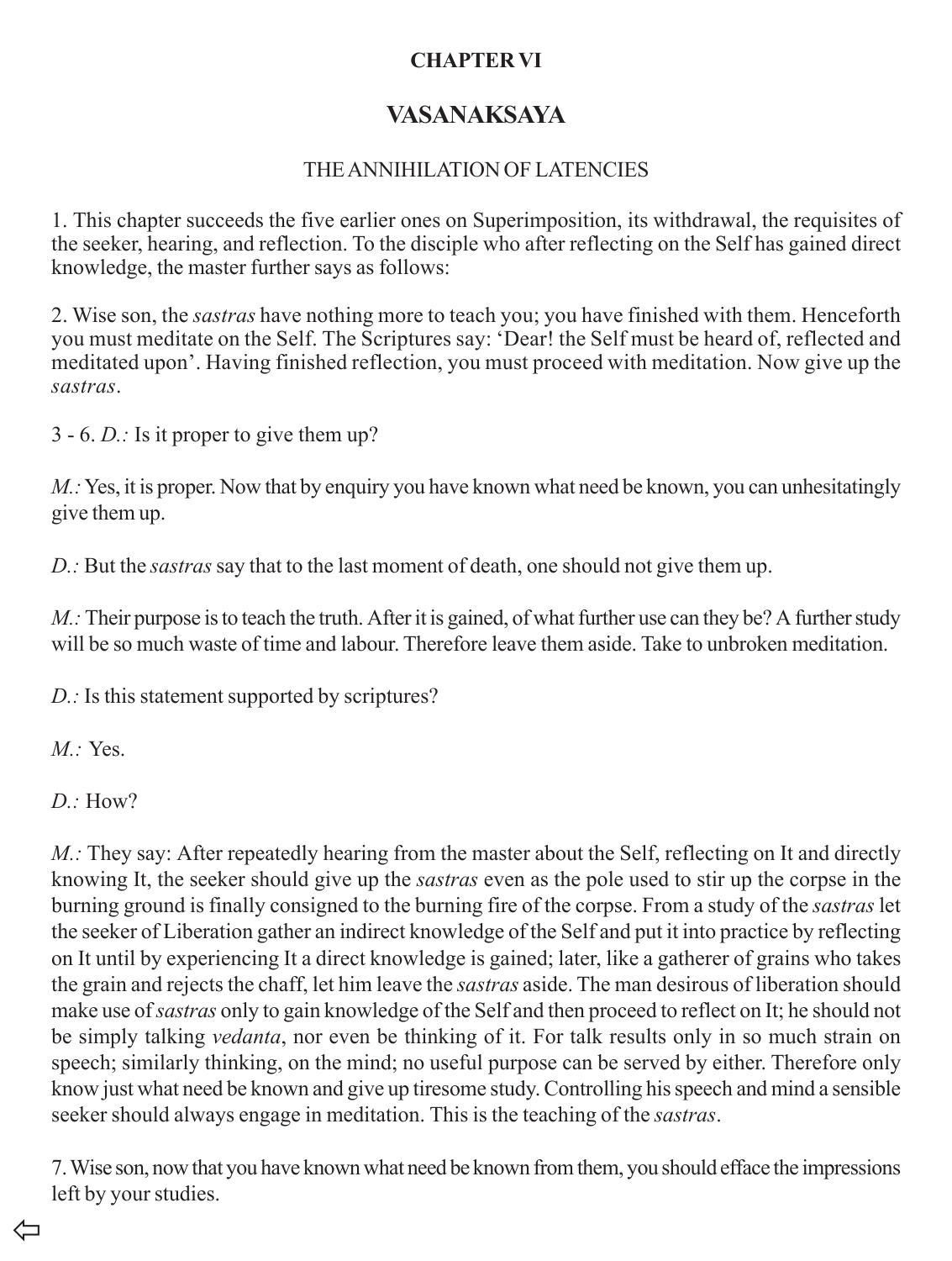**CHAPTER VI**

# VASANAKSAYA

THE ANNIHILATION OF LATENCIES

1. This chapter succeeds the five earlier ones on Superimposition, its withdrawal, the requisites of the seeker, hearing, and reflection. To the disciple who after reflecting on the Self has gained direct knowledge, the master further says as follows:

2. Wise son, the *sastras* have nothing more to teach you; you have finished with them. Henceforth you must meditate on the Self. The Scriptures say: 'Dear! the Self must be heard of, reflected and meditated upon'. Having finished reflection, you must proceed with meditation. Now give up the *sastras*.

3 - 6. *D.:* Is it proper to give them up?

*M.:* Yes, it is proper. Now that by enquiry you have known what need be known, you can unhesitatingly give them up.

*D.:* But the *sastras* say that to the last moment of death, one should not give them up.

*M.:* Their purpose is to teach the truth. After it is gained, of what further use can they be? A further study will be so much waste of time and labour. Therefore leave them aside. Take to unbroken meditation.

*D.:* Is this statement supported by scriptures?

*M.:* Yes.

*D.:* How?

*M.:* They say: After repeatedly hearing from the master about the Self, reflecting on It and directly knowing It, the seeker should give up the *sastras* even as the pole used to stir up the corpse in the burning ground is finally consigned to the burning fire of the corpse. From a study of the *sastras* let the seeker of Liberation gather an indirect knowledge of the Self and put it into practice by reflecting on It until by experiencing It a direct knowledge is gained; later, like a gatherer of grains who takes the grain and rejects the chaff, let him leave the *sastras* aside. The man desirous of liberation should make use of *sastras* only to gain knowledge of the Self and then proceed to reflect on It; he should not be simply talking *vedanta*, nor even be thinking of it. For talk results only in so much strain on speech; similarly thinking, on the mind; no useful purpose can be served by either. Therefore only know just what need be known and give up tiresome study. Controlling his speech and mind a sensible seeker should always engage in meditation. This is the teaching of the *sastras*.

7. Wise son, now that you have known what need be known from them, you should efface the impressions left by your studies.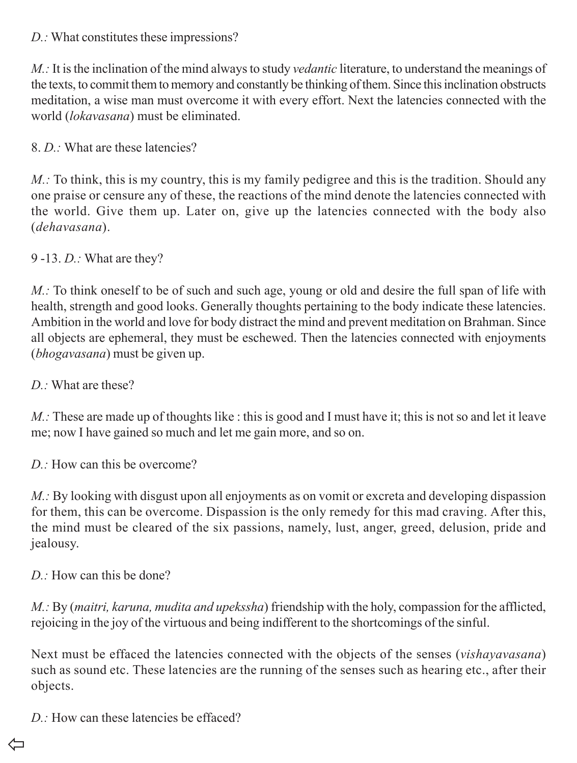*D.:* What constitutes these impressions?

*M.:* It is the inclination of the mind always to study *vedantic* literature, to understand the meanings of the texts, to commit them to memory and constantly be thinking of them. Since this inclination obstructs meditation, a wise man must overcome it with every effort. Next the latencies connected with the world (*lokavasana*) must be eliminated.

8. *D.:* What are these latencies?

*M.:* To think, this is my country, this is my family pedigree and this is the tradition. Should any one praise or censure any of these, the reactions of the mind denote the latencies connected with the world. Give them up. Later on, give up the latencies connected with the body also (*dehavasana*).

9 -13. *D.:* What are they?

*M.:* To think oneself to be of such and such age, young or old and desire the full span of life with health, strength and good looks. Generally thoughts pertaining to the body indicate these latencies. Ambition in the world and love for body distract the mind and prevent meditation on Brahman. Since all objects are ephemeral, they must be eschewed. Then the latencies connected with enjoyments (*bhogavasana*) must be given up.

*D.:* What are these?

*M.:* These are made up of thoughts like : this is good and I must have it; this is not so and let it leave me; now I have gained so much and let me gain more, and so on.

*D.:* How can this be overcome?

*M.:* By looking with disgust upon all enjoyments as on vomit or excreta and developing dispassion for them, this can be overcome. Dispassion is the only remedy for this mad craving. After this, the mind must be cleared of the six passions, namely, lust, anger, greed, delusion, pride and jealousy.

*D.:* How can this be done?

*M.:* By (*maitri, karuna, mudita and upekssha*) friendship with the holy, compassion for the afflicted, rejoicing in the joy of the virtuous and being indifferent to the shortcomings of the sinful.

Next must be effaced the latencies connected with the objects of the senses (*vishayavasana*) such as sound etc. These latencies are the running of the senses such as hearing etc., after their objects.

*D.:* How can these latencies be effaced?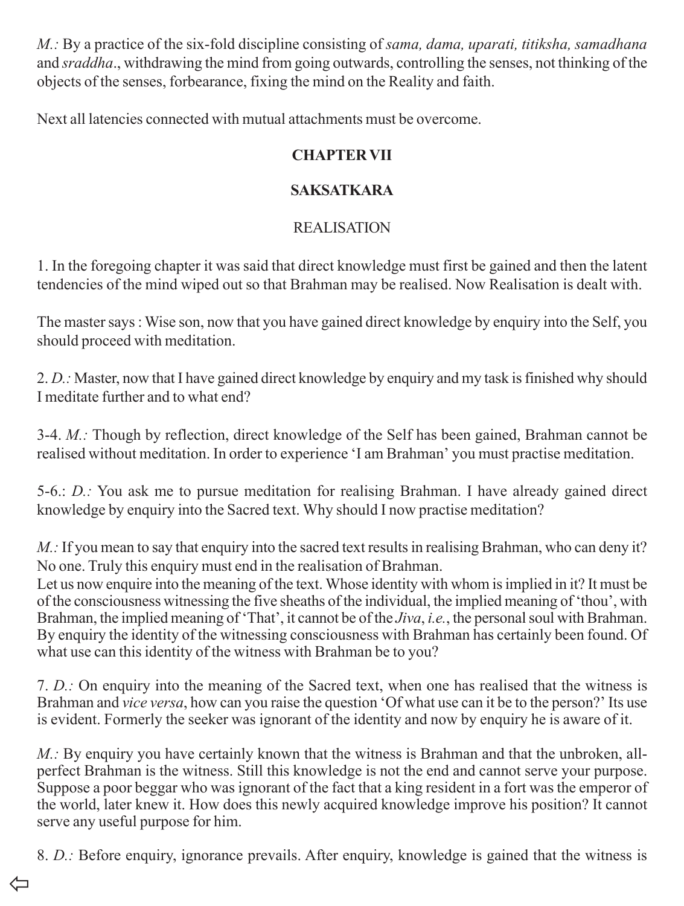*M.:* By a practice of the six-fold discipline consisting of *sama, dama, uparati, titiksha, samadhana* and *sraddha*., withdrawing the mind from going outwards, controlling the senses, not thinking of the objects of the senses, forbearance, fixing the mind on the Reality and faith.

Next all latencies connected with mutual attachments must be overcome.

## CHAPTER VII

## SAKSATKARA

### REALISATION

1. In the foregoing chapter it was said that direct knowledge must first be gained and then the latent tendencies of the mind wiped out so that Brahman may be realised. Now Realisation is dealt with.

The master says : Wise son, now that you have gained direct knowledge by enquiry into the Self, you should proceed with meditation.

2. *D.:* Master, now that I have gained direct knowledge by enquiry and my task is finished why should I meditate further and to what end?

3-4. *M.:* Though by reflection, direct knowledge of the Self has been gained, Brahman cannot be realised without meditation. In order to experience 'I am Brahman' you must practise meditation.

5-6.: *D.:* You ask me to pursue meditation for realising Brahman. I have already gained direct knowledge by enquiry into the Sacred text. Why should I now practise meditation?

*M.:* If you mean to say that enquiry into the sacred text results in realising Brahman, who can deny it? No one. Truly this enquiry must end in the realisation of Brahman.
Let us now enquire into the meaning of the text. Whose identity with whom is implied in it? It must be of the consciousness witnessing the five sheaths of the individual, the implied meaning of 'thou', with Brahman, the implied meaning of 'That', it cannot be of the *Jiva*, *i.e.*, the personal soul with Brahman. By enquiry the identity of the witnessing consciousness with Brahman has certainly been found. Of what use can this identity of the witness with Brahman be to you?

7. *D.:* On enquiry into the meaning of the Sacred text, when one has realised that the witness is Brahman and *vice versa*, how can you raise the question 'Of what use can it be to the person?' Its use is evident. Formerly the seeker was ignorant of the identity and now by enquiry he is aware of it.

*M.:* By enquiry you have certainly known that the witness is Brahman and that the unbroken, all-perfect Brahman is the witness. Still this knowledge is not the end and cannot serve your purpose. Suppose a poor beggar who was ignorant of the fact that a king resident in a fort was the emperor of the world, later knew it. How does this newly acquired knowledge improve his position? It cannot serve any useful purpose for him.

8. *D.:* Before enquiry, ignorance prevails. After enquiry, knowledge is gained that the witness is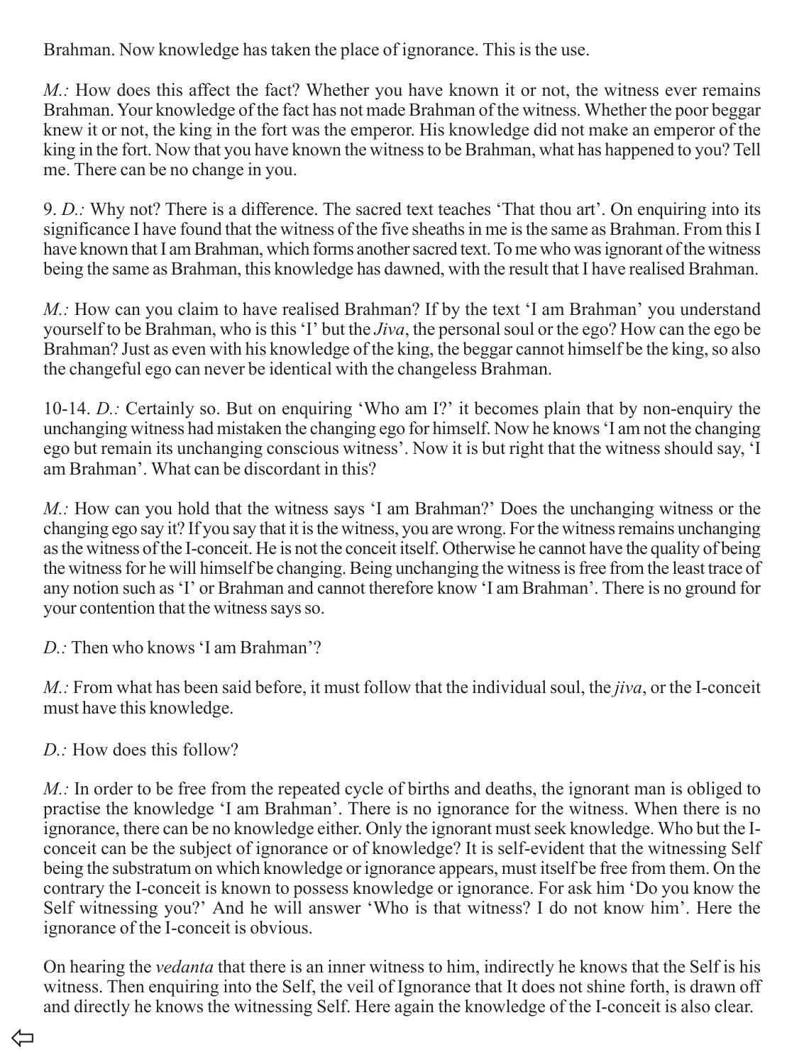Brahman. Now knowledge has taken the place of ignorance. This is the use.

*M.:* How does this affect the fact? Whether you have known it or not, the witness ever remains Brahman. Your knowledge of the fact has not made Brahman of the witness. Whether the poor beggar knew it or not, the king in the fort was the emperor. His knowledge did not make an emperor of the king in the fort. Now that you have known the witness to be Brahman, what has happened to you? Tell me. There can be no change in you.

9. *D.:* Why not? There is a difference. The sacred text teaches 'That thou art'. On enquiring into its significance I have found that the witness of the five sheaths in me is the same as Brahman. From this I have known that I am Brahman, which forms another sacred text. To me who was ignorant of the witness being the same as Brahman, this knowledge has dawned, with the result that I have realised Brahman.

*M.:* How can you claim to have realised Brahman? If by the text 'I am Brahman' you understand yourself to be Brahman, who is this 'I' but the *Jiva*, the personal soul or the ego? How can the ego be Brahman? Just as even with his knowledge of the king, the beggar cannot himself be the king, so also the changeful ego can never be identical with the changeless Brahman.

10-14. *D.:* Certainly so. But on enquiring 'Who am I?' it becomes plain that by non-enquiry the unchanging witness had mistaken the changing ego for himself. Now he knows 'I am not the changing ego but remain its unchanging conscious witness'. Now it is but right that the witness should say, 'I am Brahman'. What can be discordant in this?

*M.:* How can you hold that the witness says 'I am Brahman?' Does the unchanging witness or the changing ego say it? If you say that it is the witness, you are wrong. For the witness remains unchanging as the witness of the I-conceit. He is not the conceit itself. Otherwise he cannot have the quality of being the witness for he will himself be changing. Being unchanging the witness is free from the least trace of any notion such as 'I' or Brahman and cannot therefore know 'I am Brahman'. There is no ground for your contention that the witness says so.

*D.:* Then who knows 'I am Brahman'?

*M.:* From what has been said before, it must follow that the individual soul, the *jiva*, or the I-conceit must have this knowledge.

*D.:* How does this follow?

*M.:* In order to be free from the repeated cycle of births and deaths, the ignorant man is obliged to practise the knowledge 'I am Brahman'. There is no ignorance for the witness. When there is no ignorance, there can be no knowledge either. Only the ignorant must seek knowledge. Who but the I-conceit can be the subject of ignorance or of knowledge? It is self-evident that the witnessing Self being the substratum on which knowledge or ignorance appears, must itself be free from them. On the contrary the I-conceit is known to possess knowledge or ignorance. For ask him 'Do you know the Self witnessing you?' And he will answer 'Who is that witness? I do not know him'. Here the ignorance of the I-conceit is obvious.

On hearing the *vedanta* that there is an inner witness to him, indirectly he knows that the Self is his witness. Then enquiring into the Self, the veil of Ignorance that It does not shine forth, is drawn off and directly he knows the witnessing Self. Here again the knowledge of the I-conceit is also clear.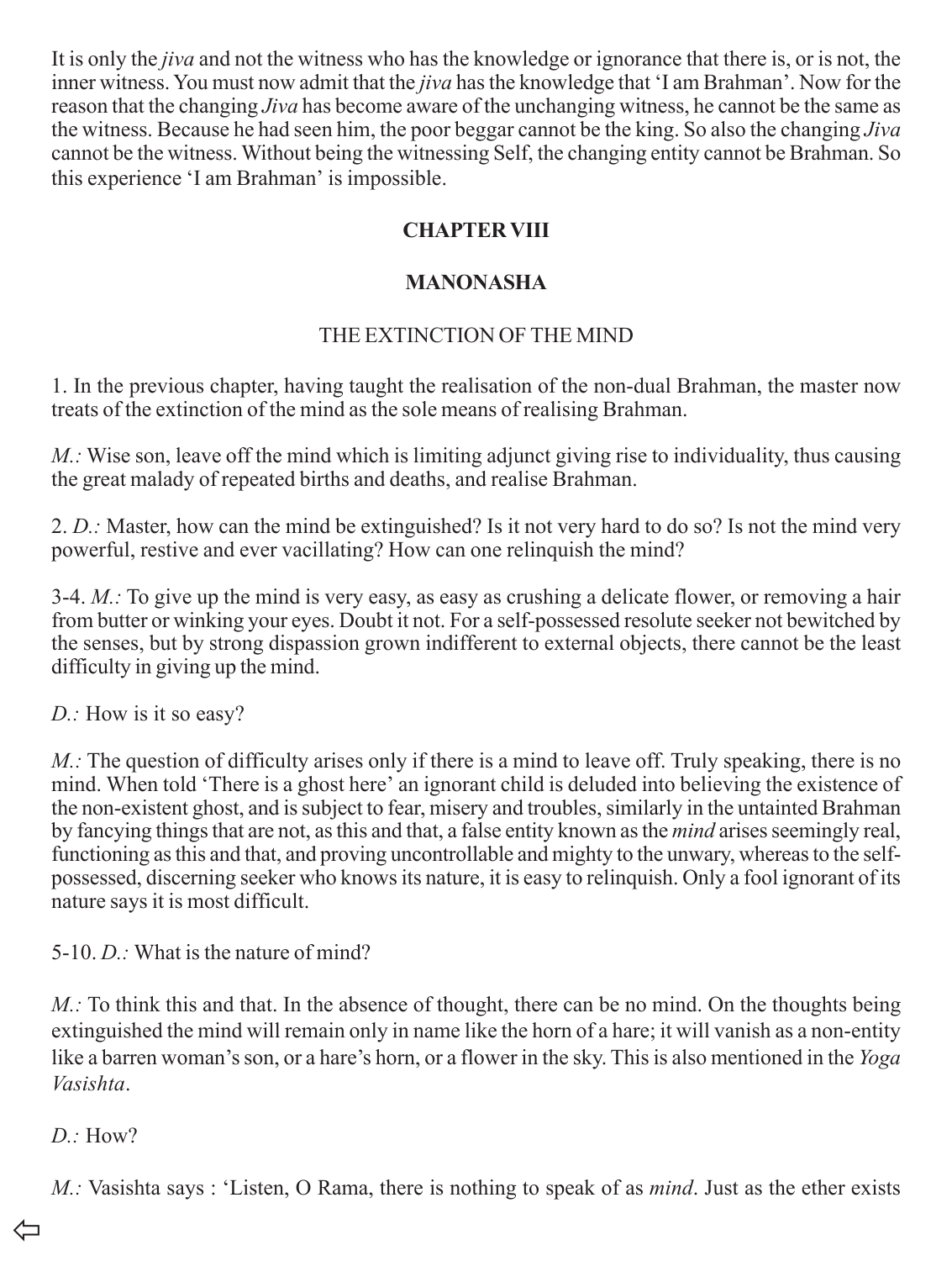It is only the *jiva* and not the witness who has the knowledge or ignorance that there is, or is not, the inner witness. You must now admit that the *jiva* has the knowledge that 'I am Brahman'. Now for the reason that the changing *Jiva* has become aware of the unchanging witness, he cannot be the same as the witness. Because he had seen him, the poor beggar cannot be the king. So also the changing *Jiva* cannot be the witness. Without being the witnessing Self, the changing entity cannot be Brahman. So this experience 'I am Brahman' is impossible.

## CHAPTER VIII

## MANONASHA

### THE EXTINCTION OF THE MIND

1. In the previous chapter, having taught the realisation of the non-dual Brahman, the master now treats of the extinction of the mind as the sole means of realising Brahman.

*M.:* Wise son, leave off the mind which is limiting adjunct giving rise to individuality, thus causing the great malady of repeated births and deaths, and realise Brahman.

2. *D.:* Master, how can the mind be extinguished? Is it not very hard to do so? Is not the mind very powerful, restive and ever vacillating? How can one relinquish the mind?

3-4. *M.:* To give up the mind is very easy, as easy as crushing a delicate flower, or removing a hair from butter or winking your eyes. Doubt it not. For a self-possessed resolute seeker not bewitched by the senses, but by strong dispassion grown indifferent to external objects, there cannot be the least difficulty in giving up the mind.

*D.:* How is it so easy?

*M.:* The question of difficulty arises only if there is a mind to leave off. Truly speaking, there is no mind. When told 'There is a ghost here' an ignorant child is deluded into believing the existence of the non-existent ghost, and is subject to fear, misery and troubles, similarly in the untainted Brahman by fancying things that are not, as this and that, a false entity known as the *mind* arises seemingly real, functioning as this and that, and proving uncontrollable and mighty to the unwary, whereas to the self-possessed, discerning seeker who knows its nature, it is easy to relinquish. Only a fool ignorant of its nature says it is most difficult.

5-10. *D.:* What is the nature of mind?

*M.:* To think this and that. In the absence of thought, there can be no mind. On the thoughts being extinguished the mind will remain only in name like the horn of a hare; it will vanish as a non-entity like a barren woman's son, or a hare's horn, or a flower in the sky. This is also mentioned in the *Yoga Vasishta*.

*D.:* How?

*M.:* Vasishta says : 'Listen, O Rama, there is nothing to speak of as *mind*. Just as the ether exists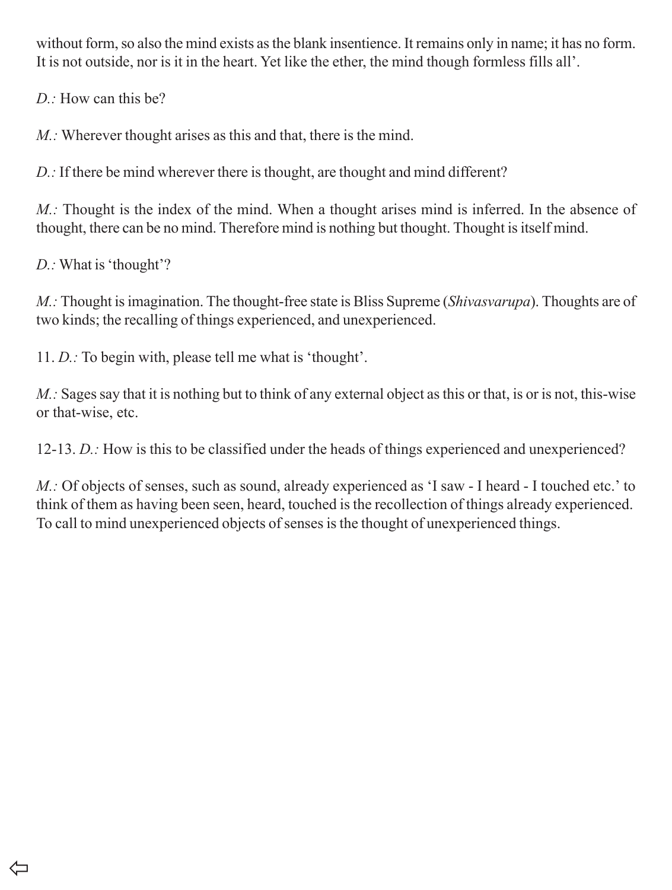without form, so also the mind exists as the blank insentience. It remains only in name; it has no form. It is not outside, nor is it in the heart. Yet like the ether, the mind though formless fills all'.

*D.:* How can this be?

*M.:* Wherever thought arises as this and that, there is the mind.

*D.:* If there be mind wherever there is thought, are thought and mind different?

*M.:* Thought is the index of the mind. When a thought arises mind is inferred. In the absence of thought, there can be no mind. Therefore mind is nothing but thought. Thought is itself mind.

*D.:* What is 'thought'?

*M.:* Thought is imagination. The thought-free state is Bliss Supreme (*Shivasvarupa*). Thoughts are of two kinds; the recalling of things experienced, and unexperienced.

11. *D.:* To begin with, please tell me what is 'thought'.

*M.:* Sages say that it is nothing but to think of any external object as this or that, is or is not, this-wise or that-wise, etc.

12-13. *D.:* How is this to be classified under the heads of things experienced and unexperienced?

*M.:* Of objects of senses, such as sound, already experienced as 'I saw - I heard - I touched etc.' to think of them as having been seen, heard, touched is the recollection of things already experienced. To call to mind unexperienced objects of senses is the thought of unexperienced things.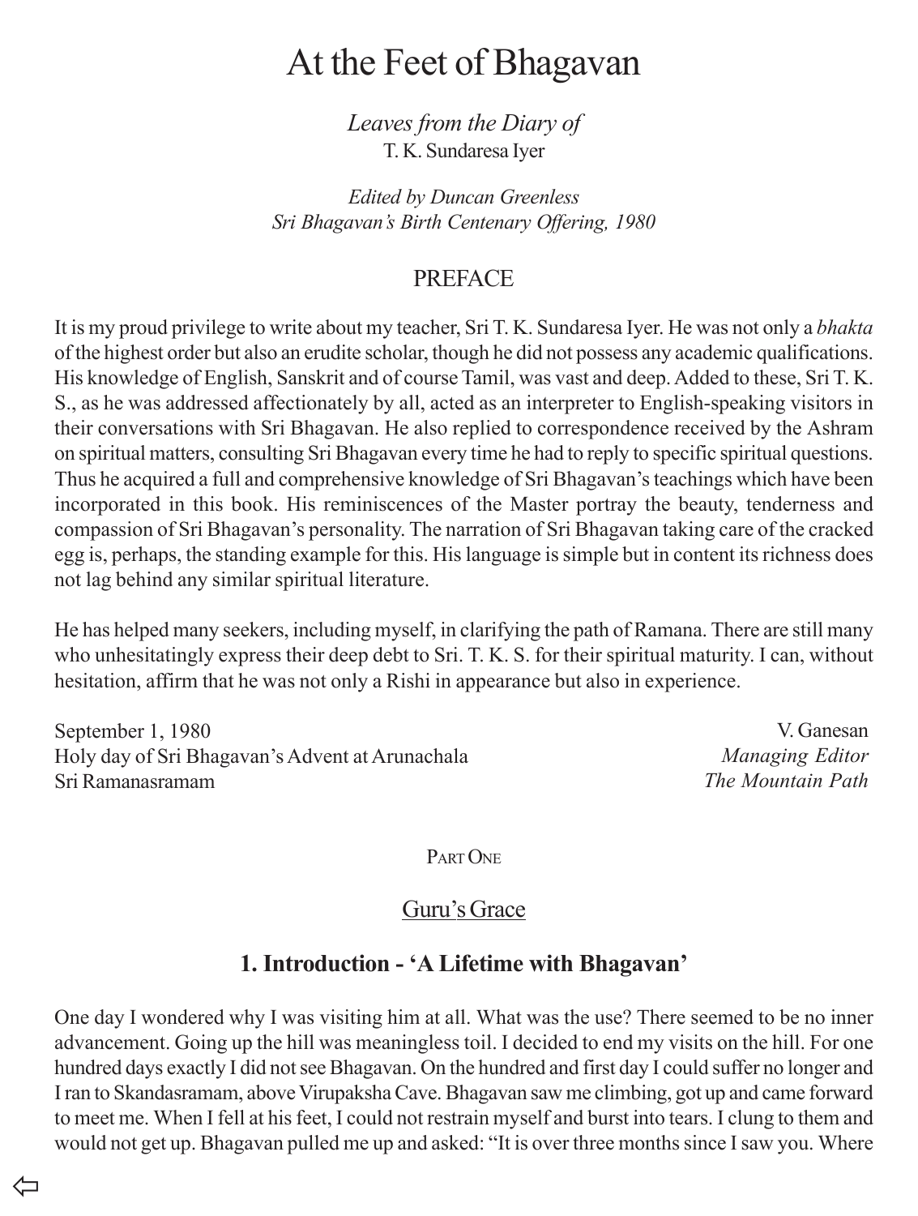# At the Feet of Bhagavan

*Leaves from the Diary of*
T. K. Sundaresa Iyer

*Edited by Duncan Greenless*
*Sri Bhagavan's Birth Centenary Offering, 1980*

## PREFACE

It is my proud privilege to write about my teacher, Sri T. K. Sundaresa Iyer. He was not only a *bhakta* of the highest order but also an erudite scholar, though he did not possess any academic qualifications. His knowledge of English, Sanskrit and of course Tamil, was vast and deep. Added to these, Sri T. K. S., as he was addressed affectionately by all, acted as an interpreter to English-speaking visitors in their conversations with Sri Bhagavan. He also replied to correspondence received by the Ashram on spiritual matters, consulting Sri Bhagavan every time he had to reply to specific spiritual questions. Thus he acquired a full and comprehensive knowledge of Sri Bhagavan's teachings which have been incorporated in this book. His reminiscences of the Master portray the beauty, tenderness and compassion of Sri Bhagavan's personality. The narration of Sri Bhagavan taking care of the cracked egg is, perhaps, the standing example for this. His language is simple but in content its richness does not lag behind any similar spiritual literature.

He has helped many seekers, including myself, in clarifying the path of Ramana. There are still many who unhesitatingly express their deep debt to Sri. T. K. S. for their spiritual maturity. I can, without hesitation, affirm that he was not only a Rishi in appearance but also in experience.

September 1, 1980
Holy day of Sri Bhagavan's Advent at Arunachala
Sri Ramanasramam

V. Ganesan
*Managing Editor*
*The Mountain Path*

PART ONE

## Guru's Grace

### 1. Introduction - 'A Lifetime with Bhagavan'

One day I wondered why I was visiting him at all. What was the use? There seemed to be no inner advancement. Going up the hill was meaningless toil. I decided to end my visits on the hill. For one hundred days exactly I did not see Bhagavan. On the hundred and first day I could suffer no longer and I ran to Skandasramam, above Virupaksha Cave. Bhagavan saw me climbing, got up and came forward to meet me. When I fell at his feet, I could not restrain myself and burst into tears. I clung to them and would not get up. Bhagavan pulled me up and asked: "It is over three months since I saw you. Where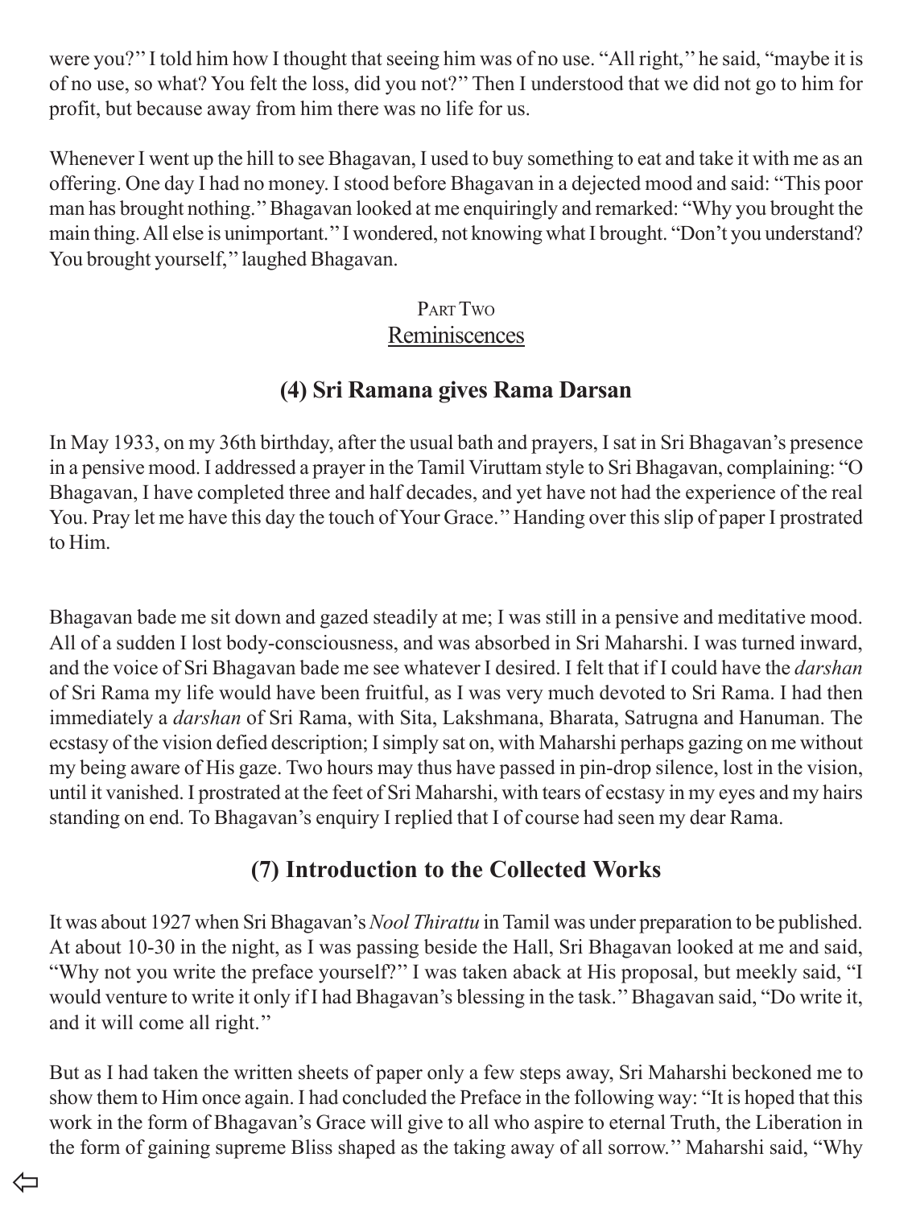were you?'' I told him how I thought that seeing him was of no use. "All right,'' he said, "maybe it is of no use, so what? You felt the loss, did you not?'' Then I understood that we did not go to him for profit, but because away from him there was no life for us.

Whenever I went up the hill to see Bhagavan, I used to buy something to eat and take it with me as an offering. One day I had no money. I stood before Bhagavan in a dejected mood and said: "This poor man has brought nothing.'' Bhagavan looked at me enquiringly and remarked: "Why you brought the main thing. All else is unimportant.'' I wondered, not knowing what I brought. "Don't you understand? You brought yourself,'' laughed Bhagavan.

## Part Two
## Reminiscences

### (4) Sri Ramana gives Rama Darsan

In May 1933, on my 36th birthday, after the usual bath and prayers, I sat in Sri Bhagavan's presence in a pensive mood. I addressed a prayer in the Tamil Viruttam style to Sri Bhagavan, complaining: "O Bhagavan, I have completed three and half decades, and yet have not had the experience of the real You. Pray let me have this day the touch of Your Grace.'' Handing over this slip of paper I prostrated to Him.

Bhagavan bade me sit down and gazed steadily at me; I was still in a pensive and meditative mood. All of a sudden I lost body-consciousness, and was absorbed in Sri Maharshi. I was turned inward, and the voice of Sri Bhagavan bade me see whatever I desired. I felt that if I could have the *darshan* of Sri Rama my life would have been fruitful, as I was very much devoted to Sri Rama. I had then immediately a *darshan* of Sri Rama, with Sita, Lakshmana, Bharata, Satrugna and Hanuman. The ecstasy of the vision defied description; I simply sat on, with Maharshi perhaps gazing on me without my being aware of His gaze. Two hours may thus have passed in pin-drop silence, lost in the vision, until it vanished. I prostrated at the feet of Sri Maharshi, with tears of ecstasy in my eyes and my hairs standing on end. To Bhagavan's enquiry I replied that I of course had seen my dear Rama.

### (7) Introduction to the Collected Works

It was about 1927 when Sri Bhagavan's *Nool Thirattu* in Tamil was under preparation to be published. At about 10-30 in the night, as I was passing beside the Hall, Sri Bhagavan looked at me and said, "Why not you write the preface yourself?'' I was taken aback at His proposal, but meekly said, "I would venture to write it only if I had Bhagavan's blessing in the task.'' Bhagavan said, "Do write it, and it will come all right.''

But as I had taken the written sheets of paper only a few steps away, Sri Maharshi beckoned me to show them to Him once again. I had concluded the Preface in the following way: "It is hoped that this work in the form of Bhagavan's Grace will give to all who aspire to eternal Truth, the Liberation in the form of gaining supreme Bliss shaped as the taking away of all sorrow.'' Maharshi said, "Why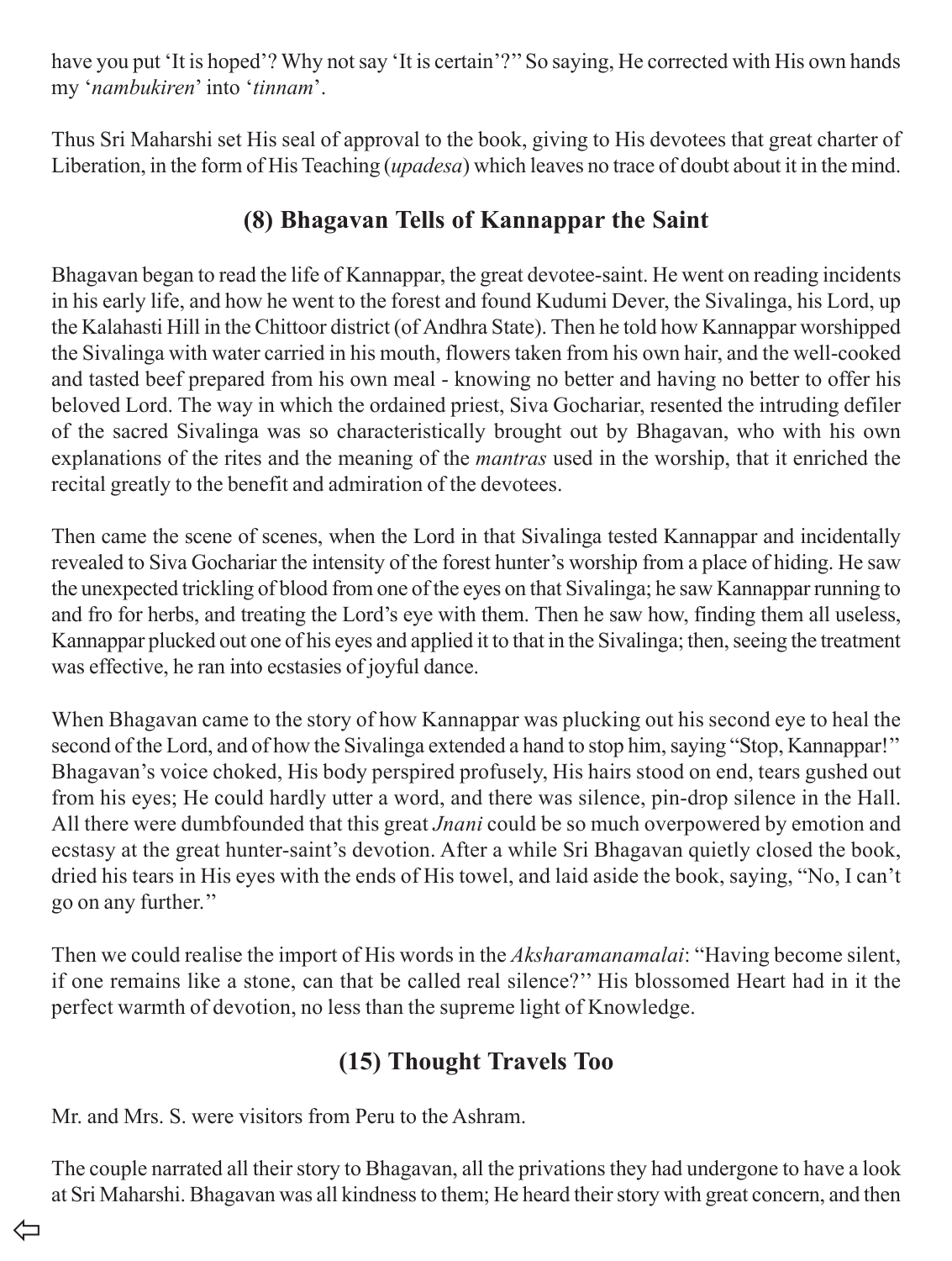have you put 'It is hoped'? Why not say 'It is certain'?" So saying, He corrected with His own hands my '*nambukiren*' into '*tinnam*'.

Thus Sri Maharshi set His seal of approval to the book, giving to His devotees that great charter of Liberation, in the form of His Teaching (*upadesa*) which leaves no trace of doubt about it in the mind.

## (8) Bhagavan Tells of Kannappar the Saint

Bhagavan began to read the life of Kannappar, the great devotee-saint. He went on reading incidents in his early life, and how he went to the forest and found Kudumi Dever, the Sivalinga, his Lord, up the Kalahasti Hill in the Chittoor district (of Andhra State). Then he told how Kannappar worshipped the Sivalinga with water carried in his mouth, flowers taken from his own hair, and the well-cooked and tasted beef prepared from his own meal - knowing no better and having no better to offer his beloved Lord. The way in which the ordained priest, Siva Gochariar, resented the intruding defiler of the sacred Sivalinga was so characteristically brought out by Bhagavan, who with his own explanations of the rites and the meaning of the *mantras* used in the worship, that it enriched the recital greatly to the benefit and admiration of the devotees.

Then came the scene of scenes, when the Lord in that Sivalinga tested Kannappar and incidentally revealed to Siva Gochariar the intensity of the forest hunter's worship from a place of hiding. He saw the unexpected trickling of blood from one of the eyes on that Sivalinga; he saw Kannappar running to and fro for herbs, and treating the Lord's eye with them. Then he saw how, finding them all useless, Kannappar plucked out one of his eyes and applied it to that in the Sivalinga; then, seeing the treatment was effective, he ran into ecstasies of joyful dance.

When Bhagavan came to the story of how Kannappar was plucking out his second eye to heal the second of the Lord, and of how the Sivalinga extended a hand to stop him, saying "Stop, Kannappar!" Bhagavan's voice choked, His body perspired profusely, His hairs stood on end, tears gushed out from his eyes; He could hardly utter a word, and there was silence, pin-drop silence in the Hall. All there were dumbfounded that this great *Jnani* could be so much overpowered by emotion and ecstasy at the great hunter-saint's devotion. After a while Sri Bhagavan quietly closed the book, dried his tears in His eyes with the ends of His towel, and laid aside the book, saying, "No, I can't go on any further."

Then we could realise the import of His words in the *Aksharamanamalai*: "Having become silent, if one remains like a stone, can that be called real silence?" His blossomed Heart had in it the perfect warmth of devotion, no less than the supreme light of Knowledge.

## (15) Thought Travels Too

Mr. and Mrs. S. were visitors from Peru to the Ashram.

The couple narrated all their story to Bhagavan, all the privations they had undergone to have a look at Sri Maharshi. Bhagavan was all kindness to them; He heard their story with great concern, and then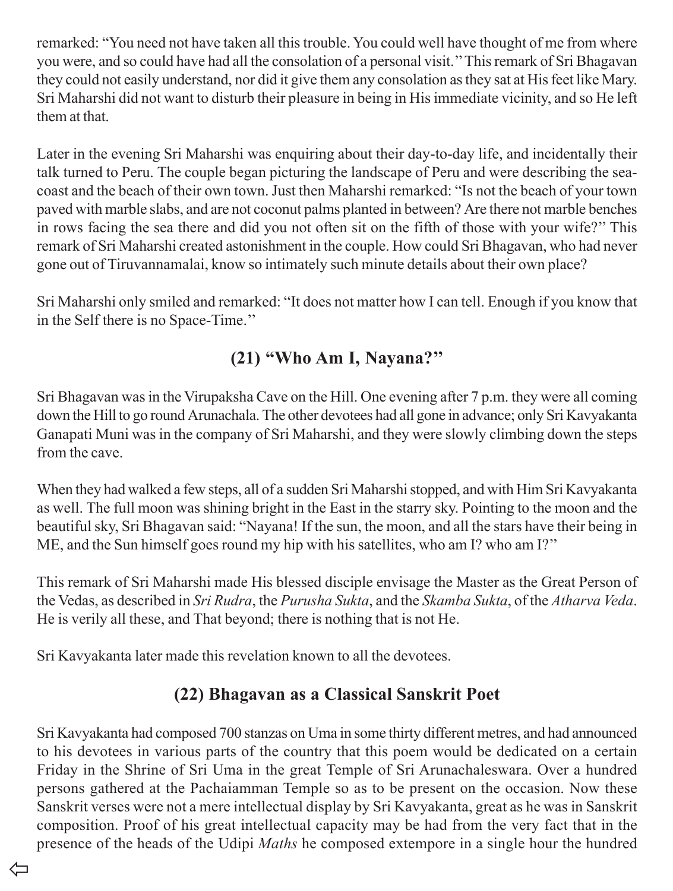remarked: "You need not have taken all this trouble. You could well have thought of me from where you were, and so could have had all the consolation of a personal visit." This remark of Sri Bhagavan they could not easily understand, nor did it give them any consolation as they sat at His feet like Mary. Sri Maharshi did not want to disturb their pleasure in being in His immediate vicinity, and so He left them at that.

Later in the evening Sri Maharshi was enquiring about their day-to-day life, and incidentally their talk turned to Peru. The couple began picturing the landscape of Peru and were describing the sea-coast and the beach of their own town. Just then Maharshi remarked: "Is not the beach of your town paved with marble slabs, and are not coconut palms planted in between? Are there not marble benches in rows facing the sea there and did you not often sit on the fifth of those with your wife?" This remark of Sri Maharshi created astonishment in the couple. How could Sri Bhagavan, who had never gone out of Tiruvannamalai, know so intimately such minute details about their own place?

Sri Maharshi only smiled and remarked: "It does not matter how I can tell. Enough if you know that in the Self there is no Space-Time."

## (21) "Who Am I, Nayana?"

Sri Bhagavan was in the Virupaksha Cave on the Hill. One evening after 7 p.m. they were all coming down the Hill to go round Arunachala. The other devotees had all gone in advance; only Sri Kavyakanta Ganapati Muni was in the company of Sri Maharshi, and they were slowly climbing down the steps from the cave.

When they had walked a few steps, all of a sudden Sri Maharshi stopped, and with Him Sri Kavyakanta as well. The full moon was shining bright in the East in the starry sky. Pointing to the moon and the beautiful sky, Sri Bhagavan said: "Nayana! If the sun, the moon, and all the stars have their being in ME, and the Sun himself goes round my hip with his satellites, who am I? who am I?"

This remark of Sri Maharshi made His blessed disciple envisage the Master as the Great Person of the Vedas, as described in *Sri Rudra*, the *Purusha Sukta*, and the *Skamba Sukta*, of the *Atharva Veda*. He is verily all these, and That beyond; there is nothing that is not He.

Sri Kavyakanta later made this revelation known to all the devotees.

## (22) Bhagavan as a Classical Sanskrit Poet

Sri Kavyakanta had composed 700 stanzas on Uma in some thirty different metres, and had announced to his devotees in various parts of the country that this poem would be dedicated on a certain Friday in the Shrine of Sri Uma in the great Temple of Sri Arunachaleswara. Over a hundred persons gathered at the Pachaiamman Temple so as to be present on the occasion. Now these Sanskrit verses were not a mere intellectual display by Sri Kavyakanta, great as he was in Sanskrit composition. Proof of his great intellectual capacity may be had from the very fact that in the presence of the heads of the Udipi *Maths* he composed extempore in a single hour the hundred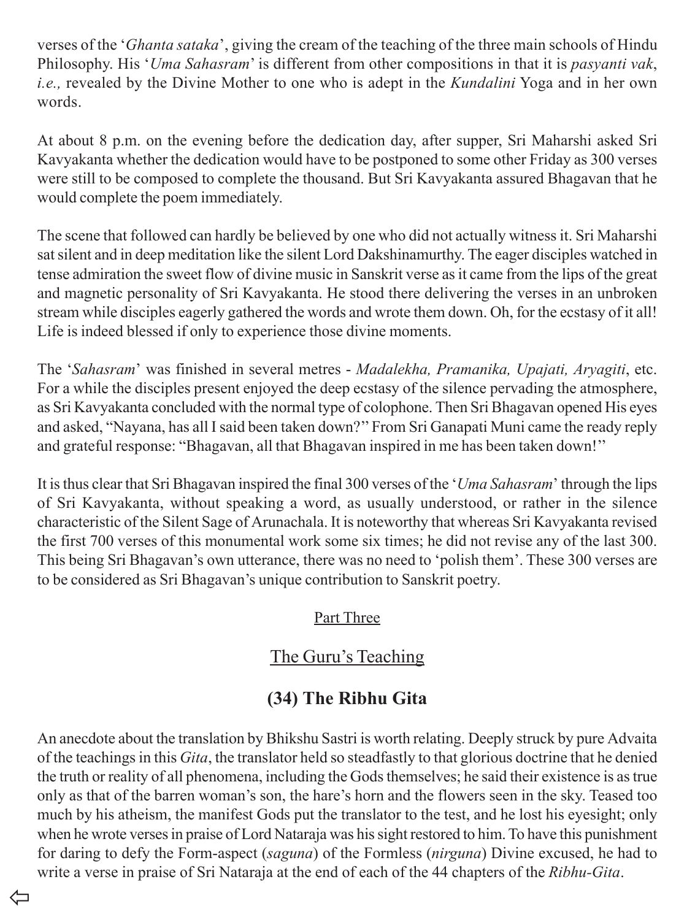verses of the '*Ghanta sataka*', giving the cream of the teaching of the three main schools of Hindu Philosophy. His '*Uma Sahasram*' is different from other compositions in that it is *pasyanti vak*, *i.e.,* revealed by the Divine Mother to one who is adept in the *Kundalini* Yoga and in her own words.

At about 8 p.m. on the evening before the dedication day, after supper, Sri Maharshi asked Sri Kavyakanta whether the dedication would have to be postponed to some other Friday as 300 verses were still to be composed to complete the thousand. But Sri Kavyakanta assured Bhagavan that he would complete the poem immediately.

The scene that followed can hardly be believed by one who did not actually witness it. Sri Maharshi sat silent and in deep meditation like the silent Lord Dakshinamurthy. The eager disciples watched in tense admiration the sweet flow of divine music in Sanskrit verse as it came from the lips of the great and magnetic personality of Sri Kavyakanta. He stood there delivering the verses in an unbroken stream while disciples eagerly gathered the words and wrote them down. Oh, for the ecstasy of it all! Life is indeed blessed if only to experience those divine moments.

The '*Sahasram*' was finished in several metres - *Madalekha, Pramanika, Upajati, Aryagiti*, etc. For a while the disciples present enjoyed the deep ecstasy of the silence pervading the atmosphere, as Sri Kavyakanta concluded with the normal type of colophone. Then Sri Bhagavan opened His eyes and asked, "Nayana, has all I said been taken down?" From Sri Ganapati Muni came the ready reply and grateful response: "Bhagavan, all that Bhagavan inspired in me has been taken down!"

It is thus clear that Sri Bhagavan inspired the final 300 verses of the '*Uma Sahasram*' through the lips of Sri Kavyakanta, without speaking a word, as usually understood, or rather in the silence characteristic of the Silent Sage of Arunachala. It is noteworthy that whereas Sri Kavyakanta revised the first 700 verses of this monumental work some six times; he did not revise any of the last 300. This being Sri Bhagavan's own utterance, there was no need to 'polish them'. These 300 verses are to be considered as Sri Bhagavan's unique contribution to Sanskrit poetry.

## Part Three

## The Guru's Teaching

### (34) The Ribhu Gita

An anecdote about the translation by Bhikshu Sastri is worth relating. Deeply struck by pure Advaita of the teachings in this *Gita*, the translator held so steadfastly to that glorious doctrine that he denied the truth or reality of all phenomena, including the Gods themselves; he said their existence is as true only as that of the barren woman's son, the hare's horn and the flowers seen in the sky. Teased too much by his atheism, the manifest Gods put the translator to the test, and he lost his eyesight; only when he wrote verses in praise of Lord Nataraja was his sight restored to him. To have this punishment for daring to defy the Form-aspect (*saguna*) of the Formless (*nirguna*) Divine excused, he had to write a verse in praise of Sri Nataraja at the end of each of the 44 chapters of the *Ribhu-Gita*.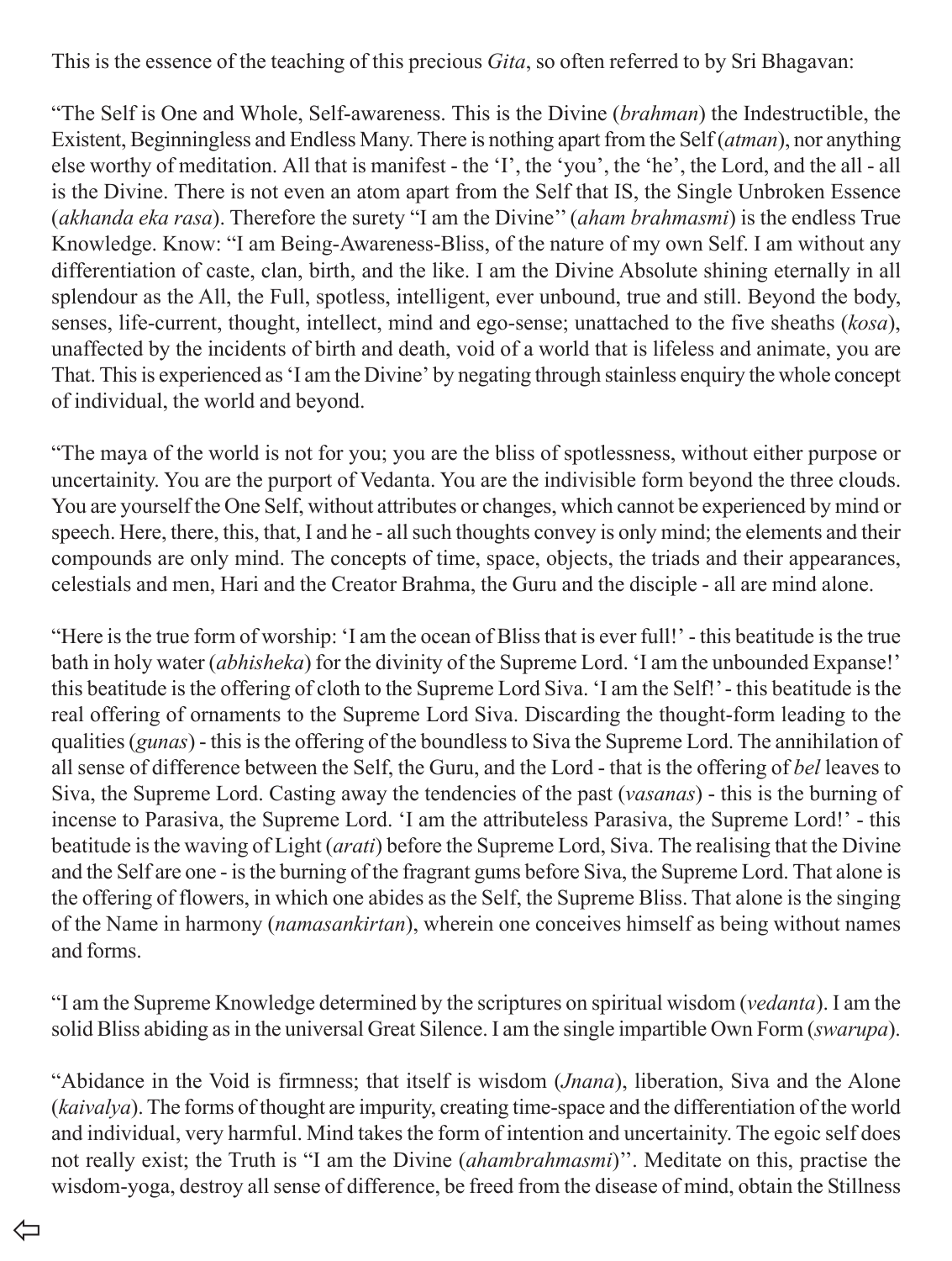This is the essence of the teaching of this precious *Gita*, so often referred to by Sri Bhagavan:

“The Self is One and Whole, Self-awareness. This is the Divine (*brahman*) the Indestructible, the Existent, Beginningless and Endless Many. There is nothing apart from the Self (*atman*), nor anything else worthy of meditation. All that is manifest - the ‘I’, the ‘you’, the ‘he’, the Lord, and the all - all is the Divine. There is not even an atom apart from the Self that IS, the Single Unbroken Essence (*akhanda eka rasa*). Therefore the surety “I am the Divine’’ (*aham brahmasmi*) is the endless True Knowledge. Know: “I am Being-Awareness-Bliss, of the nature of my own Self. I am without any differentiation of caste, clan, birth, and the like. I am the Divine Absolute shining eternally in all splendour as the All, the Full, spotless, intelligent, ever unbound, true and still. Beyond the body, senses, life-current, thought, intellect, mind and ego-sense; unattached to the five sheaths (*kosa*), unaffected by the incidents of birth and death, void of a world that is lifeless and animate, you are That. This is experienced as ‘I am the Divine’ by negating through stainless enquiry the whole concept of individual, the world and beyond.

“The maya of the world is not for you; you are the bliss of spotlessness, without either purpose or uncertainity. You are the purport of Vedanta. You are the indivisible form beyond the three clouds. You are yourself the One Self, without attributes or changes, which cannot be experienced by mind or speech. Here, there, this, that, I and he - all such thoughts convey is only mind; the elements and their compounds are only mind. The concepts of time, space, objects, the triads and their appearances, celestials and men, Hari and the Creator Brahma, the Guru and the disciple - all are mind alone.

“Here is the true form of worship: ‘I am the ocean of Bliss that is ever full!’ - this beatitude is the true bath in holy water (*abhisheka*) for the divinity of the Supreme Lord. ‘I am the unbounded Expanse!’ this beatitude is the offering of cloth to the Supreme Lord Siva. ‘I am the Self!’ - this beatitude is the real offering of ornaments to the Supreme Lord Siva. Discarding the thought-form leading to the qualities (*gunas*) - this is the offering of the boundless to Siva the Supreme Lord. The annihilation of all sense of difference between the Self, the Guru, and the Lord - that is the offering of *bel* leaves to Siva, the Supreme Lord. Casting away the tendencies of the past (*vasanas*) - this is the burning of incense to Parasiva, the Supreme Lord. ‘I am the attributeless Parasiva, the Supreme Lord!’ - this beatitude is the waving of Light (*arati*) before the Supreme Lord, Siva. The realising that the Divine and the Self are one - is the burning of the fragrant gums before Siva, the Supreme Lord. That alone is the offering of flowers, in which one abides as the Self, the Supreme Bliss. That alone is the singing of the Name in harmony (*namasankirtan*), wherein one conceives himself as being without names and forms.

“I am the Supreme Knowledge determined by the scriptures on spiritual wisdom (*vedanta*). I am the solid Bliss abiding as in the universal Great Silence. I am the single impartible Own Form (*swarupa*).

“Abidance in the Void is firmness; that itself is wisdom (*Jnana*), liberation, Siva and the Alone (*kaivalya*). The forms of thought are impurity, creating time-space and the differentiation of the world and individual, very harmful. Mind takes the form of intention and uncertainity. The egoic self does not really exist; the Truth is “I am the Divine (*ahambrahmasmi*)’’. Meditate on this, practise the wisdom-yoga, destroy all sense of difference, be freed from the disease of mind, obtain the Stillness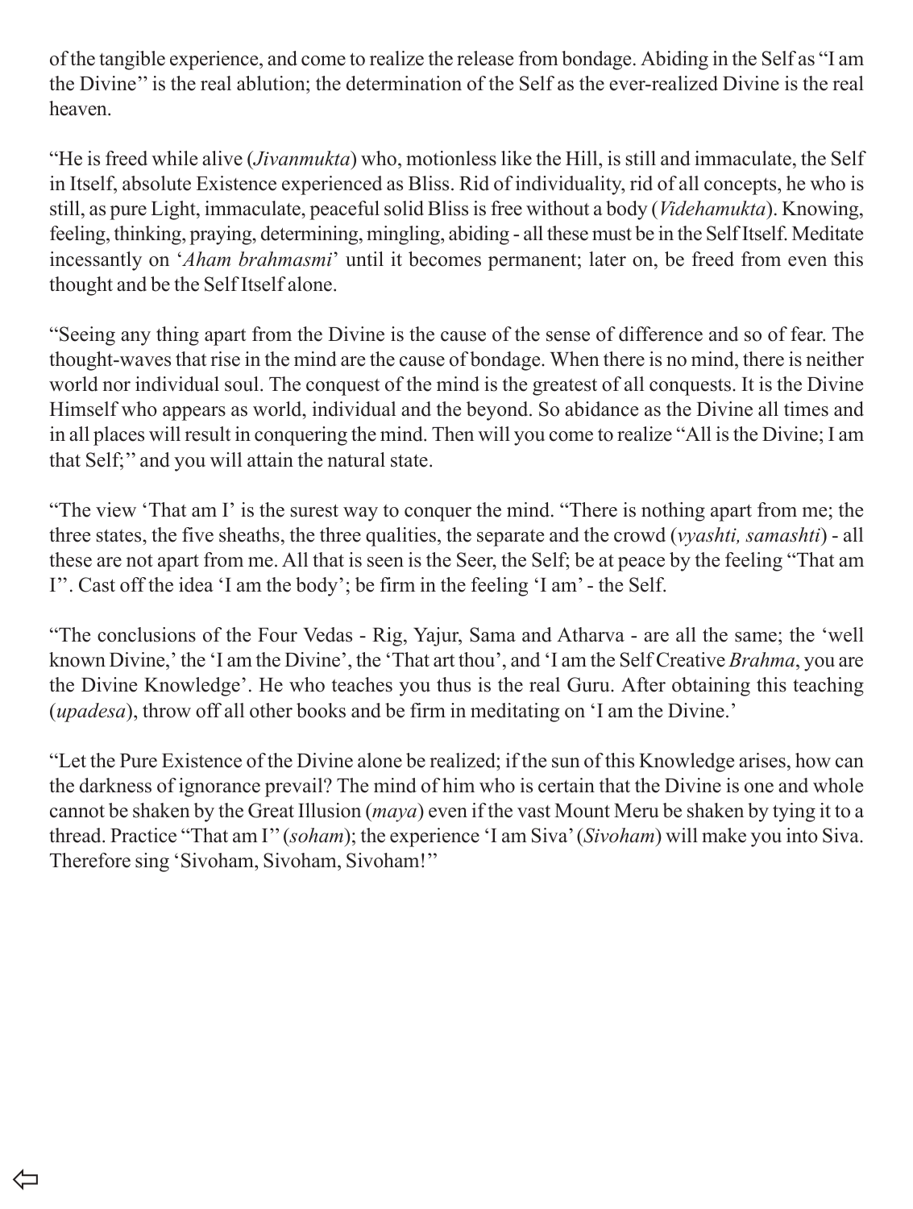of the tangible experience, and come to realize the release from bondage. Abiding in the Self as "I am the Divine'' is the real ablution; the determination of the Self as the ever-realized Divine is the real heaven.

"He is freed while alive (*Jivanmukta*) who, motionless like the Hill, is still and immaculate, the Self in Itself, absolute Existence experienced as Bliss. Rid of individuality, rid of all concepts, he who is still, as pure Light, immaculate, peaceful solid Bliss is free without a body (*Videhamukta*). Knowing, feeling, thinking, praying, determining, mingling, abiding - all these must be in the Self Itself. Meditate incessantly on '*Aham brahmasmi*' until it becomes permanent; later on, be freed from even this thought and be the Self Itself alone.

"Seeing any thing apart from the Divine is the cause of the sense of difference and so of fear. The thought-waves that rise in the mind are the cause of bondage. When there is no mind, there is neither world nor individual soul. The conquest of the mind is the greatest of all conquests. It is the Divine Himself who appears as world, individual and the beyond. So abidance as the Divine all times and in all places will result in conquering the mind. Then will you come to realize "All is the Divine; I am that Self;'' and you will attain the natural state.

"The view 'That am I' is the surest way to conquer the mind. "There is nothing apart from me; the three states, the five sheaths, the three qualities, the separate and the crowd (*vyashti, samashti*) - all these are not apart from me. All that is seen is the Seer, the Self; be at peace by the feeling "That am I''. Cast off the idea 'I am the body'; be firm in the feeling 'I am' - the Self.

"The conclusions of the Four Vedas - Rig, Yajur, Sama and Atharva - are all the same; the 'well known Divine,' the 'I am the Divine', the 'That art thou', and 'I am the Self Creative *Brahma*, you are the Divine Knowledge'. He who teaches you thus is the real Guru. After obtaining this teaching (*upadesa*), throw off all other books and be firm in meditating on 'I am the Divine.'

"Let the Pure Existence of the Divine alone be realized; if the sun of this Knowledge arises, how can the darkness of ignorance prevail? The mind of him who is certain that the Divine is one and whole cannot be shaken by the Great Illusion (*maya*) even if the vast Mount Meru be shaken by tying it to a thread. Practice "That am I'' (*soham*); the experience 'I am Siva' (*Sivoham*) will make you into Siva. Therefore sing 'Sivoham, Sivoham, Sivoham!''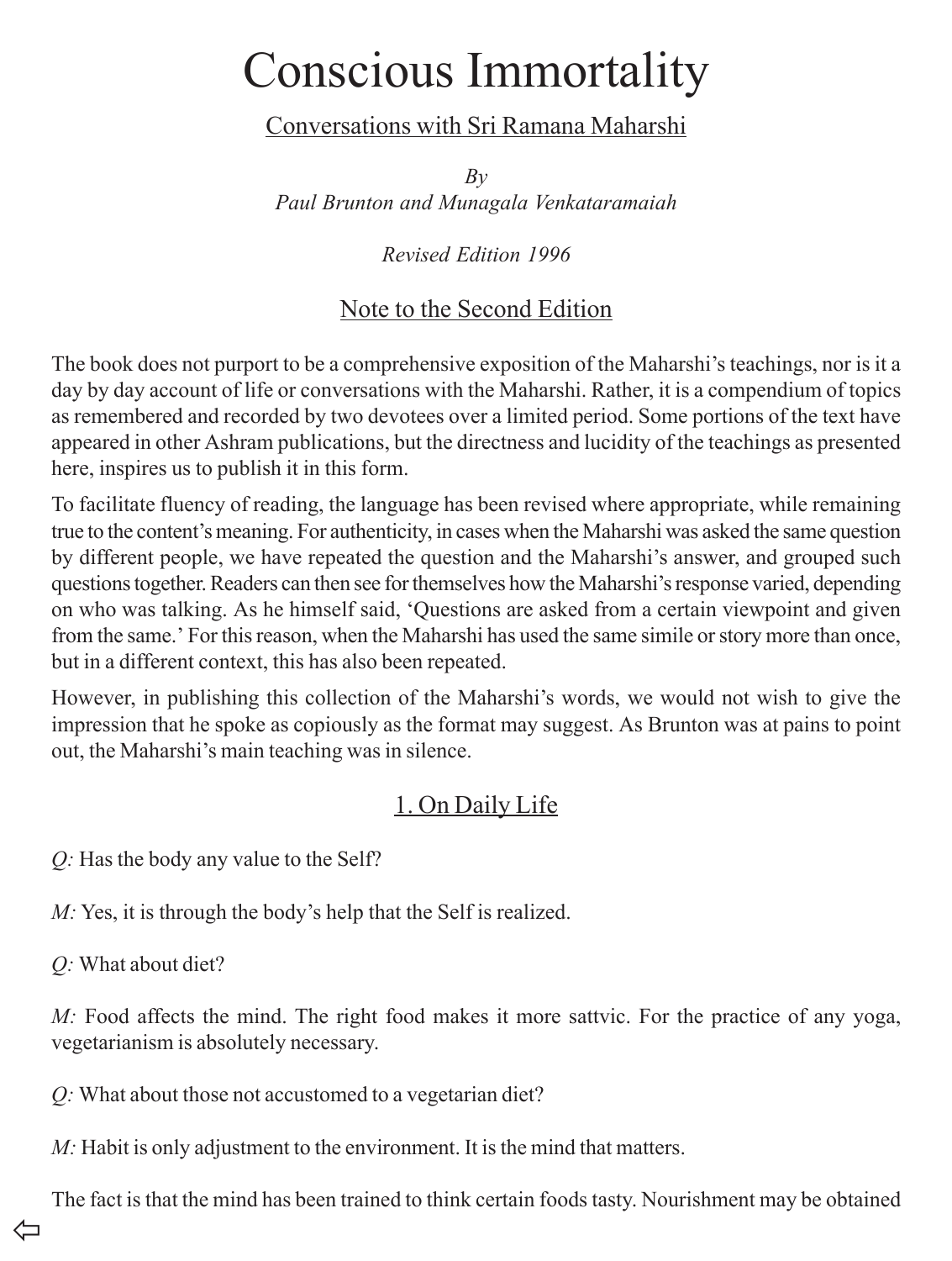# Conscious Immortality

Conversations with Sri Ramana Maharshi

*By*
*Paul Brunton and Munagala Venkataramaiah*

*Revised Edition 1996*

## Note to the Second Edition

The book does not purport to be a comprehensive exposition of the Maharshi's teachings, nor is it a day by day account of life or conversations with the Maharshi. Rather, it is a compendium of topics as remembered and recorded by two devotees over a limited period. Some portions of the text have appeared in other Ashram publications, but the directness and lucidity of the teachings as presented here, inspires us to publish it in this form.

To facilitate fluency of reading, the language has been revised where appropriate, while remaining true to the content's meaning. For authenticity, in cases when the Maharshi was asked the same question by different people, we have repeated the question and the Maharshi's answer, and grouped such questions together. Readers can then see for themselves how the Maharshi's response varied, depending on who was talking. As he himself said, 'Questions are asked from a certain viewpoint and given from the same.' For this reason, when the Maharshi has used the same simile or story more than once, but in a different context, this has also been repeated.

However, in publishing this collection of the Maharshi's words, we would not wish to give the impression that he spoke as copiously as the format may suggest. As Brunton was at pains to point out, the Maharshi's main teaching was in silence.

## 1. On Daily Life

*Q:* Has the body any value to the Self?

*M:* Yes, it is through the body's help that the Self is realized.

*Q:* What about diet?

*M:* Food affects the mind. The right food makes it more sattvic. For the practice of any yoga, vegetarianism is absolutely necessary.

*Q:* What about those not accustomed to a vegetarian diet?

*M:* Habit is only adjustment to the environment. It is the mind that matters.

The fact is that the mind has been trained to think certain foods tasty. Nourishment may be obtained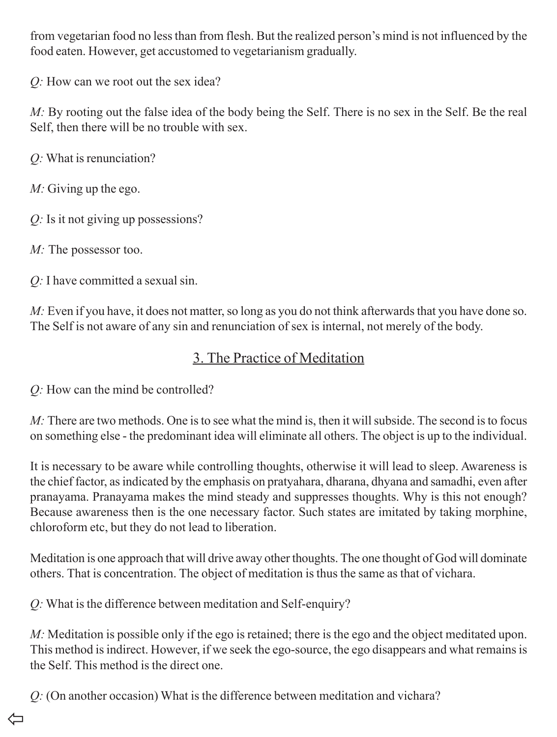from vegetarian food no less than from flesh. But the realized person's mind is not influenced by the food eaten. However, get accustomed to vegetarianism gradually.

*Q:* How can we root out the sex idea?

*M:* By rooting out the false idea of the body being the Self. There is no sex in the Self. Be the real Self, then there will be no trouble with sex.

*Q:* What is renunciation?

*M:* Giving up the ego.

*Q:* Is it not giving up possessions?

*M:* The possessor too.

*Q:* I have committed a sexual sin.

*M:* Even if you have, it does not matter, so long as you do not think afterwards that you have done so. The Self is not aware of any sin and renunciation of sex is internal, not merely of the body.

## 3. The Practice of Meditation

*Q:* How can the mind be controlled?

*M:* There are two methods. One is to see what the mind is, then it will subside. The second is to focus on something else - the predominant idea will eliminate all others. The object is up to the individual.

It is necessary to be aware while controlling thoughts, otherwise it will lead to sleep. Awareness is the chief factor, as indicated by the emphasis on pratyahara, dharana, dhyana and samadhi, even after pranayama. Pranayama makes the mind steady and suppresses thoughts. Why is this not enough? Because awareness then is the one necessary factor. Such states are imitated by taking morphine, chloroform etc, but they do not lead to liberation.

Meditation is one approach that will drive away other thoughts. The one thought of God will dominate others. That is concentration. The object of meditation is thus the same as that of vichara.

*Q:* What is the difference between meditation and Self-enquiry?

*M:* Meditation is possible only if the ego is retained; there is the ego and the object meditated upon. This method is indirect. However, if we seek the ego-source, the ego disappears and what remains is the Self. This method is the direct one.

*Q:* (On another occasion) What is the difference between meditation and vichara?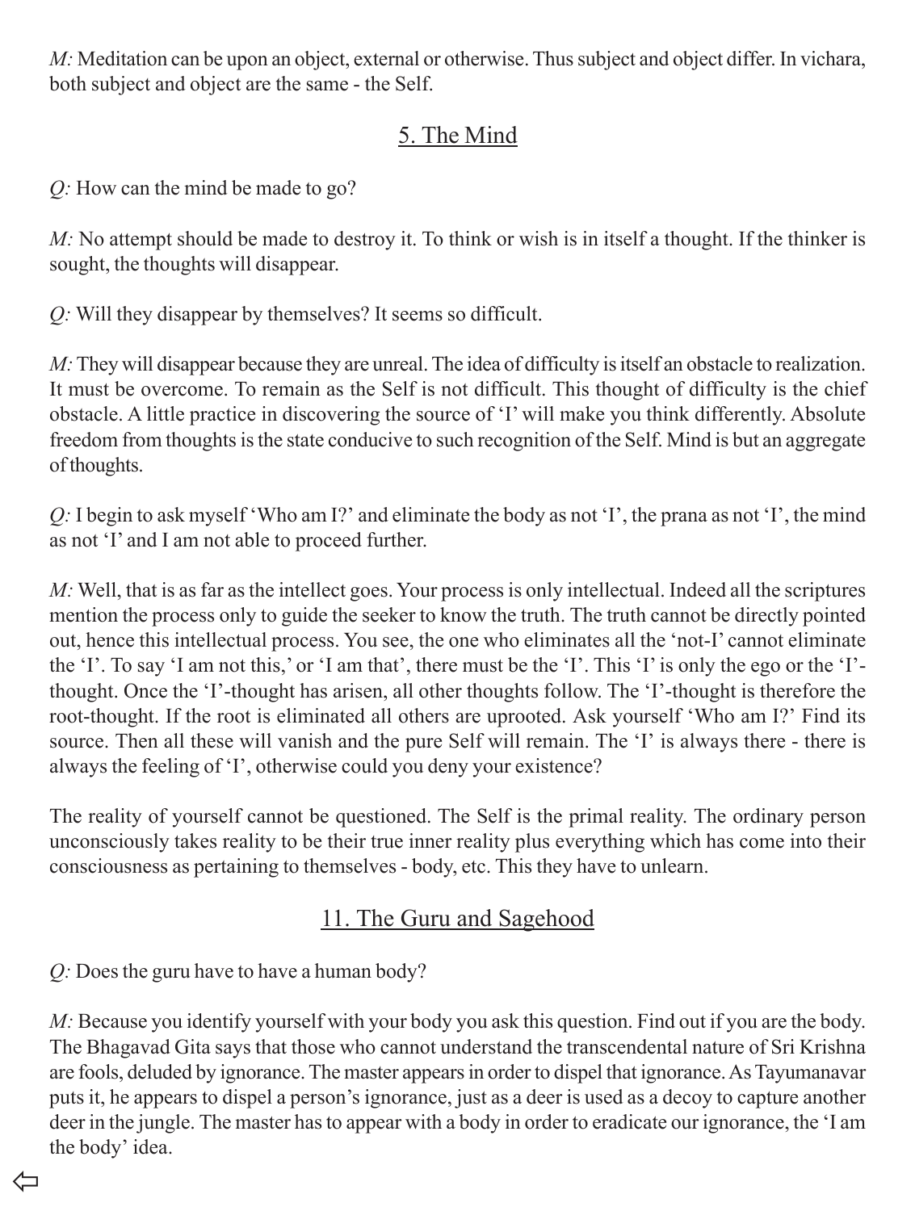*M:* Meditation can be upon an object, external or otherwise. Thus subject and object differ. In vichara, both subject and object are the same - the Self.

## 5. The Mind

*Q:* How can the mind be made to go?

*M:* No attempt should be made to destroy it. To think or wish is in itself a thought. If the thinker is sought, the thoughts will disappear.

*Q:* Will they disappear by themselves? It seems so difficult.

*M:* They will disappear because they are unreal. The idea of difficulty is itself an obstacle to realization. It must be overcome. To remain as the Self is not difficult. This thought of difficulty is the chief obstacle. A little practice in discovering the source of 'I' will make you think differently. Absolute freedom from thoughts is the state conducive to such recognition of the Self. Mind is but an aggregate of thoughts.

*Q:* I begin to ask myself 'Who am I?' and eliminate the body as not 'I', the prana as not 'I', the mind as not 'I' and I am not able to proceed further.

*M:* Well, that is as far as the intellect goes. Your process is only intellectual. Indeed all the scriptures mention the process only to guide the seeker to know the truth. The truth cannot be directly pointed out, hence this intellectual process. You see, the one who eliminates all the 'not-I' cannot eliminate the 'I'. To say 'I am not this,' or 'I am that', there must be the 'I'. This 'I' is only the ego or the 'I'-thought. Once the 'I'-thought has arisen, all other thoughts follow. The 'I'-thought is therefore the root-thought. If the root is eliminated all others are uprooted. Ask yourself 'Who am I?' Find its source. Then all these will vanish and the pure Self will remain. The 'I' is always there - there is always the feeling of 'I', otherwise could you deny your existence?

The reality of yourself cannot be questioned. The Self is the primal reality. The ordinary person unconsciously takes reality to be their true inner reality plus everything which has come into their consciousness as pertaining to themselves - body, etc. This they have to unlearn.

## 11. The Guru and Sagehood

*Q:* Does the guru have to have a human body?

*M:* Because you identify yourself with your body you ask this question. Find out if you are the body. The Bhagavad Gita says that those who cannot understand the transcendental nature of Sri Krishna are fools, deluded by ignorance. The master appears in order to dispel that ignorance. As Tayumanavar puts it, he appears to dispel a person's ignorance, just as a deer is used as a decoy to capture another deer in the jungle. The master has to appear with a body in order to eradicate our ignorance, the 'I am the body' idea.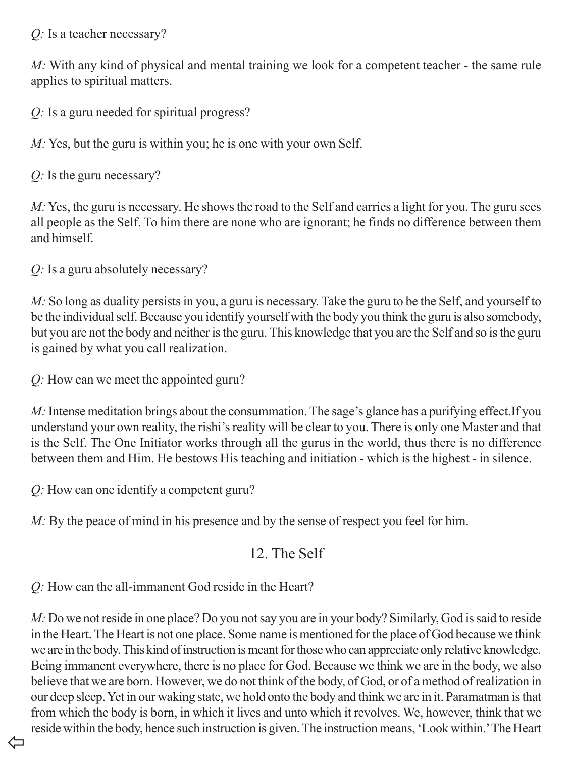*Q:* Is a teacher necessary?

*M:* With any kind of physical and mental training we look for a competent teacher - the same rule applies to spiritual matters.

*Q:* Is a guru needed for spiritual progress?

*M:* Yes, but the guru is within you; he is one with your own Self.

*Q:* Is the guru necessary?

*M:* Yes, the guru is necessary. He shows the road to the Self and carries a light for you. The guru sees all people as the Self. To him there are none who are ignorant; he finds no difference between them and himself.

*Q:* Is a guru absolutely necessary?

*M:* So long as duality persists in you, a guru is necessary. Take the guru to be the Self, and yourself to be the individual self. Because you identify yourself with the body you think the guru is also somebody, but you are not the body and neither is the guru. This knowledge that you are the Self and so is the guru is gained by what you call realization.

*Q:* How can we meet the appointed guru?

*M:* Intense meditation brings about the consummation. The sage's glance has a purifying effect.If you understand your own reality, the rishi's reality will be clear to you. There is only one Master and that is the Self. The One Initiator works through all the gurus in the world, thus there is no difference between them and Him. He bestows His teaching and initiation - which is the highest - in silence.

*Q:* How can one identify a competent guru?

*M:* By the peace of mind in his presence and by the sense of respect you feel for him.

## 12. The Self

*Q:* How can the all-immanent God reside in the Heart?

*M:* Do we not reside in one place? Do you not say you are in your body? Similarly, God is said to reside in the Heart. The Heart is not one place. Some name is mentioned for the place of God because we think we are in the body. This kind of instruction is meant for those who can appreciate only relative knowledge. Being immanent everywhere, there is no place for God. Because we think we are in the body, we also believe that we are born. However, we do not think of the body, of God, or of a method of realization in our deep sleep. Yet in our waking state, we hold onto the body and think we are in it. Paramatman is that from which the body is born, in which it lives and unto which it revolves. We, however, think that we reside within the body, hence such instruction is given. The instruction means, 'Look within.' The Heart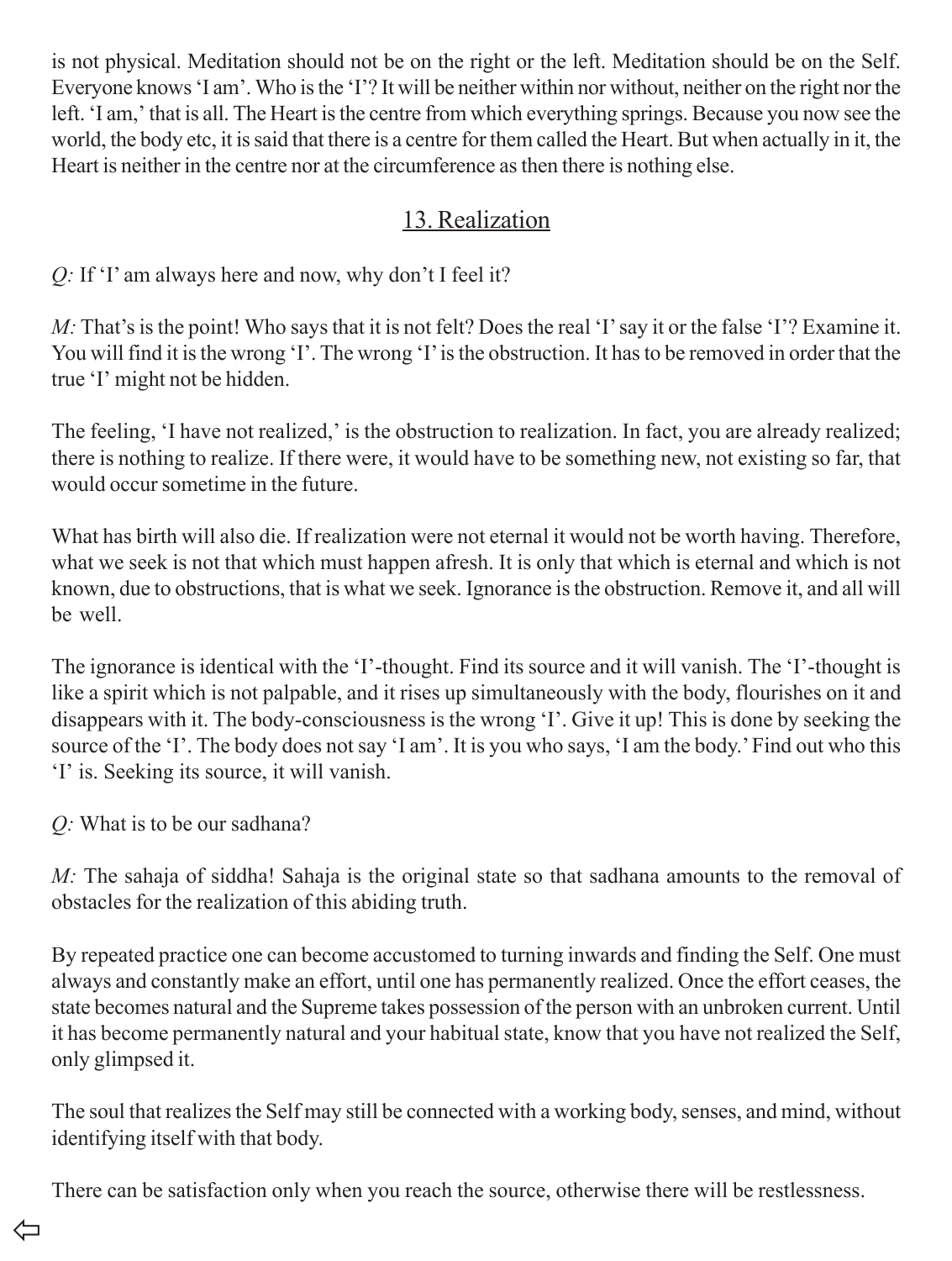is not physical. Meditation should not be on the right or the left. Meditation should be on the Self. Everyone knows 'I am'. Who is the 'I'? It will be neither within nor without, neither on the right nor the left. 'I am,' that is all. The Heart is the centre from which everything springs. Because you now see the world, the body etc, it is said that there is a centre for them called the Heart. But when actually in it, the Heart is neither in the centre nor at the circumference as then there is nothing else.

## 13. Realization

*Q:* If 'I' am always here and now, why don't I feel it?

*M:* That's is the point! Who says that it is not felt? Does the real 'I' say it or the false 'I'? Examine it. You will find it is the wrong 'I'. The wrong 'I' is the obstruction. It has to be removed in order that the true 'I' might not be hidden.

The feeling, 'I have not realized,' is the obstruction to realization. In fact, you are already realized; there is nothing to realize. If there were, it would have to be something new, not existing so far, that would occur sometime in the future.

What has birth will also die. If realization were not eternal it would not be worth having. Therefore, what we seek is not that which must happen afresh. It is only that which is eternal and which is not known, due to obstructions, that is what we seek. Ignorance is the obstruction. Remove it, and all will be well.

The ignorance is identical with the 'I'-thought. Find its source and it will vanish. The 'I'-thought is like a spirit which is not palpable, and it rises up simultaneously with the body, flourishes on it and disappears with it. The body-consciousness is the wrong 'I'. Give it up! This is done by seeking the source of the 'I'. The body does not say 'I am'. It is you who says, 'I am the body.' Find out who this 'I' is. Seeking its source, it will vanish.

*Q:* What is to be our sadhana?

*M:* The sahaja of siddha! Sahaja is the original state so that sadhana amounts to the removal of obstacles for the realization of this abiding truth.

By repeated practice one can become accustomed to turning inwards and finding the Self. One must always and constantly make an effort, until one has permanently realized. Once the effort ceases, the state becomes natural and the Supreme takes possession of the person with an unbroken current. Until it has become permanently natural and your habitual state, know that you have not realized the Self, only glimpsed it.

The soul that realizes the Self may still be connected with a working body, senses, and mind, without identifying itself with that body.

There can be satisfaction only when you reach the source, otherwise there will be restlessness.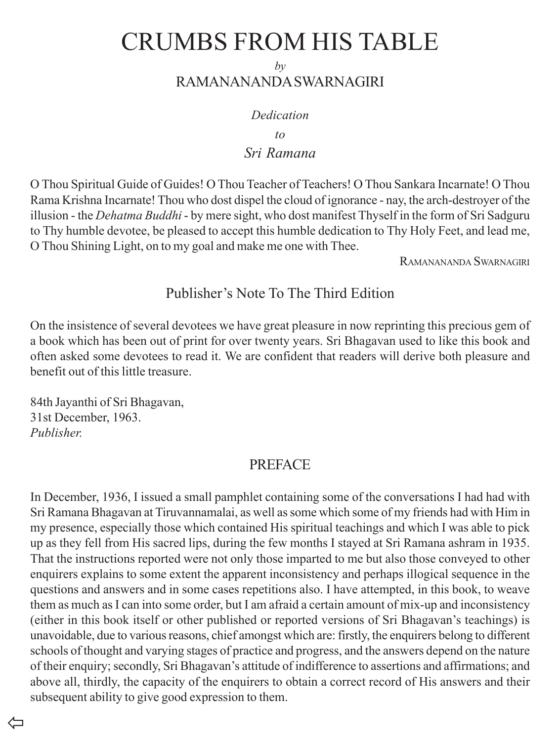# CRUMBS FROM HIS TABLE

*by*

RAMANANANDA SWARNAGIRI

*Dedication*

*to*

*Sri Ramana*

O Thou Spiritual Guide of Guides! O Thou Teacher of Teachers! O Thou Sankara Incarnate! O Thou Rama Krishna Incarnate! Thou who dost dispel the cloud of ignorance - nay, the arch-destroyer of the illusion - the *Dehatma Buddhi* - by mere sight, who dost manifest Thyself in the form of Sri Sadguru to Thy humble devotee, be pleased to accept this humble dedication to Thy Holy Feet, and lead me, O Thou Shining Light, on to my goal and make me one with Thee.

RAMANANANDA SWARNAGIRI

## Publisher's Note To The Third Edition

On the insistence of several devotees we have great pleasure in now reprinting this precious gem of a book which has been out of print for over twenty years. Sri Bhagavan used to like this book and often asked some devotees to read it. We are confident that readers will derive both pleasure and benefit out of this little treasure.

84th Jayanthi of Sri Bhagavan,
31st December, 1963.
*Publisher.*

## PREFACE

In December, 1936, I issued a small pamphlet containing some of the conversations I had had with Sri Ramana Bhagavan at Tiruvannamalai, as well as some which some of my friends had with Him in my presence, especially those which contained His spiritual teachings and which I was able to pick up as they fell from His sacred lips, during the few months I stayed at Sri Ramana ashram in 1935. That the instructions reported were not only those imparted to me but also those conveyed to other enquirers explains to some extent the apparent inconsistency and perhaps illogical sequence in the questions and answers and in some cases repetitions also. I have attempted, in this book, to weave them as much as I can into some order, but I am afraid a certain amount of mix-up and inconsistency (either in this book itself or other published or reported versions of Sri Bhagavan's teachings) is unavoidable, due to various reasons, chief amongst which are: firstly, the enquirers belong to different schools of thought and varying stages of practice and progress, and the answers depend on the nature of their enquiry; secondly, Sri Bhagavan's attitude of indifference to assertions and affirmations; and above all, thirdly, the capacity of the enquirers to obtain a correct record of His answers and their subsequent ability to give good expression to them.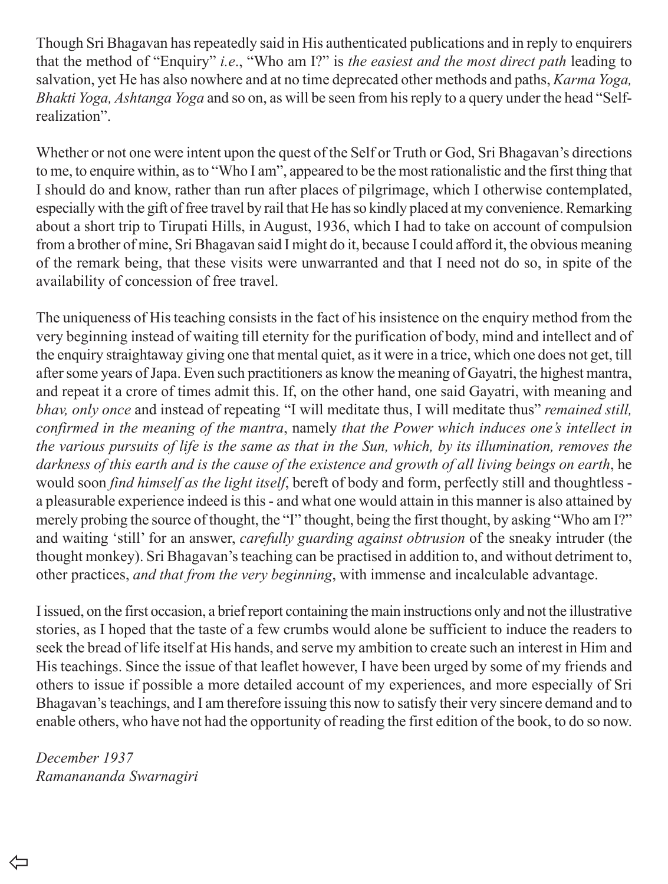Though Sri Bhagavan has repeatedly said in His authenticated publications and in reply to enquirers that the method of "Enquiry" *i.e*., "Who am I?" is *the easiest and the most direct path* leading to salvation, yet He has also nowhere and at no time deprecated other methods and paths, *Karma Yoga, Bhakti Yoga, Ashtanga Yoga* and so on, as will be seen from his reply to a query under the head "Self-realization".

Whether or not one were intent upon the quest of the Self or Truth or God, Sri Bhagavan's directions to me, to enquire within, as to "Who I am", appeared to be the most rationalistic and the first thing that I should do and know, rather than run after places of pilgrimage, which I otherwise contemplated, especially with the gift of free travel by rail that He has so kindly placed at my convenience. Remarking about a short trip to Tirupati Hills, in August, 1936, which I had to take on account of compulsion from a brother of mine, Sri Bhagavan said I might do it, because I could afford it, the obvious meaning of the remark being, that these visits were unwarranted and that I need not do so, in spite of the availability of concession of free travel.

The uniqueness of His teaching consists in the fact of his insistence on the enquiry method from the very beginning instead of waiting till eternity for the purification of body, mind and intellect and of the enquiry straightaway giving one that mental quiet, as it were in a trice, which one does not get, till after some years of Japa. Even such practitioners as know the meaning of Gayatri, the highest mantra, and repeat it a crore of times admit this. If, on the other hand, one said Gayatri, with meaning and *bhav, only once* and instead of repeating "I will meditate thus, I will meditate thus" *remained still, confirmed in the meaning of the mantra*, namely *that the Power which induces one's intellect in the various pursuits of life is the same as that in the Sun, which, by its illumination, removes the darkness of this earth and is the cause of the existence and growth of all living beings on earth*, he would soon *find himself as the light itself*, bereft of body and form, perfectly still and thoughtless - a pleasurable experience indeed is this - and what one would attain in this manner is also attained by merely probing the source of thought, the "I" thought, being the first thought, by asking "Who am I?" and waiting 'still' for an answer, *carefully guarding against obtrusion* of the sneaky intruder (the thought monkey). Sri Bhagavan's teaching can be practised in addition to, and without detriment to, other practices, *and that from the very beginning*, with immense and incalculable advantage.

I issued, on the first occasion, a brief report containing the main instructions only and not the illustrative stories, as I hoped that the taste of a few crumbs would alone be sufficient to induce the readers to seek the bread of life itself at His hands, and serve my ambition to create such an interest in Him and His teachings. Since the issue of that leaflet however, I have been urged by some of my friends and others to issue if possible a more detailed account of my experiences, and more especially of Sri Bhagavan's teachings, and I am therefore issuing this now to satisfy their very sincere demand and to enable others, who have not had the opportunity of reading the first edition of the book, to do so now.

*December 1937*
*Ramanananda Swarnagiri*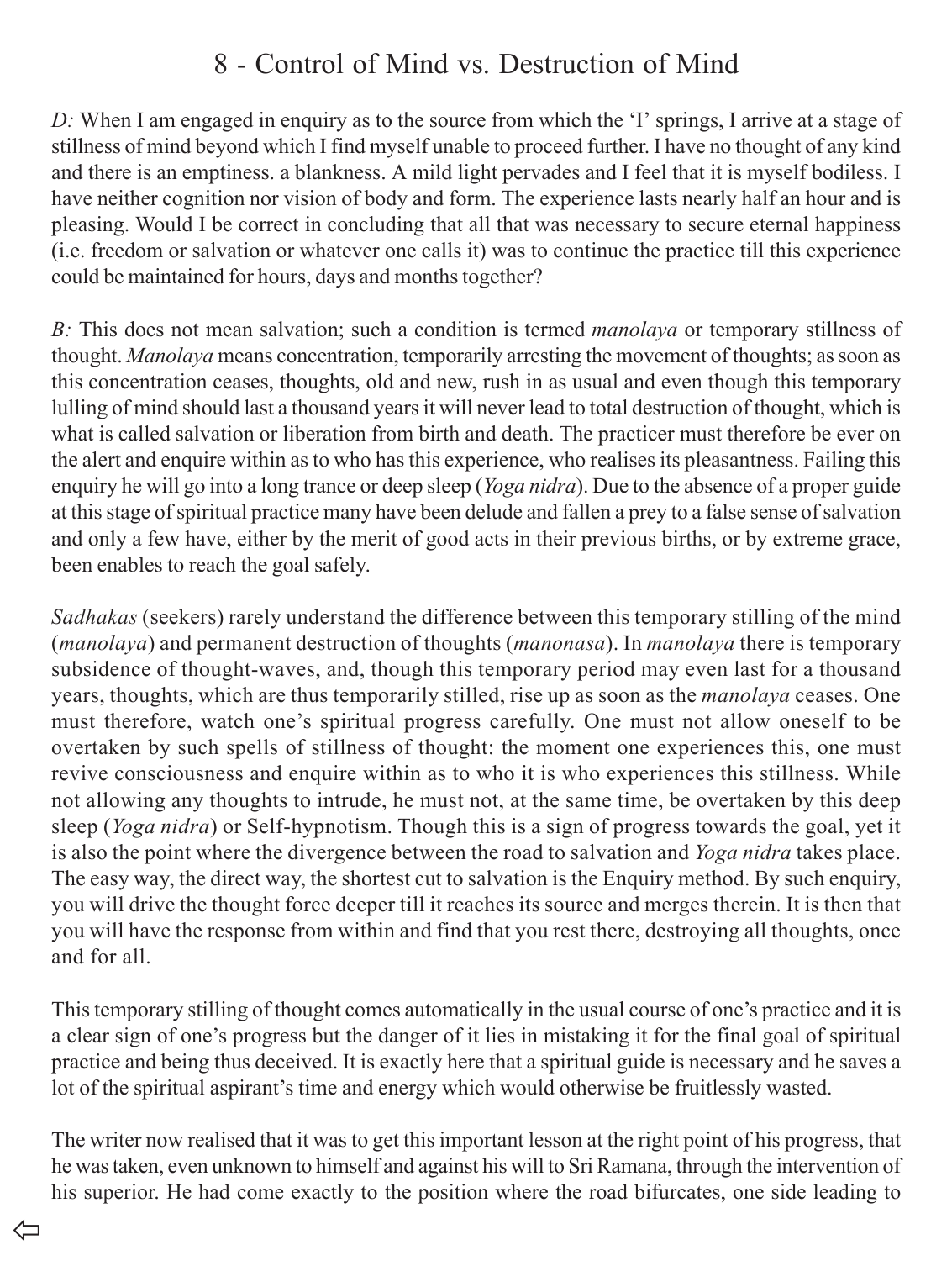# 8 - Control of Mind vs. Destruction of Mind

*D:* When I am engaged in enquiry as to the source from which the 'I' springs, I arrive at a stage of stillness of mind beyond which I find myself unable to proceed further. I have no thought of any kind and there is an emptiness. a blankness. A mild light pervades and I feel that it is myself bodiless. I have neither cognition nor vision of body and form. The experience lasts nearly half an hour and is pleasing. Would I be correct in concluding that all that was necessary to secure eternal happiness (i.e. freedom or salvation or whatever one calls it) was to continue the practice till this experience could be maintained for hours, days and months together?

*B:* This does not mean salvation; such a condition is termed *manolaya* or temporary stillness of thought. *Manolaya* means concentration, temporarily arresting the movement of thoughts; as soon as this concentration ceases, thoughts, old and new, rush in as usual and even though this temporary lulling of mind should last a thousand years it will never lead to total destruction of thought, which is what is called salvation or liberation from birth and death. The practicer must therefore be ever on the alert and enquire within as to who has this experience, who realises its pleasantness. Failing this enquiry he will go into a long trance or deep sleep (*Yoga nidra*). Due to the absence of a proper guide at this stage of spiritual practice many have been delude and fallen a prey to a false sense of salvation and only a few have, either by the merit of good acts in their previous births, or by extreme grace, been enables to reach the goal safely.

*Sadhakas* (seekers) rarely understand the difference between this temporary stilling of the mind (*manolaya*) and permanent destruction of thoughts (*manonasa*). In *manolaya* there is temporary subsidence of thought-waves, and, though this temporary period may even last for a thousand years, thoughts, which are thus temporarily stilled, rise up as soon as the *manolaya* ceases. One must therefore, watch one's spiritual progress carefully. One must not allow oneself to be overtaken by such spells of stillness of thought: the moment one experiences this, one must revive consciousness and enquire within as to who it is who experiences this stillness. While not allowing any thoughts to intrude, he must not, at the same time, be overtaken by this deep sleep (*Yoga nidra*) or Self-hypnotism. Though this is a sign of progress towards the goal, yet it is also the point where the divergence between the road to salvation and *Yoga nidra* takes place. The easy way, the direct way, the shortest cut to salvation is the Enquiry method. By such enquiry, you will drive the thought force deeper till it reaches its source and merges therein. It is then that you will have the response from within and find that you rest there, destroying all thoughts, once and for all.

This temporary stilling of thought comes automatically in the usual course of one's practice and it is a clear sign of one's progress but the danger of it lies in mistaking it for the final goal of spiritual practice and being thus deceived. It is exactly here that a spiritual guide is necessary and he saves a lot of the spiritual aspirant's time and energy which would otherwise be fruitlessly wasted.

The writer now realised that it was to get this important lesson at the right point of his progress, that he was taken, even unknown to himself and against his will to Sri Ramana, through the intervention of his superior. He had come exactly to the position where the road bifurcates, one side leading to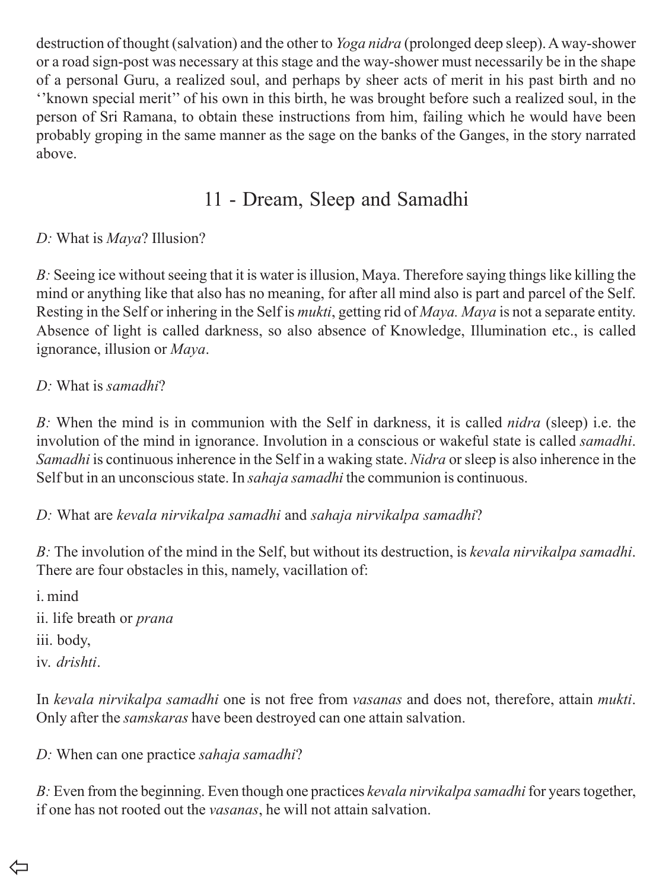destruction of thought (salvation) and the other to *Yoga nidra* (prolonged deep sleep). A way-shower or a road sign-post was necessary at this stage and the way-shower must necessarily be in the shape of a personal Guru, a realized soul, and perhaps by sheer acts of merit in his past birth and no ''known special merit'' of his own in this birth, he was brought before such a realized soul, in the person of Sri Ramana, to obtain these instructions from him, failing which he would have been probably groping in the same manner as the sage on the banks of the Ganges, in the story narrated above.

## 11 - Dream, Sleep and Samadhi

*D:* What is *Maya*? Illusion?

*B:* Seeing ice without seeing that it is water is illusion, Maya. Therefore saying things like killing the mind or anything like that also has no meaning, for after all mind also is part and parcel of the Self. Resting in the Self or inhering in the Self is *mukti*, getting rid of *Maya. Maya* is not a separate entity. Absence of light is called darkness, so also absence of Knowledge, Illumination etc., is called ignorance, illusion or *Maya*.

*D:* What is *samadhi*?

*B:* When the mind is in communion with the Self in darkness, it is called *nidra* (sleep) i.e. the involution of the mind in ignorance. Involution in a conscious or wakeful state is called *samadhi*. *Samadhi* is continuous inherence in the Self in a waking state. *Nidra* or sleep is also inherence in the Self but in an unconscious state. In *sahaja samadhi* the communion is continuous.

*D:* What are *kevala nirvikalpa samadhi* and *sahaja nirvikalpa samadhi*?

*B:* The involution of the mind in the Self, but without its destruction, is *kevala nirvikalpa samadhi*. There are four obstacles in this, namely, vacillation of:

i. mind
ii. life breath or *prana*
iii. body,
iv. *drishti*.

In *kevala nirvikalpa samadhi* one is not free from *vasanas* and does not, therefore, attain *mukti*. Only after the *samskaras* have been destroyed can one attain salvation.

*D:* When can one practice *sahaja samadhi*?

*B:* Even from the beginning. Even though one practices *kevala nirvikalpa samadhi* for years together, if one has not rooted out the *vasanas*, he will not attain salvation.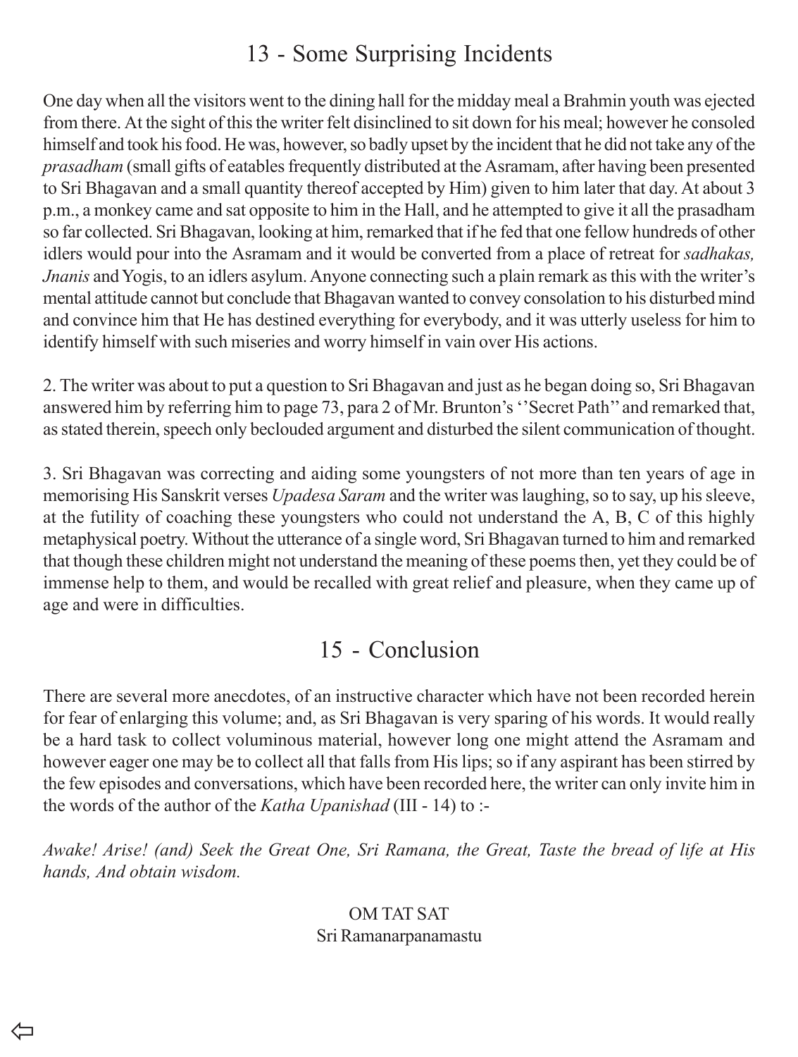## 13 - Some Surprising Incidents

One day when all the visitors went to the dining hall for the midday meal a Brahmin youth was ejected from there. At the sight of this the writer felt disinclined to sit down for his meal; however he consoled himself and took his food. He was, however, so badly upset by the incident that he did not take any of the *prasadham* (small gifts of eatables frequently distributed at the Asramam, after having been presented to Sri Bhagavan and a small quantity thereof accepted by Him) given to him later that day. At about 3 p.m., a monkey came and sat opposite to him in the Hall, and he attempted to give it all the prasadham so far collected. Sri Bhagavan, looking at him, remarked that if he fed that one fellow hundreds of other idlers would pour into the Asramam and it would be converted from a place of retreat for *sadhakas, Jnanis* and Yogis, to an idlers asylum. Anyone connecting such a plain remark as this with the writer's mental attitude cannot but conclude that Bhagavan wanted to convey consolation to his disturbed mind and convince him that He has destined everything for everybody, and it was utterly useless for him to identify himself with such miseries and worry himself in vain over His actions.

2. The writer was about to put a question to Sri Bhagavan and just as he began doing so, Sri Bhagavan answered him by referring him to page 73, para 2 of Mr. Brunton's ''Secret Path'' and remarked that, as stated therein, speech only beclouded argument and disturbed the silent communication of thought.

3. Sri Bhagavan was correcting and aiding some youngsters of not more than ten years of age in memorising His Sanskrit verses *Upadesa Saram* and the writer was laughing, so to say, up his sleeve, at the futility of coaching these youngsters who could not understand the A, B, C of this highly metaphysical poetry. Without the utterance of a single word, Sri Bhagavan turned to him and remarked that though these children might not understand the meaning of these poems then, yet they could be of immense help to them, and would be recalled with great relief and pleasure, when they came up of age and were in difficulties.

## 15 - Conclusion

There are several more anecdotes, of an instructive character which have not been recorded herein for fear of enlarging this volume; and, as Sri Bhagavan is very sparing of his words. It would really be a hard task to collect voluminous material, however long one might attend the Asramam and however eager one may be to collect all that falls from His lips; so if any aspirant has been stirred by the few episodes and conversations, which have been recorded here, the writer can only invite him in the words of the author of the *Katha Upanishad* (III - 14) to :-

*Awake! Arise! (and) Seek the Great One, Sri Ramana, the Great, Taste the bread of life at His hands, And obtain wisdom.*

OM TAT SAT
Sri Ramanarpanamastu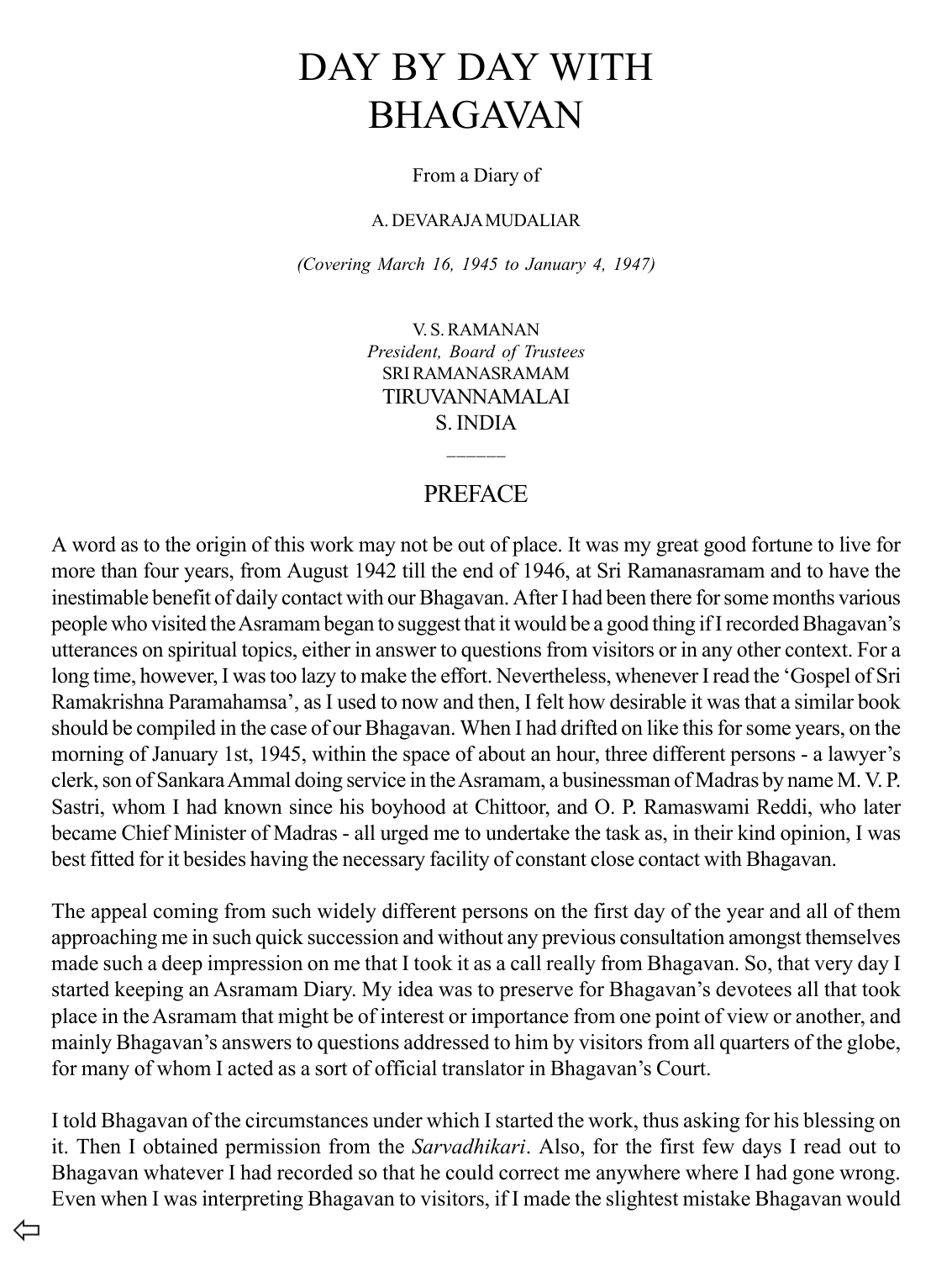# DAY BY DAY WITH BHAGAVAN

From a Diary of

A. DEVARAJA MUDALIAR

*(Covering March 16, 1945 to January 4, 1947)*

V. S. RAMANAN
*President, Board of Trustees*
SRI RAMANASRAMAM
TIRUVANNAMALAI
S. INDIA

## PREFACE

A word as to the origin of this work may not be out of place. It was my great good fortune to live for more than four years, from August 1942 till the end of 1946, at Sri Ramanasramam and to have the inestimable benefit of daily contact with our Bhagavan. After I had been there for some months various people who visited the Asramam began to suggest that it would be a good thing if I recorded Bhagavan's utterances on spiritual topics, either in answer to questions from visitors or in any other context. For a long time, however, I was too lazy to make the effort. Nevertheless, whenever I read the 'Gospel of Sri Ramakrishna Paramahamsa', as I used to now and then, I felt how desirable it was that a similar book should be compiled in the case of our Bhagavan. When I had drifted on like this for some years, on the morning of January 1st, 1945, within the space of about an hour, three different persons - a lawyer's clerk, son of Sankara Ammal doing service in the Asramam, a businessman of Madras by name M. V. P. Sastri, whom I had known since his boyhood at Chittoor, and O. P. Ramaswami Reddi, who later became Chief Minister of Madras - all urged me to undertake the task as, in their kind opinion, I was best fitted for it besides having the necessary facility of constant close contact with Bhagavan.

The appeal coming from such widely different persons on the first day of the year and all of them approaching me in such quick succession and without any previous consultation amongst themselves made such a deep impression on me that I took it as a call really from Bhagavan. So, that very day I started keeping an Asramam Diary. My idea was to preserve for Bhagavan's devotees all that took place in the Asramam that might be of interest or importance from one point of view or another, and mainly Bhagavan's answers to questions addressed to him by visitors from all quarters of the globe, for many of whom I acted as a sort of official translator in Bhagavan's Court.

I told Bhagavan of the circumstances under which I started the work, thus asking for his blessing on it. Then I obtained permission from the *Sarvadhikari*. Also, for the first few days I read out to Bhagavan whatever I had recorded so that he could correct me anywhere where I had gone wrong. Even when I was interpreting Bhagavan to visitors, if I made the slightest mistake Bhagavan would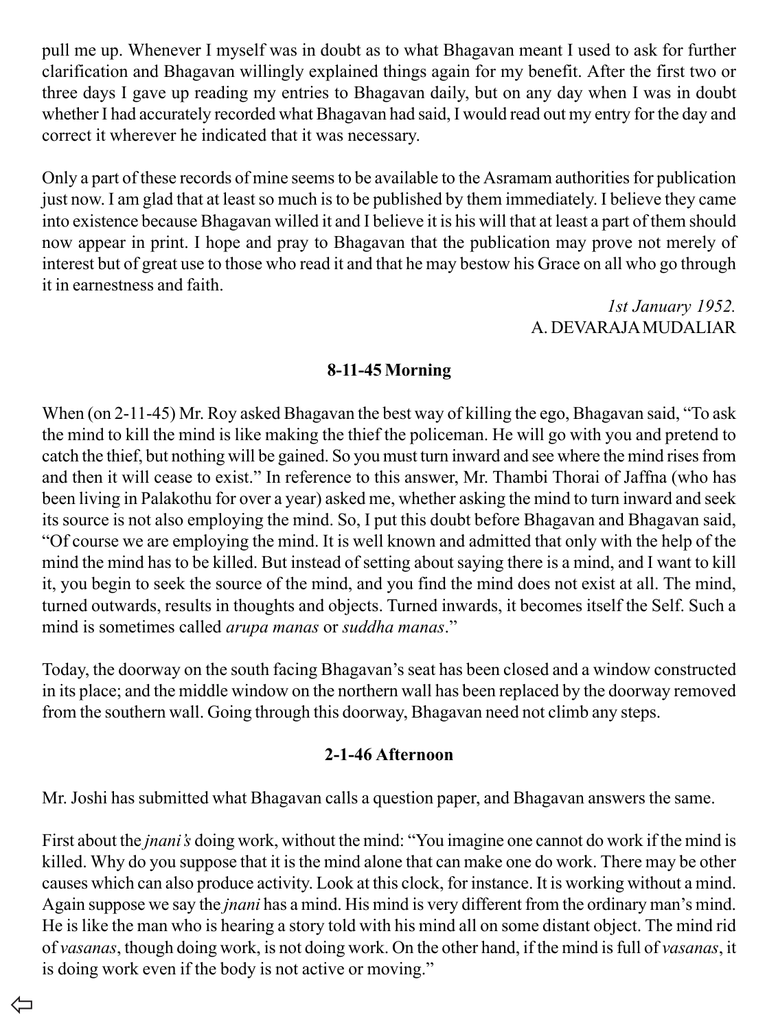pull me up. Whenever I myself was in doubt as to what Bhagavan meant I used to ask for further clarification and Bhagavan willingly explained things again for my benefit. After the first two or three days I gave up reading my entries to Bhagavan daily, but on any day when I was in doubt whether I had accurately recorded what Bhagavan had said, I would read out my entry for the day and correct it wherever he indicated that it was necessary.

Only a part of these records of mine seems to be available to the Asramam authorities for publication just now. I am glad that at least so much is to be published by them immediately. I believe they came into existence because Bhagavan willed it and I believe it is his will that at least a part of them should now appear in print. I hope and pray to Bhagavan that the publication may prove not merely of interest but of great use to those who read it and that he may bestow his Grace on all who go through it in earnestness and faith.

*1st January 1952.*
A. DEVARAJA MUDALIAR

**8-11-45 Morning**

When (on 2-11-45) Mr. Roy asked Bhagavan the best way of killing the ego, Bhagavan said, "To ask the mind to kill the mind is like making the thief the policeman. He will go with you and pretend to catch the thief, but nothing will be gained. So you must turn inward and see where the mind rises from and then it will cease to exist." In reference to this answer, Mr. Thambi Thorai of Jaffna (who has been living in Palakothu for over a year) asked me, whether asking the mind to turn inward and seek its source is not also employing the mind. So, I put this doubt before Bhagavan and Bhagavan said, "Of course we are employing the mind. It is well known and admitted that only with the help of the mind the mind has to be killed. But instead of setting about saying there is a mind, and I want to kill it, you begin to seek the source of the mind, and you find the mind does not exist at all. The mind, turned outwards, results in thoughts and objects. Turned inwards, it becomes itself the Self. Such a mind is sometimes called *arupa manas* or *suddha manas*."

Today, the doorway on the south facing Bhagavan's seat has been closed and a window constructed in its place; and the middle window on the northern wall has been replaced by the doorway removed from the southern wall. Going through this doorway, Bhagavan need not climb any steps.

**2-1-46 Afternoon**

Mr. Joshi has submitted what Bhagavan calls a question paper, and Bhagavan answers the same.

First about the *jnani's* doing work, without the mind: "You imagine one cannot do work if the mind is killed. Why do you suppose that it is the mind alone that can make one do work. There may be other causes which can also produce activity. Look at this clock, for instance. It is working without a mind. Again suppose we say the *jnani* has a mind. His mind is very different from the ordinary man's mind. He is like the man who is hearing a story told with his mind all on some distant object. The mind rid of *vasanas*, though doing work, is not doing work. On the other hand, if the mind is full of *vasanas*, it is doing work even if the body is not active or moving."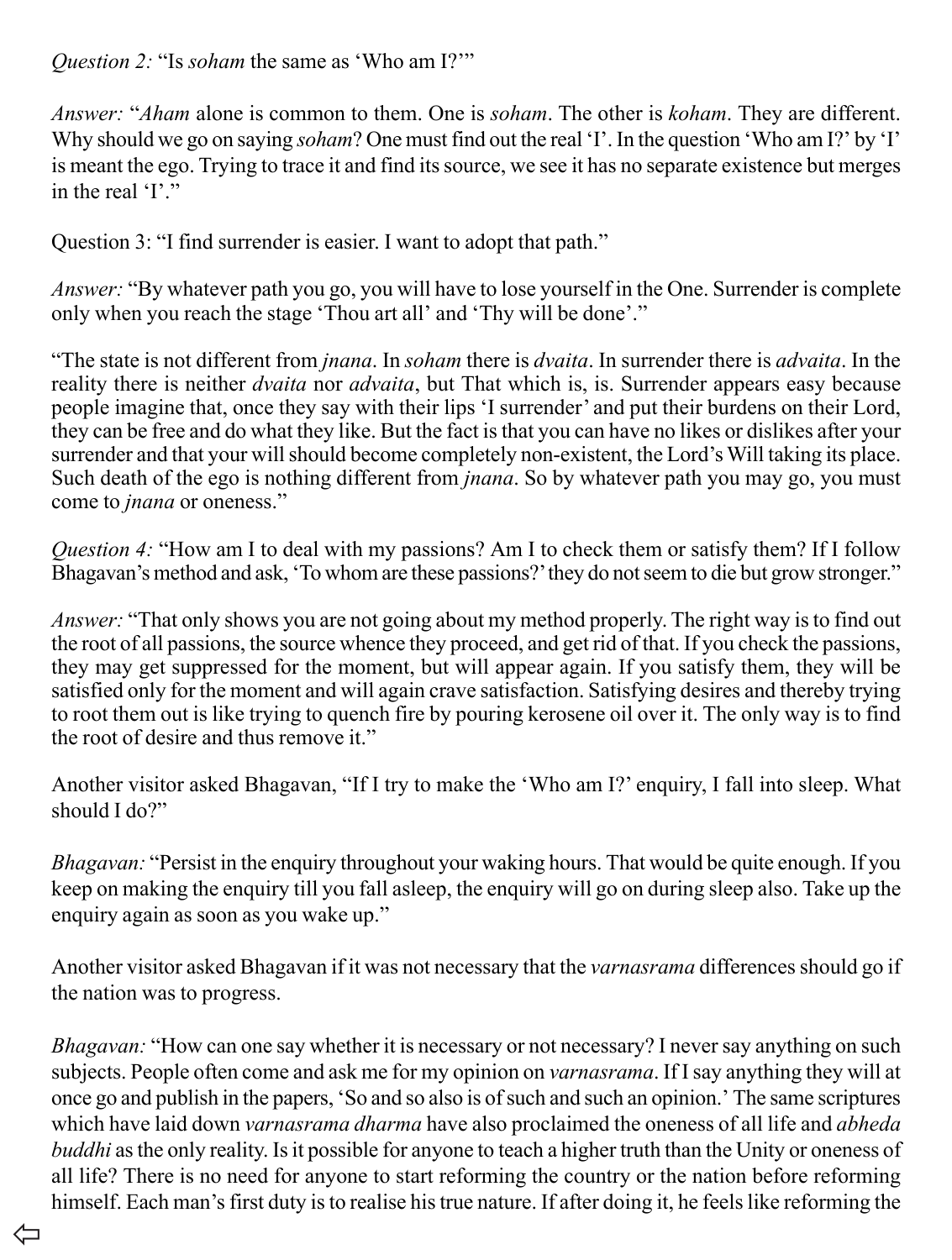*Question 2:* “Is *soham* the same as ‘Who am I?’”

*Answer:* “*Aham* alone is common to them. One is *soham*. The other is *koham*. They are different. Why should we go on saying *soham*? One must find out the real ‘I’. In the question ‘Who am I?’ by ‘I’ is meant the ego. Trying to trace it and find its source, we see it has no separate existence but merges in the real ‘I’.”

Question 3: “I find surrender is easier. I want to adopt that path.”

*Answer:* “By whatever path you go, you will have to lose yourself in the One. Surrender is complete only when you reach the stage ‘Thou art all’ and ‘Thy will be done’.”

“The state is not different from *jnana*. In *soham* there is *dvaita*. In surrender there is *advaita*. In the reality there is neither *dvaita* nor *advaita*, but That which is, is. Surrender appears easy because people imagine that, once they say with their lips ‘I surrender’ and put their burdens on their Lord, they can be free and do what they like. But the fact is that you can have no likes or dislikes after your surrender and that your will should become completely non-existent, the Lord’s Will taking its place. Such death of the ego is nothing different from *jnana*. So by whatever path you may go, you must come to *jnana* or oneness.”

*Question 4:* “How am I to deal with my passions? Am I to check them or satisfy them? If I follow Bhagavan’s method and ask, ‘To whom are these passions?’ they do not seem to die but grow stronger.”

*Answer:* “That only shows you are not going about my method properly. The right way is to find out the root of all passions, the source whence they proceed, and get rid of that. If you check the passions, they may get suppressed for the moment, but will appear again. If you satisfy them, they will be satisfied only for the moment and will again crave satisfaction. Satisfying desires and thereby trying to root them out is like trying to quench fire by pouring kerosene oil over it. The only way is to find the root of desire and thus remove it.”

Another visitor asked Bhagavan, “If I try to make the ‘Who am I?’ enquiry, I fall into sleep. What should I do?”

*Bhagavan:* “Persist in the enquiry throughout your waking hours. That would be quite enough. If you keep on making the enquiry till you fall asleep, the enquiry will go on during sleep also. Take up the enquiry again as soon as you wake up.”

Another visitor asked Bhagavan if it was not necessary that the *varnasrama* differences should go if the nation was to progress.

*Bhagavan:* “How can one say whether it is necessary or not necessary? I never say anything on such subjects. People often come and ask me for my opinion on *varnasrama*. If I say anything they will at once go and publish in the papers, ‘So and so also is of such and such an opinion.’ The same scriptures which have laid down *varnasrama dharma* have also proclaimed the oneness of all life and *abheda buddhi* as the only reality. Is it possible for anyone to teach a higher truth than the Unity or oneness of all life? There is no need for anyone to start reforming the country or the nation before reforming himself. Each man’s first duty is to realise his true nature. If after doing it, he feels like reforming the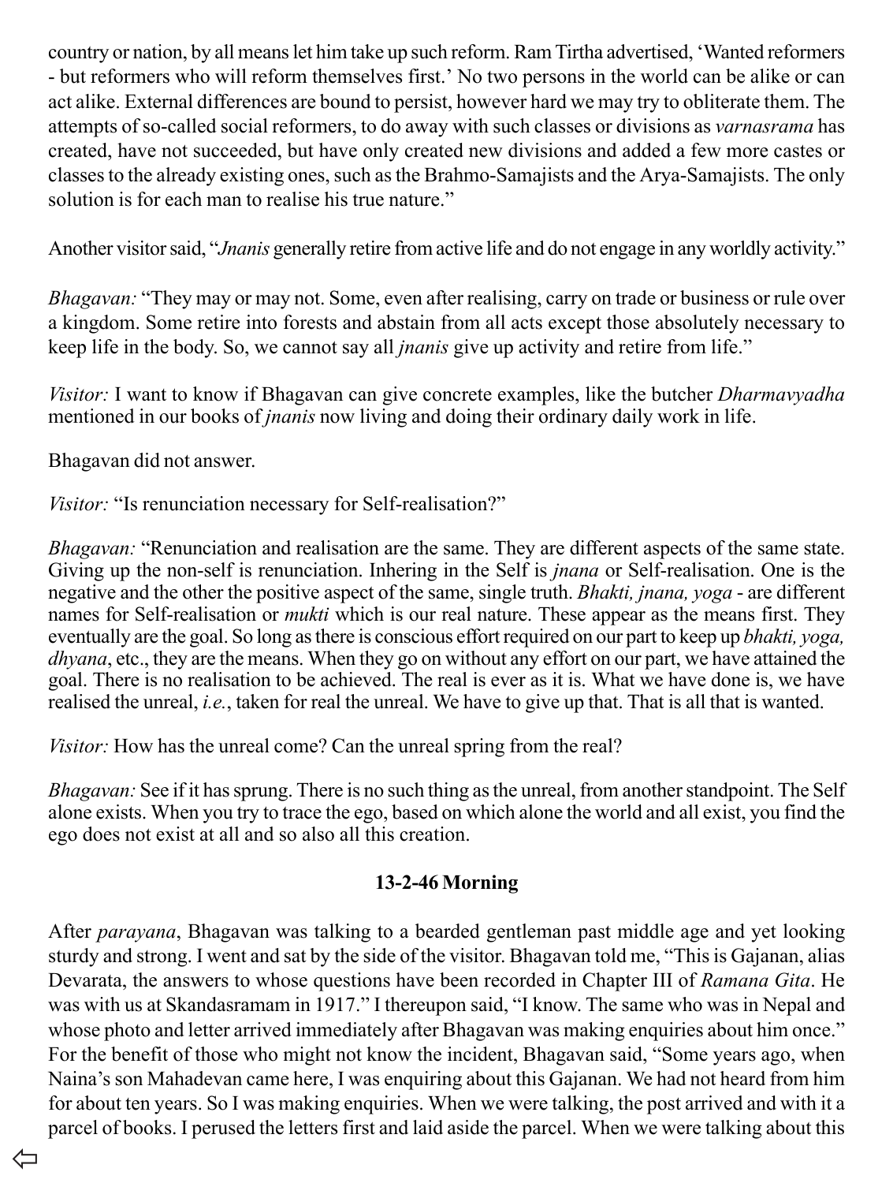country or nation, by all means let him take up such reform. Ram Tirtha advertised, 'Wanted reformers - but reformers who will reform themselves first.' No two persons in the world can be alike or can act alike. External differences are bound to persist, however hard we may try to obliterate them. The attempts of so-called social reformers, to do away with such classes or divisions as *varnasrama* has created, have not succeeded, but have only created new divisions and added a few more castes or classes to the already existing ones, such as the Brahmo-Samajists and the Arya-Samajists. The only solution is for each man to realise his true nature."

Another visitor said, "*Jnanis* generally retire from active life and do not engage in any worldly activity."

*Bhagavan:* "They may or may not. Some, even after realising, carry on trade or business or rule over a kingdom. Some retire into forests and abstain from all acts except those absolutely necessary to keep life in the body. So, we cannot say all *jnanis* give up activity and retire from life."

*Visitor:* I want to know if Bhagavan can give concrete examples, like the butcher *Dharmavyadha* mentioned in our books of *jnanis* now living and doing their ordinary daily work in life.

Bhagavan did not answer.

*Visitor:* "Is renunciation necessary for Self-realisation?"

*Bhagavan:* "Renunciation and realisation are the same. They are different aspects of the same state. Giving up the non-self is renunciation. Inhering in the Self is *jnana* or Self-realisation. One is the negative and the other the positive aspect of the same, single truth. *Bhakti, jnana, yoga* - are different names for Self-realisation or *mukti* which is our real nature. These appear as the means first. They eventually are the goal. So long as there is conscious effort required on our part to keep up *bhakti, yoga, dhyana*, etc., they are the means. When they go on without any effort on our part, we have attained the goal. There is no realisation to be achieved. The real is ever as it is. What we have done is, we have realised the unreal, *i.e.*, taken for real the unreal. We have to give up that. That is all that is wanted.

*Visitor:* How has the unreal come? Can the unreal spring from the real?

*Bhagavan:* See if it has sprung. There is no such thing as the unreal, from another standpoint. The Self alone exists. When you try to trace the ego, based on which alone the world and all exist, you find the ego does not exist at all and so also all this creation.

### 13-2-46 Morning

After *parayana*, Bhagavan was talking to a bearded gentleman past middle age and yet looking sturdy and strong. I went and sat by the side of the visitor. Bhagavan told me, "This is Gajanan, alias Devarata, the answers to whose questions have been recorded in Chapter III of *Ramana Gita*. He was with us at Skandasramam in 1917." I thereupon said, "I know. The same who was in Nepal and whose photo and letter arrived immediately after Bhagavan was making enquiries about him once." For the benefit of those who might not know the incident, Bhagavan said, "Some years ago, when Naina's son Mahadevan came here, I was enquiring about this Gajanan. We had not heard from him for about ten years. So I was making enquiries. When we were talking, the post arrived and with it a parcel of books. I perused the letters first and laid aside the parcel. When we were talking about this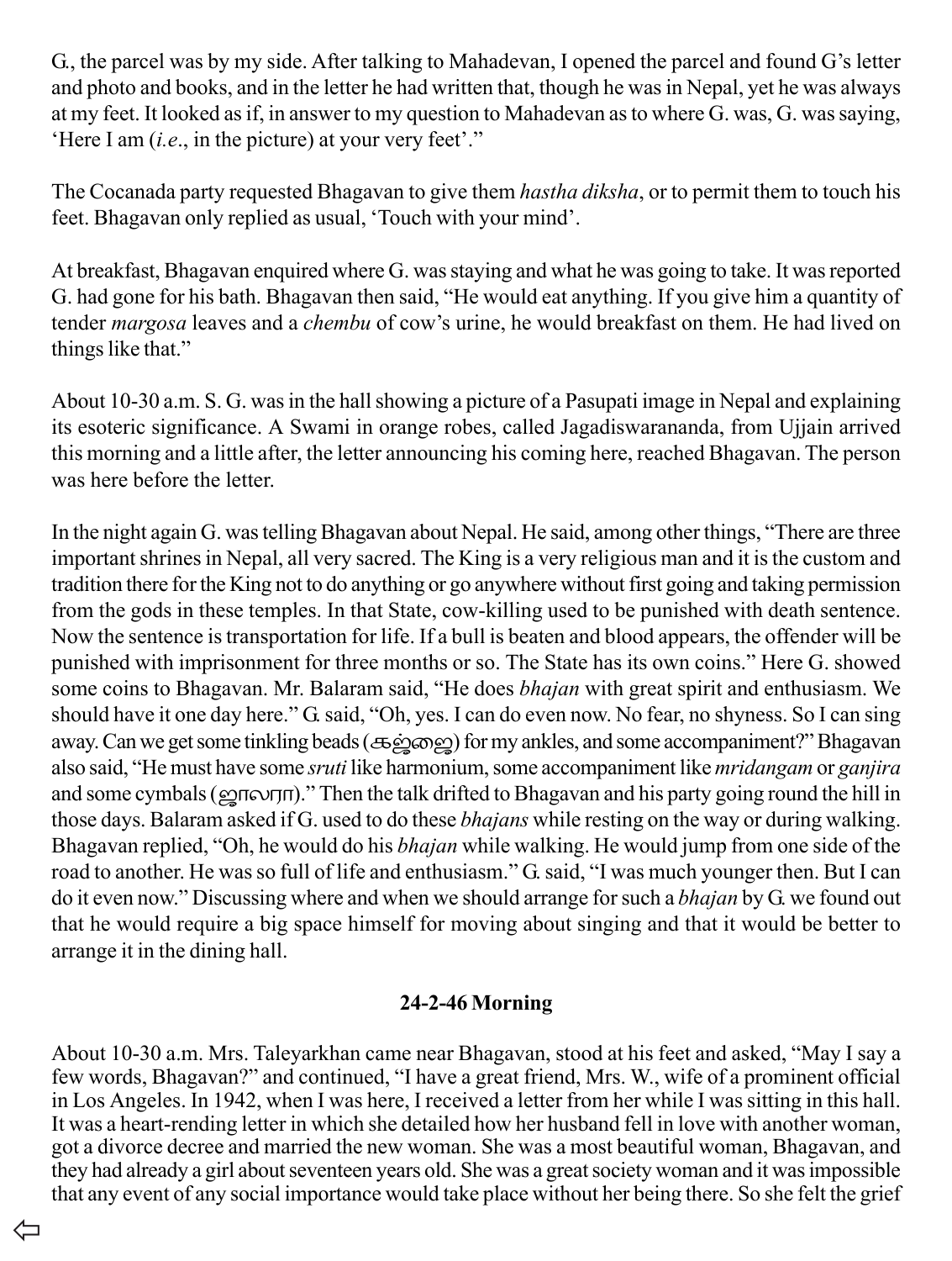G., the parcel was by my side. After talking to Mahadevan, I opened the parcel and found G's letter and photo and books, and in the letter he had written that, though he was in Nepal, yet he was always at my feet. It looked as if, in answer to my question to Mahadevan as to where G. was, G. was saying, 'Here I am (*i.e*., in the picture) at your very feet'."

The Cocanada party requested Bhagavan to give them *hastha diksha*, or to permit them to touch his feet. Bhagavan only replied as usual, 'Touch with your mind'.

At breakfast, Bhagavan enquired where G. was staying and what he was going to take. It was reported G. had gone for his bath. Bhagavan then said, "He would eat anything. If you give him a quantity of tender *margosa* leaves and a *chembu* of cow's urine, he would breakfast on them. He had lived on things like that."

About 10-30 a.m. S. G. was in the hall showing a picture of a Pasupati image in Nepal and explaining its esoteric significance. A Swami in orange robes, called Jagadiswarananda, from Ujjain arrived this morning and a little after, the letter announcing his coming here, reached Bhagavan. The person was here before the letter.

In the night again G. was telling Bhagavan about Nepal. He said, among other things, "There are three important shrines in Nepal, all very sacred. The King is a very religious man and it is the custom and tradition there for the King not to do anything or go anywhere without first going and taking permission from the gods in these temples. In that State, cow-killing used to be punished with death sentence. Now the sentence is transportation for life. If a bull is beaten and blood appears, the offender will be punished with imprisonment for three months or so. The State has its own coins." Here G. showed some coins to Bhagavan. Mr. Balaram said, "He does *bhajan* with great spirit and enthusiasm. We should have it one day here." G. said, "Oh, yes. I can do even now. No fear, no shyness. So I can sing away. Can we get some tinkling beads (கஜ்ஜை) for my ankles, and some accompaniment?" Bhagavan also said, "He must have some *sruti* like harmonium, some accompaniment like *mridangam* or *ganjira* and some cymbals (ஜாலரா)." Then the talk drifted to Bhagavan and his party going round the hill in those days. Balaram asked if G. used to do these *bhajans* while resting on the way or during walking. Bhagavan replied, "Oh, he would do his *bhajan* while walking. He would jump from one side of the road to another. He was so full of life and enthusiasm." G. said, "I was much younger then. But I can do it even now." Discussing where and when we should arrange for such a *bhajan* by G. we found out that he would require a big space himself for moving about singing and that it would be better to arrange it in the dining hall.

### 24-2-46 Morning

About 10-30 a.m. Mrs. Taleyarkhan came near Bhagavan, stood at his feet and asked, "May I say a few words, Bhagavan?" and continued, "I have a great friend, Mrs. W., wife of a prominent official in Los Angeles. In 1942, when I was here, I received a letter from her while I was sitting in this hall. It was a heart-rending letter in which she detailed how her husband fell in love with another woman, got a divorce decree and married the new woman. She was a most beautiful woman, Bhagavan, and they had already a girl about seventeen years old. She was a great society woman and it was impossible that any event of any social importance would take place without her being there. So she felt the grief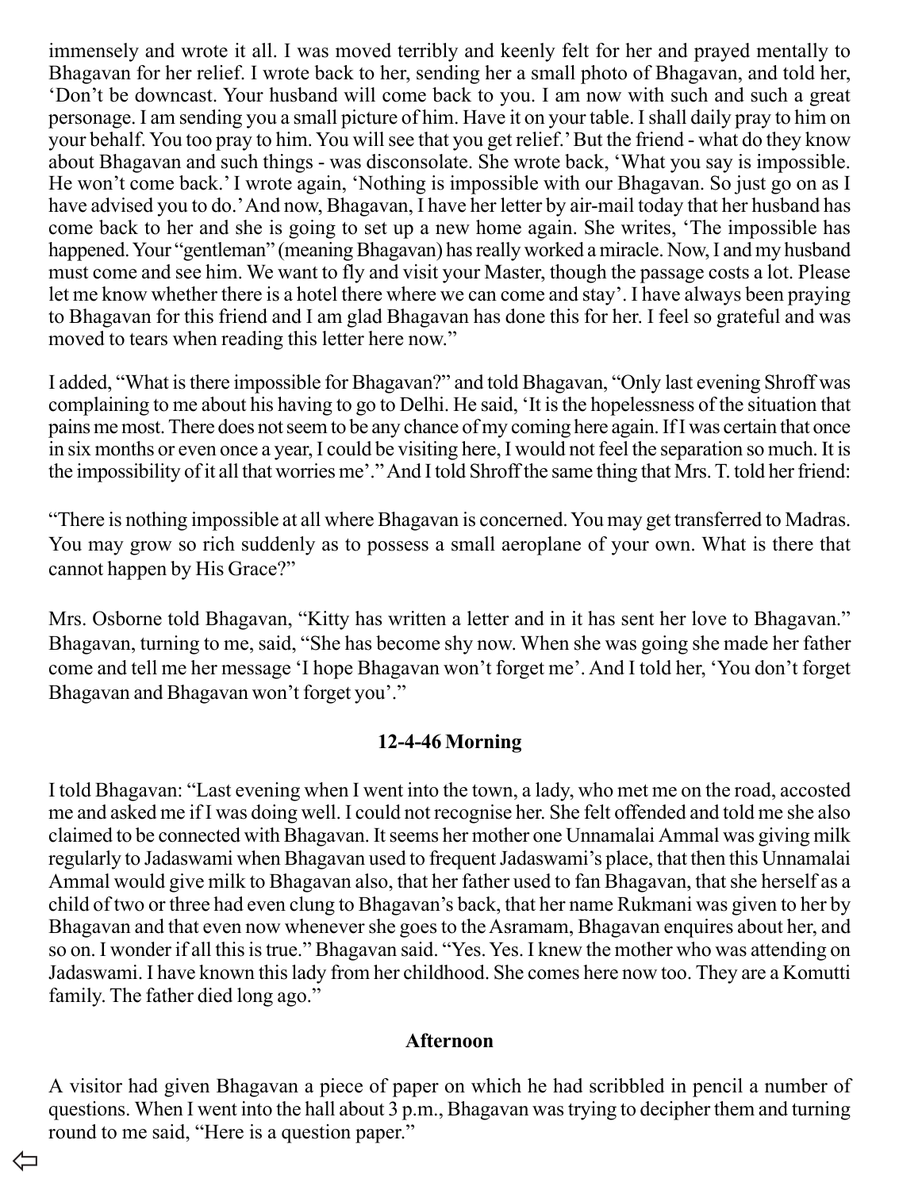immensely and wrote it all. I was moved terribly and keenly felt for her and prayed mentally to Bhagavan for her relief. I wrote back to her, sending her a small photo of Bhagavan, and told her, 'Don't be downcast. Your husband will come back to you. I am now with such and such a great personage. I am sending you a small picture of him. Have it on your table. I shall daily pray to him on your behalf. You too pray to him. You will see that you get relief.' But the friend - what do they know about Bhagavan and such things - was disconsolate. She wrote back, 'What you say is impossible. He won't come back.' I wrote again, 'Nothing is impossible with our Bhagavan. So just go on as I have advised you to do.' And now, Bhagavan, I have her letter by air-mail today that her husband has come back to her and she is going to set up a new home again. She writes, 'The impossible has happened. Your "gentleman" (meaning Bhagavan) has really worked a miracle. Now, I and my husband must come and see him. We want to fly and visit your Master, though the passage costs a lot. Please let me know whether there is a hotel there where we can come and stay'. I have always been praying to Bhagavan for this friend and I am glad Bhagavan has done this for her. I feel so grateful and was moved to tears when reading this letter here now."

I added, "What is there impossible for Bhagavan?" and told Bhagavan, "Only last evening Shroff was complaining to me about his having to go to Delhi. He said, 'It is the hopelessness of the situation that pains me most. There does not seem to be any chance of my coming here again. If I was certain that once in six months or even once a year, I could be visiting here, I would not feel the separation so much. It is the impossibility of it all that worries me'." And I told Shroff the same thing that Mrs. T. told her friend:

"There is nothing impossible at all where Bhagavan is concerned. You may get transferred to Madras. You may grow so rich suddenly as to possess a small aeroplane of your own. What is there that cannot happen by His Grace?"

Mrs. Osborne told Bhagavan, "Kitty has written a letter and in it has sent her love to Bhagavan." Bhagavan, turning to me, said, "She has become shy now. When she was going she made her father come and tell me her message 'I hope Bhagavan won't forget me'. And I told her, 'You don't forget Bhagavan and Bhagavan won't forget you'."

### 12-4-46 Morning

I told Bhagavan: "Last evening when I went into the town, a lady, who met me on the road, accosted me and asked me if I was doing well. I could not recognise her. She felt offended and told me she also claimed to be connected with Bhagavan. It seems her mother one Unnamalai Ammal was giving milk regularly to Jadaswami when Bhagavan used to frequent Jadaswami's place, that then this Unnamalai Ammal would give milk to Bhagavan also, that her father used to fan Bhagavan, that she herself as a child of two or three had even clung to Bhagavan's back, that her name Rukmani was given to her by Bhagavan and that even now whenever she goes to the Asramam, Bhagavan enquires about her, and so on. I wonder if all this is true." Bhagavan said. "Yes. Yes. I knew the mother who was attending on Jadaswami. I have known this lady from her childhood. She comes here now too. They are a Komutti family. The father died long ago."

### Afternoon

A visitor had given Bhagavan a piece of paper on which he had scribbled in pencil a number of questions. When I went into the hall about 3 p.m., Bhagavan was trying to decipher them and turning round to me said, "Here is a question paper."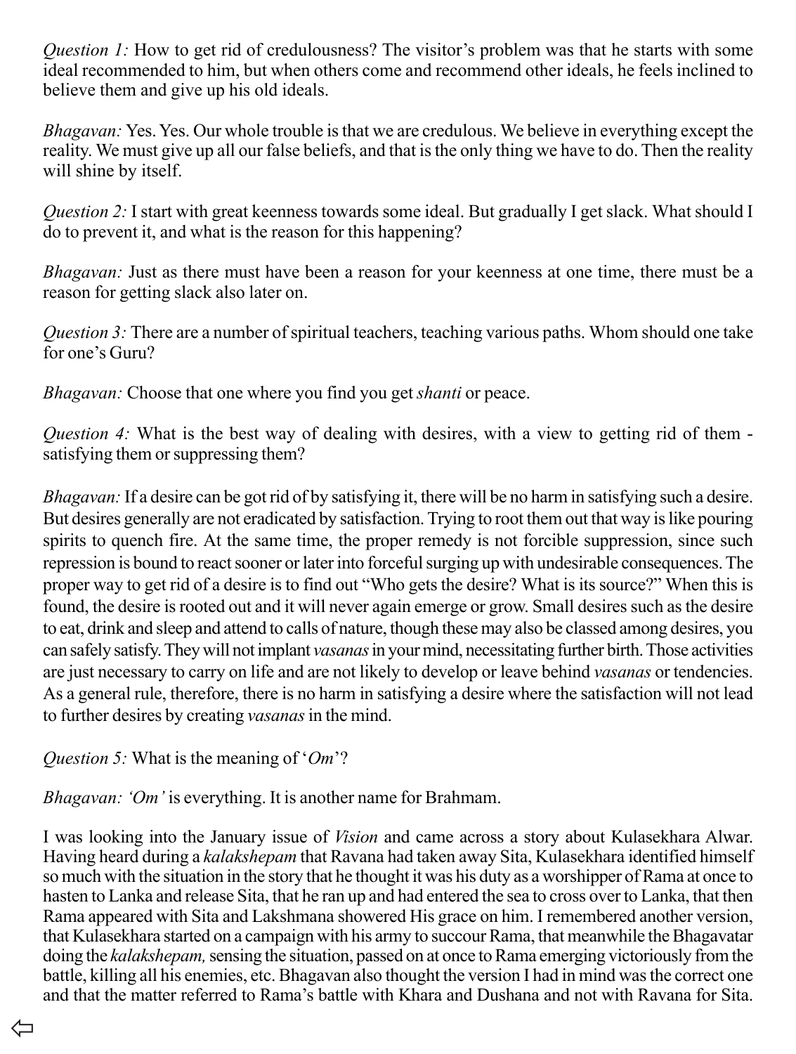*Question 1:* How to get rid of credulousness? The visitor's problem was that he starts with some ideal recommended to him, but when others come and recommend other ideals, he feels inclined to believe them and give up his old ideals.

*Bhagavan:* Yes. Yes. Our whole trouble is that we are credulous. We believe in everything except the reality. We must give up all our false beliefs, and that is the only thing we have to do. Then the reality will shine by itself.

*Question 2:* I start with great keenness towards some ideal. But gradually I get slack. What should I do to prevent it, and what is the reason for this happening?

*Bhagavan:* Just as there must have been a reason for your keenness at one time, there must be a reason for getting slack also later on.

*Question 3:* There are a number of spiritual teachers, teaching various paths. Whom should one take for one's Guru?

*Bhagavan:* Choose that one where you find you get *shanti* or peace.

*Question 4:* What is the best way of dealing with desires, with a view to getting rid of them - satisfying them or suppressing them?

*Bhagavan:* If a desire can be got rid of by satisfying it, there will be no harm in satisfying such a desire. But desires generally are not eradicated by satisfaction. Trying to root them out that way is like pouring spirits to quench fire. At the same time, the proper remedy is not forcible suppression, since such repression is bound to react sooner or later into forceful surging up with undesirable consequences. The proper way to get rid of a desire is to find out "Who gets the desire? What is its source?" When this is found, the desire is rooted out and it will never again emerge or grow. Small desires such as the desire to eat, drink and sleep and attend to calls of nature, though these may also be classed among desires, you can safely satisfy. They will not implant *vasanas* in your mind, necessitating further birth. Those activities are just necessary to carry on life and are not likely to develop or leave behind *vasanas* or tendencies. As a general rule, therefore, there is no harm in satisfying a desire where the satisfaction will not lead to further desires by creating *vasanas* in the mind.

*Question 5:* What is the meaning of '*Om*'?

*Bhagavan: 'Om'* is everything. It is another name for Brahmam.

I was looking into the January issue of *Vision* and came across a story about Kulasekhara Alwar. Having heard during a *kalakshepam* that Ravana had taken away Sita, Kulasekhara identified himself so much with the situation in the story that he thought it was his duty as a worshipper of Rama at once to hasten to Lanka and release Sita, that he ran up and had entered the sea to cross over to Lanka, that then Rama appeared with Sita and Lakshmana showered His grace on him. I remembered another version, that Kulasekhara started on a campaign with his army to succour Rama, that meanwhile the Bhagavatar doing the *kalakshepam,* sensing the situation, passed on at once to Rama emerging victoriously from the battle, killing all his enemies, etc. Bhagavan also thought the version I had in mind was the correct one and that the matter referred to Rama's battle with Khara and Dushana and not with Ravana for Sita.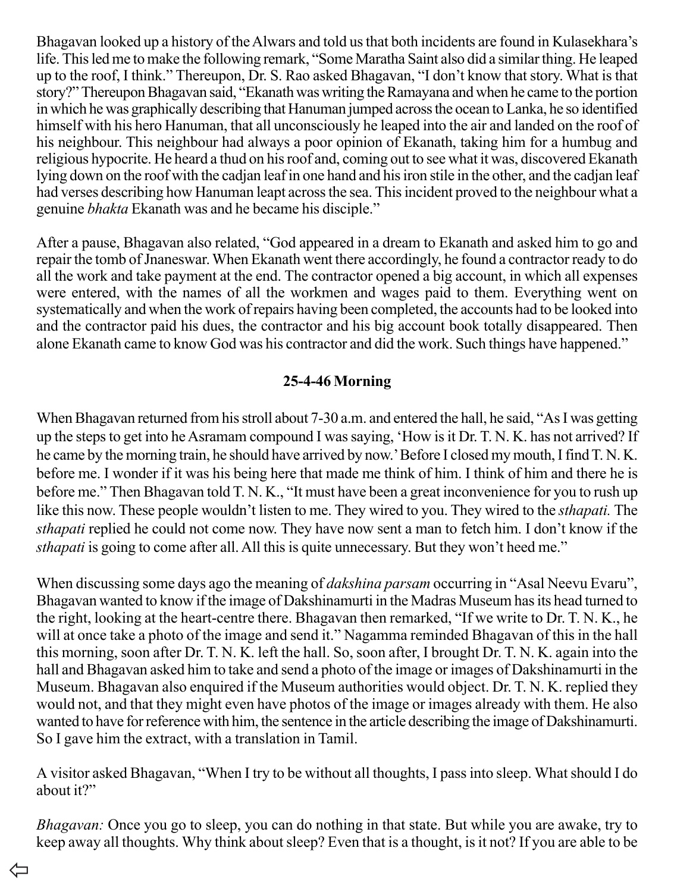Bhagavan looked up a history of the Alwars and told us that both incidents are found in Kulasekhara's life. This led me to make the following remark, "Some Maratha Saint also did a similar thing. He leaped up to the roof, I think." Thereupon, Dr. S. Rao asked Bhagavan, "I don't know that story. What is that story?" Thereupon Bhagavan said, "Ekanath was writing the Ramayana and when he came to the portion in which he was graphically describing that Hanuman jumped across the ocean to Lanka, he so identified himself with his hero Hanuman, that all unconsciously he leaped into the air and landed on the roof of his neighbour. This neighbour had always a poor opinion of Ekanath, taking him for a humbug and religious hypocrite. He heard a thud on his roof and, coming out to see what it was, discovered Ekanath lying down on the roof with the cadjan leaf in one hand and his iron stile in the other, and the cadjan leaf had verses describing how Hanuman leapt across the sea. This incident proved to the neighbour what a genuine *bhakta* Ekanath was and he became his disciple."

After a pause, Bhagavan also related, "God appeared in a dream to Ekanath and asked him to go and repair the tomb of Jnaneswar. When Ekanath went there accordingly, he found a contractor ready to do all the work and take payment at the end. The contractor opened a big account, in which all expenses were entered, with the names of all the workmen and wages paid to them. Everything went on systematically and when the work of repairs having been completed, the accounts had to be looked into and the contractor paid his dues, the contractor and his big account book totally disappeared. Then alone Ekanath came to know God was his contractor and did the work. Such things have happened."

### 25-4-46 Morning

When Bhagavan returned from his stroll about 7-30 a.m. and entered the hall, he said, "As I was getting up the steps to get into he Asramam compound I was saying, 'How is it Dr. T. N. K. has not arrived? If he came by the morning train, he should have arrived by now.' Before I closed my mouth, I find T. N. K. before me. I wonder if it was his being here that made me think of him. I think of him and there he is before me." Then Bhagavan told T. N. K., "It must have been a great inconvenience for you to rush up like this now. These people wouldn't listen to me. They wired to you. They wired to the *sthapati.* The *sthapati* replied he could not come now. They have now sent a man to fetch him. I don't know if the *sthapati* is going to come after all. All this is quite unnecessary. But they won't heed me."

When discussing some days ago the meaning of *dakshina parsam* occurring in "Asal Neevu Evaru", Bhagavan wanted to know if the image of Dakshinamurti in the Madras Museum has its head turned to the right, looking at the heart-centre there. Bhagavan then remarked, "If we write to Dr. T. N. K., he will at once take a photo of the image and send it." Nagamma reminded Bhagavan of this in the hall this morning, soon after Dr. T. N. K. left the hall. So, soon after, I brought Dr. T. N. K. again into the hall and Bhagavan asked him to take and send a photo of the image or images of Dakshinamurti in the Museum. Bhagavan also enquired if the Museum authorities would object. Dr. T. N. K. replied they would not, and that they might even have photos of the image or images already with them. He also wanted to have for reference with him, the sentence in the article describing the image of Dakshinamurti. So I gave him the extract, with a translation in Tamil.

A visitor asked Bhagavan, "When I try to be without all thoughts, I pass into sleep. What should I do about it?"

*Bhagavan:* Once you go to sleep, you can do nothing in that state. But while you are awake, try to keep away all thoughts. Why think about sleep? Even that is a thought, is it not? If you are able to be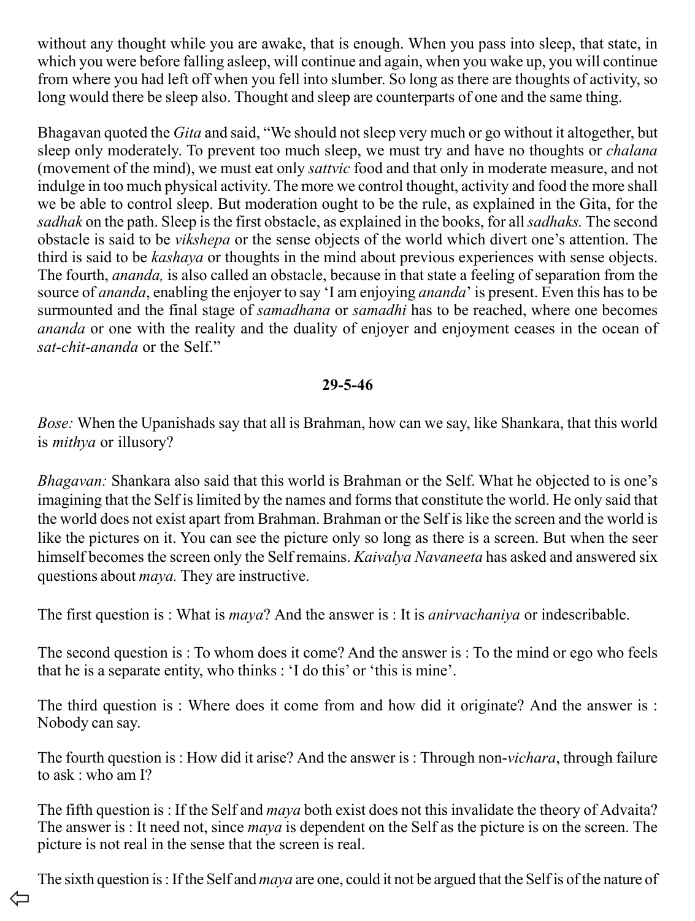without any thought while you are awake, that is enough. When you pass into sleep, that state, in which you were before falling asleep, will continue and again, when you wake up, you will continue from where you had left off when you fell into slumber. So long as there are thoughts of activity, so long would there be sleep also. Thought and sleep are counterparts of one and the same thing.

Bhagavan quoted the *Gita* and said, "We should not sleep very much or go without it altogether, but sleep only moderately. To prevent too much sleep, we must try and have no thoughts or *chalana* (movement of the mind), we must eat only *sattvic* food and that only in moderate measure, and not indulge in too much physical activity. The more we control thought, activity and food the more shall we be able to control sleep. But moderation ought to be the rule, as explained in the Gita, for the *sadhak* on the path. Sleep is the first obstacle, as explained in the books, for all *sadhaks.* The second obstacle is said to be *vikshepa* or the sense objects of the world which divert one's attention. The third is said to be *kashaya* or thoughts in the mind about previous experiences with sense objects. The fourth, *ananda,* is also called an obstacle, because in that state a feeling of separation from the source of *ananda*, enabling the enjoyer to say 'I am enjoying *ananda*' is present. Even this has to be surmounted and the final stage of *samadhana* or *samadhi* has to be reached, where one becomes *ananda* or one with the reality and the duality of enjoyer and enjoyment ceases in the ocean of *sat-chit-ananda* or the Self."

**29-5-46**

*Bose:* When the Upanishads say that all is Brahman, how can we say, like Shankara, that this world is *mithya* or illusory?

*Bhagavan:* Shankara also said that this world is Brahman or the Self. What he objected to is one's imagining that the Self is limited by the names and forms that constitute the world. He only said that the world does not exist apart from Brahman. Brahman or the Self is like the screen and the world is like the pictures on it. You can see the picture only so long as there is a screen. But when the seer himself becomes the screen only the Self remains. *Kaivalya Navaneeta* has asked and answered six questions about *maya.* They are instructive.

The first question is : What is *maya*? And the answer is : It is *anirvachaniya* or indescribable.

The second question is : To whom does it come? And the answer is : To the mind or ego who feels that he is a separate entity, who thinks : 'I do this' or 'this is mine'.

The third question is : Where does it come from and how did it originate? And the answer is : Nobody can say.

The fourth question is : How did it arise? And the answer is : Through non-*vichara*, through failure to ask : who am I?

The fifth question is : If the Self and *maya* both exist does not this invalidate the theory of Advaita? The answer is : It need not, since *maya* is dependent on the Self as the picture is on the screen. The picture is not real in the sense that the screen is real.

The sixth question is : If the Self and *maya* are one, could it not be argued that the Self is of the nature of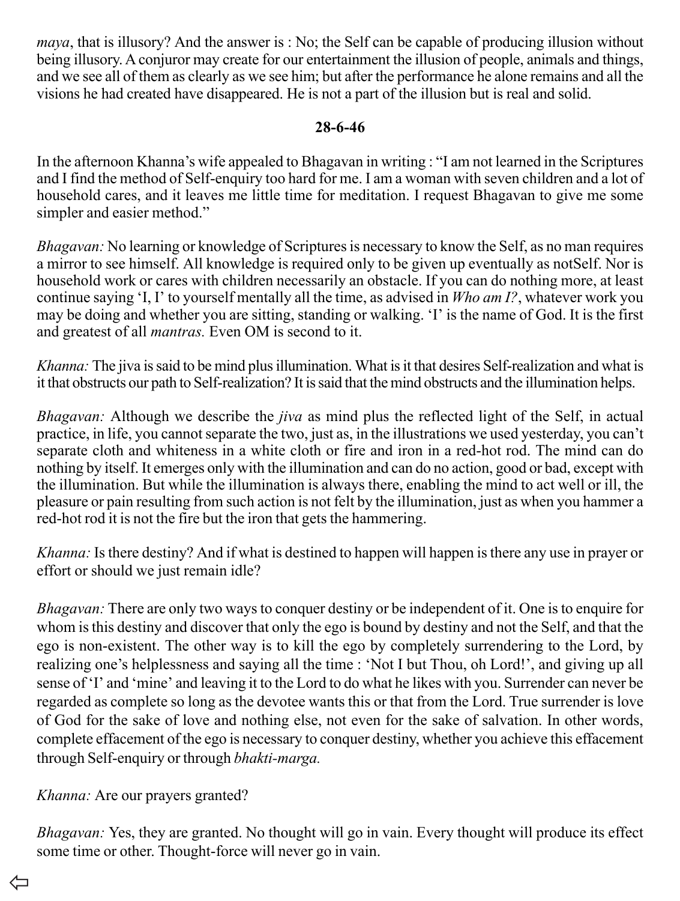*maya*, that is illusory? And the answer is : No; the Self can be capable of producing illusion without being illusory. A conjuror may create for our entertainment the illusion of people, animals and things, and we see all of them as clearly as we see him; but after the performance he alone remains and all the visions he had created have disappeared. He is not a part of the illusion but is real and solid.

**28-6-46**

In the afternoon Khanna's wife appealed to Bhagavan in writing : "I am not learned in the Scriptures and I find the method of Self-enquiry too hard for me. I am a woman with seven children and a lot of household cares, and it leaves me little time for meditation. I request Bhagavan to give me some simpler and easier method."

*Bhagavan:* No learning or knowledge of Scriptures is necessary to know the Self, as no man requires a mirror to see himself. All knowledge is required only to be given up eventually as notSelf. Nor is household work or cares with children necessarily an obstacle. If you can do nothing more, at least continue saying 'I, I' to yourself mentally all the time, as advised in *Who am I?*, whatever work you may be doing and whether you are sitting, standing or walking. 'I' is the name of God. It is the first and greatest of all *mantras.* Even OM is second to it.

*Khanna:* The jiva is said to be mind plus illumination. What is it that desires Self-realization and what is it that obstructs our path to Self-realization? It is said that the mind obstructs and the illumination helps.

*Bhagavan:* Although we describe the *jiva* as mind plus the reflected light of the Self, in actual practice, in life, you cannot separate the two, just as, in the illustrations we used yesterday, you can't separate cloth and whiteness in a white cloth or fire and iron in a red-hot rod. The mind can do nothing by itself. It emerges only with the illumination and can do no action, good or bad, except with the illumination. But while the illumination is always there, enabling the mind to act well or ill, the pleasure or pain resulting from such action is not felt by the illumination, just as when you hammer a red-hot rod it is not the fire but the iron that gets the hammering.

*Khanna:* Is there destiny? And if what is destined to happen will happen is there any use in prayer or effort or should we just remain idle?

*Bhagavan:* There are only two ways to conquer destiny or be independent of it. One is to enquire for whom is this destiny and discover that only the ego is bound by destiny and not the Self, and that the ego is non-existent. The other way is to kill the ego by completely surrendering to the Lord, by realizing one's helplessness and saying all the time : 'Not I but Thou, oh Lord!', and giving up all sense of 'I' and 'mine' and leaving it to the Lord to do what he likes with you. Surrender can never be regarded as complete so long as the devotee wants this or that from the Lord. True surrender is love of God for the sake of love and nothing else, not even for the sake of salvation. In other words, complete effacement of the ego is necessary to conquer destiny, whether you achieve this effacement through Self-enquiry or through *bhakti-marga.*

*Khanna:* Are our prayers granted?

*Bhagavan:* Yes, they are granted. No thought will go in vain. Every thought will produce its effect some time or other. Thought-force will never go in vain.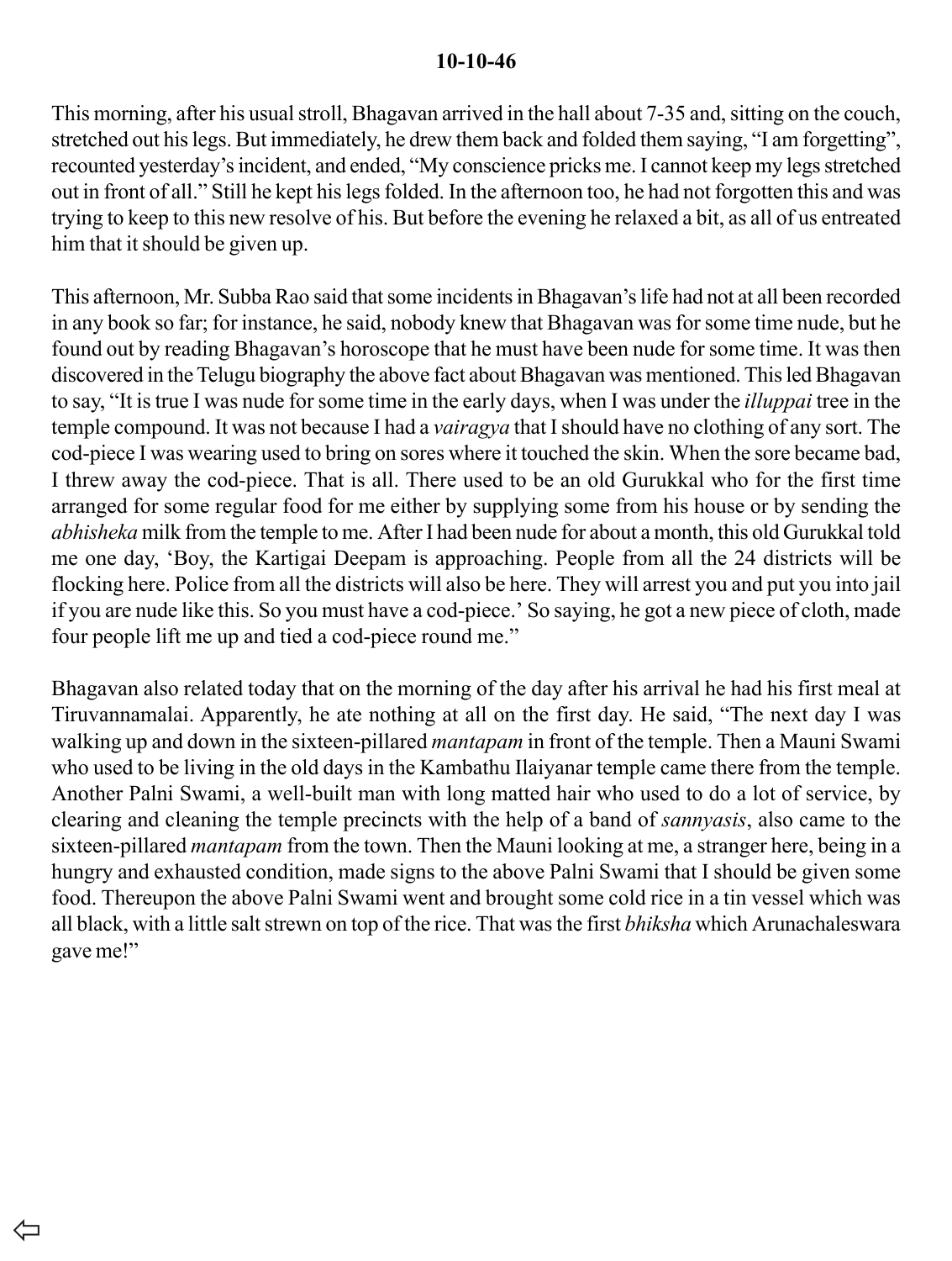**10-10-46**

This morning, after his usual stroll, Bhagavan arrived in the hall about 7-35 and, sitting on the couch, stretched out his legs. But immediately, he drew them back and folded them saying, "I am forgetting", recounted yesterday's incident, and ended, "My conscience pricks me. I cannot keep my legs stretched out in front of all." Still he kept his legs folded. In the afternoon too, he had not forgotten this and was trying to keep to this new resolve of his. But before the evening he relaxed a bit, as all of us entreated him that it should be given up.

This afternoon, Mr. Subba Rao said that some incidents in Bhagavan's life had not at all been recorded in any book so far; for instance, he said, nobody knew that Bhagavan was for some time nude, but he found out by reading Bhagavan's horoscope that he must have been nude for some time. It was then discovered in the Telugu biography the above fact about Bhagavan was mentioned. This led Bhagavan to say, "It is true I was nude for some time in the early days, when I was under the *illuppai* tree in the temple compound. It was not because I had a *vairagya* that I should have no clothing of any sort. The cod-piece I was wearing used to bring on sores where it touched the skin. When the sore became bad, I threw away the cod-piece. That is all. There used to be an old Gurukkal who for the first time arranged for some regular food for me either by supplying some from his house or by sending the *abhisheka* milk from the temple to me. After I had been nude for about a month, this old Gurukkal told me one day, 'Boy, the Kartigai Deepam is approaching. People from all the 24 districts will be flocking here. Police from all the districts will also be here. They will arrest you and put you into jail if you are nude like this. So you must have a cod-piece.' So saying, he got a new piece of cloth, made four people lift me up and tied a cod-piece round me."

Bhagavan also related today that on the morning of the day after his arrival he had his first meal at Tiruvannamalai. Apparently, he ate nothing at all on the first day. He said, "The next day I was walking up and down in the sixteen-pillared *mantapam* in front of the temple. Then a Mauni Swami who used to be living in the old days in the Kambathu Ilaiyanar temple came there from the temple. Another Palni Swami, a well-built man with long matted hair who used to do a lot of service, by clearing and cleaning the temple precincts with the help of a band of *sannyasis*, also came to the sixteen-pillared *mantapam* from the town. Then the Mauni looking at me, a stranger here, being in a hungry and exhausted condition, made signs to the above Palni Swami that I should be given some food. Thereupon the above Palni Swami went and brought some cold rice in a tin vessel which was all black, with a little salt strewn on top of the rice. That was the first *bhiksha* which Arunachaleswara gave me!"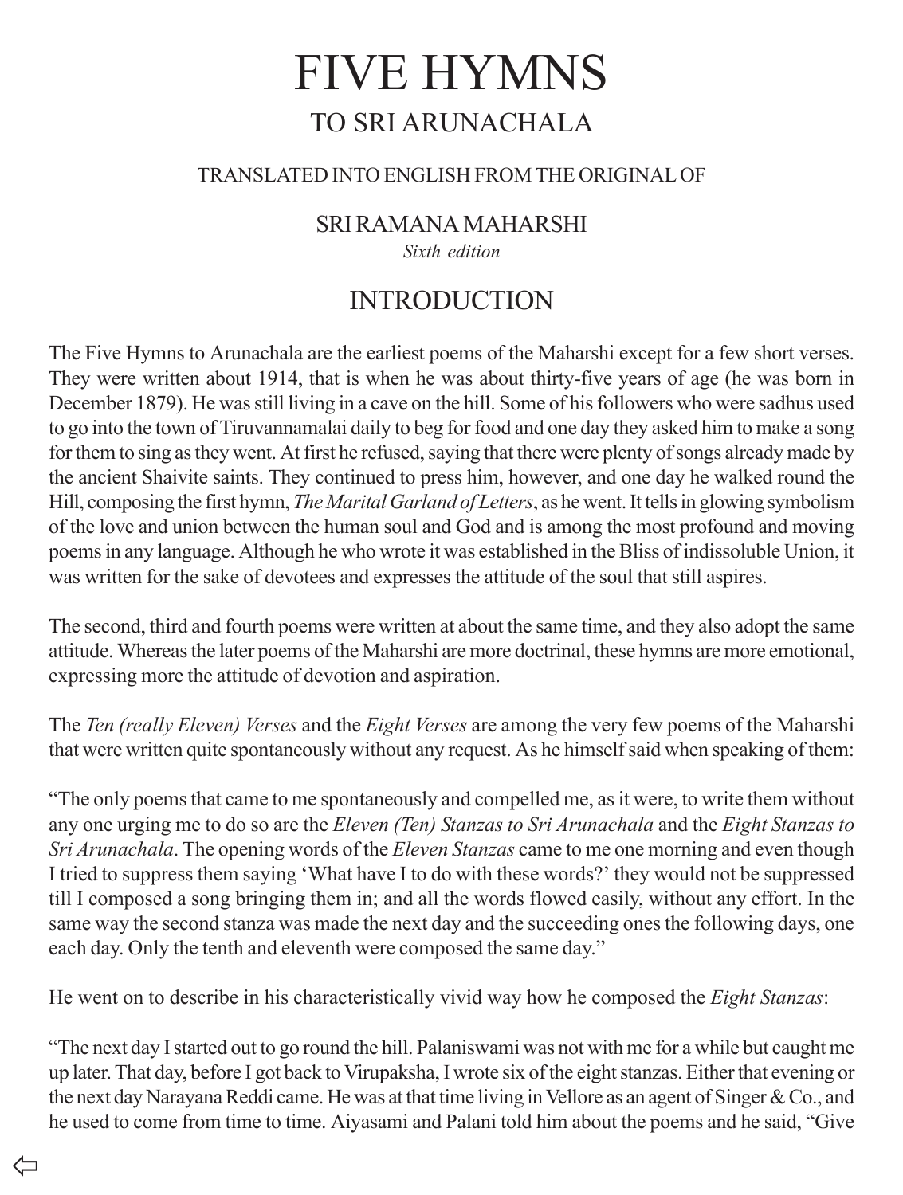# FIVE HYMNS

## TO SRI ARUNACHALA

TRANSLATED INTO ENGLISH FROM THE ORIGINAL OF

SRI RAMANA MAHARSHI

*Sixth edition*

## INTRODUCTION

The Five Hymns to Arunachala are the earliest poems of the Maharshi except for a few short verses. They were written about 1914, that is when he was about thirty-five years of age (he was born in December 1879). He was still living in a cave on the hill. Some of his followers who were sadhus used to go into the town of Tiruvannamalai daily to beg for food and one day they asked him to make a song for them to sing as they went. At first he refused, saying that there were plenty of songs already made by the ancient Shaivite saints. They continued to press him, however, and one day he walked round the Hill, composing the first hymn, *The Marital Garland of Letters*, as he went. It tells in glowing symbolism of the love and union between the human soul and God and is among the most profound and moving poems in any language. Although he who wrote it was established in the Bliss of indissoluble Union, it was written for the sake of devotees and expresses the attitude of the soul that still aspires.

The second, third and fourth poems were written at about the same time, and they also adopt the same attitude. Whereas the later poems of the Maharshi are more doctrinal, these hymns are more emotional, expressing more the attitude of devotion and aspiration.

The *Ten (really Eleven) Verses* and the *Eight Verses* are among the very few poems of the Maharshi that were written quite spontaneously without any request. As he himself said when speaking of them:

"The only poems that came to me spontaneously and compelled me, as it were, to write them without any one urging me to do so are the *Eleven (Ten) Stanzas to Sri Arunachala* and the *Eight Stanzas to Sri Arunachala*. The opening words of the *Eleven Stanzas* came to me one morning and even though I tried to suppress them saying 'What have I to do with these words?' they would not be suppressed till I composed a song bringing them in; and all the words flowed easily, without any effort. In the same way the second stanza was made the next day and the succeeding ones the following days, one each day. Only the tenth and eleventh were composed the same day."

He went on to describe in his characteristically vivid way how he composed the *Eight Stanzas*:

"The next day I started out to go round the hill. Palaniswami was not with me for a while but caught me up later. That day, before I got back to Virupaksha, I wrote six of the eight stanzas. Either that evening or the next day Narayana Reddi came. He was at that time living in Vellore as an agent of Singer & Co., and he used to come from time to time. Aiyasami and Palani told him about the poems and he said, "Give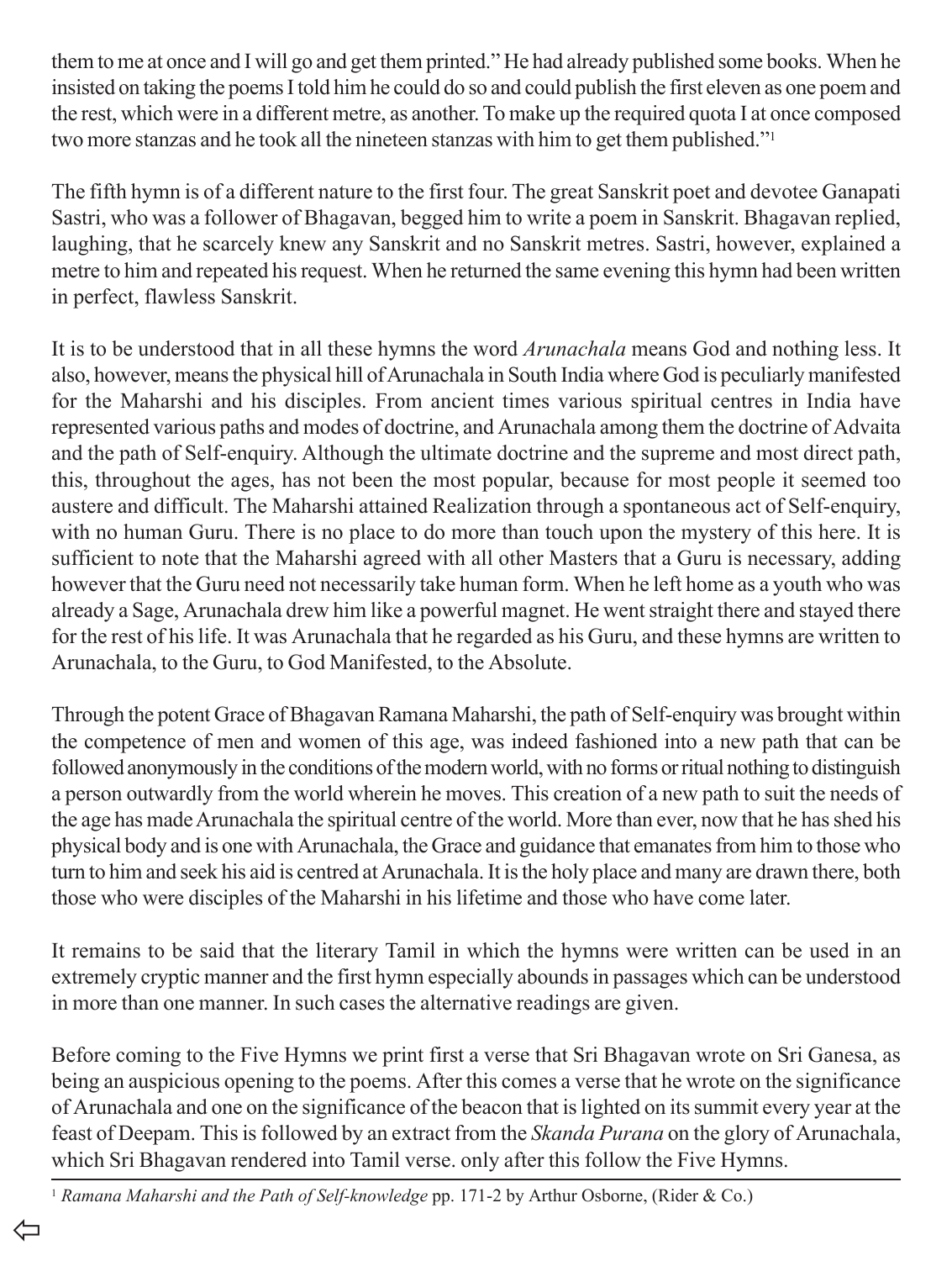them to me at once and I will go and get them printed." He had already published some books. When he insisted on taking the poems I told him he could do so and could publish the first eleven as one poem and the rest, which were in a different metre, as another. To make up the required quota I at once composed two more stanzas and he took all the nineteen stanzas with him to get them published."[1]

The fifth hymn is of a different nature to the first four. The great Sanskrit poet and devotee Ganapati Sastri, who was a follower of Bhagavan, begged him to write a poem in Sanskrit. Bhagavan replied, laughing, that he scarcely knew any Sanskrit and no Sanskrit metres. Sastri, however, explained a metre to him and repeated his request. When he returned the same evening this hymn had been written in perfect, flawless Sanskrit.

It is to be understood that in all these hymns the word *Arunachala* means God and nothing less. It also, however, means the physical hill of Arunachala in South India where God is peculiarly manifested for the Maharshi and his disciples. From ancient times various spiritual centres in India have represented various paths and modes of doctrine, and Arunachala among them the doctrine of Advaita and the path of Self-enquiry. Although the ultimate doctrine and the supreme and most direct path, this, throughout the ages, has not been the most popular, because for most people it seemed too austere and difficult. The Maharshi attained Realization through a spontaneous act of Self-enquiry, with no human Guru. There is no place to do more than touch upon the mystery of this here. It is sufficient to note that the Maharshi agreed with all other Masters that a Guru is necessary, adding however that the Guru need not necessarily take human form. When he left home as a youth who was already a Sage, Arunachala drew him like a powerful magnet. He went straight there and stayed there for the rest of his life. It was Arunachala that he regarded as his Guru, and these hymns are written to Arunachala, to the Guru, to God Manifested, to the Absolute.

Through the potent Grace of Bhagavan Ramana Maharshi, the path of Self-enquiry was brought within the competence of men and women of this age, was indeed fashioned into a new path that can be followed anonymously in the conditions of the modern world, with no forms or ritual nothing to distinguish a person outwardly from the world wherein he moves. This creation of a new path to suit the needs of the age has made Arunachala the spiritual centre of the world. More than ever, now that he has shed his physical body and is one with Arunachala, the Grace and guidance that emanates from him to those who turn to him and seek his aid is centred at Arunachala. It is the holy place and many are drawn there, both those who were disciples of the Maharshi in his lifetime and those who have come later.

It remains to be said that the literary Tamil in which the hymns were written can be used in an extremely cryptic manner and the first hymn especially abounds in passages which can be understood in more than one manner. In such cases the alternative readings are given.

Before coming to the Five Hymns we print first a verse that Sri Bhagavan wrote on Sri Ganesa, as being an auspicious opening to the poems. After this comes a verse that he wrote on the significance of Arunachala and one on the significance of the beacon that is lighted on its summit every year at the feast of Deepam. This is followed by an extract from the *Skanda Purana* on the glory of Arunachala, which Sri Bhagavan rendered into Tamil verse. only after this follow the Five Hymns.

---

[1] *Ramana Maharshi and the Path of Self-knowledge* pp. 171-2 by Arthur Osborne, (Rider & Co.)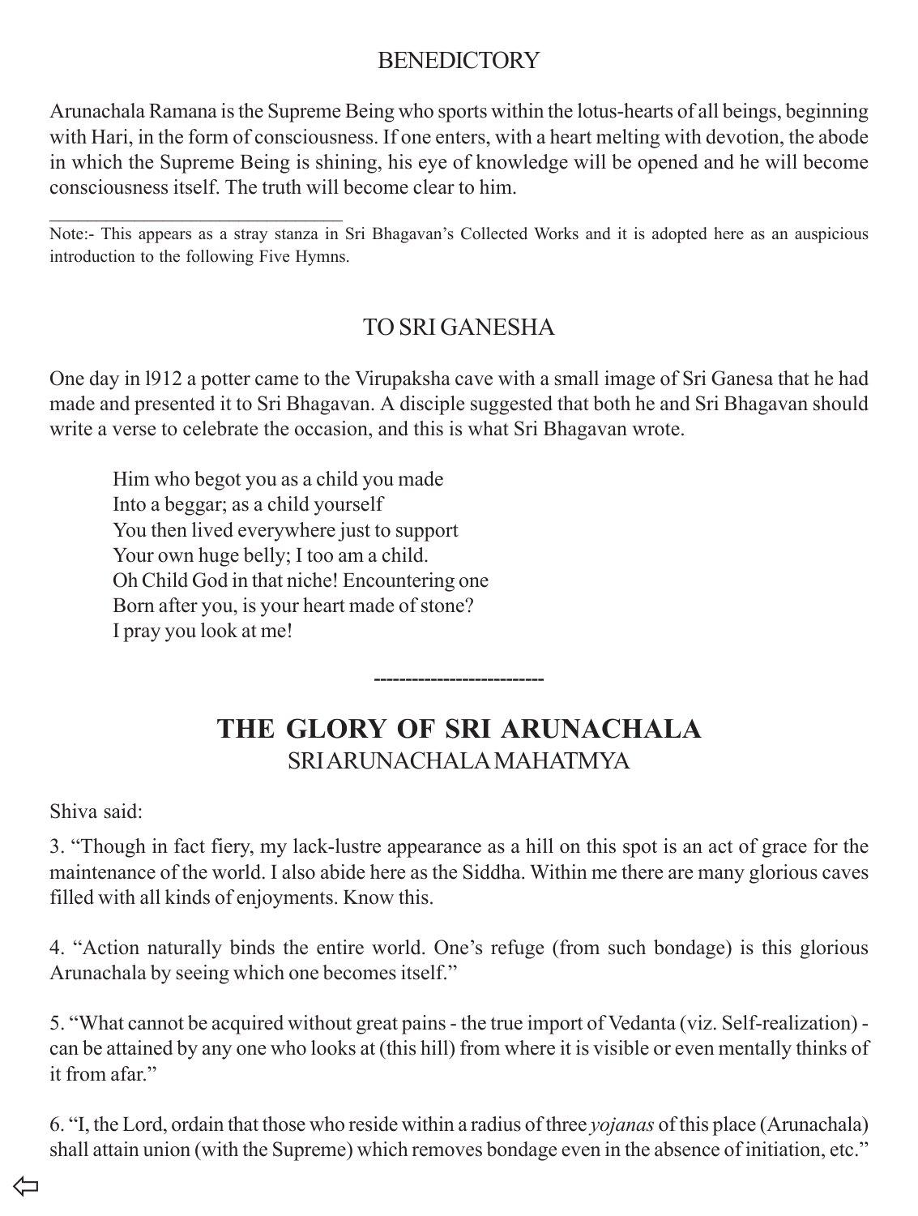## BENEDICTORY

Arunachala Ramana is the Supreme Being who sports within the lotus-hearts of all beings, beginning with Hari, in the form of consciousness. If one enters, with a heart melting with devotion, the abode in which the Supreme Being is shining, his eye of knowledge will be opened and he will become consciousness itself. The truth will become clear to him.

---

Note:- This appears as a stray stanza in Sri Bhagavan's Collected Works and it is adopted here as an auspicious introduction to the following Five Hymns.

## TO SRI GANESHA

One day in l912 a potter came to the Virupaksha cave with a small image of Sri Ganesa that he had made and presented it to Sri Bhagavan. A disciple suggested that both he and Sri Bhagavan should write a verse to celebrate the occasion, and this is what Sri Bhagavan wrote.

> Him who begot you as a child you made
> Into a beggar; as a child yourself
> You then lived everywhere just to support
> Your own huge belly; I too am a child.
> Oh Child God in that niche! Encountering one
> Born after you, is your heart made of stone?
> I pray you look at me!

---

# THE GLORY OF SRI ARUNACHALA

## SRI ARUNACHALA MAHATMYA

Shiva said:

3. "Though in fact fiery, my lack-lustre appearance as a hill on this spot is an act of grace for the maintenance of the world. I also abide here as the Siddha. Within me there are many glorious caves filled with all kinds of enjoyments. Know this.

4. "Action naturally binds the entire world. One's refuge (from such bondage) is this glorious Arunachala by seeing which one becomes itself."

5. "What cannot be acquired without great pains - the true import of Vedanta (viz. Self-realization) - can be attained by any one who looks at (this hill) from where it is visible or even mentally thinks of it from afar."

6. "I, the Lord, ordain that those who reside within a radius of three *yojanas* of this place (Arunachala) shall attain union (with the Supreme) which removes bondage even in the absence of initiation, etc."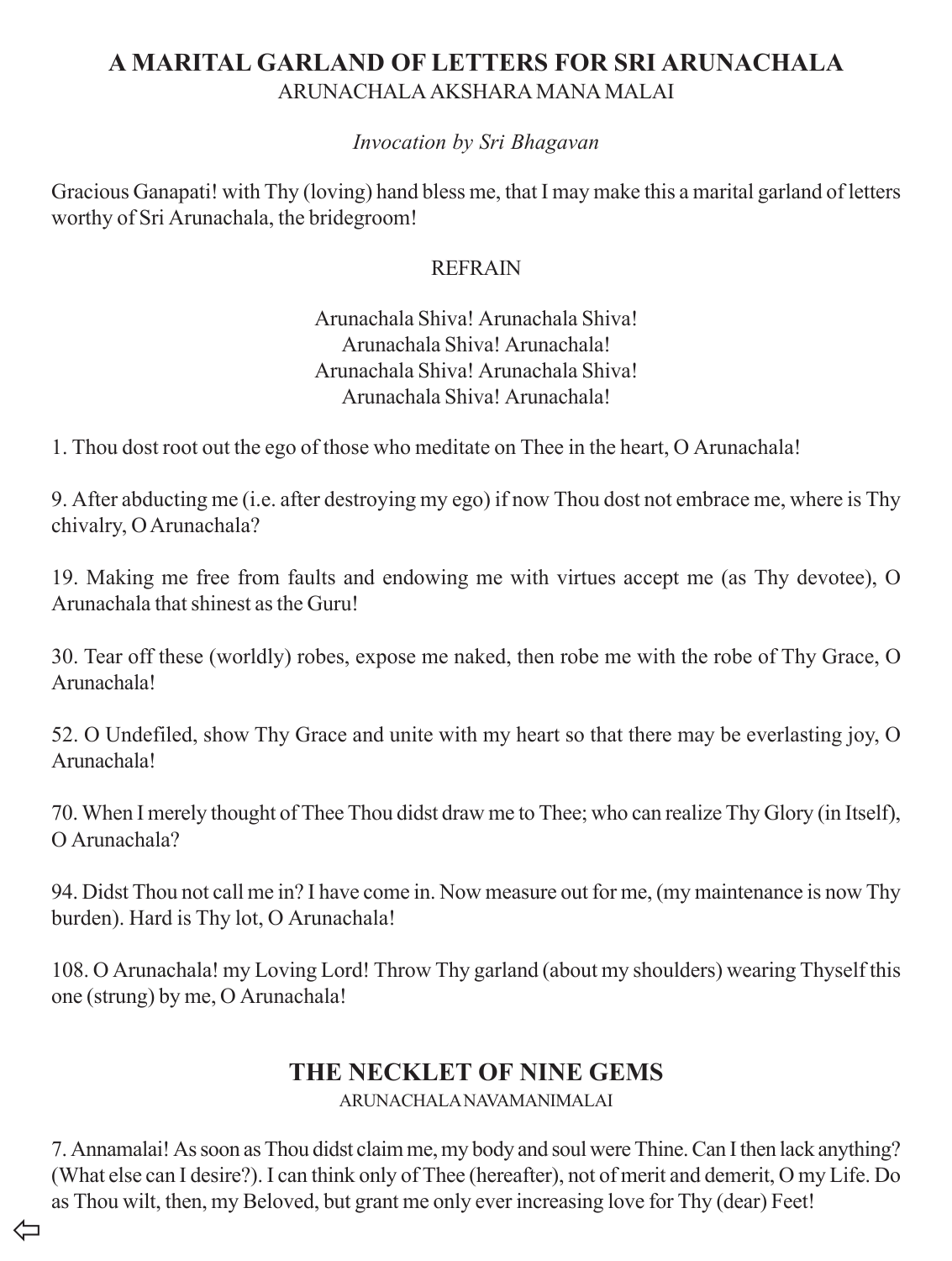## A MARITAL GARLAND OF LETTERS FOR SRI ARUNACHALA

ARUNACHALA AKSHARA MANA MALAI

*Invocation by Sri Bhagavan*

Gracious Ganapati! with Thy (loving) hand bless me, that I may make this a marital garland of letters worthy of Sri Arunachala, the bridegroom!

REFRAIN

Arunachala Shiva! Arunachala Shiva!
Arunachala Shiva! Arunachala!
Arunachala Shiva! Arunachala Shiva!
Arunachala Shiva! Arunachala!

1. Thou dost root out the ego of those who meditate on Thee in the heart, O Arunachala!

9. After abducting me (i.e. after destroying my ego) if now Thou dost not embrace me, where is Thy chivalry, O Arunachala?

19. Making me free from faults and endowing me with virtues accept me (as Thy devotee), O Arunachala that shinest as the Guru!

30. Tear off these (worldly) robes, expose me naked, then robe me with the robe of Thy Grace, O Arunachala!

52. O Undefiled, show Thy Grace and unite with my heart so that there may be everlasting joy, O Arunachala!

70. When I merely thought of Thee Thou didst draw me to Thee; who can realize Thy Glory (in Itself), O Arunachala?

94. Didst Thou not call me in? I have come in. Now measure out for me, (my maintenance is now Thy burden). Hard is Thy lot, O Arunachala!

108. O Arunachala! my Loving Lord! Throw Thy garland (about my shoulders) wearing Thyself this one (strung) by me, O Arunachala!

## THE NECKLET OF NINE GEMS

ARUNACHALA NAVAMANIMALAI

7. Annamalai! As soon as Thou didst claim me, my body and soul were Thine. Can I then lack anything? (What else can I desire?). I can think only of Thee (hereafter), not of merit and demerit, O my Life. Do as Thou wilt, then, my Beloved, but grant me only ever increasing love for Thy (dear) Feet!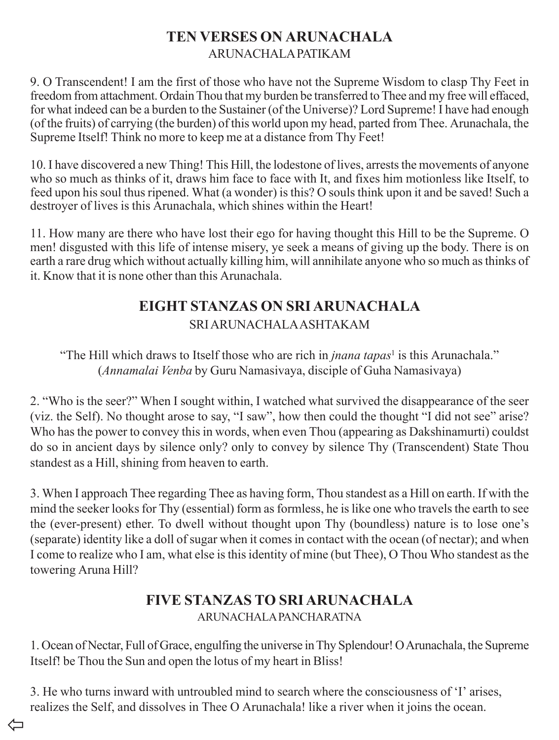## TEN VERSES ON ARUNACHALA

ARUNACHALA PATIKAM

9. O Transcendent! I am the first of those who have not the Supreme Wisdom to clasp Thy Feet in freedom from attachment. Ordain Thou that my burden be transferred to Thee and my free will effaced, for what indeed can be a burden to the Sustainer (of the Universe)? Lord Supreme! I have had enough (of the fruits) of carrying (the burden) of this world upon my head, parted from Thee. Arunachala, the Supreme Itself! Think no more to keep me at a distance from Thy Feet!

10. I have discovered a new Thing! This Hill, the lodestone of lives, arrests the movements of anyone who so much as thinks of it, draws him face to face with It, and fixes him motionless like Itself, to feed upon his soul thus ripened. What (a wonder) is this? O souls think upon it and be saved! Such a destroyer of lives is this Arunachala, which shines within the Heart!

11. How many are there who have lost their ego for having thought this Hill to be the Supreme. O men! disgusted with this life of intense misery, ye seek a means of giving up the body. There is on earth a rare drug which without actually killing him, will annihilate anyone who so much as thinks of it. Know that it is none other than this Arunachala.

## EIGHT STANZAS ON SRI ARUNACHALA

SRI ARUNACHALA ASHTAKAM

"The Hill which draws to Itself those who are rich in *jnana tapas*[1] is this Arunachala."
(*Annamalai Venba* by Guru Namasivaya, disciple of Guha Namasivaya)

2. "Who is the seer?" When I sought within, I watched what survived the disappearance of the seer (viz. the Self). No thought arose to say, "I saw", how then could the thought "I did not see" arise? Who has the power to convey this in words, when even Thou (appearing as Dakshinamurti) couldst do so in ancient days by silence only? only to convey by silence Thy (Transcendent) State Thou standest as a Hill, shining from heaven to earth.

3. When I approach Thee regarding Thee as having form, Thou standest as a Hill on earth. If with the mind the seeker looks for Thy (essential) form as formless, he is like one who travels the earth to see the (ever-present) ether. To dwell without thought upon Thy (boundless) nature is to lose one's (separate) identity like a doll of sugar when it comes in contact with the ocean (of nectar); and when I come to realize who I am, what else is this identity of mine (but Thee), O Thou Who standest as the towering Aruna Hill?

## FIVE STANZAS TO SRI ARUNACHALA

ARUNACHALA PANCHARATNA

1. Ocean of Nectar, Full of Grace, engulfing the universe in Thy Splendour! O Arunachala, the Supreme Itself! be Thou the Sun and open the lotus of my heart in Bliss!

3. He who turns inward with untroubled mind to search where the consciousness of 'I' arises, realizes the Self, and dissolves in Thee O Arunachala! like a river when it joins the ocean.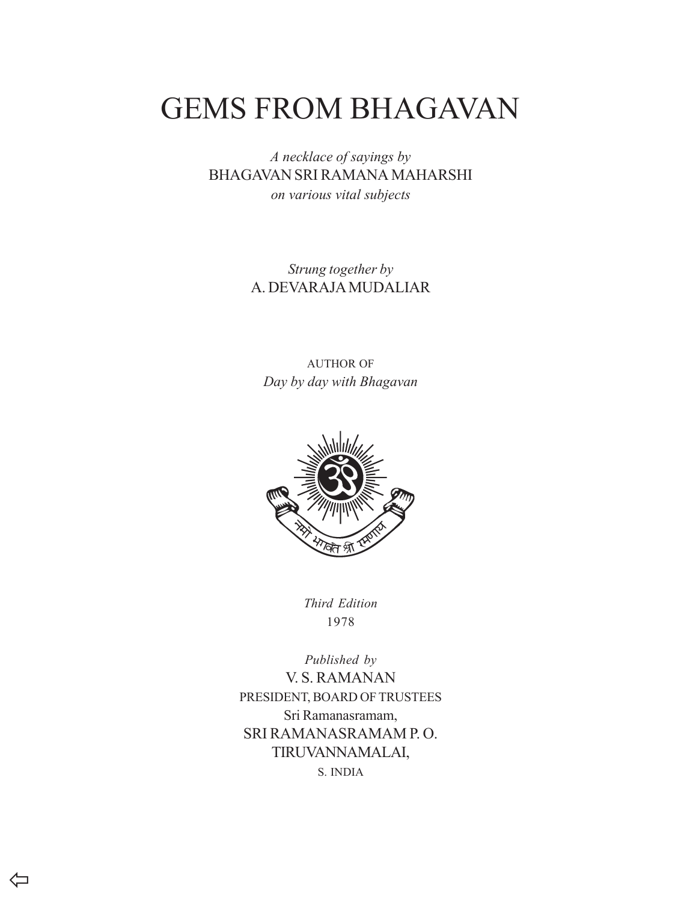# GEMS FROM BHAGAVAN

*A necklace of sayings by*
BHAGAVAN SRI RAMANA MAHARSHI
*on various vital subjects*

*Strung together by*
A. DEVARAJA MUDALIAR

AUTHOR OF
*Day by day with Bhagavan*

*Third Edition*
1978

*Published by*
V. S. RAMANAN
PRESIDENT, BOARD OF TRUSTEES
Sri Ramanasramam,
SRI RAMANASRAMAM P. O.
TIRUVANNAMALAI,
S. INDIA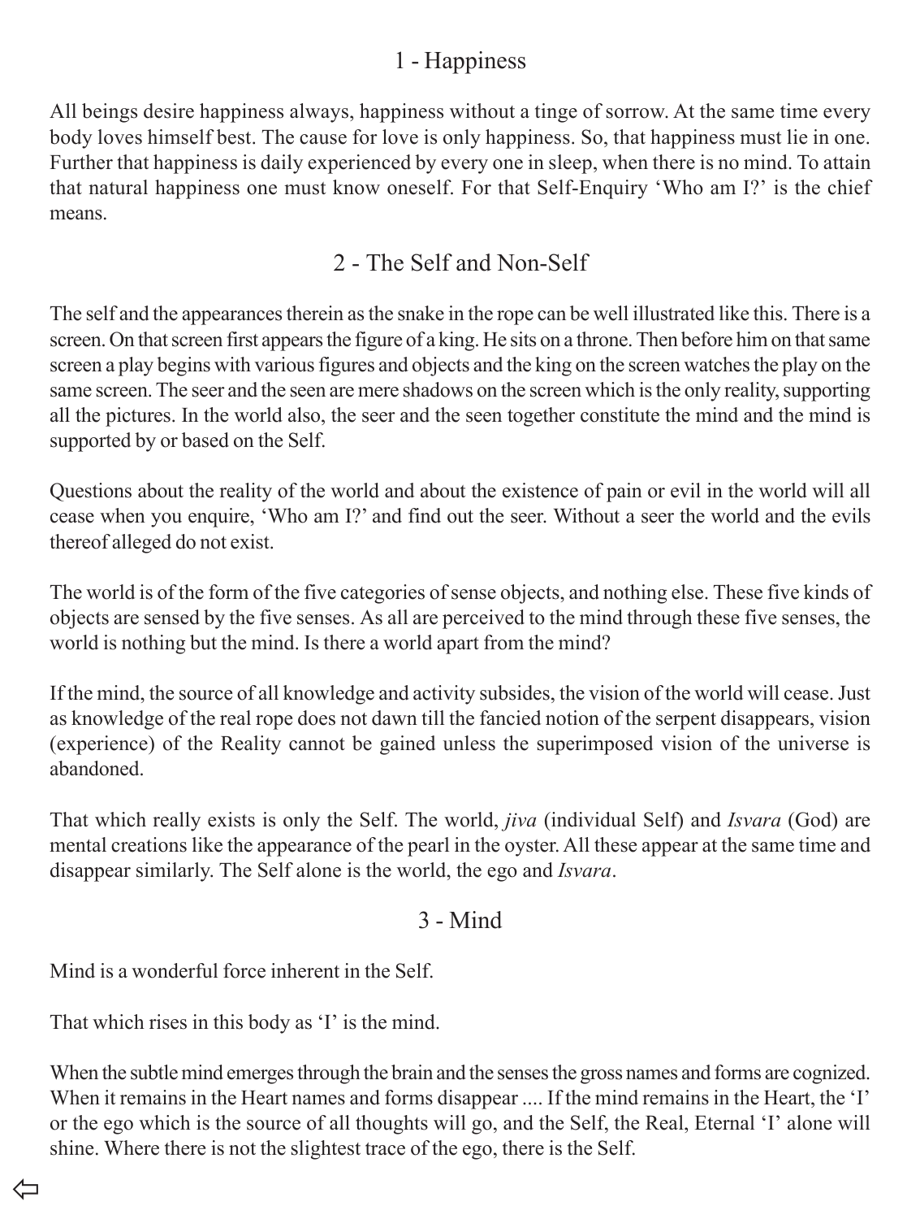## 1 - Happiness

All beings desire happiness always, happiness without a tinge of sorrow. At the same time every body loves himself best. The cause for love is only happiness. So, that happiness must lie in one. Further that happiness is daily experienced by every one in sleep, when there is no mind. To attain that natural happiness one must know oneself. For that Self-Enquiry 'Who am I?' is the chief means.

## 2 - The Self and Non-Self

The self and the appearances therein as the snake in the rope can be well illustrated like this. There is a screen. On that screen first appears the figure of a king. He sits on a throne. Then before him on that same screen a play begins with various figures and objects and the king on the screen watches the play on the same screen. The seer and the seen are mere shadows on the screen which is the only reality, supporting all the pictures. In the world also, the seer and the seen together constitute the mind and the mind is supported by or based on the Self.

Questions about the reality of the world and about the existence of pain or evil in the world will all cease when you enquire, 'Who am I?' and find out the seer. Without a seer the world and the evils thereof alleged do not exist.

The world is of the form of the five categories of sense objects, and nothing else. These five kinds of objects are sensed by the five senses. As all are perceived to the mind through these five senses, the world is nothing but the mind. Is there a world apart from the mind?

If the mind, the source of all knowledge and activity subsides, the vision of the world will cease. Just as knowledge of the real rope does not dawn till the fancied notion of the serpent disappears, vision (experience) of the Reality cannot be gained unless the superimposed vision of the universe is abandoned.

That which really exists is only the Self. The world, *jiva* (individual Self) and *Isvara* (God) are mental creations like the appearance of the pearl in the oyster. All these appear at the same time and disappear similarly. The Self alone is the world, the ego and *Isvara*.

## 3 - Mind

Mind is a wonderful force inherent in the Self.

That which rises in this body as 'I' is the mind.

When the subtle mind emerges through the brain and the senses the gross names and forms are cognized. When it remains in the Heart names and forms disappear .... If the mind remains in the Heart, the 'I' or the ego which is the source of all thoughts will go, and the Self, the Real, Eternal 'I' alone will shine. Where there is not the slightest trace of the ego, there is the Self.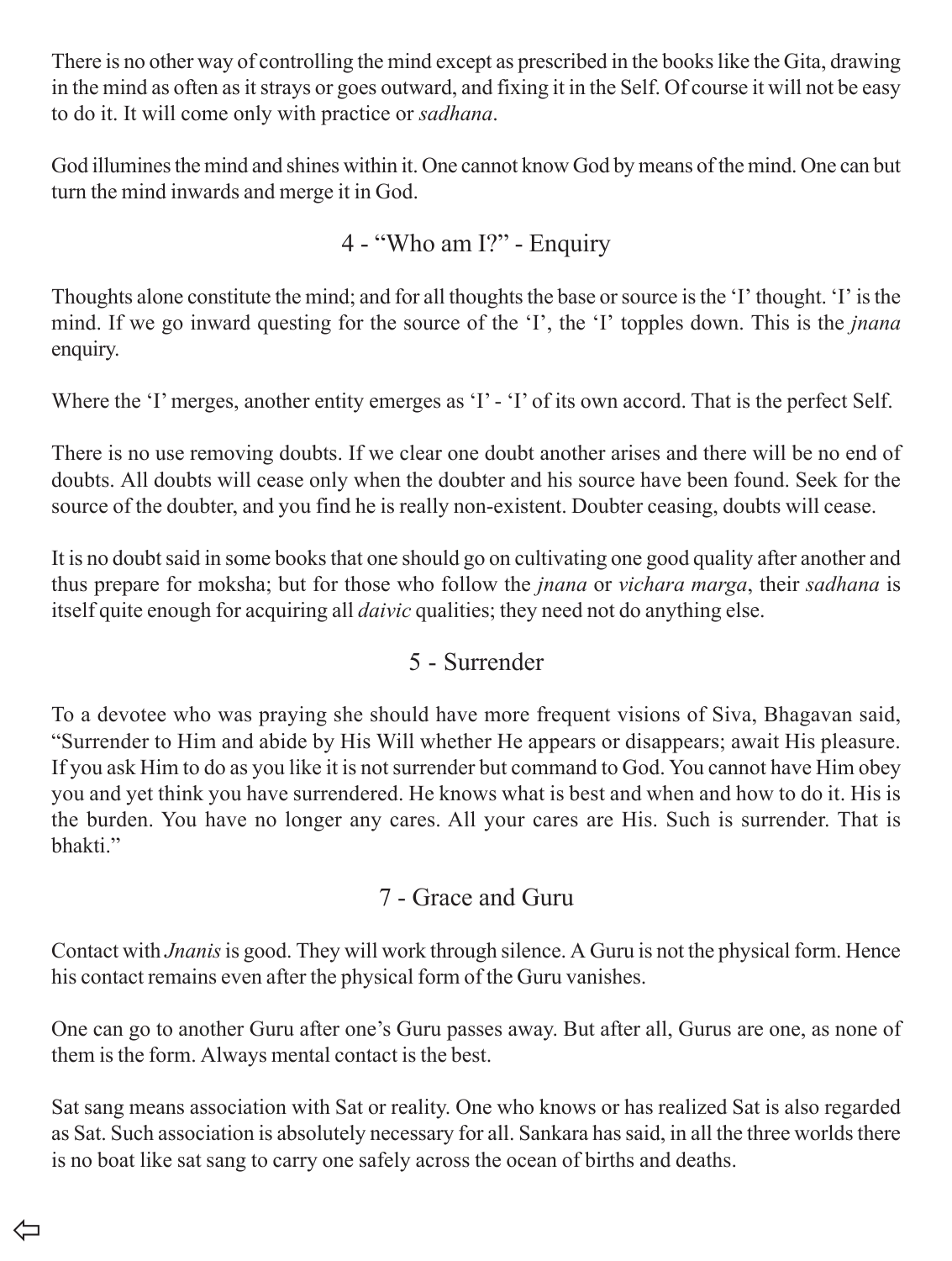There is no other way of controlling the mind except as prescribed in the books like the Gita, drawing in the mind as often as it strays or goes outward, and fixing it in the Self. Of course it will not be easy to do it. It will come only with practice or *sadhana*.

God illumines the mind and shines within it. One cannot know God by means of the mind. One can but turn the mind inwards and merge it in God.

## 4 - "Who am I?" - Enquiry

Thoughts alone constitute the mind; and for all thoughts the base or source is the 'I' thought. 'I' is the mind. If we go inward questing for the source of the 'I', the 'I' topples down. This is the *jnana* enquiry.

Where the 'I' merges, another entity emerges as 'I' - 'I' of its own accord. That is the perfect Self.

There is no use removing doubts. If we clear one doubt another arises and there will be no end of doubts. All doubts will cease only when the doubter and his source have been found. Seek for the source of the doubter, and you find he is really non-existent. Doubter ceasing, doubts will cease.

It is no doubt said in some books that one should go on cultivating one good quality after another and thus prepare for moksha; but for those who follow the *jnana* or *vichara marga*, their *sadhana* is itself quite enough for acquiring all *daivic* qualities; they need not do anything else.

## 5 - Surrender

To a devotee who was praying she should have more frequent visions of Siva, Bhagavan said, "Surrender to Him and abide by His Will whether He appears or disappears; await His pleasure. If you ask Him to do as you like it is not surrender but command to God. You cannot have Him obey you and yet think you have surrendered. He knows what is best and when and how to do it. His is the burden. You have no longer any cares. All your cares are His. Such is surrender. That is bhakti."

## 7 - Grace and Guru

Contact with *Jnanis* is good. They will work through silence. A Guru is not the physical form. Hence his contact remains even after the physical form of the Guru vanishes.

One can go to another Guru after one's Guru passes away. But after all, Gurus are one, as none of them is the form. Always mental contact is the best.

Sat sang means association with Sat or reality. One who knows or has realized Sat is also regarded as Sat. Such association is absolutely necessary for all. Sankara has said, in all the three worlds there is no boat like sat sang to carry one safely across the ocean of births and deaths.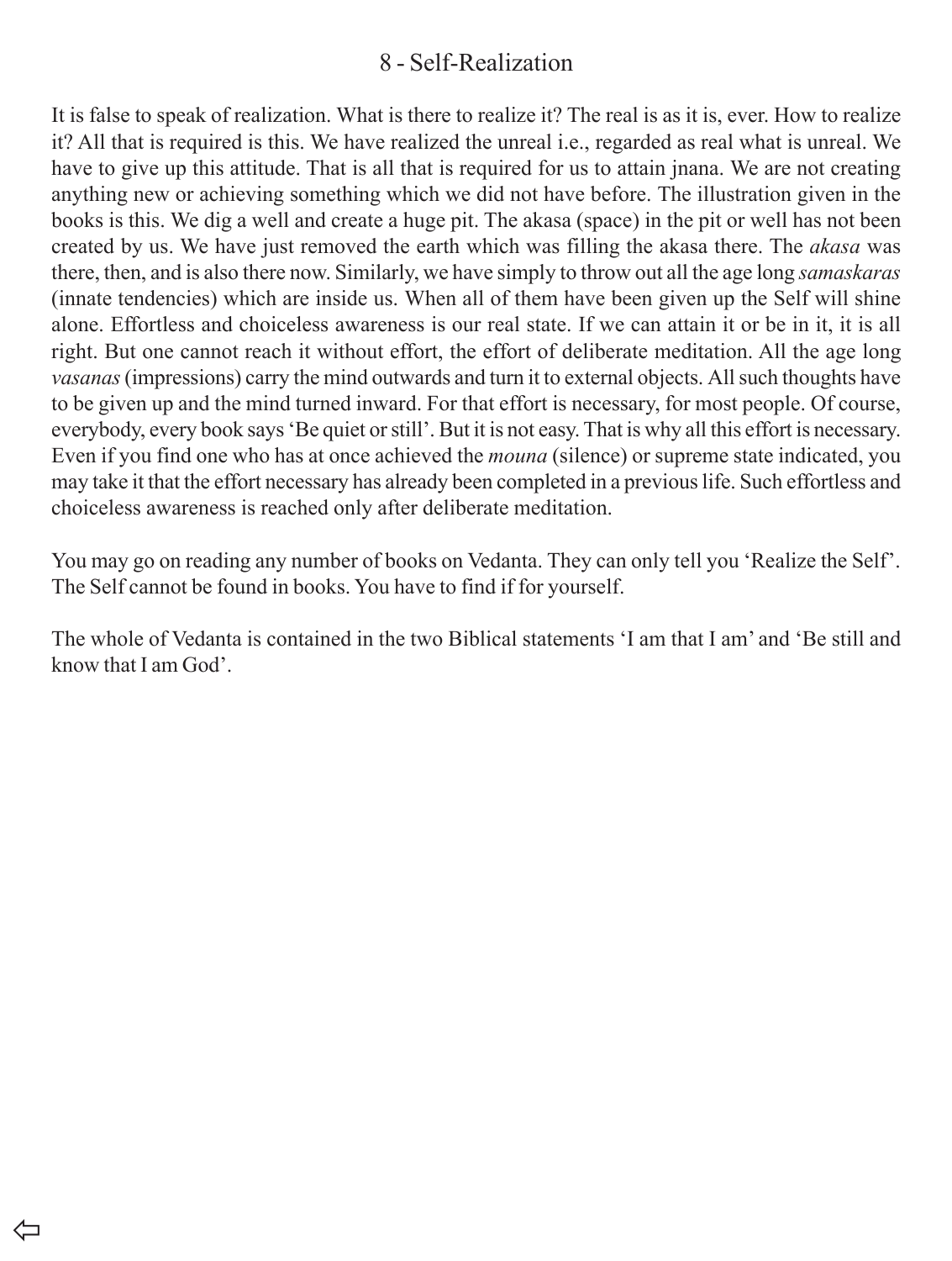# 8 - Self-Realization

It is false to speak of realization. What is there to realize it? The real is as it is, ever. How to realize it? All that is required is this. We have realized the unreal i.e., regarded as real what is unreal. We have to give up this attitude. That is all that is required for us to attain jnana. We are not creating anything new or achieving something which we did not have before. The illustration given in the books is this. We dig a well and create a huge pit. The akasa (space) in the pit or well has not been created by us. We have just removed the earth which was filling the akasa there. The *akasa* was there, then, and is also there now. Similarly, we have simply to throw out all the age long *samaskaras* (innate tendencies) which are inside us. When all of them have been given up the Self will shine alone. Effortless and choiceless awareness is our real state. If we can attain it or be in it, it is all right. But one cannot reach it without effort, the effort of deliberate meditation. All the age long *vasanas* (impressions) carry the mind outwards and turn it to external objects. All such thoughts have to be given up and the mind turned inward. For that effort is necessary, for most people. Of course, everybody, every book says 'Be quiet or still'. But it is not easy. That is why all this effort is necessary. Even if you find one who has at once achieved the *mouna* (silence) or supreme state indicated, you may take it that the effort necessary has already been completed in a previous life. Such effortless and choiceless awareness is reached only after deliberate meditation.

You may go on reading any number of books on Vedanta. They can only tell you 'Realize the Self'. The Self cannot be found in books. You have to find if for yourself.

The whole of Vedanta is contained in the two Biblical statements 'I am that I am' and 'Be still and know that I am God'.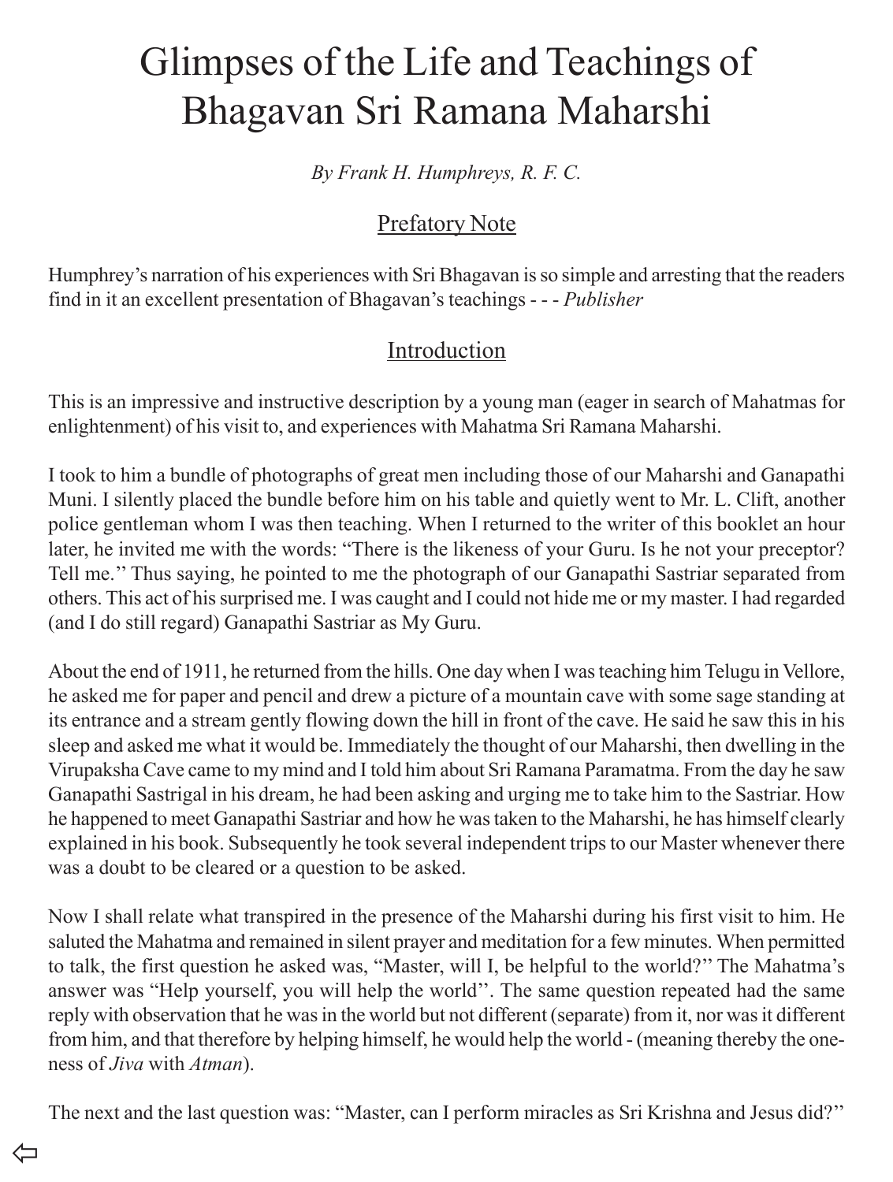# Glimpses of the Life and Teachings of Bhagavan Sri Ramana Maharshi

*By Frank H. Humphreys, R. F. C.*

## Prefatory Note

Humphrey's narration of his experiences with Sri Bhagavan is so simple and arresting that the readers find in it an excellent presentation of Bhagavan's teachings - - - *Publisher*

## Introduction

This is an impressive and instructive description by a young man (eager in search of Mahatmas for enlightenment) of his visit to, and experiences with Mahatma Sri Ramana Maharshi.

I took to him a bundle of photographs of great men including those of our Maharshi and Ganapathi Muni. I silently placed the bundle before him on his table and quietly went to Mr. L. Clift, another police gentleman whom I was then teaching. When I returned to the writer of this booklet an hour later, he invited me with the words: "There is the likeness of your Guru. Is he not your preceptor? Tell me.'' Thus saying, he pointed to me the photograph of our Ganapathi Sastriar separated from others. This act of his surprised me. I was caught and I could not hide me or my master. I had regarded (and I do still regard) Ganapathi Sastriar as My Guru.

About the end of 1911, he returned from the hills. One day when I was teaching him Telugu in Vellore, he asked me for paper and pencil and drew a picture of a mountain cave with some sage standing at its entrance and a stream gently flowing down the hill in front of the cave. He said he saw this in his sleep and asked me what it would be. Immediately the thought of our Maharshi, then dwelling in the Virupaksha Cave came to my mind and I told him about Sri Ramana Paramatma. From the day he saw Ganapathi Sastrigal in his dream, he had been asking and urging me to take him to the Sastriar. How he happened to meet Ganapathi Sastriar and how he was taken to the Maharshi, he has himself clearly explained in his book. Subsequently he took several independent trips to our Master whenever there was a doubt to be cleared or a question to be asked.

Now I shall relate what transpired in the presence of the Maharshi during his first visit to him. He saluted the Mahatma and remained in silent prayer and meditation for a few minutes. When permitted to talk, the first question he asked was, "Master, will I, be helpful to the world?'' The Mahatma's answer was "Help yourself, you will help the world''. The same question repeated had the same reply with observation that he was in the world but not different (separate) from it, nor was it different from him, and that therefore by helping himself, he would help the world - (meaning thereby the oneness of *Jiva* with *Atman*).

The next and the last question was: "Master, can I perform miracles as Sri Krishna and Jesus did?''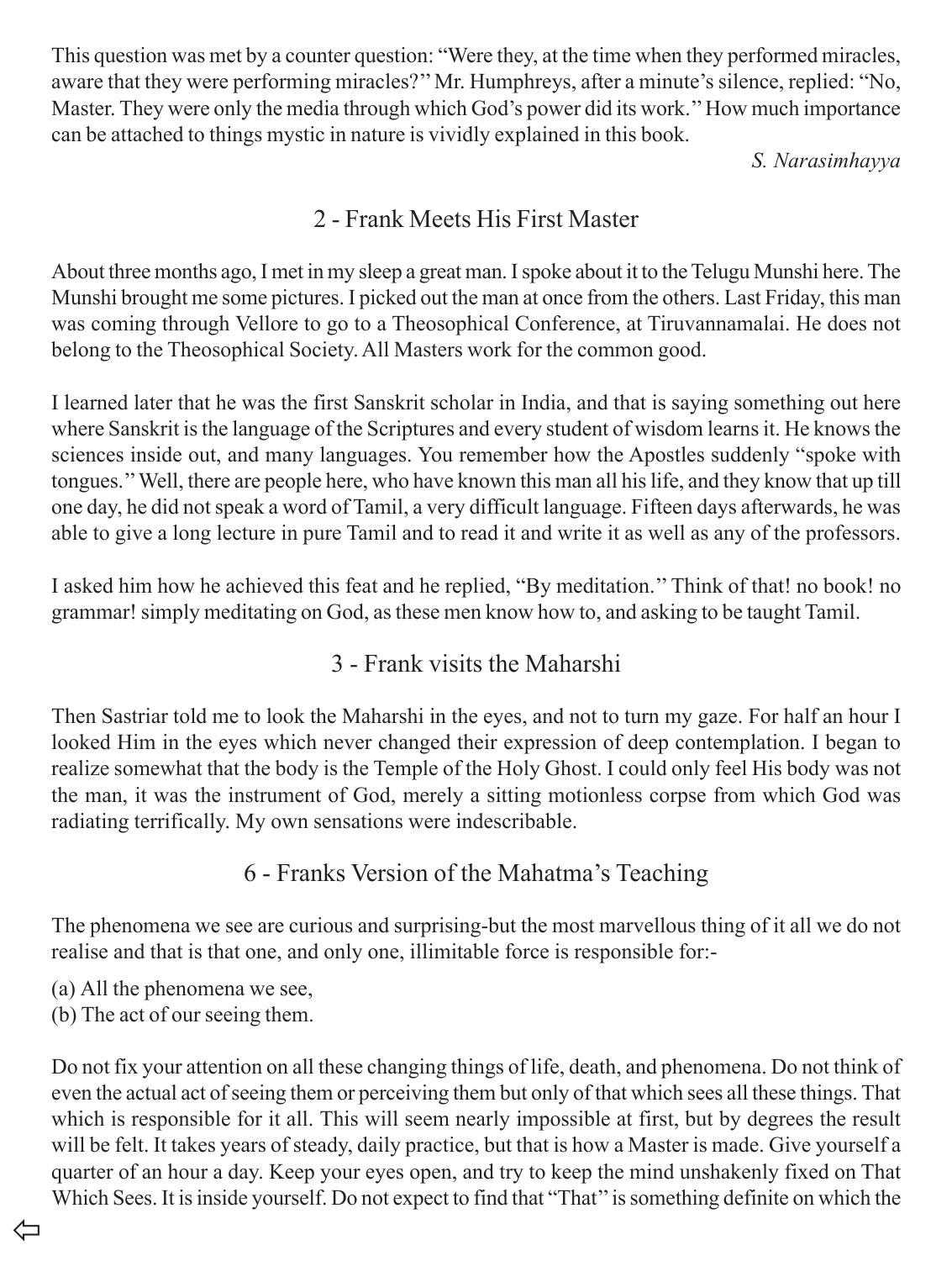This question was met by a counter question: "Were they, at the time when they performed miracles, aware that they were performing miracles?" Mr. Humphreys, after a minute's silence, replied: "No, Master. They were only the media through which God's power did its work." How much importance can be attached to things mystic in nature is vividly explained in this book.

*S. Narasimhayya*

## 2 - Frank Meets His First Master

About three months ago, I met in my sleep a great man. I spoke about it to the Telugu Munshi here. The Munshi brought me some pictures. I picked out the man at once from the others. Last Friday, this man was coming through Vellore to go to a Theosophical Conference, at Tiruvannamalai. He does not belong to the Theosophical Society. All Masters work for the common good.

I learned later that he was the first Sanskrit scholar in India, and that is saying something out here where Sanskrit is the language of the Scriptures and every student of wisdom learns it. He knows the sciences inside out, and many languages. You remember how the Apostles suddenly "spoke with tongues." Well, there are people here, who have known this man all his life, and they know that up till one day, he did not speak a word of Tamil, a very difficult language. Fifteen days afterwards, he was able to give a long lecture in pure Tamil and to read it and write it as well as any of the professors.

I asked him how he achieved this feat and he replied, "By meditation." Think of that! no book! no grammar! simply meditating on God, as these men know how to, and asking to be taught Tamil.

## 3 - Frank visits the Maharshi

Then Sastriar told me to look the Maharshi in the eyes, and not to turn my gaze. For half an hour I looked Him in the eyes which never changed their expression of deep contemplation. I began to realize somewhat that the body is the Temple of the Holy Ghost. I could only feel His body was not the man, it was the instrument of God, merely a sitting motionless corpse from which God was radiating terrifically. My own sensations were indescribable.

## 6 - Franks Version of the Mahatma's Teaching

The phenomena we see are curious and surprising-but the most marvellous thing of it all we do not realise and that is that one, and only one, illimitable force is responsible for:-

(a) All the phenomena we see,
(b) The act of our seeing them.

Do not fix your attention on all these changing things of life, death, and phenomena. Do not think of even the actual act of seeing them or perceiving them but only of that which sees all these things. That which is responsible for it all. This will seem nearly impossible at first, but by degrees the result will be felt. It takes years of steady, daily practice, but that is how a Master is made. Give yourself a quarter of an hour a day. Keep your eyes open, and try to keep the mind unshakenly fixed on That Which Sees. It is inside yourself. Do not expect to find that "That" is something definite on which the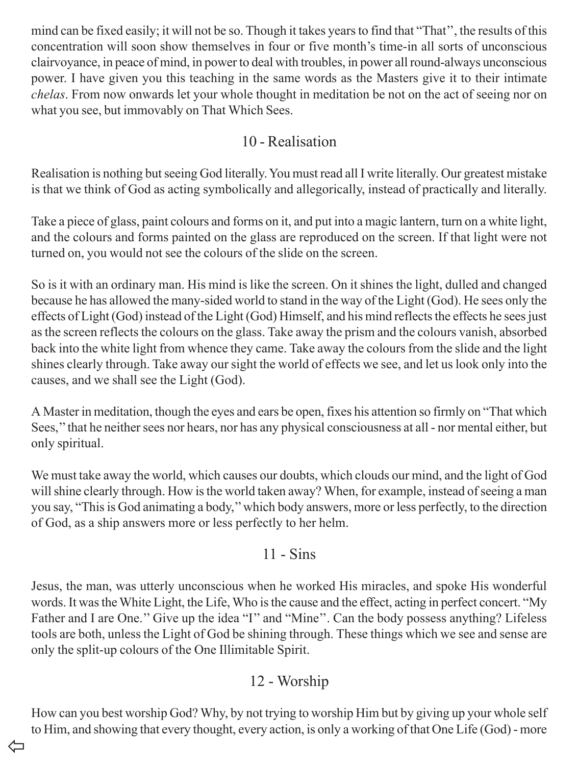mind can be fixed easily; it will not be so. Though it takes years to find that "That'', the results of this concentration will soon show themselves in four or five month's time-in all sorts of unconscious clairvoyance, in peace of mind, in power to deal with troubles, in power all round-always unconscious power. I have given you this teaching in the same words as the Masters give it to their intimate *chelas*. From now onwards let your whole thought in meditation be not on the act of seeing nor on what you see, but immovably on That Which Sees.

## 10 - Realisation

Realisation is nothing but seeing God literally. You must read all I write literally. Our greatest mistake is that we think of God as acting symbolically and allegorically, instead of practically and literally.

Take a piece of glass, paint colours and forms on it, and put into a magic lantern, turn on a white light, and the colours and forms painted on the glass are reproduced on the screen. If that light were not turned on, you would not see the colours of the slide on the screen.

So is it with an ordinary man. His mind is like the screen. On it shines the light, dulled and changed because he has allowed the many-sided world to stand in the way of the Light (God). He sees only the effects of Light (God) instead of the Light (God) Himself, and his mind reflects the effects he sees just as the screen reflects the colours on the glass. Take away the prism and the colours vanish, absorbed back into the white light from whence they came. Take away the colours from the slide and the light shines clearly through. Take away our sight the world of effects we see, and let us look only into the causes, and we shall see the Light (God).

A Master in meditation, though the eyes and ears be open, fixes his attention so firmly on "That which Sees,'' that he neither sees nor hears, nor has any physical consciousness at all - nor mental either, but only spiritual.

We must take away the world, which causes our doubts, which clouds our mind, and the light of God will shine clearly through. How is the world taken away? When, for example, instead of seeing a man you say, "This is God animating a body,'' which body answers, more or less perfectly, to the direction of God, as a ship answers more or less perfectly to her helm.

## 11 - Sins

Jesus, the man, was utterly unconscious when he worked His miracles, and spoke His wonderful words. It was the White Light, the Life, Who is the cause and the effect, acting in perfect concert. "My Father and I are One.'' Give up the idea "I'' and "Mine''. Can the body possess anything? Lifeless tools are both, unless the Light of God be shining through. These things which we see and sense are only the split-up colours of the One Illimitable Spirit.

## 12 - Worship

How can you best worship God? Why, by not trying to worship Him but by giving up your whole self to Him, and showing that every thought, every action, is only a working of that One Life (God) - more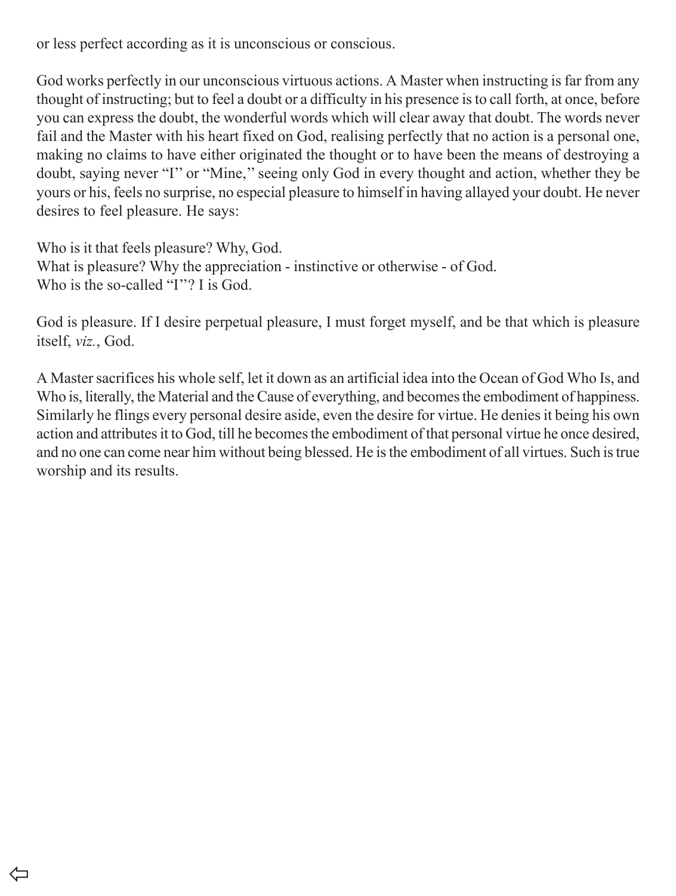or less perfect according as it is unconscious or conscious.

God works perfectly in our unconscious virtuous actions. A Master when instructing is far from any thought of instructing; but to feel a doubt or a difficulty in his presence is to call forth, at once, before you can express the doubt, the wonderful words which will clear away that doubt. The words never fail and the Master with his heart fixed on God, realising perfectly that no action is a personal one, making no claims to have either originated the thought or to have been the means of destroying a doubt, saying never "I'' or "Mine,'' seeing only God in every thought and action, whether they be yours or his, feels no surprise, no especial pleasure to himself in having allayed your doubt. He never desires to feel pleasure. He says:

Who is it that feels pleasure? Why, God.
What is pleasure? Why the appreciation - instinctive or otherwise - of God.
Who is the so-called "I''? I is God.

God is pleasure. If I desire perpetual pleasure, I must forget myself, and be that which is pleasure itself, *viz.*, God.

A Master sacrifices his whole self, let it down as an artificial idea into the Ocean of God Who Is, and Who is, literally, the Material and the Cause of everything, and becomes the embodiment of happiness. Similarly he flings every personal desire aside, even the desire for virtue. He denies it being his own action and attributes it to God, till he becomes the embodiment of that personal virtue he once desired, and no one can come near him without being blessed. He is the embodiment of all virtues. Such is true worship and its results.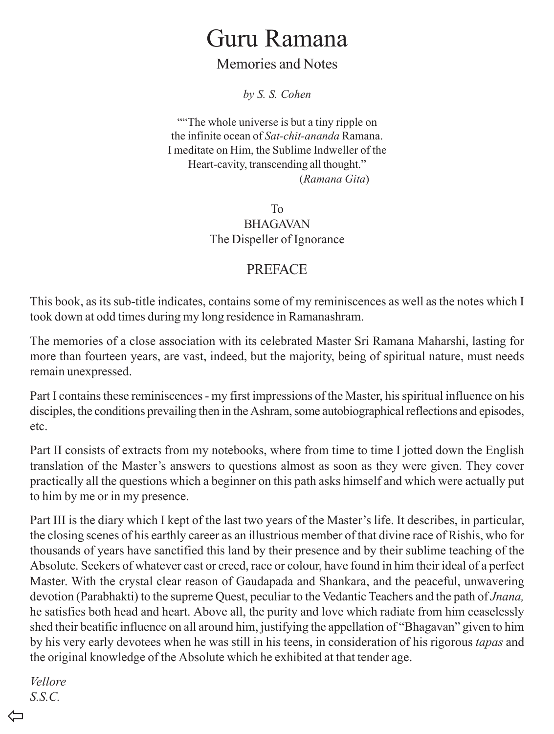# Guru Ramana

Memories and Notes

*by S. S. Cohen*

““The whole universe is but a tiny ripple on
the infinite ocean of *Sat-chit-ananda* Ramana.
I meditate on Him, the Sublime Indweller of the
Heart-cavity, transcending all thought.”
(*Ramana Gita*)

To
BHAGAVAN
The Dispeller of Ignorance

## PREFACE

This book, as its sub-title indicates, contains some of my reminiscences as well as the notes which I took down at odd times during my long residence in Ramanashram.

The memories of a close association with its celebrated Master Sri Ramana Maharshi, lasting for more than fourteen years, are vast, indeed, but the majority, being of spiritual nature, must needs remain unexpressed.

Part I contains these reminiscences - my first impressions of the Master, his spiritual influence on his disciples, the conditions prevailing then in the Ashram, some autobiographical reflections and episodes, etc.

Part II consists of extracts from my notebooks, where from time to time I jotted down the English translation of the Master’s answers to questions almost as soon as they were given. They cover practically all the questions which a beginner on this path asks himself and which were actually put to him by me or in my presence.

Part III is the diary which I kept of the last two years of the Master’s life. It describes, in particular, the closing scenes of his earthly career as an illustrious member of that divine race of Rishis, who for thousands of years have sanctified this land by their presence and by their sublime teaching of the Absolute. Seekers of whatever cast or creed, race or colour, have found in him their ideal of a perfect Master. With the crystal clear reason of Gaudapada and Shankara, and the peaceful, unwavering devotion (Parabhakti) to the supreme Quest, peculiar to the Vedantic Teachers and the path of *Jnana,* he satisfies both head and heart. Above all, the purity and love which radiate from him ceaselessly shed their beatific influence on all around him, justifying the appellation of “Bhagavan” given to him by his very early devotees when he was still in his teens, in consideration of his rigorous *tapas* and the original knowledge of the Absolute which he exhibited at that tender age.

*Vellore*
*S.S.C.*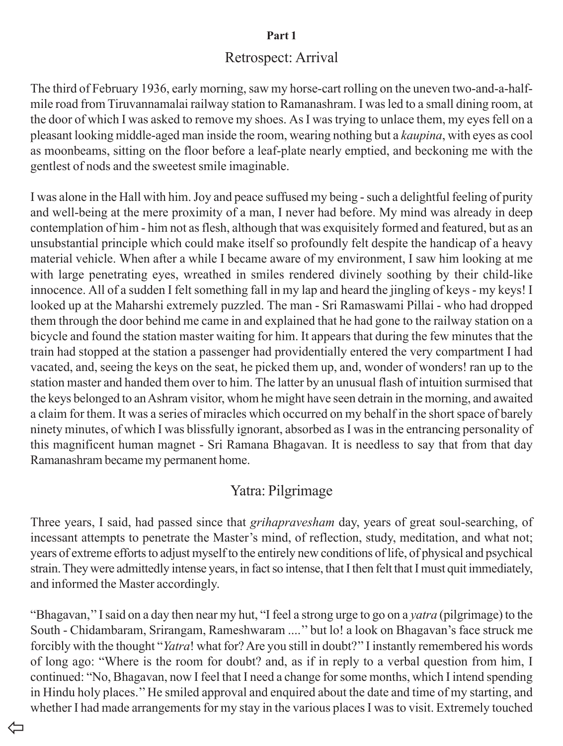**Part 1**

## Retrospect: Arrival

The third of February 1936, early morning, saw my horse-cart rolling on the uneven two-and-a-half-mile road from Tiruvannamalai railway station to Ramanashram. I was led to a small dining room, at the door of which I was asked to remove my shoes. As I was trying to unlace them, my eyes fell on a pleasant looking middle-aged man inside the room, wearing nothing but a *kaupina*, with eyes as cool as moonbeams, sitting on the floor before a leaf-plate nearly emptied, and beckoning me with the gentlest of nods and the sweetest smile imaginable.

I was alone in the Hall with him. Joy and peace suffused my being - such a delightful feeling of purity and well-being at the mere proximity of a man, I never had before. My mind was already in deep contemplation of him - him not as flesh, although that was exquisitely formed and featured, but as an unsubstantial principle which could make itself so profoundly felt despite the handicap of a heavy material vehicle. When after a while I became aware of my environment, I saw him looking at me with large penetrating eyes, wreathed in smiles rendered divinely soothing by their child-like innocence. All of a sudden I felt something fall in my lap and heard the jingling of keys - my keys! I looked up at the Maharshi extremely puzzled. The man - Sri Ramaswami Pillai - who had dropped them through the door behind me came in and explained that he had gone to the railway station on a bicycle and found the station master waiting for him. It appears that during the few minutes that the train had stopped at the station a passenger had providentially entered the very compartment I had vacated, and, seeing the keys on the seat, he picked them up, and, wonder of wonders! ran up to the station master and handed them over to him. The latter by an unusual flash of intuition surmised that the keys belonged to an Ashram visitor, whom he might have seen detrain in the morning, and awaited a claim for them. It was a series of miracles which occurred on my behalf in the short space of barely ninety minutes, of which I was blissfully ignorant, absorbed as I was in the entrancing personality of this magnificent human magnet - Sri Ramana Bhagavan. It is needless to say that from that day Ramanashram became my permanent home.

## Yatra: Pilgrimage

Three years, I said, had passed since that *grihapravesham* day, years of great soul-searching, of incessant attempts to penetrate the Master's mind, of reflection, study, meditation, and what not; years of extreme efforts to adjust myself to the entirely new conditions of life, of physical and psychical strain. They were admittedly intense years, in fact so intense, that I then felt that I must quit immediately, and informed the Master accordingly.

"Bhagavan," I said on a day then near my hut, "I feel a strong urge to go on a *yatra* (pilgrimage) to the South - Chidambaram, Srirangam, Rameshwaram ...." but lo! a look on Bhagavan's face struck me forcibly with the thought "*Yatra*! what for? Are you still in doubt?" I instantly remembered his words of long ago: "Where is the room for doubt? and, as if in reply to a verbal question from him, I continued: "No, Bhagavan, now I feel that I need a change for some months, which I intend spending in Hindu holy places." He smiled approval and enquired about the date and time of my starting, and whether I had made arrangements for my stay in the various places I was to visit. Extremely touched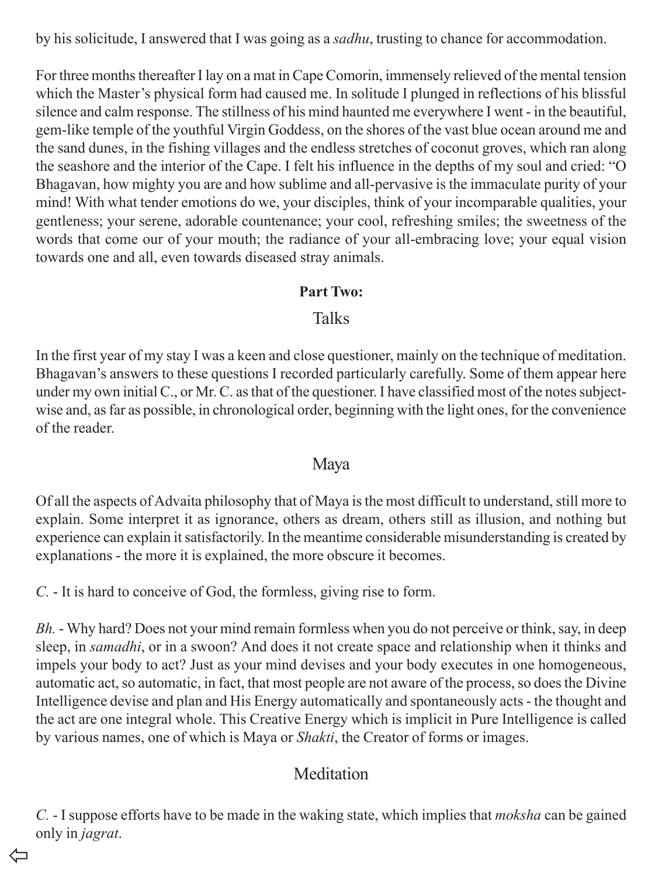by his solicitude, I answered that I was going as a *sadhu*, trusting to chance for accommodation.

For three months thereafter I lay on a mat in Cape Comorin, immensely relieved of the mental tension which the Master's physical form had caused me. In solitude I plunged in reflections of his blissful silence and calm response. The stillness of his mind haunted me everywhere I went - in the beautiful, gem-like temple of the youthful Virgin Goddess, on the shores of the vast blue ocean around me and the sand dunes, in the fishing villages and the endless stretches of coconut groves, which ran along the seashore and the interior of the Cape. I felt his influence in the depths of my soul and cried: "O Bhagavan, how mighty you are and how sublime and all-pervasive is the immaculate purity of your mind! With what tender emotions do we, your disciples, think of your incomparable qualities, your gentleness; your serene, adorable countenance; your cool, refreshing smiles; the sweetness of the words that come our of your mouth; the radiance of your all-embracing love; your equal vision towards one and all, even towards diseased stray animals.

**Part Two:**

# Talks

In the first year of my stay I was a keen and close questioner, mainly on the technique of meditation. Bhagavan's answers to these questions I recorded particularly carefully. Some of them appear here under my own initial C., or Mr. C. as that of the questioner. I have classified most of the notes subject-wise and, as far as possible, in chronological order, beginning with the light ones, for the convenience of the reader.

## Maya

Of all the aspects of Advaita philosophy that of Maya is the most difficult to understand, still more to explain. Some interpret it as ignorance, others as dream, others still as illusion, and nothing but experience can explain it satisfactorily. In the meantime considerable misunderstanding is created by explanations - the more it is explained, the more obscure it becomes.

*C.* - It is hard to conceive of God, the formless, giving rise to form.

*Bh.* - Why hard? Does not your mind remain formless when you do not perceive or think, say, in deep sleep, in *samadhi*, or in a swoon? And does it not create space and relationship when it thinks and impels your body to act? Just as your mind devises and your body executes in one homogeneous, automatic act, so automatic, in fact, that most people are not aware of the process, so does the Divine Intelligence devise and plan and His Energy automatically and spontaneously acts - the thought and the act are one integral whole. This Creative Energy which is implicit in Pure Intelligence is called by various names, one of which is Maya or *Shakti*, the Creator of forms or images.

## Meditation

*C.* - I suppose efforts have to be made in the waking state, which implies that *moksha* can be gained only in *jagrat*.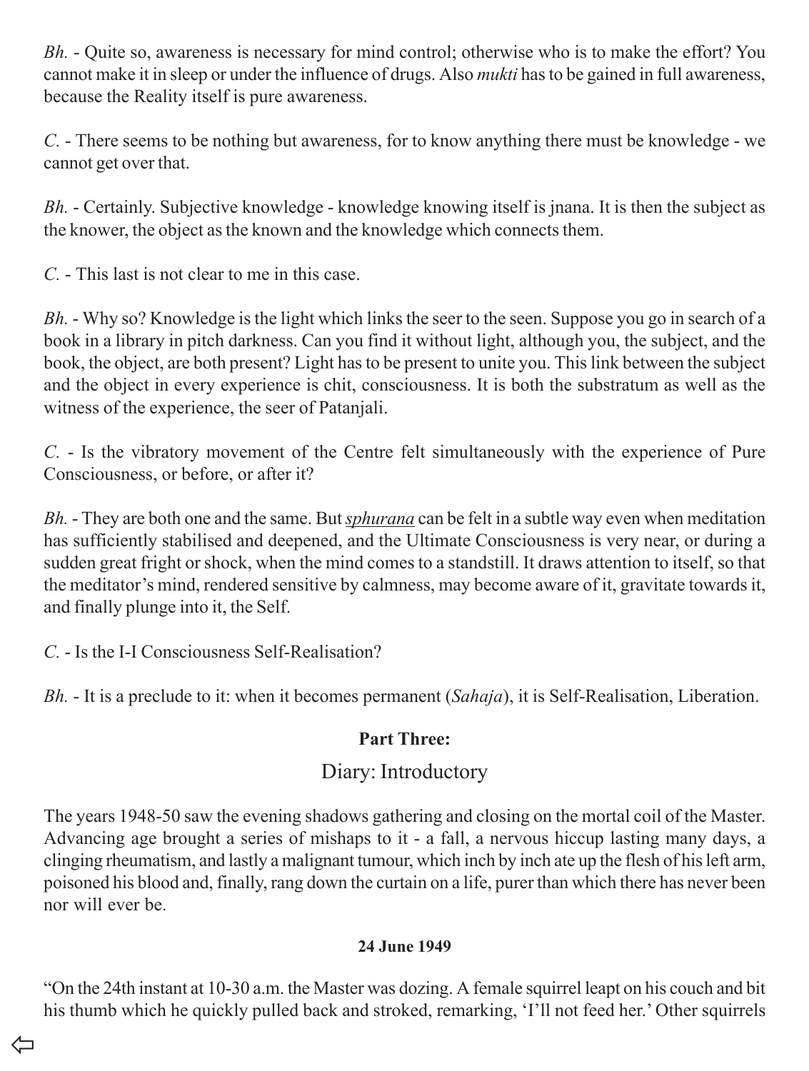*Bh.* - Quite so, awareness is necessary for mind control; otherwise who is to make the effort? You cannot make it in sleep or under the influence of drugs. Also *mukti* has to be gained in full awareness, because the Reality itself is pure awareness.

*C.* - There seems to be nothing but awareness, for to know anything there must be knowledge - we cannot get over that.

*Bh.* - Certainly. Subjective knowledge - knowledge knowing itself is jnana. It is then the subject as the knower, the object as the known and the knowledge which connects them.

*C.* - This last is not clear to me in this case.

*Bh.* - Why so? Knowledge is the light which links the seer to the seen. Suppose you go in search of a book in a library in pitch darkness. Can you find it without light, although you, the subject, and the book, the object, are both present? Light has to be present to unite you. This link between the subject and the object in every experience is chit, consciousness. It is both the substratum as well as the witness of the experience, the seer of Patanjali.

*C.* - Is the vibratory movement of the Centre felt simultaneously with the experience of Pure Consciousness, or before, or after it?

*Bh.* - They are both one and the same. But *sphurana* can be felt in a subtle way even when meditation has sufficiently stabilised and deepened, and the Ultimate Consciousness is very near, or during a sudden great fright or shock, when the mind comes to a standstill. It draws attention to itself, so that the meditator's mind, rendered sensitive by calmness, may become aware of it, gravitate towards it, and finally plunge into it, the Self.

*C.* - Is the I-I Consciousness Self-Realisation?

*Bh.* - It is a preclude to it: when it becomes permanent (*Sahaja*), it is Self-Realisation, Liberation.

## Part Three:

## Diary: Introductory

The years 1948-50 saw the evening shadows gathering and closing on the mortal coil of the Master. Advancing age brought a series of mishaps to it - a fall, a nervous hiccup lasting many days, a clinging rheumatism, and lastly a malignant tumour, which inch by inch ate up the flesh of his left arm, poisoned his blood and, finally, rang down the curtain on a life, purer than which there has never been nor will ever be.

### 24 June 1949

"On the 24th instant at 10-30 a.m. the Master was dozing. A female squirrel leapt on his couch and bit his thumb which he quickly pulled back and stroked, remarking, 'I'll not feed her.' Other squirrels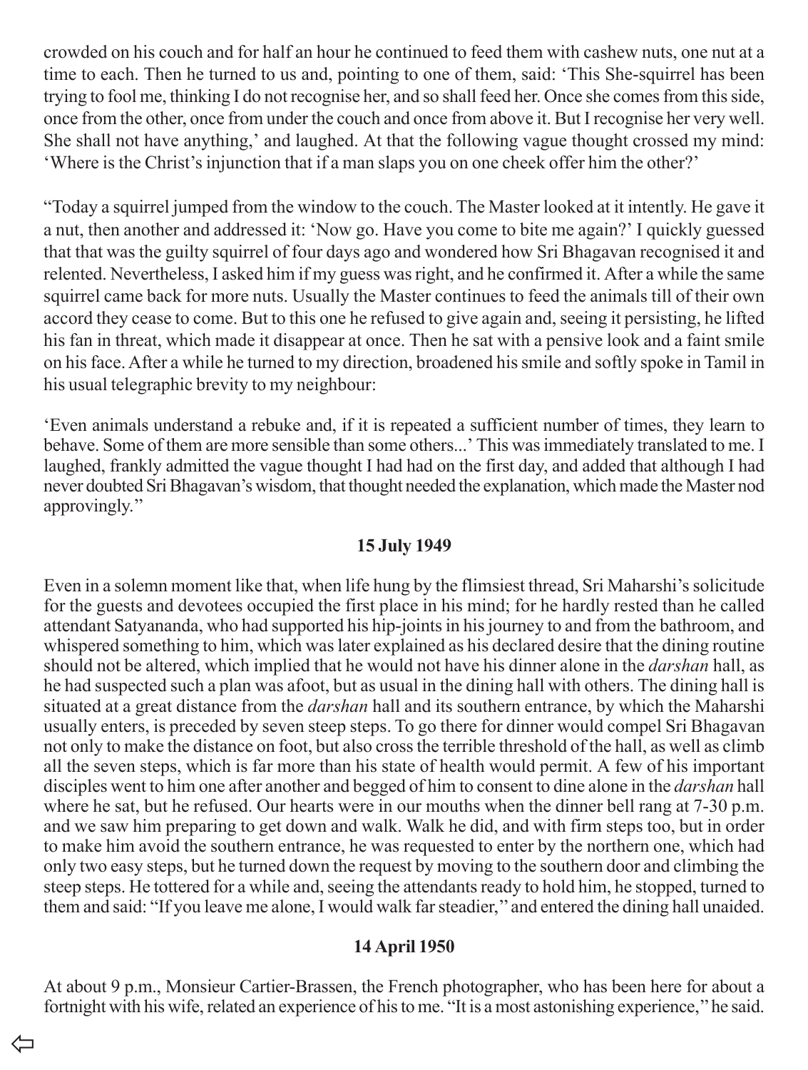crowded on his couch and for half an hour he continued to feed them with cashew nuts, one nut at a time to each. Then he turned to us and, pointing to one of them, said: 'This She-squirrel has been trying to fool me, thinking I do not recognise her, and so shall feed her. Once she comes from this side, once from the other, once from under the couch and once from above it. But I recognise her very well. She shall not have anything,' and laughed. At that the following vague thought crossed my mind: 'Where is the Christ's injunction that if a man slaps you on one cheek offer him the other?'

"Today a squirrel jumped from the window to the couch. The Master looked at it intently. He gave it a nut, then another and addressed it: 'Now go. Have you come to bite me again?' I quickly guessed that that was the guilty squirrel of four days ago and wondered how Sri Bhagavan recognised it and relented. Nevertheless, I asked him if my guess was right, and he confirmed it. After a while the same squirrel came back for more nuts. Usually the Master continues to feed the animals till of their own accord they cease to come. But to this one he refused to give again and, seeing it persisting, he lifted his fan in threat, which made it disappear at once. Then he sat with a pensive look and a faint smile on his face. After a while he turned to my direction, broadened his smile and softly spoke in Tamil in his usual telegraphic brevity to my neighbour:

'Even animals understand a rebuke and, if it is repeated a sufficient number of times, they learn to behave. Some of them are more sensible than some others...' This was immediately translated to me. I laughed, frankly admitted the vague thought I had had on the first day, and added that although I had never doubted Sri Bhagavan's wisdom, that thought needed the explanation, which made the Master nod approvingly."

**15 July 1949**

Even in a solemn moment like that, when life hung by the flimsiest thread, Sri Maharshi's solicitude for the guests and devotees occupied the first place in his mind; for he hardly rested than he called attendant Satyananda, who had supported his hip-joints in his journey to and from the bathroom, and whispered something to him, which was later explained as his declared desire that the dining routine should not be altered, which implied that he would not have his dinner alone in the *darshan* hall, as he had suspected such a plan was afoot, but as usual in the dining hall with others. The dining hall is situated at a great distance from the *darshan* hall and its southern entrance, by which the Maharshi usually enters, is preceded by seven steep steps. To go there for dinner would compel Sri Bhagavan not only to make the distance on foot, but also cross the terrible threshold of the hall, as well as climb all the seven steps, which is far more than his state of health would permit. A few of his important disciples went to him one after another and begged of him to consent to dine alone in the *darshan* hall where he sat, but he refused. Our hearts were in our mouths when the dinner bell rang at 7-30 p.m. and we saw him preparing to get down and walk. Walk he did, and with firm steps too, but in order to make him avoid the southern entrance, he was requested to enter by the northern one, which had only two easy steps, but he turned down the request by moving to the southern door and climbing the steep steps. He tottered for a while and, seeing the attendants ready to hold him, he stopped, turned to them and said: "If you leave me alone, I would walk far steadier," and entered the dining hall unaided.

**14 April 1950**

At about 9 p.m., Monsieur Cartier-Brassen, the French photographer, who has been here for about a fortnight with his wife, related an experience of his to me. "It is a most astonishing experience," he said.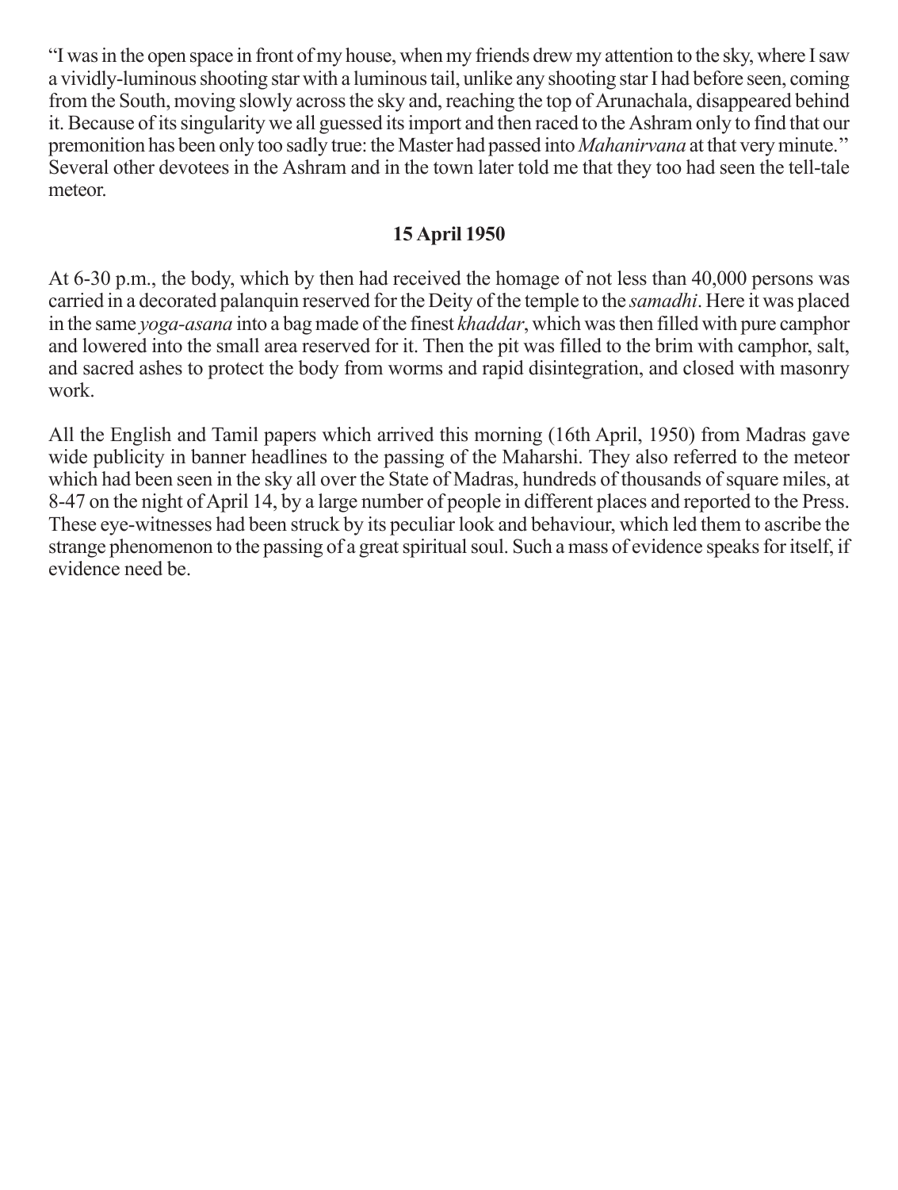"I was in the open space in front of my house, when my friends drew my attention to the sky, where I saw a vividly-luminous shooting star with a luminous tail, unlike any shooting star I had before seen, coming from the South, moving slowly across the sky and, reaching the top of Arunachala, disappeared behind it. Because of its singularity we all guessed its import and then raced to the Ashram only to find that our premonition has been only too sadly true: the Master had passed into *Mahanirvana* at that very minute." Several other devotees in the Ashram and in the town later told me that they too had seen the tell-tale meteor.

**15 April 1950**

At 6-30 p.m., the body, which by then had received the homage of not less than 40,000 persons was carried in a decorated palanquin reserved for the Deity of the temple to the *samadhi*. Here it was placed in the same *yoga-asana* into a bag made of the finest *khaddar*, which was then filled with pure camphor and lowered into the small area reserved for it. Then the pit was filled to the brim with camphor, salt, and sacred ashes to protect the body from worms and rapid disintegration, and closed with masonry work.

All the English and Tamil papers which arrived this morning (16th April, 1950) from Madras gave wide publicity in banner headlines to the passing of the Maharshi. They also referred to the meteor which had been seen in the sky all over the State of Madras, hundreds of thousands of square miles, at 8-47 on the night of April 14, by a large number of people in different places and reported to the Press. These eye-witnesses had been struck by its peculiar look and behaviour, which led them to ascribe the strange phenomenon to the passing of a great spiritual soul. Such a mass of evidence speaks for itself, if evidence need be.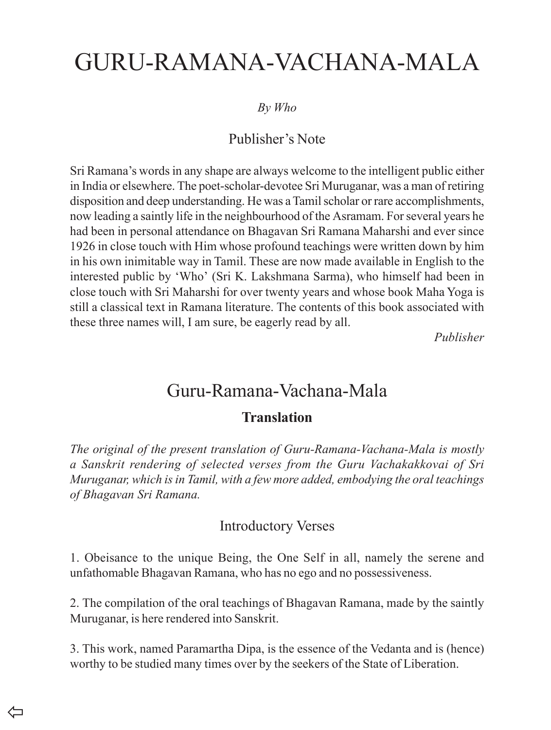# GURU-RAMANA-VACHANA-MALA

*By Who*

## Publisher's Note

Sri Ramana's words in any shape are always welcome to the intelligent public either in India or elsewhere. The poet-scholar-devotee Sri Muruganar, was a man of retiring disposition and deep understanding. He was a Tamil scholar or rare accomplishments, now leading a saintly life in the neighbourhood of the Asramam. For several years he had been in personal attendance on Bhagavan Sri Ramana Maharshi and ever since 1926 in close touch with Him whose profound teachings were written down by him in his own inimitable way in Tamil. These are now made available in English to the interested public by 'Who' (Sri K. Lakshmana Sarma), who himself had been in close touch with Sri Maharshi for over twenty years and whose book Maha Yoga is still a classical text in Ramana literature. The contents of this book associated with these three names will, I am sure, be eagerly read by all.

*Publisher*

## Guru-Ramana-Vachana-Mala

### Translation

*The original of the present translation of Guru-Ramana-Vachana-Mala is mostly a Sanskrit rendering of selected verses from the Guru Vachakakkovai of Sri Muruganar, which is in Tamil, with a few more added, embodying the oral teachings of Bhagavan Sri Ramana.*

### Introductory Verses

1. Obeisance to the unique Being, the One Self in all, namely the serene and unfathomable Bhagavan Ramana, who has no ego and no possessiveness.

2. The compilation of the oral teachings of Bhagavan Ramana, made by the saintly Muruganar, is here rendered into Sanskrit.

3. This work, named Paramartha Dipa, is the essence of the Vedanta and is (hence) worthy to be studied many times over by the seekers of the State of Liberation.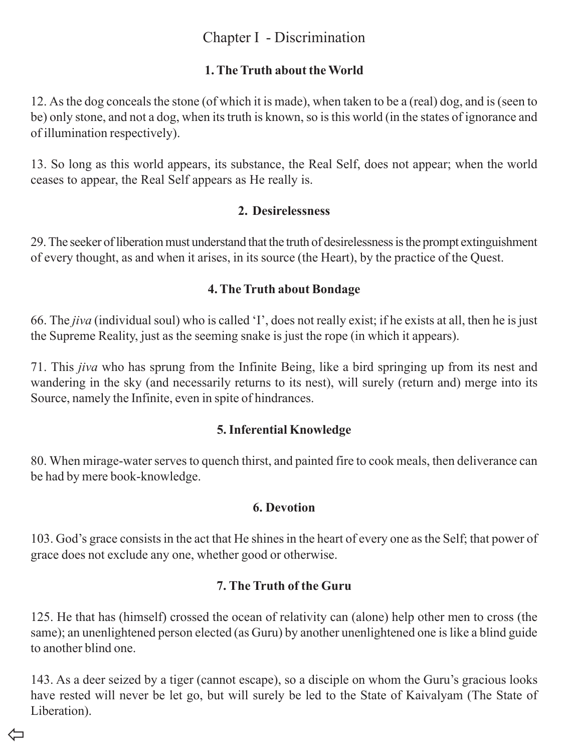# Chapter I - Discrimination

### 1. The Truth about the World

12. As the dog conceals the stone (of which it is made), when taken to be a (real) dog, and is (seen to be) only stone, and not a dog, when its truth is known, so is this world (in the states of ignorance and of illumination respectively).

13. So long as this world appears, its substance, the Real Self, does not appear; when the world ceases to appear, the Real Self appears as He really is.

### 2. Desirelessness

29. The seeker of liberation must understand that the truth of desirelessness is the prompt extinguishment of every thought, as and when it arises, in its source (the Heart), by the practice of the Quest.

### 4. The Truth about Bondage

66. The *jiva* (individual soul) who is called 'I', does not really exist; if he exists at all, then he is just the Supreme Reality, just as the seeming snake is just the rope (in which it appears).

71. This *jiva* who has sprung from the Infinite Being, like a bird springing up from its nest and wandering in the sky (and necessarily returns to its nest), will surely (return and) merge into its Source, namely the Infinite, even in spite of hindrances.

### 5. Inferential Knowledge

80. When mirage-water serves to quench thirst, and painted fire to cook meals, then deliverance can be had by mere book-knowledge.

### 6. Devotion

103. God's grace consists in the act that He shines in the heart of every one as the Self; that power of grace does not exclude any one, whether good or otherwise.

### 7. The Truth of the Guru

125. He that has (himself) crossed the ocean of relativity can (alone) help other men to cross (the same); an unenlightened person elected (as Guru) by another unenlightened one is like a blind guide to another blind one.

143. As a deer seized by a tiger (cannot escape), so a disciple on whom the Guru's gracious looks have rested will never be let go, but will surely be led to the State of Kaivalyam (The State of Liberation).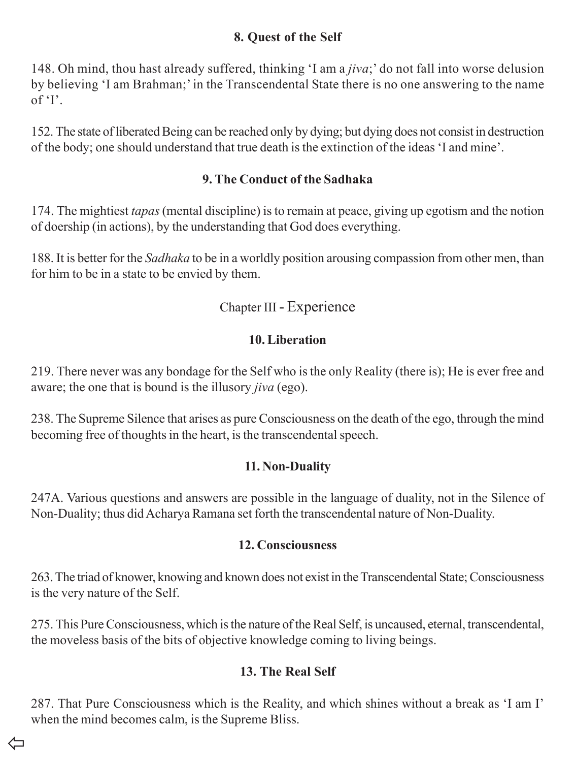### 8. Quest of the Self

148. Oh mind, thou hast already suffered, thinking ‘I am a *jiva*;’ do not fall into worse delusion by believing ‘I am Brahman;’ in the Transcendental State there is no one answering to the name of ‘I’.

152. The state of liberated Being can be reached only by dying; but dying does not consist in destruction of the body; one should understand that true death is the extinction of the ideas ‘I and mine’.

### 9. The Conduct of the Sadhaka

174. The mightiest *tapas* (mental discipline) is to remain at peace, giving up egotism and the notion of doership (in actions), by the understanding that God does everything.

188. It is better for the *Sadhaka* to be in a worldly position arousing compassion from other men, than for him to be in a state to be envied by them.

## Chapter III - Experience

### 10. Liberation

219. There never was any bondage for the Self who is the only Reality (there is); He is ever free and aware; the one that is bound is the illusory *jiva* (ego).

238. The Supreme Silence that arises as pure Consciousness on the death of the ego, through the mind becoming free of thoughts in the heart, is the transcendental speech.

### 11. Non-Duality

247A. Various questions and answers are possible in the language of duality, not in the Silence of Non-Duality; thus did Acharya Ramana set forth the transcendental nature of Non-Duality.

### 12. Consciousness

263. The triad of knower, knowing and known does not exist in the Transcendental State; Consciousness is the very nature of the Self.

275. This Pure Consciousness, which is the nature of the Real Self, is uncaused, eternal, transcendental, the moveless basis of the bits of objective knowledge coming to living beings.

### 13. The Real Self

287. That Pure Consciousness which is the Reality, and which shines without a break as ‘I am I’ when the mind becomes calm, is the Supreme Bliss.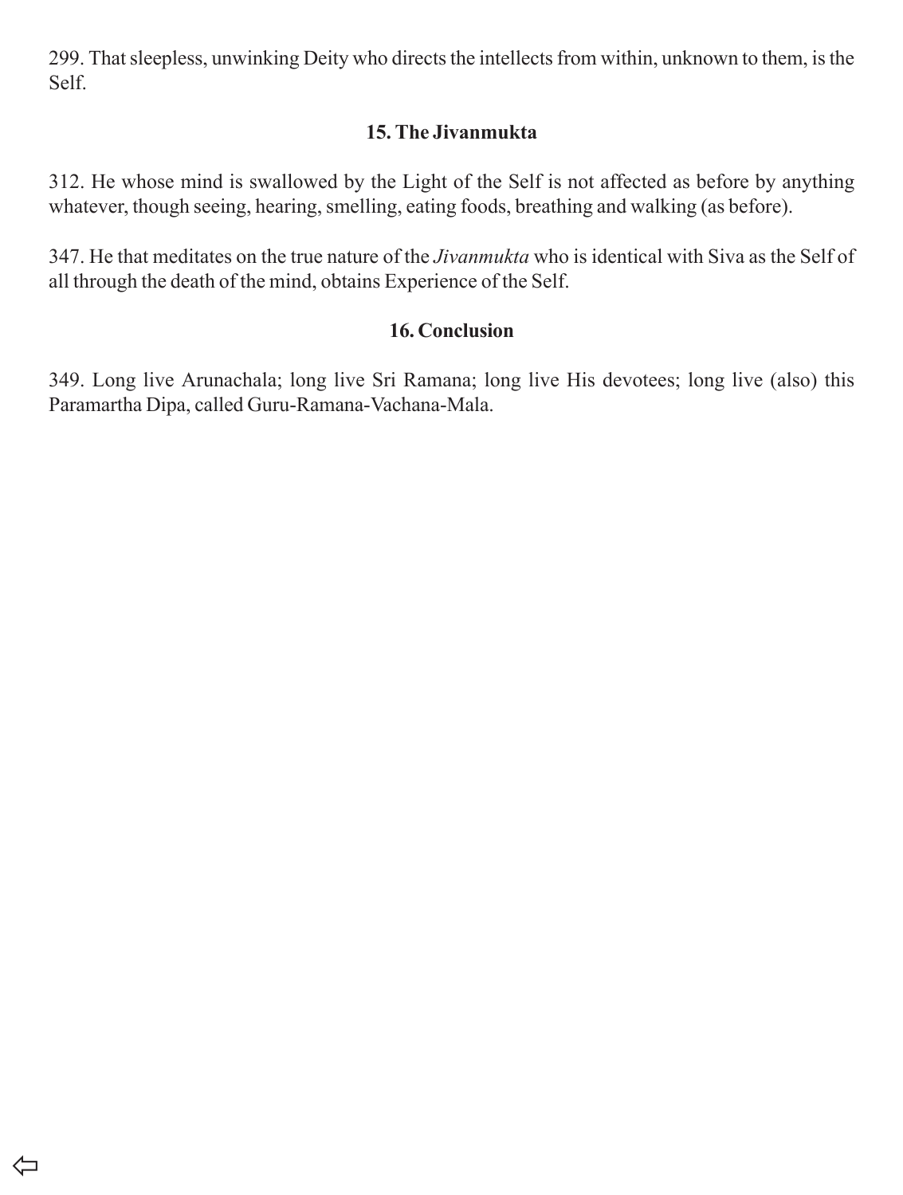299. That sleepless, unwinking Deity who directs the intellects from within, unknown to them, is the Self.

### 15. The Jivanmukta

312. He whose mind is swallowed by the Light of the Self is not affected as before by anything whatever, though seeing, hearing, smelling, eating foods, breathing and walking (as before).

347. He that meditates on the true nature of the *Jivanmukta* who is identical with Siva as the Self of all through the death of the mind, obtains Experience of the Self.

### 16. Conclusion

349. Long live Arunachala; long live Sri Ramana; long live His devotees; long live (also) this Paramartha Dipa, called Guru-Ramana-Vachana-Mala.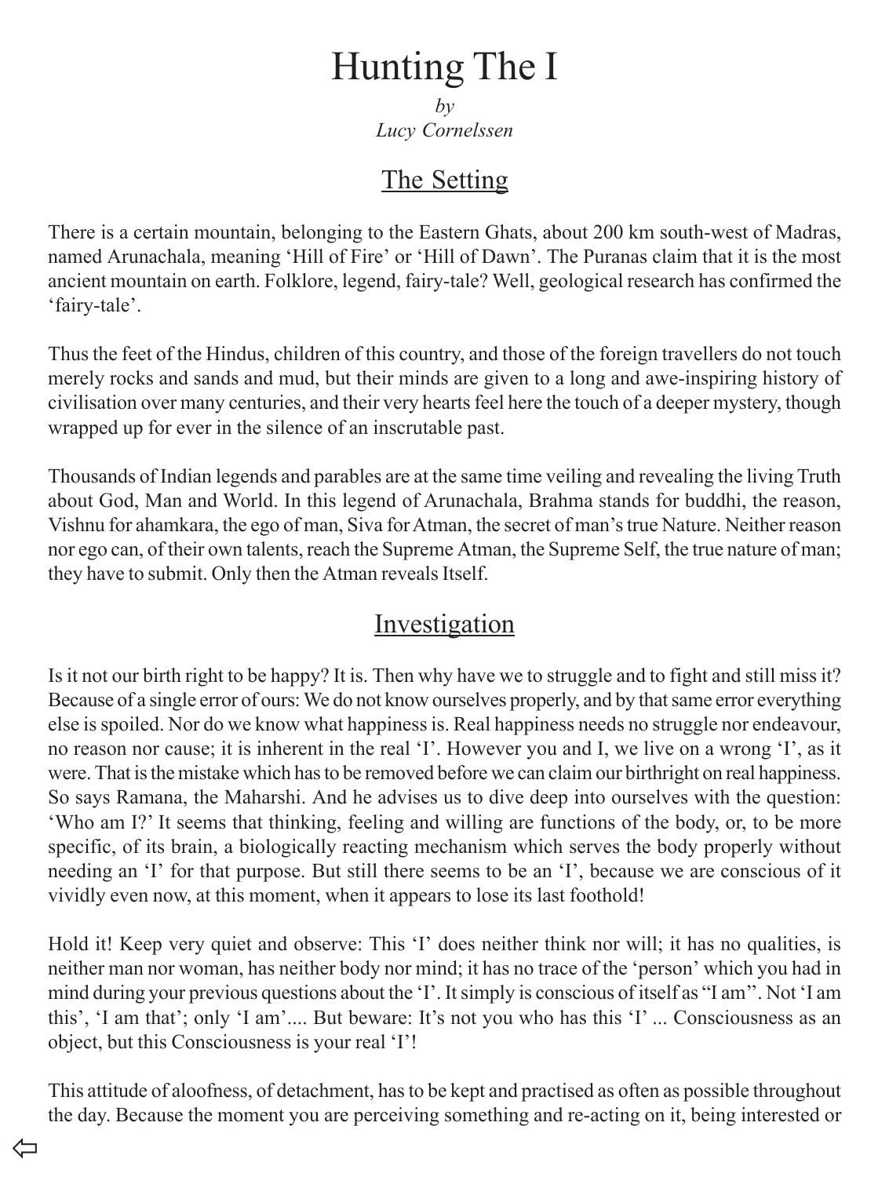# Hunting The I

*by*
*Lucy Cornelssen*

## The Setting

There is a certain mountain, belonging to the Eastern Ghats, about 200 km south-west of Madras, named Arunachala, meaning 'Hill of Fire' or 'Hill of Dawn'. The Puranas claim that it is the most ancient mountain on earth. Folklore, legend, fairy-tale? Well, geological research has confirmed the 'fairy-tale'.

Thus the feet of the Hindus, children of this country, and those of the foreign travellers do not touch merely rocks and sands and mud, but their minds are given to a long and awe-inspiring history of civilisation over many centuries, and their very hearts feel here the touch of a deeper mystery, though wrapped up for ever in the silence of an inscrutable past.

Thousands of Indian legends and parables are at the same time veiling and revealing the living Truth about God, Man and World. In this legend of Arunachala, Brahma stands for buddhi, the reason, Vishnu for ahamkara, the ego of man, Siva for Atman, the secret of man's true Nature. Neither reason nor ego can, of their own talents, reach the Supreme Atman, the Supreme Self, the true nature of man; they have to submit. Only then the Atman reveals Itself.

## Investigation

Is it not our birth right to be happy? It is. Then why have we to struggle and to fight and still miss it? Because of a single error of ours: We do not know ourselves properly, and by that same error everything else is spoiled. Nor do we know what happiness is. Real happiness needs no struggle nor endeavour, no reason nor cause; it is inherent in the real 'I'. However you and I, we live on a wrong 'I', as it were. That is the mistake which has to be removed before we can claim our birthright on real happiness. So says Ramana, the Maharshi. And he advises us to dive deep into ourselves with the question: 'Who am I?' It seems that thinking, feeling and willing are functions of the body, or, to be more specific, of its brain, a biologically reacting mechanism which serves the body properly without needing an 'I' for that purpose. But still there seems to be an 'I', because we are conscious of it vividly even now, at this moment, when it appears to lose its last foothold!

Hold it! Keep very quiet and observe: This 'I' does neither think nor will; it has no qualities, is neither man nor woman, has neither body nor mind; it has no trace of the 'person' which you had in mind during your previous questions about the 'I'. It simply is conscious of itself as "I am''. Not 'I am this', 'I am that'; only 'I am'.... But beware: It's not you who has this 'I' ... Consciousness as an object, but this Consciousness is your real 'I'!

This attitude of aloofness, of detachment, has to be kept and practised as often as possible throughout the day. Because the moment you are perceiving something and re-acting on it, being interested or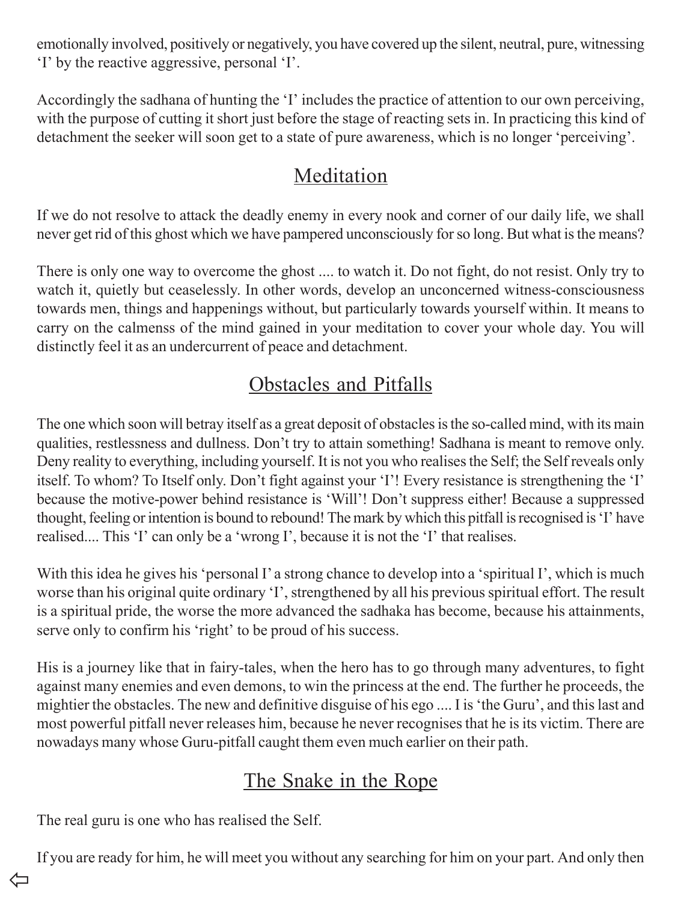emotionally involved, positively or negatively, you have covered up the silent, neutral, pure, witnessing 'I' by the reactive aggressive, personal 'I'.

Accordingly the sadhana of hunting the 'I' includes the practice of attention to our own perceiving, with the purpose of cutting it short just before the stage of reacting sets in. In practicing this kind of detachment the seeker will soon get to a state of pure awareness, which is no longer 'perceiving'.

## Meditation

If we do not resolve to attack the deadly enemy in every nook and corner of our daily life, we shall never get rid of this ghost which we have pampered unconsciously for so long. But what is the means?

There is only one way to overcome the ghost .... to watch it. Do not fight, do not resist. Only try to watch it, quietly but ceaselessly. In other words, develop an unconcerned witness-consciousness towards men, things and happenings without, but particularly towards yourself within. It means to carry on the calmenss of the mind gained in your meditation to cover your whole day. You will distinctly feel it as an undercurrent of peace and detachment.

## Obstacles and Pitfalls

The one which soon will betray itself as a great deposit of obstacles is the so-called mind, with its main qualities, restlessness and dullness. Don't try to attain something! Sadhana is meant to remove only. Deny reality to everything, including yourself. It is not you who realises the Self; the Self reveals only itself. To whom? To Itself only. Don't fight against your 'I'! Every resistance is strengthening the 'I' because the motive-power behind resistance is 'Will'! Don't suppress either! Because a suppressed thought, feeling or intention is bound to rebound! The mark by which this pitfall is recognised is 'I' have realised.... This 'I' can only be a 'wrong I', because it is not the 'I' that realises.

With this idea he gives his 'personal I' a strong chance to develop into a 'spiritual I', which is much worse than his original quite ordinary 'I', strengthened by all his previous spiritual effort. The result is a spiritual pride, the worse the more advanced the sadhaka has become, because his attainments, serve only to confirm his 'right' to be proud of his success.

His is a journey like that in fairy-tales, when the hero has to go through many adventures, to fight against many enemies and even demons, to win the princess at the end. The further he proceeds, the mightier the obstacles. The new and definitive disguise of his ego .... I is 'the Guru', and this last and most powerful pitfall never releases him, because he never recognises that he is its victim. There are nowadays many whose Guru-pitfall caught them even much earlier on their path.

## The Snake in the Rope

The real guru is one who has realised the Self.

If you are ready for him, he will meet you without any searching for him on your part. And only then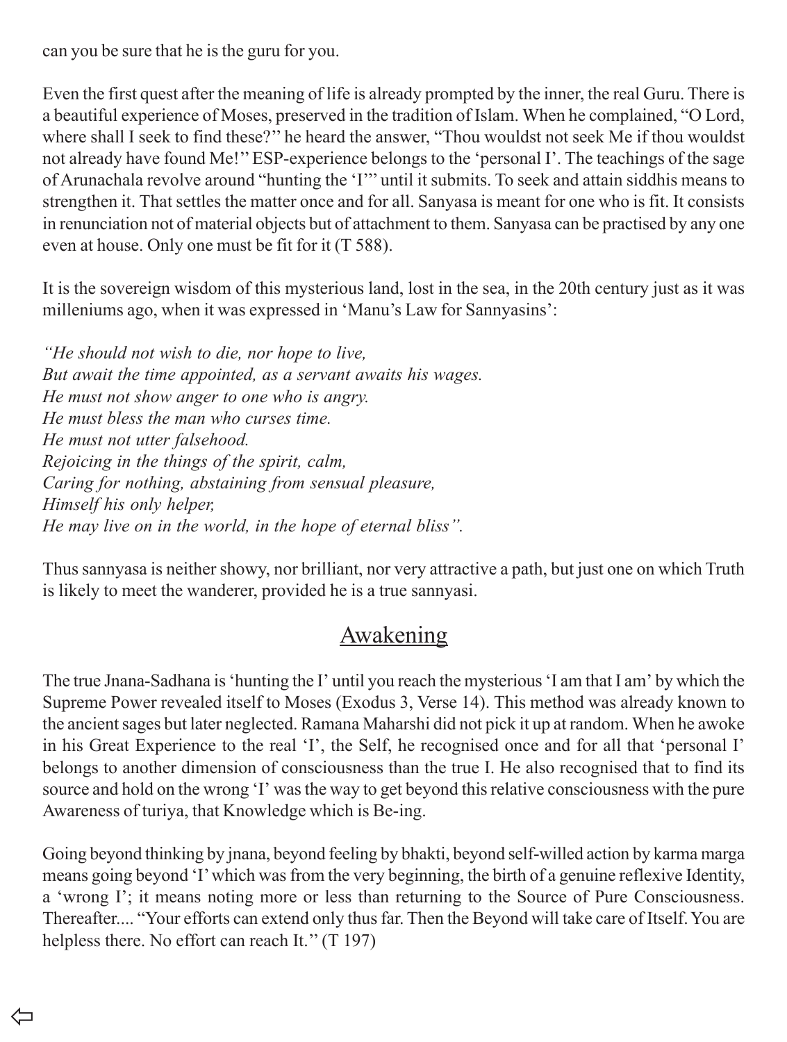can you be sure that he is the guru for you.

Even the first quest after the meaning of life is already prompted by the inner, the real Guru. There is a beautiful experience of Moses, preserved in the tradition of Islam. When he complained, "O Lord, where shall I seek to find these?'' he heard the answer, "Thou wouldst not seek Me if thou wouldst not already have found Me!'' ESP-experience belongs to the 'personal I'. The teachings of the sage of Arunachala revolve around "hunting the 'I'" until it submits. To seek and attain siddhis means to strengthen it. That settles the matter once and for all. Sanyasa is meant for one who is fit. It consists in renunciation not of material objects but of attachment to them. Sanyasa can be practised by any one even at house. Only one must be fit for it (T 588).

It is the sovereign wisdom of this mysterious land, lost in the sea, in the 20th century just as it was milleniums ago, when it was expressed in 'Manu's Law for Sannyasins':

*"He should not wish to die, nor hope to live,*
*But await the time appointed, as a servant awaits his wages.*
*He must not show anger to one who is angry.*
*He must bless the man who curses time.*
*He must not utter falsehood.*
*Rejoicing in the things of the spirit, calm,*
*Caring for nothing, abstaining from sensual pleasure,*
*Himself his only helper,*
*He may live on in the world, in the hope of eternal bliss".*

Thus sannyasa is neither showy, nor brilliant, nor very attractive a path, but just one on which Truth is likely to meet the wanderer, provided he is a true sannyasi.

## Awakening

The true Jnana-Sadhana is 'hunting the I' until you reach the mysterious 'I am that I am' by which the Supreme Power revealed itself to Moses (Exodus 3, Verse 14). This method was already known to the ancient sages but later neglected. Ramana Maharshi did not pick it up at random. When he awoke in his Great Experience to the real 'I', the Self, he recognised once and for all that 'personal I' belongs to another dimension of consciousness than the true I. He also recognised that to find its source and hold on the wrong 'I' was the way to get beyond this relative consciousness with the pure Awareness of turiya, that Knowledge which is Be-ing.

Going beyond thinking by jnana, beyond feeling by bhakti, beyond self-willed action by karma marga means going beyond 'I' which was from the very beginning, the birth of a genuine reflexive Identity, a 'wrong I'; it means noting more or less than returning to the Source of Pure Consciousness. Thereafter.... "Your efforts can extend only thus far. Then the Beyond will take care of Itself. You are helpless there. No effort can reach It.'' (T 197)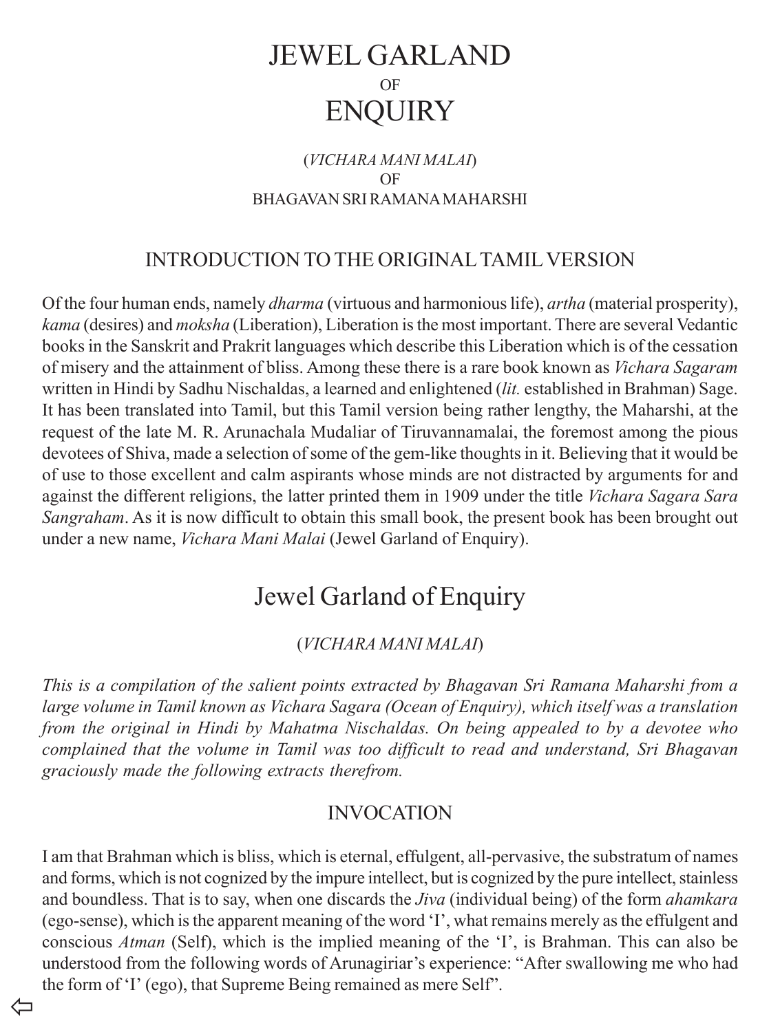# JEWEL GARLAND
OF
# ENQUIRY

(*VICHARA MANI MALAI*)
OF
BHAGAVAN SRI RAMANA MAHARSHI

## INTRODUCTION TO THE ORIGINAL TAMIL VERSION

Of the four human ends, namely *dharma* (virtuous and harmonious life), *artha* (material prosperity), *kama* (desires) and *moksha* (Liberation), Liberation is the most important. There are several Vedantic books in the Sanskrit and Prakrit languages which describe this Liberation which is of the cessation of misery and the attainment of bliss. Among these there is a rare book known as *Vichara Sagaram* written in Hindi by Sadhu Nischaldas, a learned and enlightened (*lit.* established in Brahman) Sage. It has been translated into Tamil, but this Tamil version being rather lengthy, the Maharshi, at the request of the late M. R. Arunachala Mudaliar of Tiruvannamalai, the foremost among the pious devotees of Shiva, made a selection of some of the gem-like thoughts in it. Believing that it would be of use to those excellent and calm aspirants whose minds are not distracted by arguments for and against the different religions, the latter printed them in 1909 under the title *Vichara Sagara Sara Sangraham*. As it is now difficult to obtain this small book, the present book has been brought out under a new name, *Vichara Mani Malai* (Jewel Garland of Enquiry).

# Jewel Garland of Enquiry

(*VICHARA MANI MALAI*)

*This is a compilation of the salient points extracted by Bhagavan Sri Ramana Maharshi from a large volume in Tamil known as Vichara Sagara (Ocean of Enquiry), which itself was a translation from the original in Hindi by Mahatma Nischaldas. On being appealed to by a devotee who complained that the volume in Tamil was too difficult to read and understand, Sri Bhagavan graciously made the following extracts therefrom.*

## INVOCATION

I am that Brahman which is bliss, which is eternal, effulgent, all-pervasive, the substratum of names and forms, which is not cognized by the impure intellect, but is cognized by the pure intellect, stainless and boundless. That is to say, when one discards the *Jiva* (individual being) of the form *ahamkara* (ego-sense), which is the apparent meaning of the word 'I', what remains merely as the effulgent and conscious *Atman* (Self), which is the implied meaning of the 'I', is Brahman. This can also be understood from the following words of Arunagiriar's experience: "After swallowing me who had the form of 'I' (ego), that Supreme Being remained as mere Self".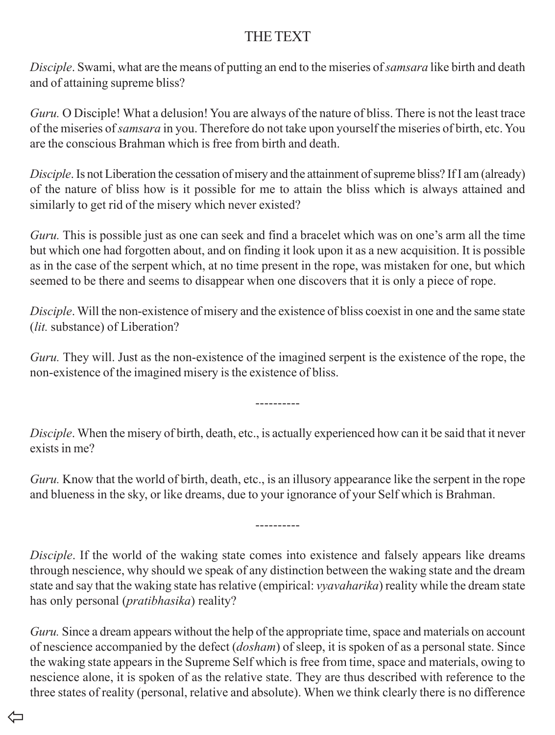# THE TEXT

*Disciple*. Swami, what are the means of putting an end to the miseries of *samsara* like birth and death and of attaining supreme bliss?

*Guru.* O Disciple! What a delusion! You are always of the nature of bliss. There is not the least trace of the miseries of *samsara* in you. Therefore do not take upon yourself the miseries of birth, etc. You are the conscious Brahman which is free from birth and death.

*Disciple*. Is not Liberation the cessation of misery and the attainment of supreme bliss? If I am (already) of the nature of bliss how is it possible for me to attain the bliss which is always attained and similarly to get rid of the misery which never existed?

*Guru.* This is possible just as one can seek and find a bracelet which was on one's arm all the time but which one had forgotten about, and on finding it look upon it as a new acquisition. It is possible as in the case of the serpent which, at no time present in the rope, was mistaken for one, but which seemed to be there and seems to disappear when one discovers that it is only a piece of rope.

*Disciple*. Will the non-existence of misery and the existence of bliss coexist in one and the same state (*lit.* substance) of Liberation?

*Guru.* They will. Just as the non-existence of the imagined serpent is the existence of the rope, the non-existence of the imagined misery is the existence of bliss.

----------

*Disciple*. When the misery of birth, death, etc., is actually experienced how can it be said that it never exists in me?

*Guru.* Know that the world of birth, death, etc., is an illusory appearance like the serpent in the rope and blueness in the sky, or like dreams, due to your ignorance of your Self which is Brahman.

----------

*Disciple*. If the world of the waking state comes into existence and falsely appears like dreams through nescience, why should we speak of any distinction between the waking state and the dream state and say that the waking state has relative (empirical: *vyavaharika*) reality while the dream state has only personal (*pratibhasika*) reality?

*Guru.* Since a dream appears without the help of the appropriate time, space and materials on account of nescience accompanied by the defect (*dosham*) of sleep, it is spoken of as a personal state. Since the waking state appears in the Supreme Self which is free from time, space and materials, owing to nescience alone, it is spoken of as the relative state. They are thus described with reference to the three states of reality (personal, relative and absolute). When we think clearly there is no difference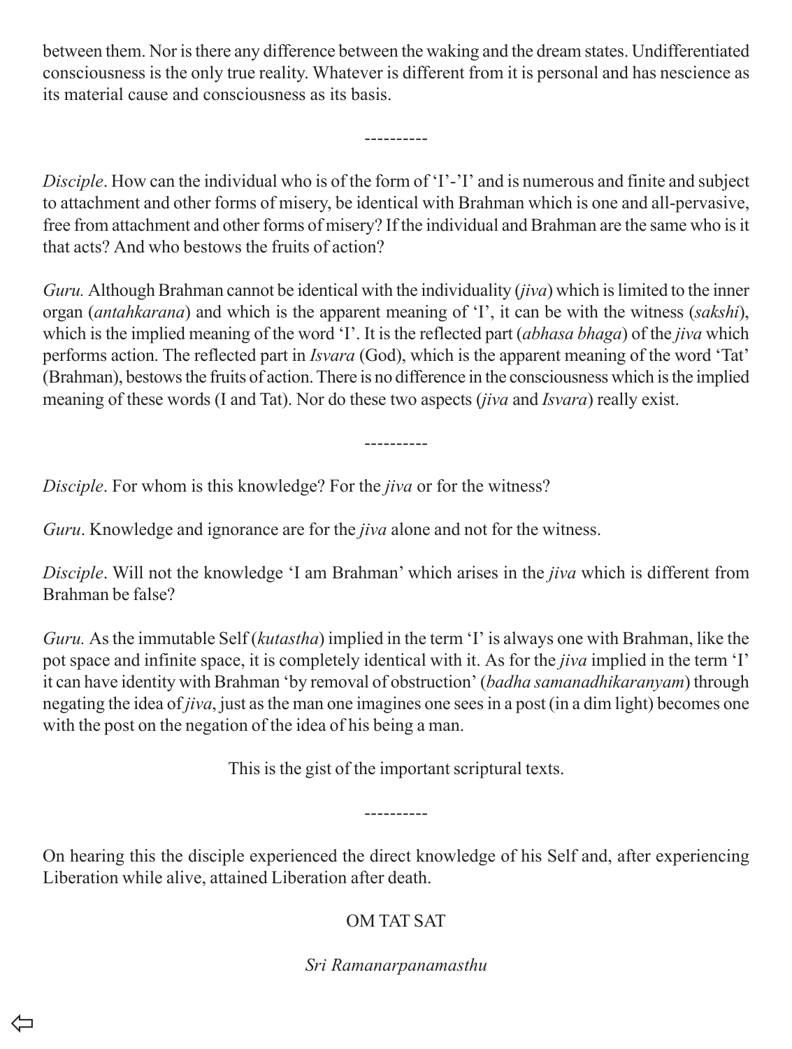between them. Nor is there any difference between the waking and the dream states. Undifferentiated consciousness is the only true reality. Whatever is different from it is personal and has nescience as its material cause and consciousness as its basis.

----------

*Disciple*. How can the individual who is of the form of 'I'-'I' and is numerous and finite and subject to attachment and other forms of misery, be identical with Brahman which is one and all-pervasive, free from attachment and other forms of misery? If the individual and Brahman are the same who is it that acts? And who bestows the fruits of action?

*Guru.* Although Brahman cannot be identical with the individuality (*jiva*) which is limited to the inner organ (*antahkarana*) and which is the apparent meaning of 'I', it can be with the witness (*sakshi*), which is the implied meaning of the word 'I'. It is the reflected part (*abhasa bhaga*) of the *jiva* which performs action. The reflected part in *Isvara* (God), which is the apparent meaning of the word 'Tat' (Brahman), bestows the fruits of action. There is no difference in the consciousness which is the implied meaning of these words (I and Tat). Nor do these two aspects (*jiva* and *Isvara*) really exist.

----------

*Disciple*. For whom is this knowledge? For the *jiva* or for the witness?

*Guru*. Knowledge and ignorance are for the *jiva* alone and not for the witness.

*Disciple*. Will not the knowledge 'I am Brahman' which arises in the *jiva* which is different from Brahman be false?

*Guru.* As the immutable Self (*kutastha*) implied in the term 'I' is always one with Brahman, like the pot space and infinite space, it is completely identical with it. As for the *jiva* implied in the term 'I' it can have identity with Brahman 'by removal of obstruction' (*badha samanadhikaranyam*) through negating the idea of *jiva*, just as the man one imagines one sees in a post (in a dim light) becomes one with the post on the negation of the idea of his being a man.

This is the gist of the important scriptural texts.

----------

On hearing this the disciple experienced the direct knowledge of his Self and, after experiencing Liberation while alive, attained Liberation after death.

OM TAT SAT

*Sri Ramanarpanamasthu*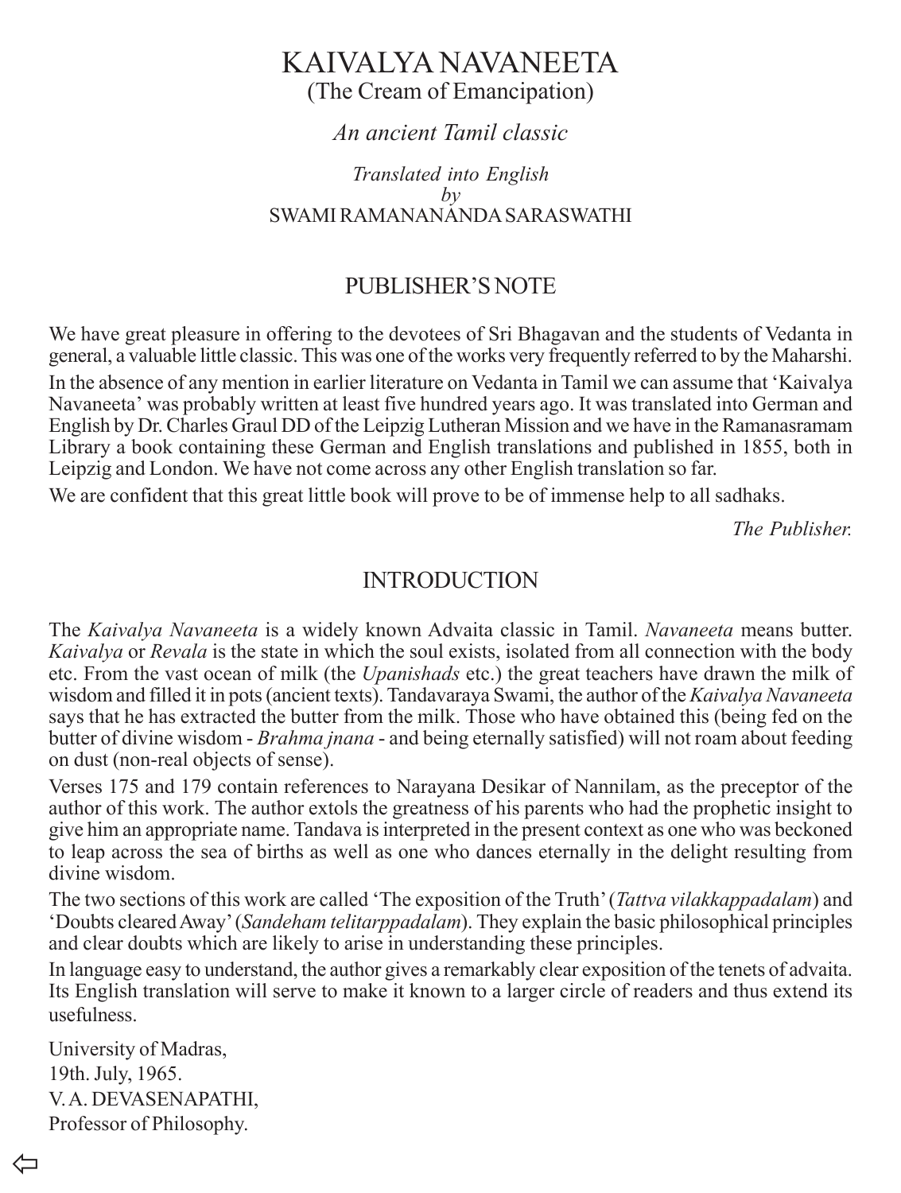# KAIVALYA NAVANEETA

(The Cream of Emancipation)

*An ancient Tamil classic*

*Translated into English*
*by*
SWAMI RAMANANANDA SARASWATHI

## PUBLISHER'S NOTE

We have great pleasure in offering to the devotees of Sri Bhagavan and the students of Vedanta in general, a valuable little classic. This was one of the works very frequently referred to by the Maharshi.

In the absence of any mention in earlier literature on Vedanta in Tamil we can assume that 'Kaivalya Navaneeta' was probably written at least five hundred years ago. It was translated into German and English by Dr. Charles Graul DD of the Leipzig Lutheran Mission and we have in the Ramanasramam Library a book containing these German and English translations and published in 1855, both in Leipzig and London. We have not come across any other English translation so far.

We are confident that this great little book will prove to be of immense help to all sadhaks.

*The Publisher.*

## INTRODUCTION

The *Kaivalya Navaneeta* is a widely known Advaita classic in Tamil. *Navaneeta* means butter. *Kaivalya* or *Revala* is the state in which the soul exists, isolated from all connection with the body etc. From the vast ocean of milk (the *Upanishads* etc.) the great teachers have drawn the milk of wisdom and filled it in pots (ancient texts). Tandavaraya Swami, the author of the *Kaivalya Navaneeta* says that he has extracted the butter from the milk. Those who have obtained this (being fed on the butter of divine wisdom - *Brahma jnana* - and being eternally satisfied) will not roam about feeding on dust (non-real objects of sense).

Verses 175 and 179 contain references to Narayana Desikar of Nannilam, as the preceptor of the author of this work. The author extols the greatness of his parents who had the prophetic insight to give him an appropriate name. Tandava is interpreted in the present context as one who was beckoned to leap across the sea of births as well as one who dances eternally in the delight resulting from divine wisdom.

The two sections of this work are called 'The exposition of the Truth' (*Tattva vilakkappadalam*) and 'Doubts cleared Away' (*Sandeham telitarppadalam*). They explain the basic philosophical principles and clear doubts which are likely to arise in understanding these principles.

In language easy to understand, the author gives a remarkably clear exposition of the tenets of advaita. Its English translation will serve to make it known to a larger circle of readers and thus extend its usefulness.

University of Madras,
19th. July, 1965.
V. A. DEVASENAPATHI,
Professor of Philosophy.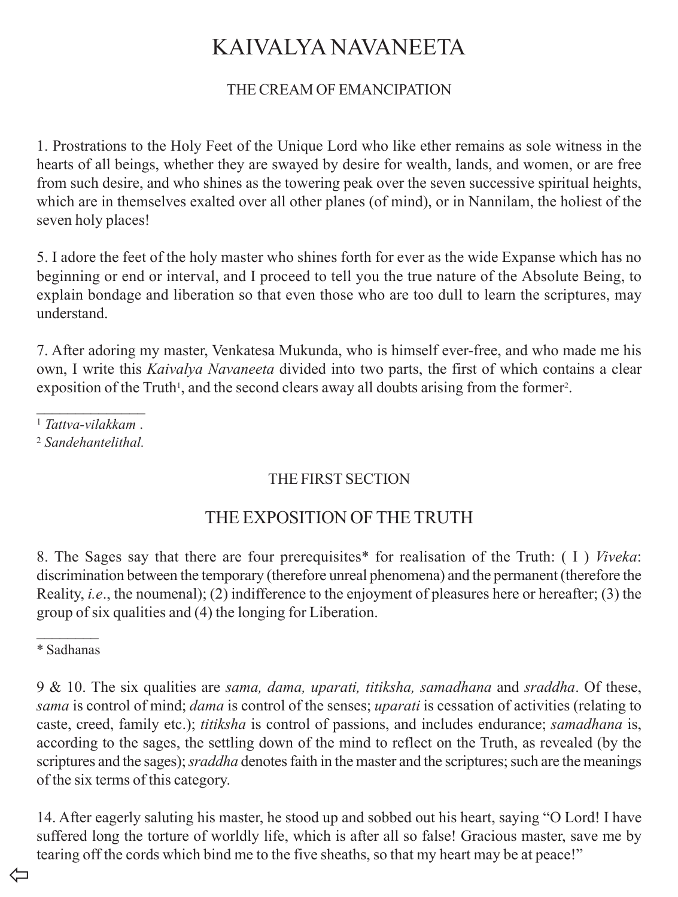# KAIVALYA NAVANEETA

## THE CREAM OF EMANCIPATION

1. Prostrations to the Holy Feet of the Unique Lord who like ether remains as sole witness in the hearts of all beings, whether they are swayed by desire for wealth, lands, and women, or are free from such desire, and who shines as the towering peak over the seven successive spiritual heights, which are in themselves exalted over all other planes (of mind), or in Nannilam, the holiest of the seven holy places!

5. I adore the feet of the holy master who shines forth for ever as the wide Expanse which has no beginning or end or interval, and I proceed to tell you the true nature of the Absolute Being, to explain bondage and liberation so that even those who are too dull to learn the scriptures, may understand.

7. After adoring my master, Venkatesa Mukunda, who is himself ever-free, and who made me his own, I write this *Kaivalya Navaneeta* divided into two parts, the first of which contains a clear exposition of the Truth[1], and the second clears away all doubts arising from the former[2].

---

[1] *Tattva-vilakkam* .

[2] *Sandehantelithal.*

## THE FIRST SECTION

## THE EXPOSITION OF THE TRUTH

8. The Sages say that there are four prerequisites* for realisation of the Truth: ( I ) *Viveka*: discrimination between the temporary (therefore unreal phenomena) and the permanent (therefore the Reality, *i.e*., the noumenal); (2) indifference to the enjoyment of pleasures here or hereafter; (3) the group of six qualities and (4) the longing for Liberation.

---

* Sadhanas

9 & 10. The six qualities are *sama, dama, uparati, titiksha, samadhana* and *sraddha*. Of these, *sama* is control of mind; *dama* is control of the senses; *uparati* is cessation of activities (relating to caste, creed, family etc.); *titiksha* is control of passions, and includes endurance; *samadhana* is, according to the sages, the settling down of the mind to reflect on the Truth, as revealed (by the scriptures and the sages); *sraddha* denotes faith in the master and the scriptures; such are the meanings of the six terms of this category.

14. After eagerly saluting his master, he stood up and sobbed out his heart, saying "O Lord! I have suffered long the torture of worldly life, which is after all so false! Gracious master, save me by tearing off the cords which bind me to the five sheaths, so that my heart may be at peace!"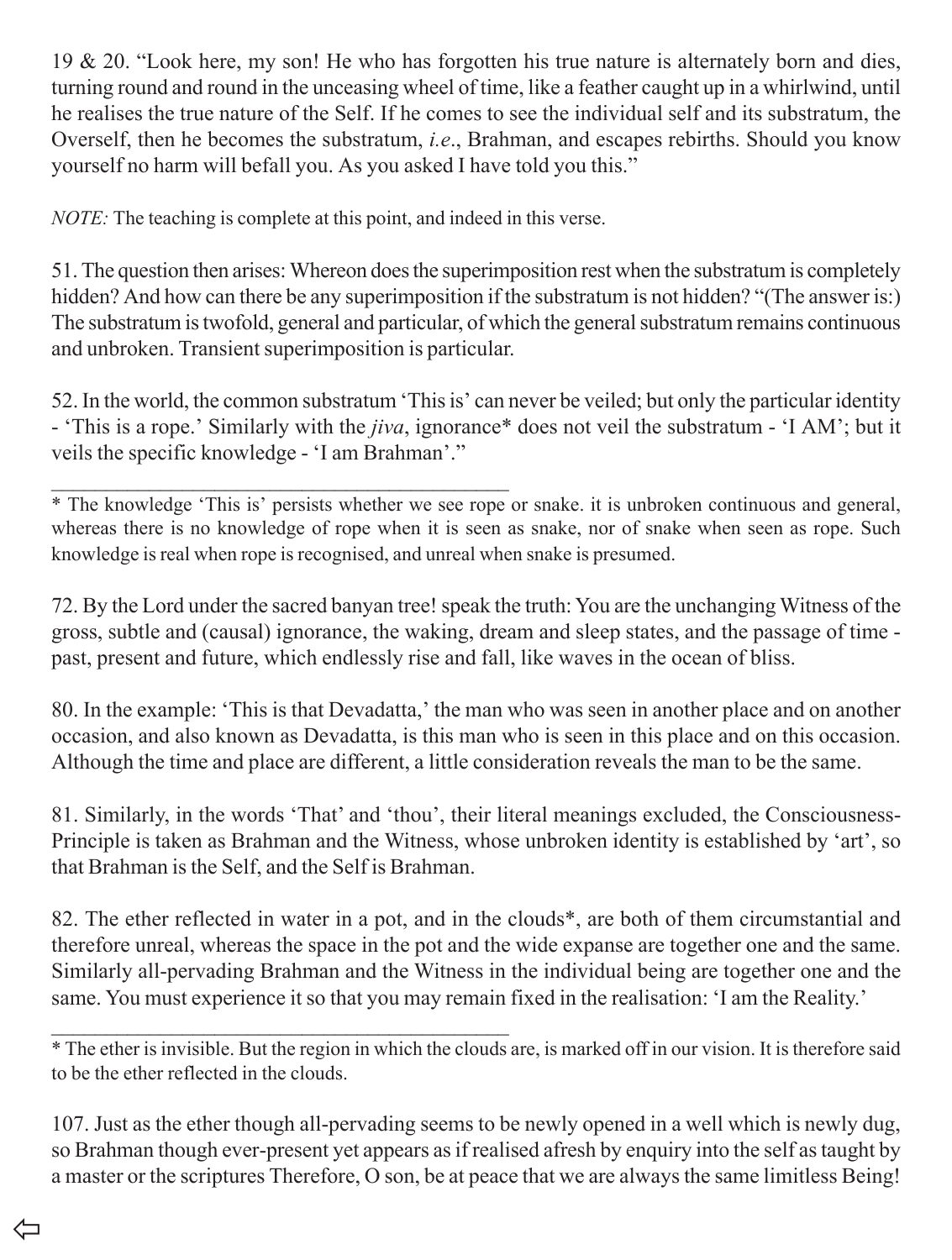19 & 20. "Look here, my son! He who has forgotten his true nature is alternately born and dies, turning round and round in the unceasing wheel of time, like a feather caught up in a whirlwind, until he realises the true nature of the Self. If he comes to see the individual self and its substratum, the Overself, then he becomes the substratum, *i.e*., Brahman, and escapes rebirths. Should you know yourself no harm will befall you. As you asked I have told you this."

*NOTE:* The teaching is complete at this point, and indeed in this verse.

51. The question then arises: Whereon does the superimposition rest when the substratum is completely hidden? And how can there be any superimposition if the substratum is not hidden? "(The answer is:) The substratum is twofold, general and particular, of which the general substratum remains continuous and unbroken. Transient superimposition is particular.

52. In the world, the common substratum 'This is' can never be veiled; but only the particular identity - 'This is a rope.' Similarly with the *jiva*, ignorance* does not veil the substratum - 'I AM'; but it veils the specific knowledge - 'I am Brahman'."

---

* The knowledge 'This is' persists whether we see rope or snake. it is unbroken continuous and general, whereas there is no knowledge of rope when it is seen as snake, nor of snake when seen as rope. Such knowledge is real when rope is recognised, and unreal when snake is presumed.

72. By the Lord under the sacred banyan tree! speak the truth: You are the unchanging Witness of the gross, subtle and (causal) ignorance, the waking, dream and sleep states, and the passage of time - past, present and future, which endlessly rise and fall, like waves in the ocean of bliss.

80. In the example: 'This is that Devadatta,' the man who was seen in another place and on another occasion, and also known as Devadatta, is this man who is seen in this place and on this occasion. Although the time and place are different, a little consideration reveals the man to be the same.

81. Similarly, in the words 'That' and 'thou', their literal meanings excluded, the Consciousness-Principle is taken as Brahman and the Witness, whose unbroken identity is established by 'art', so that Brahman is the Self, and the Self is Brahman.

82. The ether reflected in water in a pot, and in the clouds*, are both of them circumstantial and therefore unreal, whereas the space in the pot and the wide expanse are together one and the same. Similarly all-pervading Brahman and the Witness in the individual being are together one and the same. You must experience it so that you may remain fixed in the realisation: 'I am the Reality.'

---

* The ether is invisible. But the region in which the clouds are, is marked off in our vision. It is therefore said to be the ether reflected in the clouds.

107. Just as the ether though all-pervading seems to be newly opened in a well which is newly dug, so Brahman though ever-present yet appears as if realised afresh by enquiry into the self as taught by a master or the scriptures Therefore, O son, be at peace that we are always the same limitless Being!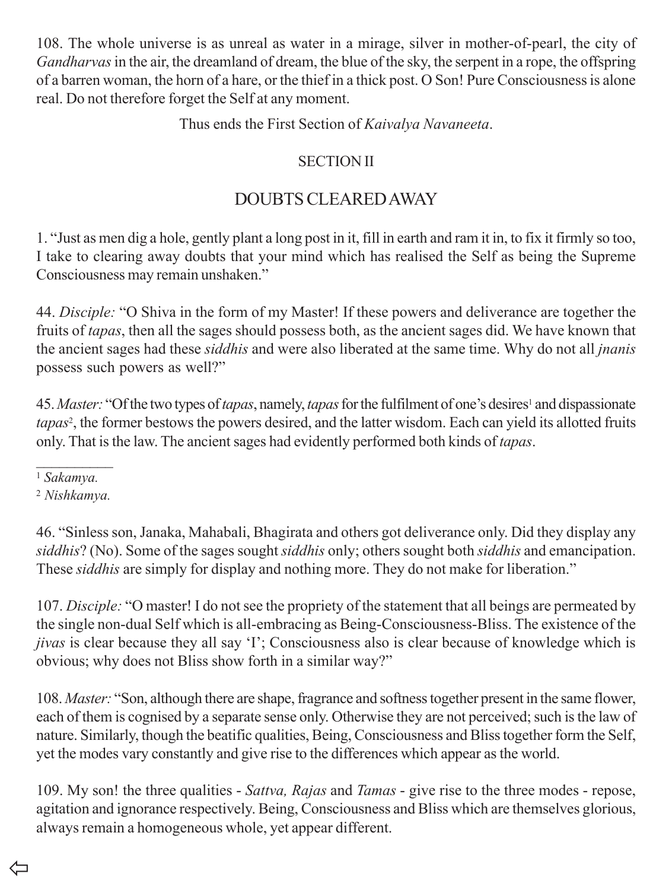108. The whole universe is as unreal as water in a mirage, silver in mother-of-pearl, the city of *Gandharvas* in the air, the dreamland of dream, the blue of the sky, the serpent in a rope, the offspring of a barren woman, the horn of a hare, or the thief in a thick post. O Son! Pure Consciousness is alone real. Do not therefore forget the Self at any moment.

Thus ends the First Section of *Kaivalya Navaneeta*.

SECTION II

## DOUBTS CLEARED AWAY

1. "Just as men dig a hole, gently plant a long post in it, fill in earth and ram it in, to fix it firmly so too, I take to clearing away doubts that your mind which has realised the Self as being the Supreme Consciousness may remain unshaken."

44. *Disciple:* "O Shiva in the form of my Master! If these powers and deliverance are together the fruits of *tapas*, then all the sages should possess both, as the ancient sages did. We have known that the ancient sages had these *siddhis* and were also liberated at the same time. Why do not all *jnanis* possess such powers as well?"

45. *Master:* "Of the two types of *tapas*, namely, *tapas* for the fulfilment of one's desires[1] and dispassionate *tapas*[2], the former bestows the powers desired, and the latter wisdom. Each can yield its allotted fruits only. That is the law. The ancient sages had evidently performed both kinds of *tapas*.

[1] *Sakamya.*

[2] *Nishkamya.*

46. "Sinless son, Janaka, Mahabali, Bhagirata and others got deliverance only. Did they display any *siddhis*? (No). Some of the sages sought *siddhis* only; others sought both *siddhis* and emancipation. These *siddhis* are simply for display and nothing more. They do not make for liberation."

107. *Disciple:* "O master! I do not see the propriety of the statement that all beings are permeated by the single non-dual Self which is all-embracing as Being-Consciousness-Bliss. The existence of the *jivas* is clear because they all say 'I'; Consciousness also is clear because of knowledge which is obvious; why does not Bliss show forth in a similar way?"

108. *Master:* "Son, although there are shape, fragrance and softness together present in the same flower, each of them is cognised by a separate sense only. Otherwise they are not perceived; such is the law of nature. Similarly, though the beatific qualities, Being, Consciousness and Bliss together form the Self, yet the modes vary constantly and give rise to the differences which appear as the world.

109. My son! the three qualities - *Sattva, Rajas* and *Tamas* - give rise to the three modes - repose, agitation and ignorance respectively. Being, Consciousness and Bliss which are themselves glorious, always remain a homogeneous whole, yet appear different.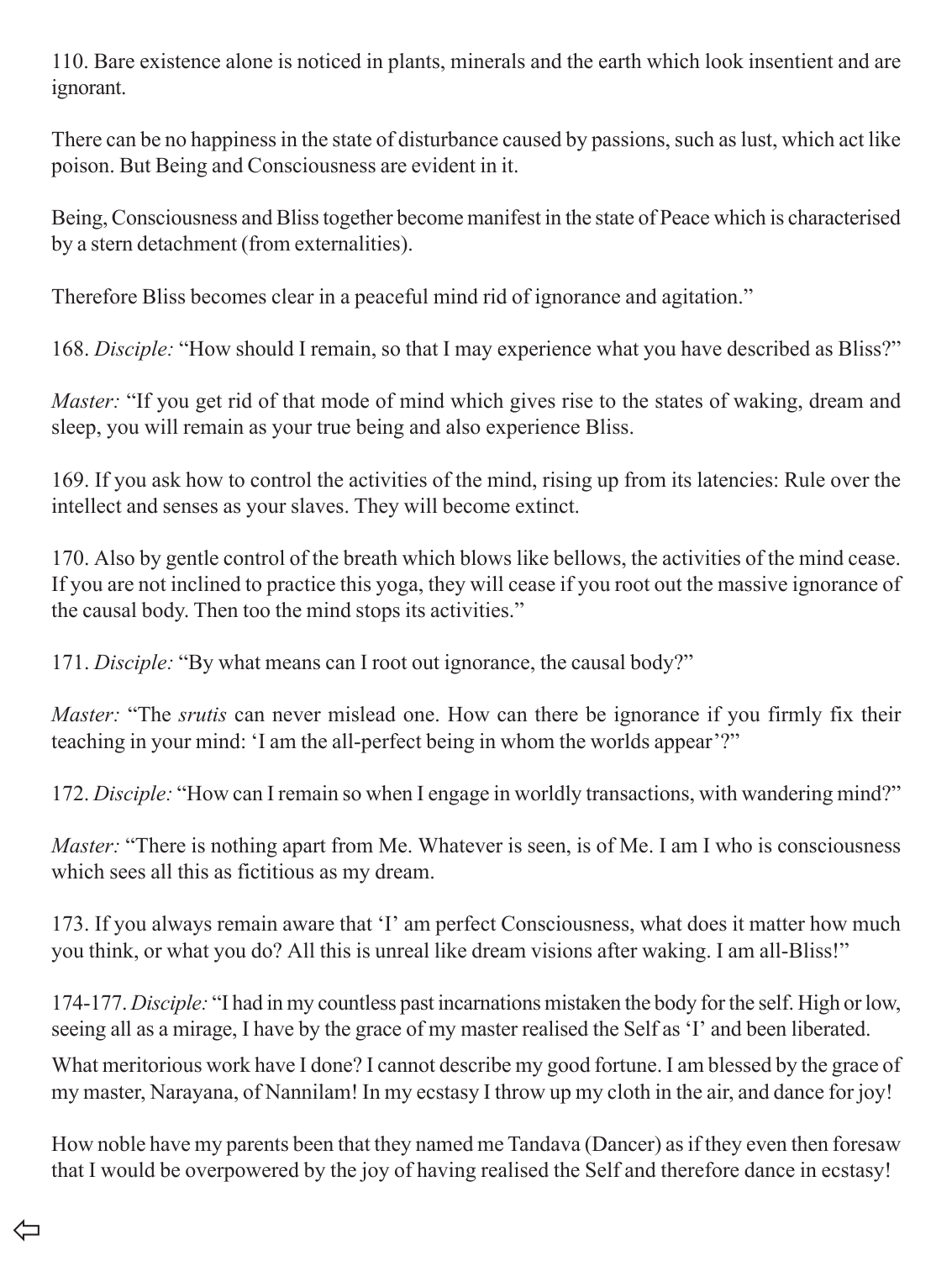110. Bare existence alone is noticed in plants, minerals and the earth which look insentient and are ignorant.

There can be no happiness in the state of disturbance caused by passions, such as lust, which act like poison. But Being and Consciousness are evident in it.

Being, Consciousness and Bliss together become manifest in the state of Peace which is characterised by a stern detachment (from externalities).

Therefore Bliss becomes clear in a peaceful mind rid of ignorance and agitation."

168. *Disciple:* "How should I remain, so that I may experience what you have described as Bliss?"

*Master:* "If you get rid of that mode of mind which gives rise to the states of waking, dream and sleep, you will remain as your true being and also experience Bliss.

169. If you ask how to control the activities of the mind, rising up from its latencies: Rule over the intellect and senses as your slaves. They will become extinct.

170. Also by gentle control of the breath which blows like bellows, the activities of the mind cease. If you are not inclined to practice this yoga, they will cease if you root out the massive ignorance of the causal body. Then too the mind stops its activities."

171. *Disciple:* "By what means can I root out ignorance, the causal body?"

*Master:* "The *srutis* can never mislead one. How can there be ignorance if you firmly fix their teaching in your mind: 'I am the all-perfect being in whom the worlds appear'?"

172. *Disciple:* "How can I remain so when I engage in worldly transactions, with wandering mind?"

*Master:* "There is nothing apart from Me. Whatever is seen, is of Me. I am I who is consciousness which sees all this as fictitious as my dream.

173. If you always remain aware that 'I' am perfect Consciousness, what does it matter how much you think, or what you do? All this is unreal like dream visions after waking. I am all-Bliss!"

174-177. *Disciple:* "I had in my countless past incarnations mistaken the body for the self. High or low, seeing all as a mirage, I have by the grace of my master realised the Self as 'I' and been liberated.

What meritorious work have I done? I cannot describe my good fortune. I am blessed by the grace of my master, Narayana, of Nannilam! In my ecstasy I throw up my cloth in the air, and dance for joy!

How noble have my parents been that they named me Tandava (Dancer) as if they even then foresaw that I would be overpowered by the joy of having realised the Self and therefore dance in ecstasy!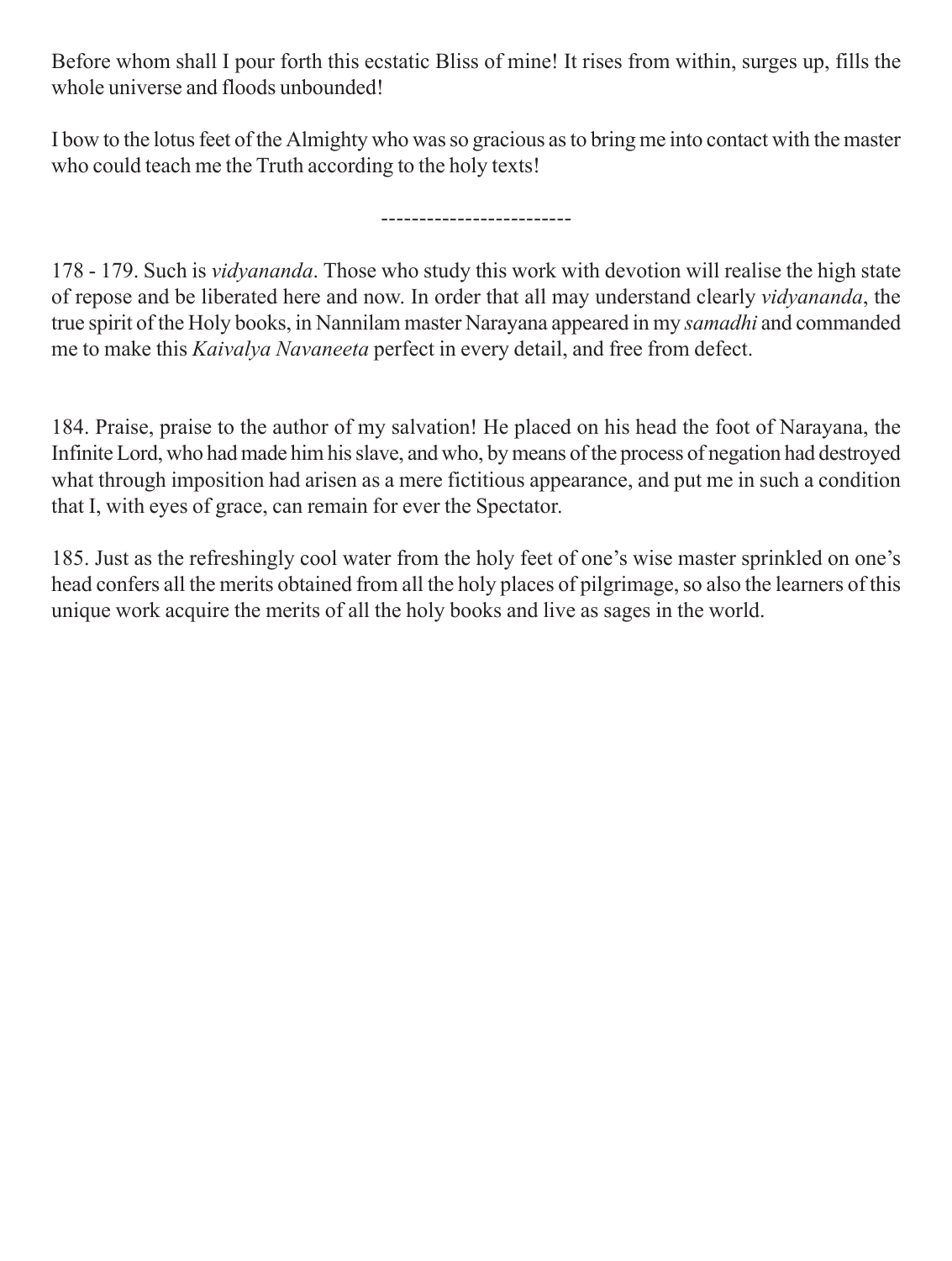Before whom shall I pour forth this ecstatic Bliss of mine! It rises from within, surges up, fills the whole universe and floods unbounded!

I bow to the lotus feet of the Almighty who was so gracious as to bring me into contact with the master who could teach me the Truth according to the holy texts!

-------------------------

178 - 179. Such is *vidyananda*. Those who study this work with devotion will realise the high state of repose and be liberated here and now. In order that all may understand clearly *vidyananda*, the true spirit of the Holy books, in Nannilam master Narayana appeared in my *samadhi* and commanded me to make this *Kaivalya Navaneeta* perfect in every detail, and free from defect.

184. Praise, praise to the author of my salvation! He placed on his head the foot of Narayana, the Infinite Lord, who had made him his slave, and who, by means of the process of negation had destroyed what through imposition had arisen as a mere fictitious appearance, and put me in such a condition that I, with eyes of grace, can remain for ever the Spectator.

185. Just as the refreshingly cool water from the holy feet of one's wise master sprinkled on one's head confers all the merits obtained from all the holy places of pilgrimage, so also the learners of this unique work acquire the merits of all the holy books and live as sages in the world.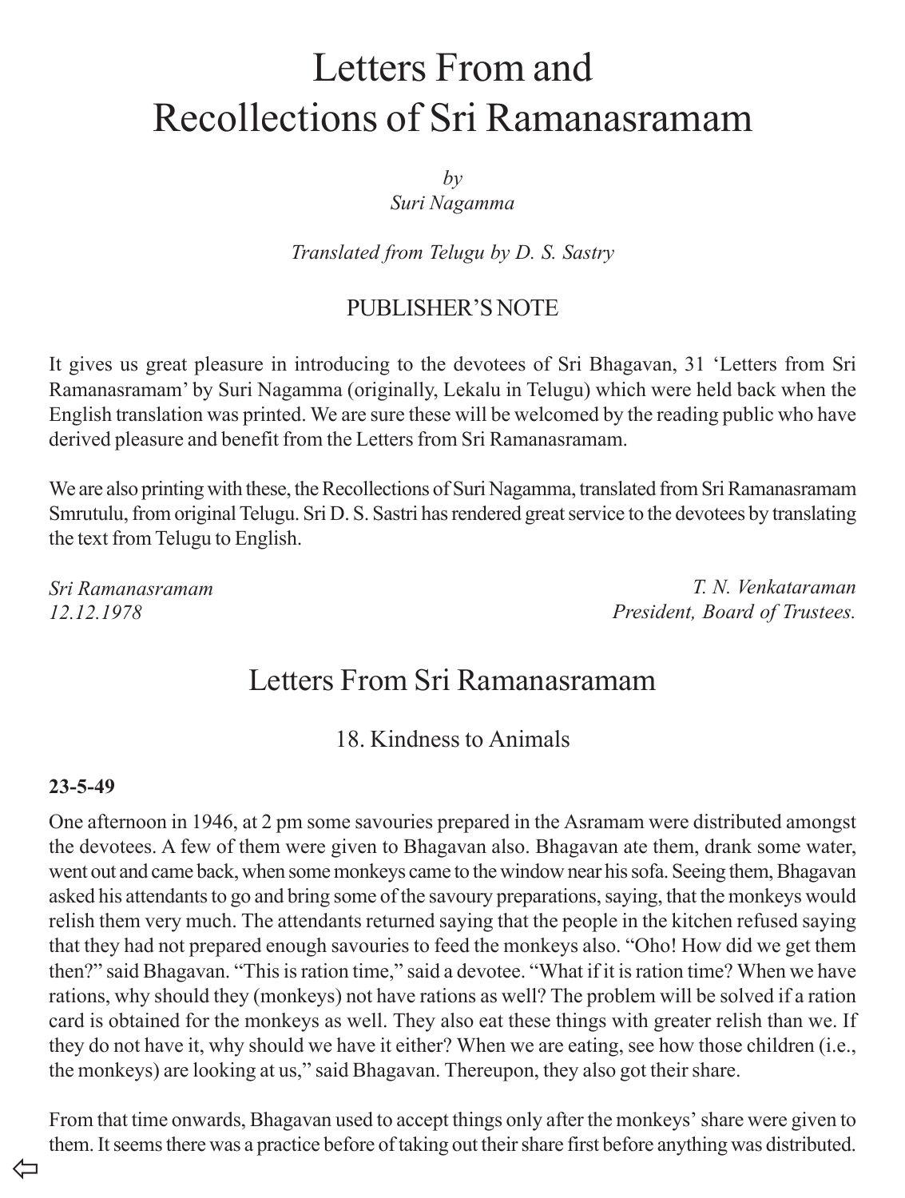# Letters From and Recollections of Sri Ramanasramam

*by*
*Suri Nagamma*

*Translated from Telugu by D. S. Sastry*

## PUBLISHER'S NOTE

It gives us great pleasure in introducing to the devotees of Sri Bhagavan, 31 'Letters from Sri Ramanasramam' by Suri Nagamma (originally, Lekalu in Telugu) which were held back when the English translation was printed. We are sure these will be welcomed by the reading public who have derived pleasure and benefit from the Letters from Sri Ramanasramam.

We are also printing with these, the Recollections of Suri Nagamma, translated from Sri Ramanasramam Smrutulu, from original Telugu. Sri D. S. Sastri has rendered great service to the devotees by translating the text from Telugu to English.

*Sri Ramanasramam*
*12.12.1978*

*T. N. Venkataraman*
*President, Board of Trustees.*

## Letters From Sri Ramanasramam

### 18. Kindness to Animals

**23-5-49**

One afternoon in 1946, at 2 pm some savouries prepared in the Asramam were distributed amongst the devotees. A few of them were given to Bhagavan also. Bhagavan ate them, drank some water, went out and came back, when some monkeys came to the window near his sofa. Seeing them, Bhagavan asked his attendants to go and bring some of the savoury preparations, saying, that the monkeys would relish them very much. The attendants returned saying that the people in the kitchen refused saying that they had not prepared enough savouries to feed the monkeys also. "Oho! How did we get them then?" said Bhagavan. "This is ration time," said a devotee. "What if it is ration time? When we have rations, why should they (monkeys) not have rations as well? The problem will be solved if a ration card is obtained for the monkeys as well. They also eat these things with greater relish than we. If they do not have it, why should we have it either? When we are eating, see how those children (i.e., the monkeys) are looking at us," said Bhagavan. Thereupon, they also got their share.

From that time onwards, Bhagavan used to accept things only after the monkeys' share were given to them. It seems there was a practice before of taking out their share first before anything was distributed.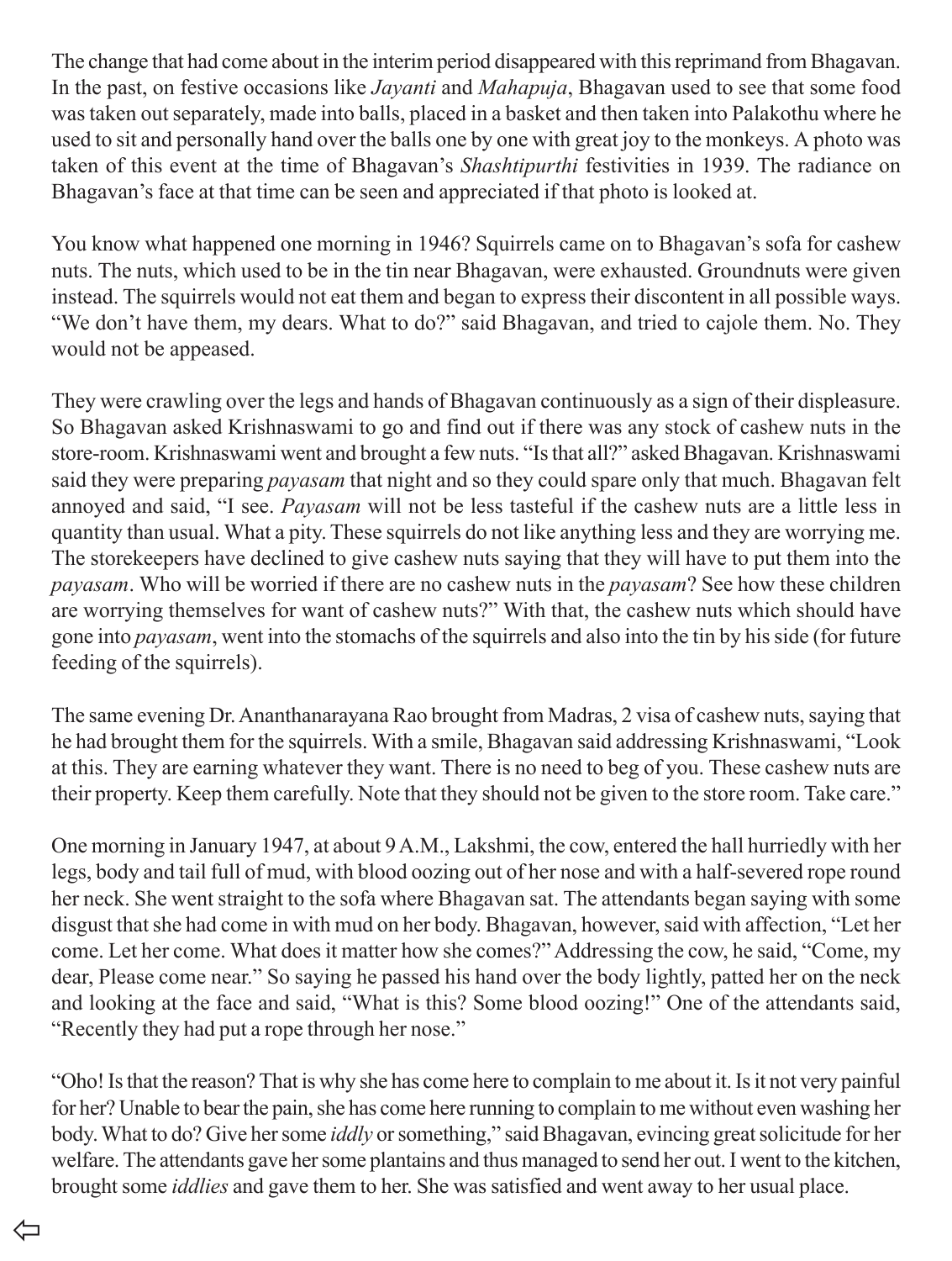The change that had come about in the interim period disappeared with this reprimand from Bhagavan. In the past, on festive occasions like *Jayanti* and *Mahapuja*, Bhagavan used to see that some food was taken out separately, made into balls, placed in a basket and then taken into Palakothu where he used to sit and personally hand over the balls one by one with great joy to the monkeys. A photo was taken of this event at the time of Bhagavan's *Shashtipurthi* festivities in 1939. The radiance on Bhagavan's face at that time can be seen and appreciated if that photo is looked at.

You know what happened one morning in 1946? Squirrels came on to Bhagavan's sofa for cashew nuts. The nuts, which used to be in the tin near Bhagavan, were exhausted. Groundnuts were given instead. The squirrels would not eat them and began to express their discontent in all possible ways. "We don't have them, my dears. What to do?" said Bhagavan, and tried to cajole them. No. They would not be appeased.

They were crawling over the legs and hands of Bhagavan continuously as a sign of their displeasure. So Bhagavan asked Krishnaswami to go and find out if there was any stock of cashew nuts in the store-room. Krishnaswami went and brought a few nuts. "Is that all?" asked Bhagavan. Krishnaswami said they were preparing *payasam* that night and so they could spare only that much. Bhagavan felt annoyed and said, "I see. *Payasam* will not be less tasteful if the cashew nuts are a little less in quantity than usual. What a pity. These squirrels do not like anything less and they are worrying me. The storekeepers have declined to give cashew nuts saying that they will have to put them into the *payasam*. Who will be worried if there are no cashew nuts in the *payasam*? See how these children are worrying themselves for want of cashew nuts?" With that, the cashew nuts which should have gone into *payasam*, went into the stomachs of the squirrels and also into the tin by his side (for future feeding of the squirrels).

The same evening Dr. Ananthanarayana Rao brought from Madras, 2 visa of cashew nuts, saying that he had brought them for the squirrels. With a smile, Bhagavan said addressing Krishnaswami, "Look at this. They are earning whatever they want. There is no need to beg of you. These cashew nuts are their property. Keep them carefully. Note that they should not be given to the store room. Take care."

One morning in January 1947, at about 9 A.M., Lakshmi, the cow, entered the hall hurriedly with her legs, body and tail full of mud, with blood oozing out of her nose and with a half-severed rope round her neck. She went straight to the sofa where Bhagavan sat. The attendants began saying with some disgust that she had come in with mud on her body. Bhagavan, however, said with affection, "Let her come. Let her come. What does it matter how she comes?" Addressing the cow, he said, "Come, my dear, Please come near." So saying he passed his hand over the body lightly, patted her on the neck and looking at the face and said, "What is this? Some blood oozing!" One of the attendants said, "Recently they had put a rope through her nose."

"Oho! Is that the reason? That is why she has come here to complain to me about it. Is it not very painful for her? Unable to bear the pain, she has come here running to complain to me without even washing her body. What to do? Give her some *iddly* or something," said Bhagavan, evincing great solicitude for her welfare. The attendants gave her some plantains and thus managed to send her out. I went to the kitchen, brought some *iddlies* and gave them to her. She was satisfied and went away to her usual place.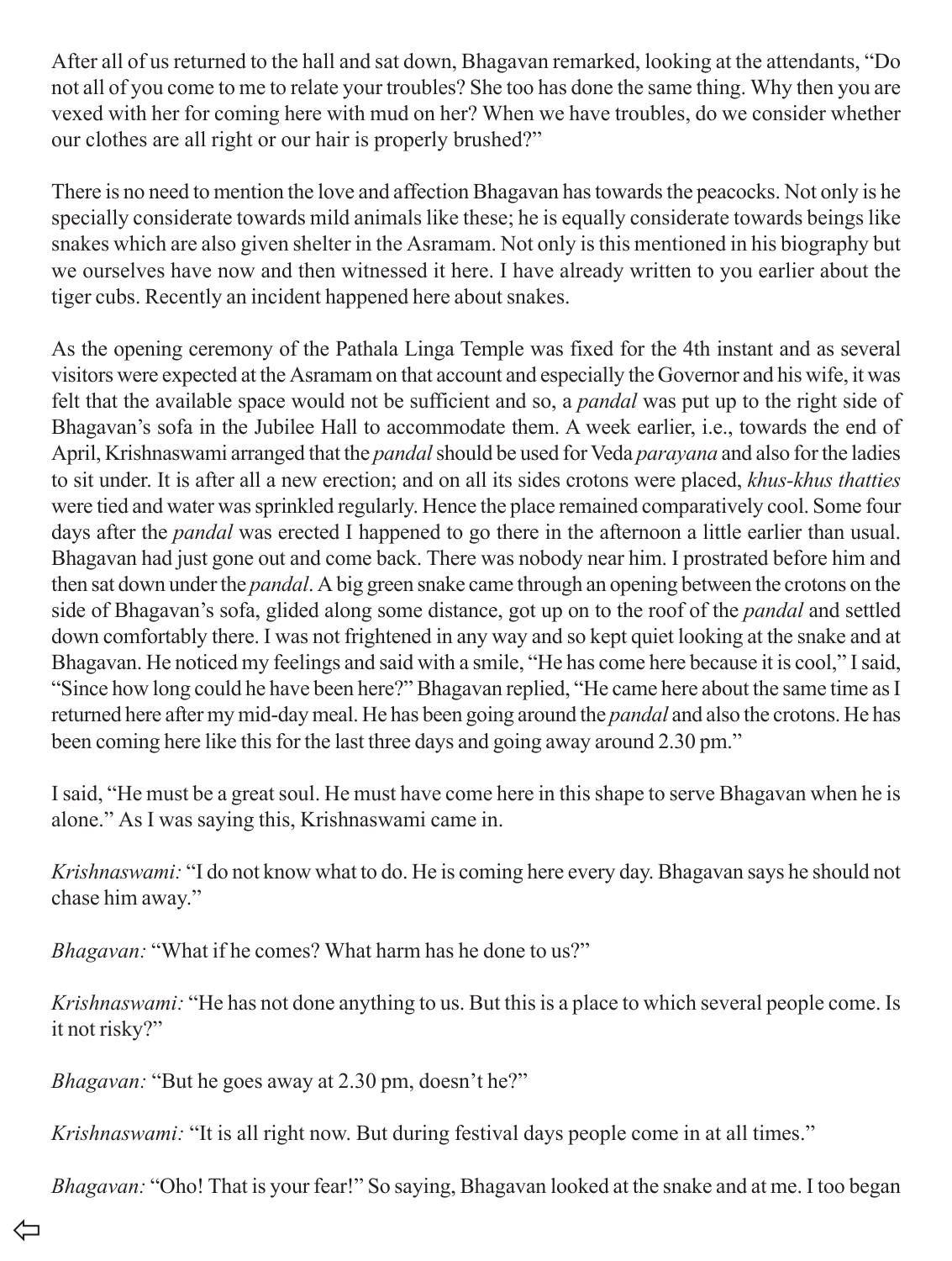After all of us returned to the hall and sat down, Bhagavan remarked, looking at the attendants, "Do not all of you come to me to relate your troubles? She too has done the same thing. Why then you are vexed with her for coming here with mud on her? When we have troubles, do we consider whether our clothes are all right or our hair is properly brushed?"

There is no need to mention the love and affection Bhagavan has towards the peacocks. Not only is he specially considerate towards mild animals like these; he is equally considerate towards beings like snakes which are also given shelter in the Asramam. Not only is this mentioned in his biography but we ourselves have now and then witnessed it here. I have already written to you earlier about the tiger cubs. Recently an incident happened here about snakes.

As the opening ceremony of the Pathala Linga Temple was fixed for the 4th instant and as several visitors were expected at the Asramam on that account and especially the Governor and his wife, it was felt that the available space would not be sufficient and so, a *pandal* was put up to the right side of Bhagavan's sofa in the Jubilee Hall to accommodate them. A week earlier, i.e., towards the end of April, Krishnaswami arranged that the *pandal* should be used for Veda *parayana* and also for the ladies to sit under. It is after all a new erection; and on all its sides crotons were placed, *khus-khus thatties* were tied and water was sprinkled regularly. Hence the place remained comparatively cool. Some four days after the *pandal* was erected I happened to go there in the afternoon a little earlier than usual. Bhagavan had just gone out and come back. There was nobody near him. I prostrated before him and then sat down under the *pandal*. A big green snake came through an opening between the crotons on the side of Bhagavan's sofa, glided along some distance, got up on to the roof of the *pandal* and settled down comfortably there. I was not frightened in any way and so kept quiet looking at the snake and at Bhagavan. He noticed my feelings and said with a smile, "He has come here because it is cool," I said, "Since how long could he have been here?" Bhagavan replied, "He came here about the same time as I returned here after my mid-day meal. He has been going around the *pandal* and also the crotons. He has been coming here like this for the last three days and going away around 2.30 pm."

I said, "He must be a great soul. He must have come here in this shape to serve Bhagavan when he is alone." As I was saying this, Krishnaswami came in.

*Krishnaswami:* "I do not know what to do. He is coming here every day. Bhagavan says he should not chase him away."

*Bhagavan:* "What if he comes? What harm has he done to us?"

*Krishnaswami:* "He has not done anything to us. But this is a place to which several people come. Is it not risky?"

*Bhagavan:* "But he goes away at 2.30 pm, doesn't he?"

*Krishnaswami:* "It is all right now. But during festival days people come in at all times."

*Bhagavan:* "Oho! That is your fear!" So saying, Bhagavan looked at the snake and at me. I too began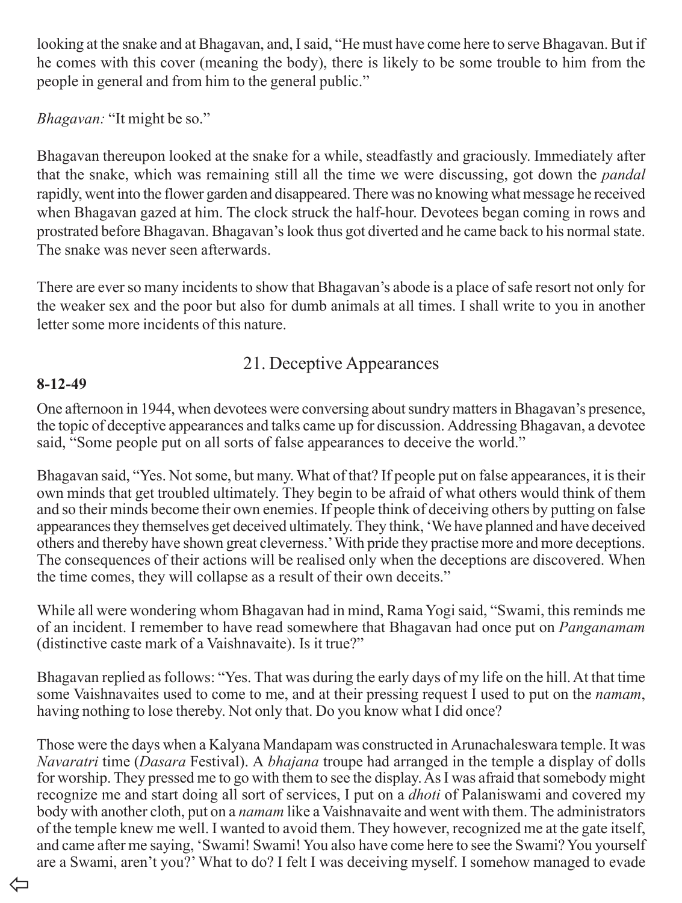looking at the snake and at Bhagavan, and, I said, "He must have come here to serve Bhagavan. But if he comes with this cover (meaning the body), there is likely to be some trouble to him from the people in general and from him to the general public."

*Bhagavan:* "It might be so."

Bhagavan thereupon looked at the snake for a while, steadfastly and graciously. Immediately after that the snake, which was remaining still all the time we were discussing, got down the *pandal* rapidly, went into the flower garden and disappeared. There was no knowing what message he received when Bhagavan gazed at him. The clock struck the half-hour. Devotees began coming in rows and prostrated before Bhagavan. Bhagavan's look thus got diverted and he came back to his normal state. The snake was never seen afterwards.

There are ever so many incidents to show that Bhagavan's abode is a place of safe resort not only for the weaker sex and the poor but also for dumb animals at all times. I shall write to you in another letter some more incidents of this nature.

## 21. Deceptive Appearances

**8-12-49**

One afternoon in 1944, when devotees were conversing about sundry matters in Bhagavan's presence, the topic of deceptive appearances and talks came up for discussion. Addressing Bhagavan, a devotee said, "Some people put on all sorts of false appearances to deceive the world."

Bhagavan said, "Yes. Not some, but many. What of that? If people put on false appearances, it is their own minds that get troubled ultimately. They begin to be afraid of what others would think of them and so their minds become their own enemies. If people think of deceiving others by putting on false appearances they themselves get deceived ultimately. They think, 'We have planned and have deceived others and thereby have shown great cleverness.' With pride they practise more and more deceptions. The consequences of their actions will be realised only when the deceptions are discovered. When the time comes, they will collapse as a result of their own deceits."

While all were wondering whom Bhagavan had in mind, Rama Yogi said, "Swami, this reminds me of an incident. I remember to have read somewhere that Bhagavan had once put on *Panganamam* (distinctive caste mark of a Vaishnavaite). Is it true?"

Bhagavan replied as follows: "Yes. That was during the early days of my life on the hill. At that time some Vaishnavaites used to come to me, and at their pressing request I used to put on the *namam*, having nothing to lose thereby. Not only that. Do you know what I did once?

Those were the days when a Kalyana Mandapam was constructed in Arunachaleswara temple. It was *Navaratri* time (*Dasara* Festival). A *bhajana* troupe had arranged in the temple a display of dolls for worship. They pressed me to go with them to see the display. As I was afraid that somebody might recognize me and start doing all sort of services, I put on a *dhoti* of Palaniswami and covered my body with another cloth, put on a *namam* like a Vaishnavaite and went with them. The administrators of the temple knew me well. I wanted to avoid them. They however, recognized me at the gate itself, and came after me saying, 'Swami! Swami! You also have come here to see the Swami? You yourself are a Swami, aren't you?' What to do? I felt I was deceiving myself. I somehow managed to evade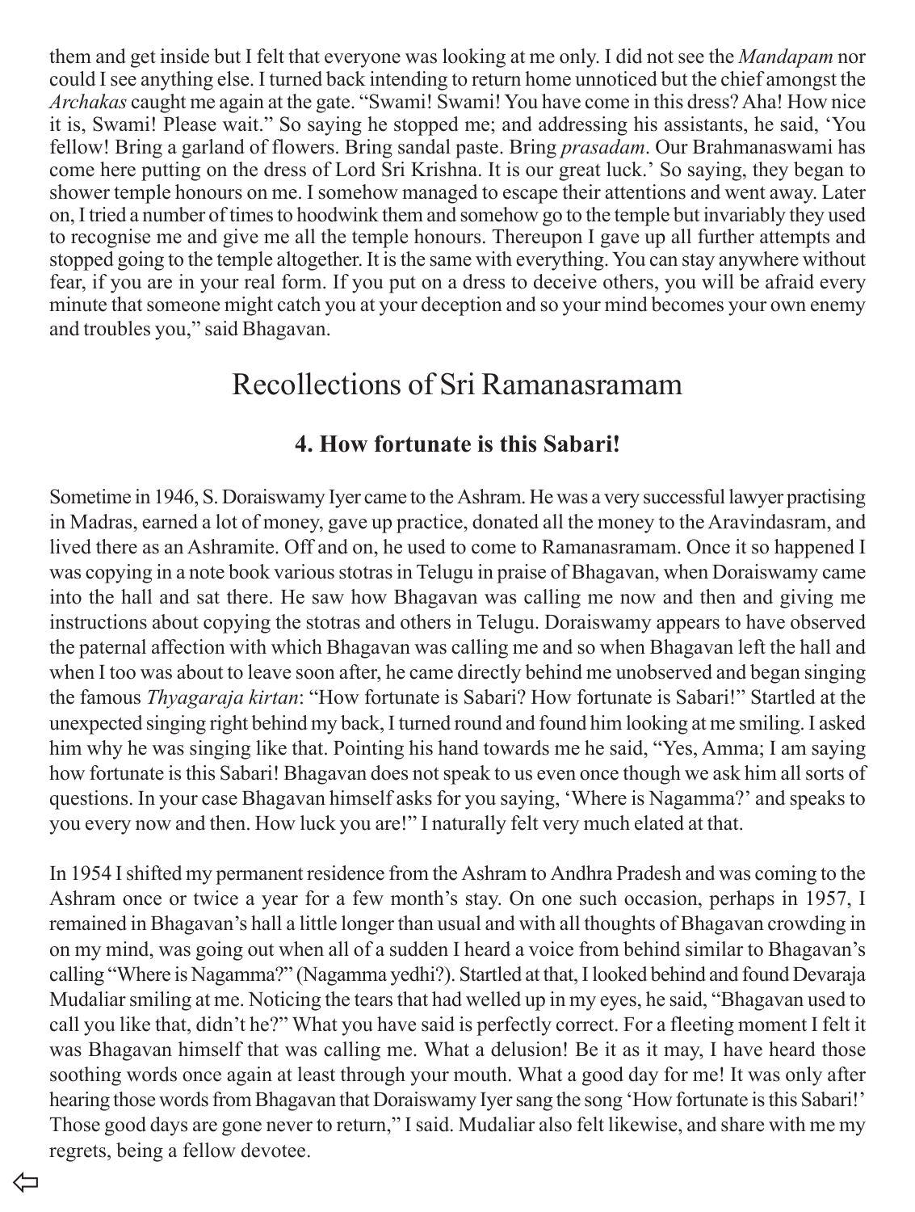them and get inside but I felt that everyone was looking at me only. I did not see the *Mandapam* nor could I see anything else. I turned back intending to return home unnoticed but the chief amongst the *Archakas* caught me again at the gate. "Swami! Swami! You have come in this dress? Aha! How nice it is, Swami! Please wait." So saying he stopped me; and addressing his assistants, he said, 'You fellow! Bring a garland of flowers. Bring sandal paste. Bring *prasadam*. Our Brahmanaswami has come here putting on the dress of Lord Sri Krishna. It is our great luck.' So saying, they began to shower temple honours on me. I somehow managed to escape their attentions and went away. Later on, I tried a number of times to hoodwink them and somehow go to the temple but invariably they used to recognise me and give me all the temple honours. Thereupon I gave up all further attempts and stopped going to the temple altogether. It is the same with everything. You can stay anywhere without fear, if you are in your real form. If you put on a dress to deceive others, you will be afraid every minute that someone might catch you at your deception and so your mind becomes your own enemy and troubles you," said Bhagavan.

# Recollections of Sri Ramanasramam

## 4. How fortunate is this Sabari!

Sometime in 1946, S. Doraiswamy Iyer came to the Ashram. He was a very successful lawyer practising in Madras, earned a lot of money, gave up practice, donated all the money to the Aravindasram, and lived there as an Ashramite. Off and on, he used to come to Ramanasramam. Once it so happened I was copying in a note book various stotras in Telugu in praise of Bhagavan, when Doraiswamy came into the hall and sat there. He saw how Bhagavan was calling me now and then and giving me instructions about copying the stotras and others in Telugu. Doraiswamy appears to have observed the paternal affection with which Bhagavan was calling me and so when Bhagavan left the hall and when I too was about to leave soon after, he came directly behind me unobserved and began singing the famous *Thyagaraja kirtan*: "How fortunate is Sabari? How fortunate is Sabari!" Startled at the unexpected singing right behind my back, I turned round and found him looking at me smiling. I asked him why he was singing like that. Pointing his hand towards me he said, "Yes, Amma; I am saying how fortunate is this Sabari! Bhagavan does not speak to us even once though we ask him all sorts of questions. In your case Bhagavan himself asks for you saying, 'Where is Nagamma?' and speaks to you every now and then. How luck you are!" I naturally felt very much elated at that.

In 1954 I shifted my permanent residence from the Ashram to Andhra Pradesh and was coming to the Ashram once or twice a year for a few month's stay. On one such occasion, perhaps in 1957, I remained in Bhagavan's hall a little longer than usual and with all thoughts of Bhagavan crowding in on my mind, was going out when all of a sudden I heard a voice from behind similar to Bhagavan's calling "Where is Nagamma?" (Nagamma yedhi?). Startled at that, I looked behind and found Devaraja Mudaliar smiling at me. Noticing the tears that had welled up in my eyes, he said, "Bhagavan used to call you like that, didn't he?" What you have said is perfectly correct. For a fleeting moment I felt it was Bhagavan himself that was calling me. What a delusion! Be it as it may, I have heard those soothing words once again at least through your mouth. What a good day for me! It was only after hearing those words from Bhagavan that Doraiswamy Iyer sang the song 'How fortunate is this Sabari!' Those good days are gone never to return," I said. Mudaliar also felt likewise, and share with me my regrets, being a fellow devotee.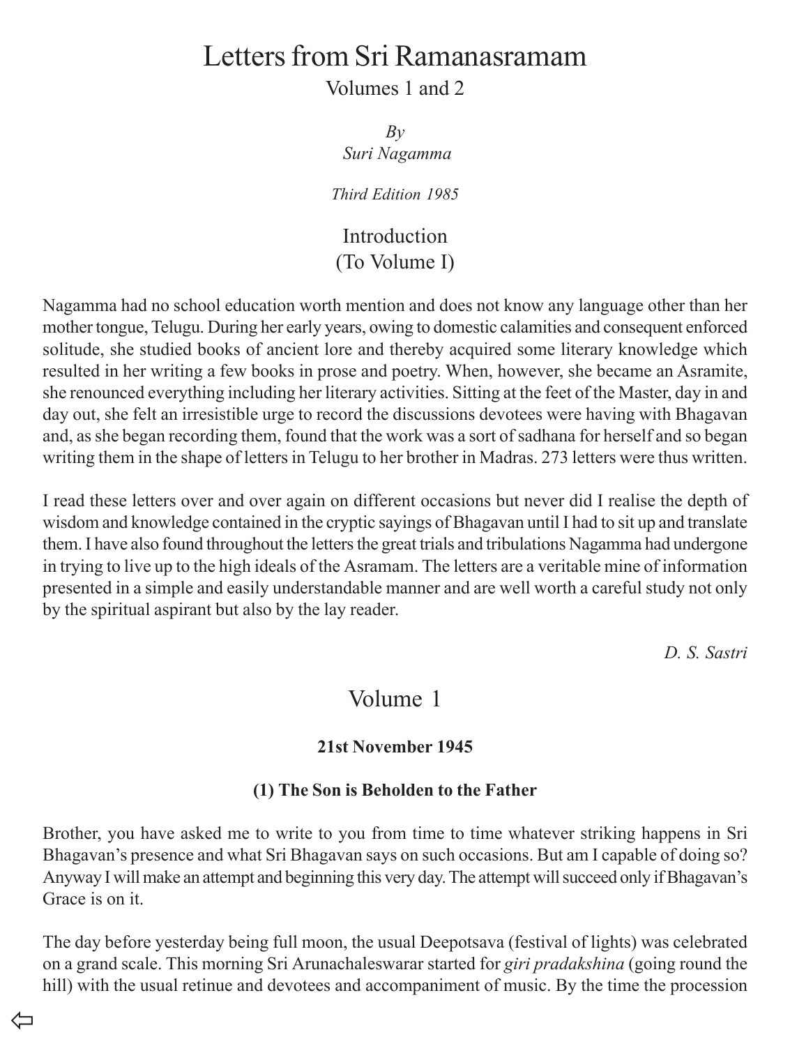# Letters from Sri Ramanasramam

Volumes 1 and 2

*By*
*Suri Nagamma*

*Third Edition 1985*

## Introduction
## (To Volume I)

Nagamma had no school education worth mention and does not know any language other than her mother tongue, Telugu. During her early years, owing to domestic calamities and consequent enforced solitude, she studied books of ancient lore and thereby acquired some literary knowledge which resulted in her writing a few books in prose and poetry. When, however, she became an Asramite, she renounced everything including her literary activities. Sitting at the feet of the Master, day in and day out, she felt an irresistible urge to record the discussions devotees were having with Bhagavan and, as she began recording them, found that the work was a sort of sadhana for herself and so began writing them in the shape of letters in Telugu to her brother in Madras. 273 letters were thus written.

I read these letters over and over again on different occasions but never did I realise the depth of wisdom and knowledge contained in the cryptic sayings of Bhagavan until I had to sit up and translate them. I have also found throughout the letters the great trials and tribulations Nagamma had undergone in trying to live up to the high ideals of the Asramam. The letters are a veritable mine of information presented in a simple and easily understandable manner and are well worth a careful study not only by the spiritual aspirant but also by the lay reader.

*D. S. Sastri*

## Volume 1

**21st November 1945**

### (1) The Son is Beholden to the Father

Brother, you have asked me to write to you from time to time whatever striking happens in Sri Bhagavan's presence and what Sri Bhagavan says on such occasions. But am I capable of doing so? Anyway I will make an attempt and beginning this very day. The attempt will succeed only if Bhagavan's Grace is on it.

The day before yesterday being full moon, the usual Deepotsava (festival of lights) was celebrated on a grand scale. This morning Sri Arunachaleswarar started for *giri pradakshina* (going round the hill) with the usual retinue and devotees and accompaniment of music. By the time the procession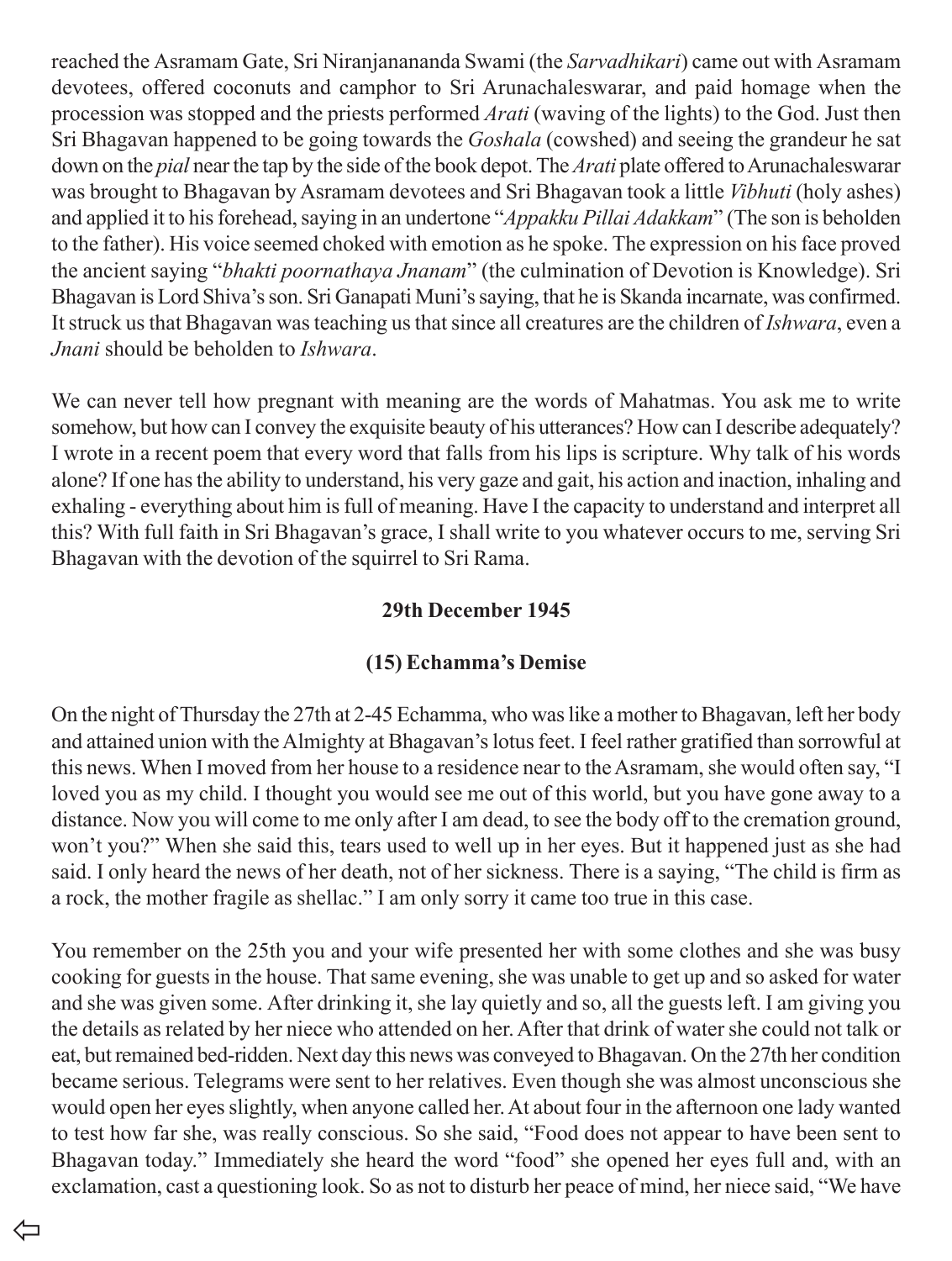reached the Asramam Gate, Sri Niranjanananda Swami (the *Sarvadhikari*) came out with Asramam devotees, offered coconuts and camphor to Sri Arunachaleswarar, and paid homage when the procession was stopped and the priests performed *Arati* (waving of the lights) to the God. Just then Sri Bhagavan happened to be going towards the *Goshala* (cowshed) and seeing the grandeur he sat down on the *pial* near the tap by the side of the book depot. The *Arati* plate offered to Arunachaleswarar was brought to Bhagavan by Asramam devotees and Sri Bhagavan took a little *Vibhuti* (holy ashes) and applied it to his forehead, saying in an undertone "*Appakku Pillai Adakkam*" (The son is beholden to the father). His voice seemed choked with emotion as he spoke. The expression on his face proved the ancient saying "*bhakti poornathaya Jnanam*" (the culmination of Devotion is Knowledge). Sri Bhagavan is Lord Shiva's son. Sri Ganapati Muni's saying, that he is Skanda incarnate, was confirmed. It struck us that Bhagavan was teaching us that since all creatures are the children of *Ishwara*, even a *Jnani* should be beholden to *Ishwara*.

We can never tell how pregnant with meaning are the words of Mahatmas. You ask me to write somehow, but how can I convey the exquisite beauty of his utterances? How can I describe adequately? I wrote in a recent poem that every word that falls from his lips is scripture. Why talk of his words alone? If one has the ability to understand, his very gaze and gait, his action and inaction, inhaling and exhaling - everything about him is full of meaning. Have I the capacity to understand and interpret all this? With full faith in Sri Bhagavan's grace, I shall write to you whatever occurs to me, serving Sri Bhagavan with the devotion of the squirrel to Sri Rama.

**29th December 1945**

## (15) Echamma's Demise

On the night of Thursday the 27th at 2-45 Echamma, who was like a mother to Bhagavan, left her body and attained union with the Almighty at Bhagavan's lotus feet. I feel rather gratified than sorrowful at this news. When I moved from her house to a residence near to the Asramam, she would often say, "I loved you as my child. I thought you would see me out of this world, but you have gone away to a distance. Now you will come to me only after I am dead, to see the body off to the cremation ground, won't you?" When she said this, tears used to well up in her eyes. But it happened just as she had said. I only heard the news of her death, not of her sickness. There is a saying, "The child is firm as a rock, the mother fragile as shellac." I am only sorry it came too true in this case.

You remember on the 25th you and your wife presented her with some clothes and she was busy cooking for guests in the house. That same evening, she was unable to get up and so asked for water and she was given some. After drinking it, she lay quietly and so, all the guests left. I am giving you the details as related by her niece who attended on her. After that drink of water she could not talk or eat, but remained bed-ridden. Next day this news was conveyed to Bhagavan. On the 27th her condition became serious. Telegrams were sent to her relatives. Even though she was almost unconscious she would open her eyes slightly, when anyone called her. At about four in the afternoon one lady wanted to test how far she, was really conscious. So she said, "Food does not appear to have been sent to Bhagavan today." Immediately she heard the word "food" she opened her eyes full and, with an exclamation, cast a questioning look. So as not to disturb her peace of mind, her niece said, "We have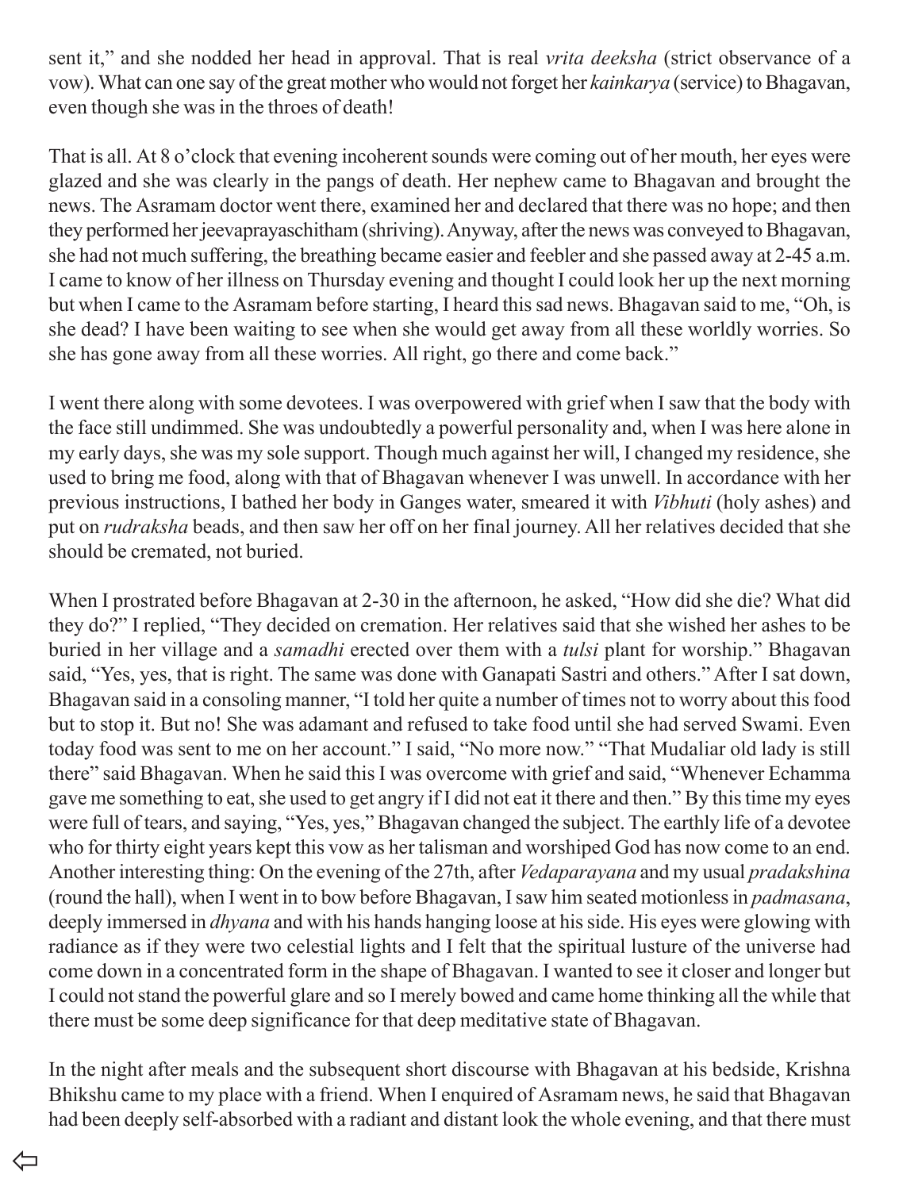sent it," and she nodded her head in approval. That is real *vrita deeksha* (strict observance of a vow). What can one say of the great mother who would not forget her *kainkarya* (service) to Bhagavan, even though she was in the throes of death!

That is all. At 8 o'clock that evening incoherent sounds were coming out of her mouth, her eyes were glazed and she was clearly in the pangs of death. Her nephew came to Bhagavan and brought the news. The Asramam doctor went there, examined her and declared that there was no hope; and then they performed her jeevaprayaschitham (shriving). Anyway, after the news was conveyed to Bhagavan, she had not much suffering, the breathing became easier and feebler and she passed away at 2-45 a.m. I came to know of her illness on Thursday evening and thought I could look her up the next morning but when I came to the Asramam before starting, I heard this sad news. Bhagavan said to me, "Oh, is she dead? I have been waiting to see when she would get away from all these worldly worries. So she has gone away from all these worries. All right, go there and come back."

I went there along with some devotees. I was overpowered with grief when I saw that the body with the face still undimmed. She was undoubtedly a powerful personality and, when I was here alone in my early days, she was my sole support. Though much against her will, I changed my residence, she used to bring me food, along with that of Bhagavan whenever I was unwell. In accordance with her previous instructions, I bathed her body in Ganges water, smeared it with *Vibhuti* (holy ashes) and put on *rudraksha* beads, and then saw her off on her final journey. All her relatives decided that she should be cremated, not buried.

When I prostrated before Bhagavan at 2-30 in the afternoon, he asked, "How did she die? What did they do?" I replied, "They decided on cremation. Her relatives said that she wished her ashes to be buried in her village and a *samadhi* erected over them with a *tulsi* plant for worship." Bhagavan said, "Yes, yes, that is right. The same was done with Ganapati Sastri and others." After I sat down, Bhagavan said in a consoling manner, "I told her quite a number of times not to worry about this food but to stop it. But no! She was adamant and refused to take food until she had served Swami. Even today food was sent to me on her account." I said, "No more now." "That Mudaliar old lady is still there" said Bhagavan. When he said this I was overcome with grief and said, "Whenever Echamma gave me something to eat, she used to get angry if I did not eat it there and then." By this time my eyes were full of tears, and saying, "Yes, yes," Bhagavan changed the subject. The earthly life of a devotee who for thirty eight years kept this vow as her talisman and worshiped God has now come to an end. Another interesting thing: On the evening of the 27th, after *Vedaparayana* and my usual *pradakshina* (round the hall), when I went in to bow before Bhagavan, I saw him seated motionless in *padmasana*, deeply immersed in *dhyana* and with his hands hanging loose at his side. His eyes were glowing with radiance as if they were two celestial lights and I felt that the spiritual lusture of the universe had come down in a concentrated form in the shape of Bhagavan. I wanted to see it closer and longer but I could not stand the powerful glare and so I merely bowed and came home thinking all the while that there must be some deep significance for that deep meditative state of Bhagavan.

In the night after meals and the subsequent short discourse with Bhagavan at his bedside, Krishna Bhikshu came to my place with a friend. When I enquired of Asramam news, he said that Bhagavan had been deeply self-absorbed with a radiant and distant look the whole evening, and that there must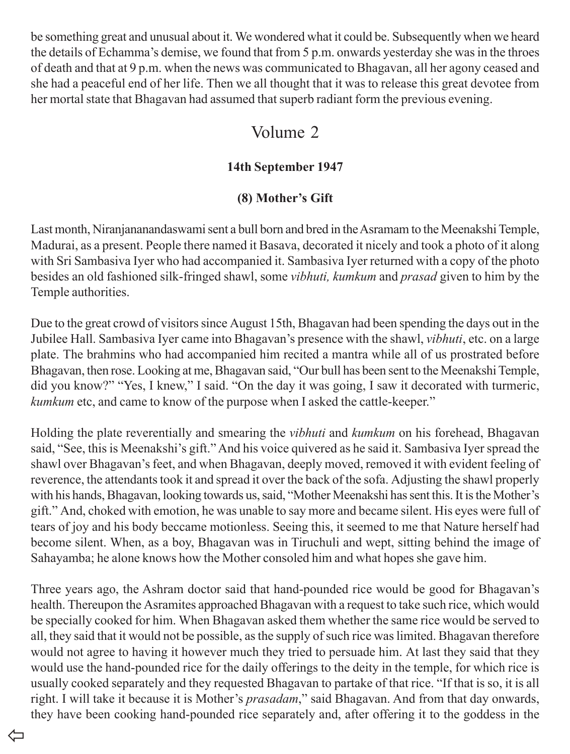be something great and unusual about it. We wondered what it could be. Subsequently when we heard the details of Echamma's demise, we found that from 5 p.m. onwards yesterday she was in the throes of death and that at 9 p.m. when the news was communicated to Bhagavan, all her agony ceased and she had a peaceful end of her life. Then we all thought that it was to release this great devotee from her mortal state that Bhagavan had assumed that superb radiant form the previous evening.

# Volume 2

**14th September 1947**

### (8) Mother's Gift

Last month, Niranjananandaswami sent a bull born and bred in the Asramam to the Meenakshi Temple, Madurai, as a present. People there named it Basava, decorated it nicely and took a photo of it along with Sri Sambasiva Iyer who had accompanied it. Sambasiva Iyer returned with a copy of the photo besides an old fashioned silk-fringed shawl, some *vibhuti, kumkum* and *prasad* given to him by the Temple authorities.

Due to the great crowd of visitors since August 15th, Bhagavan had been spending the days out in the Jubilee Hall. Sambasiva Iyer came into Bhagavan's presence with the shawl, *vibhuti*, etc. on a large plate. The brahmins who had accompanied him recited a mantra while all of us prostrated before Bhagavan, then rose. Looking at me, Bhagavan said, "Our bull has been sent to the Meenakshi Temple, did you know?" "Yes, I knew," I said. "On the day it was going, I saw it decorated with turmeric, *kumkum* etc, and came to know of the purpose when I asked the cattle-keeper."

Holding the plate reverentially and smearing the *vibhuti* and *kumkum* on his forehead, Bhagavan said, "See, this is Meenakshi's gift." And his voice quivered as he said it. Sambasiva Iyer spread the shawl over Bhagavan's feet, and when Bhagavan, deeply moved, removed it with evident feeling of reverence, the attendants took it and spread it over the back of the sofa. Adjusting the shawl properly with his hands, Bhagavan, looking towards us, said, "Mother Meenakshi has sent this. It is the Mother's gift." And, choked with emotion, he was unable to say more and became silent. His eyes were full of tears of joy and his body beccame motionless. Seeing this, it seemed to me that Nature herself had become silent. When, as a boy, Bhagavan was in Tiruchuli and wept, sitting behind the image of Sahayamba; he alone knows how the Mother consoled him and what hopes she gave him.

Three years ago, the Ashram doctor said that hand-pounded rice would be good for Bhagavan's health. Thereupon the Asramites approached Bhagavan with a request to take such rice, which would be specially cooked for him. When Bhagavan asked them whether the same rice would be served to all, they said that it would not be possible, as the supply of such rice was limited. Bhagavan therefore would not agree to having it however much they tried to persuade him. At last they said that they would use the hand-pounded rice for the daily offerings to the deity in the temple, for which rice is usually cooked separately and they requested Bhagavan to partake of that rice. "If that is so, it is all right. I will take it because it is Mother's *prasadam*," said Bhagavan. And from that day onwards, they have been cooking hand-pounded rice separately and, after offering it to the goddess in the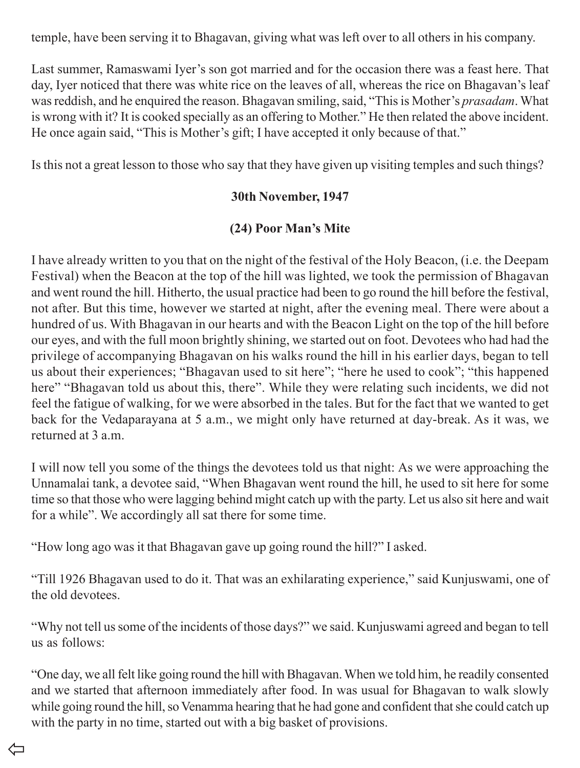temple, have been serving it to Bhagavan, giving what was left over to all others in his company.

Last summer, Ramaswami Iyer's son got married and for the occasion there was a feast here. That day, Iyer noticed that there was white rice on the leaves of all, whereas the rice on Bhagavan's leaf was reddish, and he enquired the reason. Bhagavan smiling, said, "This is Mother's *prasadam*. What is wrong with it? It is cooked specially as an offering to Mother." He then related the above incident. He once again said, "This is Mother's gift; I have accepted it only because of that."

Is this not a great lesson to those who say that they have given up visiting temples and such things?

**30th November, 1947**

**(24) Poor Man's Mite**

I have already written to you that on the night of the festival of the Holy Beacon, (i.e. the Deepam Festival) when the Beacon at the top of the hill was lighted, we took the permission of Bhagavan and went round the hill. Hitherto, the usual practice had been to go round the hill before the festival, not after. But this time, however we started at night, after the evening meal. There were about a hundred of us. With Bhagavan in our hearts and with the Beacon Light on the top of the hill before our eyes, and with the full moon brightly shining, we started out on foot. Devotees who had had the privilege of accompanying Bhagavan on his walks round the hill in his earlier days, began to tell us about their experiences; "Bhagavan used to sit here"; "here he used to cook"; "this happened here" "Bhagavan told us about this, there". While they were relating such incidents, we did not feel the fatigue of walking, for we were absorbed in the tales. But for the fact that we wanted to get back for the Vedaparayana at 5 a.m., we might only have returned at day-break. As it was, we returned at 3 a.m.

I will now tell you some of the things the devotees told us that night: As we were approaching the Unnamalai tank, a devotee said, "When Bhagavan went round the hill, he used to sit here for some time so that those who were lagging behind might catch up with the party. Let us also sit here and wait for a while". We accordingly all sat there for some time.

"How long ago was it that Bhagavan gave up going round the hill?" I asked.

"Till 1926 Bhagavan used to do it. That was an exhilarating experience," said Kunjuswami, one of the old devotees.

"Why not tell us some of the incidents of those days?" we said. Kunjuswami agreed and began to tell us as follows:

"One day, we all felt like going round the hill with Bhagavan. When we told him, he readily consented and we started that afternoon immediately after food. In was usual for Bhagavan to walk slowly while going round the hill, so Venamma hearing that he had gone and confident that she could catch up with the party in no time, started out with a big basket of provisions.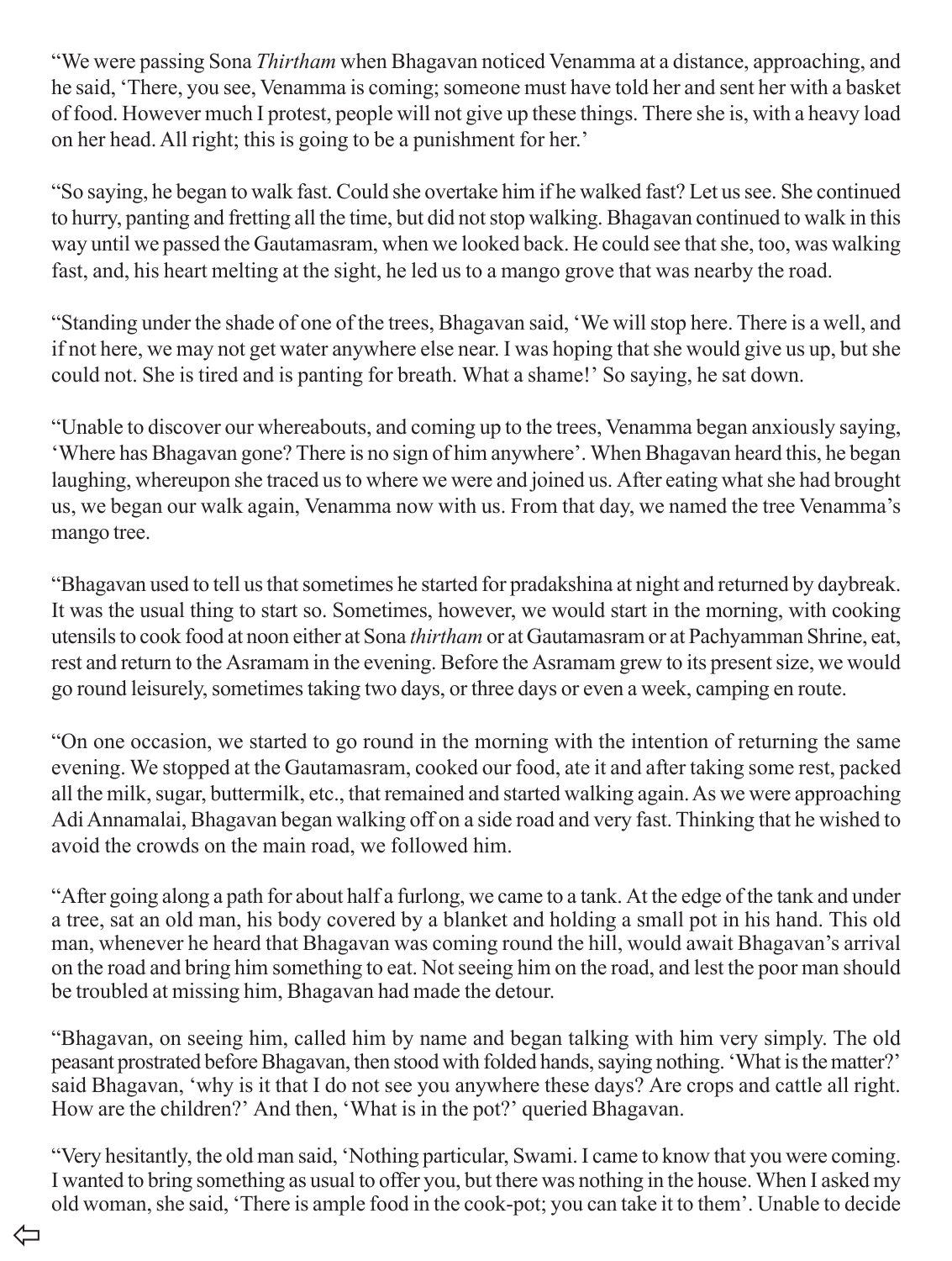"We were passing Sona *Thirtham* when Bhagavan noticed Venamma at a distance, approaching, and he said, 'There, you see, Venamma is coming; someone must have told her and sent her with a basket of food. However much I protest, people will not give up these things. There she is, with a heavy load on her head. All right; this is going to be a punishment for her.'

"So saying, he began to walk fast. Could she overtake him if he walked fast? Let us see. She continued to hurry, panting and fretting all the time, but did not stop walking. Bhagavan continued to walk in this way until we passed the Gautamasram, when we looked back. He could see that she, too, was walking fast, and, his heart melting at the sight, he led us to a mango grove that was nearby the road.

"Standing under the shade of one of the trees, Bhagavan said, 'We will stop here. There is a well, and if not here, we may not get water anywhere else near. I was hoping that she would give us up, but she could not. She is tired and is panting for breath. What a shame!' So saying, he sat down.

"Unable to discover our whereabouts, and coming up to the trees, Venamma began anxiously saying, 'Where has Bhagavan gone? There is no sign of him anywhere'. When Bhagavan heard this, he began laughing, whereupon she traced us to where we were and joined us. After eating what she had brought us, we began our walk again, Venamma now with us. From that day, we named the tree Venamma's mango tree.

"Bhagavan used to tell us that sometimes he started for pradakshina at night and returned by daybreak. It was the usual thing to start so. Sometimes, however, we would start in the morning, with cooking utensils to cook food at noon either at Sona *thirtham* or at Gautamasram or at Pachyamman Shrine, eat, rest and return to the Asramam in the evening. Before the Asramam grew to its present size, we would go round leisurely, sometimes taking two days, or three days or even a week, camping en route.

"On one occasion, we started to go round in the morning with the intention of returning the same evening. We stopped at the Gautamasram, cooked our food, ate it and after taking some rest, packed all the milk, sugar, buttermilk, etc., that remained and started walking again. As we were approaching Adi Annamalai, Bhagavan began walking off on a side road and very fast. Thinking that he wished to avoid the crowds on the main road, we followed him.

"After going along a path for about half a furlong, we came to a tank. At the edge of the tank and under a tree, sat an old man, his body covered by a blanket and holding a small pot in his hand. This old man, whenever he heard that Bhagavan was coming round the hill, would await Bhagavan's arrival on the road and bring him something to eat. Not seeing him on the road, and lest the poor man should be troubled at missing him, Bhagavan had made the detour.

"Bhagavan, on seeing him, called him by name and began talking with him very simply. The old peasant prostrated before Bhagavan, then stood with folded hands, saying nothing. 'What is the matter?' said Bhagavan, 'why is it that I do not see you anywhere these days? Are crops and cattle all right. How are the children?' And then, 'What is in the pot?' queried Bhagavan.

"Very hesitantly, the old man said, 'Nothing particular, Swami. I came to know that you were coming. I wanted to bring something as usual to offer you, but there was nothing in the house. When I asked my old woman, she said, 'There is ample food in the cook-pot; you can take it to them'. Unable to decide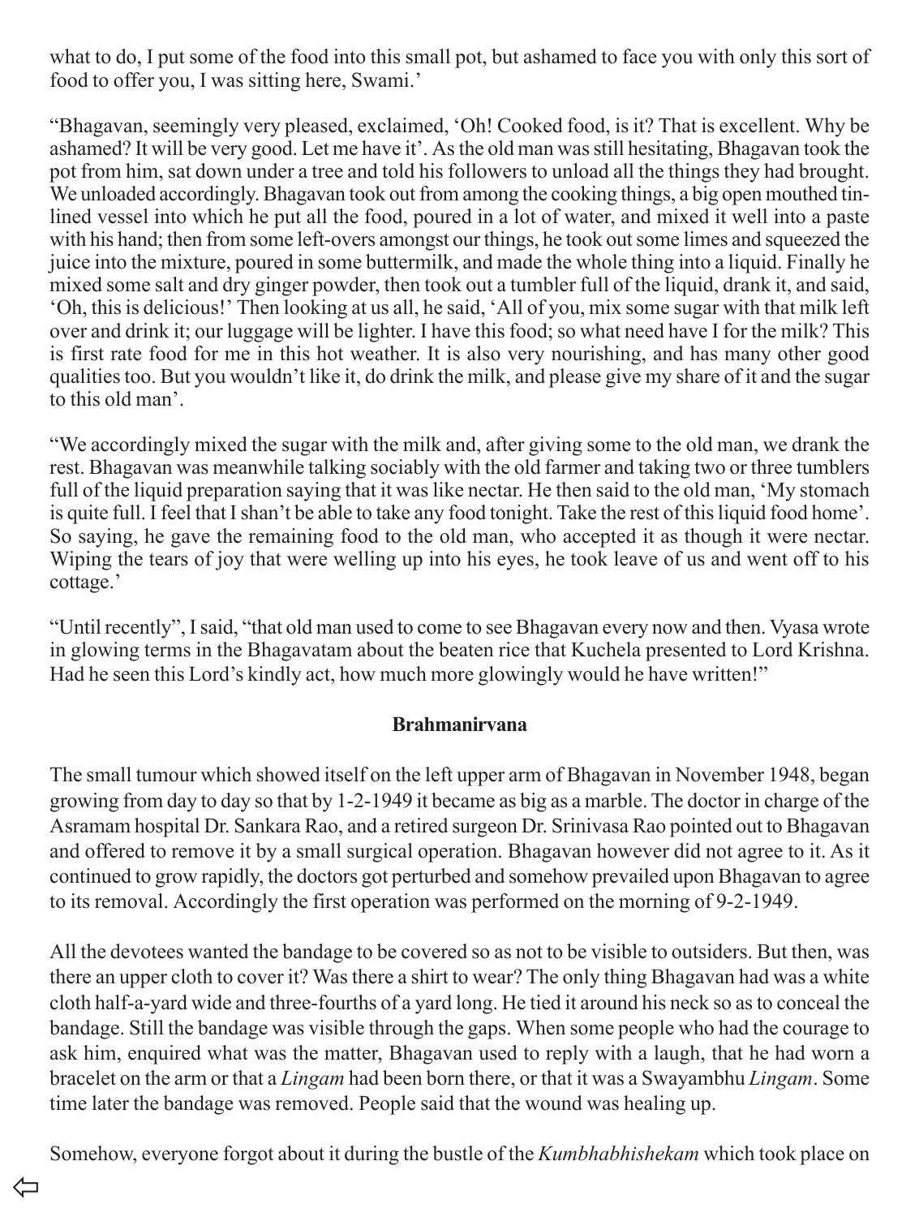what to do, I put some of the food into this small pot, but ashamed to face you with only this sort of food to offer you, I was sitting here, Swami.'

"Bhagavan, seemingly very pleased, exclaimed, 'Oh! Cooked food, is it? That is excellent. Why be ashamed? It will be very good. Let me have it'. As the old man was still hesitating, Bhagavan took the pot from him, sat down under a tree and told his followers to unload all the things they had brought. We unloaded accordingly. Bhagavan took out from among the cooking things, a big open mouthed tin-lined vessel into which he put all the food, poured in a lot of water, and mixed it well into a paste with his hand; then from some left-overs amongst our things, he took out some limes and squeezed the juice into the mixture, poured in some buttermilk, and made the whole thing into a liquid. Finally he mixed some salt and dry ginger powder, then took out a tumbler full of the liquid, drank it, and said, 'Oh, this is delicious!' Then looking at us all, he said, 'All of you, mix some sugar with that milk left over and drink it; our luggage will be lighter. I have this food; so what need have I for the milk? This is first rate food for me in this hot weather. It is also very nourishing, and has many other good qualities too. But you wouldn't like it, do drink the milk, and please give my share of it and the sugar to this old man'.

"We accordingly mixed the sugar with the milk and, after giving some to the old man, we drank the rest. Bhagavan was meanwhile talking sociably with the old farmer and taking two or three tumblers full of the liquid preparation saying that it was like nectar. He then said to the old man, 'My stomach is quite full. I feel that I shan't be able to take any food tonight. Take the rest of this liquid food home'. So saying, he gave the remaining food to the old man, who accepted it as though it were nectar. Wiping the tears of joy that were welling up into his eyes, he took leave of us and went off to his cottage.'

"Until recently", I said, "that old man used to come to see Bhagavan every now and then. Vyasa wrote in glowing terms in the Bhagavatam about the beaten rice that Kuchela presented to Lord Krishna. Had he seen this Lord's kindly act, how much more glowingly would he have written!"

## Brahmanirvana

The small tumour which showed itself on the left upper arm of Bhagavan in November 1948, began growing from day to day so that by 1-2-1949 it became as big as a marble. The doctor in charge of the Asramam hospital Dr. Sankara Rao, and a retired surgeon Dr. Srinivasa Rao pointed out to Bhagavan and offered to remove it by a small surgical operation. Bhagavan however did not agree to it. As it continued to grow rapidly, the doctors got perturbed and somehow prevailed upon Bhagavan to agree to its removal. Accordingly the first operation was performed on the morning of 9-2-1949.

All the devotees wanted the bandage to be covered so as not to be visible to outsiders. But then, was there an upper cloth to cover it? Was there a shirt to wear? The only thing Bhagavan had was a white cloth half-a-yard wide and three-fourths of a yard long. He tied it around his neck so as to conceal the bandage. Still the bandage was visible through the gaps. When some people who had the courage to ask him, enquired what was the matter, Bhagavan used to reply with a laugh, that he had worn a bracelet on the arm or that a *Lingam* had been born there, or that it was a Swayambhu *Lingam*. Some time later the bandage was removed. People said that the wound was healing up.

Somehow, everyone forgot about it during the bustle of the *Kumbhabhishekam* which took place on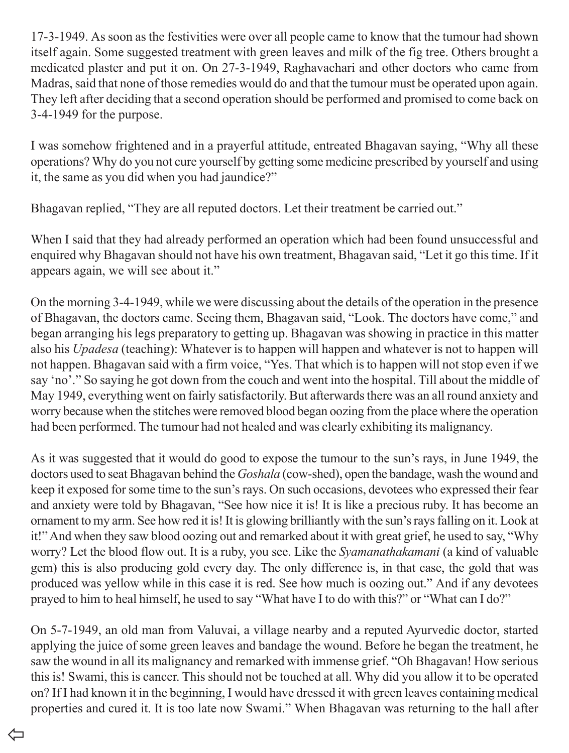17-3-1949. As soon as the festivities were over all people came to know that the tumour had shown itself again. Some suggested treatment with green leaves and milk of the fig tree. Others brought a medicated plaster and put it on. On 27-3-1949, Raghavachari and other doctors who came from Madras, said that none of those remedies would do and that the tumour must be operated upon again. They left after deciding that a second operation should be performed and promised to come back on 3-4-1949 for the purpose.

I was somehow frightened and in a prayerful attitude, entreated Bhagavan saying, "Why all these operations? Why do you not cure yourself by getting some medicine prescribed by yourself and using it, the same as you did when you had jaundice?"

Bhagavan replied, "They are all reputed doctors. Let their treatment be carried out."

When I said that they had already performed an operation which had been found unsuccessful and enquired why Bhagavan should not have his own treatment, Bhagavan said, "Let it go this time. If it appears again, we will see about it."

On the morning 3-4-1949, while we were discussing about the details of the operation in the presence of Bhagavan, the doctors came. Seeing them, Bhagavan said, "Look. The doctors have come," and began arranging his legs preparatory to getting up. Bhagavan was showing in practice in this matter also his *Upadesa* (teaching): Whatever is to happen will happen and whatever is not to happen will not happen. Bhagavan said with a firm voice, "Yes. That which is to happen will not stop even if we say 'no'." So saying he got down from the couch and went into the hospital. Till about the middle of May 1949, everything went on fairly satisfactorily. But afterwards there was an all round anxiety and worry because when the stitches were removed blood began oozing from the place where the operation had been performed. The tumour had not healed and was clearly exhibiting its malignancy.

As it was suggested that it would do good to expose the tumour to the sun's rays, in June 1949, the doctors used to seat Bhagavan behind the *Goshala* (cow-shed), open the bandage, wash the wound and keep it exposed for some time to the sun's rays. On such occasions, devotees who expressed their fear and anxiety were told by Bhagavan, "See how nice it is! It is like a precious ruby. It has become an ornament to my arm. See how red it is! It is glowing brilliantly with the sun's rays falling on it. Look at it!" And when they saw blood oozing out and remarked about it with great grief, he used to say, "Why worry? Let the blood flow out. It is a ruby, you see. Like the *Syamanathakamani* (a kind of valuable gem) this is also producing gold every day. The only difference is, in that case, the gold that was produced was yellow while in this case it is red. See how much is oozing out." And if any devotees prayed to him to heal himself, he used to say "What have I to do with this?" or "What can I do?"

On 5-7-1949, an old man from Valuvai, a village nearby and a reputed Ayurvedic doctor, started applying the juice of some green leaves and bandage the wound. Before he began the treatment, he saw the wound in all its malignancy and remarked with immense grief. "Oh Bhagavan! How serious this is! Swami, this is cancer. This should not be touched at all. Why did you allow it to be operated on? If I had known it in the beginning, I would have dressed it with green leaves containing medical properties and cured it. It is too late now Swami." When Bhagavan was returning to the hall after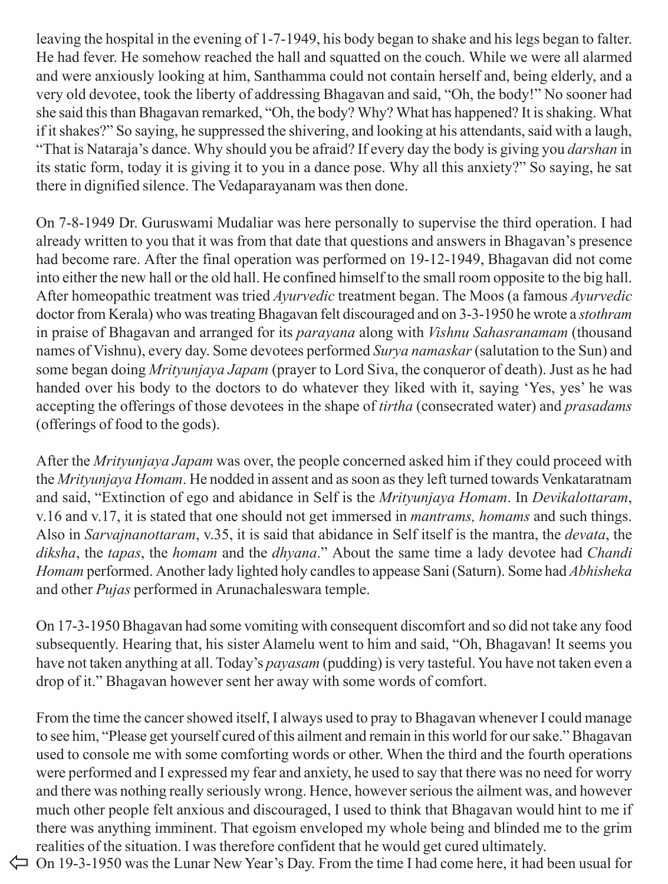leaving the hospital in the evening of 1-7-1949, his body began to shake and his legs began to falter. He had fever. He somehow reached the hall and squatted on the couch. While we were all alarmed and were anxiously looking at him, Santhamma could not contain herself and, being elderly, and a very old devotee, took the liberty of addressing Bhagavan and said, "Oh, the body!" No sooner had she said this than Bhagavan remarked, "Oh, the body? Why? What has happened? It is shaking. What if it shakes?" So saying, he suppressed the shivering, and looking at his attendants, said with a laugh, "That is Nataraja's dance. Why should you be afraid? If every day the body is giving you *darshan* in its static form, today it is giving it to you in a dance pose. Why all this anxiety?" So saying, he sat there in dignified silence. The Vedaparayanam was then done.

On 7-8-1949 Dr. Guruswami Mudaliar was here personally to supervise the third operation. I had already written to you that it was from that date that questions and answers in Bhagavan's presence had become rare. After the final operation was performed on 19-12-1949, Bhagavan did not come into either the new hall or the old hall. He confined himself to the small room opposite to the big hall. After homeopathic treatment was tried *Ayurvedic* treatment began. The Moos (a famous *Ayurvedic* doctor from Kerala) who was treating Bhagavan felt discouraged and on 3-3-1950 he wrote a *stothram* in praise of Bhagavan and arranged for its *parayana* along with *Vishnu Sahasranamam* (thousand names of Vishnu), every day. Some devotees performed *Surya namaskar* (salutation to the Sun) and some began doing *Mrityunjaya Japam* (prayer to Lord Siva, the conqueror of death). Just as he had handed over his body to the doctors to do whatever they liked with it, saying 'Yes, yes' he was accepting the offerings of those devotees in the shape of *tirtha* (consecrated water) and *prasadams* (offerings of food to the gods).

After the *Mrityunjaya Japam* was over, the people concerned asked him if they could proceed with the *Mrityunjaya Homam*. He nodded in assent and as soon as they left turned towards Venkataratnam and said, "Extinction of ego and abidance in Self is the *Mrityunjaya Homam*. In *Devikalottaram*, v.16 and v.17, it is stated that one should not get immersed in *mantrams, homams* and such things. Also in *Sarvajnanottaram*, v.35, it is said that abidance in Self itself is the mantra, the *devata*, the *diksha*, the *tapas*, the *homam* and the *dhyana*." About the same time a lady devotee had *Chandi Homam* performed. Another lady lighted holy candles to appease Sani (Saturn). Some had *Abhisheka* and other *Pujas* performed in Arunachaleswara temple.

On 17-3-1950 Bhagavan had some vomiting with consequent discomfort and so did not take any food subsequently. Hearing that, his sister Alamelu went to him and said, "Oh, Bhagavan! It seems you have not taken anything at all. Today's *payasam* (pudding) is very tasteful. You have not taken even a drop of it." Bhagavan however sent her away with some words of comfort.

From the time the cancer showed itself, I always used to pray to Bhagavan whenever I could manage to see him, "Please get yourself cured of this ailment and remain in this world for our sake." Bhagavan used to console me with some comforting words or other. When the third and the fourth operations were performed and I expressed my fear and anxiety, he used to say that there was no need for worry and there was nothing really seriously wrong. Hence, however serious the ailment was, and however much other people felt anxious and discouraged, I used to think that Bhagavan would hint to me if there was anything imminent. That egoism enveloped my whole being and blinded me to the grim realities of the situation. I was therefore confident that he would get cured ultimately.

On 19-3-1950 was the Lunar New Year's Day. From the time I had come here, it had been usual for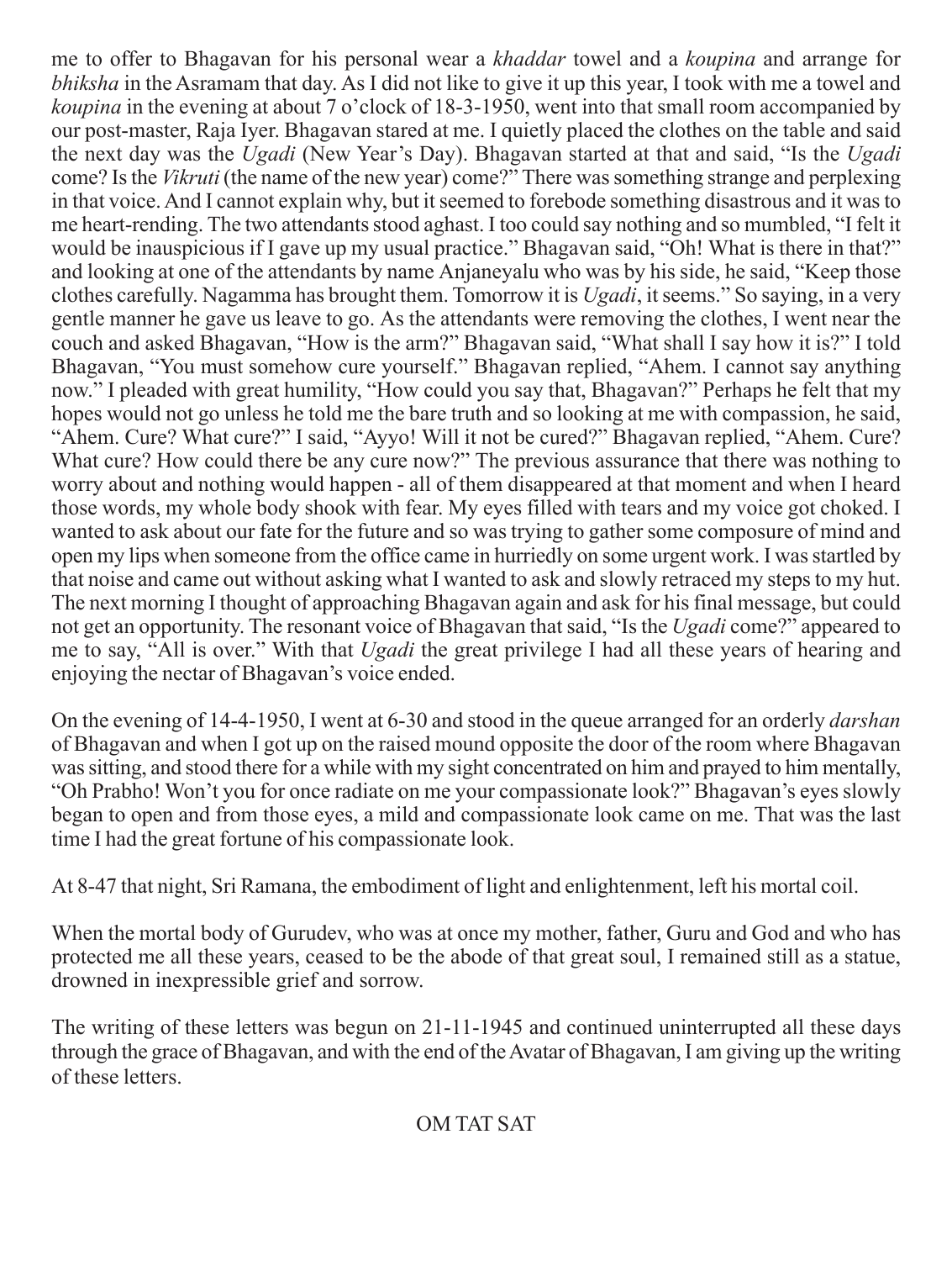me to offer to Bhagavan for his personal wear a *khaddar* towel and a *koupina* and arrange for *bhiksha* in the Asramam that day. As I did not like to give it up this year, I took with me a towel and *koupina* in the evening at about 7 o'clock of 18-3-1950, went into that small room accompanied by our post-master, Raja Iyer. Bhagavan stared at me. I quietly placed the clothes on the table and said the next day was the *Ugadi* (New Year's Day). Bhagavan started at that and said, "Is the *Ugadi* come? Is the *Vikruti* (the name of the new year) come?" There was something strange and perplexing in that voice. And I cannot explain why, but it seemed to forebode something disastrous and it was to me heart-rending. The two attendants stood aghast. I too could say nothing and so mumbled, "I felt it would be inauspicious if I gave up my usual practice." Bhagavan said, "Oh! What is there in that?" and looking at one of the attendants by name Anjaneyalu who was by his side, he said, "Keep those clothes carefully. Nagamma has brought them. Tomorrow it is *Ugadi*, it seems." So saying, in a very gentle manner he gave us leave to go. As the attendants were removing the clothes, I went near the couch and asked Bhagavan, "How is the arm?" Bhagavan said, "What shall I say how it is?" I told Bhagavan, "You must somehow cure yourself." Bhagavan replied, "Ahem. I cannot say anything now." I pleaded with great humility, "How could you say that, Bhagavan?" Perhaps he felt that my hopes would not go unless he told me the bare truth and so looking at me with compassion, he said, "Ahem. Cure? What cure?" I said, "Ayyo! Will it not be cured?" Bhagavan replied, "Ahem. Cure? What cure? How could there be any cure now?" The previous assurance that there was nothing to worry about and nothing would happen - all of them disappeared at that moment and when I heard those words, my whole body shook with fear. My eyes filled with tears and my voice got choked. I wanted to ask about our fate for the future and so was trying to gather some composure of mind and open my lips when someone from the office came in hurriedly on some urgent work. I was startled by that noise and came out without asking what I wanted to ask and slowly retraced my steps to my hut. The next morning I thought of approaching Bhagavan again and ask for his final message, but could not get an opportunity. The resonant voice of Bhagavan that said, "Is the *Ugadi* come?" appeared to me to say, "All is over." With that *Ugadi* the great privilege I had all these years of hearing and enjoying the nectar of Bhagavan's voice ended.

On the evening of 14-4-1950, I went at 6-30 and stood in the queue arranged for an orderly *darshan* of Bhagavan and when I got up on the raised mound opposite the door of the room where Bhagavan was sitting, and stood there for a while with my sight concentrated on him and prayed to him mentally, "Oh Prabho! Won't you for once radiate on me your compassionate look?" Bhagavan's eyes slowly began to open and from those eyes, a mild and compassionate look came on me. That was the last time I had the great fortune of his compassionate look.

At 8-47 that night, Sri Ramana, the embodiment of light and enlightenment, left his mortal coil.

When the mortal body of Gurudev, who was at once my mother, father, Guru and God and who has protected me all these years, ceased to be the abode of that great soul, I remained still as a statue, drowned in inexpressible grief and sorrow.

The writing of these letters was begun on 21-11-1945 and continued uninterrupted all these days through the grace of Bhagavan, and with the end of the Avatar of Bhagavan, I am giving up the writing of these letters.

OM TAT SAT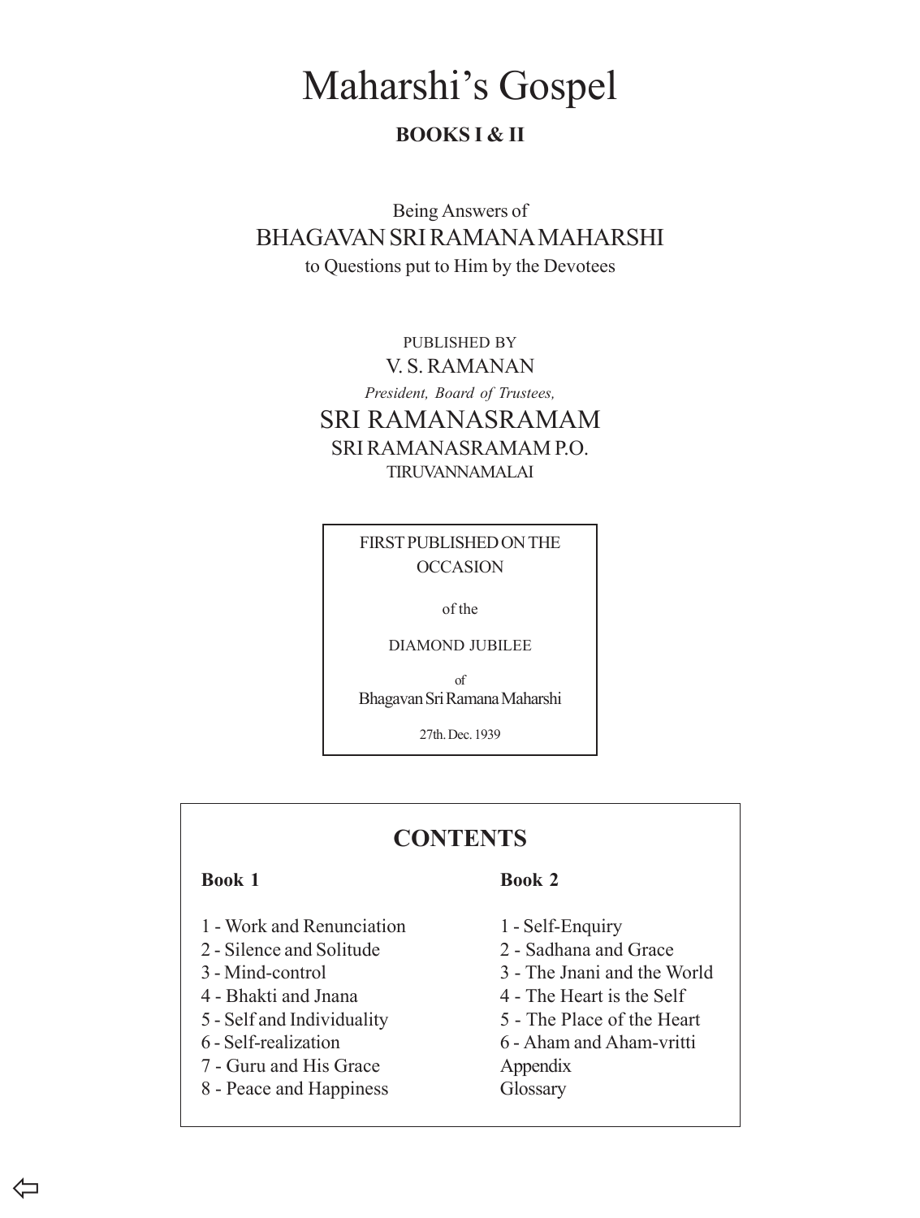# Maharshi's Gospel

**BOOKS I & II**

Being Answers of

BHAGAVAN SRI RAMANA MAHARSHI

to Questions put to Him by the Devotees

PUBLISHED BY

V. S. RAMANAN

*President, Board of Trustees,*

SRI RAMANASRAMAM

SRI RAMANASRAMAM P.O.

TIRUVANNAMALAI

FIRST PUBLISHED ON THE OCCASION

of the

DIAMOND JUBILEE

of

Bhagavan Sri Ramana Maharshi

27th. Dec. 1939

## CONTENTS

**Book 1**

1 - Work and Renunciation
2 - Silence and Solitude
3 - Mind-control
4 - Bhakti and Jnana
5 - Self and Individuality
6 - Self-realization
7 - Guru and His Grace
8 - Peace and Happiness

**Book 2**

1 - Self-Enquiry
2 - Sadhana and Grace
3 - The Jnani and the World
4 - The Heart is the Self
5 - The Place of the Heart
6 - Aham and Aham-vritti
Appendix
Glossary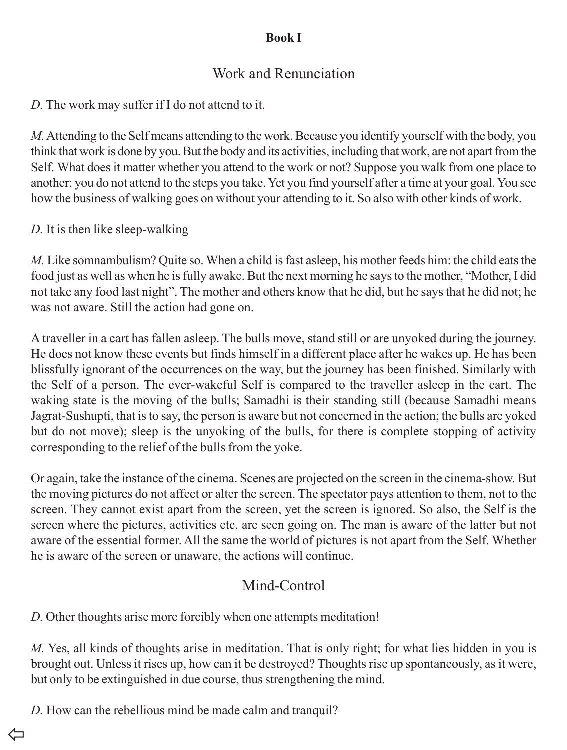**Book I**

## Work and Renunciation

*D.* The work may suffer if I do not attend to it.

*M.* Attending to the Self means attending to the work. Because you identify yourself with the body, you think that work is done by you. But the body and its activities, including that work, are not apart from the Self. What does it matter whether you attend to the work or not? Suppose you walk from one place to another: you do not attend to the steps you take. Yet you find yourself after a time at your goal. You see how the business of walking goes on without your attending to it. So also with other kinds of work.

*D.* It is then like sleep-walking

*M.* Like somnambulism? Quite so. When a child is fast asleep, his mother feeds him: the child eats the food just as well as when he is fully awake. But the next morning he says to the mother, “Mother, I did not take any food last night”. The mother and others know that he did, but he says that he did not; he was not aware. Still the action had gone on.

A traveller in a cart has fallen asleep. The bulls move, stand still or are unyoked during the journey. He does not know these events but finds himself in a different place after he wakes up. He has been blissfully ignorant of the occurrences on the way, but the journey has been finished. Similarly with the Self of a person. The ever-wakeful Self is compared to the traveller asleep in the cart. The waking state is the moving of the bulls; Samadhi is their standing still (because Samadhi means Jagrat-Sushupti, that is to say, the person is aware but not concerned in the action; the bulls are yoked but do not move); sleep is the unyoking of the bulls, for there is complete stopping of activity corresponding to the relief of the bulls from the yoke.

Or again, take the instance of the cinema. Scenes are projected on the screen in the cinema-show. But the moving pictures do not affect or alter the screen. The spectator pays attention to them, not to the screen. They cannot exist apart from the screen, yet the screen is ignored. So also, the Self is the screen where the pictures, activities etc. are seen going on. The man is aware of the latter but not aware of the essential former. All the same the world of pictures is not apart from the Self. Whether he is aware of the screen or unaware, the actions will continue.

## Mind-Control

*D.* Other thoughts arise more forcibly when one attempts meditation!

*M.* Yes, all kinds of thoughts arise in meditation. That is only right; for what lies hidden in you is brought out. Unless it rises up, how can it be destroyed? Thoughts rise up spontaneously, as it were, but only to be extinguished in due course, thus strengthening the mind.

*D.* How can the rebellious mind be made calm and tranquil?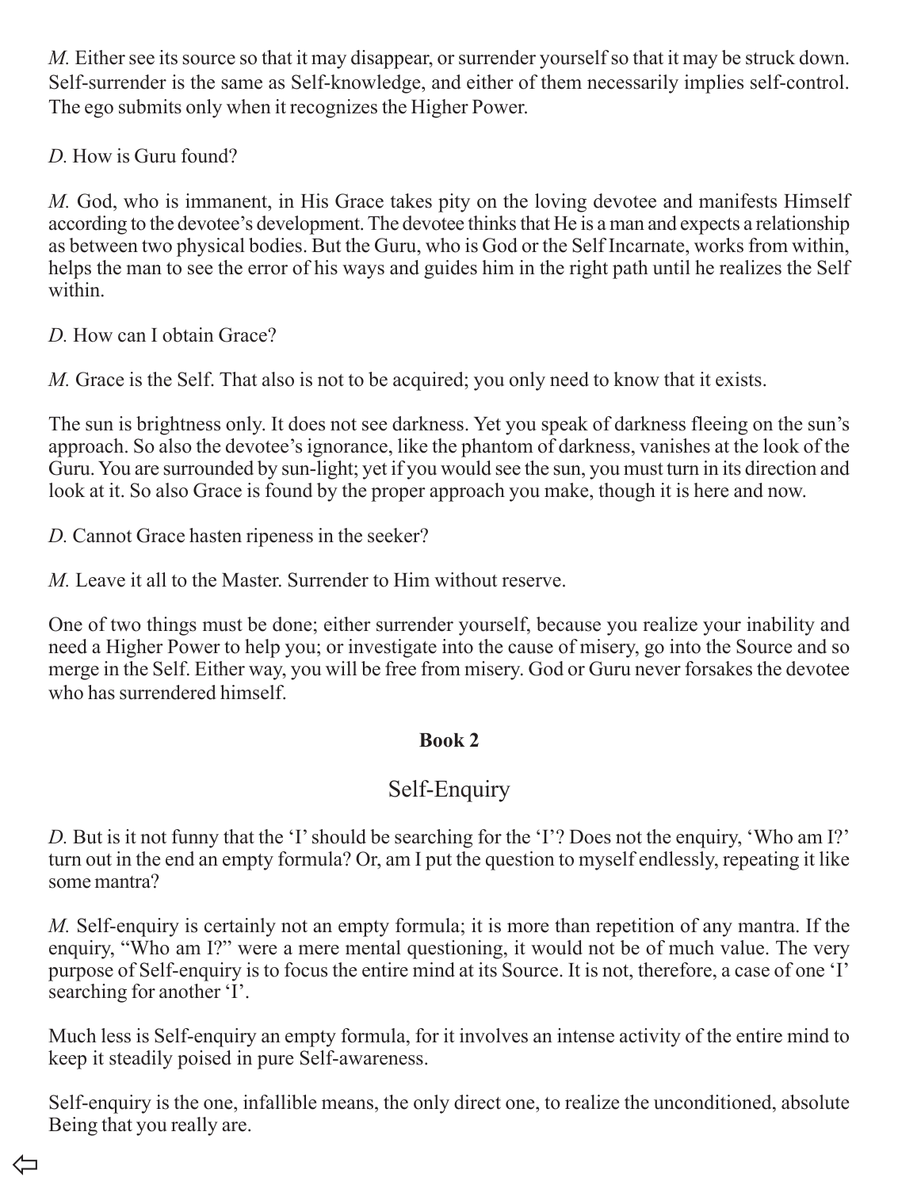*M.* Either see its source so that it may disappear, or surrender yourself so that it may be struck down. Self-surrender is the same as Self-knowledge, and either of them necessarily implies self-control. The ego submits only when it recognizes the Higher Power.

*D.* How is Guru found?

*M.* God, who is immanent, in His Grace takes pity on the loving devotee and manifests Himself according to the devotee's development. The devotee thinks that He is a man and expects a relationship as between two physical bodies. But the Guru, who is God or the Self Incarnate, works from within, helps the man to see the error of his ways and guides him in the right path until he realizes the Self within.

*D.* How can I obtain Grace?

*M.* Grace is the Self. That also is not to be acquired; you only need to know that it exists.

The sun is brightness only. It does not see darkness. Yet you speak of darkness fleeing on the sun's approach. So also the devotee's ignorance, like the phantom of darkness, vanishes at the look of the Guru. You are surrounded by sun-light; yet if you would see the sun, you must turn in its direction and look at it. So also Grace is found by the proper approach you make, though it is here and now.

*D.* Cannot Grace hasten ripeness in the seeker?

*M.* Leave it all to the Master. Surrender to Him without reserve.

One of two things must be done; either surrender yourself, because you realize your inability and need a Higher Power to help you; or investigate into the cause of misery, go into the Source and so merge in the Self. Either way, you will be free from misery. God or Guru never forsakes the devotee who has surrendered himself.

**Book 2**

## Self-Enquiry

*D.* But is it not funny that the 'I' should be searching for the 'I'? Does not the enquiry, 'Who am I?' turn out in the end an empty formula? Or, am I put the question to myself endlessly, repeating it like some mantra?

*M.* Self-enquiry is certainly not an empty formula; it is more than repetition of any mantra. If the enquiry, "Who am I?" were a mere mental questioning, it would not be of much value. The very purpose of Self-enquiry is to focus the entire mind at its Source. It is not, therefore, a case of one 'I' searching for another 'I'.

Much less is Self-enquiry an empty formula, for it involves an intense activity of the entire mind to keep it steadily poised in pure Self-awareness.

Self-enquiry is the one, infallible means, the only direct one, to realize the unconditioned, absolute Being that you really are.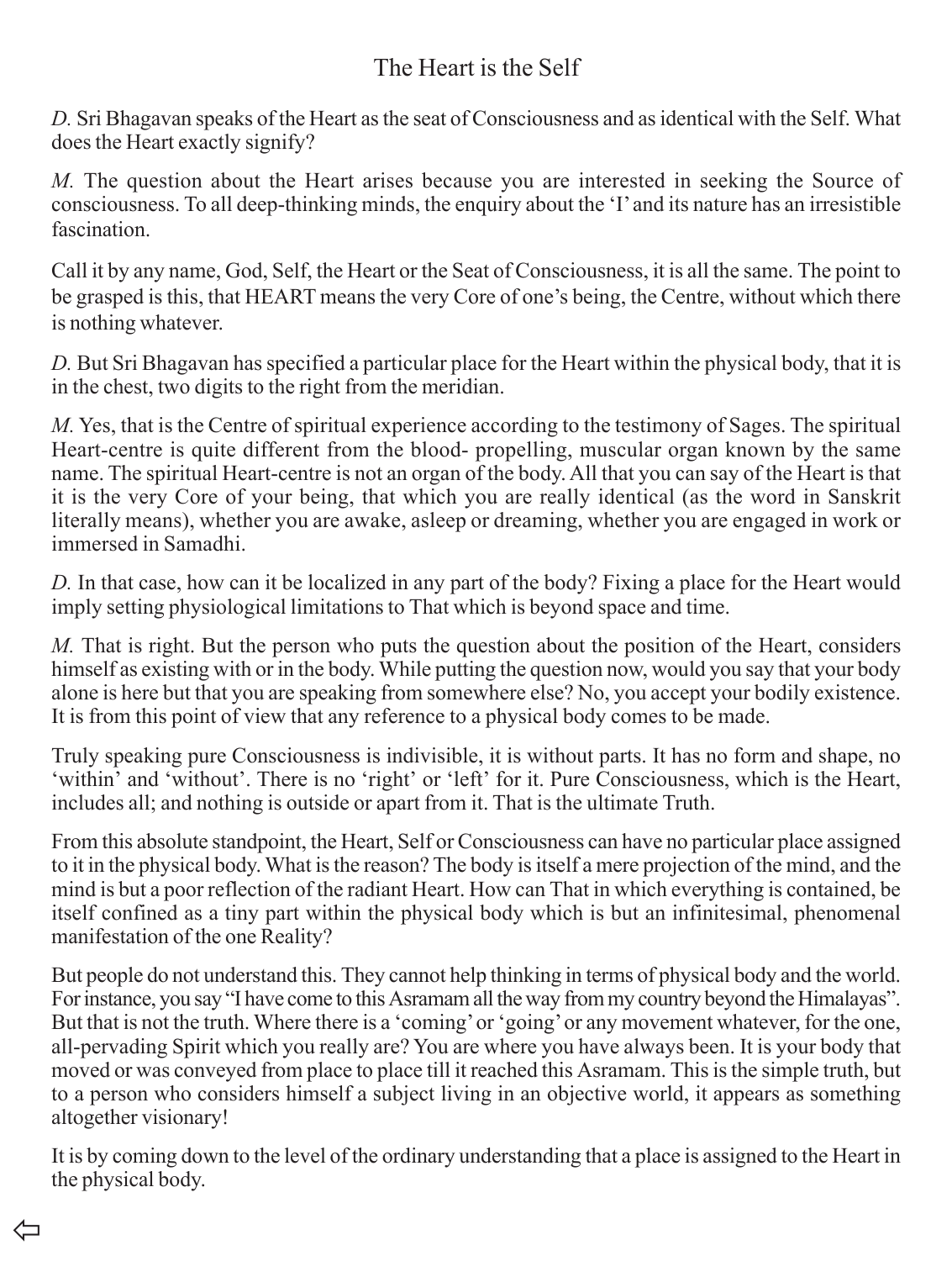# The Heart is the Self

*D.* Sri Bhagavan speaks of the Heart as the seat of Consciousness and as identical with the Self. What does the Heart exactly signify?

*M.* The question about the Heart arises because you are interested in seeking the Source of consciousness. To all deep-thinking minds, the enquiry about the 'I' and its nature has an irresistible fascination.

Call it by any name, God, Self, the Heart or the Seat of Consciousness, it is all the same. The point to be grasped is this, that HEART means the very Core of one's being, the Centre, without which there is nothing whatever.

*D.* But Sri Bhagavan has specified a particular place for the Heart within the physical body, that it is in the chest, two digits to the right from the meridian.

*M.* Yes, that is the Centre of spiritual experience according to the testimony of Sages. The spiritual Heart-centre is quite different from the blood- propelling, muscular organ known by the same name. The spiritual Heart-centre is not an organ of the body. All that you can say of the Heart is that it is the very Core of your being, that which you are really identical (as the word in Sanskrit literally means), whether you are awake, asleep or dreaming, whether you are engaged in work or immersed in Samadhi.

*D.* In that case, how can it be localized in any part of the body? Fixing a place for the Heart would imply setting physiological limitations to That which is beyond space and time.

*M.* That is right. But the person who puts the question about the position of the Heart, considers himself as existing with or in the body. While putting the question now, would you say that your body alone is here but that you are speaking from somewhere else? No, you accept your bodily existence. It is from this point of view that any reference to a physical body comes to be made.

Truly speaking pure Consciousness is indivisible, it is without parts. It has no form and shape, no 'within' and 'without'. There is no 'right' or 'left' for it. Pure Consciousness, which is the Heart, includes all; and nothing is outside or apart from it. That is the ultimate Truth.

From this absolute standpoint, the Heart, Self or Consciousness can have no particular place assigned to it in the physical body. What is the reason? The body is itself a mere projection of the mind, and the mind is but a poor reflection of the radiant Heart. How can That in which everything is contained, be itself confined as a tiny part within the physical body which is but an infinitesimal, phenomenal manifestation of the one Reality?

But people do not understand this. They cannot help thinking in terms of physical body and the world. For instance, you say "I have come to this Asramam all the way from my country beyond the Himalayas". But that is not the truth. Where there is a 'coming' or 'going' or any movement whatever, for the one, all-pervading Spirit which you really are? You are where you have always been. It is your body that moved or was conveyed from place to place till it reached this Asramam. This is the simple truth, but to a person who considers himself a subject living in an objective world, it appears as something altogether visionary!

It is by coming down to the level of the ordinary understanding that a place is assigned to the Heart in the physical body.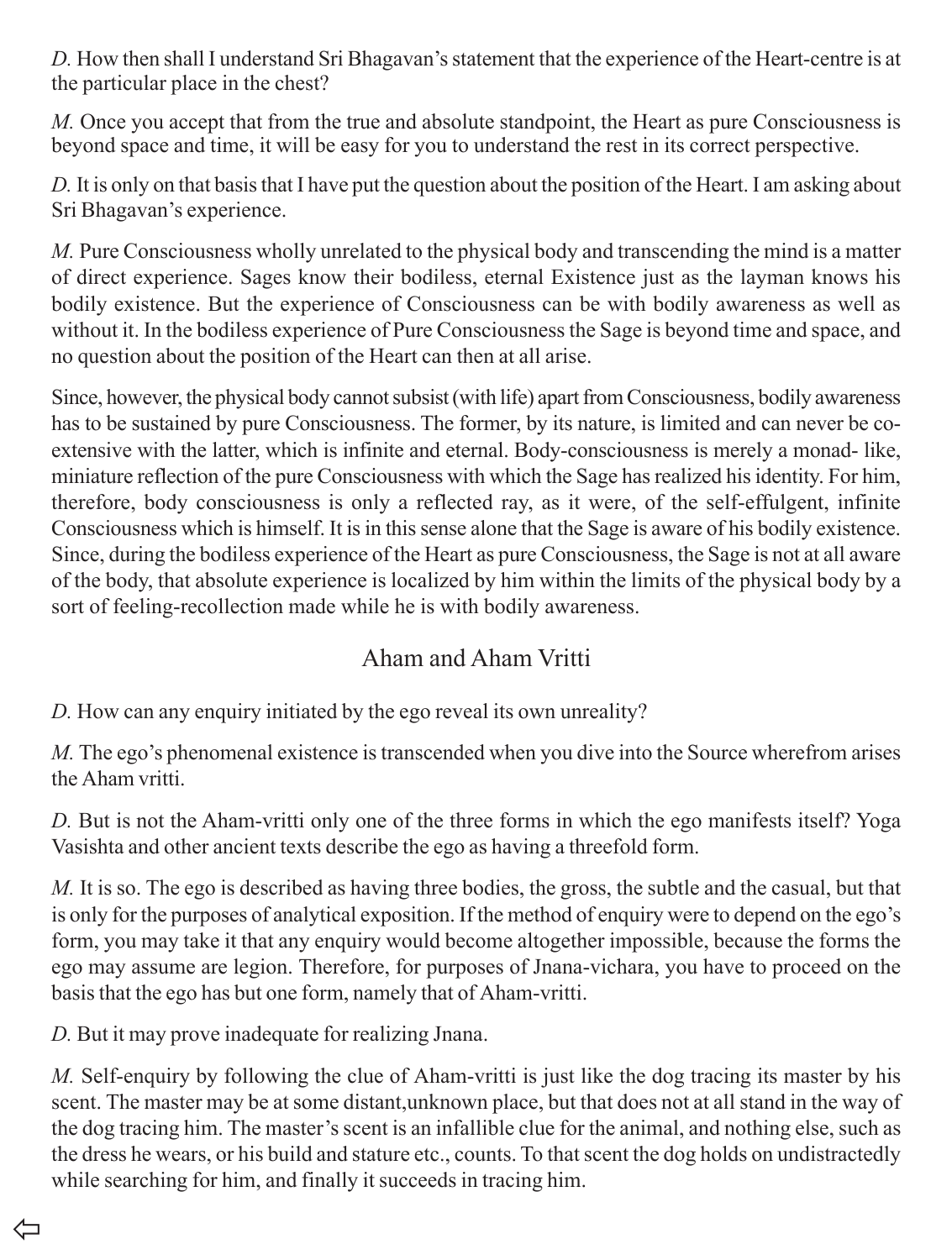*D.* How then shall I understand Sri Bhagavan's statement that the experience of the Heart-centre is at the particular place in the chest?

*M.* Once you accept that from the true and absolute standpoint, the Heart as pure Consciousness is beyond space and time, it will be easy for you to understand the rest in its correct perspective.

*D.* It is only on that basis that I have put the question about the position of the Heart. I am asking about Sri Bhagavan's experience.

*M.* Pure Consciousness wholly unrelated to the physical body and transcending the mind is a matter of direct experience. Sages know their bodiless, eternal Existence just as the layman knows his bodily existence. But the experience of Consciousness can be with bodily awareness as well as without it. In the bodiless experience of Pure Consciousness the Sage is beyond time and space, and no question about the position of the Heart can then at all arise.

Since, however, the physical body cannot subsist (with life) apart from Consciousness, bodily awareness has to be sustained by pure Consciousness. The former, by its nature, is limited and can never be co-extensive with the latter, which is infinite and eternal. Body-consciousness is merely a monad- like, miniature reflection of the pure Consciousness with which the Sage has realized his identity. For him, therefore, body consciousness is only a reflected ray, as it were, of the self-effulgent, infinite Consciousness which is himself. It is in this sense alone that the Sage is aware of his bodily existence. Since, during the bodiless experience of the Heart as pure Consciousness, the Sage is not at all aware of the body, that absolute experience is localized by him within the limits of the physical body by a sort of feeling-recollection made while he is with bodily awareness.

## Aham and Aham Vritti

*D.* How can any enquiry initiated by the ego reveal its own unreality?

*M.* The ego's phenomenal existence is transcended when you dive into the Source wherefrom arises the Aham vritti.

*D.* But is not the Aham-vritti only one of the three forms in which the ego manifests itself? Yoga Vasishta and other ancient texts describe the ego as having a threefold form.

*M.* It is so. The ego is described as having three bodies, the gross, the subtle and the casual, but that is only for the purposes of analytical exposition. If the method of enquiry were to depend on the ego's form, you may take it that any enquiry would become altogether impossible, because the forms the ego may assume are legion. Therefore, for purposes of Jnana-vichara, you have to proceed on the basis that the ego has but one form, namely that of Aham-vritti.

*D.* But it may prove inadequate for realizing Jnana.

*M.* Self-enquiry by following the clue of Aham-vritti is just like the dog tracing its master by his scent. The master may be at some distant,unknown place, but that does not at all stand in the way of the dog tracing him. The master's scent is an infallible clue for the animal, and nothing else, such as the dress he wears, or his build and stature etc., counts. To that scent the dog holds on undistractedly while searching for him, and finally it succeeds in tracing him.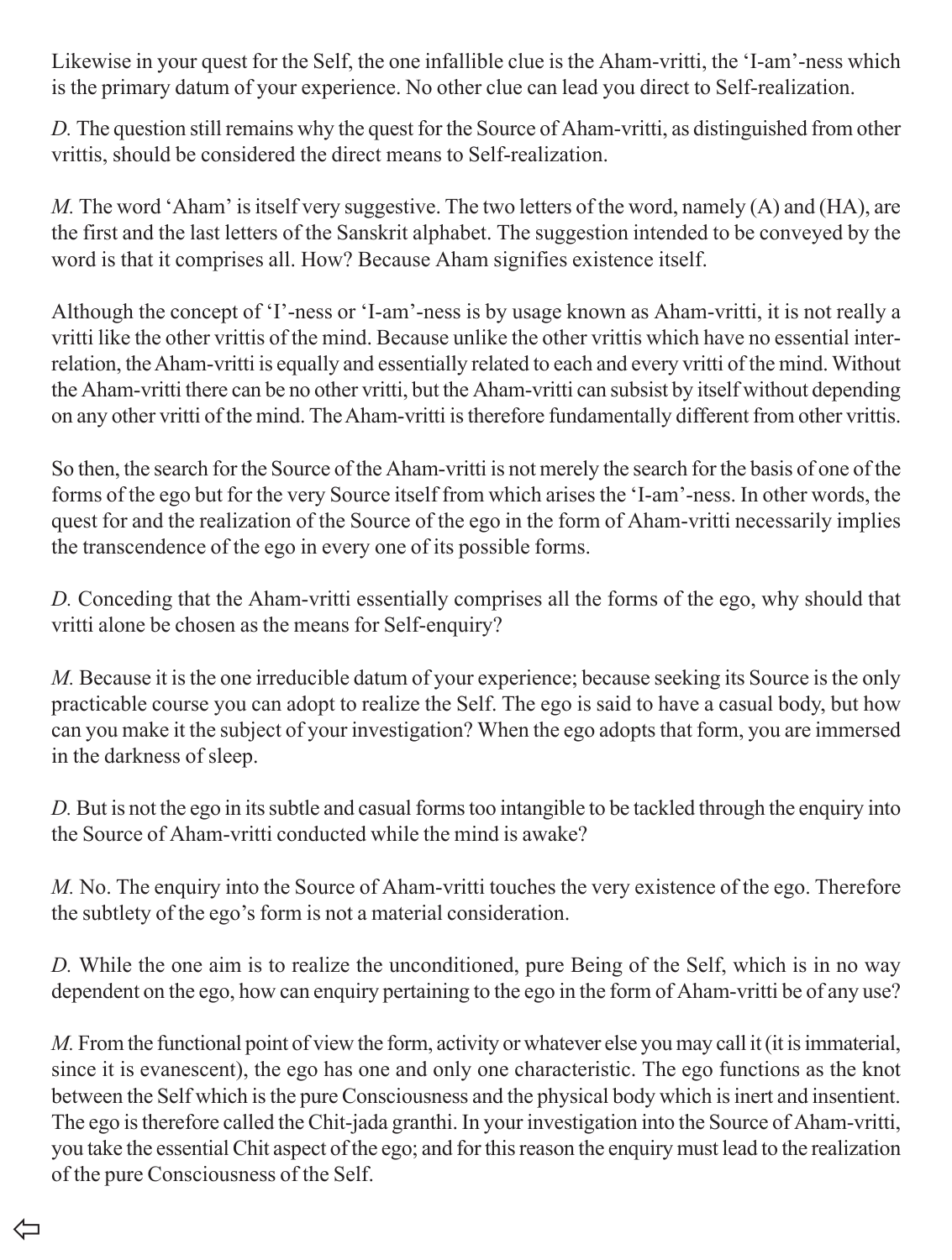Likewise in your quest for the Self, the one infallible clue is the Aham-vritti, the 'I-am'-ness which is the primary datum of your experience. No other clue can lead you direct to Self-realization.

*D.* The question still remains why the quest for the Source of Aham-vritti, as distinguished from other vrittis, should be considered the direct means to Self-realization.

*M.* The word 'Aham' is itself very suggestive. The two letters of the word, namely (A) and (HA), are the first and the last letters of the Sanskrit alphabet. The suggestion intended to be conveyed by the word is that it comprises all. How? Because Aham signifies existence itself.

Although the concept of 'I'-ness or 'I-am'-ness is by usage known as Aham-vritti, it is not really a vritti like the other vrittis of the mind. Because unlike the other vrittis which have no essential inter-relation, the Aham-vritti is equally and essentially related to each and every vritti of the mind. Without the Aham-vritti there can be no other vritti, but the Aham-vritti can subsist by itself without depending on any other vritti of the mind. The Aham-vritti is therefore fundamentally different from other vrittis.

So then, the search for the Source of the Aham-vritti is not merely the search for the basis of one of the forms of the ego but for the very Source itself from which arises the 'I-am'-ness. In other words, the quest for and the realization of the Source of the ego in the form of Aham-vritti necessarily implies the transcendence of the ego in every one of its possible forms.

*D.* Conceding that the Aham-vritti essentially comprises all the forms of the ego, why should that vritti alone be chosen as the means for Self-enquiry?

*M.* Because it is the one irreducible datum of your experience; because seeking its Source is the only practicable course you can adopt to realize the Self. The ego is said to have a casual body, but how can you make it the subject of your investigation? When the ego adopts that form, you are immersed in the darkness of sleep.

*D.* But is not the ego in its subtle and casual forms too intangible to be tackled through the enquiry into the Source of Aham-vritti conducted while the mind is awake?

*M.* No. The enquiry into the Source of Aham-vritti touches the very existence of the ego. Therefore the subtlety of the ego's form is not a material consideration.

*D.* While the one aim is to realize the unconditioned, pure Being of the Self, which is in no way dependent on the ego, how can enquiry pertaining to the ego in the form of Aham-vritti be of any use?

*M.* From the functional point of view the form, activity or whatever else you may call it (it is immaterial, since it is evanescent), the ego has one and only one characteristic. The ego functions as the knot between the Self which is the pure Consciousness and the physical body which is inert and insentient. The ego is therefore called the Chit-jada granthi. In your investigation into the Source of Aham-vritti, you take the essential Chit aspect of the ego; and for this reason the enquiry must lead to the realization of the pure Consciousness of the Self.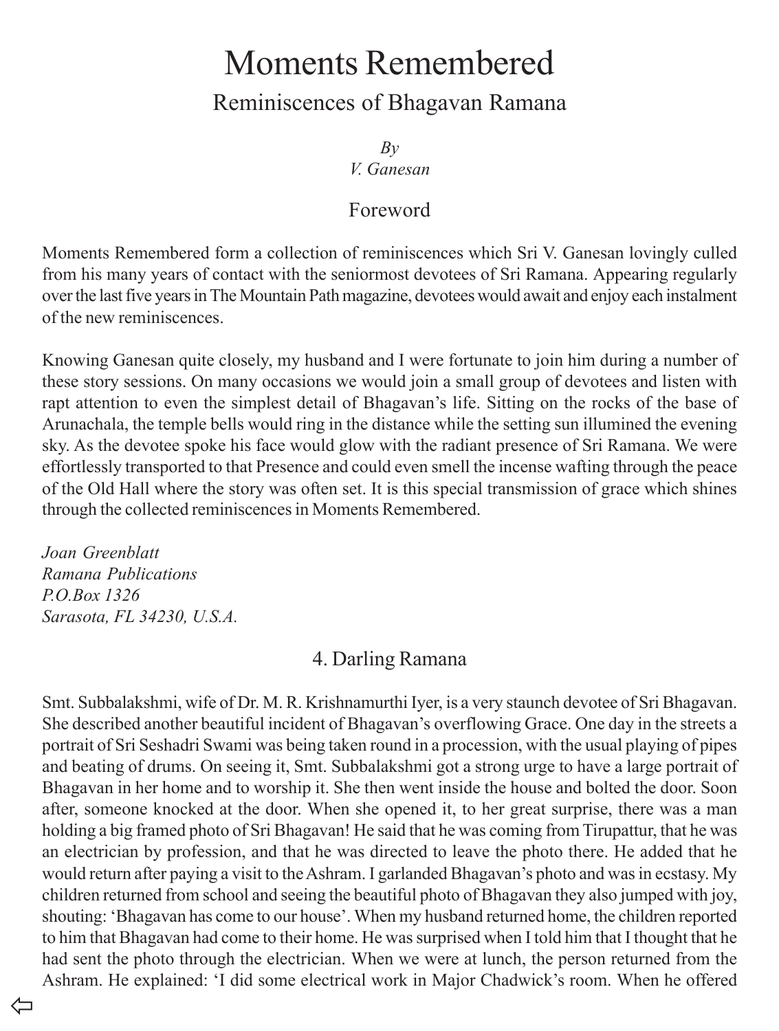# Moments Remembered

## Reminiscences of Bhagavan Ramana

*By*
*V. Ganesan*

### Foreword

Moments Remembered form a collection of reminiscences which Sri V. Ganesan lovingly culled from his many years of contact with the seniormost devotees of Sri Ramana. Appearing regularly over the last five years in The Mountain Path magazine, devotees would await and enjoy each instalment of the new reminiscences.

Knowing Ganesan quite closely, my husband and I were fortunate to join him during a number of these story sessions. On many occasions we would join a small group of devotees and listen with rapt attention to even the simplest detail of Bhagavan's life. Sitting on the rocks of the base of Arunachala, the temple bells would ring in the distance while the setting sun illumined the evening sky. As the devotee spoke his face would glow with the radiant presence of Sri Ramana. We were effortlessly transported to that Presence and could even smell the incense wafting through the peace of the Old Hall where the story was often set. It is this special transmission of grace which shines through the collected reminiscences in Moments Remembered.

*Joan Greenblatt*
*Ramana Publications*
*P.O.Box 1326*
*Sarasota, FL 34230, U.S.A.*

### 4. Darling Ramana

Smt. Subbalakshmi, wife of Dr. M. R. Krishnamurthi Iyer, is a very staunch devotee of Sri Bhagavan. She described another beautiful incident of Bhagavan's overflowing Grace. One day in the streets a portrait of Sri Seshadri Swami was being taken round in a procession, with the usual playing of pipes and beating of drums. On seeing it, Smt. Subbalakshmi got a strong urge to have a large portrait of Bhagavan in her home and to worship it. She then went inside the house and bolted the door. Soon after, someone knocked at the door. When she opened it, to her great surprise, there was a man holding a big framed photo of Sri Bhagavan! He said that he was coming from Tirupattur, that he was an electrician by profession, and that he was directed to leave the photo there. He added that he would return after paying a visit to the Ashram. I garlanded Bhagavan's photo and was in ecstasy. My children returned from school and seeing the beautiful photo of Bhagavan they also jumped with joy, shouting: 'Bhagavan has come to our house'. When my husband returned home, the children reported to him that Bhagavan had come to their home. He was surprised when I told him that I thought that he had sent the photo through the electrician. When we were at lunch, the person returned from the Ashram. He explained: 'I did some electrical work in Major Chadwick's room. When he offered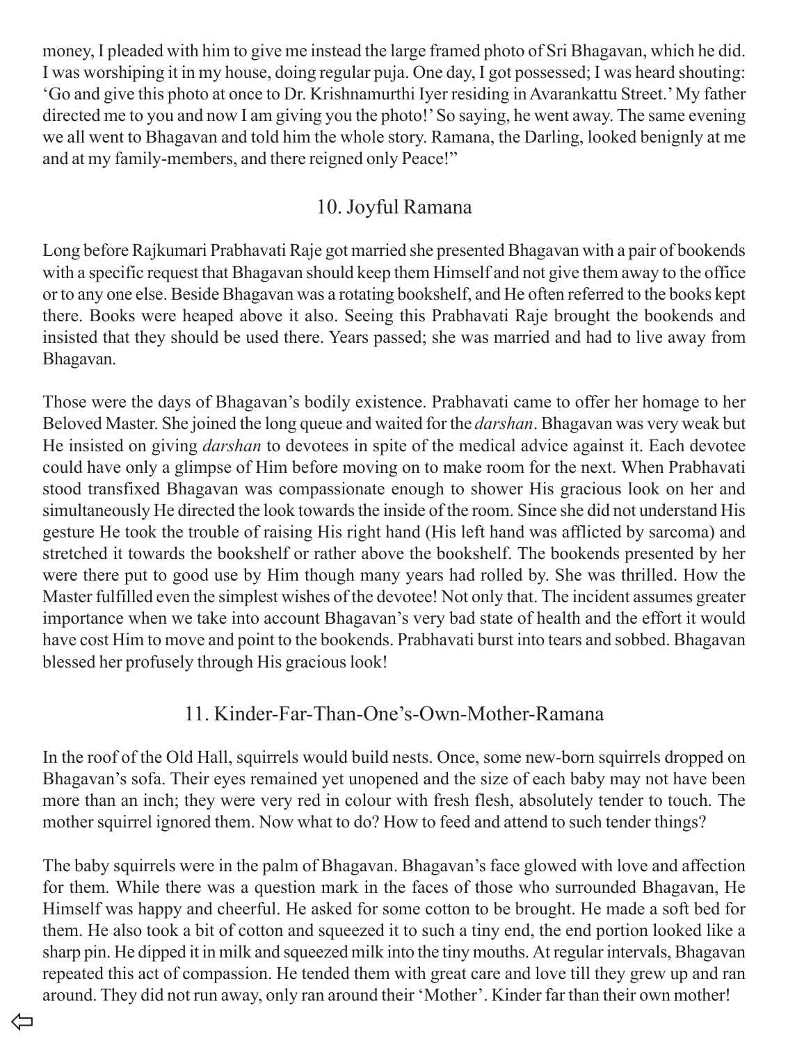money, I pleaded with him to give me instead the large framed photo of Sri Bhagavan, which he did. I was worshiping it in my house, doing regular puja. One day, I got possessed; I was heard shouting: 'Go and give this photo at once to Dr. Krishnamurthi Iyer residing in Avarankattu Street.' My father directed me to you and now I am giving you the photo!' So saying, he went away. The same evening we all went to Bhagavan and told him the whole story. Ramana, the Darling, looked benignly at me and at my family-members, and there reigned only Peace!"

## 10. Joyful Ramana

Long before Rajkumari Prabhavati Raje got married she presented Bhagavan with a pair of bookends with a specific request that Bhagavan should keep them Himself and not give them away to the office or to any one else. Beside Bhagavan was a rotating bookshelf, and He often referred to the books kept there. Books were heaped above it also. Seeing this Prabhavati Raje brought the bookends and insisted that they should be used there. Years passed; she was married and had to live away from Bhagavan.

Those were the days of Bhagavan's bodily existence. Prabhavati came to offer her homage to her Beloved Master. She joined the long queue and waited for the *darshan*. Bhagavan was very weak but He insisted on giving *darshan* to devotees in spite of the medical advice against it. Each devotee could have only a glimpse of Him before moving on to make room for the next. When Prabhavati stood transfixed Bhagavan was compassionate enough to shower His gracious look on her and simultaneously He directed the look towards the inside of the room. Since she did not understand His gesture He took the trouble of raising His right hand (His left hand was afflicted by sarcoma) and stretched it towards the bookshelf or rather above the bookshelf. The bookends presented by her were there put to good use by Him though many years had rolled by. She was thrilled. How the Master fulfilled even the simplest wishes of the devotee! Not only that. The incident assumes greater importance when we take into account Bhagavan's very bad state of health and the effort it would have cost Him to move and point to the bookends. Prabhavati burst into tears and sobbed. Bhagavan blessed her profusely through His gracious look!

## 11. Kinder-Far-Than-One's-Own-Mother-Ramana

In the roof of the Old Hall, squirrels would build nests. Once, some new-born squirrels dropped on Bhagavan's sofa. Their eyes remained yet unopened and the size of each baby may not have been more than an inch; they were very red in colour with fresh flesh, absolutely tender to touch. The mother squirrel ignored them. Now what to do? How to feed and attend to such tender things?

The baby squirrels were in the palm of Bhagavan. Bhagavan's face glowed with love and affection for them. While there was a question mark in the faces of those who surrounded Bhagavan, He Himself was happy and cheerful. He asked for some cotton to be brought. He made a soft bed for them. He also took a bit of cotton and squeezed it to such a tiny end, the end portion looked like a sharp pin. He dipped it in milk and squeezed milk into the tiny mouths. At regular intervals, Bhagavan repeated this act of compassion. He tended them with great care and love till they grew up and ran around. They did not run away, only ran around their 'Mother'. Kinder far than their own mother!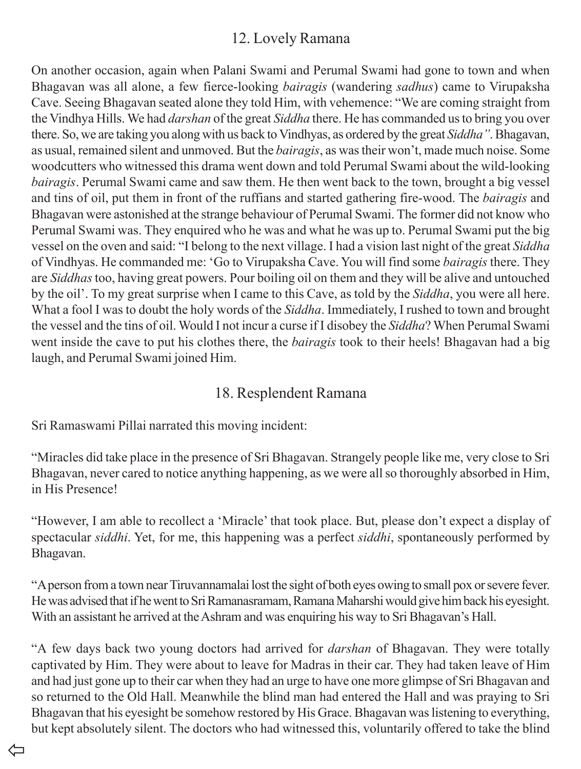## 12. Lovely Ramana

On another occasion, again when Palani Swami and Perumal Swami had gone to town and when Bhagavan was all alone, a few fierce-looking *bairagis* (wandering *sadhus*) came to Virupaksha Cave. Seeing Bhagavan seated alone they told Him, with vehemence: "We are coming straight from the Vindhya Hills. We had *darshan* of the great *Siddha* there. He has commanded us to bring you over there. So, we are taking you along with us back to Vindhyas, as ordered by the great *Siddha"*. Bhagavan, as usual, remained silent and unmoved. But the *bairagis*, as was their won't, made much noise. Some woodcutters who witnessed this drama went down and told Perumal Swami about the wild-looking *bairagis*. Perumal Swami came and saw them. He then went back to the town, brought a big vessel and tins of oil, put them in front of the ruffians and started gathering fire-wood. The *bairagis* and Bhagavan were astonished at the strange behaviour of Perumal Swami. The former did not know who Perumal Swami was. They enquired who he was and what he was up to. Perumal Swami put the big vessel on the oven and said: "I belong to the next village. I had a vision last night of the great *Siddha* of Vindhyas. He commanded me: 'Go to Virupaksha Cave. You will find some *bairagis* there. They are *Siddhas* too, having great powers. Pour boiling oil on them and they will be alive and untouched by the oil'. To my great surprise when I came to this Cave, as told by the *Siddha*, you were all here. What a fool I was to doubt the holy words of the *Siddha*. Immediately, I rushed to town and brought the vessel and the tins of oil. Would I not incur a curse if I disobey the *Siddha*? When Perumal Swami went inside the cave to put his clothes there, the *bairagis* took to their heels! Bhagavan had a big laugh, and Perumal Swami joined Him.

## 18. Resplendent Ramana

Sri Ramaswami Pillai narrated this moving incident:

"Miracles did take place in the presence of Sri Bhagavan. Strangely people like me, very close to Sri Bhagavan, never cared to notice anything happening, as we were all so thoroughly absorbed in Him, in His Presence!

"However, I am able to recollect a 'Miracle' that took place. But, please don't expect a display of spectacular *siddhi*. Yet, for me, this happening was a perfect *siddhi*, spontaneously performed by Bhagavan.

"A person from a town near Tiruvannamalai lost the sight of both eyes owing to small pox or severe fever. He was advised that if he went to Sri Ramanasramam, Ramana Maharshi would give him back his eyesight. With an assistant he arrived at the Ashram and was enquiring his way to Sri Bhagavan's Hall.

"A few days back two young doctors had arrived for *darshan* of Bhagavan. They were totally captivated by Him. They were about to leave for Madras in their car. They had taken leave of Him and had just gone up to their car when they had an urge to have one more glimpse of Sri Bhagavan and so returned to the Old Hall. Meanwhile the blind man had entered the Hall and was praying to Sri Bhagavan that his eyesight be somehow restored by His Grace. Bhagavan was listening to everything, but kept absolutely silent. The doctors who had witnessed this, voluntarily offered to take the blind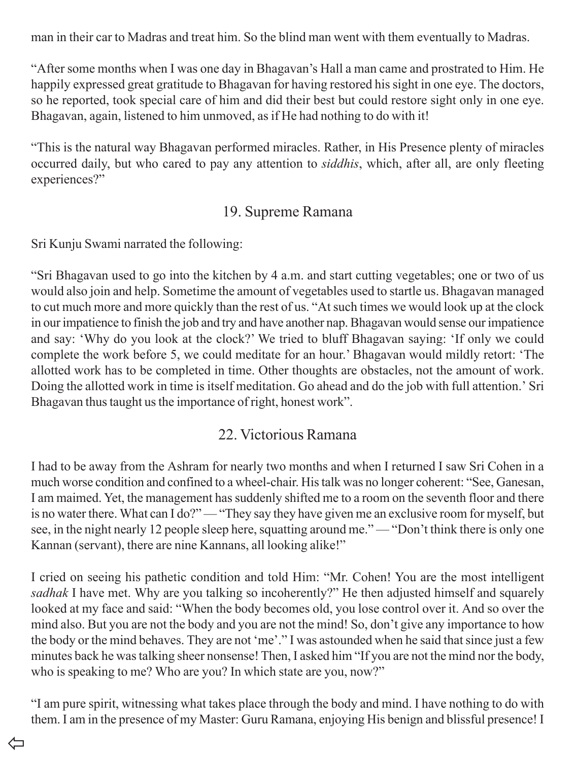man in their car to Madras and treat him. So the blind man went with them eventually to Madras.

"After some months when I was one day in Bhagavan's Hall a man came and prostrated to Him. He happily expressed great gratitude to Bhagavan for having restored his sight in one eye. The doctors, so he reported, took special care of him and did their best but could restore sight only in one eye. Bhagavan, again, listened to him unmoved, as if He had nothing to do with it!

"This is the natural way Bhagavan performed miracles. Rather, in His Presence plenty of miracles occurred daily, but who cared to pay any attention to *siddhis*, which, after all, are only fleeting experiences?"

## 19. Supreme Ramana

Sri Kunju Swami narrated the following:

"Sri Bhagavan used to go into the kitchen by 4 a.m. and start cutting vegetables; one or two of us would also join and help. Sometime the amount of vegetables used to startle us. Bhagavan managed to cut much more and more quickly than the rest of us. "At such times we would look up at the clock in our impatience to finish the job and try and have another nap. Bhagavan would sense our impatience and say: 'Why do you look at the clock?' We tried to bluff Bhagavan saying: 'If only we could complete the work before 5, we could meditate for an hour.' Bhagavan would mildly retort: 'The allotted work has to be completed in time. Other thoughts are obstacles, not the amount of work. Doing the allotted work in time is itself meditation. Go ahead and do the job with full attention.' Sri Bhagavan thus taught us the importance of right, honest work".

## 22. Victorious Ramana

I had to be away from the Ashram for nearly two months and when I returned I saw Sri Cohen in a much worse condition and confined to a wheel-chair. His talk was no longer coherent: "See, Ganesan, I am maimed. Yet, the management has suddenly shifted me to a room on the seventh floor and there is no water there. What can I do?" — "They say they have given me an exclusive room for myself, but see, in the night nearly 12 people sleep here, squatting around me." — "Don't think there is only one Kannan (servant), there are nine Kannans, all looking alike!"

I cried on seeing his pathetic condition and told Him: "Mr. Cohen! You are the most intelligent *sadhak* I have met. Why are you talking so incoherently?" He then adjusted himself and squarely looked at my face and said: "When the body becomes old, you lose control over it. And so over the mind also. But you are not the body and you are not the mind! So, don't give any importance to how the body or the mind behaves. They are not 'me'." I was astounded when he said that since just a few minutes back he was talking sheer nonsense! Then, I asked him "If you are not the mind nor the body, who is speaking to me? Who are you? In which state are you, now?"

"I am pure spirit, witnessing what takes place through the body and mind. I have nothing to do with them. I am in the presence of my Master: Guru Ramana, enjoying His benign and blissful presence! I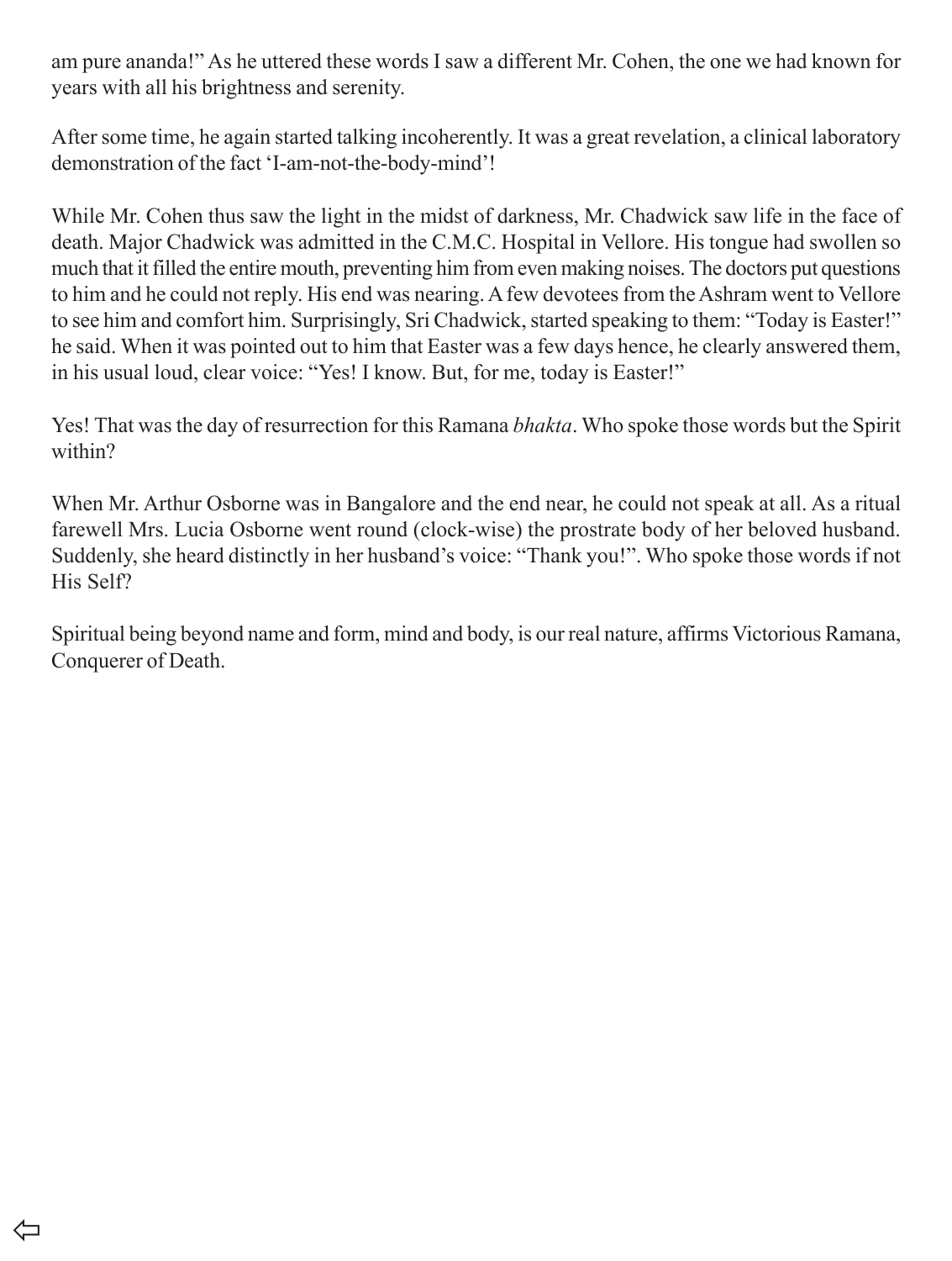am pure ananda!" As he uttered these words I saw a different Mr. Cohen, the one we had known for years with all his brightness and serenity.

After some time, he again started talking incoherently. It was a great revelation, a clinical laboratory demonstration of the fact 'I-am-not-the-body-mind'!

While Mr. Cohen thus saw the light in the midst of darkness, Mr. Chadwick saw life in the face of death. Major Chadwick was admitted in the C.M.C. Hospital in Vellore. His tongue had swollen so much that it filled the entire mouth, preventing him from even making noises. The doctors put questions to him and he could not reply. His end was nearing. A few devotees from the Ashram went to Vellore to see him and comfort him. Surprisingly, Sri Chadwick, started speaking to them: "Today is Easter!" he said. When it was pointed out to him that Easter was a few days hence, he clearly answered them, in his usual loud, clear voice: "Yes! I know. But, for me, today is Easter!"

Yes! That was the day of resurrection for this Ramana *bhakta*. Who spoke those words but the Spirit within?

When Mr. Arthur Osborne was in Bangalore and the end near, he could not speak at all. As a ritual farewell Mrs. Lucia Osborne went round (clock-wise) the prostrate body of her beloved husband. Suddenly, she heard distinctly in her husband's voice: "Thank you!". Who spoke those words if not His Self?

Spiritual being beyond name and form, mind and body, is our real nature, affirms Victorious Ramana, Conquerer of Death.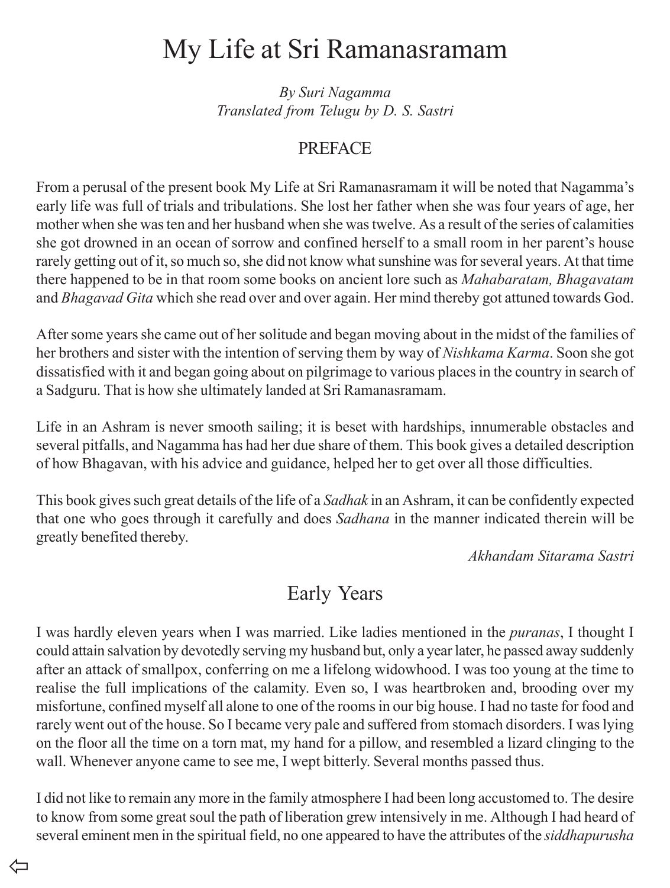# My Life at Sri Ramanasramam

*By Suri Nagamma*
*Translated from Telugu by D. S. Sastri*

## PREFACE

From a perusal of the present book My Life at Sri Ramanasramam it will be noted that Nagamma's early life was full of trials and tribulations. She lost her father when she was four years of age, her mother when she was ten and her husband when she was twelve. As a result of the series of calamities she got drowned in an ocean of sorrow and confined herself to a small room in her parent's house rarely getting out of it, so much so, she did not know what sunshine was for several years. At that time there happened to be in that room some books on ancient lore such as *Mahabaratam, Bhagavatam* and *Bhagavad Gita* which she read over and over again. Her mind thereby got attuned towards God.

After some years she came out of her solitude and began moving about in the midst of the families of her brothers and sister with the intention of serving them by way of *Nishkama Karma*. Soon she got dissatisfied with it and began going about on pilgrimage to various places in the country in search of a Sadguru. That is how she ultimately landed at Sri Ramanasramam.

Life in an Ashram is never smooth sailing; it is beset with hardships, innumerable obstacles and several pitfalls, and Nagamma has had her due share of them. This book gives a detailed description of how Bhagavan, with his advice and guidance, helped her to get over all those difficulties.

This book gives such great details of the life of a *Sadhak* in an Ashram, it can be confidently expected that one who goes through it carefully and does *Sadhana* in the manner indicated therein will be greatly benefited thereby.

*Akhandam Sitarama Sastri*

## Early Years

I was hardly eleven years when I was married. Like ladies mentioned in the *puranas*, I thought I could attain salvation by devotedly serving my husband but, only a year later, he passed away suddenly after an attack of smallpox, conferring on me a lifelong widowhood. I was too young at the time to realise the full implications of the calamity. Even so, I was heartbroken and, brooding over my misfortune, confined myself all alone to one of the rooms in our big house. I had no taste for food and rarely went out of the house. So I became very pale and suffered from stomach disorders. I was lying on the floor all the time on a torn mat, my hand for a pillow, and resembled a lizard clinging to the wall. Whenever anyone came to see me, I wept bitterly. Several months passed thus.

I did not like to remain any more in the family atmosphere I had been long accustomed to. The desire to know from some great soul the path of liberation grew intensively in me. Although I had heard of several eminent men in the spiritual field, no one appeared to have the attributes of the *siddhapurusha*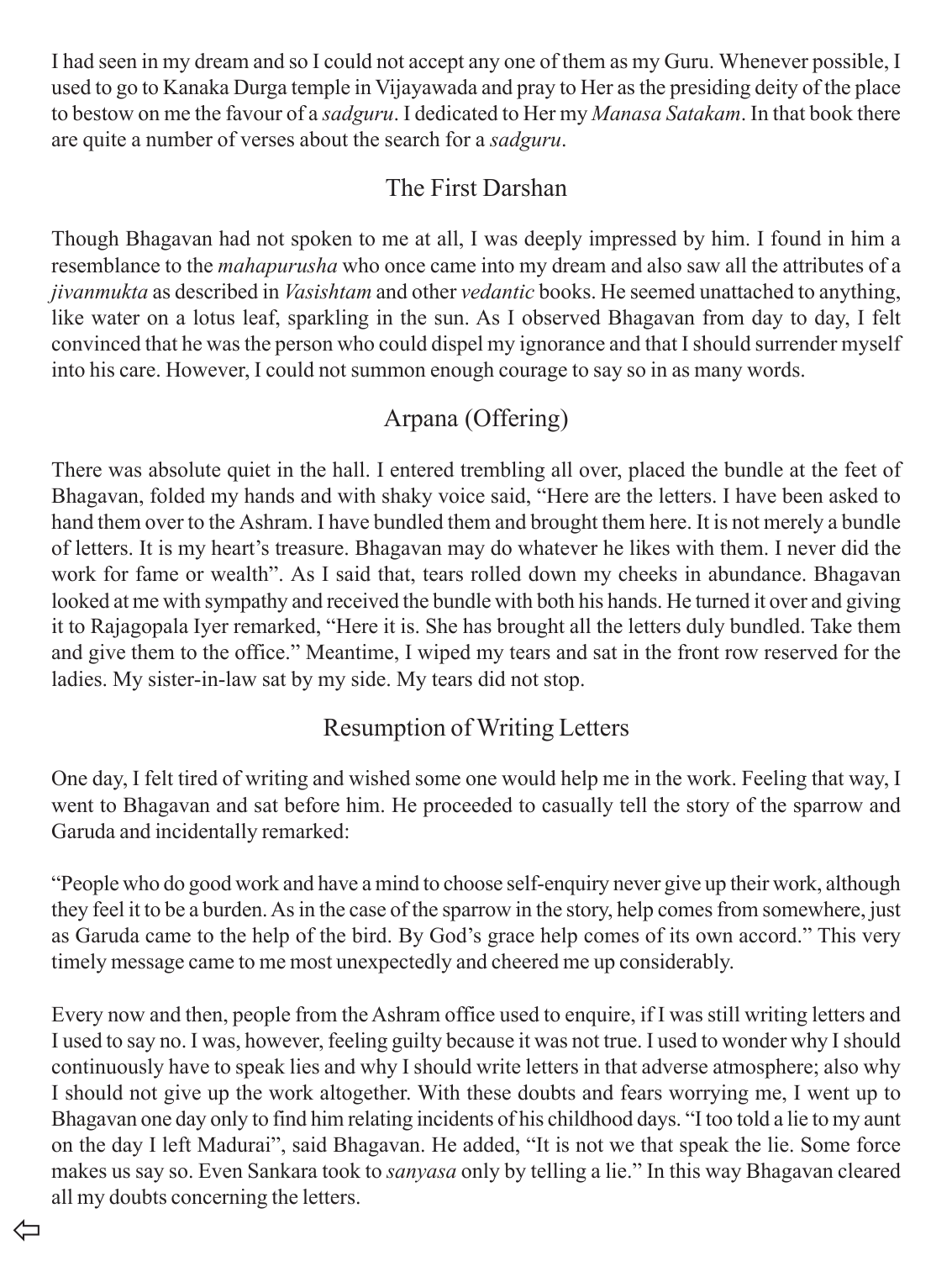I had seen in my dream and so I could not accept any one of them as my Guru. Whenever possible, I used to go to Kanaka Durga temple in Vijayawada and pray to Her as the presiding deity of the place to bestow on me the favour of a *sadguru*. I dedicated to Her my *Manasa Satakam*. In that book there are quite a number of verses about the search for a *sadguru*.

## The First Darshan

Though Bhagavan had not spoken to me at all, I was deeply impressed by him. I found in him a resemblance to the *mahapurusha* who once came into my dream and also saw all the attributes of a *jivanmukta* as described in *Vasishtam* and other *vedantic* books. He seemed unattached to anything, like water on a lotus leaf, sparkling in the sun. As I observed Bhagavan from day to day, I felt convinced that he was the person who could dispel my ignorance and that I should surrender myself into his care. However, I could not summon enough courage to say so in as many words.

## Arpana (Offering)

There was absolute quiet in the hall. I entered trembling all over, placed the bundle at the feet of Bhagavan, folded my hands and with shaky voice said, "Here are the letters. I have been asked to hand them over to the Ashram. I have bundled them and brought them here. It is not merely a bundle of letters. It is my heart's treasure. Bhagavan may do whatever he likes with them. I never did the work for fame or wealth". As I said that, tears rolled down my cheeks in abundance. Bhagavan looked at me with sympathy and received the bundle with both his hands. He turned it over and giving it to Rajagopala Iyer remarked, "Here it is. She has brought all the letters duly bundled. Take them and give them to the office." Meantime, I wiped my tears and sat in the front row reserved for the ladies. My sister-in-law sat by my side. My tears did not stop.

## Resumption of Writing Letters

One day, I felt tired of writing and wished some one would help me in the work. Feeling that way, I went to Bhagavan and sat before him. He proceeded to casually tell the story of the sparrow and Garuda and incidentally remarked:

"People who do good work and have a mind to choose self-enquiry never give up their work, although they feel it to be a burden. As in the case of the sparrow in the story, help comes from somewhere, just as Garuda came to the help of the bird. By God's grace help comes of its own accord." This very timely message came to me most unexpectedly and cheered me up considerably.

Every now and then, people from the Ashram office used to enquire, if I was still writing letters and I used to say no. I was, however, feeling guilty because it was not true. I used to wonder why I should continuously have to speak lies and why I should write letters in that adverse atmosphere; also why I should not give up the work altogether. With these doubts and fears worrying me, I went up to Bhagavan one day only to find him relating incidents of his childhood days. "I too told a lie to my aunt on the day I left Madurai", said Bhagavan. He added, "It is not we that speak the lie. Some force makes us say so. Even Sankara took to *sanyasa* only by telling a lie." In this way Bhagavan cleared all my doubts concerning the letters.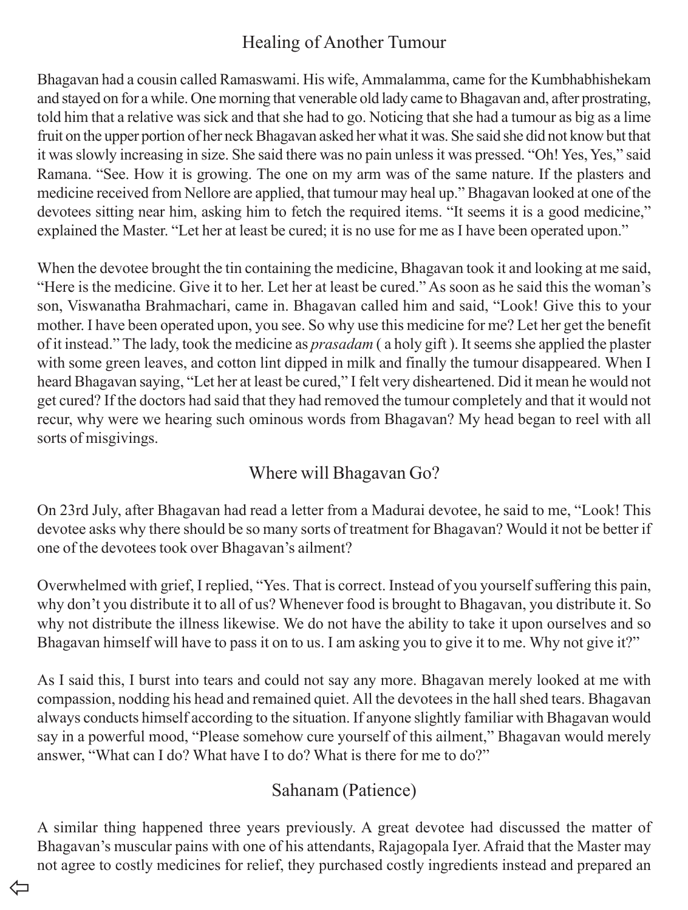## Healing of Another Tumour

Bhagavan had a cousin called Ramaswami. His wife, Ammalamma, came for the Kumbhabhishekam and stayed on for a while. One morning that venerable old lady came to Bhagavan and, after prostrating, told him that a relative was sick and that she had to go. Noticing that she had a tumour as big as a lime fruit on the upper portion of her neck Bhagavan asked her what it was. She said she did not know but that it was slowly increasing in size. She said there was no pain unless it was pressed. "Oh! Yes, Yes," said Ramana. "See. How it is growing. The one on my arm was of the same nature. If the plasters and medicine received from Nellore are applied, that tumour may heal up." Bhagavan looked at one of the devotees sitting near him, asking him to fetch the required items. "It seems it is a good medicine," explained the Master. "Let her at least be cured; it is no use for me as I have been operated upon."

When the devotee brought the tin containing the medicine, Bhagavan took it and looking at me said, "Here is the medicine. Give it to her. Let her at least be cured." As soon as he said this the woman's son, Viswanatha Brahmachari, came in. Bhagavan called him and said, "Look! Give this to your mother. I have been operated upon, you see. So why use this medicine for me? Let her get the benefit of it instead." The lady, took the medicine as *prasadam* ( a holy gift ). It seems she applied the plaster with some green leaves, and cotton lint dipped in milk and finally the tumour disappeared. When I heard Bhagavan saying, "Let her at least be cured," I felt very disheartened. Did it mean he would not get cured? If the doctors had said that they had removed the tumour completely and that it would not recur, why were we hearing such ominous words from Bhagavan? My head began to reel with all sorts of misgivings.

## Where will Bhagavan Go?

On 23rd July, after Bhagavan had read a letter from a Madurai devotee, he said to me, "Look! This devotee asks why there should be so many sorts of treatment for Bhagavan? Would it not be better if one of the devotees took over Bhagavan's ailment?

Overwhelmed with grief, I replied, "Yes. That is correct. Instead of you yourself suffering this pain, why don't you distribute it to all of us? Whenever food is brought to Bhagavan, you distribute it. So why not distribute the illness likewise. We do not have the ability to take it upon ourselves and so Bhagavan himself will have to pass it on to us. I am asking you to give it to me. Why not give it?"

As I said this, I burst into tears and could not say any more. Bhagavan merely looked at me with compassion, nodding his head and remained quiet. All the devotees in the hall shed tears. Bhagavan always conducts himself according to the situation. If anyone slightly familiar with Bhagavan would say in a powerful mood, "Please somehow cure yourself of this ailment," Bhagavan would merely answer, "What can I do? What have I to do? What is there for me to do?"

## Sahanam (Patience)

A similar thing happened three years previously. A great devotee had discussed the matter of Bhagavan's muscular pains with one of his attendants, Rajagopala Iyer. Afraid that the Master may not agree to costly medicines for relief, they purchased costly ingredients instead and prepared an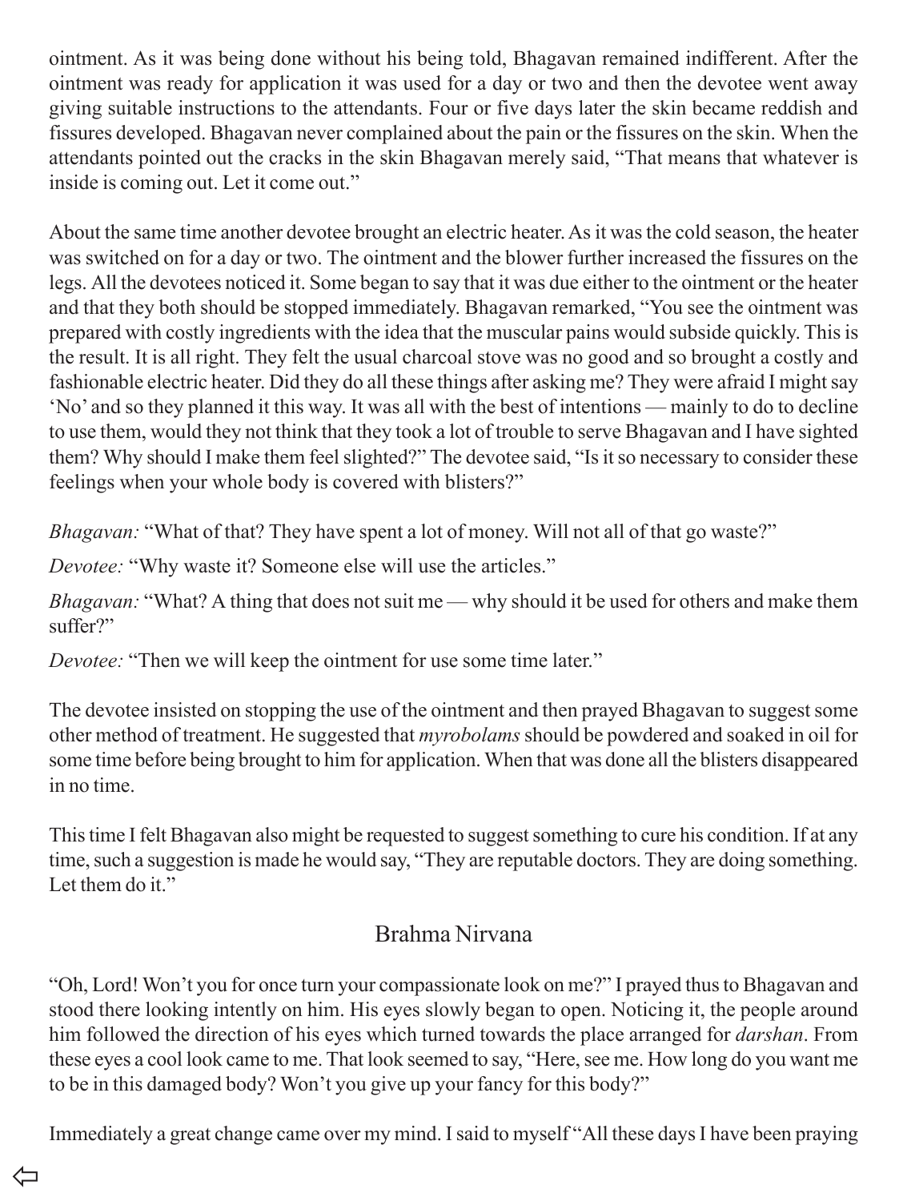ointment. As it was being done without his being told, Bhagavan remained indifferent. After the ointment was ready for application it was used for a day or two and then the devotee went away giving suitable instructions to the attendants. Four or five days later the skin became reddish and fissures developed. Bhagavan never complained about the pain or the fissures on the skin. When the attendants pointed out the cracks in the skin Bhagavan merely said, "That means that whatever is inside is coming out. Let it come out."

About the same time another devotee brought an electric heater. As it was the cold season, the heater was switched on for a day or two. The ointment and the blower further increased the fissures on the legs. All the devotees noticed it. Some began to say that it was due either to the ointment or the heater and that they both should be stopped immediately. Bhagavan remarked, "You see the ointment was prepared with costly ingredients with the idea that the muscular pains would subside quickly. This is the result. It is all right. They felt the usual charcoal stove was no good and so brought a costly and fashionable electric heater. Did they do all these things after asking me? They were afraid I might say 'No' and so they planned it this way. It was all with the best of intentions — mainly to do to decline to use them, would they not think that they took a lot of trouble to serve Bhagavan and I have sighted them? Why should I make them feel slighted?" The devotee said, "Is it so necessary to consider these feelings when your whole body is covered with blisters?"

*Bhagavan:* "What of that? They have spent a lot of money. Will not all of that go waste?"

*Devotee:* "Why waste it? Someone else will use the articles."

*Bhagavan:* "What? A thing that does not suit me — why should it be used for others and make them suffer?"

*Devotee:* "Then we will keep the ointment for use some time later."

The devotee insisted on stopping the use of the ointment and then prayed Bhagavan to suggest some other method of treatment. He suggested that *myrobolams* should be powdered and soaked in oil for some time before being brought to him for application. When that was done all the blisters disappeared in no time.

This time I felt Bhagavan also might be requested to suggest something to cure his condition. If at any time, such a suggestion is made he would say, "They are reputable doctors. They are doing something. Let them do it."

## Brahma Nirvana

"Oh, Lord! Won't you for once turn your compassionate look on me?" I prayed thus to Bhagavan and stood there looking intently on him. His eyes slowly began to open. Noticing it, the people around him followed the direction of his eyes which turned towards the place arranged for *darshan*. From these eyes a cool look came to me. That look seemed to say, "Here, see me. How long do you want me to be in this damaged body? Won't you give up your fancy for this body?"

Immediately a great change came over my mind. I said to myself "All these days I have been praying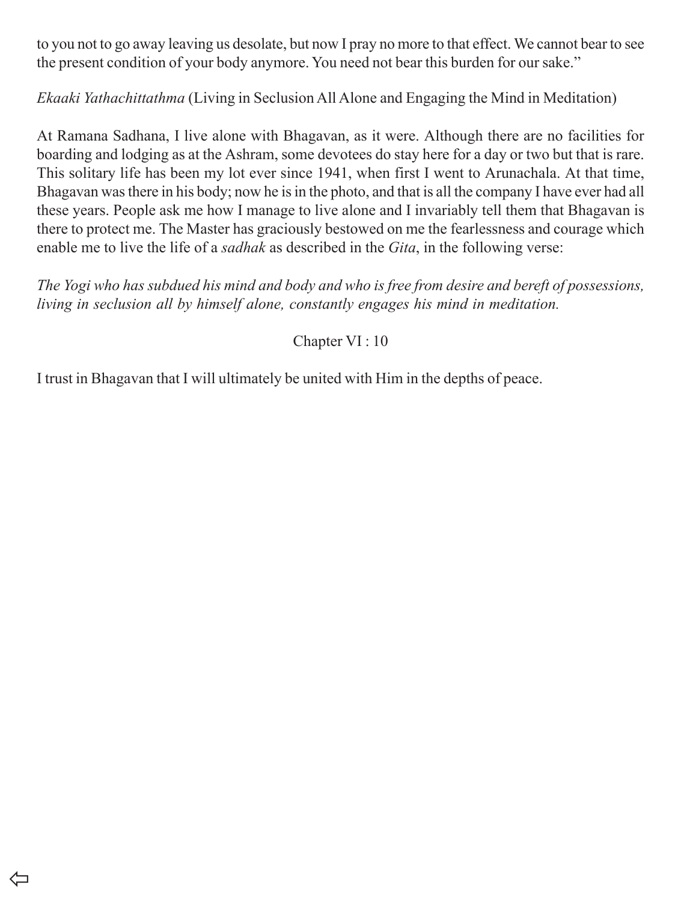to you not to go away leaving us desolate, but now I pray no more to that effect. We cannot bear to see the present condition of your body anymore. You need not bear this burden for our sake."

*Ekaaki Yathachittathma* (Living in Seclusion All Alone and Engaging the Mind in Meditation)

At Ramana Sadhana, I live alone with Bhagavan, as it were. Although there are no facilities for boarding and lodging as at the Ashram, some devotees do stay here for a day or two but that is rare. This solitary life has been my lot ever since 1941, when first I went to Arunachala. At that time, Bhagavan was there in his body; now he is in the photo, and that is all the company I have ever had all these years. People ask me how I manage to live alone and I invariably tell them that Bhagavan is there to protect me. The Master has graciously bestowed on me the fearlessness and courage which enable me to live the life of a *sadhak* as described in the *Gita*, in the following verse:

*The Yogi who has subdued his mind and body and who is free from desire and bereft of possessions, living in seclusion all by himself alone, constantly engages his mind in meditation.*

Chapter VI : 10

I trust in Bhagavan that I will ultimately be united with Him in the depths of peace.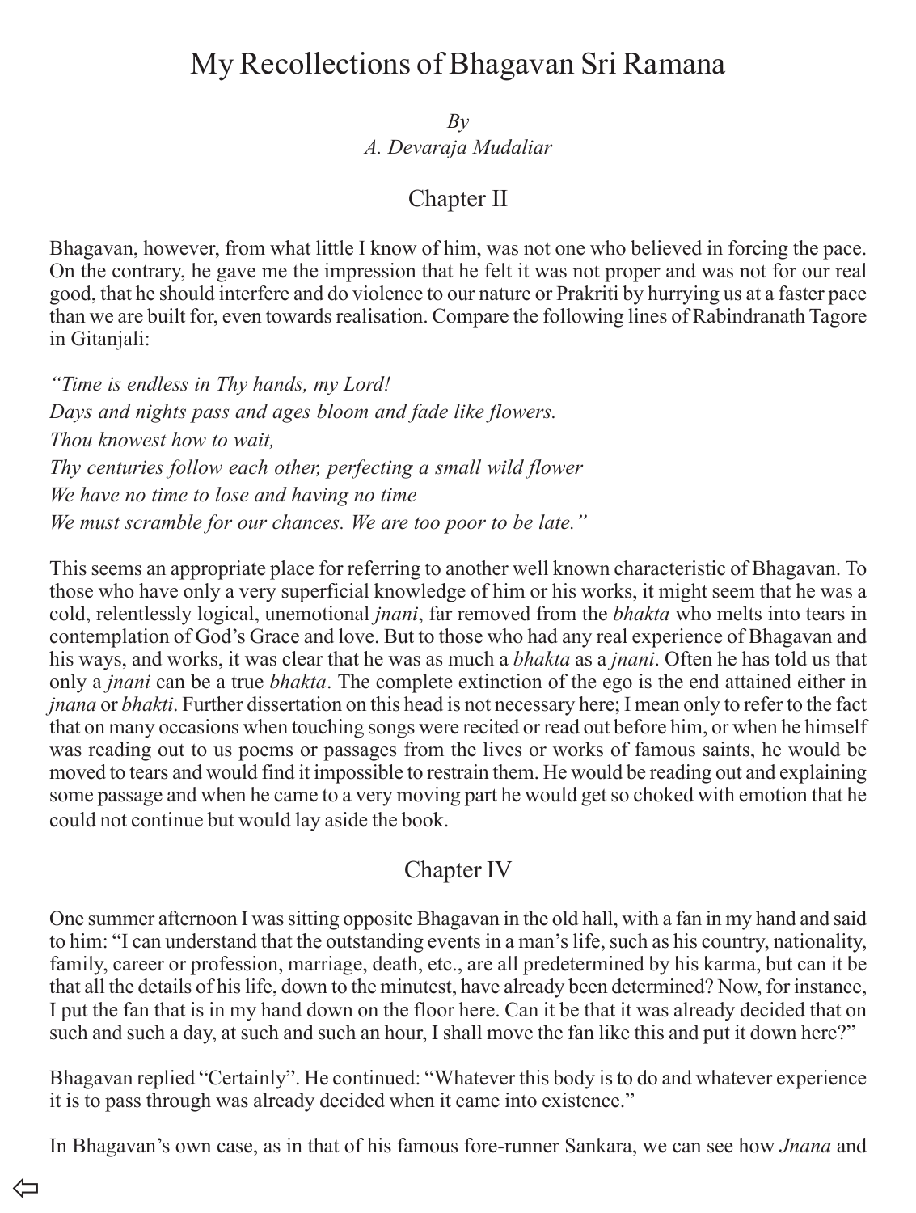# My Recollections of Bhagavan Sri Ramana

*By*
*A. Devaraja Mudaliar*

## Chapter II

Bhagavan, however, from what little I know of him, was not one who believed in forcing the pace. On the contrary, he gave me the impression that he felt it was not proper and was not for our real good, that he should interfere and do violence to our nature or Prakriti by hurrying us at a faster pace than we are built for, even towards realisation. Compare the following lines of Rabindranath Tagore in Gitanjali:

*"Time is endless in Thy hands, my Lord!*
*Days and nights pass and ages bloom and fade like flowers.*
*Thou knowest how to wait,*
*Thy centuries follow each other, perfecting a small wild flower*
*We have no time to lose and having no time*
*We must scramble for our chances. We are too poor to be late."*

This seems an appropriate place for referring to another well known characteristic of Bhagavan. To those who have only a very superficial knowledge of him or his works, it might seem that he was a cold, relentlessly logical, unemotional *jnani*, far removed from the *bhakta* who melts into tears in contemplation of God's Grace and love. But to those who had any real experience of Bhagavan and his ways, and works, it was clear that he was as much a *bhakta* as a *jnani*. Often he has told us that only a *jnani* can be a true *bhakta*. The complete extinction of the ego is the end attained either in *jnana* or *bhakti*. Further dissertation on this head is not necessary here; I mean only to refer to the fact that on many occasions when touching songs were recited or read out before him, or when he himself was reading out to us poems or passages from the lives or works of famous saints, he would be moved to tears and would find it impossible to restrain them. He would be reading out and explaining some passage and when he came to a very moving part he would get so choked with emotion that he could not continue but would lay aside the book.

## Chapter IV

One summer afternoon I was sitting opposite Bhagavan in the old hall, with a fan in my hand and said to him: "I can understand that the outstanding events in a man's life, such as his country, nationality, family, career or profession, marriage, death, etc., are all predetermined by his karma, but can it be that all the details of his life, down to the minutest, have already been determined? Now, for instance, I put the fan that is in my hand down on the floor here. Can it be that it was already decided that on such and such a day, at such and such an hour, I shall move the fan like this and put it down here?"

Bhagavan replied "Certainly". He continued: "Whatever this body is to do and whatever experience it is to pass through was already decided when it came into existence."

In Bhagavan's own case, as in that of his famous fore-runner Sankara, we can see how *Jnana* and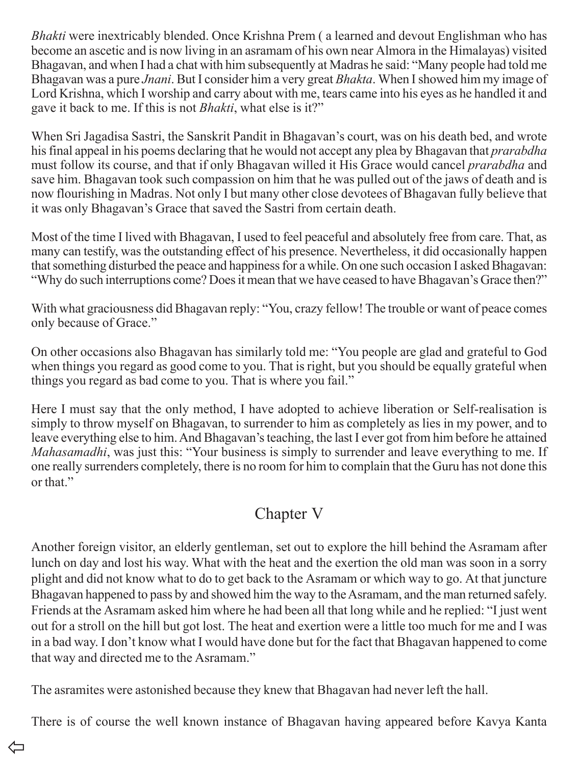*Bhakti* were inextricably blended. Once Krishna Prem ( a learned and devout Englishman who has become an ascetic and is now living in an asramam of his own near Almora in the Himalayas) visited Bhagavan, and when I had a chat with him subsequently at Madras he said: "Many people had told me Bhagavan was a pure *Jnani*. But I consider him a very great *Bhakta*. When I showed him my image of Lord Krishna, which I worship and carry about with me, tears came into his eyes as he handled it and gave it back to me. If this is not *Bhakti*, what else is it?"

When Sri Jagadisa Sastri, the Sanskrit Pandit in Bhagavan's court, was on his death bed, and wrote his final appeal in his poems declaring that he would not accept any plea by Bhagavan that *prarabdha* must follow its course, and that if only Bhagavan willed it His Grace would cancel *prarabdha* and save him. Bhagavan took such compassion on him that he was pulled out of the jaws of death and is now flourishing in Madras. Not only I but many other close devotees of Bhagavan fully believe that it was only Bhagavan's Grace that saved the Sastri from certain death.

Most of the time I lived with Bhagavan, I used to feel peaceful and absolutely free from care. That, as many can testify, was the outstanding effect of his presence. Nevertheless, it did occasionally happen that something disturbed the peace and happiness for a while. On one such occasion I asked Bhagavan: "Why do such interruptions come? Does it mean that we have ceased to have Bhagavan's Grace then?"

With what graciousness did Bhagavan reply: "You, crazy fellow! The trouble or want of peace comes only because of Grace."

On other occasions also Bhagavan has similarly told me: "You people are glad and grateful to God when things you regard as good come to you. That is right, but you should be equally grateful when things you regard as bad come to you. That is where you fail."

Here I must say that the only method, I have adopted to achieve liberation or Self-realisation is simply to throw myself on Bhagavan, to surrender to him as completely as lies in my power, and to leave everything else to him. And Bhagavan's teaching, the last I ever got from him before he attained *Mahasamadhi*, was just this: "Your business is simply to surrender and leave everything to me. If one really surrenders completely, there is no room for him to complain that the Guru has not done this or that."

## Chapter V

Another foreign visitor, an elderly gentleman, set out to explore the hill behind the Asramam after lunch on day and lost his way. What with the heat and the exertion the old man was soon in a sorry plight and did not know what to do to get back to the Asramam or which way to go. At that juncture Bhagavan happened to pass by and showed him the way to the Asramam, and the man returned safely. Friends at the Asramam asked him where he had been all that long while and he replied: "I just went out for a stroll on the hill but got lost. The heat and exertion were a little too much for me and I was in a bad way. I don't know what I would have done but for the fact that Bhagavan happened to come that way and directed me to the Asramam."

The asramites were astonished because they knew that Bhagavan had never left the hall.

There is of course the well known instance of Bhagavan having appeared before Kavya Kanta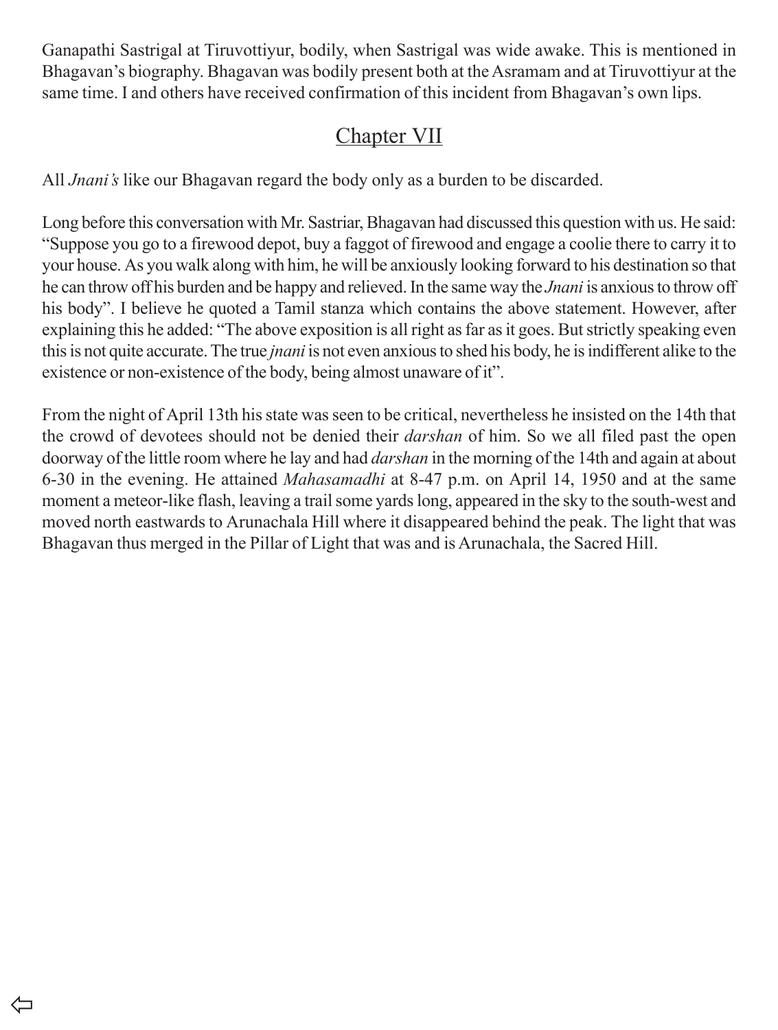Ganapathi Sastrigal at Tiruvottiyur, bodily, when Sastrigal was wide awake. This is mentioned in Bhagavan's biography. Bhagavan was bodily present both at the Asramam and at Tiruvottiyur at the same time. I and others have received confirmation of this incident from Bhagavan's own lips.

## Chapter VII

All *Jnani's* like our Bhagavan regard the body only as a burden to be discarded.

Long before this conversation with Mr. Sastriar, Bhagavan had discussed this question with us. He said: "Suppose you go to a firewood depot, buy a faggot of firewood and engage a coolie there to carry it to your house. As you walk along with him, he will be anxiously looking forward to his destination so that he can throw off his burden and be happy and relieved. In the same way the *Jnani* is anxious to throw off his body". I believe he quoted a Tamil stanza which contains the above statement. However, after explaining this he added: "The above exposition is all right as far as it goes. But strictly speaking even this is not quite accurate. The true *jnani* is not even anxious to shed his body, he is indifferent alike to the existence or non-existence of the body, being almost unaware of it".

From the night of April 13th his state was seen to be critical, nevertheless he insisted on the 14th that the crowd of devotees should not be denied their *darshan* of him. So we all filed past the open doorway of the little room where he lay and had *darshan* in the morning of the 14th and again at about 6-30 in the evening. He attained *Mahasamadhi* at 8-47 p.m. on April 14, 1950 and at the same moment a meteor-like flash, leaving a trail some yards long, appeared in the sky to the south-west and moved north eastwards to Arunachala Hill where it disappeared behind the peak. The light that was Bhagavan thus merged in the Pillar of Light that was and is Arunachala, the Sacred Hill.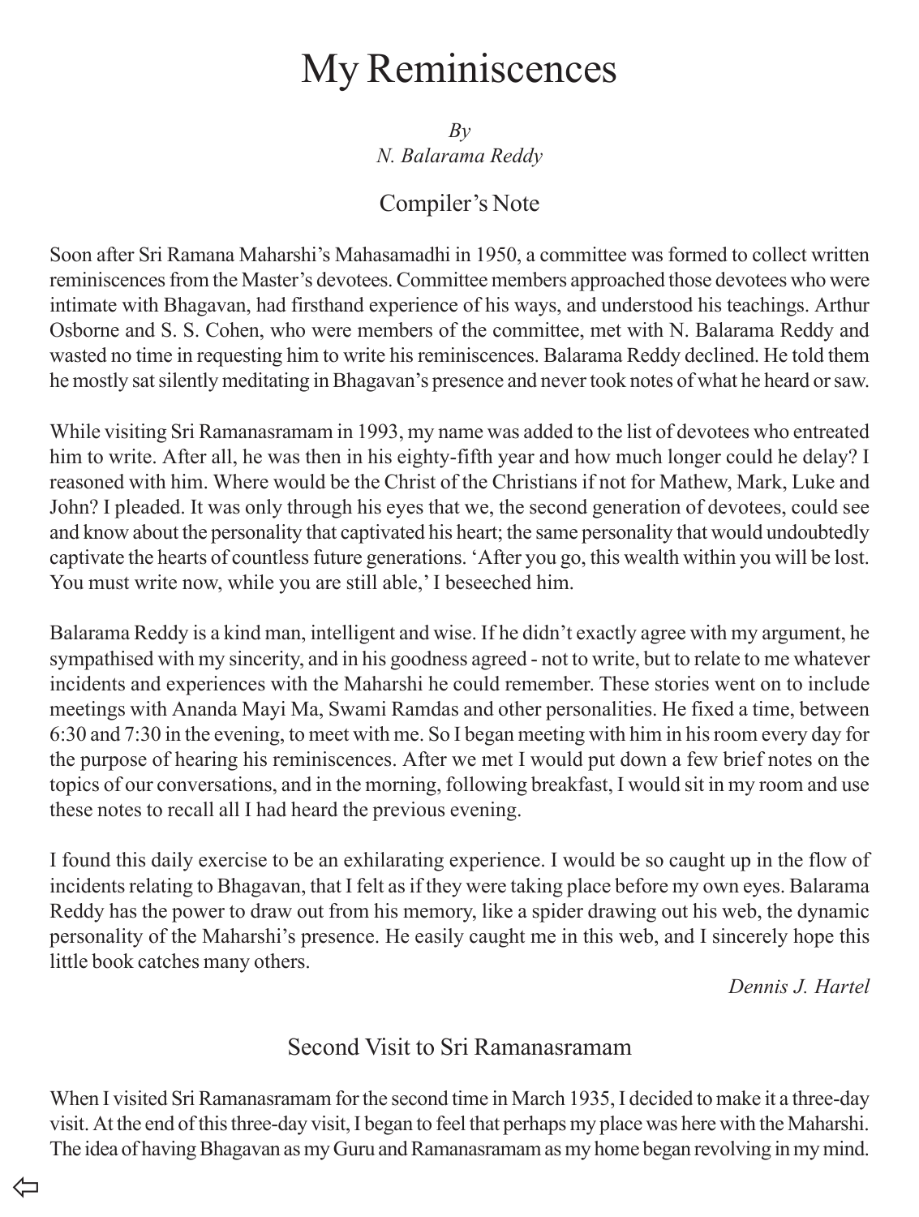# My Reminiscences

*By*
*N. Balarama Reddy*

## Compiler's Note

Soon after Sri Ramana Maharshi's Mahasamadhi in 1950, a committee was formed to collect written reminiscences from the Master's devotees. Committee members approached those devotees who were intimate with Bhagavan, had firsthand experience of his ways, and understood his teachings. Arthur Osborne and S. S. Cohen, who were members of the committee, met with N. Balarama Reddy and wasted no time in requesting him to write his reminiscences. Balarama Reddy declined. He told them he mostly sat silently meditating in Bhagavan's presence and never took notes of what he heard or saw.

While visiting Sri Ramanasramam in 1993, my name was added to the list of devotees who entreated him to write. After all, he was then in his eighty-fifth year and how much longer could he delay? I reasoned with him. Where would be the Christ of the Christians if not for Mathew, Mark, Luke and John? I pleaded. It was only through his eyes that we, the second generation of devotees, could see and know about the personality that captivated his heart; the same personality that would undoubtedly captivate the hearts of countless future generations. 'After you go, this wealth within you will be lost. You must write now, while you are still able,' I beseeched him.

Balarama Reddy is a kind man, intelligent and wise. If he didn't exactly agree with my argument, he sympathised with my sincerity, and in his goodness agreed - not to write, but to relate to me whatever incidents and experiences with the Maharshi he could remember. These stories went on to include meetings with Ananda Mayi Ma, Swami Ramdas and other personalities. He fixed a time, between 6:30 and 7:30 in the evening, to meet with me. So I began meeting with him in his room every day for the purpose of hearing his reminiscences. After we met I would put down a few brief notes on the topics of our conversations, and in the morning, following breakfast, I would sit in my room and use these notes to recall all I had heard the previous evening.

I found this daily exercise to be an exhilarating experience. I would be so caught up in the flow of incidents relating to Bhagavan, that I felt as if they were taking place before my own eyes. Balarama Reddy has the power to draw out from his memory, like a spider drawing out his web, the dynamic personality of the Maharshi's presence. He easily caught me in this web, and I sincerely hope this little book catches many others.

*Dennis J. Hartel*

## Second Visit to Sri Ramanasramam

When I visited Sri Ramanasramam for the second time in March 1935, I decided to make it a three-day visit. At the end of this three-day visit, I began to feel that perhaps my place was here with the Maharshi. The idea of having Bhagavan as my Guru and Ramanasramam as my home began revolving in my mind.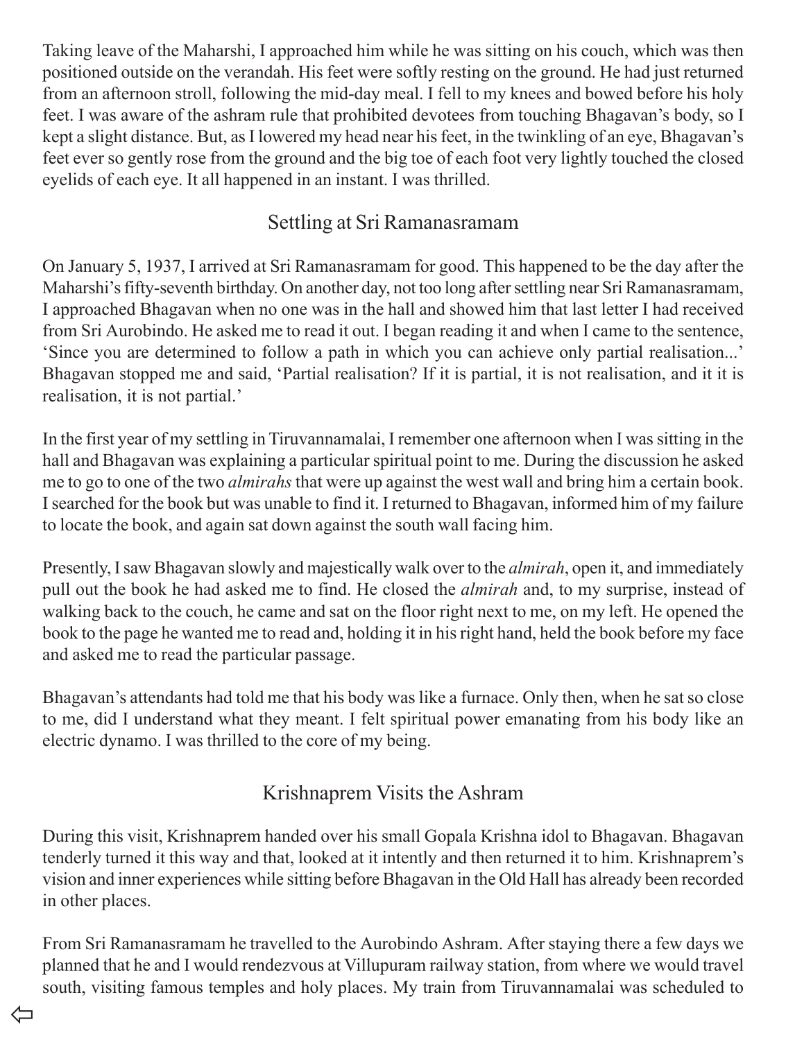Taking leave of the Maharshi, I approached him while he was sitting on his couch, which was then positioned outside on the verandah. His feet were softly resting on the ground. He had just returned from an afternoon stroll, following the mid-day meal. I fell to my knees and bowed before his holy feet. I was aware of the ashram rule that prohibited devotees from touching Bhagavan's body, so I kept a slight distance. But, as I lowered my head near his feet, in the twinkling of an eye, Bhagavan's feet ever so gently rose from the ground and the big toe of each foot very lightly touched the closed eyelids of each eye. It all happened in an instant. I was thrilled.

## Settling at Sri Ramanasramam

On January 5, 1937, I arrived at Sri Ramanasramam for good. This happened to be the day after the Maharshi's fifty-seventh birthday. On another day, not too long after settling near Sri Ramanasramam, I approached Bhagavan when no one was in the hall and showed him that last letter I had received from Sri Aurobindo. He asked me to read it out. I began reading it and when I came to the sentence, 'Since you are determined to follow a path in which you can achieve only partial realisation...' Bhagavan stopped me and said, 'Partial realisation? If it is partial, it is not realisation, and it it is realisation, it is not partial.'

In the first year of my settling in Tiruvannamalai, I remember one afternoon when I was sitting in the hall and Bhagavan was explaining a particular spiritual point to me. During the discussion he asked me to go to one of the two *almirahs* that were up against the west wall and bring him a certain book. I searched for the book but was unable to find it. I returned to Bhagavan, informed him of my failure to locate the book, and again sat down against the south wall facing him.

Presently, I saw Bhagavan slowly and majestically walk over to the *almirah*, open it, and immediately pull out the book he had asked me to find. He closed the *almirah* and, to my surprise, instead of walking back to the couch, he came and sat on the floor right next to me, on my left. He opened the book to the page he wanted me to read and, holding it in his right hand, held the book before my face and asked me to read the particular passage.

Bhagavan's attendants had told me that his body was like a furnace. Only then, when he sat so close to me, did I understand what they meant. I felt spiritual power emanating from his body like an electric dynamo. I was thrilled to the core of my being.

## Krishnaprem Visits the Ashram

During this visit, Krishnaprem handed over his small Gopala Krishna idol to Bhagavan. Bhagavan tenderly turned it this way and that, looked at it intently and then returned it to him. Krishnaprem's vision and inner experiences while sitting before Bhagavan in the Old Hall has already been recorded in other places.

From Sri Ramanasramam he travelled to the Aurobindo Ashram. After staying there a few days we planned that he and I would rendezvous at Villupuram railway station, from where we would travel south, visiting famous temples and holy places. My train from Tiruvannamalai was scheduled to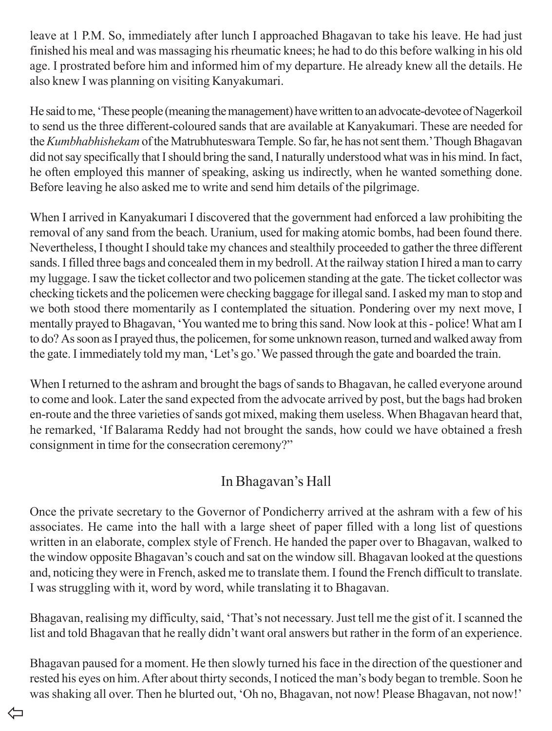leave at 1 P.M. So, immediately after lunch I approached Bhagavan to take his leave. He had just finished his meal and was massaging his rheumatic knees; he had to do this before walking in his old age. I prostrated before him and informed him of my departure. He already knew all the details. He also knew I was planning on visiting Kanyakumari.

He said to me, 'These people (meaning the management) have written to an advocate-devotee of Nagerkoil to send us the three different-coloured sands that are available at Kanyakumari. These are needed for the *Kumbhabhishekam* of the Matrubhuteswara Temple. So far, he has not sent them.' Though Bhagavan did not say specifically that I should bring the sand, I naturally understood what was in his mind. In fact, he often employed this manner of speaking, asking us indirectly, when he wanted something done. Before leaving he also asked me to write and send him details of the pilgrimage.

When I arrived in Kanyakumari I discovered that the government had enforced a law prohibiting the removal of any sand from the beach. Uranium, used for making atomic bombs, had been found there. Nevertheless, I thought I should take my chances and stealthily proceeded to gather the three different sands. I filled three bags and concealed them in my bedroll. At the railway station I hired a man to carry my luggage. I saw the ticket collector and two policemen standing at the gate. The ticket collector was checking tickets and the policemen were checking baggage for illegal sand. I asked my man to stop and we both stood there momentarily as I contemplated the situation. Pondering over my next move, I mentally prayed to Bhagavan, 'You wanted me to bring this sand. Now look at this - police! What am I to do? As soon as I prayed thus, the policemen, for some unknown reason, turned and walked away from the gate. I immediately told my man, 'Let's go.' We passed through the gate and boarded the train.

When I returned to the ashram and brought the bags of sands to Bhagavan, he called everyone around to come and look. Later the sand expected from the advocate arrived by post, but the bags had broken en-route and the three varieties of sands got mixed, making them useless. When Bhagavan heard that, he remarked, 'If Balarama Reddy had not brought the sands, how could we have obtained a fresh consignment in time for the consecration ceremony?"

## In Bhagavan's Hall

Once the private secretary to the Governor of Pondicherry arrived at the ashram with a few of his associates. He came into the hall with a large sheet of paper filled with a long list of questions written in an elaborate, complex style of French. He handed the paper over to Bhagavan, walked to the window opposite Bhagavan's couch and sat on the window sill. Bhagavan looked at the questions and, noticing they were in French, asked me to translate them. I found the French difficult to translate. I was struggling with it, word by word, while translating it to Bhagavan.

Bhagavan, realising my difficulty, said, 'That's not necessary. Just tell me the gist of it. I scanned the list and told Bhagavan that he really didn't want oral answers but rather in the form of an experience.

Bhagavan paused for a moment. He then slowly turned his face in the direction of the questioner and rested his eyes on him. After about thirty seconds, I noticed the man's body began to tremble. Soon he was shaking all over. Then he blurted out, 'Oh no, Bhagavan, not now! Please Bhagavan, not now!'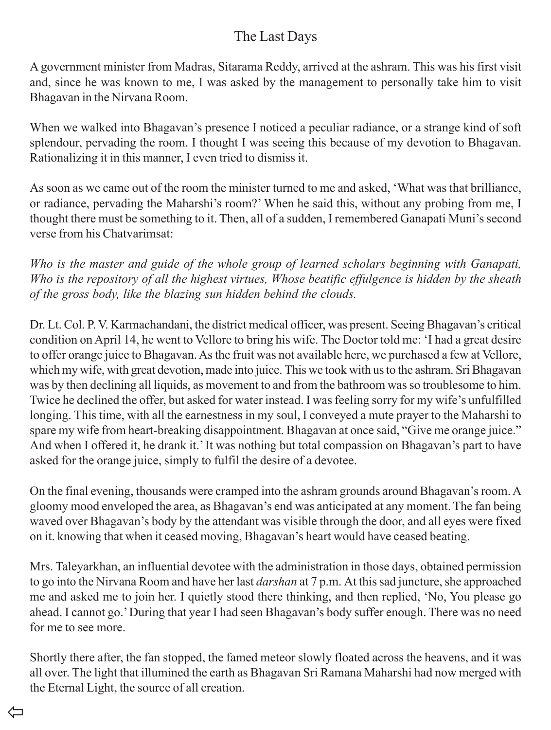# The Last Days

A government minister from Madras, Sitarama Reddy, arrived at the ashram. This was his first visit and, since he was known to me, I was asked by the management to personally take him to visit Bhagavan in the Nirvana Room.

When we walked into Bhagavan's presence I noticed a peculiar radiance, or a strange kind of soft splendour, pervading the room. I thought I was seeing this because of my devotion to Bhagavan. Rationalizing it in this manner, I even tried to dismiss it.

As soon as we came out of the room the minister turned to me and asked, 'What was that brilliance, or radiance, pervading the Maharshi's room?' When he said this, without any probing from me, I thought there must be something to it. Then, all of a sudden, I remembered Ganapati Muni's second verse from his Chatvarimsat:

*Who is the master and guide of the whole group of learned scholars beginning with Ganapati, Who is the repository of all the highest virtues, Whose beatific effulgence is hidden by the sheath of the gross body, like the blazing sun hidden behind the clouds.*

Dr. Lt. Col. P. V. Karmachandani, the district medical officer, was present. Seeing Bhagavan's critical condition on April 14, he went to Vellore to bring his wife. The Doctor told me: 'I had a great desire to offer orange juice to Bhagavan. As the fruit was not available here, we purchased a few at Vellore, which my wife, with great devotion, made into juice. This we took with us to the ashram. Sri Bhagavan was by then declining all liquids, as movement to and from the bathroom was so troublesome to him. Twice he declined the offer, but asked for water instead. I was feeling sorry for my wife's unfulfilled longing. This time, with all the earnestness in my soul, I conveyed a mute prayer to the Maharshi to spare my wife from heart-breaking disappointment. Bhagavan at once said, "Give me orange juice." And when I offered it, he drank it.' It was nothing but total compassion on Bhagavan's part to have asked for the orange juice, simply to fulfil the desire of a devotee.

On the final evening, thousands were cramped into the ashram grounds around Bhagavan's room. A gloomy mood enveloped the area, as Bhagavan's end was anticipated at any moment. The fan being waved over Bhagavan's body by the attendant was visible through the door, and all eyes were fixed on it. knowing that when it ceased moving, Bhagavan's heart would have ceased beating.

Mrs. Taleyarkhan, an influential devotee with the administration in those days, obtained permission to go into the Nirvana Room and have her last *darshan* at 7 p.m. At this sad juncture, she approached me and asked me to join her. I quietly stood there thinking, and then replied, 'No, You please go ahead. I cannot go.' During that year I had seen Bhagavan's body suffer enough. There was no need for me to see more.

Shortly there after, the fan stopped, the famed meteor slowly floated across the heavens, and it was all over. The light that illumined the earth as Bhagavan Sri Ramana Maharshi had now merged with the Eternal Light, the source of all creation.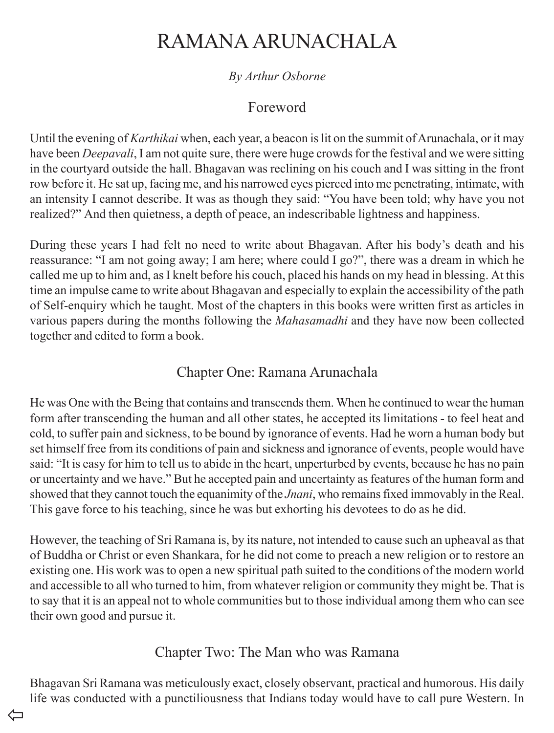# RAMANA ARUNACHALA

*By Arthur Osborne*

## Foreword

Until the evening of *Karthikai* when, each year, a beacon is lit on the summit of Arunachala, or it may have been *Deepavali*, I am not quite sure, there were huge crowds for the festival and we were sitting in the courtyard outside the hall. Bhagavan was reclining on his couch and I was sitting in the front row before it. He sat up, facing me, and his narrowed eyes pierced into me penetrating, intimate, with an intensity I cannot describe. It was as though they said: "You have been told; why have you not realized?" And then quietness, a depth of peace, an indescribable lightness and happiness.

During these years I had felt no need to write about Bhagavan. After his body's death and his reassurance: "I am not going away; I am here; where could I go?", there was a dream in which he called me up to him and, as I knelt before his couch, placed his hands on my head in blessing. At this time an impulse came to write about Bhagavan and especially to explain the accessibility of the path of Self-enquiry which he taught. Most of the chapters in this books were written first as articles in various papers during the months following the *Mahasamadhi* and they have now been collected together and edited to form a book.

## Chapter One: Ramana Arunachala

He was One with the Being that contains and transcends them. When he continued to wear the human form after transcending the human and all other states, he accepted its limitations - to feel heat and cold, to suffer pain and sickness, to be bound by ignorance of events. Had he worn a human body but set himself free from its conditions of pain and sickness and ignorance of events, people would have said: "It is easy for him to tell us to abide in the heart, unperturbed by events, because he has no pain or uncertainty and we have." But he accepted pain and uncertainty as features of the human form and showed that they cannot touch the equanimity of the *Jnani*, who remains fixed immovably in the Real. This gave force to his teaching, since he was but exhorting his devotees to do as he did.

However, the teaching of Sri Ramana is, by its nature, not intended to cause such an upheaval as that of Buddha or Christ or even Shankara, for he did not come to preach a new religion or to restore an existing one. His work was to open a new spiritual path suited to the conditions of the modern world and accessible to all who turned to him, from whatever religion or community they might be. That is to say that it is an appeal not to whole communities but to those individual among them who can see their own good and pursue it.

## Chapter Two: The Man who was Ramana

Bhagavan Sri Ramana was meticulously exact, closely observant, practical and humorous. His daily life was conducted with a punctiliousness that Indians today would have to call pure Western. In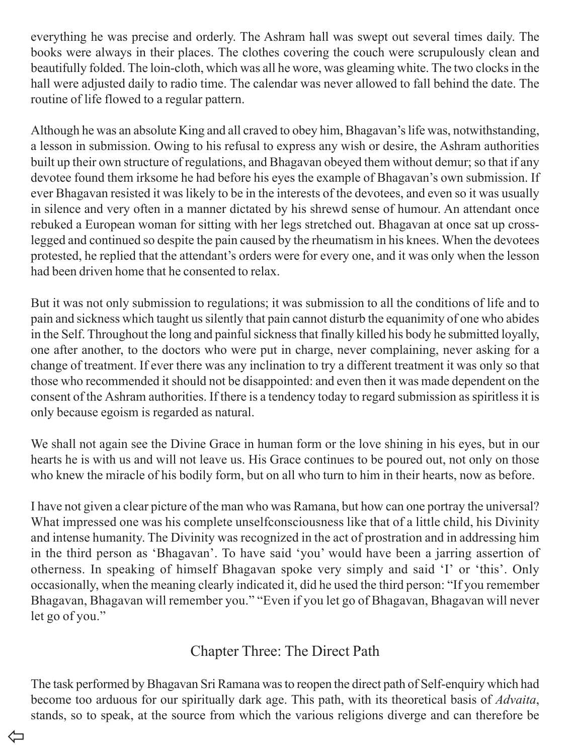everything he was precise and orderly. The Ashram hall was swept out several times daily. The books were always in their places. The clothes covering the couch were scrupulously clean and beautifully folded. The loin-cloth, which was all he wore, was gleaming white. The two clocks in the hall were adjusted daily to radio time. The calendar was never allowed to fall behind the date. The routine of life flowed to a regular pattern.

Although he was an absolute King and all craved to obey him, Bhagavan's life was, notwithstanding, a lesson in submission. Owing to his refusal to express any wish or desire, the Ashram authorities built up their own structure of regulations, and Bhagavan obeyed them without demur; so that if any devotee found them irksome he had before his eyes the example of Bhagavan's own submission. If ever Bhagavan resisted it was likely to be in the interests of the devotees, and even so it was usually in silence and very often in a manner dictated by his shrewd sense of humour. An attendant once rebuked a European woman for sitting with her legs stretched out. Bhagavan at once sat up cross-legged and continued so despite the pain caused by the rheumatism in his knees. When the devotees protested, he replied that the attendant's orders were for every one, and it was only when the lesson had been driven home that he consented to relax.

But it was not only submission to regulations; it was submission to all the conditions of life and to pain and sickness which taught us silently that pain cannot disturb the equanimity of one who abides in the Self. Throughout the long and painful sickness that finally killed his body he submitted loyally, one after another, to the doctors who were put in charge, never complaining, never asking for a change of treatment. If ever there was any inclination to try a different treatment it was only so that those who recommended it should not be disappointed: and even then it was made dependent on the consent of the Ashram authorities. If there is a tendency today to regard submission as spiritless it is only because egoism is regarded as natural.

We shall not again see the Divine Grace in human form or the love shining in his eyes, but in our hearts he is with us and will not leave us. His Grace continues to be poured out, not only on those who knew the miracle of his bodily form, but on all who turn to him in their hearts, now as before.

I have not given a clear picture of the man who was Ramana, but how can one portray the universal? What impressed one was his complete unselfconsciousness like that of a little child, his Divinity and intense humanity. The Divinity was recognized in the act of prostration and in addressing him in the third person as 'Bhagavan'. To have said 'you' would have been a jarring assertion of otherness. In speaking of himself Bhagavan spoke very simply and said 'I' or 'this'. Only occasionally, when the meaning clearly indicated it, did he used the third person: "If you remember Bhagavan, Bhagavan will remember you." "Even if you let go of Bhagavan, Bhagavan will never let go of you."

## Chapter Three: The Direct Path

The task performed by Bhagavan Sri Ramana was to reopen the direct path of Self-enquiry which had become too arduous for our spiritually dark age. This path, with its theoretical basis of *Advaita*, stands, so to speak, at the source from which the various religions diverge and can therefore be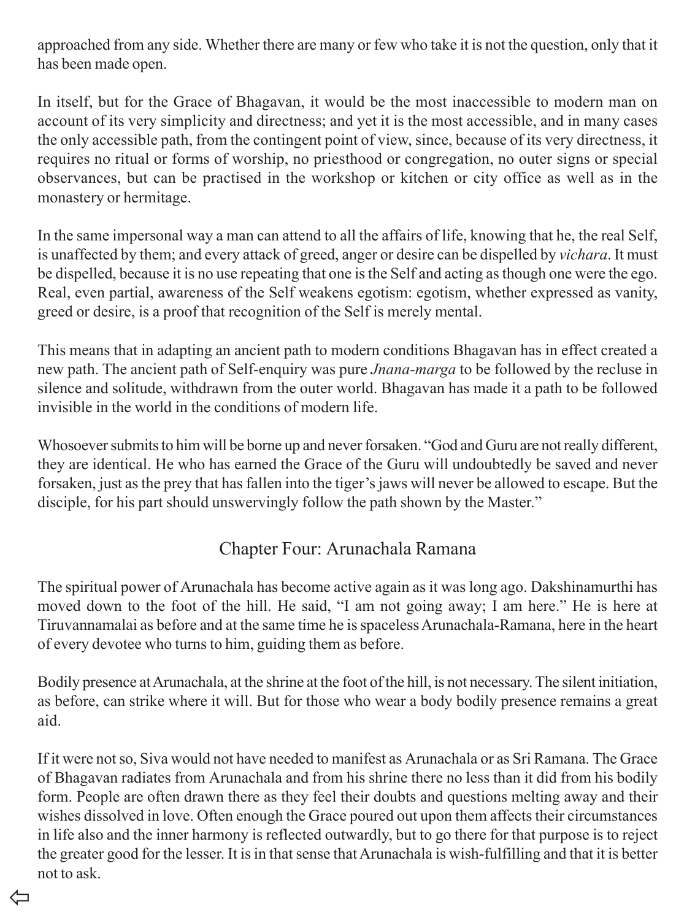approached from any side. Whether there are many or few who take it is not the question, only that it has been made open.

In itself, but for the Grace of Bhagavan, it would be the most inaccessible to modern man on account of its very simplicity and directness; and yet it is the most accessible, and in many cases the only accessible path, from the contingent point of view, since, because of its very directness, it requires no ritual or forms of worship, no priesthood or congregation, no outer signs or special observances, but can be practised in the workshop or kitchen or city office as well as in the monastery or hermitage.

In the same impersonal way a man can attend to all the affairs of life, knowing that he, the real Self, is unaffected by them; and every attack of greed, anger or desire can be dispelled by *vichara*. It must be dispelled, because it is no use repeating that one is the Self and acting as though one were the ego. Real, even partial, awareness of the Self weakens egotism: egotism, whether expressed as vanity, greed or desire, is a proof that recognition of the Self is merely mental.

This means that in adapting an ancient path to modern conditions Bhagavan has in effect created a new path. The ancient path of Self-enquiry was pure *Jnana-marga* to be followed by the recluse in silence and solitude, withdrawn from the outer world. Bhagavan has made it a path to be followed invisible in the world in the conditions of modern life.

Whosoever submits to him will be borne up and never forsaken. "God and Guru are not really different, they are identical. He who has earned the Grace of the Guru will undoubtedly be saved and never forsaken, just as the prey that has fallen into the tiger's jaws will never be allowed to escape. But the disciple, for his part should unswervingly follow the path shown by the Master."

## Chapter Four: Arunachala Ramana

The spiritual power of Arunachala has become active again as it was long ago. Dakshinamurthi has moved down to the foot of the hill. He said, "I am not going away; I am here." He is here at Tiruvannamalai as before and at the same time he is spaceless Arunachala-Ramana, here in the heart of every devotee who turns to him, guiding them as before.

Bodily presence at Arunachala, at the shrine at the foot of the hill, is not necessary. The silent initiation, as before, can strike where it will. But for those who wear a body bodily presence remains a great aid.

If it were not so, Siva would not have needed to manifest as Arunachala or as Sri Ramana. The Grace of Bhagavan radiates from Arunachala and from his shrine there no less than it did from his bodily form. People are often drawn there as they feel their doubts and questions melting away and their wishes dissolved in love. Often enough the Grace poured out upon them affects their circumstances in life also and the inner harmony is reflected outwardly, but to go there for that purpose is to reject the greater good for the lesser. It is in that sense that Arunachala is wish-fulfilling and that it is better not to ask.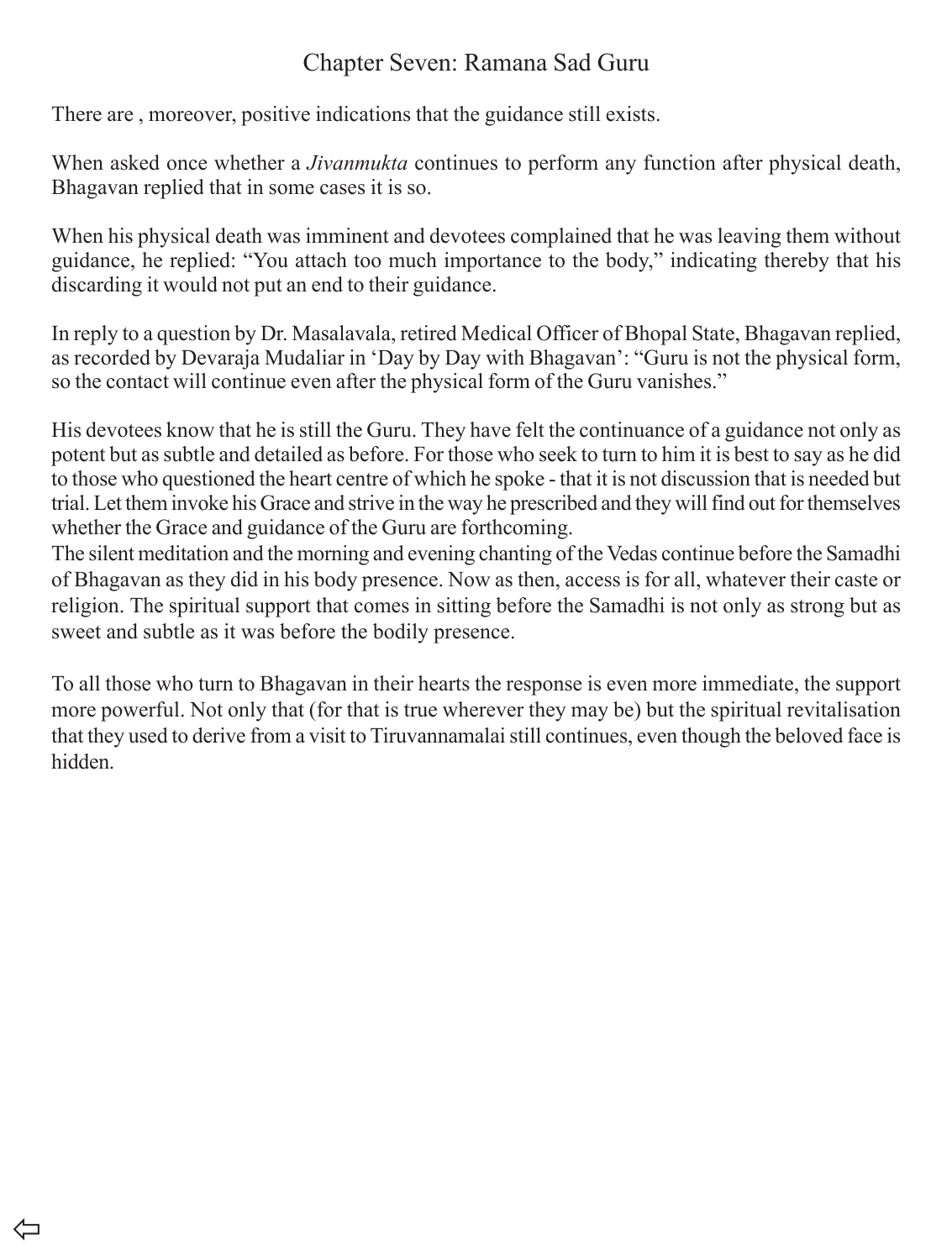## Chapter Seven: Ramana Sad Guru

There are , moreover, positive indications that the guidance still exists.

When asked once whether a *Jivanmukta* continues to perform any function after physical death, Bhagavan replied that in some cases it is so.

When his physical death was imminent and devotees complained that he was leaving them without guidance, he replied: “You attach too much importance to the body,” indicating thereby that his discarding it would not put an end to their guidance.

In reply to a question by Dr. Masalavala, retired Medical Officer of Bhopal State, Bhagavan replied, as recorded by Devaraja Mudaliar in ‘Day by Day with Bhagavan’: “Guru is not the physical form, so the contact will continue even after the physical form of the Guru vanishes.”

His devotees know that he is still the Guru. They have felt the continuance of a guidance not only as potent but as subtle and detailed as before. For those who seek to turn to him it is best to say as he did to those who questioned the heart centre of which he spoke - that it is not discussion that is needed but trial. Let them invoke his Grace and strive in the way he prescribed and they will find out for themselves whether the Grace and guidance of the Guru are forthcoming.

The silent meditation and the morning and evening chanting of the Vedas continue before the Samadhi of Bhagavan as they did in his body presence. Now as then, access is for all, whatever their caste or religion. The spiritual support that comes in sitting before the Samadhi is not only as strong but as sweet and subtle as it was before the bodily presence.

To all those who turn to Bhagavan in their hearts the response is even more immediate, the support more powerful. Not only that (for that is true wherever they may be) but the spiritual revitalisation that they used to derive from a visit to Tiruvannamalai still continues, even though the beloved face is hidden.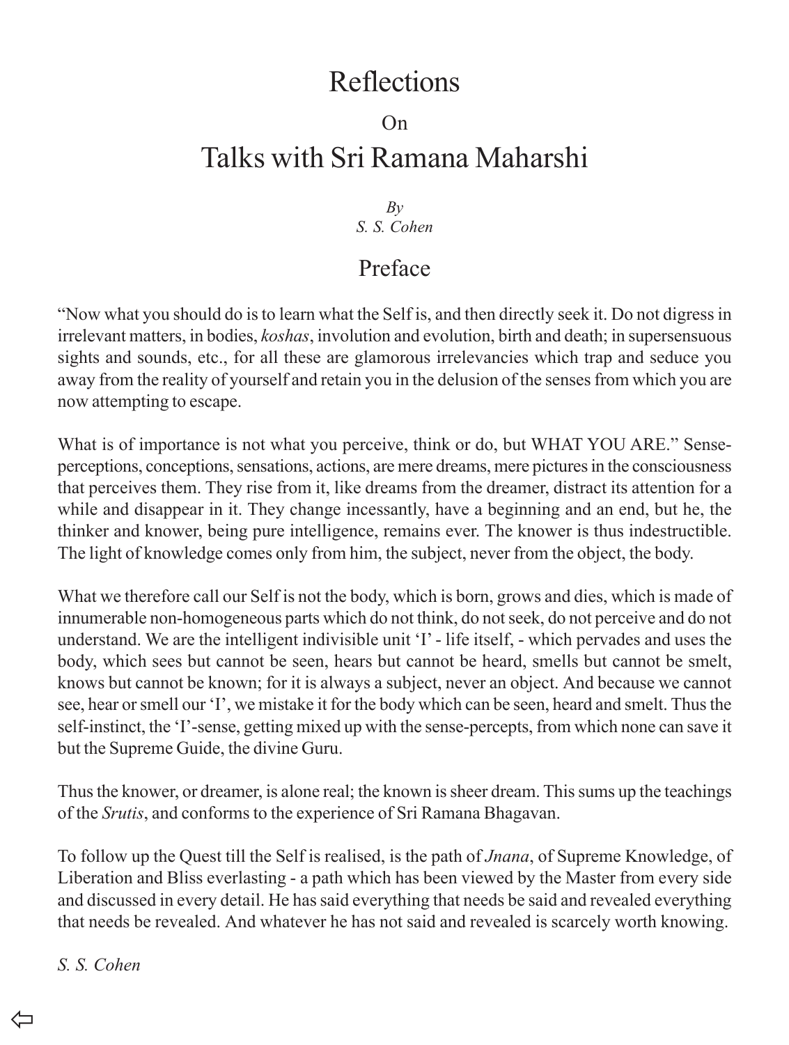# Reflections

On

# Talks with Sri Ramana Maharshi

*By*
*S. S. Cohen*

## Preface

"Now what you should do is to learn what the Self is, and then directly seek it. Do not digress in irrelevant matters, in bodies, *koshas*, involution and evolution, birth and death; in supersensuous sights and sounds, etc., for all these are glamorous irrelevancies which trap and seduce you away from the reality of yourself and retain you in the delusion of the senses from which you are now attempting to escape.

What is of importance is not what you perceive, think or do, but WHAT YOU ARE." Sense-perceptions, conceptions, sensations, actions, are mere dreams, mere pictures in the consciousness that perceives them. They rise from it, like dreams from the dreamer, distract its attention for a while and disappear in it. They change incessantly, have a beginning and an end, but he, the thinker and knower, being pure intelligence, remains ever. The knower is thus indestructible. The light of knowledge comes only from him, the subject, never from the object, the body.

What we therefore call our Self is not the body, which is born, grows and dies, which is made of innumerable non-homogeneous parts which do not think, do not seek, do not perceive and do not understand. We are the intelligent indivisible unit 'I' - life itself, - which pervades and uses the body, which sees but cannot be seen, hears but cannot be heard, smells but cannot be smelt, knows but cannot be known; for it is always a subject, never an object. And because we cannot see, hear or smell our 'I', we mistake it for the body which can be seen, heard and smelt. Thus the self-instinct, the 'I'-sense, getting mixed up with the sense-percepts, from which none can save it but the Supreme Guide, the divine Guru.

Thus the knower, or dreamer, is alone real; the known is sheer dream. This sums up the teachings of the *Srutis*, and conforms to the experience of Sri Ramana Bhagavan.

To follow up the Quest till the Self is realised, is the path of *Jnana*, of Supreme Knowledge, of Liberation and Bliss everlasting - a path which has been viewed by the Master from every side and discussed in every detail. He has said everything that needs be said and revealed everything that needs be revealed. And whatever he has not said and revealed is scarcely worth knowing.

*S. S. Cohen*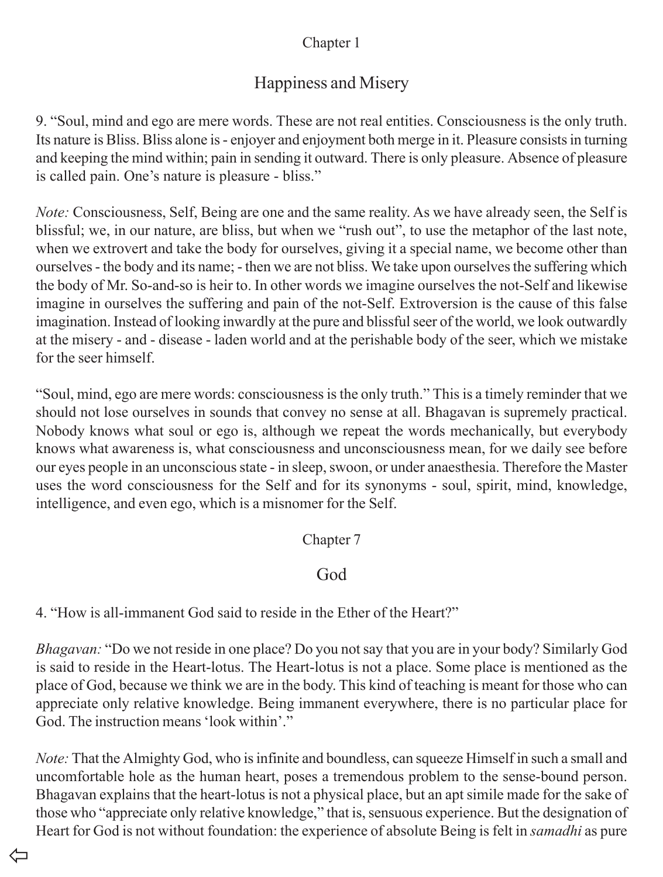## Chapter 1

## Happiness and Misery

9. "Soul, mind and ego are mere words. These are not real entities. Consciousness is the only truth. Its nature is Bliss. Bliss alone is - enjoyer and enjoyment both merge in it. Pleasure consists in turning and keeping the mind within; pain in sending it outward. There is only pleasure. Absence of pleasure is called pain. One's nature is pleasure - bliss."

*Note:* Consciousness, Self, Being are one and the same reality. As we have already seen, the Self is blissful; we, in our nature, are bliss, but when we "rush out", to use the metaphor of the last note, when we extrovert and take the body for ourselves, giving it a special name, we become other than ourselves - the body and its name; - then we are not bliss. We take upon ourselves the suffering which the body of Mr. So-and-so is heir to. In other words we imagine ourselves the not-Self and likewise imagine in ourselves the suffering and pain of the not-Self. Extroversion is the cause of this false imagination. Instead of looking inwardly at the pure and blissful seer of the world, we look outwardly at the misery - and - disease - laden world and at the perishable body of the seer, which we mistake for the seer himself.

"Soul, mind, ego are mere words: consciousness is the only truth." This is a timely reminder that we should not lose ourselves in sounds that convey no sense at all. Bhagavan is supremely practical. Nobody knows what soul or ego is, although we repeat the words mechanically, but everybody knows what awareness is, what consciousness and unconsciousness mean, for we daily see before our eyes people in an unconscious state - in sleep, swoon, or under anaesthesia. Therefore the Master uses the word consciousness for the Self and for its synonyms - soul, spirit, mind, knowledge, intelligence, and even ego, which is a misnomer for the Self.

## Chapter 7

## God

4. "How is all-immanent God said to reside in the Ether of the Heart?"

*Bhagavan:* "Do we not reside in one place? Do you not say that you are in your body? Similarly God is said to reside in the Heart-lotus. The Heart-lotus is not a place. Some place is mentioned as the place of God, because we think we are in the body. This kind of teaching is meant for those who can appreciate only relative knowledge. Being immanent everywhere, there is no particular place for God. The instruction means 'look within'."

*Note:* That the Almighty God, who is infinite and boundless, can squeeze Himself in such a small and uncomfortable hole as the human heart, poses a tremendous problem to the sense-bound person. Bhagavan explains that the heart-lotus is not a physical place, but an apt simile made for the sake of those who "appreciate only relative knowledge," that is, sensuous experience. But the designation of Heart for God is not without foundation: the experience of absolute Being is felt in *samadhi* as pure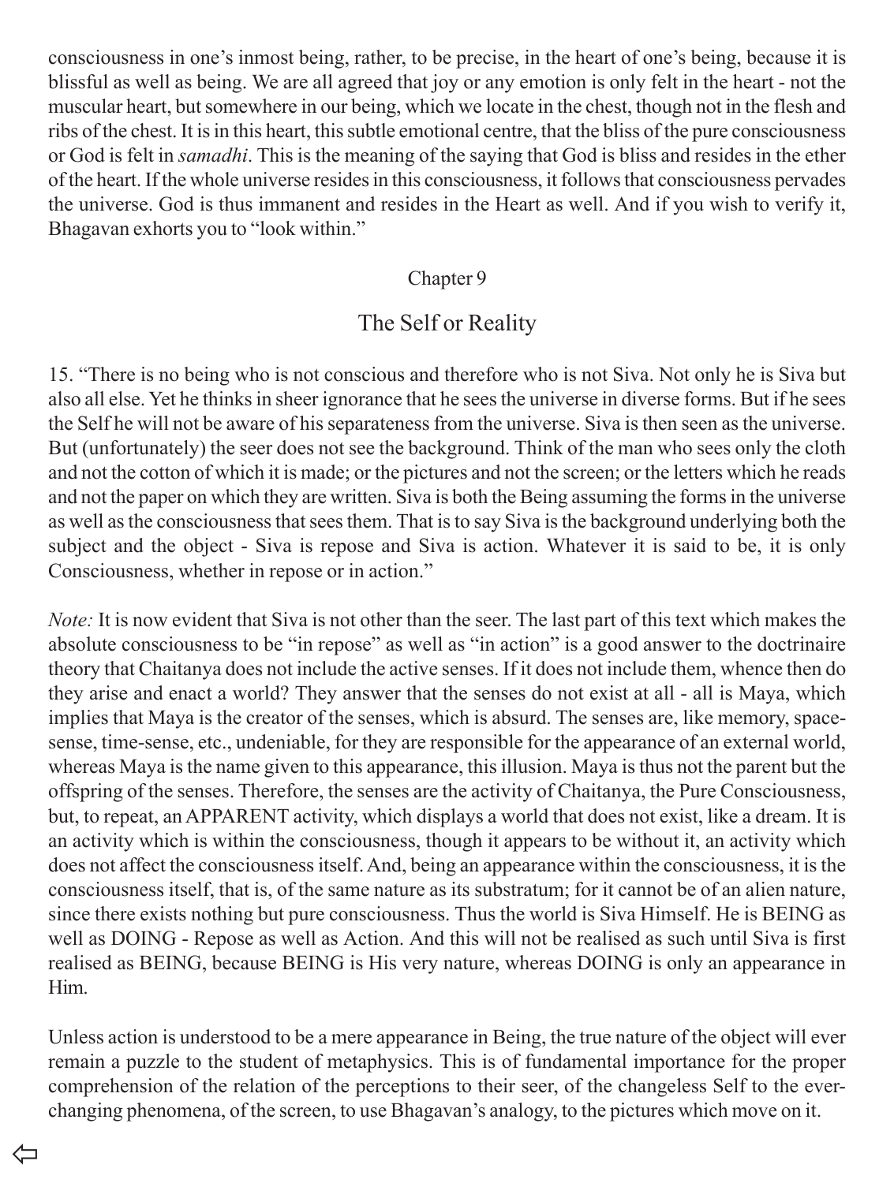consciousness in one's inmost being, rather, to be precise, in the heart of one's being, because it is blissful as well as being. We are all agreed that joy or any emotion is only felt in the heart - not the muscular heart, but somewhere in our being, which we locate in the chest, though not in the flesh and ribs of the chest. It is in this heart, this subtle emotional centre, that the bliss of the pure consciousness or God is felt in *samadhi*. This is the meaning of the saying that God is bliss and resides in the ether of the heart. If the whole universe resides in this consciousness, it follows that consciousness pervades the universe. God is thus immanent and resides in the Heart as well. And if you wish to verify it, Bhagavan exhorts you to "look within."

## Chapter 9

## The Self or Reality

15. "There is no being who is not conscious and therefore who is not Siva. Not only he is Siva but also all else. Yet he thinks in sheer ignorance that he sees the universe in diverse forms. But if he sees the Self he will not be aware of his separateness from the universe. Siva is then seen as the universe. But (unfortunately) the seer does not see the background. Think of the man who sees only the cloth and not the cotton of which it is made; or the pictures and not the screen; or the letters which he reads and not the paper on which they are written. Siva is both the Being assuming the forms in the universe as well as the consciousness that sees them. That is to say Siva is the background underlying both the subject and the object - Siva is repose and Siva is action. Whatever it is said to be, it is only Consciousness, whether in repose or in action."

*Note:* It is now evident that Siva is not other than the seer. The last part of this text which makes the absolute consciousness to be "in repose" as well as "in action" is a good answer to the doctrinaire theory that Chaitanya does not include the active senses. If it does not include them, whence then do they arise and enact a world? They answer that the senses do not exist at all - all is Maya, which implies that Maya is the creator of the senses, which is absurd. The senses are, like memory, space-sense, time-sense, etc., undeniable, for they are responsible for the appearance of an external world, whereas Maya is the name given to this appearance, this illusion. Maya is thus not the parent but the offspring of the senses. Therefore, the senses are the activity of Chaitanya, the Pure Consciousness, but, to repeat, an APPARENT activity, which displays a world that does not exist, like a dream. It is an activity which is within the consciousness, though it appears to be without it, an activity which does not affect the consciousness itself. And, being an appearance within the consciousness, it is the consciousness itself, that is, of the same nature as its substratum; for it cannot be of an alien nature, since there exists nothing but pure consciousness. Thus the world is Siva Himself. He is BEING as well as DOING - Repose as well as Action. And this will not be realised as such until Siva is first realised as BEING, because BEING is His very nature, whereas DOING is only an appearance in Him.

Unless action is understood to be a mere appearance in Being, the true nature of the object will ever remain a puzzle to the student of metaphysics. This is of fundamental importance for the proper comprehension of the relation of the perceptions to their seer, of the changeless Self to the ever-changing phenomena, of the screen, to use Bhagavan's analogy, to the pictures which move on it.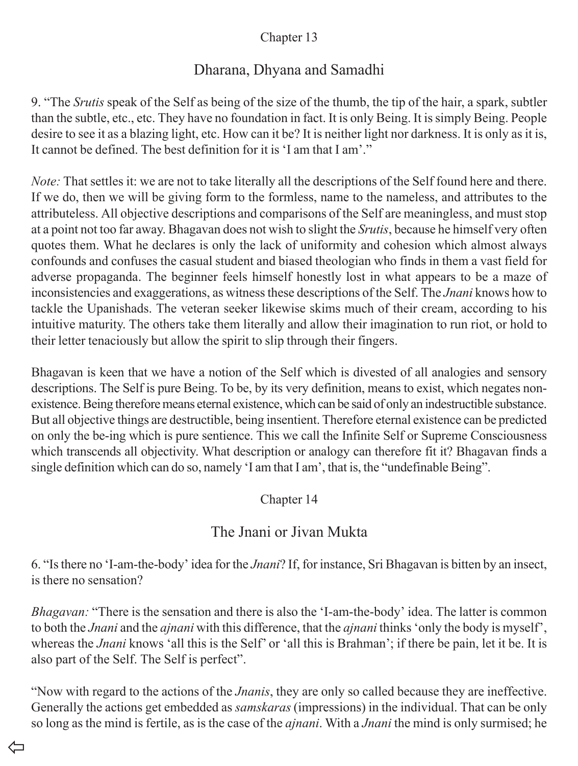## Chapter 13

## Dharana, Dhyana and Samadhi

9. "The *Srutis* speak of the Self as being of the size of the thumb, the tip of the hair, a spark, subtler than the subtle, etc., etc. They have no foundation in fact. It is only Being. It is simply Being. People desire to see it as a blazing light, etc. How can it be? It is neither light nor darkness. It is only as it is, It cannot be defined. The best definition for it is 'I am that I am'."

*Note:* That settles it: we are not to take literally all the descriptions of the Self found here and there. If we do, then we will be giving form to the formless, name to the nameless, and attributes to the attributeless. All objective descriptions and comparisons of the Self are meaningless, and must stop at a point not too far away. Bhagavan does not wish to slight the *Srutis*, because he himself very often quotes them. What he declares is only the lack of uniformity and cohesion which almost always confounds and confuses the casual student and biased theologian who finds in them a vast field for adverse propaganda. The beginner feels himself honestly lost in what appears to be a maze of inconsistencies and exaggerations, as witness these descriptions of the Self. The *Jnani* knows how to tackle the Upanishads. The veteran seeker likewise skims much of their cream, according to his intuitive maturity. The others take them literally and allow their imagination to run riot, or hold to their letter tenaciously but allow the spirit to slip through their fingers.

Bhagavan is keen that we have a notion of the Self which is divested of all analogies and sensory descriptions. The Self is pure Being. To be, by its very definition, means to exist, which negates non-existence. Being therefore means eternal existence, which can be said of only an indestructible substance. But all objective things are destructible, being insentient. Therefore eternal existence can be predicted on only the be-ing which is pure sentience. This we call the Infinite Self or Supreme Consciousness which transcends all objectivity. What description or analogy can therefore fit it? Bhagavan finds a single definition which can do so, namely 'I am that I am', that is, the "undefinable Being".

## Chapter 14

## The Jnani or Jivan Mukta

6. "Is there no 'I-am-the-body' idea for the *Jnani*? If, for instance, Sri Bhagavan is bitten by an insect, is there no sensation?

*Bhagavan:* "There is the sensation and there is also the 'I-am-the-body' idea. The latter is common to both the *Jnani* and the *ajnani* with this difference, that the *ajnani* thinks 'only the body is myself', whereas the *Jnani* knows 'all this is the Self' or 'all this is Brahman'; if there be pain, let it be. It is also part of the Self. The Self is perfect".

"Now with regard to the actions of the *Jnanis*, they are only so called because they are ineffective. Generally the actions get embedded as *samskaras* (impressions) in the individual. That can be only so long as the mind is fertile, as is the case of the *ajnani*. With a *Jnani* the mind is only surmised; he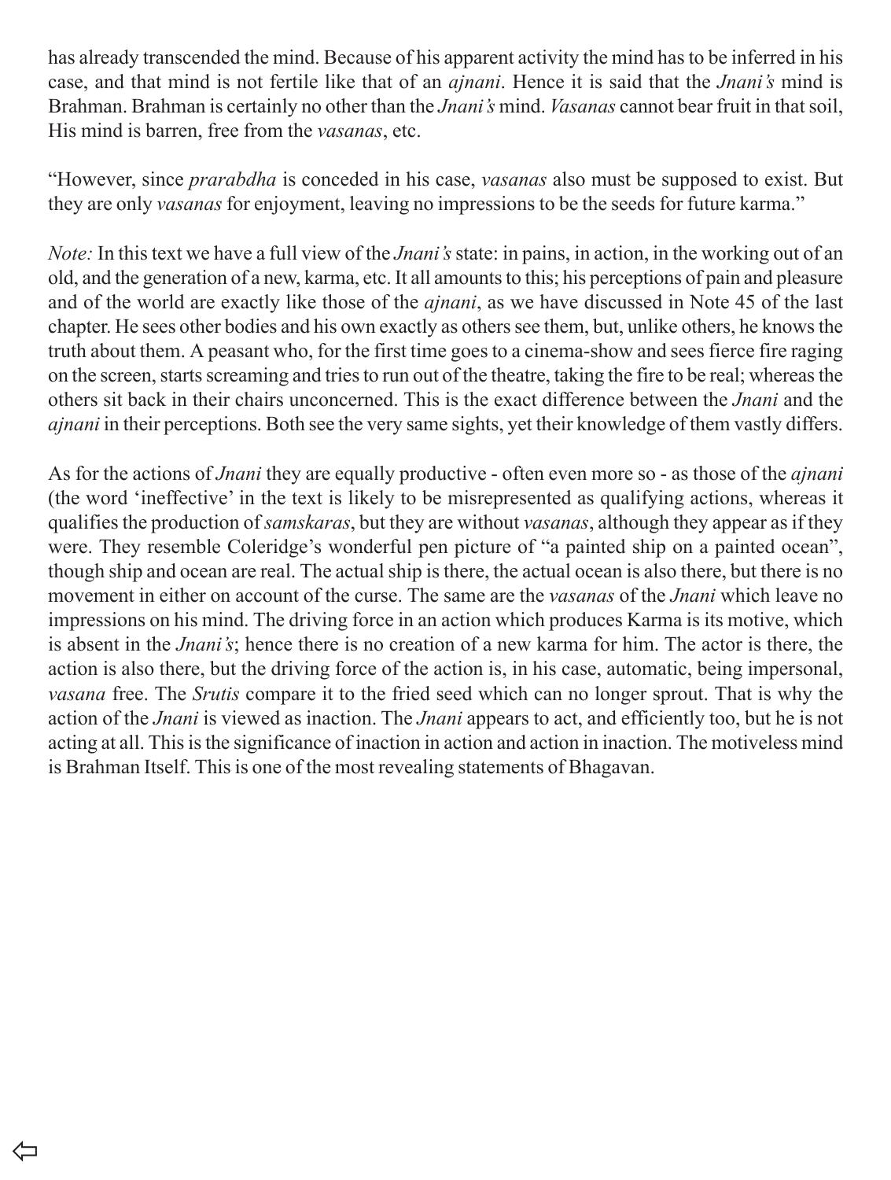has already transcended the mind. Because of his apparent activity the mind has to be inferred in his case, and that mind is not fertile like that of an *ajnani*. Hence it is said that the *Jnani's* mind is Brahman. Brahman is certainly no other than the *Jnani's* mind. *Vasanas* cannot bear fruit in that soil, His mind is barren, free from the *vasanas*, etc.

"However, since *prarabdha* is conceded in his case, *vasanas* also must be supposed to exist. But they are only *vasanas* for enjoyment, leaving no impressions to be the seeds for future karma."

*Note:* In this text we have a full view of the *Jnani's* state: in pains, in action, in the working out of an old, and the generation of a new, karma, etc. It all amounts to this; his perceptions of pain and pleasure and of the world are exactly like those of the *ajnani*, as we have discussed in Note 45 of the last chapter. He sees other bodies and his own exactly as others see them, but, unlike others, he knows the truth about them. A peasant who, for the first time goes to a cinema-show and sees fierce fire raging on the screen, starts screaming and tries to run out of the theatre, taking the fire to be real; whereas the others sit back in their chairs unconcerned. This is the exact difference between the *Jnani* and the *ajnani* in their perceptions. Both see the very same sights, yet their knowledge of them vastly differs.

As for the actions of *Jnani* they are equally productive - often even more so - as those of the *ajnani* (the word 'ineffective' in the text is likely to be misrepresented as qualifying actions, whereas it qualifies the production of *samskaras*, but they are without *vasanas*, although they appear as if they were. They resemble Coleridge's wonderful pen picture of "a painted ship on a painted ocean", though ship and ocean are real. The actual ship is there, the actual ocean is also there, but there is no movement in either on account of the curse. The same are the *vasanas* of the *Jnani* which leave no impressions on his mind. The driving force in an action which produces Karma is its motive, which is absent in the *Jnani's*; hence there is no creation of a new karma for him. The actor is there, the action is also there, but the driving force of the action is, in his case, automatic, being impersonal, *vasana* free. The *Srutis* compare it to the fried seed which can no longer sprout. That is why the action of the *Jnani* is viewed as inaction. The *Jnani* appears to act, and efficiently too, but he is not acting at all. This is the significance of inaction in action and action in inaction. The motiveless mind is Brahman Itself. This is one of the most revealing statements of Bhagavan.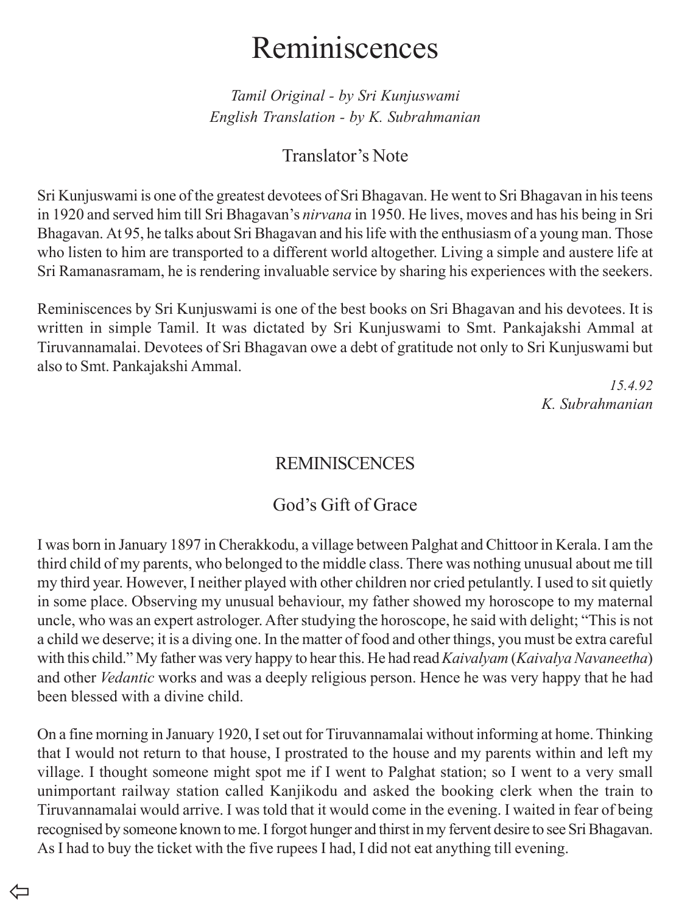# Reminiscences

*Tamil Original - by Sri Kunjuswami*
*English Translation - by K. Subrahmanian*

## Translator's Note

Sri Kunjuswami is one of the greatest devotees of Sri Bhagavan. He went to Sri Bhagavan in his teens in 1920 and served him till Sri Bhagavan's *nirvana* in 1950. He lives, moves and has his being in Sri Bhagavan. At 95, he talks about Sri Bhagavan and his life with the enthusiasm of a young man. Those who listen to him are transported to a different world altogether. Living a simple and austere life at Sri Ramanasramam, he is rendering invaluable service by sharing his experiences with the seekers.

Reminiscences by Sri Kunjuswami is one of the best books on Sri Bhagavan and his devotees. It is written in simple Tamil. It was dictated by Sri Kunjuswami to Smt. Pankajakshi Ammal at Tiruvannamalai. Devotees of Sri Bhagavan owe a debt of gratitude not only to Sri Kunjuswami but also to Smt. Pankajakshi Ammal.

*15.4.92*
*K. Subrahmanian*

## REMINISCENCES

### God's Gift of Grace

I was born in January 1897 in Cherakkodu, a village between Palghat and Chittoor in Kerala. I am the third child of my parents, who belonged to the middle class. There was nothing unusual about me till my third year. However, I neither played with other children nor cried petulantly. I used to sit quietly in some place. Observing my unusual behaviour, my father showed my horoscope to my maternal uncle, who was an expert astrologer. After studying the horoscope, he said with delight; "This is not a child we deserve; it is a diving one. In the matter of food and other things, you must be extra careful with this child." My father was very happy to hear this. He had read *Kaivalyam* (*Kaivalya Navaneetha*) and other *Vedantic* works and was a deeply religious person. Hence he was very happy that he had been blessed with a divine child.

On a fine morning in January 1920, I set out for Tiruvannamalai without informing at home. Thinking that I would not return to that house, I prostrated to the house and my parents within and left my village. I thought someone might spot me if I went to Palghat station; so I went to a very small unimportant railway station called Kanjikodu and asked the booking clerk when the train to Tiruvannamalai would arrive. I was told that it would come in the evening. I waited in fear of being recognised by someone known to me. I forgot hunger and thirst in my fervent desire to see Sri Bhagavan. As I had to buy the ticket with the five rupees I had, I did not eat anything till evening.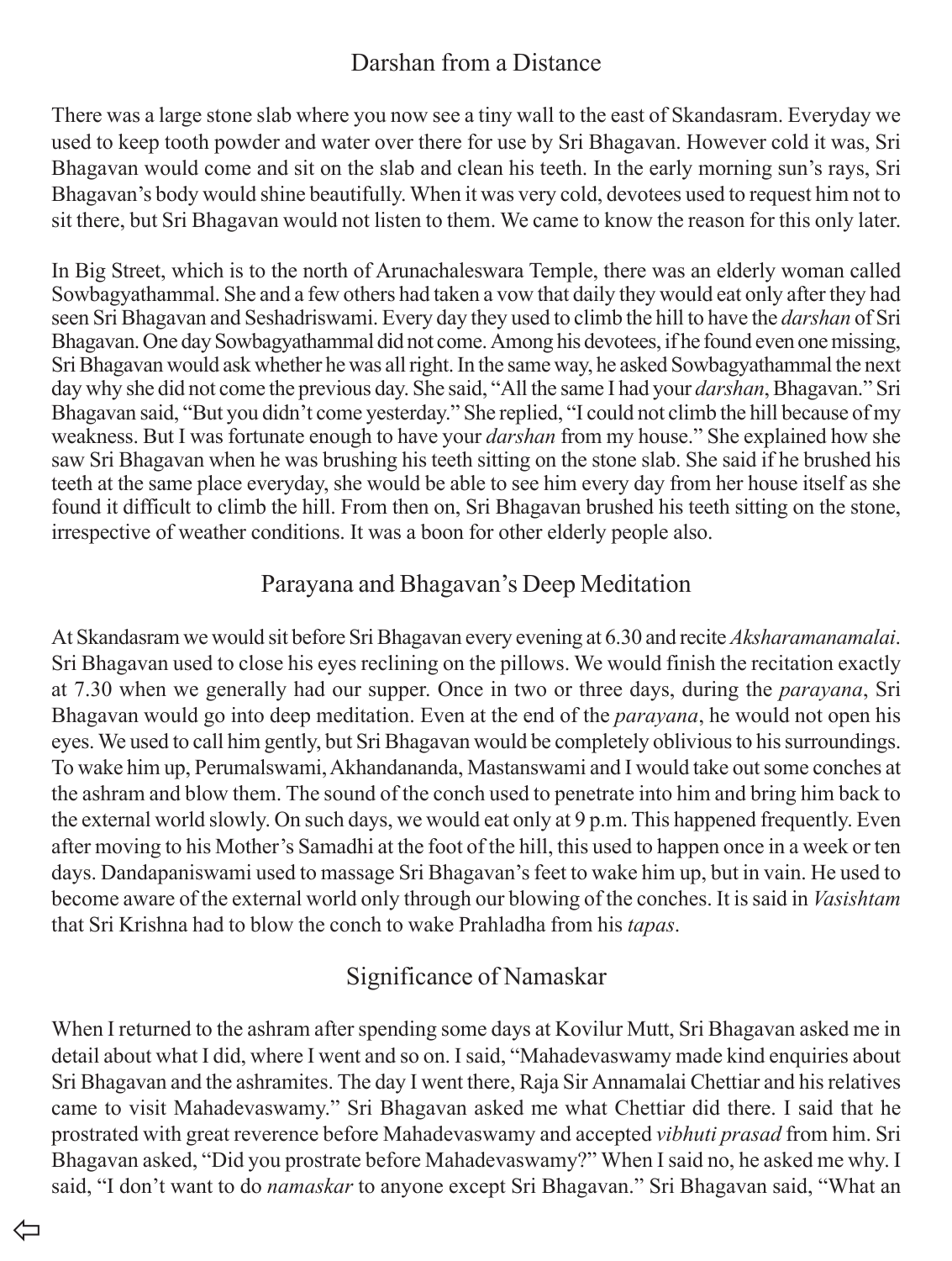## Darshan from a Distance

There was a large stone slab where you now see a tiny wall to the east of Skandasram. Everyday we used to keep tooth powder and water over there for use by Sri Bhagavan. However cold it was, Sri Bhagavan would come and sit on the slab and clean his teeth. In the early morning sun's rays, Sri Bhagavan's body would shine beautifully. When it was very cold, devotees used to request him not to sit there, but Sri Bhagavan would not listen to them. We came to know the reason for this only later.

In Big Street, which is to the north of Arunachaleswara Temple, there was an elderly woman called Sowbagyathammal. She and a few others had taken a vow that daily they would eat only after they had seen Sri Bhagavan and Seshadriswami. Every day they used to climb the hill to have the *darshan* of Sri Bhagavan. One day Sowbagyathammal did not come. Among his devotees, if he found even one missing, Sri Bhagavan would ask whether he was all right. In the same way, he asked Sowbagyathammal the next day why she did not come the previous day. She said, "All the same I had your *darshan*, Bhagavan." Sri Bhagavan said, "But you didn't come yesterday." She replied, "I could not climb the hill because of my weakness. But I was fortunate enough to have your *darshan* from my house." She explained how she saw Sri Bhagavan when he was brushing his teeth sitting on the stone slab. She said if he brushed his teeth at the same place everyday, she would be able to see him every day from her house itself as she found it difficult to climb the hill. From then on, Sri Bhagavan brushed his teeth sitting on the stone, irrespective of weather conditions. It was a boon for other elderly people also.

## Parayana and Bhagavan's Deep Meditation

At Skandasram we would sit before Sri Bhagavan every evening at 6.30 and recite *Aksharamanamalai*. Sri Bhagavan used to close his eyes reclining on the pillows. We would finish the recitation exactly at 7.30 when we generally had our supper. Once in two or three days, during the *parayana*, Sri Bhagavan would go into deep meditation. Even at the end of the *parayana*, he would not open his eyes. We used to call him gently, but Sri Bhagavan would be completely oblivious to his surroundings. To wake him up, Perumalswami, Akhandananda, Mastanswami and I would take out some conches at the ashram and blow them. The sound of the conch used to penetrate into him and bring him back to the external world slowly. On such days, we would eat only at 9 p.m. This happened frequently. Even after moving to his Mother's Samadhi at the foot of the hill, this used to happen once in a week or ten days. Dandapaniswami used to massage Sri Bhagavan's feet to wake him up, but in vain. He used to become aware of the external world only through our blowing of the conches. It is said in *Vasishtam* that Sri Krishna had to blow the conch to wake Prahladha from his *tapas*.

## Significance of Namaskar

When I returned to the ashram after spending some days at Kovilur Mutt, Sri Bhagavan asked me in detail about what I did, where I went and so on. I said, "Mahadevaswamy made kind enquiries about Sri Bhagavan and the ashramites. The day I went there, Raja Sir Annamalai Chettiar and his relatives came to visit Mahadevaswamy." Sri Bhagavan asked me what Chettiar did there. I said that he prostrated with great reverence before Mahadevaswamy and accepted *vibhuti prasad* from him. Sri Bhagavan asked, "Did you prostrate before Mahadevaswamy?" When I said no, he asked me why. I said, "I don't want to do *namaskar* to anyone except Sri Bhagavan." Sri Bhagavan said, "What an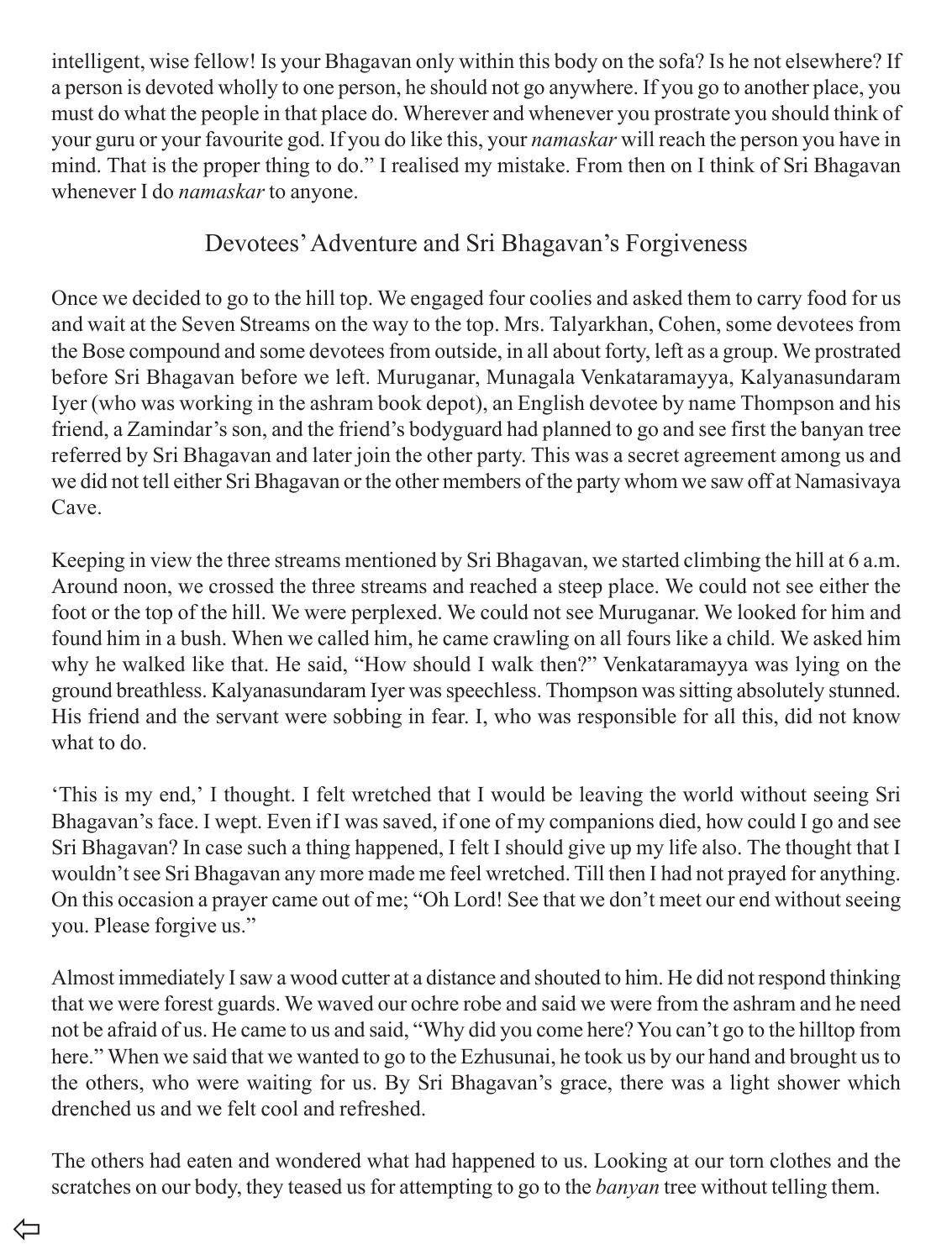intelligent, wise fellow! Is your Bhagavan only within this body on the sofa? Is he not elsewhere? If a person is devoted wholly to one person, he should not go anywhere. If you go to another place, you must do what the people in that place do. Wherever and whenever you prostrate you should think of your guru or your favourite god. If you do like this, your *namaskar* will reach the person you have in mind. That is the proper thing to do." I realised my mistake. From then on I think of Sri Bhagavan whenever I do *namaskar* to anyone.

## Devotees' Adventure and Sri Bhagavan's Forgiveness

Once we decided to go to the hill top. We engaged four coolies and asked them to carry food for us and wait at the Seven Streams on the way to the top. Mrs. Talyarkhan, Cohen, some devotees from the Bose compound and some devotees from outside, in all about forty, left as a group. We prostrated before Sri Bhagavan before we left. Muruganar, Munagala Venkataramayya, Kalyanasundaram Iyer (who was working in the ashram book depot), an English devotee by name Thompson and his friend, a Zamindar's son, and the friend's bodyguard had planned to go and see first the banyan tree referred by Sri Bhagavan and later join the other party. This was a secret agreement among us and we did not tell either Sri Bhagavan or the other members of the party whom we saw off at Namasivaya Cave.

Keeping in view the three streams mentioned by Sri Bhagavan, we started climbing the hill at 6 a.m. Around noon, we crossed the three streams and reached a steep place. We could not see either the foot or the top of the hill. We were perplexed. We could not see Muruganar. We looked for him and found him in a bush. When we called him, he came crawling on all fours like a child. We asked him why he walked like that. He said, "How should I walk then?" Venkataramayya was lying on the ground breathless. Kalyanasundaram Iyer was speechless. Thompson was sitting absolutely stunned. His friend and the servant were sobbing in fear. I, who was responsible for all this, did not know what to do.

'This is my end,' I thought. I felt wretched that I would be leaving the world without seeing Sri Bhagavan's face. I wept. Even if I was saved, if one of my companions died, how could I go and see Sri Bhagavan? In case such a thing happened, I felt I should give up my life also. The thought that I wouldn't see Sri Bhagavan any more made me feel wretched. Till then I had not prayed for anything. On this occasion a prayer came out of me; "Oh Lord! See that we don't meet our end without seeing you. Please forgive us."

Almost immediately I saw a wood cutter at a distance and shouted to him. He did not respond thinking that we were forest guards. We waved our ochre robe and said we were from the ashram and he need not be afraid of us. He came to us and said, "Why did you come here? You can't go to the hilltop from here." When we said that we wanted to go to the Ezhusunai, he took us by our hand and brought us to the others, who were waiting for us. By Sri Bhagavan's grace, there was a light shower which drenched us and we felt cool and refreshed.

The others had eaten and wondered what had happened to us. Looking at our torn clothes and the scratches on our body, they teased us for attempting to go to the *banyan* tree without telling them.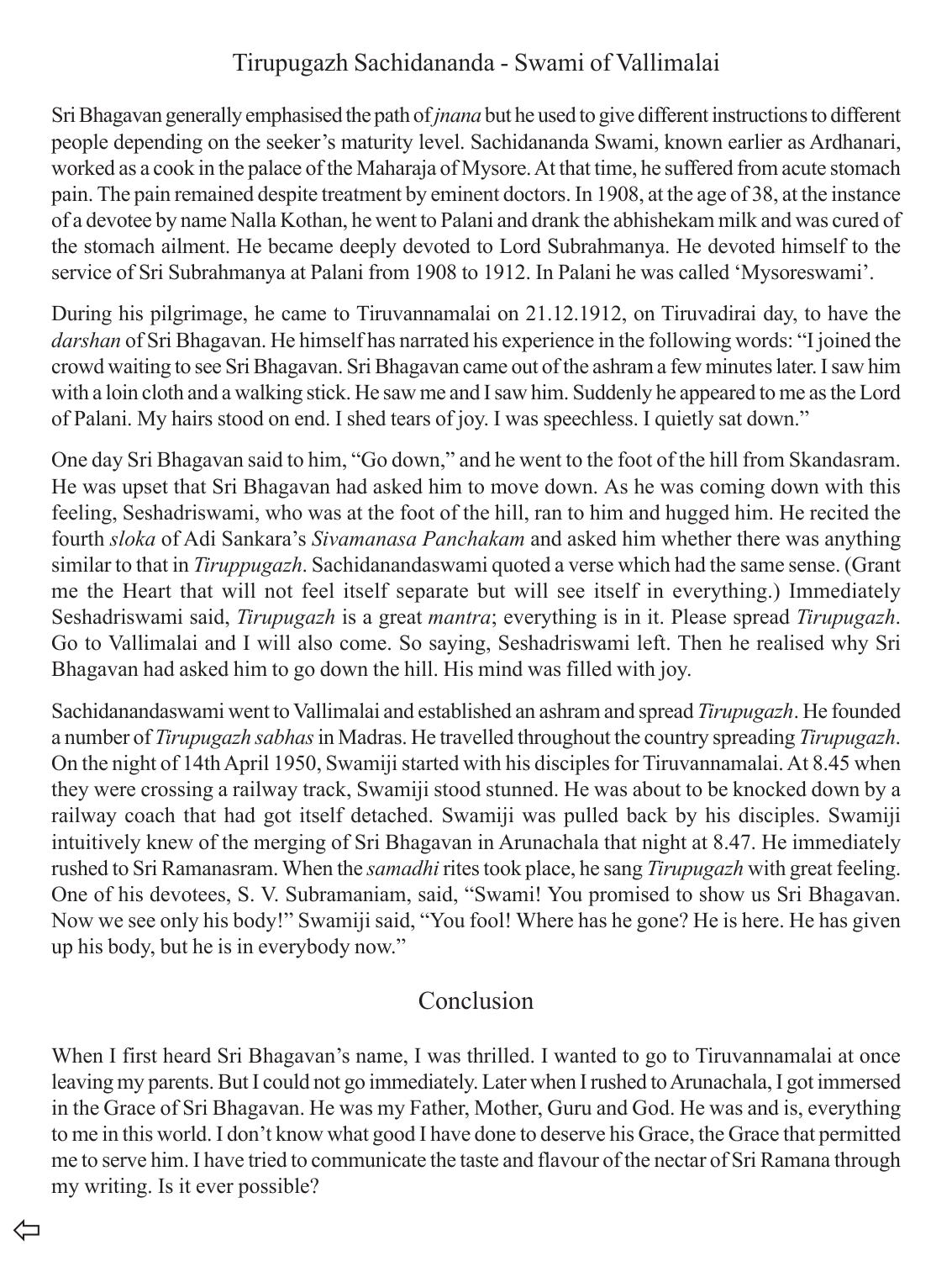## Tirupugazh Sachidananda - Swami of Vallimalai

Sri Bhagavan generally emphasised the path of *jnana* but he used to give different instructions to different people depending on the seeker's maturity level. Sachidananda Swami, known earlier as Ardhanari, worked as a cook in the palace of the Maharaja of Mysore. At that time, he suffered from acute stomach pain. The pain remained despite treatment by eminent doctors. In 1908, at the age of 38, at the instance of a devotee by name Nalla Kothan, he went to Palani and drank the abhishekam milk and was cured of the stomach ailment. He became deeply devoted to Lord Subrahmanya. He devoted himself to the service of Sri Subrahmanya at Palani from 1908 to 1912. In Palani he was called 'Mysoreswami'.

During his pilgrimage, he came to Tiruvannamalai on 21.12.1912, on Tiruvadirai day, to have the *darshan* of Sri Bhagavan. He himself has narrated his experience in the following words: "I joined the crowd waiting to see Sri Bhagavan. Sri Bhagavan came out of the ashram a few minutes later. I saw him with a loin cloth and a walking stick. He saw me and I saw him. Suddenly he appeared to me as the Lord of Palani. My hairs stood on end. I shed tears of joy. I was speechless. I quietly sat down."

One day Sri Bhagavan said to him, "Go down," and he went to the foot of the hill from Skandasram. He was upset that Sri Bhagavan had asked him to move down. As he was coming down with this feeling, Seshadriswami, who was at the foot of the hill, ran to him and hugged him. He recited the fourth *sloka* of Adi Sankara's *Sivamanasa Panchakam* and asked him whether there was anything similar to that in *Tiruppugazh*. Sachidanandaswami quoted a verse which had the same sense. (Grant me the Heart that will not feel itself separate but will see itself in everything.) Immediately Seshadriswami said, *Tirupugazh* is a great *mantra*; everything is in it. Please spread *Tirupugazh*. Go to Vallimalai and I will also come. So saying, Seshadriswami left. Then he realised why Sri Bhagavan had asked him to go down the hill. His mind was filled with joy.

Sachidanandaswami went to Vallimalai and established an ashram and spread *Tirupugazh*. He founded a number of *Tirupugazh sabhas* in Madras. He travelled throughout the country spreading *Tirupugazh*. On the night of 14th April 1950, Swamiji started with his disciples for Tiruvannamalai. At 8.45 when they were crossing a railway track, Swamiji stood stunned. He was about to be knocked down by a railway coach that had got itself detached. Swamiji was pulled back by his disciples. Swamiji intuitively knew of the merging of Sri Bhagavan in Arunachala that night at 8.47. He immediately rushed to Sri Ramanasram. When the *samadhi* rites took place, he sang *Tirupugazh* with great feeling. One of his devotees, S. V. Subramaniam, said, "Swami! You promised to show us Sri Bhagavan. Now we see only his body!" Swamiji said, "You fool! Where has he gone? He is here. He has given up his body, but he is in everybody now."

## Conclusion

When I first heard Sri Bhagavan's name, I was thrilled. I wanted to go to Tiruvannamalai at once leaving my parents. But I could not go immediately. Later when I rushed to Arunachala, I got immersed in the Grace of Sri Bhagavan. He was my Father, Mother, Guru and God. He was and is, everything to me in this world. I don't know what good I have done to deserve his Grace, the Grace that permitted me to serve him. I have tried to communicate the taste and flavour of the nectar of Sri Ramana through my writing. Is it ever possible?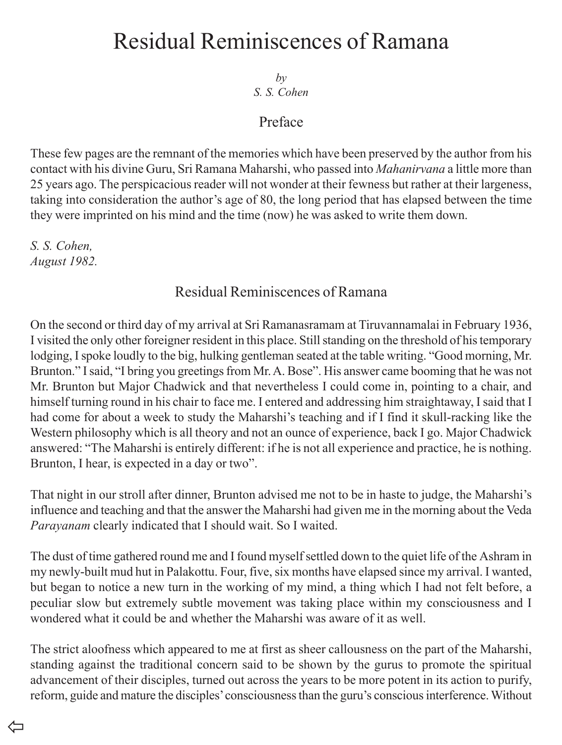# Residual Reminiscences of Ramana

*by*
*S. S. Cohen*

## Preface

These few pages are the remnant of the memories which have been preserved by the author from his contact with his divine Guru, Sri Ramana Maharshi, who passed into *Mahanirvana* a little more than 25 years ago. The perspicacious reader will not wonder at their fewness but rather at their largeness, taking into consideration the author's age of 80, the long period that has elapsed between the time they were imprinted on his mind and the time (now) he was asked to write them down.

*S. S. Cohen,*
*August 1982.*

## Residual Reminiscences of Ramana

On the second or third day of my arrival at Sri Ramanasramam at Tiruvannamalai in February 1936, I visited the only other foreigner resident in this place. Still standing on the threshold of his temporary lodging, I spoke loudly to the big, hulking gentleman seated at the table writing. "Good morning, Mr. Brunton." I said, "I bring you greetings from Mr. A. Bose". His answer came booming that he was not Mr. Brunton but Major Chadwick and that nevertheless I could come in, pointing to a chair, and himself turning round in his chair to face me. I entered and addressing him straightaway, I said that I had come for about a week to study the Maharshi's teaching and if I find it skull-racking like the Western philosophy which is all theory and not an ounce of experience, back I go. Major Chadwick answered: "The Maharshi is entirely different: if he is not all experience and practice, he is nothing. Brunton, I hear, is expected in a day or two".

That night in our stroll after dinner, Brunton advised me not to be in haste to judge, the Maharshi's influence and teaching and that the answer the Maharshi had given me in the morning about the Veda *Parayanam* clearly indicated that I should wait. So I waited.

The dust of time gathered round me and I found myself settled down to the quiet life of the Ashram in my newly-built mud hut in Palakottu. Four, five, six months have elapsed since my arrival. I wanted, but began to notice a new turn in the working of my mind, a thing which I had not felt before, a peculiar slow but extremely subtle movement was taking place within my consciousness and I wondered what it could be and whether the Maharshi was aware of it as well.

The strict aloofness which appeared to me at first as sheer callousness on the part of the Maharshi, standing against the traditional concern said to be shown by the gurus to promote the spiritual advancement of their disciples, turned out across the years to be more potent in its action to purify, reform, guide and mature the disciples' consciousness than the guru's conscious interference. Without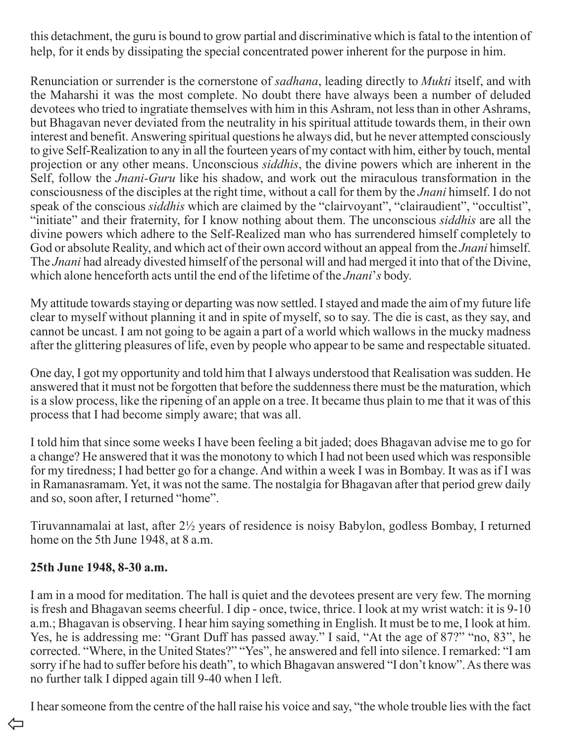this detachment, the guru is bound to grow partial and discriminative which is fatal to the intention of help, for it ends by dissipating the special concentrated power inherent for the purpose in him.

Renunciation or surrender is the cornerstone of *sadhana*, leading directly to *Mukti* itself, and with the Maharshi it was the most complete. No doubt there have always been a number of deluded devotees who tried to ingratiate themselves with him in this Ashram, not less than in other Ashrams, but Bhagavan never deviated from the neutrality in his spiritual attitude towards them, in their own interest and benefit. Answering spiritual questions he always did, but he never attempted consciously to give Self-Realization to any in all the fourteen years of my contact with him, either by touch, mental projection or any other means. Unconscious *siddhis*, the divine powers which are inherent in the Self, follow the *Jnani-Guru* like his shadow, and work out the miraculous transformation in the consciousness of the disciples at the right time, without a call for them by the *Jnani* himself. I do not speak of the conscious *siddhis* which are claimed by the "clairvoyant", "clairaudient", "occultist", "initiate" and their fraternity, for I know nothing about them. The unconscious *siddhis* are all the divine powers which adhere to the Self-Realized man who has surrendered himself completely to God or absolute Reality, and which act of their own accord without an appeal from the *Jnani* himself. The *Jnani* had already divested himself of the personal will and had merged it into that of the Divine, which alone henceforth acts until the end of the lifetime of the *Jnani*'*s* body.

My attitude towards staying or departing was now settled. I stayed and made the aim of my future life clear to myself without planning it and in spite of myself, so to say. The die is cast, as they say, and cannot be uncast. I am not going to be again a part of a world which wallows in the mucky madness after the glittering pleasures of life, even by people who appear to be same and respectable situated.

One day, I got my opportunity and told him that I always understood that Realisation was sudden. He answered that it must not be forgotten that before the suddenness there must be the maturation, which is a slow process, like the ripening of an apple on a tree. It became thus plain to me that it was of this process that I had become simply aware; that was all.

I told him that since some weeks I have been feeling a bit jaded; does Bhagavan advise me to go for a change? He answered that it was the monotony to which I had not been used which was responsible for my tiredness; I had better go for a change. And within a week I was in Bombay. It was as if I was in Ramanasramam. Yet, it was not the same. The nostalgia for Bhagavan after that period grew daily and so, soon after, I returned "home".

Tiruvannamalai at last, after 2½ years of residence is noisy Babylon, godless Bombay, I returned home on the 5th June 1948, at 8 a.m.

**25th June 1948, 8-30 a.m.**

I am in a mood for meditation. The hall is quiet and the devotees present are very few. The morning is fresh and Bhagavan seems cheerful. I dip - once, twice, thrice. I look at my wrist watch: it is 9-10 a.m.; Bhagavan is observing. I hear him saying something in English. It must be to me, I look at him. Yes, he is addressing me: "Grant Duff has passed away." I said, "At the age of 87?" "no, 83", he corrected. "Where, in the United States?" "Yes", he answered and fell into silence. I remarked: "I am sorry if he had to suffer before his death", to which Bhagavan answered "I don't know". As there was no further talk I dipped again till 9-40 when I left.

I hear someone from the centre of the hall raise his voice and say, "the whole trouble lies with the fact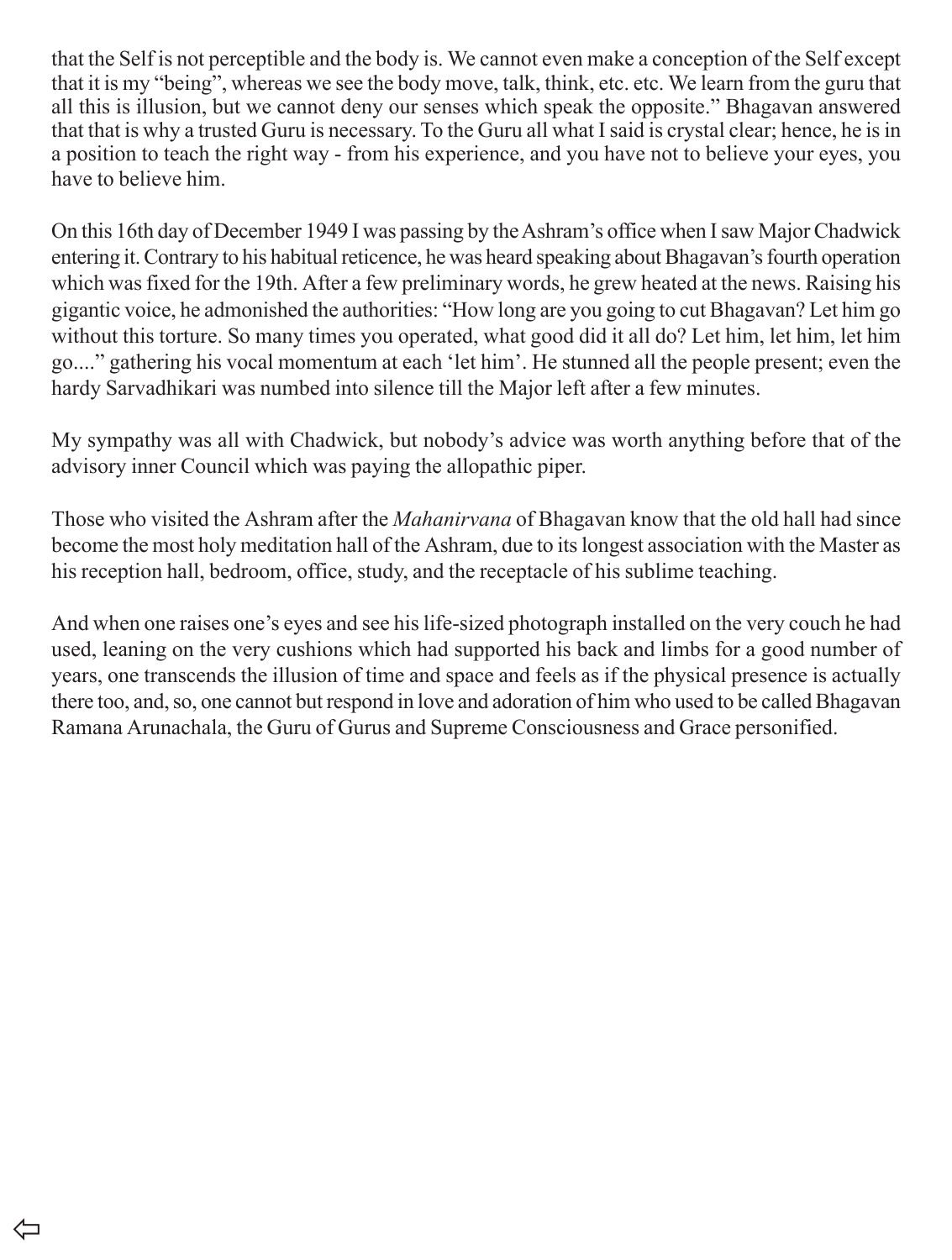that the Self is not perceptible and the body is. We cannot even make a conception of the Self except that it is my "being", whereas we see the body move, talk, think, etc. etc. We learn from the guru that all this is illusion, but we cannot deny our senses which speak the opposite." Bhagavan answered that that is why a trusted Guru is necessary. To the Guru all what I said is crystal clear; hence, he is in a position to teach the right way - from his experience, and you have not to believe your eyes, you have to believe him.

On this 16th day of December 1949 I was passing by the Ashram's office when I saw Major Chadwick entering it. Contrary to his habitual reticence, he was heard speaking about Bhagavan's fourth operation which was fixed for the 19th. After a few preliminary words, he grew heated at the news. Raising his gigantic voice, he admonished the authorities: "How long are you going to cut Bhagavan? Let him go without this torture. So many times you operated, what good did it all do? Let him, let him, let him go...." gathering his vocal momentum at each 'let him'. He stunned all the people present; even the hardy Sarvadhikari was numbed into silence till the Major left after a few minutes.

My sympathy was all with Chadwick, but nobody's advice was worth anything before that of the advisory inner Council which was paying the allopathic piper.

Those who visited the Ashram after the *Mahanirvana* of Bhagavan know that the old hall had since become the most holy meditation hall of the Ashram, due to its longest association with the Master as his reception hall, bedroom, office, study, and the receptacle of his sublime teaching.

And when one raises one's eyes and see his life-sized photograph installed on the very couch he had used, leaning on the very cushions which had supported his back and limbs for a good number of years, one transcends the illusion of time and space and feels as if the physical presence is actually there too, and, so, one cannot but respond in love and adoration of him who used to be called Bhagavan Ramana Arunachala, the Guru of Gurus and Supreme Consciousness and Grace personified.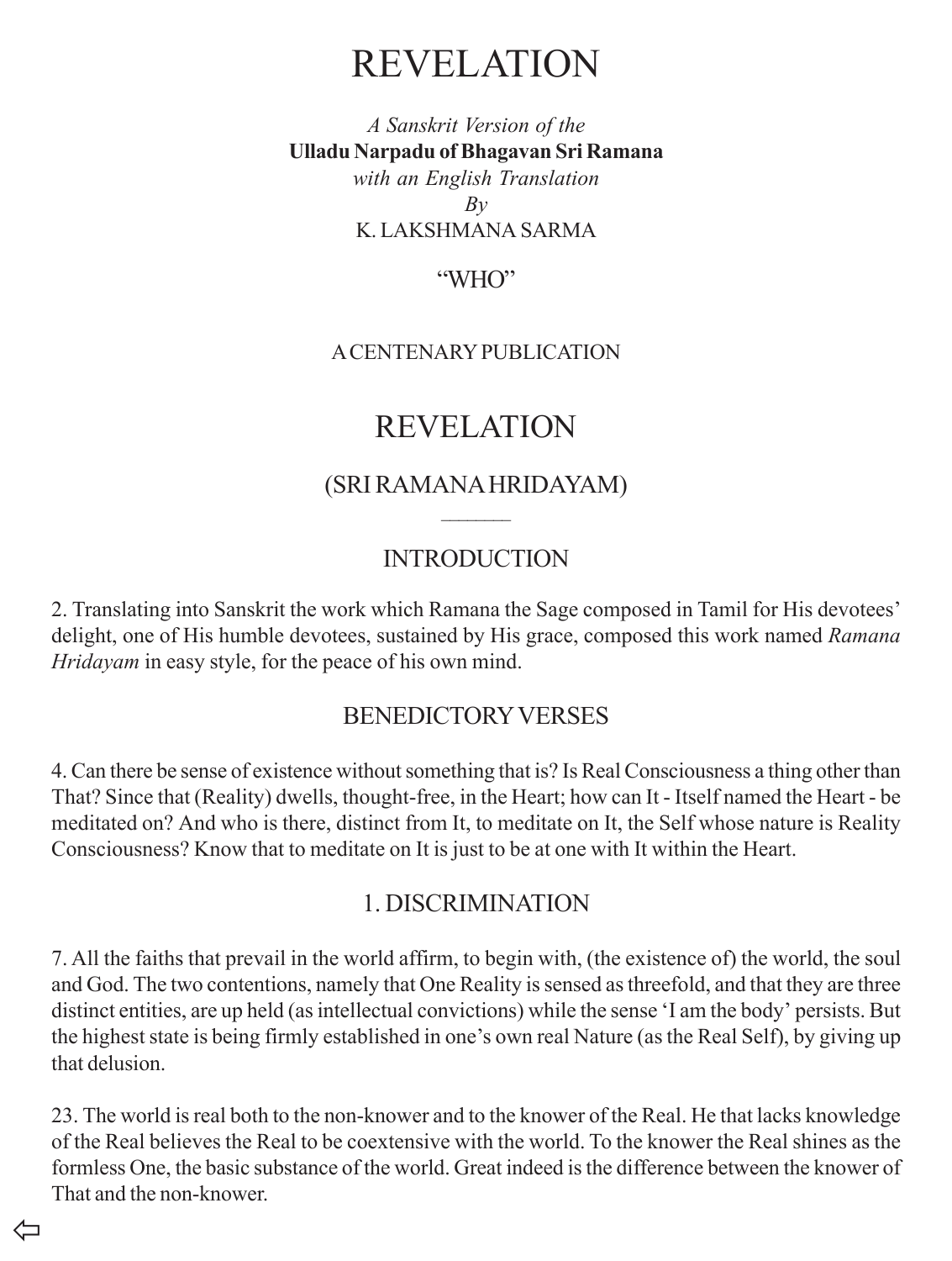# REVELATION

*A Sanskrit Version of the*
**Ulladu Narpadu of Bhagavan Sri Ramana**
*with an English Translation*
*By*
K. LAKSHMANA SARMA

"WHO"

A CENTENARY PUBLICATION

# REVELATION

## (SRI RAMANA HRIDAYAM)

---

## INTRODUCTION

2. Translating into Sanskrit the work which Ramana the Sage composed in Tamil for His devotees' delight, one of His humble devotees, sustained by His grace, composed this work named *Ramana Hridayam* in easy style, for the peace of his own mind.

## BENEDICTORY VERSES

4. Can there be sense of existence without something that is? Is Real Consciousness a thing other than That? Since that (Reality) dwells, thought-free, in the Heart; how can It - Itself named the Heart - be meditated on? And who is there, distinct from It, to meditate on It, the Self whose nature is Reality Consciousness? Know that to meditate on It is just to be at one with It within the Heart.

## 1. DISCRIMINATION

7. All the faiths that prevail in the world affirm, to begin with, (the existence of) the world, the soul and God. The two contentions, namely that One Reality is sensed as threefold, and that they are three distinct entities, are up held (as intellectual convictions) while the sense 'I am the body' persists. But the highest state is being firmly established in one's own real Nature (as the Real Self), by giving up that delusion.

23. The world is real both to the non-knower and to the knower of the Real. He that lacks knowledge of the Real believes the Real to be coextensive with the world. To the knower the Real shines as the formless One, the basic substance of the world. Great indeed is the difference between the knower of That and the non-knower.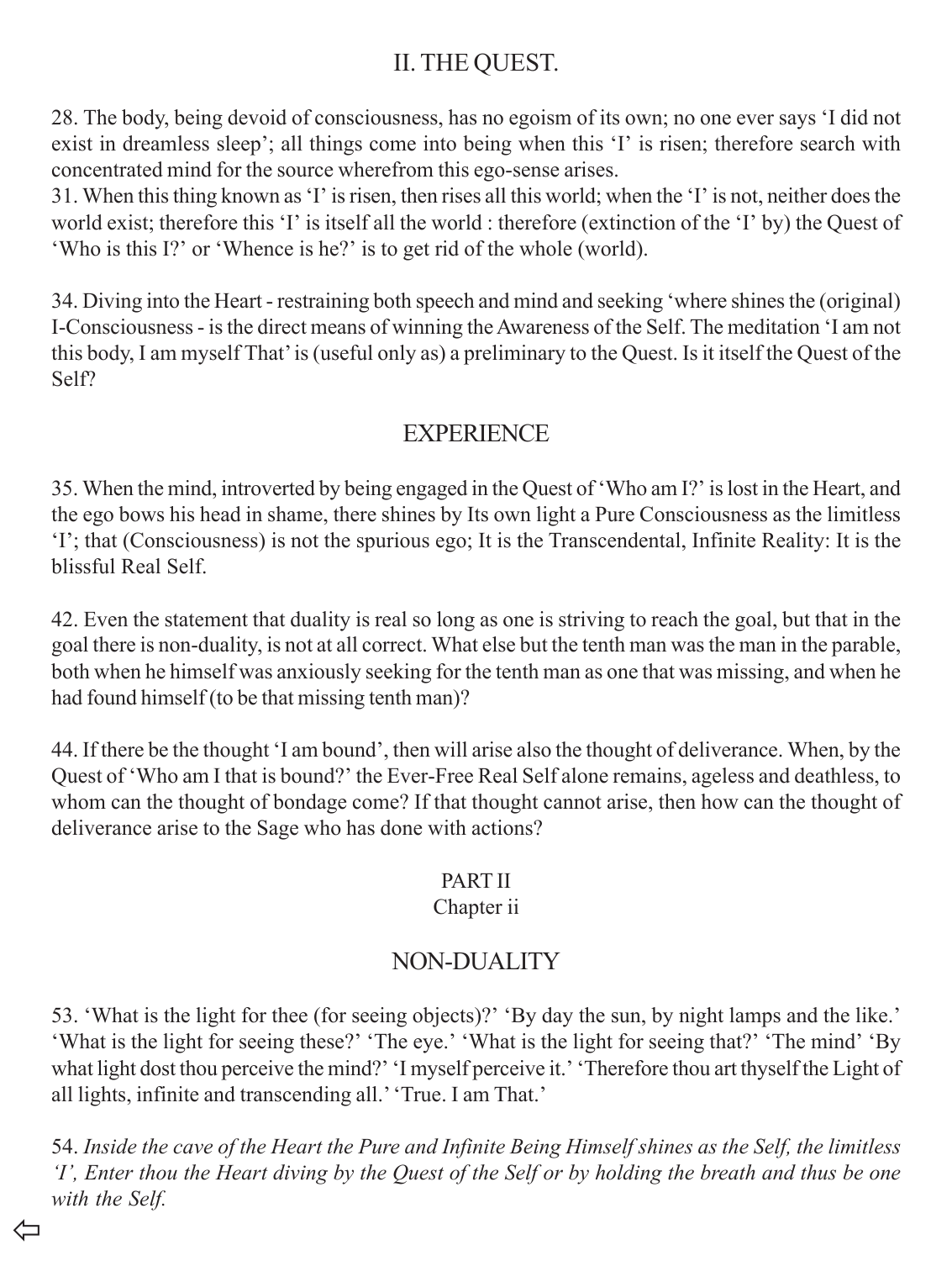## II. THE QUEST.

28. The body, being devoid of consciousness, has no egoism of its own; no one ever says 'I did not exist in dreamless sleep'; all things come into being when this 'I' is risen; therefore search with concentrated mind for the source wherefrom this ego-sense arises.
31. When this thing known as 'I' is risen, then rises all this world; when the 'I' is not, neither does the world exist; therefore this 'I' is itself all the world : therefore (extinction of the 'I' by) the Quest of 'Who is this I?' or 'Whence is he?' is to get rid of the whole (world).

34. Diving into the Heart - restraining both speech and mind and seeking 'where shines the (original) I-Consciousness - is the direct means of winning the Awareness of the Self. The meditation 'I am not this body, I am myself That' is (useful only as) a preliminary to the Quest. Is it itself the Quest of the Self?

## EXPERIENCE

35. When the mind, introverted by being engaged in the Quest of 'Who am I?' is lost in the Heart, and the ego bows his head in shame, there shines by Its own light a Pure Consciousness as the limitless 'I'; that (Consciousness) is not the spurious ego; It is the Transcendental, Infinite Reality: It is the blissful Real Self.

42. Even the statement that duality is real so long as one is striving to reach the goal, but that in the goal there is non-duality, is not at all correct. What else but the tenth man was the man in the parable, both when he himself was anxiously seeking for the tenth man as one that was missing, and when he had found himself (to be that missing tenth man)?

44. If there be the thought 'I am bound', then will arise also the thought of deliverance. When, by the Quest of 'Who am I that is bound?' the Ever-Free Real Self alone remains, ageless and deathless, to whom can the thought of bondage come? If that thought cannot arise, then how can the thought of deliverance arise to the Sage who has done with actions?

PART II
Chapter ii

## NON-DUALITY

53. 'What is the light for thee (for seeing objects)?' 'By day the sun, by night lamps and the like.' 'What is the light for seeing these?' 'The eye.' 'What is the light for seeing that?' 'The mind' 'By what light dost thou perceive the mind?' 'I myself perceive it.' 'Therefore thou art thyself the Light of all lights, infinite and transcending all.' 'True. I am That.'

54. *Inside the cave of the Heart the Pure and Infinite Being Himself shines as the Self, the limitless 'I', Enter thou the Heart diving by the Quest of the Self or by holding the breath and thus be one with the Self.*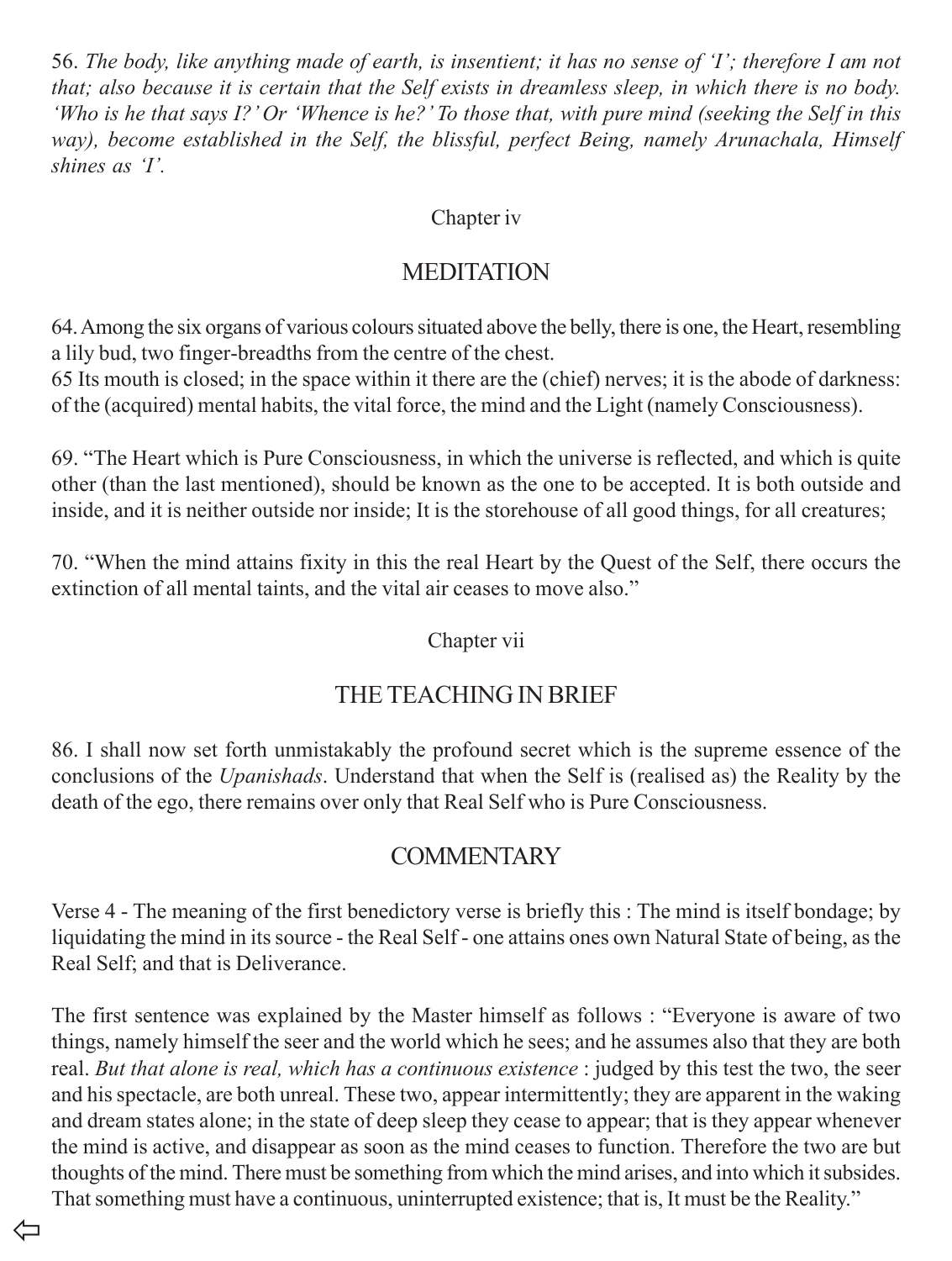56. *The body, like anything made of earth, is insentient; it has no sense of 'I'; therefore I am not that; also because it is certain that the Self exists in dreamless sleep, in which there is no body. 'Who is he that says I?' Or 'Whence is he?' To those that, with pure mind (seeking the Self in this way), become established in the Self, the blissful, perfect Being, namely Arunachala, Himself shines as 'I'.*

Chapter iv

## MEDITATION

64. Among the six organs of various colours situated above the belly, there is one, the Heart, resembling a lily bud, two finger-breadths from the centre of the chest.

65 Its mouth is closed; in the space within it there are the (chief) nerves; it is the abode of darkness: of the (acquired) mental habits, the vital force, the mind and the Light (namely Consciousness).

69. "The Heart which is Pure Consciousness, in which the universe is reflected, and which is quite other (than the last mentioned), should be known as the one to be accepted. It is both outside and inside, and it is neither outside nor inside; It is the storehouse of all good things, for all creatures;

70. "When the mind attains fixity in this the real Heart by the Quest of the Self, there occurs the extinction of all mental taints, and the vital air ceases to move also."

Chapter vii

## THE TEACHING IN BRIEF

86. I shall now set forth unmistakably the profound secret which is the supreme essence of the conclusions of the *Upanishads*. Understand that when the Self is (realised as) the Reality by the death of the ego, there remains over only that Real Self who is Pure Consciousness.

## COMMENTARY

Verse 4 - The meaning of the first benedictory verse is briefly this : The mind is itself bondage; by liquidating the mind in its source - the Real Self - one attains ones own Natural State of being, as the Real Self; and that is Deliverance.

The first sentence was explained by the Master himself as follows : "Everyone is aware of two things, namely himself the seer and the world which he sees; and he assumes also that they are both real. *But that alone is real, which has a continuous existence* : judged by this test the two, the seer and his spectacle, are both unreal. These two, appear intermittently; they are apparent in the waking and dream states alone; in the state of deep sleep they cease to appear; that is they appear whenever the mind is active, and disappear as soon as the mind ceases to function. Therefore the two are but thoughts of the mind. There must be something from which the mind arises, and into which it subsides. That something must have a continuous, uninterrupted existence; that is, It must be the Reality."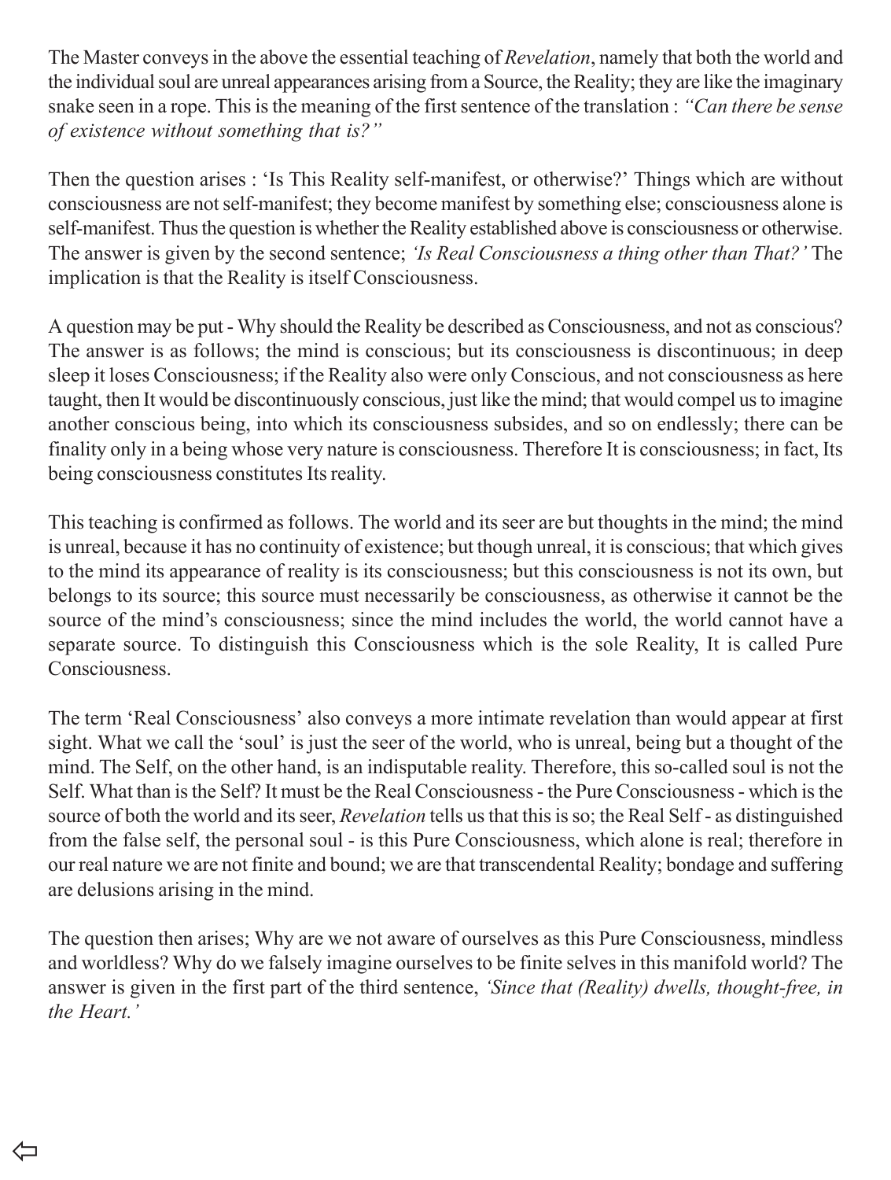The Master conveys in the above the essential teaching of *Revelation*, namely that both the world and the individual soul are unreal appearances arising from a Source, the Reality; they are like the imaginary snake seen in a rope. This is the meaning of the first sentence of the translation : *"Can there be sense of existence without something that is?"*

Then the question arises : 'Is This Reality self-manifest, or otherwise?' Things which are without consciousness are not self-manifest; they become manifest by something else; consciousness alone is self-manifest. Thus the question is whether the Reality established above is consciousness or otherwise. The answer is given by the second sentence; *'Is Real Consciousness a thing other than That?'* The implication is that the Reality is itself Consciousness.

A question may be put - Why should the Reality be described as Consciousness, and not as conscious? The answer is as follows; the mind is conscious; but its consciousness is discontinuous; in deep sleep it loses Consciousness; if the Reality also were only Conscious, and not consciousness as here taught, then It would be discontinuously conscious, just like the mind; that would compel us to imagine another conscious being, into which its consciousness subsides, and so on endlessly; there can be finality only in a being whose very nature is consciousness. Therefore It is consciousness; in fact, Its being consciousness constitutes Its reality.

This teaching is confirmed as follows. The world and its seer are but thoughts in the mind; the mind is unreal, because it has no continuity of existence; but though unreal, it is conscious; that which gives to the mind its appearance of reality is its consciousness; but this consciousness is not its own, but belongs to its source; this source must necessarily be consciousness, as otherwise it cannot be the source of the mind's consciousness; since the mind includes the world, the world cannot have a separate source. To distinguish this Consciousness which is the sole Reality, It is called Pure Consciousness.

The term 'Real Consciousness' also conveys a more intimate revelation than would appear at first sight. What we call the 'soul' is just the seer of the world, who is unreal, being but a thought of the mind. The Self, on the other hand, is an indisputable reality. Therefore, this so-called soul is not the Self. What than is the Self? It must be the Real Consciousness - the Pure Consciousness - which is the source of both the world and its seer, *Revelation* tells us that this is so; the Real Self - as distinguished from the false self, the personal soul - is this Pure Consciousness, which alone is real; therefore in our real nature we are not finite and bound; we are that transcendental Reality; bondage and suffering are delusions arising in the mind.

The question then arises; Why are we not aware of ourselves as this Pure Consciousness, mindless and worldless? Why do we falsely imagine ourselves to be finite selves in this manifold world? The answer is given in the first part of the third sentence, *'Since that (Reality) dwells, thought-free, in the Heart.'*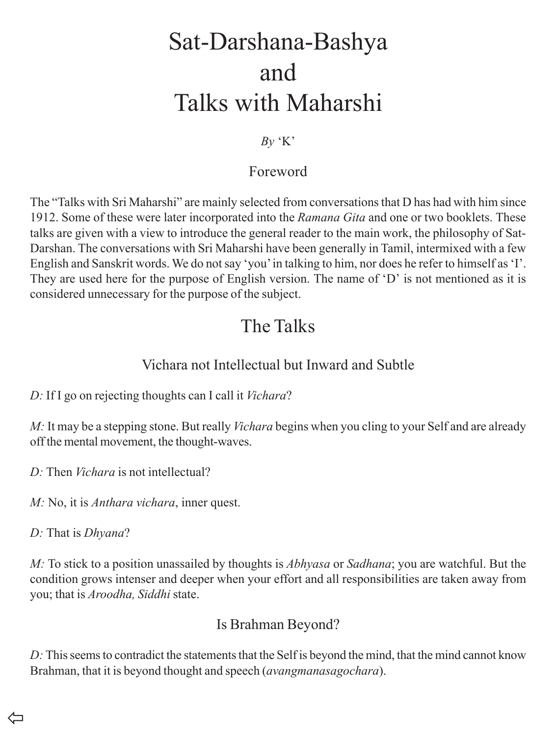# Sat-Darshana-Bashya and Talks with Maharshi

*By* 'K'

## Foreword

The "Talks with Sri Maharshi" are mainly selected from conversations that D has had with him since 1912. Some of these were later incorporated into the *Ramana Gita* and one or two booklets. These talks are given with a view to introduce the general reader to the main work, the philosophy of Sat-Darshan. The conversations with Sri Maharshi have been generally in Tamil, intermixed with a few English and Sanskrit words. We do not say 'you' in talking to him, nor does he refer to himself as 'I'. They are used here for the purpose of English version. The name of 'D' is not mentioned as it is considered unnecessary for the purpose of the subject.

## The Talks

### Vichara not Intellectual but Inward and Subtle

*D:* If I go on rejecting thoughts can I call it *Vichara*?

*M:* It may be a stepping stone. But really *Vichara* begins when you cling to your Self and are already off the mental movement, the thought-waves.

*D:* Then *Vichara* is not intellectual?

*M:* No, it is *Anthara vichara*, inner quest.

*D:* That is *Dhyana*?

*M:* To stick to a position unassailed by thoughts is *Abhyasa* or *Sadhana*; you are watchful. But the condition grows intenser and deeper when your effort and all responsibilities are taken away from you; that is *Aroodha, Siddhi* state.

### Is Brahman Beyond?

*D:* This seems to contradict the statements that the Self is beyond the mind, that the mind cannot know Brahman, that it is beyond thought and speech (*avangmanasagochara*).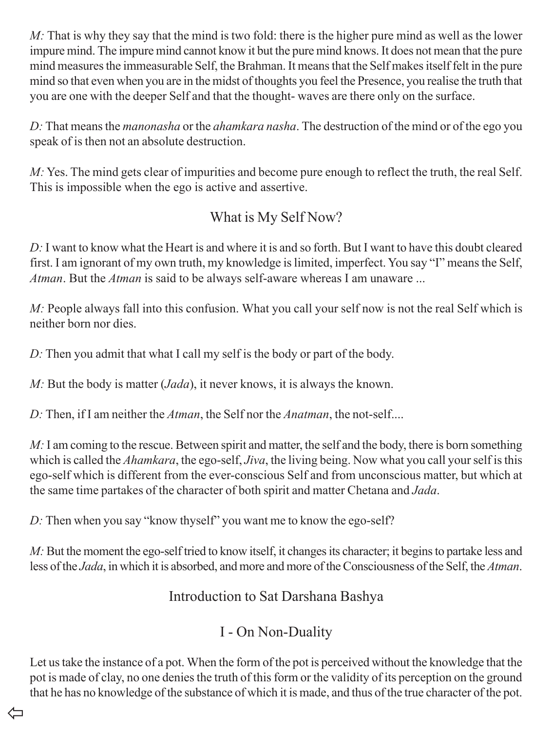*M:* That is why they say that the mind is two fold: there is the higher pure mind as well as the lower impure mind. The impure mind cannot know it but the pure mind knows. It does not mean that the pure mind measures the immeasurable Self, the Brahman. It means that the Self makes itself felt in the pure mind so that even when you are in the midst of thoughts you feel the Presence, you realise the truth that you are one with the deeper Self and that the thought- waves are there only on the surface.

*D:* That means the *manonasha* or the *ahamkara nasha*. The destruction of the mind or of the ego you speak of is then not an absolute destruction.

*M:* Yes. The mind gets clear of impurities and become pure enough to reflect the truth, the real Self. This is impossible when the ego is active and assertive.

## What is My Self Now?

*D:* I want to know what the Heart is and where it is and so forth. But I want to have this doubt cleared first. I am ignorant of my own truth, my knowledge is limited, imperfect. You say "I" means the Self, *Atman*. But the *Atman* is said to be always self-aware whereas I am unaware ...

*M:* People always fall into this confusion. What you call your self now is not the real Self which is neither born nor dies.

*D:* Then you admit that what I call my self is the body or part of the body.

*M:* But the body is matter (*Jada*), it never knows, it is always the known.

*D:* Then, if I am neither the *Atman*, the Self nor the *Anatman*, the not-self....

*M:* I am coming to the rescue. Between spirit and matter, the self and the body, there is born something which is called the *Ahamkara*, the ego-self, *Jiva*, the living being. Now what you call your self is this ego-self which is different from the ever-conscious Self and from unconscious matter, but which at the same time partakes of the character of both spirit and matter Chetana and *Jada*.

*D:* Then when you say "know thyself" you want me to know the ego-self?

*M:* But the moment the ego-self tried to know itself, it changes its character; it begins to partake less and less of the *Jada*, in which it is absorbed, and more and more of the Consciousness of the Self, the *Atman*.

## Introduction to Sat Darshana Bashya

## I - On Non-Duality

Let us take the instance of a pot. When the form of the pot is perceived without the knowledge that the pot is made of clay, no one denies the truth of this form or the validity of its perception on the ground that he has no knowledge of the substance of which it is made, and thus of the true character of the pot.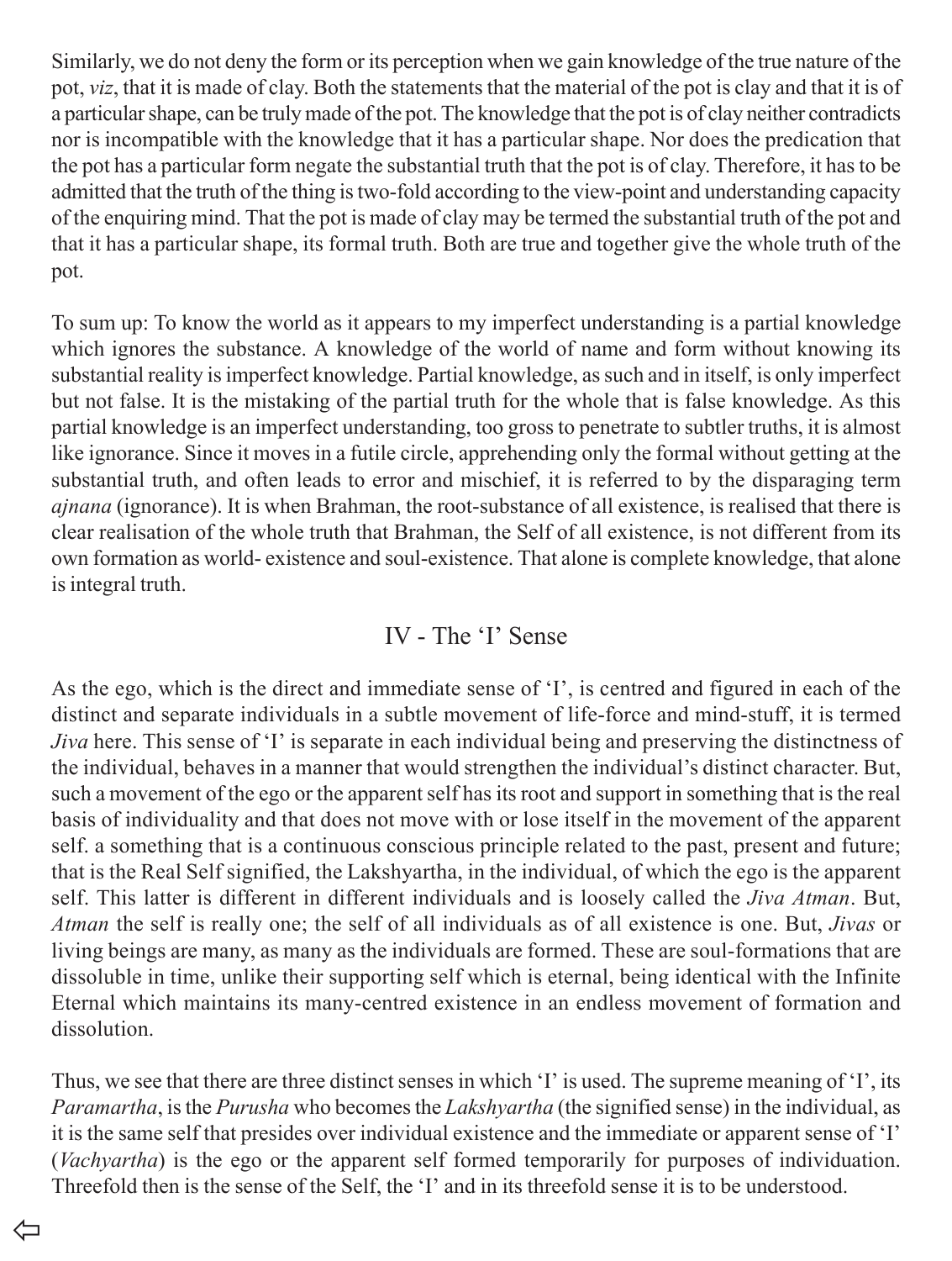Similarly, we do not deny the form or its perception when we gain knowledge of the true nature of the pot, *viz*, that it is made of clay. Both the statements that the material of the pot is clay and that it is of a particular shape, can be truly made of the pot. The knowledge that the pot is of clay neither contradicts nor is incompatible with the knowledge that it has a particular shape. Nor does the predication that the pot has a particular form negate the substantial truth that the pot is of clay. Therefore, it has to be admitted that the truth of the thing is two-fold according to the view-point and understanding capacity of the enquiring mind. That the pot is made of clay may be termed the substantial truth of the pot and that it has a particular shape, its formal truth. Both are true and together give the whole truth of the pot.

To sum up: To know the world as it appears to my imperfect understanding is a partial knowledge which ignores the substance. A knowledge of the world of name and form without knowing its substantial reality is imperfect knowledge. Partial knowledge, as such and in itself, is only imperfect but not false. It is the mistaking of the partial truth for the whole that is false knowledge. As this partial knowledge is an imperfect understanding, too gross to penetrate to subtler truths, it is almost like ignorance. Since it moves in a futile circle, apprehending only the formal without getting at the substantial truth, and often leads to error and mischief, it is referred to by the disparaging term *ajnana* (ignorance). It is when Brahman, the root-substance of all existence, is realised that there is clear realisation of the whole truth that Brahman, the Self of all existence, is not different from its own formation as world- existence and soul-existence. That alone is complete knowledge, that alone is integral truth.

## IV - The 'I' Sense

As the ego, which is the direct and immediate sense of 'I', is centred and figured in each of the distinct and separate individuals in a subtle movement of life-force and mind-stuff, it is termed *Jiva* here. This sense of 'I' is separate in each individual being and preserving the distinctness of the individual, behaves in a manner that would strengthen the individual's distinct character. But, such a movement of the ego or the apparent self has its root and support in something that is the real basis of individuality and that does not move with or lose itself in the movement of the apparent self. a something that is a continuous conscious principle related to the past, present and future; that is the Real Self signified, the Lakshyartha, in the individual, of which the ego is the apparent self. This latter is different in different individuals and is loosely called the *Jiva Atman*. But, *Atman* the self is really one; the self of all individuals as of all existence is one. But, *Jivas* or living beings are many, as many as the individuals are formed. These are soul-formations that are dissoluble in time, unlike their supporting self which is eternal, being identical with the Infinite Eternal which maintains its many-centred existence in an endless movement of formation and dissolution.

Thus, we see that there are three distinct senses in which 'I' is used. The supreme meaning of 'I', its *Paramartha*, is the *Purusha* who becomes the *Lakshyartha* (the signified sense) in the individual, as it is the same self that presides over individual existence and the immediate or apparent sense of 'I' (*Vachyartha*) is the ego or the apparent self formed temporarily for purposes of individuation. Threefold then is the sense of the Self, the 'I' and in its threefold sense it is to be understood.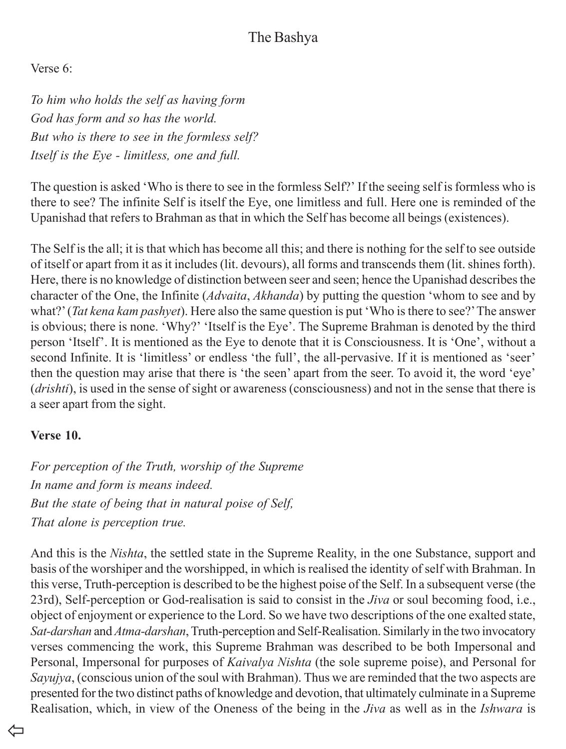# The Bashya

Verse 6:

*To him who holds the self as having form*
*God has form and so has the world.*
*But who is there to see in the formless self?*
*Itself is the Eye - limitless, one and full.*

The question is asked 'Who is there to see in the formless Self?' If the seeing self is formless who is there to see? The infinite Self is itself the Eye, one limitless and full. Here one is reminded of the Upanishad that refers to Brahman as that in which the Self has become all beings (existences).

The Self is the all; it is that which has become all this; and there is nothing for the self to see outside of itself or apart from it as it includes (lit. devours), all forms and transcends them (lit. shines forth). Here, there is no knowledge of distinction between seer and seen; hence the Upanishad describes the character of the One, the Infinite (*Advaita*, *Akhanda*) by putting the question 'whom to see and by what?' (*Tat kena kam pashyet*). Here also the same question is put 'Who is there to see?' The answer is obvious; there is none. 'Why?' 'Itself is the Eye'. The Supreme Brahman is denoted by the third person 'Itself'. It is mentioned as the Eye to denote that it is Consciousness. It is 'One', without a second Infinite. It is 'limitless' or endless 'the full', the all-pervasive. If it is mentioned as 'seer' then the question may arise that there is 'the seen' apart from the seer. To avoid it, the word 'eye' (*drishti*), is used in the sense of sight or awareness (consciousness) and not in the sense that there is a seer apart from the sight.

**Verse 10.**

*For perception of the Truth, worship of the Supreme*
*In name and form is means indeed.*
*But the state of being that in natural poise of Self,*
*That alone is perception true.*

And this is the *Nishta*, the settled state in the Supreme Reality, in the one Substance, support and basis of the worshiper and the worshipped, in which is realised the identity of self with Brahman. In this verse, Truth-perception is described to be the highest poise of the Self. In a subsequent verse (the 23rd), Self-perception or God-realisation is said to consist in the *Jiva* or soul becoming food, i.e., object of enjoyment or experience to the Lord. So we have two descriptions of the one exalted state, *Sat-darshan* and *Atma-darshan*, Truth-perception and Self-Realisation. Similarly in the two invocatory verses commencing the work, this Supreme Brahman was described to be both Impersonal and Personal, Impersonal for purposes of *Kaivalya Nishta* (the sole supreme poise), and Personal for *Sayujya*, (conscious union of the soul with Brahman). Thus we are reminded that the two aspects are presented for the two distinct paths of knowledge and devotion, that ultimately culminate in a Supreme Realisation, which, in view of the Oneness of the being in the *Jiva* as well as in the *Ishwara* is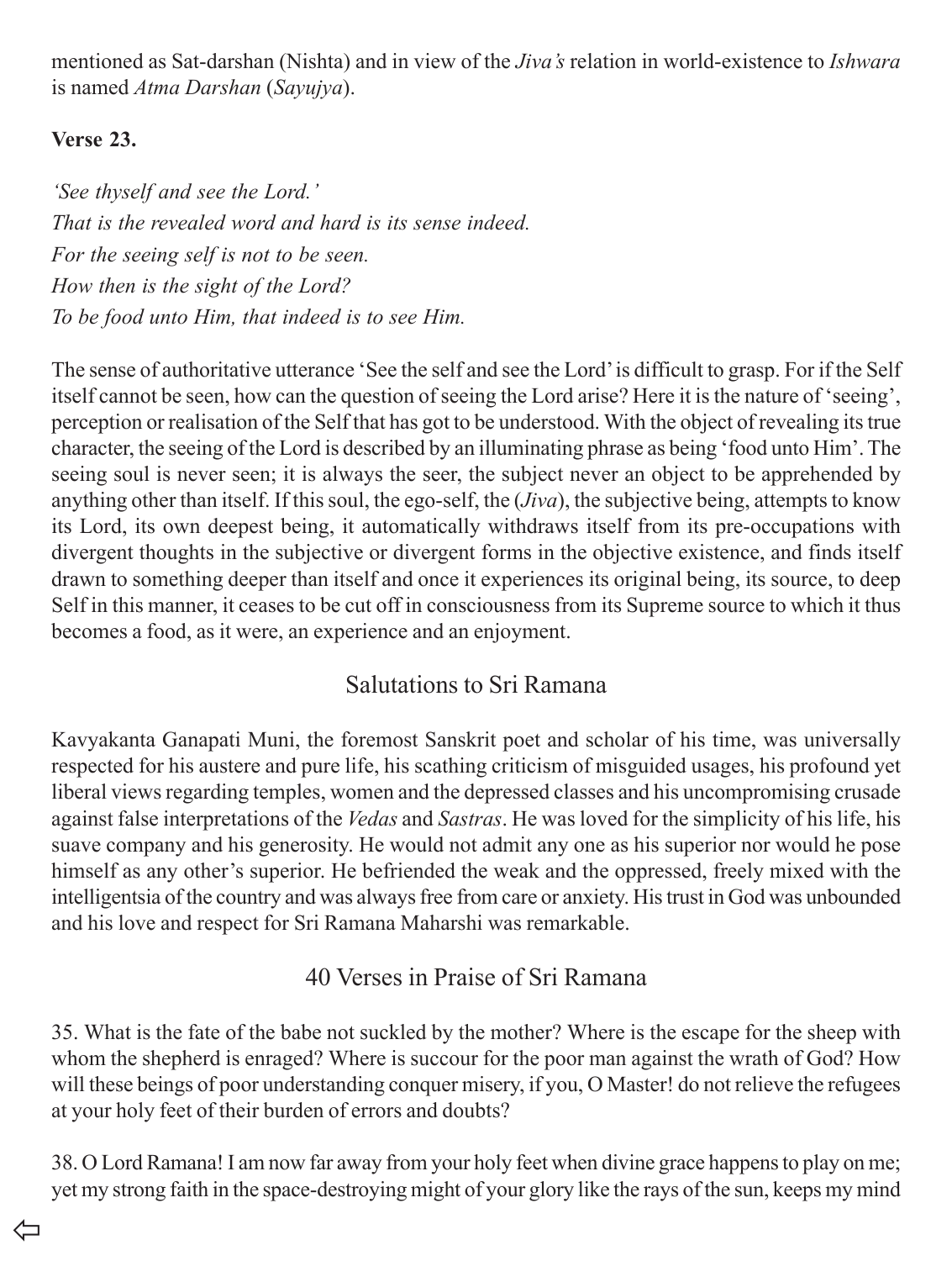mentioned as Sat-darshan (Nishta) and in view of the *Jiva's* relation in world-existence to *Ishwara* is named *Atma Darshan* (*Sayujya*).

**Verse 23.**

*'See thyself and see the Lord.'*
*That is the revealed word and hard is its sense indeed.*
*For the seeing self is not to be seen.*
*How then is the sight of the Lord?*
*To be food unto Him, that indeed is to see Him.*

The sense of authoritative utterance 'See the self and see the Lord' is difficult to grasp. For if the Self itself cannot be seen, how can the question of seeing the Lord arise? Here it is the nature of 'seeing', perception or realisation of the Self that has got to be understood. With the object of revealing its true character, the seeing of the Lord is described by an illuminating phrase as being 'food unto Him'. The seeing soul is never seen; it is always the seer, the subject never an object to be apprehended by anything other than itself. If this soul, the ego-self, the (*Jiva*), the subjective being, attempts to know its Lord, its own deepest being, it automatically withdraws itself from its pre-occupations with divergent thoughts in the subjective or divergent forms in the objective existence, and finds itself drawn to something deeper than itself and once it experiences its original being, its source, to deep Self in this manner, it ceases to be cut off in consciousness from its Supreme source to which it thus becomes a food, as it were, an experience and an enjoyment.

## Salutations to Sri Ramana

Kavyakanta Ganapati Muni, the foremost Sanskrit poet and scholar of his time, was universally respected for his austere and pure life, his scathing criticism of misguided usages, his profound yet liberal views regarding temples, women and the depressed classes and his uncompromising crusade against false interpretations of the *Vedas* and *Sastras*. He was loved for the simplicity of his life, his suave company and his generosity. He would not admit any one as his superior nor would he pose himself as any other's superior. He befriended the weak and the oppressed, freely mixed with the intelligentsia of the country and was always free from care or anxiety. His trust in God was unbounded and his love and respect for Sri Ramana Maharshi was remarkable.

## 40 Verses in Praise of Sri Ramana

35. What is the fate of the babe not suckled by the mother? Where is the escape for the sheep with whom the shepherd is enraged? Where is succour for the poor man against the wrath of God? How will these beings of poor understanding conquer misery, if you, O Master! do not relieve the refugees at your holy feet of their burden of errors and doubts?

38. O Lord Ramana! I am now far away from your holy feet when divine grace happens to play on me; yet my strong faith in the space-destroying might of your glory like the rays of the sun, keeps my mind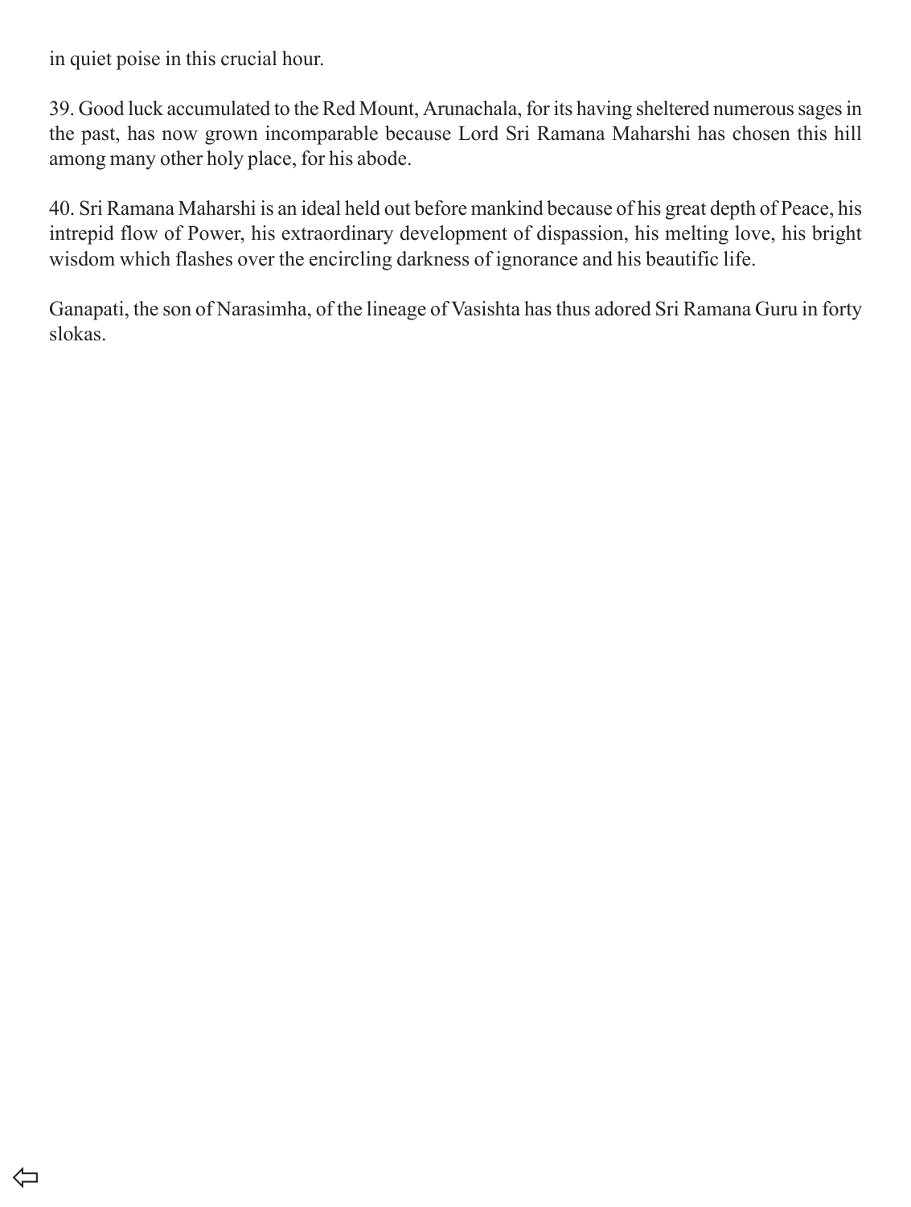in quiet poise in this crucial hour.

39. Good luck accumulated to the Red Mount, Arunachala, for its having sheltered numerous sages in the past, has now grown incomparable because Lord Sri Ramana Maharshi has chosen this hill among many other holy place, for his abode.

40. Sri Ramana Maharshi is an ideal held out before mankind because of his great depth of Peace, his intrepid flow of Power, his extraordinary development of dispassion, his melting love, his bright wisdom which flashes over the encircling darkness of ignorance and his beautific life.

Ganapati, the son of Narasimha, of the lineage of Vasishta has thus adored Sri Ramana Guru in forty slokas.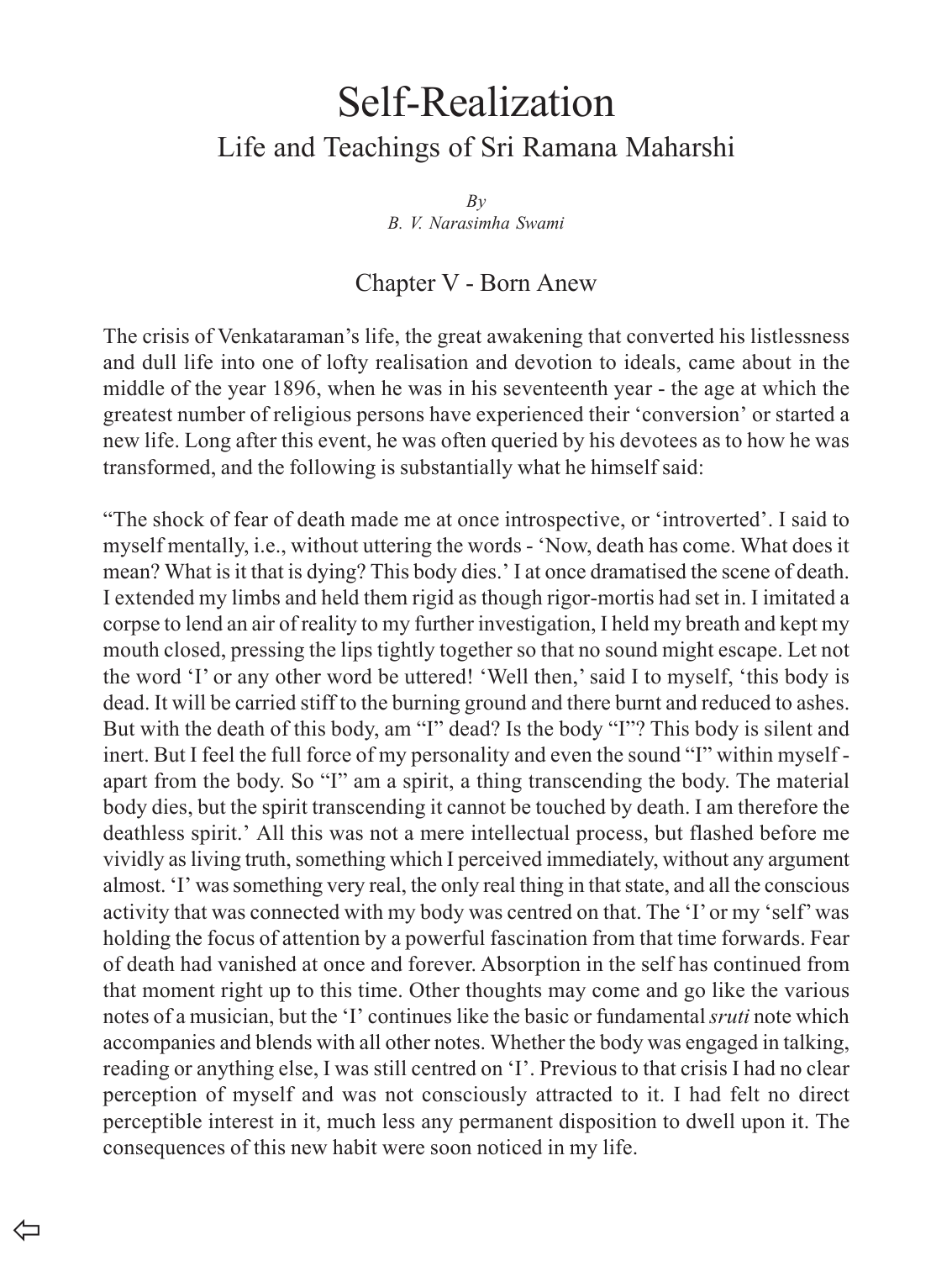# Self-Realization

## Life and Teachings of Sri Ramana Maharshi

*By*
*B. V. Narasimha Swami*

## Chapter V - Born Anew

The crisis of Venkataraman's life, the great awakening that converted his listlessness and dull life into one of lofty realisation and devotion to ideals, came about in the middle of the year 1896, when he was in his seventeenth year - the age at which the greatest number of religious persons have experienced their 'conversion' or started a new life. Long after this event, he was often queried by his devotees as to how he was transformed, and the following is substantially what he himself said:

"The shock of fear of death made me at once introspective, or 'introverted'. I said to myself mentally, i.e., without uttering the words - 'Now, death has come. What does it mean? What is it that is dying? This body dies.' I at once dramatised the scene of death. I extended my limbs and held them rigid as though rigor-mortis had set in. I imitated a corpse to lend an air of reality to my further investigation, I held my breath and kept my mouth closed, pressing the lips tightly together so that no sound might escape. Let not the word 'I' or any other word be uttered! 'Well then,' said I to myself, 'this body is dead. It will be carried stiff to the burning ground and there burnt and reduced to ashes. But with the death of this body, am "I" dead? Is the body "I"? This body is silent and inert. But I feel the full force of my personality and even the sound "I" within myself - apart from the body. So "I" am a spirit, a thing transcending the body. The material body dies, but the spirit transcending it cannot be touched by death. I am therefore the deathless spirit.' All this was not a mere intellectual process, but flashed before me vividly as living truth, something which I perceived immediately, without any argument almost. 'I' was something very real, the only real thing in that state, and all the conscious activity that was connected with my body was centred on that. The 'I' or my 'self' was holding the focus of attention by a powerful fascination from that time forwards. Fear of death had vanished at once and forever. Absorption in the self has continued from that moment right up to this time. Other thoughts may come and go like the various notes of a musician, but the 'I' continues like the basic or fundamental *sruti* note which accompanies and blends with all other notes. Whether the body was engaged in talking, reading or anything else, I was still centred on 'I'. Previous to that crisis I had no clear perception of myself and was not consciously attracted to it. I had felt no direct perceptible interest in it, much less any permanent disposition to dwell upon it. The consequences of this new habit were soon noticed in my life.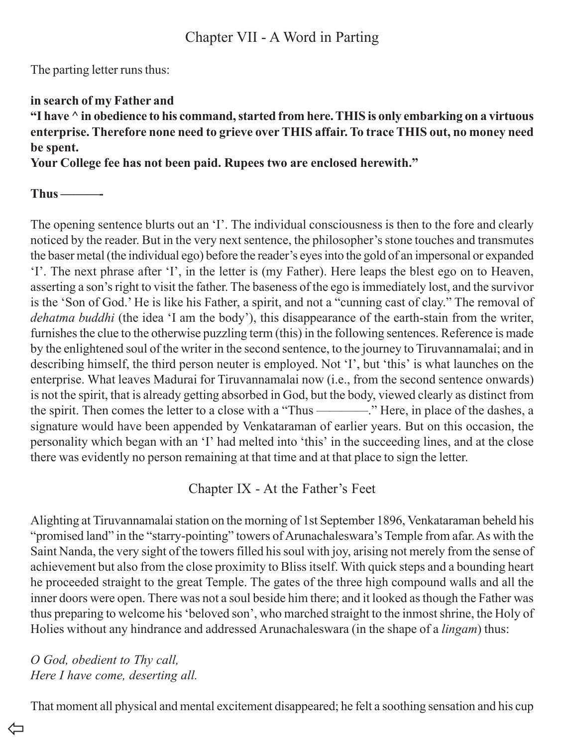## Chapter VII - A Word in Parting

The parting letter runs thus:

**in search of my Father and**
**"I have ^ in obedience to his command, started from here. THIS is only embarking on a virtuous enterprise. Therefore none need to grieve over THIS affair. To trace THIS out, no money need be spent.**
**Your College fee has not been paid. Rupees two are enclosed herewith."**

**Thus ———-**

The opening sentence blurts out an 'I'. The individual consciousness is then to the fore and clearly noticed by the reader. But in the very next sentence, the philosopher's stone touches and transmutes the baser metal (the individual ego) before the reader's eyes into the gold of an impersonal or expanded 'I'. The next phrase after 'I', in the letter is (my Father). Here leaps the blest ego on to Heaven, asserting a son's right to visit the father. The baseness of the ego is immediately lost, and the survivor is the 'Son of God.' He is like his Father, a spirit, and not a "cunning cast of clay." The removal of *dehatma buddhi* (the idea 'I am the body'), this disappearance of the earth-stain from the writer, furnishes the clue to the otherwise puzzling term (this) in the following sentences. Reference is made by the enlightened soul of the writer in the second sentence, to the journey to Tiruvannamalai; and in describing himself, the third person neuter is employed. Not 'I', but 'this' is what launches on the enterprise. What leaves Madurai for Tiruvannamalai now (i.e., from the second sentence onwards) is not the spirit, that is already getting absorbed in God, but the body, viewed clearly as distinct from the spirit. Then comes the letter to a close with a "Thus ————." Here, in place of the dashes, a signature would have been appended by Venkataraman of earlier years. But on this occasion, the personality which began with an 'I' had melted into 'this' in the succeeding lines, and at the close there was evidently no person remaining at that time and at that place to sign the letter.

## Chapter IX - At the Father's Feet

Alighting at Tiruvannamalai station on the morning of 1st September 1896, Venkataraman beheld his "promised land" in the "starry-pointing" towers of Arunachaleswara's Temple from afar. As with the Saint Nanda, the very sight of the towers filled his soul with joy, arising not merely from the sense of achievement but also from the close proximity to Bliss itself. With quick steps and a bounding heart he proceeded straight to the great Temple. The gates of the three high compound walls and all the inner doors were open. There was not a soul beside him there; and it looked as though the Father was thus preparing to welcome his 'beloved son', who marched straight to the inmost shrine, the Holy of Holies without any hindrance and addressed Arunachaleswara (in the shape of a *lingam*) thus:

*O God, obedient to Thy call,*
*Here I have come, deserting all.*

That moment all physical and mental excitement disappeared; he felt a soothing sensation and his cup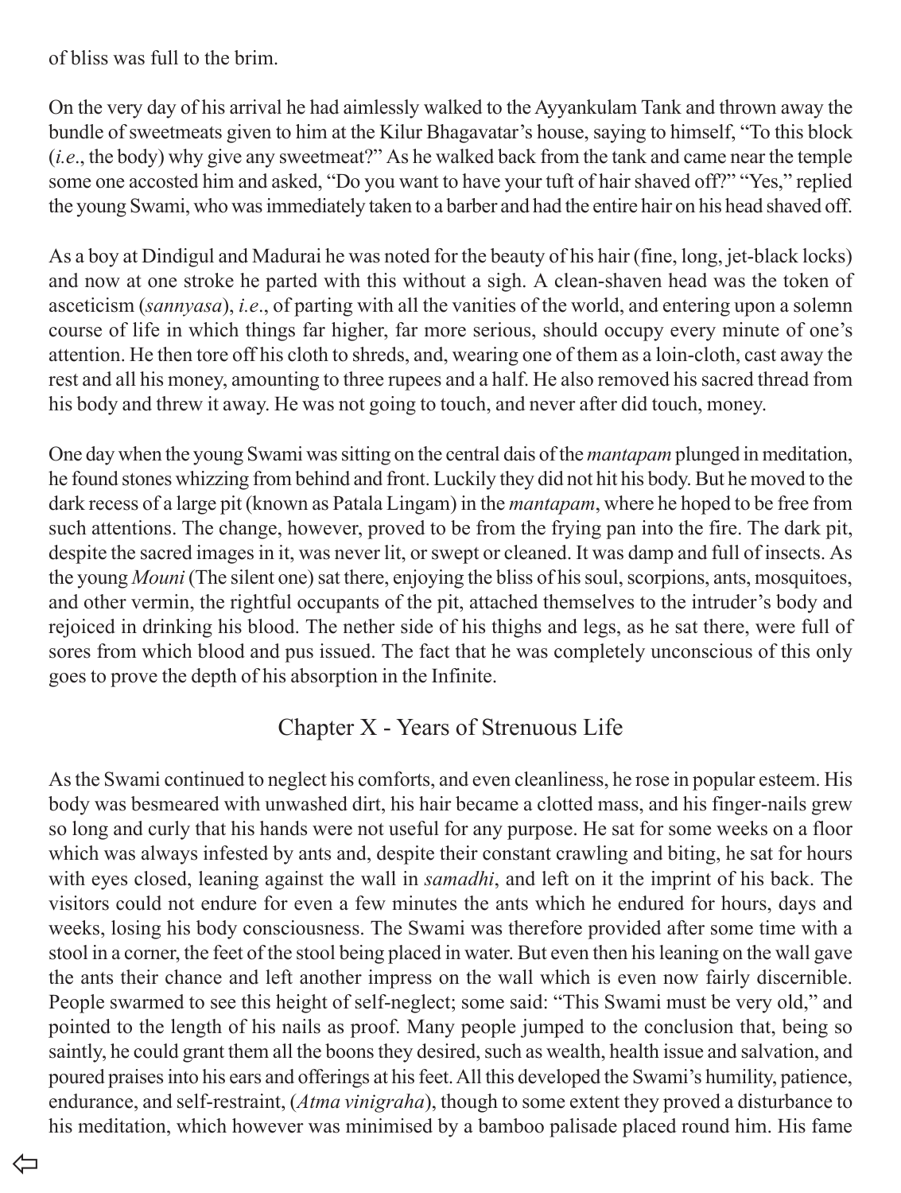of bliss was full to the brim.

On the very day of his arrival he had aimlessly walked to the Ayyankulam Tank and thrown away the bundle of sweetmeats given to him at the Kilur Bhagavatar's house, saying to himself, "To this block (*i.e*., the body) why give any sweetmeat?" As he walked back from the tank and came near the temple some one accosted him and asked, "Do you want to have your tuft of hair shaved off?" "Yes," replied the young Swami, who was immediately taken to a barber and had the entire hair on his head shaved off.

As a boy at Dindigul and Madurai he was noted for the beauty of his hair (fine, long, jet-black locks) and now at one stroke he parted with this without a sigh. A clean-shaven head was the token of asceticism (*sannyasa*), *i.e*., of parting with all the vanities of the world, and entering upon a solemn course of life in which things far higher, far more serious, should occupy every minute of one's attention. He then tore off his cloth to shreds, and, wearing one of them as a loin-cloth, cast away the rest and all his money, amounting to three rupees and a half. He also removed his sacred thread from his body and threw it away. He was not going to touch, and never after did touch, money.

One day when the young Swami was sitting on the central dais of the *mantapam* plunged in meditation, he found stones whizzing from behind and front. Luckily they did not hit his body. But he moved to the dark recess of a large pit (known as Patala Lingam) in the *mantapam*, where he hoped to be free from such attentions. The change, however, proved to be from the frying pan into the fire. The dark pit, despite the sacred images in it, was never lit, or swept or cleaned. It was damp and full of insects. As the young *Mouni* (The silent one) sat there, enjoying the bliss of his soul, scorpions, ants, mosquitoes, and other vermin, the rightful occupants of the pit, attached themselves to the intruder's body and rejoiced in drinking his blood. The nether side of his thighs and legs, as he sat there, were full of sores from which blood and pus issued. The fact that he was completely unconscious of this only goes to prove the depth of his absorption in the Infinite.

## Chapter X - Years of Strenuous Life

As the Swami continued to neglect his comforts, and even cleanliness, he rose in popular esteem. His body was besmeared with unwashed dirt, his hair became a clotted mass, and his finger-nails grew so long and curly that his hands were not useful for any purpose. He sat for some weeks on a floor which was always infested by ants and, despite their constant crawling and biting, he sat for hours with eyes closed, leaning against the wall in *samadhi*, and left on it the imprint of his back. The visitors could not endure for even a few minutes the ants which he endured for hours, days and weeks, losing his body consciousness. The Swami was therefore provided after some time with a stool in a corner, the feet of the stool being placed in water. But even then his leaning on the wall gave the ants their chance and left another impress on the wall which is even now fairly discernible. People swarmed to see this height of self-neglect; some said: "This Swami must be very old," and pointed to the length of his nails as proof. Many people jumped to the conclusion that, being so saintly, he could grant them all the boons they desired, such as wealth, health issue and salvation, and poured praises into his ears and offerings at his feet. All this developed the Swami's humility, patience, endurance, and self-restraint, (*Atma vinigraha*), though to some extent they proved a disturbance to his meditation, which however was minimised by a bamboo palisade placed round him. His fame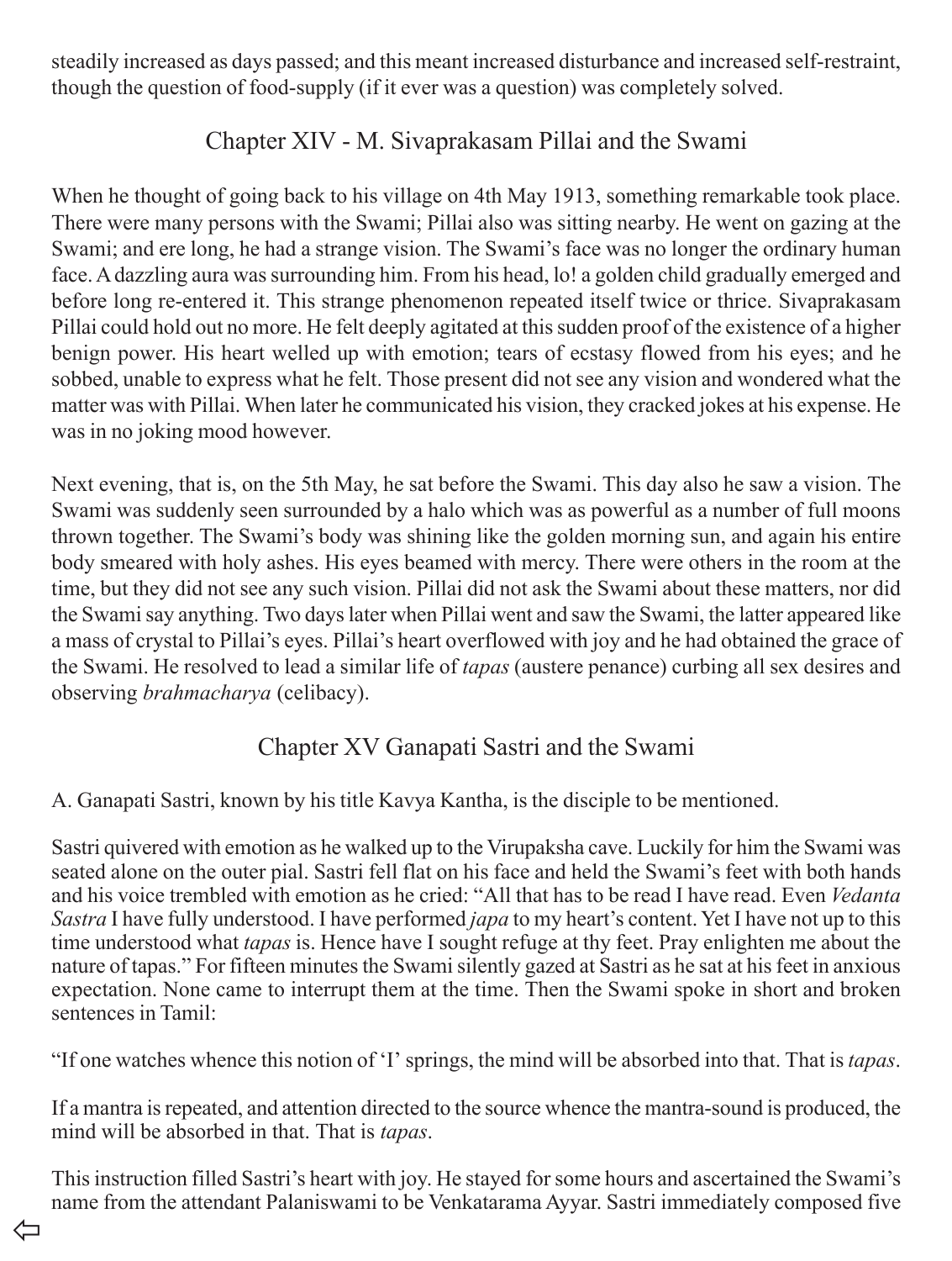steadily increased as days passed; and this meant increased disturbance and increased self-restraint, though the question of food-supply (if it ever was a question) was completely solved.

## Chapter XIV - M. Sivaprakasam Pillai and the Swami

When he thought of going back to his village on 4th May 1913, something remarkable took place. There were many persons with the Swami; Pillai also was sitting nearby. He went on gazing at the Swami; and ere long, he had a strange vision. The Swami's face was no longer the ordinary human face. A dazzling aura was surrounding him. From his head, lo! a golden child gradually emerged and before long re-entered it. This strange phenomenon repeated itself twice or thrice. Sivaprakasam Pillai could hold out no more. He felt deeply agitated at this sudden proof of the existence of a higher benign power. His heart welled up with emotion; tears of ecstasy flowed from his eyes; and he sobbed, unable to express what he felt. Those present did not see any vision and wondered what the matter was with Pillai. When later he communicated his vision, they cracked jokes at his expense. He was in no joking mood however.

Next evening, that is, on the 5th May, he sat before the Swami. This day also he saw a vision. The Swami was suddenly seen surrounded by a halo which was as powerful as a number of full moons thrown together. The Swami's body was shining like the golden morning sun, and again his entire body smeared with holy ashes. His eyes beamed with mercy. There were others in the room at the time, but they did not see any such vision. Pillai did not ask the Swami about these matters, nor did the Swami say anything. Two days later when Pillai went and saw the Swami, the latter appeared like a mass of crystal to Pillai's eyes. Pillai's heart overflowed with joy and he had obtained the grace of the Swami. He resolved to lead a similar life of *tapas* (austere penance) curbing all sex desires and observing *brahmacharya* (celibacy).

## Chapter XV Ganapati Sastri and the Swami

A. Ganapati Sastri, known by his title Kavya Kantha, is the disciple to be mentioned.

Sastri quivered with emotion as he walked up to the Virupaksha cave. Luckily for him the Swami was seated alone on the outer pial. Sastri fell flat on his face and held the Swami's feet with both hands and his voice trembled with emotion as he cried: "All that has to be read I have read. Even *Vedanta Sastra* I have fully understood. I have performed *japa* to my heart's content. Yet I have not up to this time understood what *tapas* is. Hence have I sought refuge at thy feet. Pray enlighten me about the nature of tapas." For fifteen minutes the Swami silently gazed at Sastri as he sat at his feet in anxious expectation. None came to interrupt them at the time. Then the Swami spoke in short and broken sentences in Tamil:

"If one watches whence this notion of 'I' springs, the mind will be absorbed into that. That is *tapas*.

If a mantra is repeated, and attention directed to the source whence the mantra-sound is produced, the mind will be absorbed in that. That is *tapas*.

This instruction filled Sastri's heart with joy. He stayed for some hours and ascertained the Swami's name from the attendant Palaniswami to be Venkatarama Ayyar. Sastri immediately composed five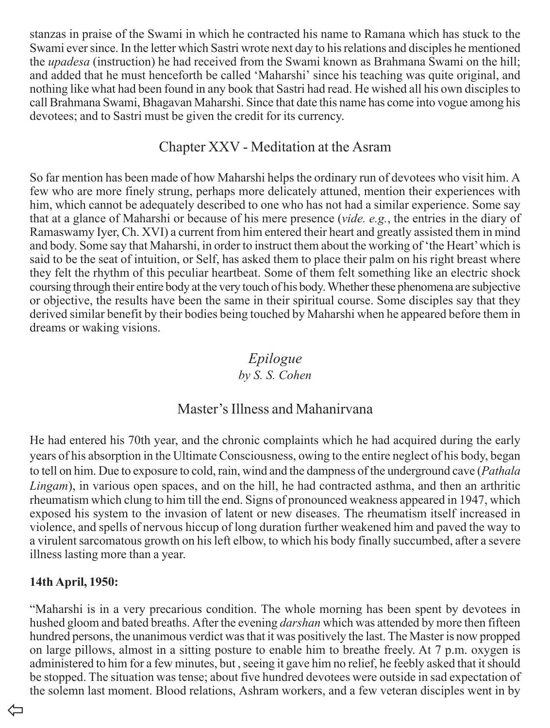stanzas in praise of the Swami in which he contracted his name to Ramana which has stuck to the Swami ever since. In the letter which Sastri wrote next day to his relations and disciples he mentioned the *upadesa* (instruction) he had received from the Swami known as Brahmana Swami on the hill; and added that he must henceforth be called 'Maharshi' since his teaching was quite original, and nothing like what had been found in any book that Sastri had read. He wished all his own disciples to call Brahmana Swami, Bhagavan Maharshi. Since that date this name has come into vogue among his devotees; and to Sastri must be given the credit for its currency.

## Chapter XXV - Meditation at the Asram

So far mention has been made of how Maharshi helps the ordinary run of devotees who visit him. A few who are more finely strung, perhaps more delicately attuned, mention their experiences with him, which cannot be adequately described to one who has not had a similar experience. Some say that at a glance of Maharshi or because of his mere presence (*vide. e.g.*, the entries in the diary of Ramaswamy Iyer, Ch. XVI) a current from him entered their heart and greatly assisted them in mind and body. Some say that Maharshi, in order to instruct them about the working of 'the Heart' which is said to be the seat of intuition, or Self, has asked them to place their palm on his right breast where they felt the rhythm of this peculiar heartbeat. Some of them felt something like an electric shock coursing through their entire body at the very touch of his body. Whether these phenomena are subjective or objective, the results have been the same in their spiritual course. Some disciples say that they derived similar benefit by their bodies being touched by Maharshi when he appeared before them in dreams or waking visions.

# *Epilogue*

*by S. S. Cohen*

## Master's Illness and Mahanirvana

He had entered his 70th year, and the chronic complaints which he had acquired during the early years of his absorption in the Ultimate Consciousness, owing to the entire neglect of his body, began to tell on him. Due to exposure to cold, rain, wind and the dampness of the underground cave (*Pathala Lingam*), in various open spaces, and on the hill, he had contracted asthma, and then an arthritic rheumatism which clung to him till the end. Signs of pronounced weakness appeared in 1947, which exposed his system to the invasion of latent or new diseases. The rheumatism itself increased in violence, and spells of nervous hiccup of long duration further weakened him and paved the way to a virulent sarcomatous growth on his left elbow, to which his body finally succumbed, after a severe illness lasting more than a year.

**14th April, 1950:**

"Maharshi is in a very precarious condition. The whole morning has been spent by devotees in hushed gloom and bated breaths. After the evening *darshan* which was attended by more then fifteen hundred persons, the unanimous verdict was that it was positively the last. The Master is now propped on large pillows, almost in a sitting posture to enable him to breathe freely. At 7 p.m. oxygen is administered to him for a few minutes, but , seeing it gave him no relief, he feebly asked that it should be stopped. The situation was tense; about five hundred devotees were outside in sad expectation of the solemn last moment. Blood relations, Ashram workers, and a few veteran disciples went in by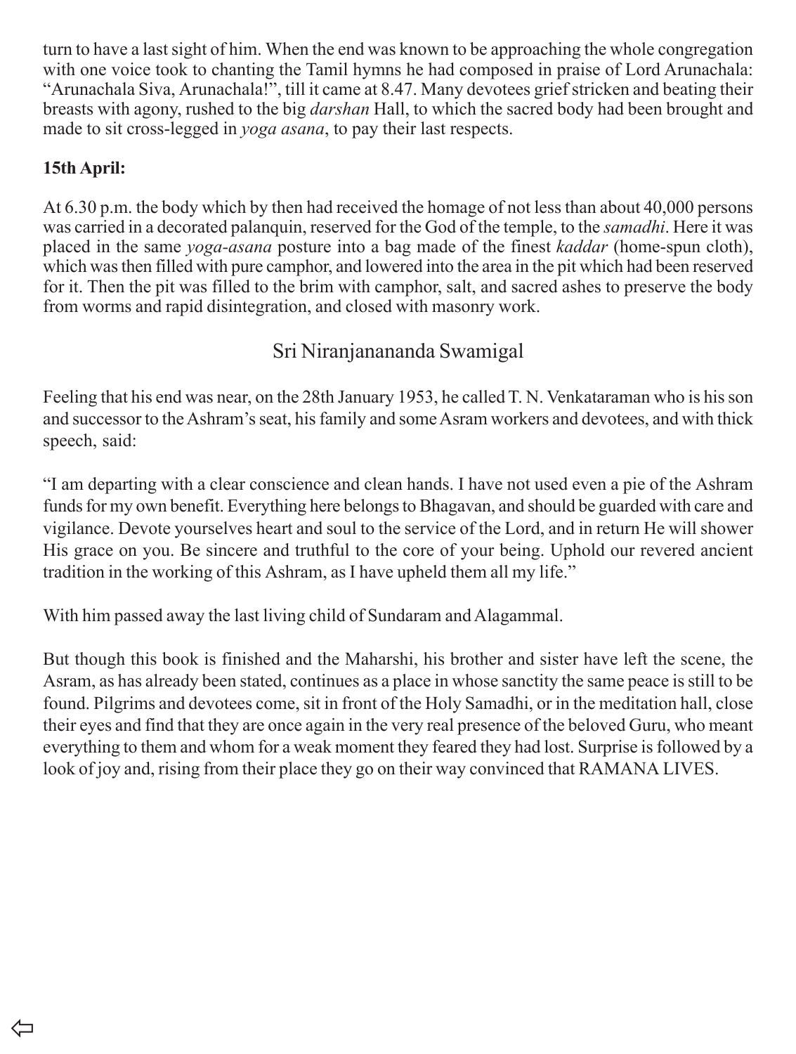turn to have a last sight of him. When the end was known to be approaching the whole congregation with one voice took to chanting the Tamil hymns he had composed in praise of Lord Arunachala: "Arunachala Siva, Arunachala!", till it came at 8.47. Many devotees grief stricken and beating their breasts with agony, rushed to the big *darshan* Hall, to which the sacred body had been brought and made to sit cross-legged in *yoga asana*, to pay their last respects.

**15th April:**

At 6.30 p.m. the body which by then had received the homage of not less than about 40,000 persons was carried in a decorated palanquin, reserved for the God of the temple, to the *samadhi*. Here it was placed in the same *yoga-asana* posture into a bag made of the finest *kaddar* (home-spun cloth), which was then filled with pure camphor, and lowered into the area in the pit which had been reserved for it. Then the pit was filled to the brim with camphor, salt, and sacred ashes to preserve the body from worms and rapid disintegration, and closed with masonry work.

## Sri Niranjanananda Swamigal

Feeling that his end was near, on the 28th January 1953, he called T. N. Venkataraman who is his son and successor to the Ashram's seat, his family and some Asram workers and devotees, and with thick speech, said:

"I am departing with a clear conscience and clean hands. I have not used even a pie of the Ashram funds for my own benefit. Everything here belongs to Bhagavan, and should be guarded with care and vigilance. Devote yourselves heart and soul to the service of the Lord, and in return He will shower His grace on you. Be sincere and truthful to the core of your being. Uphold our revered ancient tradition in the working of this Ashram, as I have upheld them all my life."

With him passed away the last living child of Sundaram and Alagammal.

But though this book is finished and the Maharshi, his brother and sister have left the scene, the Asram, as has already been stated, continues as a place in whose sanctity the same peace is still to be found. Pilgrims and devotees come, sit in front of the Holy Samadhi, or in the meditation hall, close their eyes and find that they are once again in the very real presence of the beloved Guru, who meant everything to them and whom for a weak moment they feared they had lost. Surprise is followed by a look of joy and, rising from their place they go on their way convinced that RAMANA LIVES.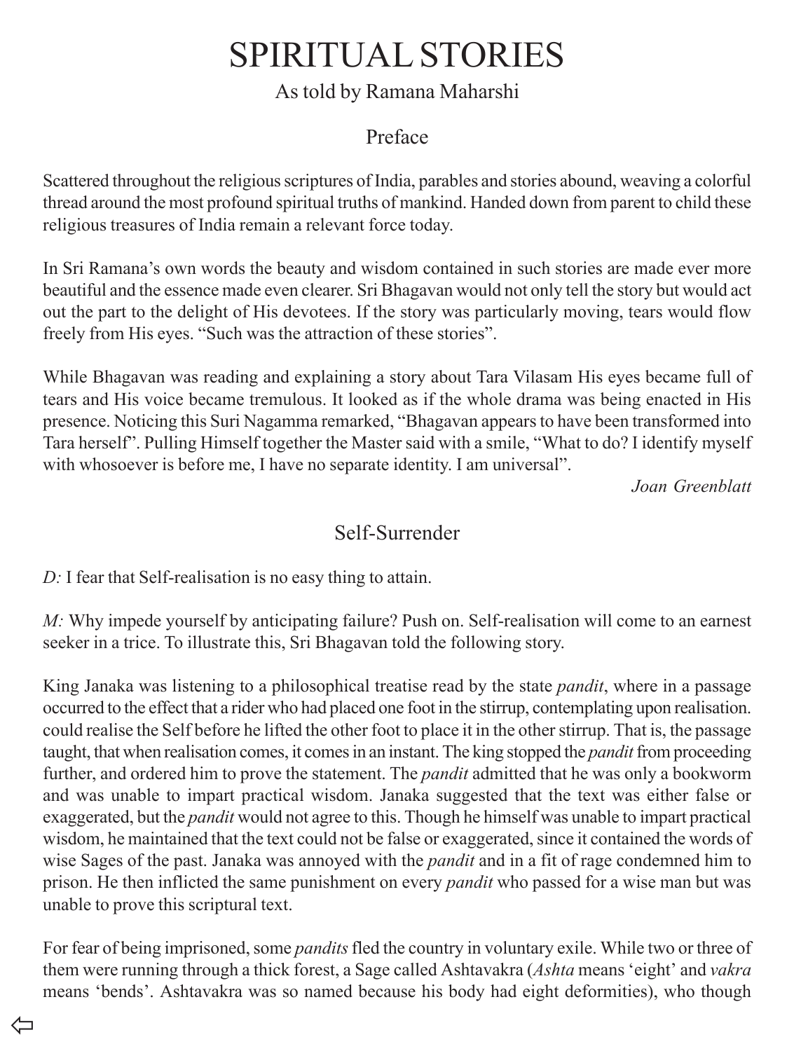# SPIRITUAL STORIES

As told by Ramana Maharshi

## Preface

Scattered throughout the religious scriptures of India, parables and stories abound, weaving a colorful thread around the most profound spiritual truths of mankind. Handed down from parent to child these religious treasures of India remain a relevant force today.

In Sri Ramana's own words the beauty and wisdom contained in such stories are made ever more beautiful and the essence made even clearer. Sri Bhagavan would not only tell the story but would act out the part to the delight of His devotees. If the story was particularly moving, tears would flow freely from His eyes. "Such was the attraction of these stories".

While Bhagavan was reading and explaining a story about Tara Vilasam His eyes became full of tears and His voice became tremulous. It looked as if the whole drama was being enacted in His presence. Noticing this Suri Nagamma remarked, "Bhagavan appears to have been transformed into Tara herself". Pulling Himself together the Master said with a smile, "What to do? I identify myself with whosoever is before me, I have no separate identity. I am universal".

*Joan Greenblatt*

## Self-Surrender

*D:* I fear that Self-realisation is no easy thing to attain.

*M:* Why impede yourself by anticipating failure? Push on. Self-realisation will come to an earnest seeker in a trice. To illustrate this, Sri Bhagavan told the following story.

King Janaka was listening to a philosophical treatise read by the state *pandit*, where in a passage occurred to the effect that a rider who had placed one foot in the stirrup, contemplating upon realisation. could realise the Self before he lifted the other foot to place it in the other stirrup. That is, the passage taught, that when realisation comes, it comes in an instant. The king stopped the *pandit* from proceeding further, and ordered him to prove the statement. The *pandit* admitted that he was only a bookworm and was unable to impart practical wisdom. Janaka suggested that the text was either false or exaggerated, but the *pandit* would not agree to this. Though he himself was unable to impart practical wisdom, he maintained that the text could not be false or exaggerated, since it contained the words of wise Sages of the past. Janaka was annoyed with the *pandit* and in a fit of rage condemned him to prison. He then inflicted the same punishment on every *pandit* who passed for a wise man but was unable to prove this scriptural text.

For fear of being imprisoned, some *pandits* fled the country in voluntary exile. While two or three of them were running through a thick forest, a Sage called Ashtavakra (*Ashta* means 'eight' and *vakra* means 'bends'. Ashtavakra was so named because his body had eight deformities), who though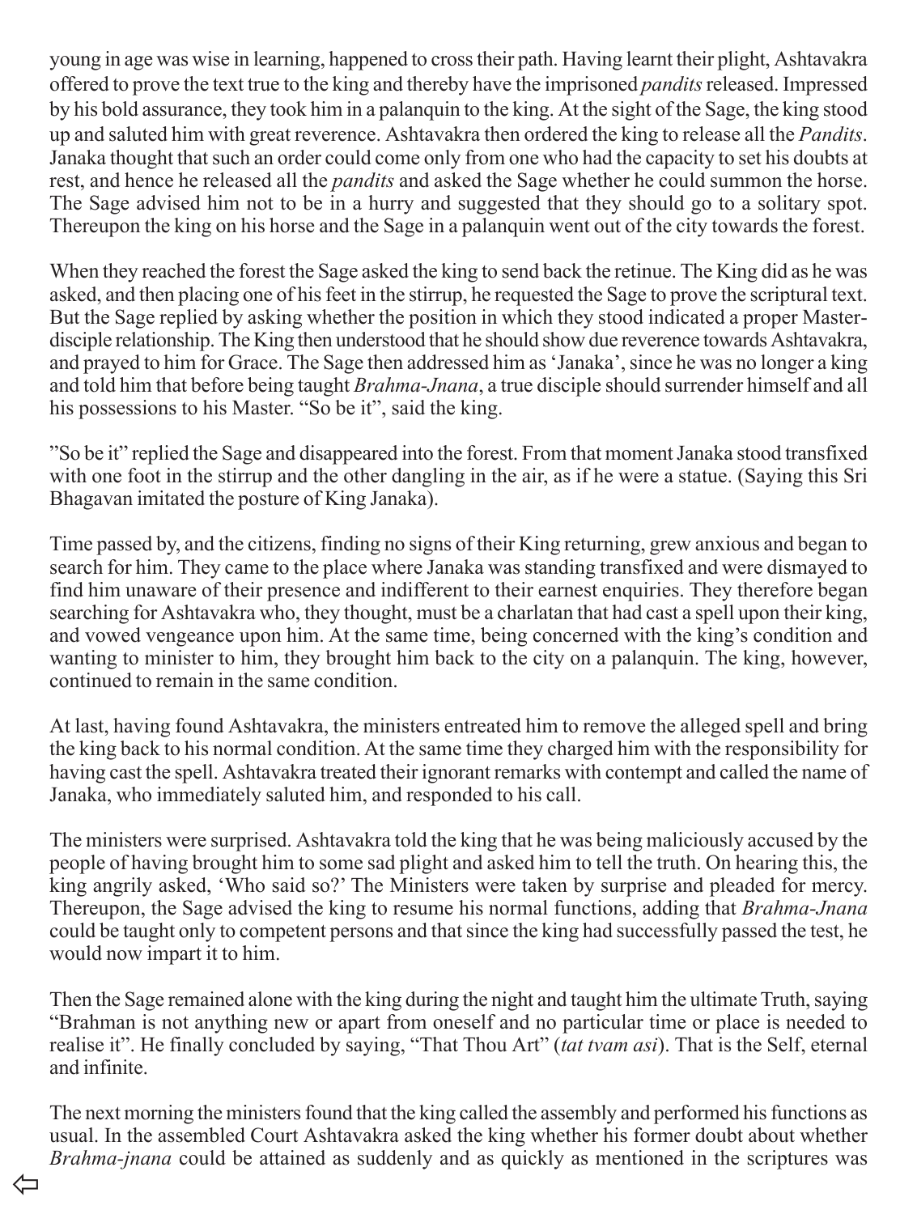young in age was wise in learning, happened to cross their path. Having learnt their plight, Ashtavakra offered to prove the text true to the king and thereby have the imprisoned *pandits* released. Impressed by his bold assurance, they took him in a palanquin to the king. At the sight of the Sage, the king stood up and saluted him with great reverence. Ashtavakra then ordered the king to release all the *Pandits*. Janaka thought that such an order could come only from one who had the capacity to set his doubts at rest, and hence he released all the *pandits* and asked the Sage whether he could summon the horse. The Sage advised him not to be in a hurry and suggested that they should go to a solitary spot. Thereupon the king on his horse and the Sage in a palanquin went out of the city towards the forest.

When they reached the forest the Sage asked the king to send back the retinue. The King did as he was asked, and then placing one of his feet in the stirrup, he requested the Sage to prove the scriptural text. But the Sage replied by asking whether the position in which they stood indicated a proper Master-disciple relationship. The King then understood that he should show due reverence towards Ashtavakra, and prayed to him for Grace. The Sage then addressed him as 'Janaka', since he was no longer a king and told him that before being taught *Brahma-Jnana*, a true disciple should surrender himself and all his possessions to his Master. "So be it", said the king.

"So be it" replied the Sage and disappeared into the forest. From that moment Janaka stood transfixed with one foot in the stirrup and the other dangling in the air, as if he were a statue. (Saying this Sri Bhagavan imitated the posture of King Janaka).

Time passed by, and the citizens, finding no signs of their King returning, grew anxious and began to search for him. They came to the place where Janaka was standing transfixed and were dismayed to find him unaware of their presence and indifferent to their earnest enquiries. They therefore began searching for Ashtavakra who, they thought, must be a charlatan that had cast a spell upon their king, and vowed vengeance upon him. At the same time, being concerned with the king's condition and wanting to minister to him, they brought him back to the city on a palanquin. The king, however, continued to remain in the same condition.

At last, having found Ashtavakra, the ministers entreated him to remove the alleged spell and bring the king back to his normal condition. At the same time they charged him with the responsibility for having cast the spell. Ashtavakra treated their ignorant remarks with contempt and called the name of Janaka, who immediately saluted him, and responded to his call.

The ministers were surprised. Ashtavakra told the king that he was being maliciously accused by the people of having brought him to some sad plight and asked him to tell the truth. On hearing this, the king angrily asked, 'Who said so?' The Ministers were taken by surprise and pleaded for mercy. Thereupon, the Sage advised the king to resume his normal functions, adding that *Brahma-Jnana* could be taught only to competent persons and that since the king had successfully passed the test, he would now impart it to him.

Then the Sage remained alone with the king during the night and taught him the ultimate Truth, saying "Brahman is not anything new or apart from oneself and no particular time or place is needed to realise it". He finally concluded by saying, "That Thou Art" (*tat tvam asi*). That is the Self, eternal and infinite.

The next morning the ministers found that the king called the assembly and performed his functions as usual. In the assembled Court Ashtavakra asked the king whether his former doubt about whether *Brahma-jnana* could be attained as suddenly and as quickly as mentioned in the scriptures was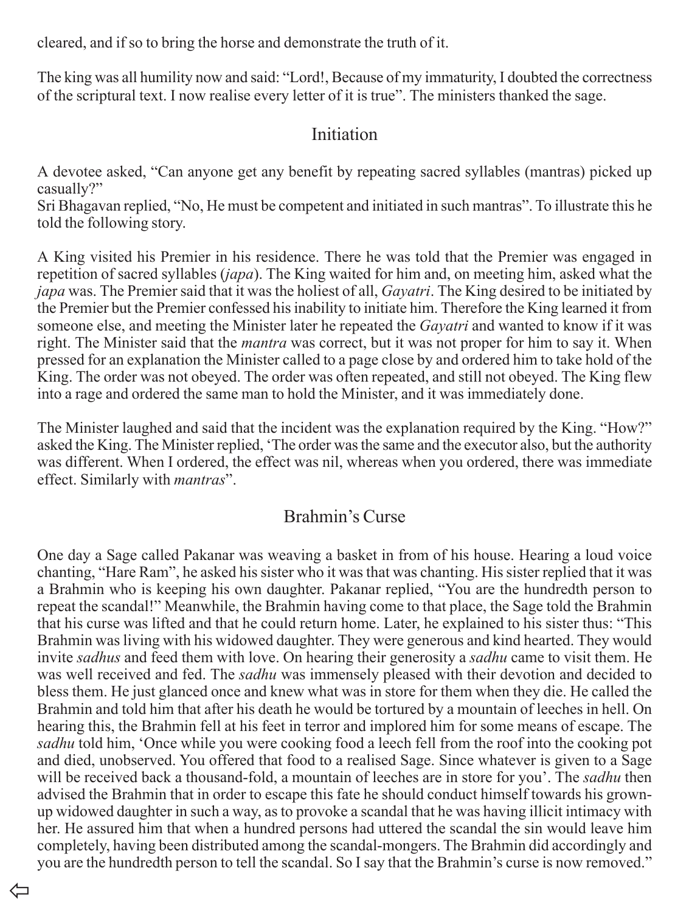cleared, and if so to bring the horse and demonstrate the truth of it.

The king was all humility now and said: "Lord!, Because of my immaturity, I doubted the correctness of the scriptural text. I now realise every letter of it is true". The ministers thanked the sage.

## Initiation

A devotee asked, "Can anyone get any benefit by repeating sacred syllables (mantras) picked up casually?"
Sri Bhagavan replied, "No, He must be competent and initiated in such mantras". To illustrate this he told the following story.

A King visited his Premier in his residence. There he was told that the Premier was engaged in repetition of sacred syllables (*japa*). The King waited for him and, on meeting him, asked what the *japa* was. The Premier said that it was the holiest of all, *Gayatri*. The King desired to be initiated by the Premier but the Premier confessed his inability to initiate him. Therefore the King learned it from someone else, and meeting the Minister later he repeated the *Gayatri* and wanted to know if it was right. The Minister said that the *mantra* was correct, but it was not proper for him to say it. When pressed for an explanation the Minister called to a page close by and ordered him to take hold of the King. The order was not obeyed. The order was often repeated, and still not obeyed. The King flew into a rage and ordered the same man to hold the Minister, and it was immediately done.

The Minister laughed and said that the incident was the explanation required by the King. "How?" asked the King. The Minister replied, 'The order was the same and the executor also, but the authority was different. When I ordered, the effect was nil, whereas when you ordered, there was immediate effect. Similarly with *mantras*".

## Brahmin's Curse

One day a Sage called Pakanar was weaving a basket in from of his house. Hearing a loud voice chanting, "Hare Ram", he asked his sister who it was that was chanting. His sister replied that it was a Brahmin who is keeping his own daughter. Pakanar replied, "You are the hundredth person to repeat the scandal!" Meanwhile, the Brahmin having come to that place, the Sage told the Brahmin that his curse was lifted and that he could return home. Later, he explained to his sister thus: "This Brahmin was living with his widowed daughter. They were generous and kind hearted. They would invite *sadhus* and feed them with love. On hearing their generosity a *sadhu* came to visit them. He was well received and fed. The *sadhu* was immensely pleased with their devotion and decided to bless them. He just glanced once and knew what was in store for them when they die. He called the Brahmin and told him that after his death he would be tortured by a mountain of leeches in hell. On hearing this, the Brahmin fell at his feet in terror and implored him for some means of escape. The *sadhu* told him, 'Once while you were cooking food a leech fell from the roof into the cooking pot and died, unobserved. You offered that food to a realised Sage. Since whatever is given to a Sage will be received back a thousand-fold, a mountain of leeches are in store for you'. The *sadhu* then advised the Brahmin that in order to escape this fate he should conduct himself towards his grown-up widowed daughter in such a way, as to provoke a scandal that he was having illicit intimacy with her. He assured him that when a hundred persons had uttered the scandal the sin would leave him completely, having been distributed among the scandal-mongers. The Brahmin did accordingly and you are the hundredth person to tell the scandal. So I say that the Brahmin's curse is now removed."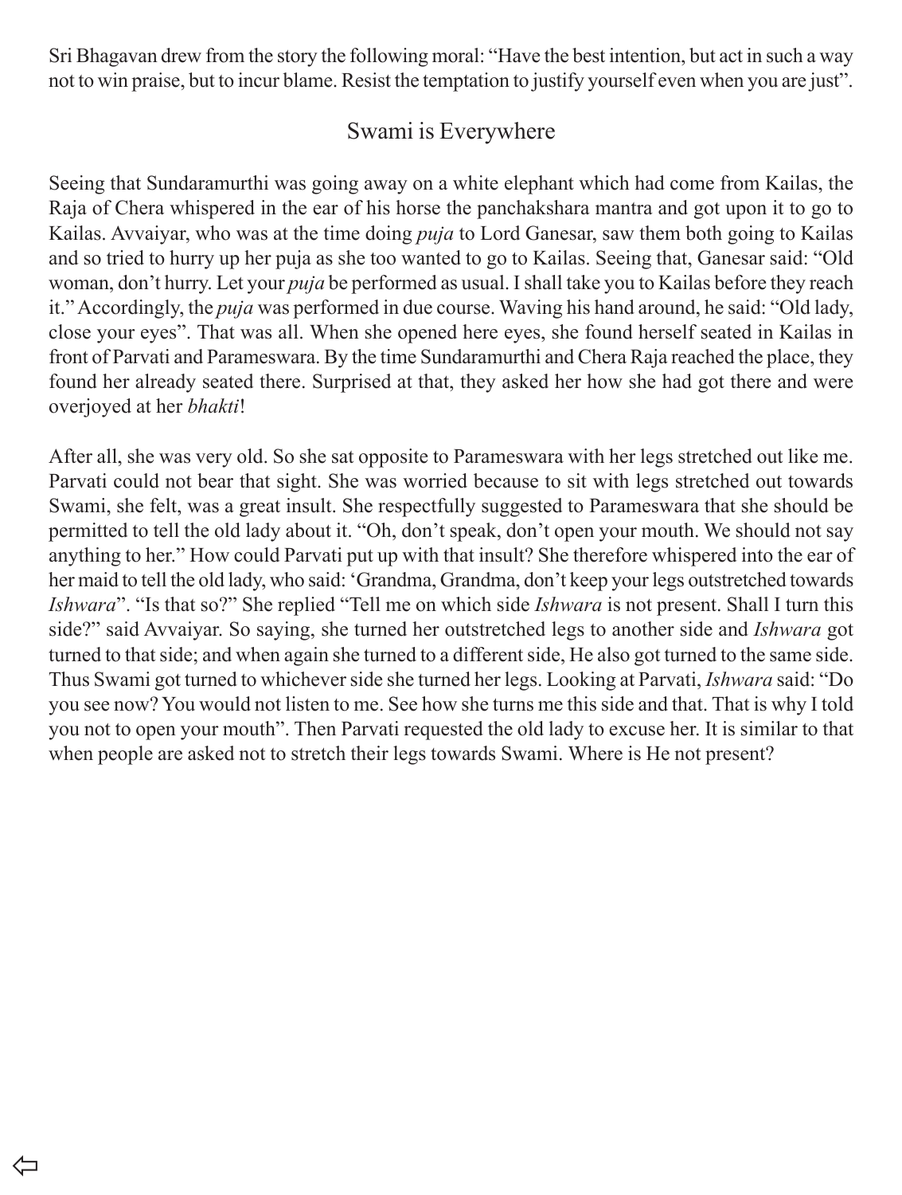Sri Bhagavan drew from the story the following moral: "Have the best intention, but act in such a way not to win praise, but to incur blame. Resist the temptation to justify yourself even when you are just".

## Swami is Everywhere

Seeing that Sundaramurthi was going away on a white elephant which had come from Kailas, the Raja of Chera whispered in the ear of his horse the panchakshara mantra and got upon it to go to Kailas. Avvaiyar, who was at the time doing *puja* to Lord Ganesar, saw them both going to Kailas and so tried to hurry up her puja as she too wanted to go to Kailas. Seeing that, Ganesar said: "Old woman, don't hurry. Let your *puja* be performed as usual. I shall take you to Kailas before they reach it." Accordingly, the *puja* was performed in due course. Waving his hand around, he said: "Old lady, close your eyes". That was all. When she opened here eyes, she found herself seated in Kailas in front of Parvati and Parameswara. By the time Sundaramurthi and Chera Raja reached the place, they found her already seated there. Surprised at that, they asked her how she had got there and were overjoyed at her *bhakti*!

After all, she was very old. So she sat opposite to Parameswara with her legs stretched out like me. Parvati could not bear that sight. She was worried because to sit with legs stretched out towards Swami, she felt, was a great insult. She respectfully suggested to Parameswara that she should be permitted to tell the old lady about it. "Oh, don't speak, don't open your mouth. We should not say anything to her." How could Parvati put up with that insult? She therefore whispered into the ear of her maid to tell the old lady, who said: 'Grandma, Grandma, don't keep your legs outstretched towards *Ishwara*". "Is that so?" She replied "Tell me on which side *Ishwara* is not present. Shall I turn this side?" said Avvaiyar. So saying, she turned her outstretched legs to another side and *Ishwara* got turned to that side; and when again she turned to a different side, He also got turned to the same side. Thus Swami got turned to whichever side she turned her legs. Looking at Parvati, *Ishwara* said: "Do you see now? You would not listen to me. See how she turns me this side and that. That is why I told you not to open your mouth". Then Parvati requested the old lady to excuse her. It is similar to that when people are asked not to stretch their legs towards Swami. Where is He not present?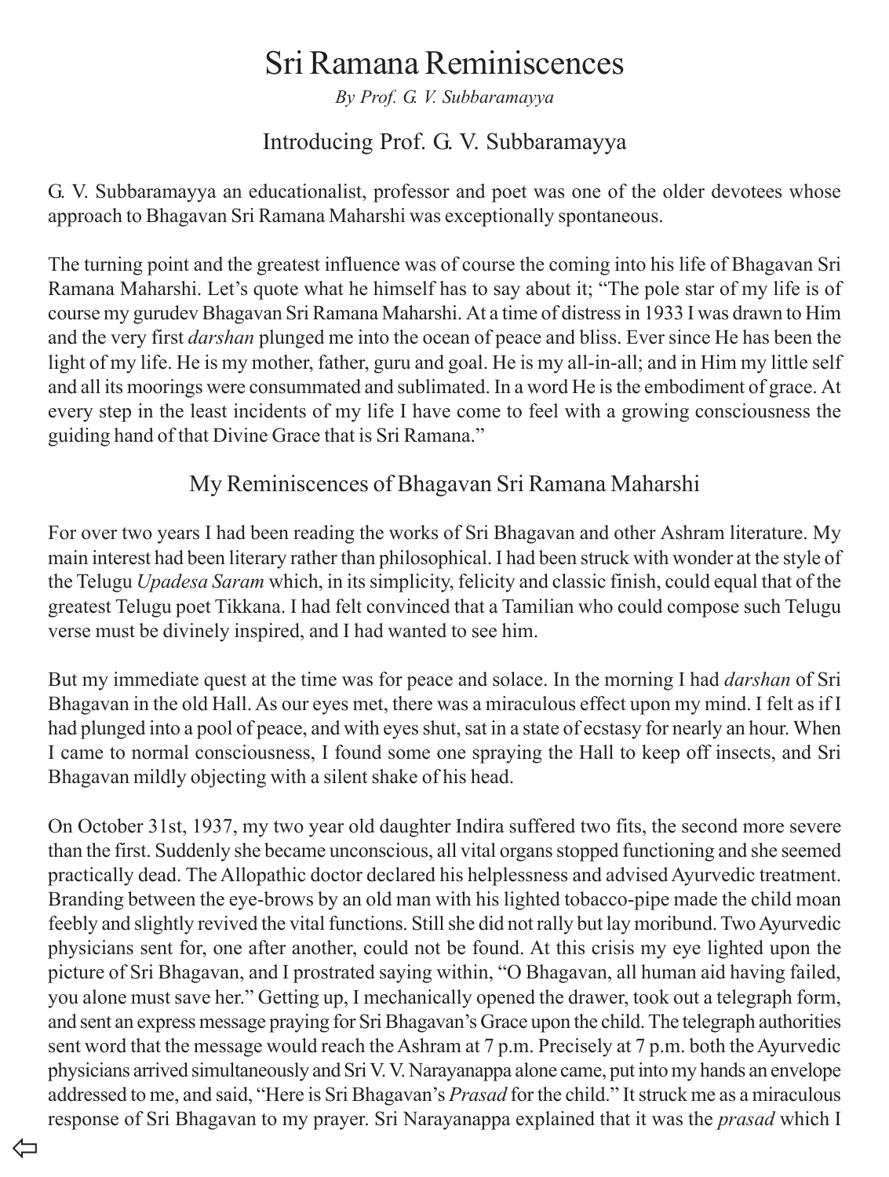# Sri Ramana Reminiscences

*By Prof. G. V. Subbaramayya*

## Introducing Prof. G. V. Subbaramayya

G. V. Subbaramayya an educationalist, professor and poet was one of the older devotees whose approach to Bhagavan Sri Ramana Maharshi was exceptionally spontaneous.

The turning point and the greatest influence was of course the coming into his life of Bhagavan Sri Ramana Maharshi. Let's quote what he himself has to say about it; "The pole star of my life is of course my gurudev Bhagavan Sri Ramana Maharshi. At a time of distress in 1933 I was drawn to Him and the very first *darshan* plunged me into the ocean of peace and bliss. Ever since He has been the light of my life. He is my mother, father, guru and goal. He is my all-in-all; and in Him my little self and all its moorings were consummated and sublimated. In a word He is the embodiment of grace. At every step in the least incidents of my life I have come to feel with a growing consciousness the guiding hand of that Divine Grace that is Sri Ramana."

## My Reminiscences of Bhagavan Sri Ramana Maharshi

For over two years I had been reading the works of Sri Bhagavan and other Ashram literature. My main interest had been literary rather than philosophical. I had been struck with wonder at the style of the Telugu *Upadesa Saram* which, in its simplicity, felicity and classic finish, could equal that of the greatest Telugu poet Tikkana. I had felt convinced that a Tamilian who could compose such Telugu verse must be divinely inspired, and I had wanted to see him.

But my immediate quest at the time was for peace and solace. In the morning I had *darshan* of Sri Bhagavan in the old Hall. As our eyes met, there was a miraculous effect upon my mind. I felt as if I had plunged into a pool of peace, and with eyes shut, sat in a state of ecstasy for nearly an hour. When I came to normal consciousness, I found some one spraying the Hall to keep off insects, and Sri Bhagavan mildly objecting with a silent shake of his head.

On October 31st, 1937, my two year old daughter Indira suffered two fits, the second more severe than the first. Suddenly she became unconscious, all vital organs stopped functioning and she seemed practically dead. The Allopathic doctor declared his helplessness and advised Ayurvedic treatment. Branding between the eye-brows by an old man with his lighted tobacco-pipe made the child moan feebly and slightly revived the vital functions. Still she did not rally but lay moribund. Two Ayurvedic physicians sent for, one after another, could not be found. At this crisis my eye lighted upon the picture of Sri Bhagavan, and I prostrated saying within, "O Bhagavan, all human aid having failed, you alone must save her." Getting up, I mechanically opened the drawer, took out a telegraph form, and sent an express message praying for Sri Bhagavan's Grace upon the child. The telegraph authorities sent word that the message would reach the Ashram at 7 p.m. Precisely at 7 p.m. both the Ayurvedic physicians arrived simultaneously and Sri V. V. Narayanappa alone came, put into my hands an envelope addressed to me, and said, "Here is Sri Bhagavan's *Prasad* for the child." It struck me as a miraculous response of Sri Bhagavan to my prayer. Sri Narayanappa explained that it was the *prasad* which I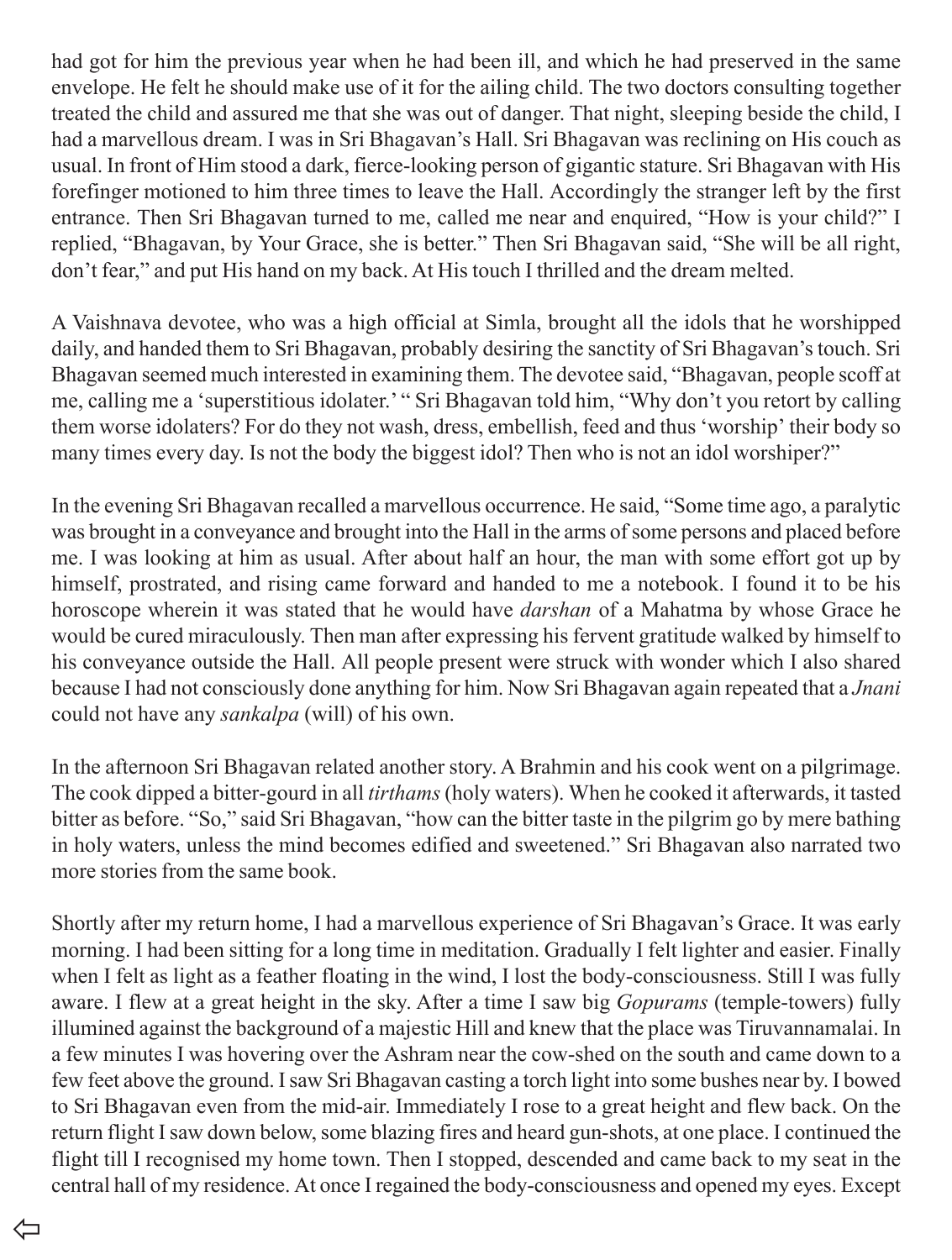had got for him the previous year when he had been ill, and which he had preserved in the same envelope. He felt he should make use of it for the ailing child. The two doctors consulting together treated the child and assured me that she was out of danger. That night, sleeping beside the child, I had a marvellous dream. I was in Sri Bhagavan's Hall. Sri Bhagavan was reclining on His couch as usual. In front of Him stood a dark, fierce-looking person of gigantic stature. Sri Bhagavan with His forefinger motioned to him three times to leave the Hall. Accordingly the stranger left by the first entrance. Then Sri Bhagavan turned to me, called me near and enquired, "How is your child?" I replied, "Bhagavan, by Your Grace, she is better." Then Sri Bhagavan said, "She will be all right, don't fear," and put His hand on my back. At His touch I thrilled and the dream melted.

A Vaishnava devotee, who was a high official at Simla, brought all the idols that he worshipped daily, and handed them to Sri Bhagavan, probably desiring the sanctity of Sri Bhagavan's touch. Sri Bhagavan seemed much interested in examining them. The devotee said, "Bhagavan, people scoff at me, calling me a 'superstitious idolater.' " Sri Bhagavan told him, "Why don't you retort by calling them worse idolaters? For do they not wash, dress, embellish, feed and thus 'worship' their body so many times every day. Is not the body the biggest idol? Then who is not an idol worshiper?"

In the evening Sri Bhagavan recalled a marvellous occurrence. He said, "Some time ago, a paralytic was brought in a conveyance and brought into the Hall in the arms of some persons and placed before me. I was looking at him as usual. After about half an hour, the man with some effort got up by himself, prostrated, and rising came forward and handed to me a notebook. I found it to be his horoscope wherein it was stated that he would have *darshan* of a Mahatma by whose Grace he would be cured miraculously. Then man after expressing his fervent gratitude walked by himself to his conveyance outside the Hall. All people present were struck with wonder which I also shared because I had not consciously done anything for him. Now Sri Bhagavan again repeated that a *Jnani* could not have any *sankalpa* (will) of his own.

In the afternoon Sri Bhagavan related another story. A Brahmin and his cook went on a pilgrimage. The cook dipped a bitter-gourd in all *tirthams* (holy waters). When he cooked it afterwards, it tasted bitter as before. "So," said Sri Bhagavan, "how can the bitter taste in the pilgrim go by mere bathing in holy waters, unless the mind becomes edified and sweetened." Sri Bhagavan also narrated two more stories from the same book.

Shortly after my return home, I had a marvellous experience of Sri Bhagavan's Grace. It was early morning. I had been sitting for a long time in meditation. Gradually I felt lighter and easier. Finally when I felt as light as a feather floating in the wind, I lost the body-consciousness. Still I was fully aware. I flew at a great height in the sky. After a time I saw big *Gopurams* (temple-towers) fully illumined against the background of a majestic Hill and knew that the place was Tiruvannamalai. In a few minutes I was hovering over the Ashram near the cow-shed on the south and came down to a few feet above the ground. I saw Sri Bhagavan casting a torch light into some bushes near by. I bowed to Sri Bhagavan even from the mid-air. Immediately I rose to a great height and flew back. On the return flight I saw down below, some blazing fires and heard gun-shots, at one place. I continued the flight till I recognised my home town. Then I stopped, descended and came back to my seat in the central hall of my residence. At once I regained the body-consciousness and opened my eyes. Except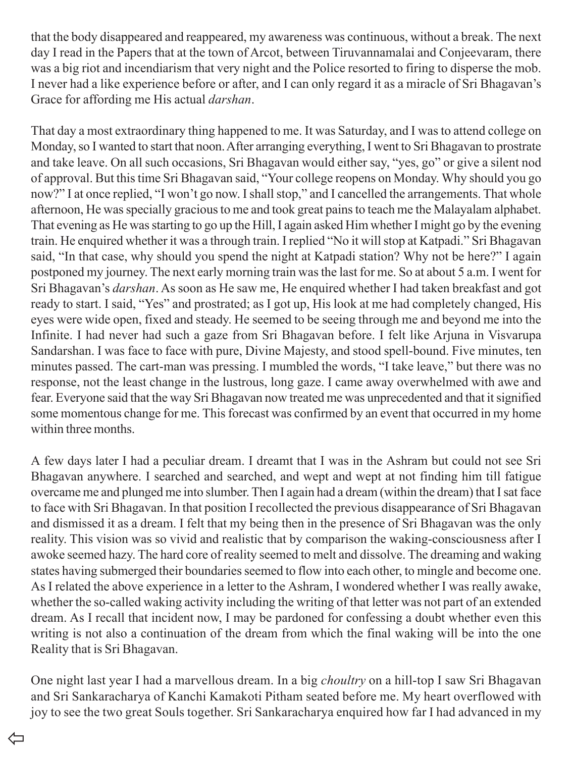that the body disappeared and reappeared, my awareness was continuous, without a break. The next day I read in the Papers that at the town of Arcot, between Tiruvannamalai and Conjeevaram, there was a big riot and incendiarism that very night and the Police resorted to firing to disperse the mob. I never had a like experience before or after, and I can only regard it as a miracle of Sri Bhagavan's Grace for affording me His actual *darshan*.

That day a most extraordinary thing happened to me. It was Saturday, and I was to attend college on Monday, so I wanted to start that noon. After arranging everything, I went to Sri Bhagavan to prostrate and take leave. On all such occasions, Sri Bhagavan would either say, "yes, go" or give a silent nod of approval. But this time Sri Bhagavan said, "Your college reopens on Monday. Why should you go now?" I at once replied, "I won't go now. I shall stop," and I cancelled the arrangements. That whole afternoon, He was specially gracious to me and took great pains to teach me the Malayalam alphabet. That evening as He was starting to go up the Hill, I again asked Him whether I might go by the evening train. He enquired whether it was a through train. I replied "No it will stop at Katpadi." Sri Bhagavan said, "In that case, why should you spend the night at Katpadi station? Why not be here?" I again postponed my journey. The next early morning train was the last for me. So at about 5 a.m. I went for Sri Bhagavan's *darshan*. As soon as He saw me, He enquired whether I had taken breakfast and got ready to start. I said, "Yes" and prostrated; as I got up, His look at me had completely changed, His eyes were wide open, fixed and steady. He seemed to be seeing through me and beyond me into the Infinite. I had never had such a gaze from Sri Bhagavan before. I felt like Arjuna in Visvarupa Sandarshan. I was face to face with pure, Divine Majesty, and stood spell-bound. Five minutes, ten minutes passed. The cart-man was pressing. I mumbled the words, "I take leave," but there was no response, not the least change in the lustrous, long gaze. I came away overwhelmed with awe and fear. Everyone said that the way Sri Bhagavan now treated me was unprecedented and that it signified some momentous change for me. This forecast was confirmed by an event that occurred in my home within three months.

A few days later I had a peculiar dream. I dreamt that I was in the Ashram but could not see Sri Bhagavan anywhere. I searched and searched, and wept and wept at not finding him till fatigue overcame me and plunged me into slumber. Then I again had a dream (within the dream) that I sat face to face with Sri Bhagavan. In that position I recollected the previous disappearance of Sri Bhagavan and dismissed it as a dream. I felt that my being then in the presence of Sri Bhagavan was the only reality. This vision was so vivid and realistic that by comparison the waking-consciousness after I awoke seemed hazy. The hard core of reality seemed to melt and dissolve. The dreaming and waking states having submerged their boundaries seemed to flow into each other, to mingle and become one. As I related the above experience in a letter to the Ashram, I wondered whether I was really awake, whether the so-called waking activity including the writing of that letter was not part of an extended dream. As I recall that incident now, I may be pardoned for confessing a doubt whether even this writing is not also a continuation of the dream from which the final waking will be into the one Reality that is Sri Bhagavan.

One night last year I had a marvellous dream. In a big *choultry* on a hill-top I saw Sri Bhagavan and Sri Sankaracharya of Kanchi Kamakoti Pitham seated before me. My heart overflowed with joy to see the two great Souls together. Sri Sankaracharya enquired how far I had advanced in my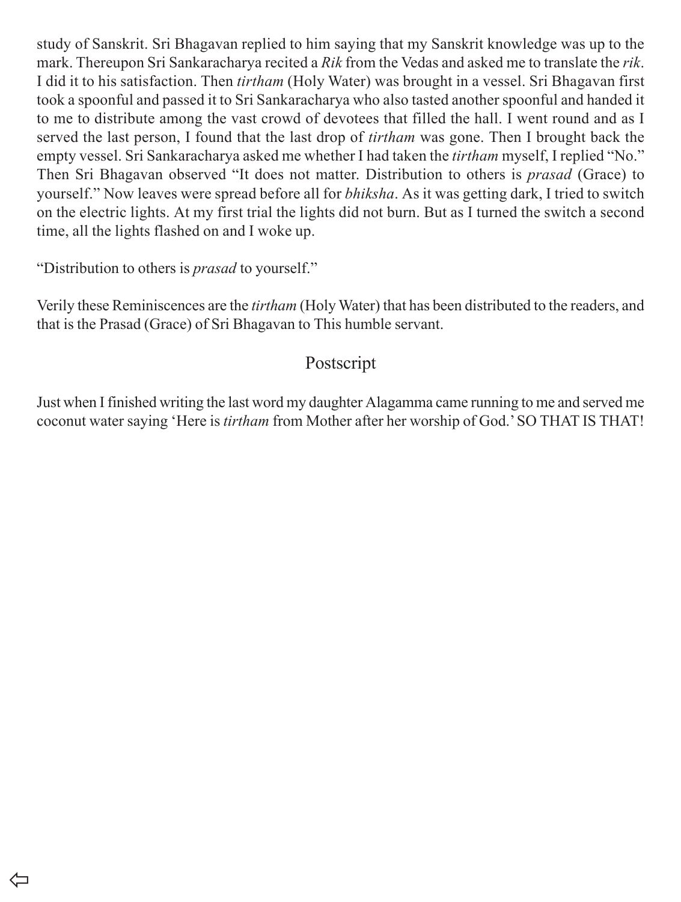study of Sanskrit. Sri Bhagavan replied to him saying that my Sanskrit knowledge was up to the mark. Thereupon Sri Sankaracharya recited a *Rik* from the Vedas and asked me to translate the *rik*. I did it to his satisfaction. Then *tirtham* (Holy Water) was brought in a vessel. Sri Bhagavan first took a spoonful and passed it to Sri Sankaracharya who also tasted another spoonful and handed it to me to distribute among the vast crowd of devotees that filled the hall. I went round and as I served the last person, I found that the last drop of *tirtham* was gone. Then I brought back the empty vessel. Sri Sankaracharya asked me whether I had taken the *tirtham* myself, I replied "No." Then Sri Bhagavan observed "It does not matter. Distribution to others is *prasad* (Grace) to yourself." Now leaves were spread before all for *bhiksha*. As it was getting dark, I tried to switch on the electric lights. At my first trial the lights did not burn. But as I turned the switch a second time, all the lights flashed on and I woke up.

"Distribution to others is *prasad* to yourself."

Verily these Reminiscences are the *tirtham* (Holy Water) that has been distributed to the readers, and that is the Prasad (Grace) of Sri Bhagavan to This humble servant.

## Postscript

Just when I finished writing the last word my daughter Alagamma came running to me and served me coconut water saying 'Here is *tirtham* from Mother after her worship of God.' SO THAT IS THAT!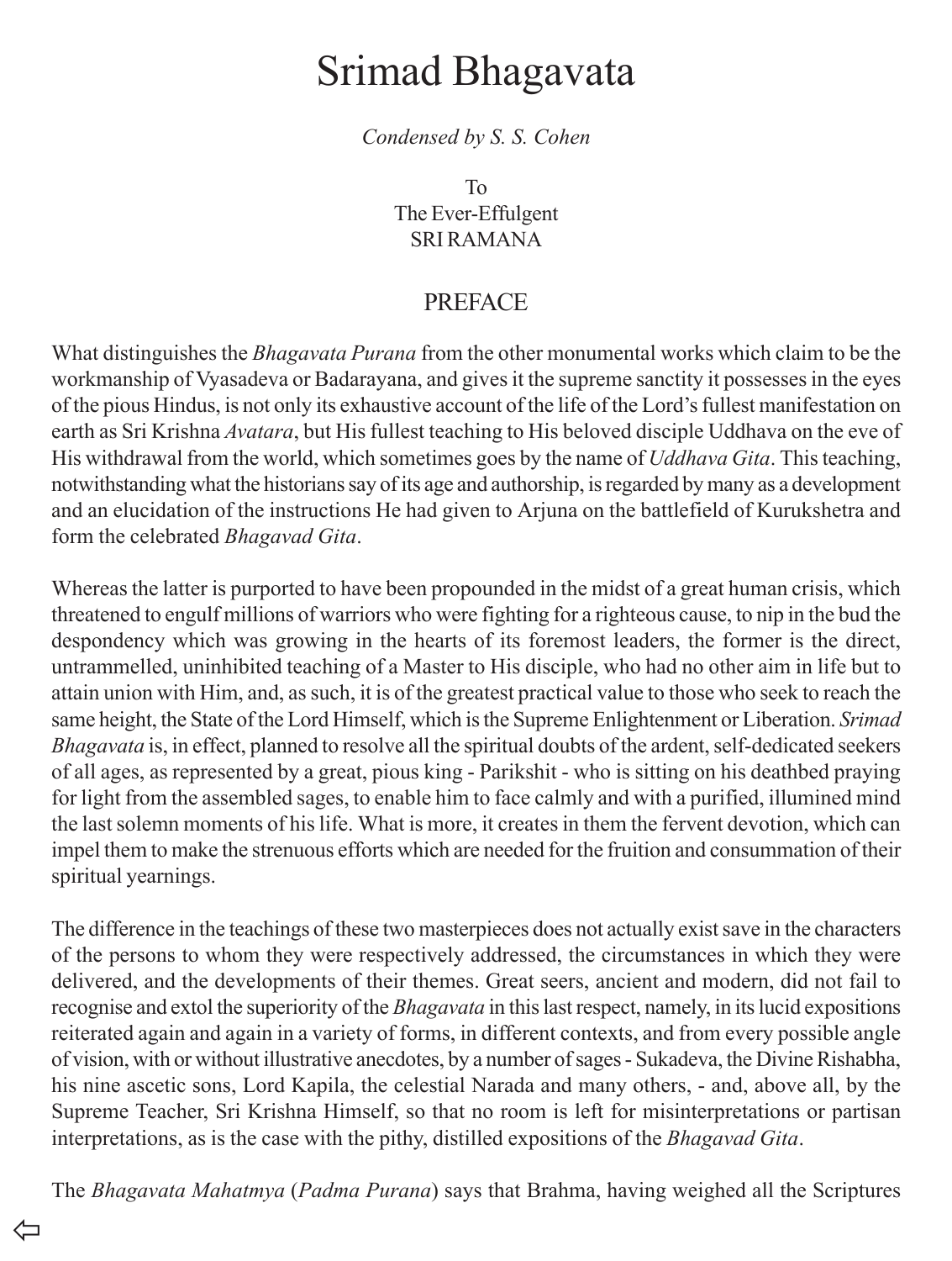# Srimad Bhagavata

*Condensed by S. S. Cohen*

To
The Ever-Effulgent
SRI RAMANA

## PREFACE

What distinguishes the *Bhagavata Purana* from the other monumental works which claim to be the workmanship of Vyasadeva or Badarayana, and gives it the supreme sanctity it possesses in the eyes of the pious Hindus, is not only its exhaustive account of the life of the Lord's fullest manifestation on earth as Sri Krishna *Avatara*, but His fullest teaching to His beloved disciple Uddhava on the eve of His withdrawal from the world, which sometimes goes by the name of *Uddhava Gita*. This teaching, notwithstanding what the historians say of its age and authorship, is regarded by many as a development and an elucidation of the instructions He had given to Arjuna on the battlefield of Kurukshetra and form the celebrated *Bhagavad Gita*.

Whereas the latter is purported to have been propounded in the midst of a great human crisis, which threatened to engulf millions of warriors who were fighting for a righteous cause, to nip in the bud the despondency which was growing in the hearts of its foremost leaders, the former is the direct, untrammelled, uninhibited teaching of a Master to His disciple, who had no other aim in life but to attain union with Him, and, as such, it is of the greatest practical value to those who seek to reach the same height, the State of the Lord Himself, which is the Supreme Enlightenment or Liberation. *Srimad Bhagavata* is, in effect, planned to resolve all the spiritual doubts of the ardent, self-dedicated seekers of all ages, as represented by a great, pious king - Parikshit - who is sitting on his deathbed praying for light from the assembled sages, to enable him to face calmly and with a purified, illumined mind the last solemn moments of his life. What is more, it creates in them the fervent devotion, which can impel them to make the strenuous efforts which are needed for the fruition and consummation of their spiritual yearnings.

The difference in the teachings of these two masterpieces does not actually exist save in the characters of the persons to whom they were respectively addressed, the circumstances in which they were delivered, and the developments of their themes. Great seers, ancient and modern, did not fail to recognise and extol the superiority of the *Bhagavata* in this last respect, namely, in its lucid expositions reiterated again and again in a variety of forms, in different contexts, and from every possible angle of vision, with or without illustrative anecdotes, by a number of sages - Sukadeva, the Divine Rishabha, his nine ascetic sons, Lord Kapila, the celestial Narada and many others, - and, above all, by the Supreme Teacher, Sri Krishna Himself, so that no room is left for misinterpretations or partisan interpretations, as is the case with the pithy, distilled expositions of the *Bhagavad Gita*.

The *Bhagavata Mahatmya* (*Padma Purana*) says that Brahma, having weighed all the Scriptures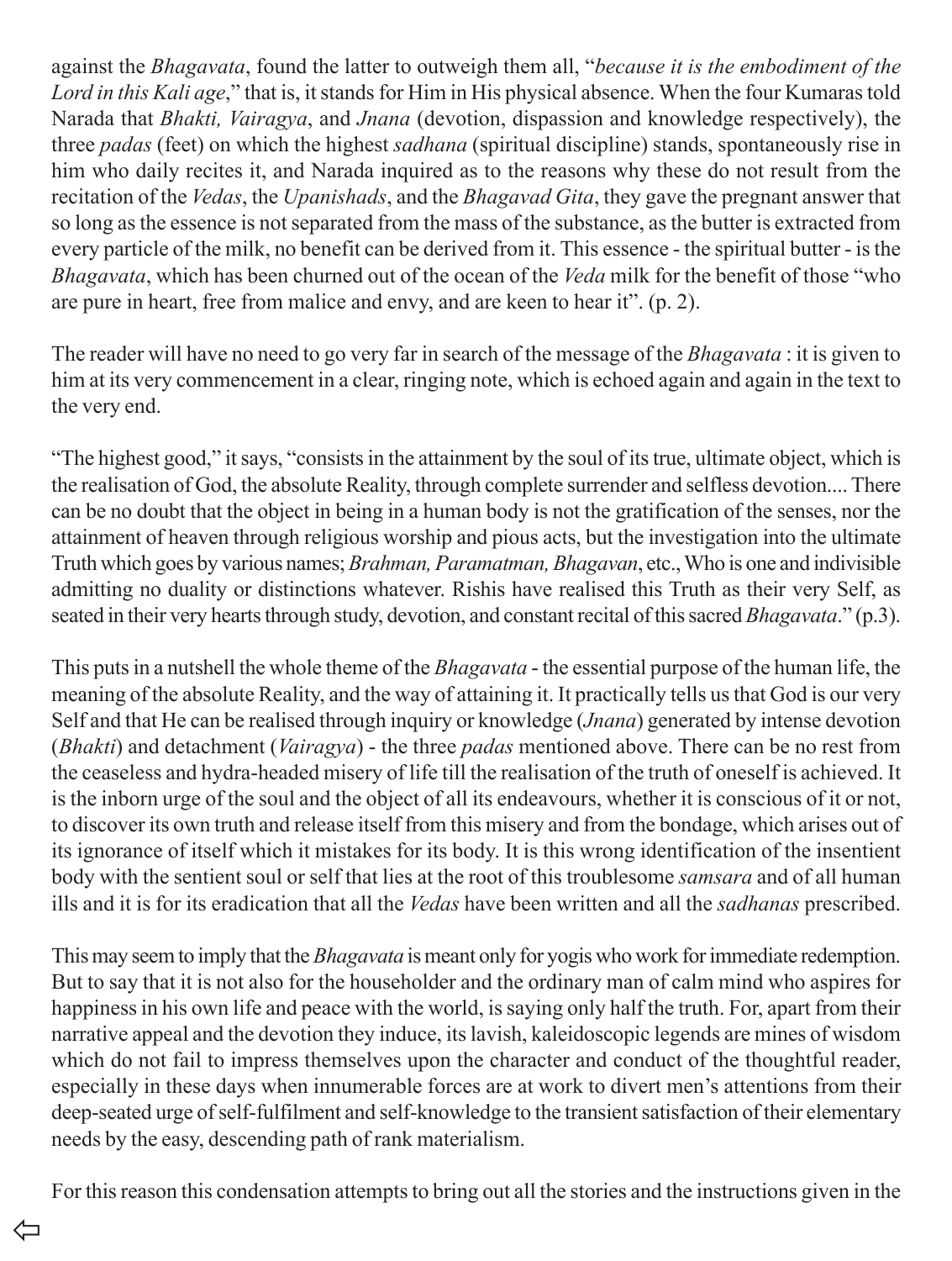against the *Bhagavata*, found the latter to outweigh them all, "*because it is the embodiment of the Lord in this Kali age*," that is, it stands for Him in His physical absence. When the four Kumaras told Narada that *Bhakti, Vairagya*, and *Jnana* (devotion, dispassion and knowledge respectively), the three *padas* (feet) on which the highest *sadhana* (spiritual discipline) stands, spontaneously rise in him who daily recites it, and Narada inquired as to the reasons why these do not result from the recitation of the *Vedas*, the *Upanishads*, and the *Bhagavad Gita*, they gave the pregnant answer that so long as the essence is not separated from the mass of the substance, as the butter is extracted from every particle of the milk, no benefit can be derived from it. This essence - the spiritual butter - is the *Bhagavata*, which has been churned out of the ocean of the *Veda* milk for the benefit of those "who are pure in heart, free from malice and envy, and are keen to hear it". (p. 2).

The reader will have no need to go very far in search of the message of the *Bhagavata* : it is given to him at its very commencement in a clear, ringing note, which is echoed again and again in the text to the very end.

"The highest good," it says, "consists in the attainment by the soul of its true, ultimate object, which is the realisation of God, the absolute Reality, through complete surrender and selfless devotion.... There can be no doubt that the object in being in a human body is not the gratification of the senses, nor the attainment of heaven through religious worship and pious acts, but the investigation into the ultimate Truth which goes by various names; *Brahman, Paramatman, Bhagavan*, etc., Who is one and indivisible admitting no duality or distinctions whatever. Rishis have realised this Truth as their very Self, as seated in their very hearts through study, devotion, and constant recital of this sacred *Bhagavata*." (p.3).

This puts in a nutshell the whole theme of the *Bhagavata* - the essential purpose of the human life, the meaning of the absolute Reality, and the way of attaining it. It practically tells us that God is our very Self and that He can be realised through inquiry or knowledge (*Jnana*) generated by intense devotion (*Bhakti*) and detachment (*Vairagya*) - the three *padas* mentioned above. There can be no rest from the ceaseless and hydra-headed misery of life till the realisation of the truth of oneself is achieved. It is the inborn urge of the soul and the object of all its endeavours, whether it is conscious of it or not, to discover its own truth and release itself from this misery and from the bondage, which arises out of its ignorance of itself which it mistakes for its body. It is this wrong identification of the insentient body with the sentient soul or self that lies at the root of this troublesome *samsara* and of all human ills and it is for its eradication that all the *Vedas* have been written and all the *sadhanas* prescribed.

This may seem to imply that the *Bhagavata* is meant only for yogis who work for immediate redemption. But to say that it is not also for the householder and the ordinary man of calm mind who aspires for happiness in his own life and peace with the world, is saying only half the truth. For, apart from their narrative appeal and the devotion they induce, its lavish, kaleidoscopic legends are mines of wisdom which do not fail to impress themselves upon the character and conduct of the thoughtful reader, especially in these days when innumerable forces are at work to divert men's attentions from their deep-seated urge of self-fulfilment and self-knowledge to the transient satisfaction of their elementary needs by the easy, descending path of rank materialism.

For this reason this condensation attempts to bring out all the stories and the instructions given in the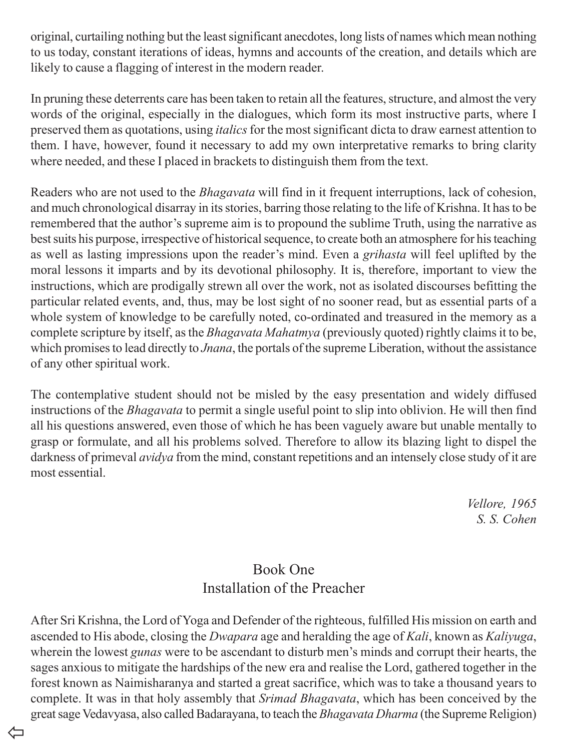original, curtailing nothing but the least significant anecdotes, long lists of names which mean nothing to us today, constant iterations of ideas, hymns and accounts of the creation, and details which are likely to cause a flagging of interest in the modern reader.

In pruning these deterrents care has been taken to retain all the features, structure, and almost the very words of the original, especially in the dialogues, which form its most instructive parts, where I preserved them as quotations, using *italics* for the most significant dicta to draw earnest attention to them. I have, however, found it necessary to add my own interpretative remarks to bring clarity where needed, and these I placed in brackets to distinguish them from the text.

Readers who are not used to the *Bhagavata* will find in it frequent interruptions, lack of cohesion, and much chronological disarray in its stories, barring those relating to the life of Krishna. It has to be remembered that the author's supreme aim is to propound the sublime Truth, using the narrative as best suits his purpose, irrespective of historical sequence, to create both an atmosphere for his teaching as well as lasting impressions upon the reader's mind. Even a *grihasta* will feel uplifted by the moral lessons it imparts and by its devotional philosophy. It is, therefore, important to view the instructions, which are prodigally strewn all over the work, not as isolated discourses befitting the particular related events, and, thus, may be lost sight of no sooner read, but as essential parts of a whole system of knowledge to be carefully noted, co-ordinated and treasured in the memory as a complete scripture by itself, as the *Bhagavata Mahatmya* (previously quoted) rightly claims it to be, which promises to lead directly to *Jnana*, the portals of the supreme Liberation, without the assistance of any other spiritual work.

The contemplative student should not be misled by the easy presentation and widely diffused instructions of the *Bhagavata* to permit a single useful point to slip into oblivion. He will then find all his questions answered, even those of which he has been vaguely aware but unable mentally to grasp or formulate, and all his problems solved. Therefore to allow its blazing light to dispel the darkness of primeval *avidya* from the mind, constant repetitions and an intensely close study of it are most essential.

*Vellore, 1965*
*S. S. Cohen*

# Book One
## Installation of the Preacher

After Sri Krishna, the Lord of Yoga and Defender of the righteous, fulfilled His mission on earth and ascended to His abode, closing the *Dwapara* age and heralding the age of *Kali*, known as *Kaliyuga*, wherein the lowest *gunas* were to be ascendant to disturb men's minds and corrupt their hearts, the sages anxious to mitigate the hardships of the new era and realise the Lord, gathered together in the forest known as Naimisharanya and started a great sacrifice, which was to take a thousand years to complete. It was in that holy assembly that *Srimad Bhagavata*, which has been conceived by the great sage Vedavyasa, also called Badarayana, to teach the *Bhagavata Dharma* (the Supreme Religion)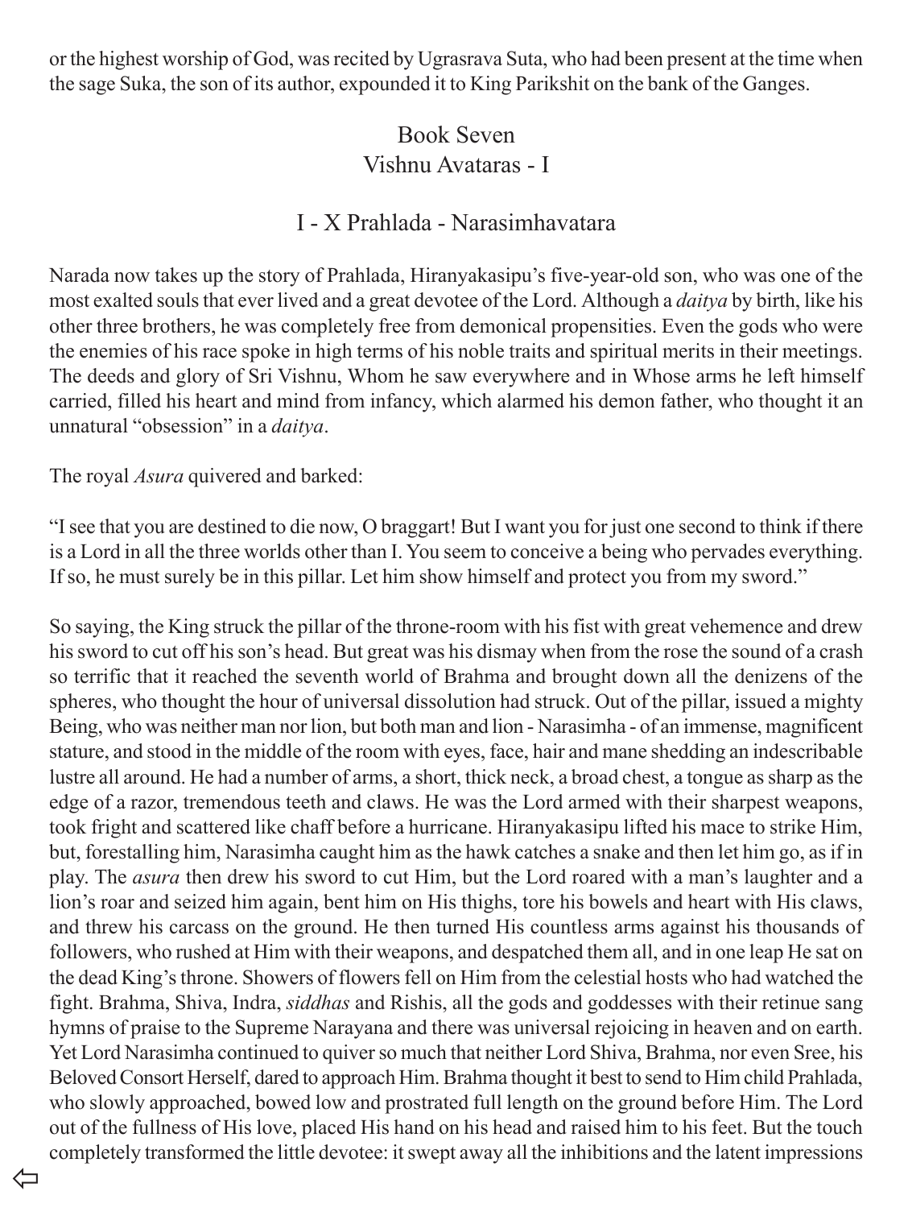or the highest worship of God, was recited by Ugrasrava Suta, who had been present at the time when the sage Suka, the son of its author, expounded it to King Parikshit on the bank of the Ganges.

## Book Seven
## Vishnu Avataras - I

### I - X Prahlada - Narasimhavatara

Narada now takes up the story of Prahlada, Hiranyakasipu's five-year-old son, who was one of the most exalted souls that ever lived and a great devotee of the Lord. Although a *daitya* by birth, like his other three brothers, he was completely free from demonical propensities. Even the gods who were the enemies of his race spoke in high terms of his noble traits and spiritual merits in their meetings. The deeds and glory of Sri Vishnu, Whom he saw everywhere and in Whose arms he left himself carried, filled his heart and mind from infancy, which alarmed his demon father, who thought it an unnatural "obsession" in a *daitya*.

The royal *Asura* quivered and barked:

"I see that you are destined to die now, O braggart! But I want you for just one second to think if there is a Lord in all the three worlds other than I. You seem to conceive a being who pervades everything. If so, he must surely be in this pillar. Let him show himself and protect you from my sword."

So saying, the King struck the pillar of the throne-room with his fist with great vehemence and drew his sword to cut off his son's head. But great was his dismay when from the rose the sound of a crash so terrific that it reached the seventh world of Brahma and brought down all the denizens of the spheres, who thought the hour of universal dissolution had struck. Out of the pillar, issued a mighty Being, who was neither man nor lion, but both man and lion - Narasimha - of an immense, magnificent stature, and stood in the middle of the room with eyes, face, hair and mane shedding an indescribable lustre all around. He had a number of arms, a short, thick neck, a broad chest, a tongue as sharp as the edge of a razor, tremendous teeth and claws. He was the Lord armed with their sharpest weapons, took fright and scattered like chaff before a hurricane. Hiranyakasipu lifted his mace to strike Him, but, forestalling him, Narasimha caught him as the hawk catches a snake and then let him go, as if in play. The *asura* then drew his sword to cut Him, but the Lord roared with a man's laughter and a lion's roar and seized him again, bent him on His thighs, tore his bowels and heart with His claws, and threw his carcass on the ground. He then turned His countless arms against his thousands of followers, who rushed at Him with their weapons, and despatched them all, and in one leap He sat on the dead King's throne. Showers of flowers fell on Him from the celestial hosts who had watched the fight. Brahma, Shiva, Indra, *siddhas* and Rishis, all the gods and goddesses with their retinue sang hymns of praise to the Supreme Narayana and there was universal rejoicing in heaven and on earth. Yet Lord Narasimha continued to quiver so much that neither Lord Shiva, Brahma, nor even Sree, his Beloved Consort Herself, dared to approach Him. Brahma thought it best to send to Him child Prahlada, who slowly approached, bowed low and prostrated full length on the ground before Him. The Lord out of the fullness of His love, placed His hand on his head and raised him to his feet. But the touch completely transformed the little devotee: it swept away all the inhibitions and the latent impressions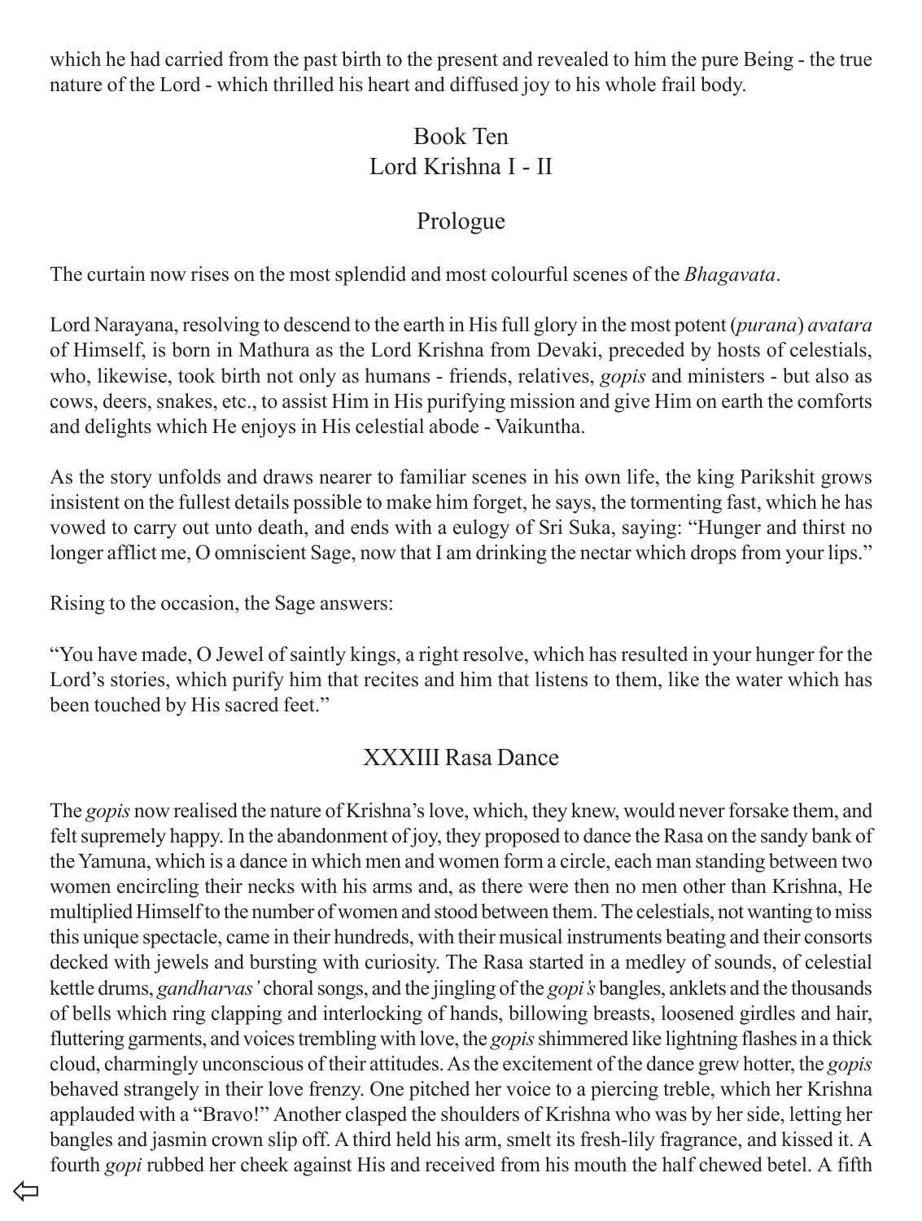which he had carried from the past birth to the present and revealed to him the pure Being - the true nature of the Lord - which thrilled his heart and diffused joy to his whole frail body.

# Book Ten
# Lord Krishna I - II

## Prologue

The curtain now rises on the most splendid and most colourful scenes of the *Bhagavata*.

Lord Narayana, resolving to descend to the earth in His full glory in the most potent (*purana*) *avatara* of Himself, is born in Mathura as the Lord Krishna from Devaki, preceded by hosts of celestials, who, likewise, took birth not only as humans - friends, relatives, *gopis* and ministers - but also as cows, deers, snakes, etc., to assist Him in His purifying mission and give Him on earth the comforts and delights which He enjoys in His celestial abode - Vaikuntha.

As the story unfolds and draws nearer to familiar scenes in his own life, the king Parikshit grows insistent on the fullest details possible to make him forget, he says, the tormenting fast, which he has vowed to carry out unto death, and ends with a eulogy of Sri Suka, saying: "Hunger and thirst no longer afflict me, O omniscient Sage, now that I am drinking the nectar which drops from your lips."

Rising to the occasion, the Sage answers:

"You have made, O Jewel of saintly kings, a right resolve, which has resulted in your hunger for the Lord's stories, which purify him that recites and him that listens to them, like the water which has been touched by His sacred feet."

## XXXIII Rasa Dance

The *gopis* now realised the nature of Krishna's love, which, they knew, would never forsake them, and felt supremely happy. In the abandonment of joy, they proposed to dance the Rasa on the sandy bank of the Yamuna, which is a dance in which men and women form a circle, each man standing between two women encircling their necks with his arms and, as there were then no men other than Krishna, He multiplied Himself to the number of women and stood between them. The celestials, not wanting to miss this unique spectacle, came in their hundreds, with their musical instruments beating and their consorts decked with jewels and bursting with curiosity. The Rasa started in a medley of sounds, of celestial kettle drums, *gandharvas'* choral songs, and the jingling of the *gopi's* bangles, anklets and the thousands of bells which ring clapping and interlocking of hands, billowing breasts, loosened girdles and hair, fluttering garments, and voices trembling with love, the *gopis* shimmered like lightning flashes in a thick cloud, charmingly unconscious of their attitudes. As the excitement of the dance grew hotter, the *gopis* behaved strangely in their love frenzy. One pitched her voice to a piercing treble, which her Krishna applauded with a "Bravo!" Another clasped the shoulders of Krishna who was by her side, letting her bangles and jasmin crown slip off. A third held his arm, smelt its fresh-lily fragrance, and kissed it. A fourth *gopi* rubbed her cheek against His and received from his mouth the half chewed betel. A fifth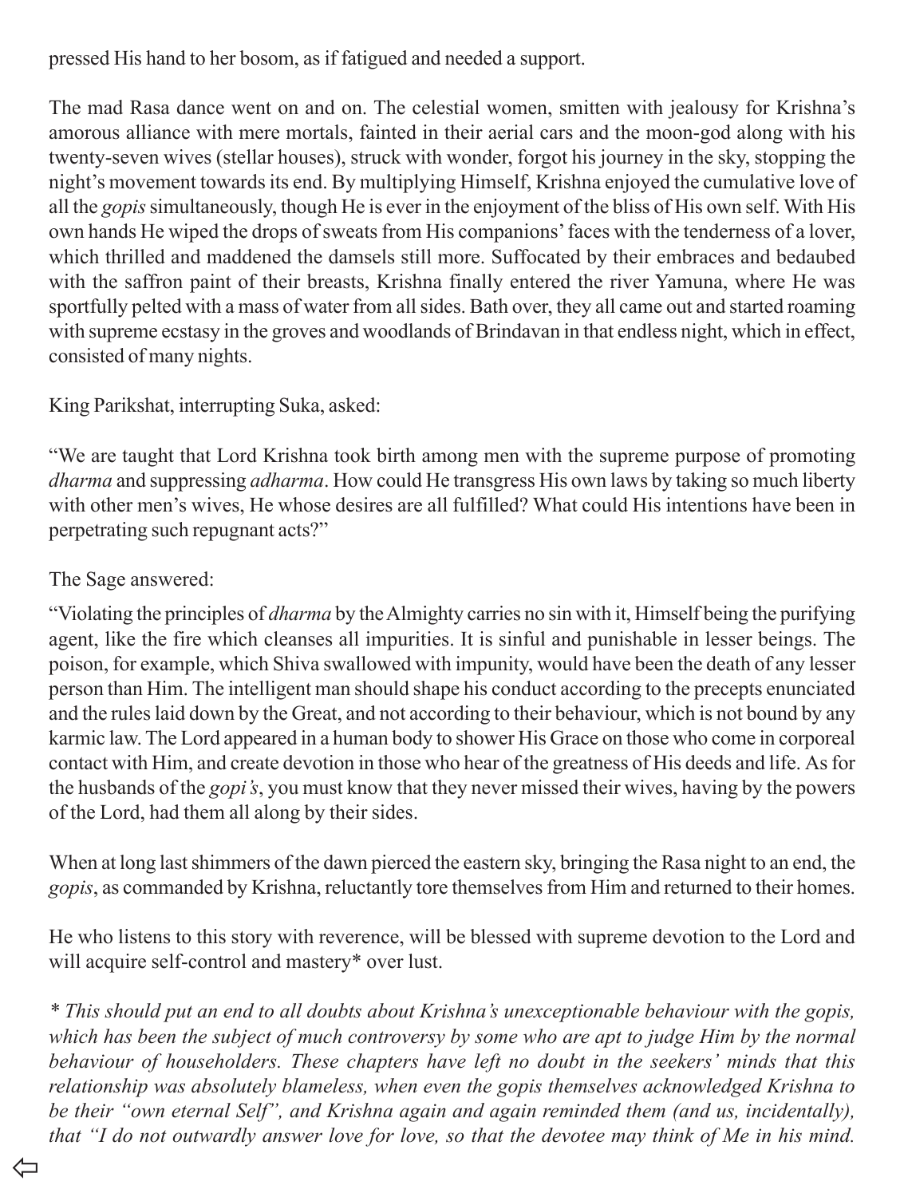pressed His hand to her bosom, as if fatigued and needed a support.

The mad Rasa dance went on and on. The celestial women, smitten with jealousy for Krishna's amorous alliance with mere mortals, fainted in their aerial cars and the moon-god along with his twenty-seven wives (stellar houses), struck with wonder, forgot his journey in the sky, stopping the night's movement towards its end. By multiplying Himself, Krishna enjoyed the cumulative love of all the *gopis* simultaneously, though He is ever in the enjoyment of the bliss of His own self. With His own hands He wiped the drops of sweats from His companions' faces with the tenderness of a lover, which thrilled and maddened the damsels still more. Suffocated by their embraces and bedaubed with the saffron paint of their breasts, Krishna finally entered the river Yamuna, where He was sportfully pelted with a mass of water from all sides. Bath over, they all came out and started roaming with supreme ecstasy in the groves and woodlands of Brindavan in that endless night, which in effect, consisted of many nights.

King Parikshat, interrupting Suka, asked:

"We are taught that Lord Krishna took birth among men with the supreme purpose of promoting *dharma* and suppressing *adharma*. How could He transgress His own laws by taking so much liberty with other men's wives, He whose desires are all fulfilled? What could His intentions have been in perpetrating such repugnant acts?"

The Sage answered:

"Violating the principles of *dharma* by the Almighty carries no sin with it, Himself being the purifying agent, like the fire which cleanses all impurities. It is sinful and punishable in lesser beings. The poison, for example, which Shiva swallowed with impunity, would have been the death of any lesser person than Him. The intelligent man should shape his conduct according to the precepts enunciated and the rules laid down by the Great, and not according to their behaviour, which is not bound by any karmic law. The Lord appeared in a human body to shower His Grace on those who come in corporeal contact with Him, and create devotion in those who hear of the greatness of His deeds and life. As for the husbands of the *gopi's*, you must know that they never missed their wives, having by the powers of the Lord, had them all along by their sides.

When at long last shimmers of the dawn pierced the eastern sky, bringing the Rasa night to an end, the *gopis*, as commanded by Krishna, reluctantly tore themselves from Him and returned to their homes.

He who listens to this story with reverence, will be blessed with supreme devotion to the Lord and will acquire self-control and mastery* over lust.

*\* This should put an end to all doubts about Krishna's unexceptionable behaviour with the gopis, which has been the subject of much controversy by some who are apt to judge Him by the normal behaviour of householders. These chapters have left no doubt in the seekers' minds that this relationship was absolutely blameless, when even the gopis themselves acknowledged Krishna to be their "own eternal Self", and Krishna again and again reminded them (and us, incidentally), that "I do not outwardly answer love for love, so that the devotee may think of Me in his mind.*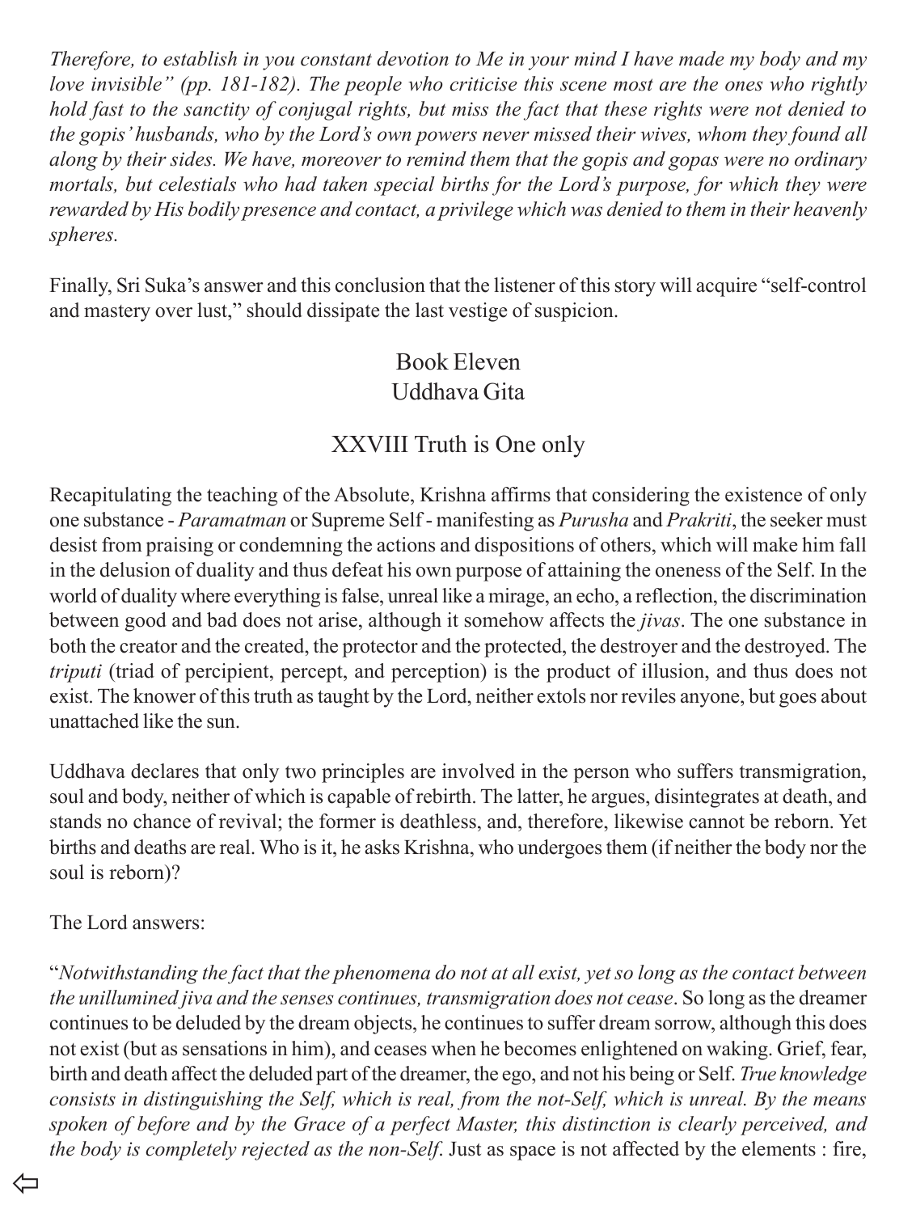*Therefore, to establish in you constant devotion to Me in your mind I have made my body and my love invisible" (pp. 181-182). The people who criticise this scene most are the ones who rightly hold fast to the sanctity of conjugal rights, but miss the fact that these rights were not denied to the gopis' husbands, who by the Lord's own powers never missed their wives, whom they found all along by their sides. We have, moreover to remind them that the gopis and gopas were no ordinary mortals, but celestials who had taken special births for the Lord's purpose, for which they were rewarded by His bodily presence and contact, a privilege which was denied to them in their heavenly spheres.*

Finally, Sri Suka's answer and this conclusion that the listener of this story will acquire "self-control and mastery over lust," should dissipate the last vestige of suspicion.

## Book Eleven
## Uddhava Gita

### XXVIII Truth is One only

Recapitulating the teaching of the Absolute, Krishna affirms that considering the existence of only one substance - *Paramatman* or Supreme Self - manifesting as *Purusha* and *Prakriti*, the seeker must desist from praising or condemning the actions and dispositions of others, which will make him fall in the delusion of duality and thus defeat his own purpose of attaining the oneness of the Self. In the world of duality where everything is false, unreal like a mirage, an echo, a reflection, the discrimination between good and bad does not arise, although it somehow affects the *jivas*. The one substance in both the creator and the created, the protector and the protected, the destroyer and the destroyed. The *triputi* (triad of percipient, percept, and perception) is the product of illusion, and thus does not exist. The knower of this truth as taught by the Lord, neither extols nor reviles anyone, but goes about unattached like the sun.

Uddhava declares that only two principles are involved in the person who suffers transmigration, soul and body, neither of which is capable of rebirth. The latter, he argues, disintegrates at death, and stands no chance of revival; the former is deathless, and, therefore, likewise cannot be reborn. Yet births and deaths are real. Who is it, he asks Krishna, who undergoes them (if neither the body nor the soul is reborn)?

The Lord answers:

"*Notwithstanding the fact that the phenomena do not at all exist, yet so long as the contact between the unillumined jiva and the senses continues, transmigration does not cease*. So long as the dreamer continues to be deluded by the dream objects, he continues to suffer dream sorrow, although this does not exist (but as sensations in him), and ceases when he becomes enlightened on waking. Grief, fear, birth and death affect the deluded part of the dreamer, the ego, and not his being or Self. *True knowledge consists in distinguishing the Self, which is real, from the not-Self, which is unreal. By the means spoken of before and by the Grace of a perfect Master, this distinction is clearly perceived, and the body is completely rejected as the non-Self*. Just as space is not affected by the elements : fire,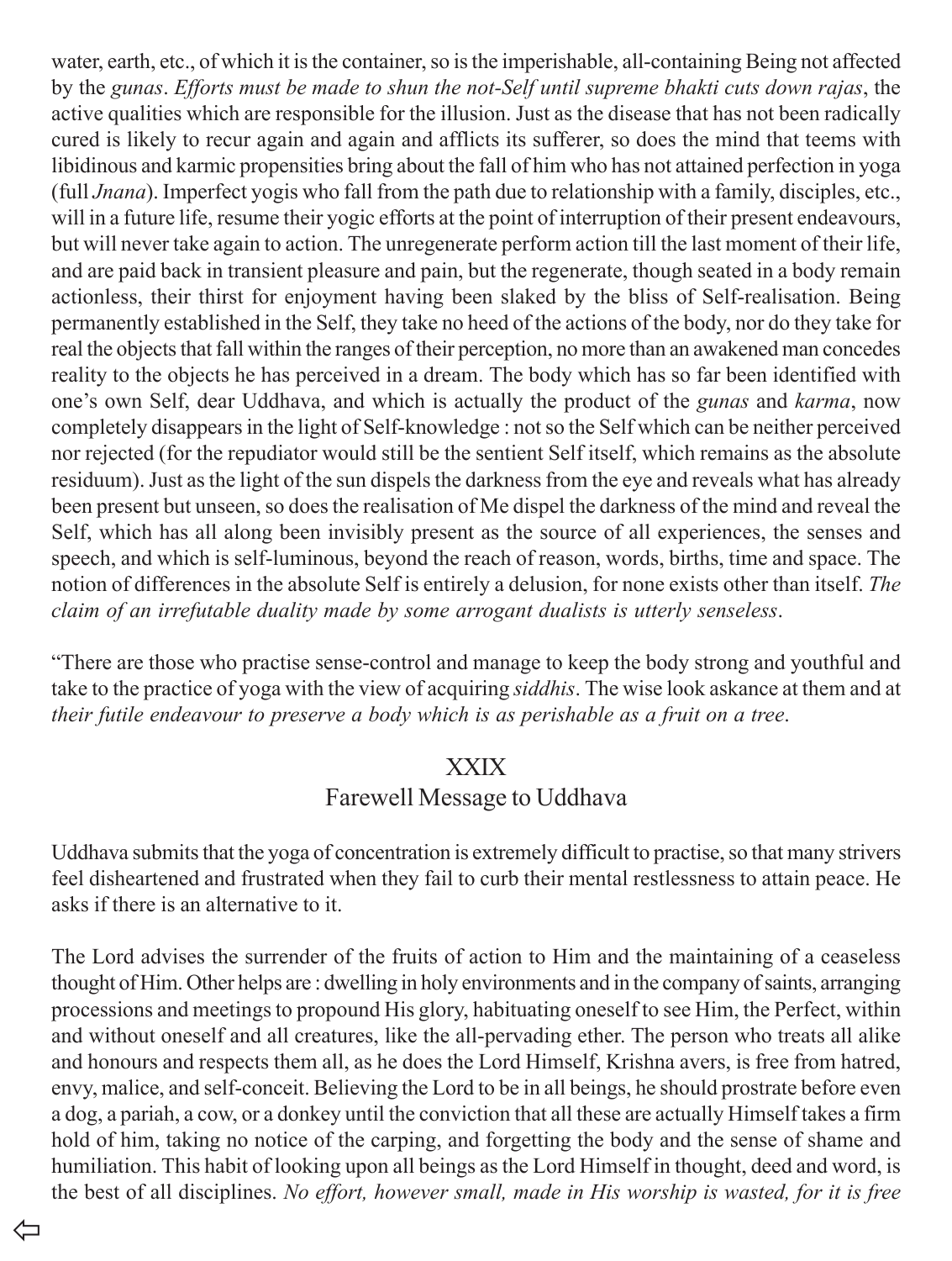water, earth, etc., of which it is the container, so is the imperishable, all-containing Being not affected by the *gunas*. *Efforts must be made to shun the not-Self until supreme bhakti cuts down rajas*, the active qualities which are responsible for the illusion. Just as the disease that has not been radically cured is likely to recur again and again and afflicts its sufferer, so does the mind that teems with libidinous and karmic propensities bring about the fall of him who has not attained perfection in yoga (full *Jnana*). Imperfect yogis who fall from the path due to relationship with a family, disciples, etc., will in a future life, resume their yogic efforts at the point of interruption of their present endeavours, but will never take again to action. The unregenerate perform action till the last moment of their life, and are paid back in transient pleasure and pain, but the regenerate, though seated in a body remain actionless, their thirst for enjoyment having been slaked by the bliss of Self-realisation. Being permanently established in the Self, they take no heed of the actions of the body, nor do they take for real the objects that fall within the ranges of their perception, no more than an awakened man concedes reality to the objects he has perceived in a dream. The body which has so far been identified with one's own Self, dear Uddhava, and which is actually the product of the *gunas* and *karma*, now completely disappears in the light of Self-knowledge : not so the Self which can be neither perceived nor rejected (for the repudiator would still be the sentient Self itself, which remains as the absolute residuum). Just as the light of the sun dispels the darkness from the eye and reveals what has already been present but unseen, so does the realisation of Me dispel the darkness of the mind and reveal the Self, which has all along been invisibly present as the source of all experiences, the senses and speech, and which is self-luminous, beyond the reach of reason, words, births, time and space. The notion of differences in the absolute Self is entirely a delusion, for none exists other than itself. *The claim of an irrefutable duality made by some arrogant dualists is utterly senseless*.

"There are those who practise sense-control and manage to keep the body strong and youthful and take to the practice of yoga with the view of acquiring *siddhis*. The wise look askance at them and at *their futile endeavour to preserve a body which is as perishable as a fruit on a tree*.

## XXIX
## Farewell Message to Uddhava

Uddhava submits that the yoga of concentration is extremely difficult to practise, so that many strivers feel disheartened and frustrated when they fail to curb their mental restlessness to attain peace. He asks if there is an alternative to it.

The Lord advises the surrender of the fruits of action to Him and the maintaining of a ceaseless thought of Him. Other helps are : dwelling in holy environments and in the company of saints, arranging processions and meetings to propound His glory, habituating oneself to see Him, the Perfect, within and without oneself and all creatures, like the all-pervading ether. The person who treats all alike and honours and respects them all, as he does the Lord Himself, Krishna avers, is free from hatred, envy, malice, and self-conceit. Believing the Lord to be in all beings, he should prostrate before even a dog, a pariah, a cow, or a donkey until the conviction that all these are actually Himself takes a firm hold of him, taking no notice of the carping, and forgetting the body and the sense of shame and humiliation. This habit of looking upon all beings as the Lord Himself in thought, deed and word, is the best of all disciplines. *No effort, however small, made in His worship is wasted, for it is free*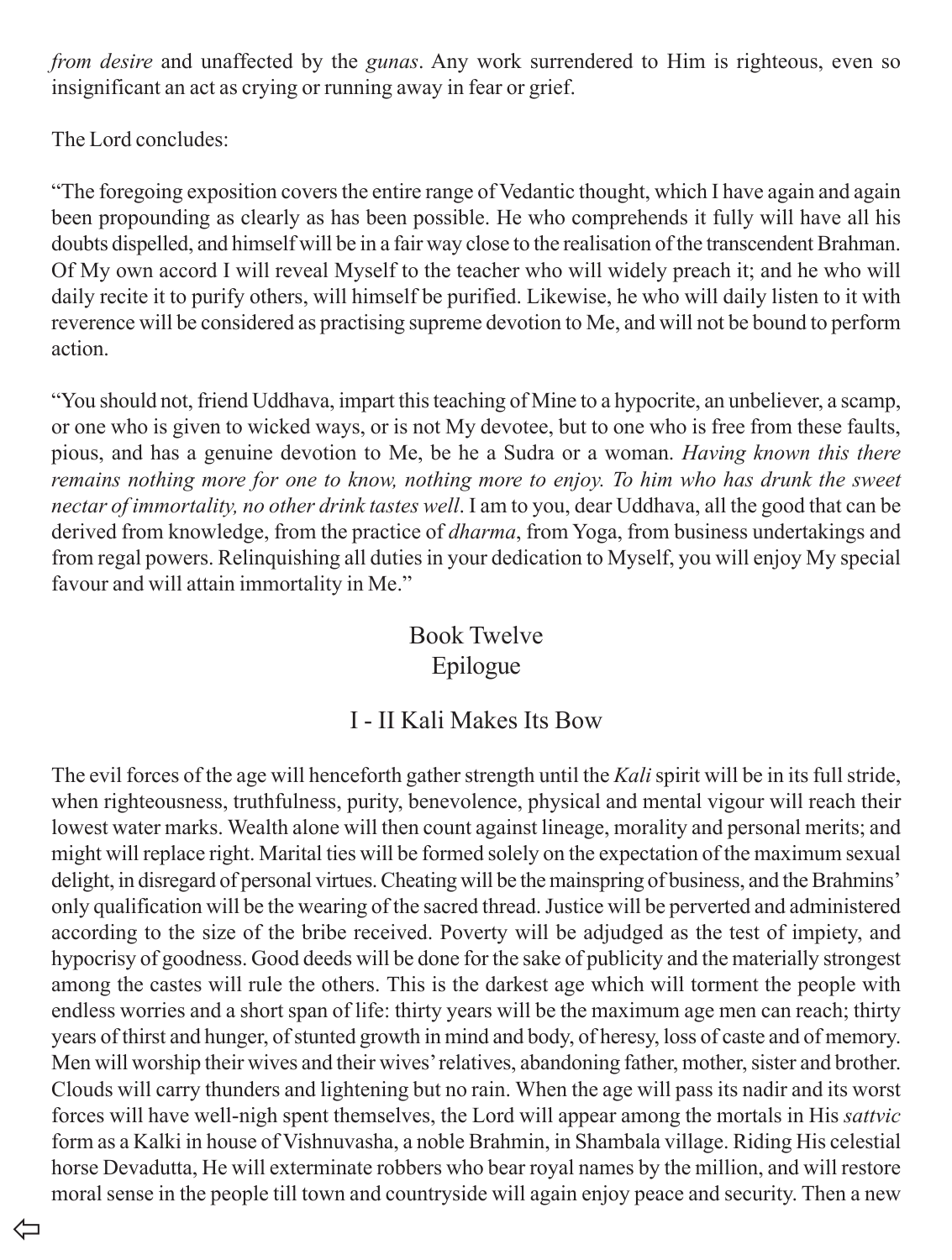*from desire* and unaffected by the *gunas*. Any work surrendered to Him is righteous, even so insignificant an act as crying or running away in fear or grief.

The Lord concludes:

"The foregoing exposition covers the entire range of Vedantic thought, which I have again and again been propounding as clearly as has been possible. He who comprehends it fully will have all his doubts dispelled, and himself will be in a fair way close to the realisation of the transcendent Brahman. Of My own accord I will reveal Myself to the teacher who will widely preach it; and he who will daily recite it to purify others, will himself be purified. Likewise, he who will daily listen to it with reverence will be considered as practising supreme devotion to Me, and will not be bound to perform action.

"You should not, friend Uddhava, impart this teaching of Mine to a hypocrite, an unbeliever, a scamp, or one who is given to wicked ways, or is not My devotee, but to one who is free from these faults, pious, and has a genuine devotion to Me, be he a Sudra or a woman. *Having known this there remains nothing more for one to know, nothing more to enjoy. To him who has drunk the sweet nectar of immortality, no other drink tastes well*. I am to you, dear Uddhava, all the good that can be derived from knowledge, from the practice of *dharma*, from Yoga, from business undertakings and from regal powers. Relinquishing all duties in your dedication to Myself, you will enjoy My special favour and will attain immortality in Me."

# Book Twelve
# Epilogue

## I - II Kali Makes Its Bow

The evil forces of the age will henceforth gather strength until the *Kali* spirit will be in its full stride, when righteousness, truthfulness, purity, benevolence, physical and mental vigour will reach their lowest water marks. Wealth alone will then count against lineage, morality and personal merits; and might will replace right. Marital ties will be formed solely on the expectation of the maximum sexual delight, in disregard of personal virtues. Cheating will be the mainspring of business, and the Brahmins' only qualification will be the wearing of the sacred thread. Justice will be perverted and administered according to the size of the bribe received. Poverty will be adjudged as the test of impiety, and hypocrisy of goodness. Good deeds will be done for the sake of publicity and the materially strongest among the castes will rule the others. This is the darkest age which will torment the people with endless worries and a short span of life: thirty years will be the maximum age men can reach; thirty years of thirst and hunger, of stunted growth in mind and body, of heresy, loss of caste and of memory. Men will worship their wives and their wives' relatives, abandoning father, mother, sister and brother. Clouds will carry thunders and lightening but no rain. When the age will pass its nadir and its worst forces will have well-nigh spent themselves, the Lord will appear among the mortals in His *sattvic* form as a Kalki in house of Vishnuvasha, a noble Brahmin, in Shambala village. Riding His celestial horse Devadutta, He will exterminate robbers who bear royal names by the million, and will restore moral sense in the people till town and countryside will again enjoy peace and security. Then a new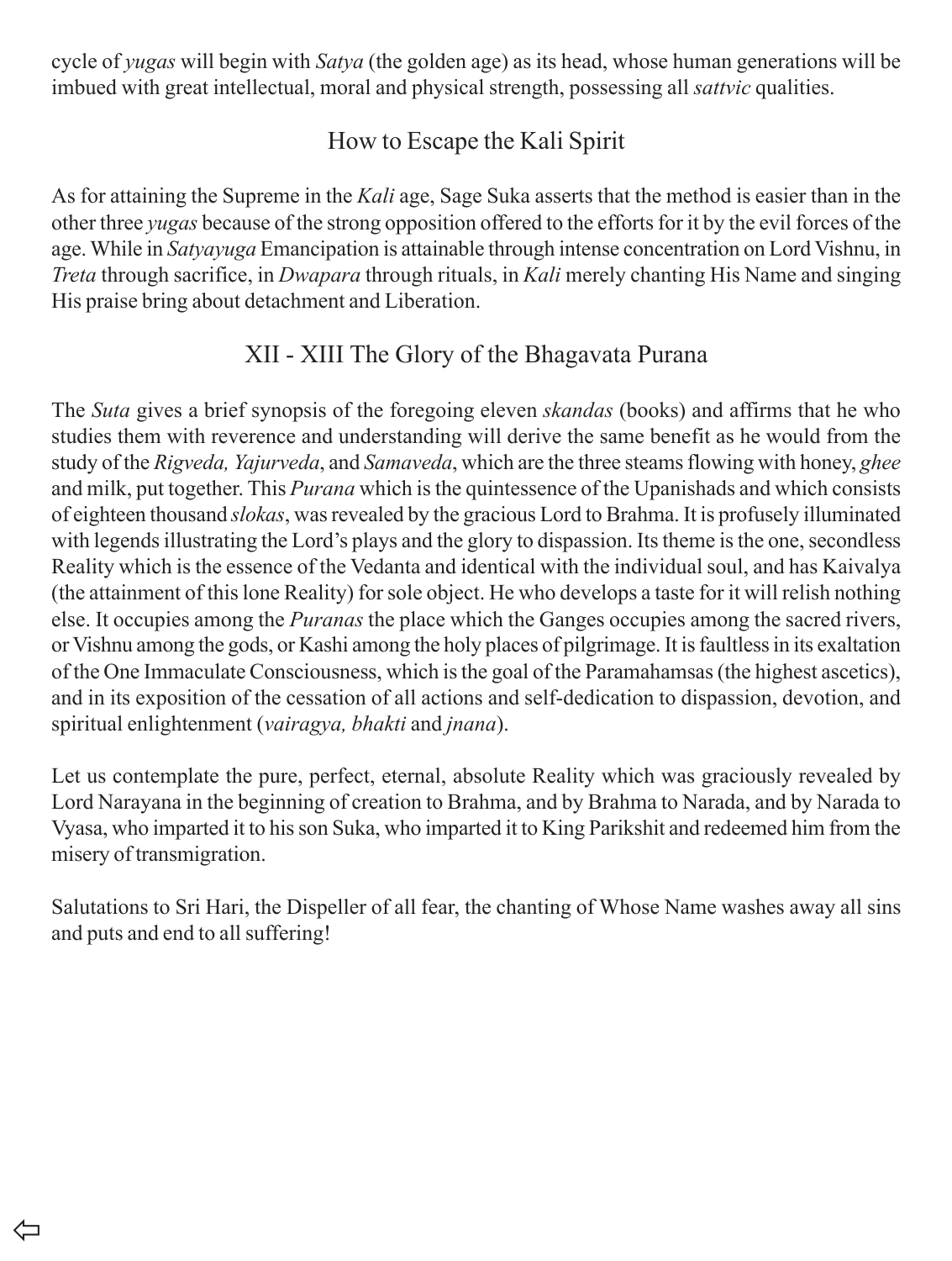cycle of *yugas* will begin with *Satya* (the golden age) as its head, whose human generations will be imbued with great intellectual, moral and physical strength, possessing all *sattvic* qualities.

## How to Escape the Kali Spirit

As for attaining the Supreme in the *Kali* age, Sage Suka asserts that the method is easier than in the other three *yugas* because of the strong opposition offered to the efforts for it by the evil forces of the age. While in *Satyayuga* Emancipation is attainable through intense concentration on Lord Vishnu, in *Treta* through sacrifice, in *Dwapara* through rituals, in *Kali* merely chanting His Name and singing His praise bring about detachment and Liberation.

## XII - XIII The Glory of the Bhagavata Purana

The *Suta* gives a brief synopsis of the foregoing eleven *skandas* (books) and affirms that he who studies them with reverence and understanding will derive the same benefit as he would from the study of the *Rigveda, Yajurveda*, and *Samaveda*, which are the three steams flowing with honey, *ghee* and milk, put together. This *Purana* which is the quintessence of the Upanishads and which consists of eighteen thousand *slokas*, was revealed by the gracious Lord to Brahma. It is profusely illuminated with legends illustrating the Lord's plays and the glory to dispassion. Its theme is the one, secondless Reality which is the essence of the Vedanta and identical with the individual soul, and has Kaivalya (the attainment of this lone Reality) for sole object. He who develops a taste for it will relish nothing else. It occupies among the *Puranas* the place which the Ganges occupies among the sacred rivers, or Vishnu among the gods, or Kashi among the holy places of pilgrimage. It is faultless in its exaltation of the One Immaculate Consciousness, which is the goal of the Paramahamsas (the highest ascetics), and in its exposition of the cessation of all actions and self-dedication to dispassion, devotion, and spiritual enlightenment (*vairagya, bhakti* and *jnana*).

Let us contemplate the pure, perfect, eternal, absolute Reality which was graciously revealed by Lord Narayana in the beginning of creation to Brahma, and by Brahma to Narada, and by Narada to Vyasa, who imparted it to his son Suka, who imparted it to King Parikshit and redeemed him from the misery of transmigration.

Salutations to Sri Hari, the Dispeller of all fear, the chanting of Whose Name washes away all sins and puts and end to all suffering!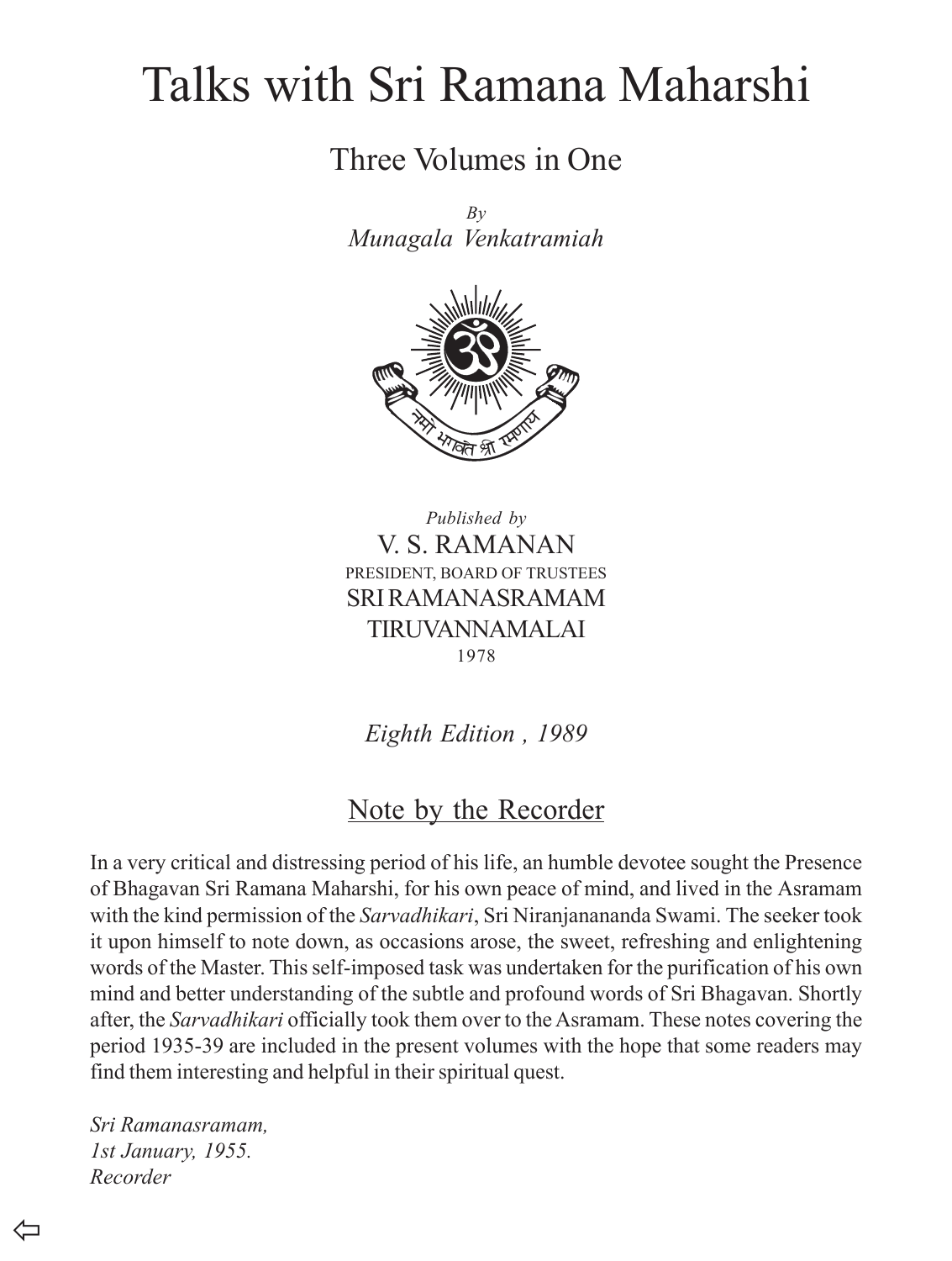# Talks with Sri Ramana Maharshi

## Three Volumes in One

*By*
*Munagala Venkatramiah*

*Published by*
V. S. RAMANAN
PRESIDENT, BOARD OF TRUSTEES
SRI RAMANASRAMAM
TIRUVANNAMALAI
1978

*Eighth Edition , 1989*

## Note by the Recorder

In a very critical and distressing period of his life, an humble devotee sought the Presence of Bhagavan Sri Ramana Maharshi, for his own peace of mind, and lived in the Asramam with the kind permission of the *Sarvadhikari*, Sri Niranjanananda Swami. The seeker took it upon himself to note down, as occasions arose, the sweet, refreshing and enlightening words of the Master. This self-imposed task was undertaken for the purification of his own mind and better understanding of the subtle and profound words of Sri Bhagavan. Shortly after, the *Sarvadhikari* officially took them over to the Asramam. These notes covering the period 1935-39 are included in the present volumes with the hope that some readers may find them interesting and helpful in their spiritual quest.

*Sri Ramanasramam,*
*1st January, 1955.*
*Recorder*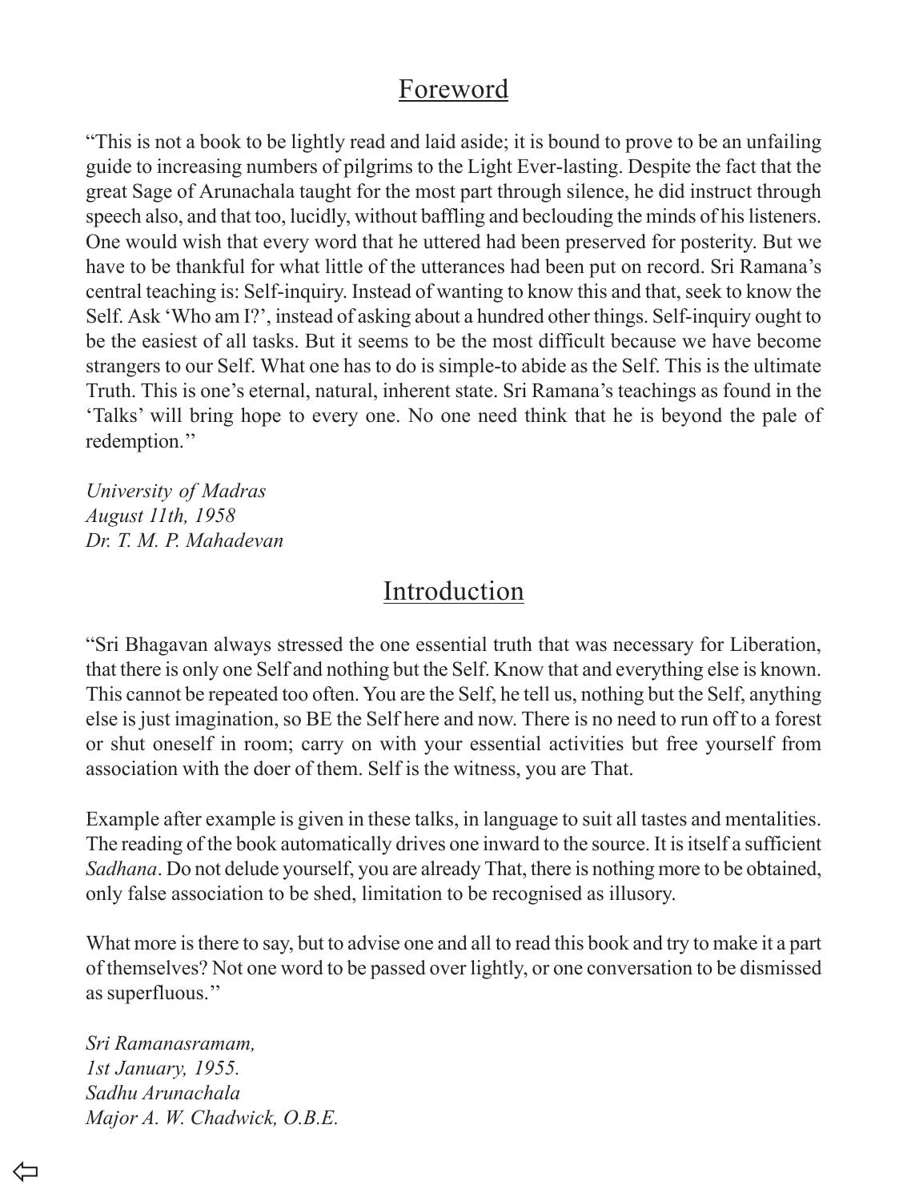## Foreword

"This is not a book to be lightly read and laid aside; it is bound to prove to be an unfailing guide to increasing numbers of pilgrims to the Light Ever-lasting. Despite the fact that the great Sage of Arunachala taught for the most part through silence, he did instruct through speech also, and that too, lucidly, without baffling and beclouding the minds of his listeners. One would wish that every word that he uttered had been preserved for posterity. But we have to be thankful for what little of the utterances had been put on record. Sri Ramana's central teaching is: Self-inquiry. Instead of wanting to know this and that, seek to know the Self. Ask 'Who am I?', instead of asking about a hundred other things. Self-inquiry ought to be the easiest of all tasks. But it seems to be the most difficult because we have become strangers to our Self. What one has to do is simple-to abide as the Self. This is the ultimate Truth. This is one's eternal, natural, inherent state. Sri Ramana's teachings as found in the 'Talks' will bring hope to every one. No one need think that he is beyond the pale of redemption.''

*University of Madras*
*August 11th, 1958*
*Dr. T. M. P. Mahadevan*

## Introduction

"Sri Bhagavan always stressed the one essential truth that was necessary for Liberation, that there is only one Self and nothing but the Self. Know that and everything else is known. This cannot be repeated too often. You are the Self, he tell us, nothing but the Self, anything else is just imagination, so BE the Self here and now. There is no need to run off to a forest or shut oneself in room; carry on with your essential activities but free yourself from association with the doer of them. Self is the witness, you are That.

Example after example is given in these talks, in language to suit all tastes and mentalities. The reading of the book automatically drives one inward to the source. It is itself a sufficient *Sadhana*. Do not delude yourself, you are already That, there is nothing more to be obtained, only false association to be shed, limitation to be recognised as illusory.

What more is there to say, but to advise one and all to read this book and try to make it a part of themselves? Not one word to be passed over lightly, or one conversation to be dismissed as superfluous.''

*Sri Ramanasramam,*
*1st January, 1955.*
*Sadhu Arunachala*
*Major A. W. Chadwick, O.B.E.*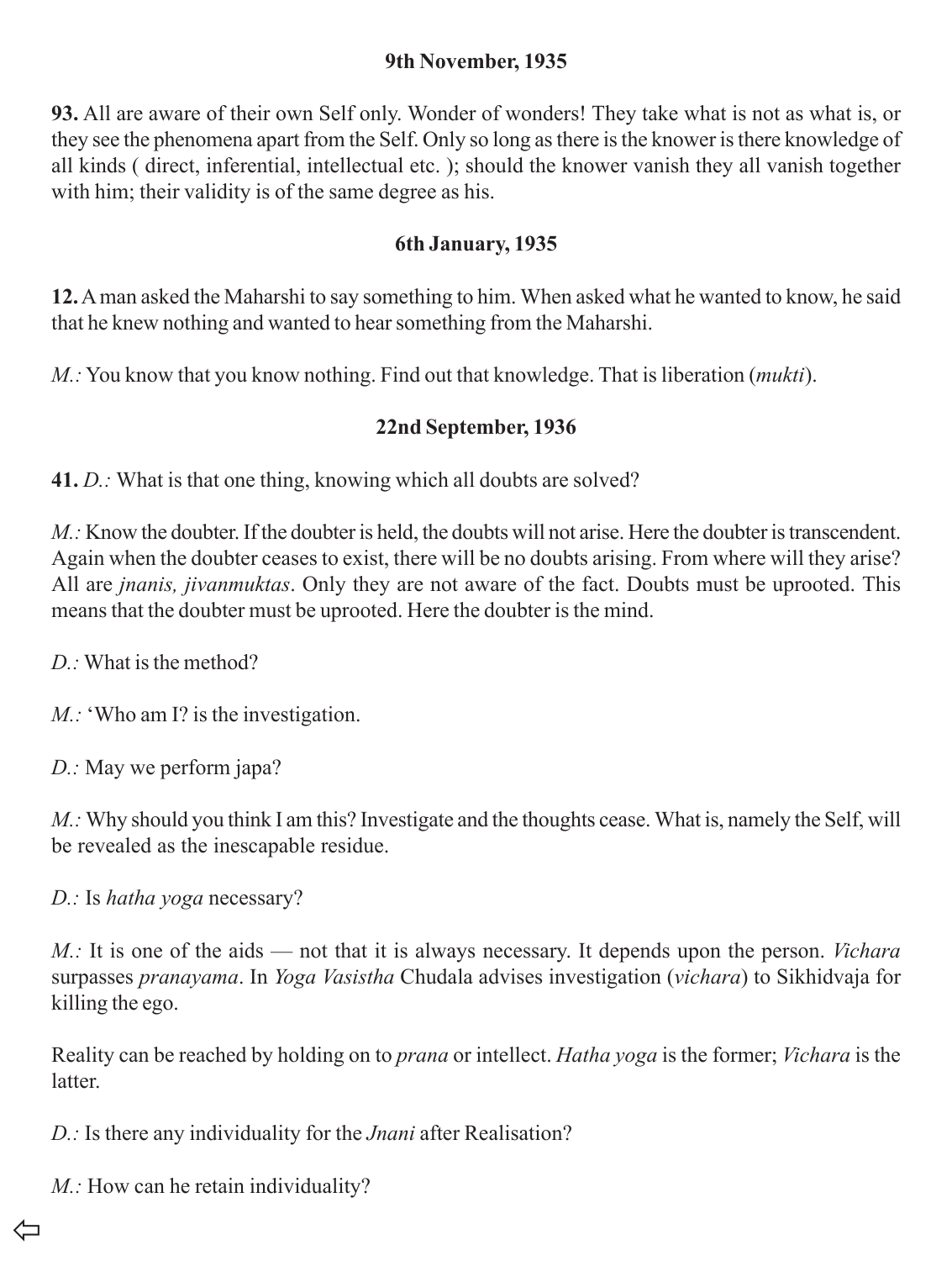### 9th November, 1935

**93.** All are aware of their own Self only. Wonder of wonders! They take what is not as what is, or they see the phenomena apart from the Self. Only so long as there is the knower is there knowledge of all kinds ( direct, inferential, intellectual etc. ); should the knower vanish they all vanish together with him; their validity is of the same degree as his.

### 6th January, 1935

**12.** A man asked the Maharshi to say something to him. When asked what he wanted to know, he said that he knew nothing and wanted to hear something from the Maharshi.

*M.:* You know that you know nothing. Find out that knowledge. That is liberation (*mukti*).

### 22nd September, 1936

**41.** *D.:* What is that one thing, knowing which all doubts are solved?

*M.:* Know the doubter. If the doubter is held, the doubts will not arise. Here the doubter is transcendent. Again when the doubter ceases to exist, there will be no doubts arising. From where will they arise? All are *jnanis, jivanmuktas*. Only they are not aware of the fact. Doubts must be uprooted. This means that the doubter must be uprooted. Here the doubter is the mind.

*D.:* What is the method?

*M.:* 'Who am I? is the investigation.

*D.:* May we perform japa?

*M.:* Why should you think I am this? Investigate and the thoughts cease. What is, namely the Self, will be revealed as the inescapable residue.

*D.:* Is *hatha yoga* necessary?

*M.:* It is one of the aids — not that it is always necessary. It depends upon the person. *Vichara* surpasses *pranayama*. In *Yoga Vasistha* Chudala advises investigation (*vichara*) to Sikhidvaja for killing the ego.

Reality can be reached by holding on to *prana* or intellect. *Hatha yoga* is the former; *Vichara* is the latter.

*D.:* Is there any individuality for the *Jnani* after Realisation?

*M.:* How can he retain individuality?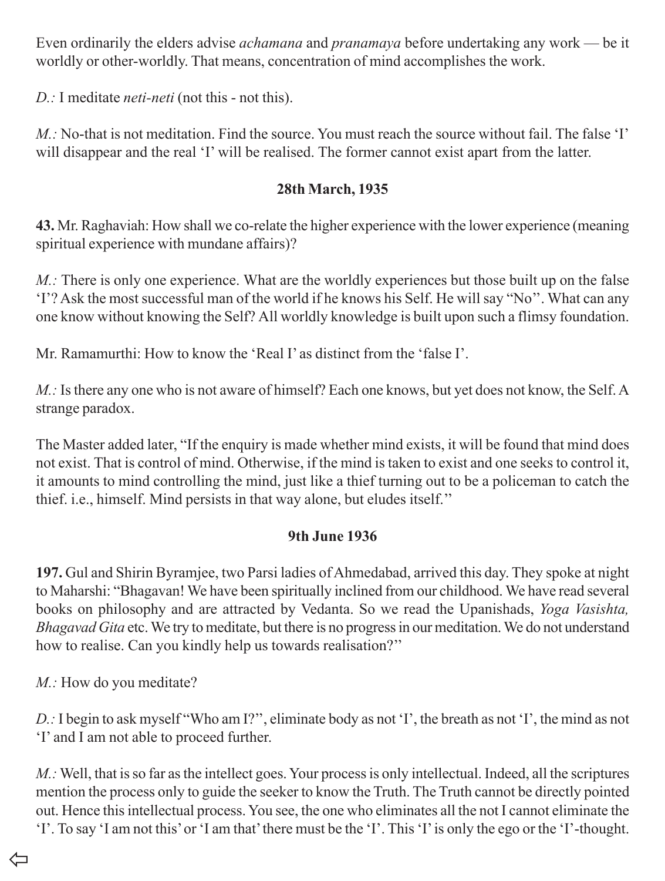Even ordinarily the elders advise *achamana* and *pranamaya* before undertaking any work — be it worldly or other-worldly. That means, concentration of mind accomplishes the work.

*D.:* I meditate *neti-neti* (not this - not this).

*M.:* No-that is not meditation. Find the source. You must reach the source without fail. The false 'I' will disappear and the real 'I' will be realised. The former cannot exist apart from the latter.

**28th March, 1935**

**43.** Mr. Raghaviah: How shall we co-relate the higher experience with the lower experience (meaning spiritual experience with mundane affairs)?

*M.:* There is only one experience. What are the worldly experiences but those built up on the false 'I'? Ask the most successful man of the world if he knows his Self. He will say "No''. What can any one know without knowing the Self? All worldly knowledge is built upon such a flimsy foundation.

Mr. Ramamurthi: How to know the 'Real I' as distinct from the 'false I'.

*M.:* Is there any one who is not aware of himself? Each one knows, but yet does not know, the Self. A strange paradox.

The Master added later, "If the enquiry is made whether mind exists, it will be found that mind does not exist. That is control of mind. Otherwise, if the mind is taken to exist and one seeks to control it, it amounts to mind controlling the mind, just like a thief turning out to be a policeman to catch the thief. i.e., himself. Mind persists in that way alone, but eludes itself.''

**9th June 1936**

**197.** Gul and Shirin Byramjee, two Parsi ladies of Ahmedabad, arrived this day. They spoke at night to Maharshi: "Bhagavan! We have been spiritually inclined from our childhood. We have read several books on philosophy and are attracted by Vedanta. So we read the Upanishads, *Yoga Vasishta, Bhagavad Gita* etc. We try to meditate, but there is no progress in our meditation. We do not understand how to realise. Can you kindly help us towards realisation?''

*M.:* How do you meditate?

*D.:* I begin to ask myself "Who am I?'', eliminate body as not 'I', the breath as not 'I', the mind as not 'I' and I am not able to proceed further.

*M.:* Well, that is so far as the intellect goes. Your process is only intellectual. Indeed, all the scriptures mention the process only to guide the seeker to know the Truth. The Truth cannot be directly pointed out. Hence this intellectual process. You see, the one who eliminates all the not I cannot eliminate the 'I'. To say 'I am not this' or 'I am that' there must be the 'I'. This 'I' is only the ego or the 'I'-thought.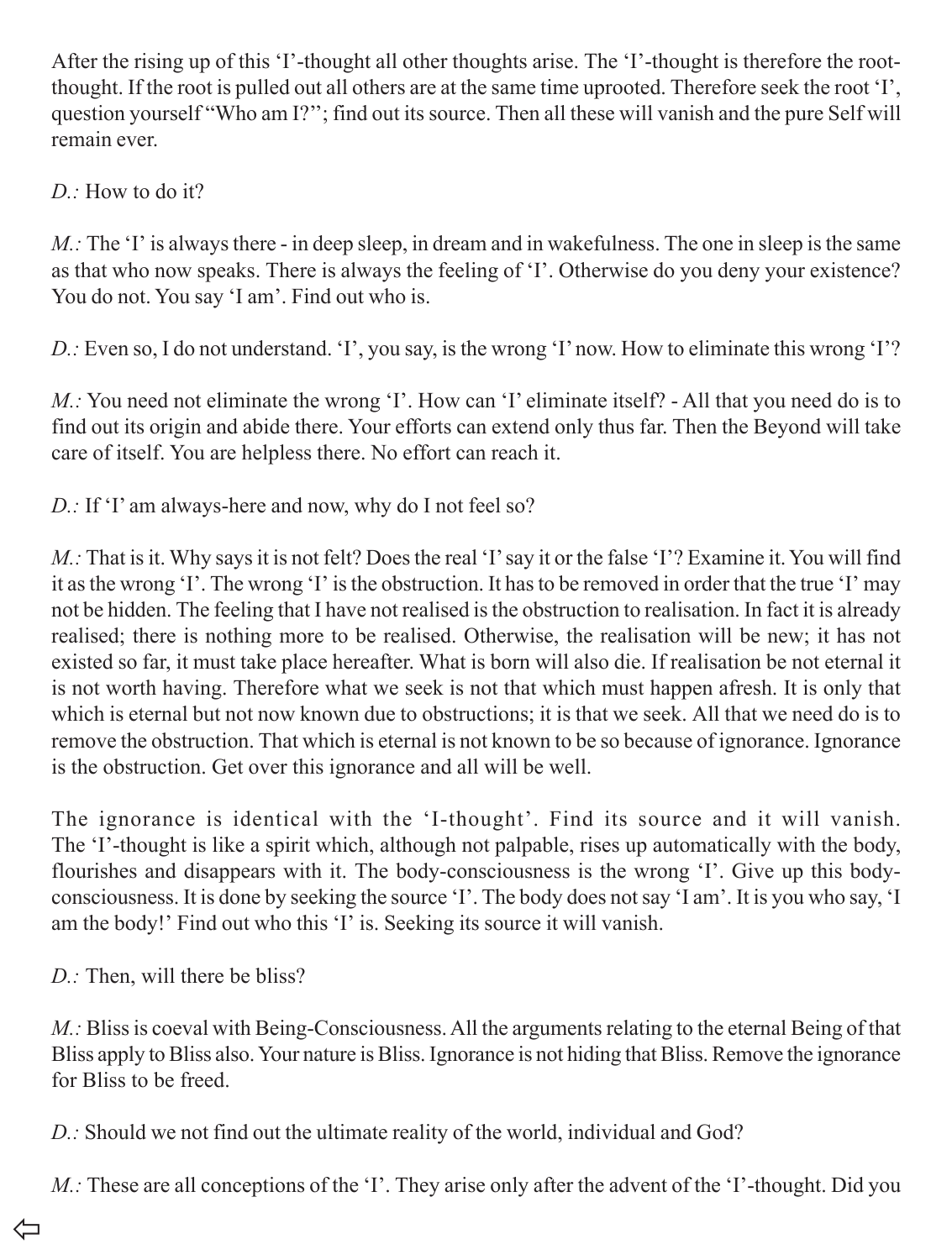After the rising up of this 'I'-thought all other thoughts arise. The 'I'-thought is therefore the root-thought. If the root is pulled out all others are at the same time uprooted. Therefore seek the root 'I', question yourself "Who am I?"; find out its source. Then all these will vanish and the pure Self will remain ever.

*D.:* How to do it?

*M.:* The 'I' is always there - in deep sleep, in dream and in wakefulness. The one in sleep is the same as that who now speaks. There is always the feeling of 'I'. Otherwise do you deny your existence? You do not. You say 'I am'. Find out who is.

*D.:* Even so, I do not understand. 'I', you say, is the wrong 'I' now. How to eliminate this wrong 'I'?

*M.:* You need not eliminate the wrong 'I'. How can 'I' eliminate itself? - All that you need do is to find out its origin and abide there. Your efforts can extend only thus far. Then the Beyond will take care of itself. You are helpless there. No effort can reach it.

*D.:* If 'I' am always-here and now, why do I not feel so?

*M.:* That is it. Why says it is not felt? Does the real 'I' say it or the false 'I'? Examine it. You will find it as the wrong 'I'. The wrong 'I' is the obstruction. It has to be removed in order that the true 'I' may not be hidden. The feeling that I have not realised is the obstruction to realisation. In fact it is already realised; there is nothing more to be realised. Otherwise, the realisation will be new; it has not existed so far, it must take place hereafter. What is born will also die. If realisation be not eternal it is not worth having. Therefore what we seek is not that which must happen afresh. It is only that which is eternal but not now known due to obstructions; it is that we seek. All that we need do is to remove the obstruction. That which is eternal is not known to be so because of ignorance. Ignorance is the obstruction. Get over this ignorance and all will be well.

The ignorance is identical with the 'I-thought'. Find its source and it will vanish. The 'I'-thought is like a spirit which, although not palpable, rises up automatically with the body, flourishes and disappears with it. The body-consciousness is the wrong 'I'. Give up this body-consciousness. It is done by seeking the source 'I'. The body does not say 'I am'. It is you who say, 'I am the body!' Find out who this 'I' is. Seeking its source it will vanish.

*D.:* Then, will there be bliss?

*M.:* Bliss is coeval with Being-Consciousness. All the arguments relating to the eternal Being of that Bliss apply to Bliss also. Your nature is Bliss. Ignorance is not hiding that Bliss. Remove the ignorance for Bliss to be freed.

*D.:* Should we not find out the ultimate reality of the world, individual and God?

*M.:* These are all conceptions of the 'I'. They arise only after the advent of the 'I'-thought. Did you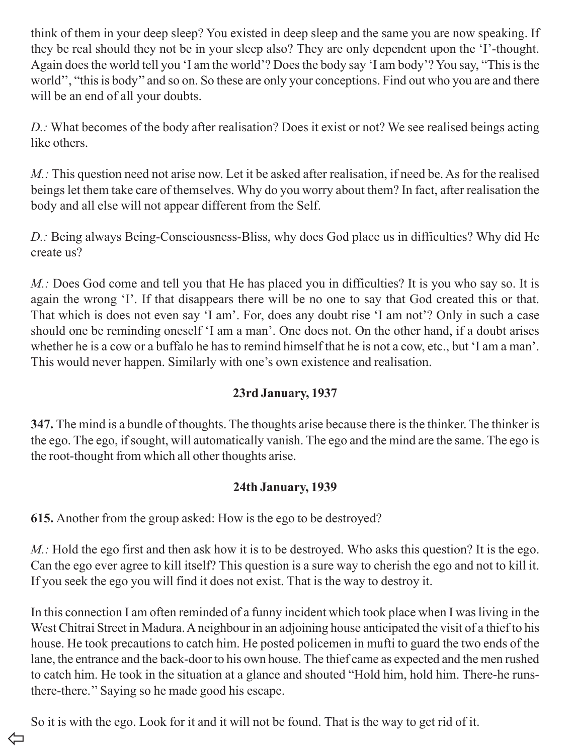think of them in your deep sleep? You existed in deep sleep and the same you are now speaking. If they be real should they not be in your sleep also? They are only dependent upon the 'I'-thought. Again does the world tell you 'I am the world'? Does the body say 'I am body'? You say, "This is the world", "this is body" and so on. So these are only your conceptions. Find out who you are and there will be an end of all your doubts.

*D.:* What becomes of the body after realisation? Does it exist or not? We see realised beings acting like others.

*M.:* This question need not arise now. Let it be asked after realisation, if need be. As for the realised beings let them take care of themselves. Why do you worry about them? In fact, after realisation the body and all else will not appear different from the Self.

*D.:* Being always Being-Consciousness-Bliss, why does God place us in difficulties? Why did He create us?

*M.:* Does God come and tell you that He has placed you in difficulties? It is you who say so. It is again the wrong 'I'. If that disappears there will be no one to say that God created this or that. That which is does not even say 'I am'. For, does any doubt rise 'I am not'? Only in such a case should one be reminding oneself 'I am a man'. One does not. On the other hand, if a doubt arises whether he is a cow or a buffalo he has to remind himself that he is not a cow, etc., but 'I am a man'. This would never happen. Similarly with one's own existence and realisation.

**23rd January, 1937**

**347.** The mind is a bundle of thoughts. The thoughts arise because there is the thinker. The thinker is the ego. The ego, if sought, will automatically vanish. The ego and the mind are the same. The ego is the root-thought from which all other thoughts arise.

**24th January, 1939**

**615.** Another from the group asked: How is the ego to be destroyed?

*M.:* Hold the ego first and then ask how it is to be destroyed. Who asks this question? It is the ego. Can the ego ever agree to kill itself? This question is a sure way to cherish the ego and not to kill it. If you seek the ego you will find it does not exist. That is the way to destroy it.

In this connection I am often reminded of a funny incident which took place when I was living in the West Chitrai Street in Madura. A neighbour in an adjoining house anticipated the visit of a thief to his house. He took precautions to catch him. He posted policemen in mufti to guard the two ends of the lane, the entrance and the back-door to his own house. The thief came as expected and the men rushed to catch him. He took in the situation at a glance and shouted "Hold him, hold him. There-he runs-there-there." Saying so he made good his escape.

So it is with the ego. Look for it and it will not be found. That is the way to get rid of it.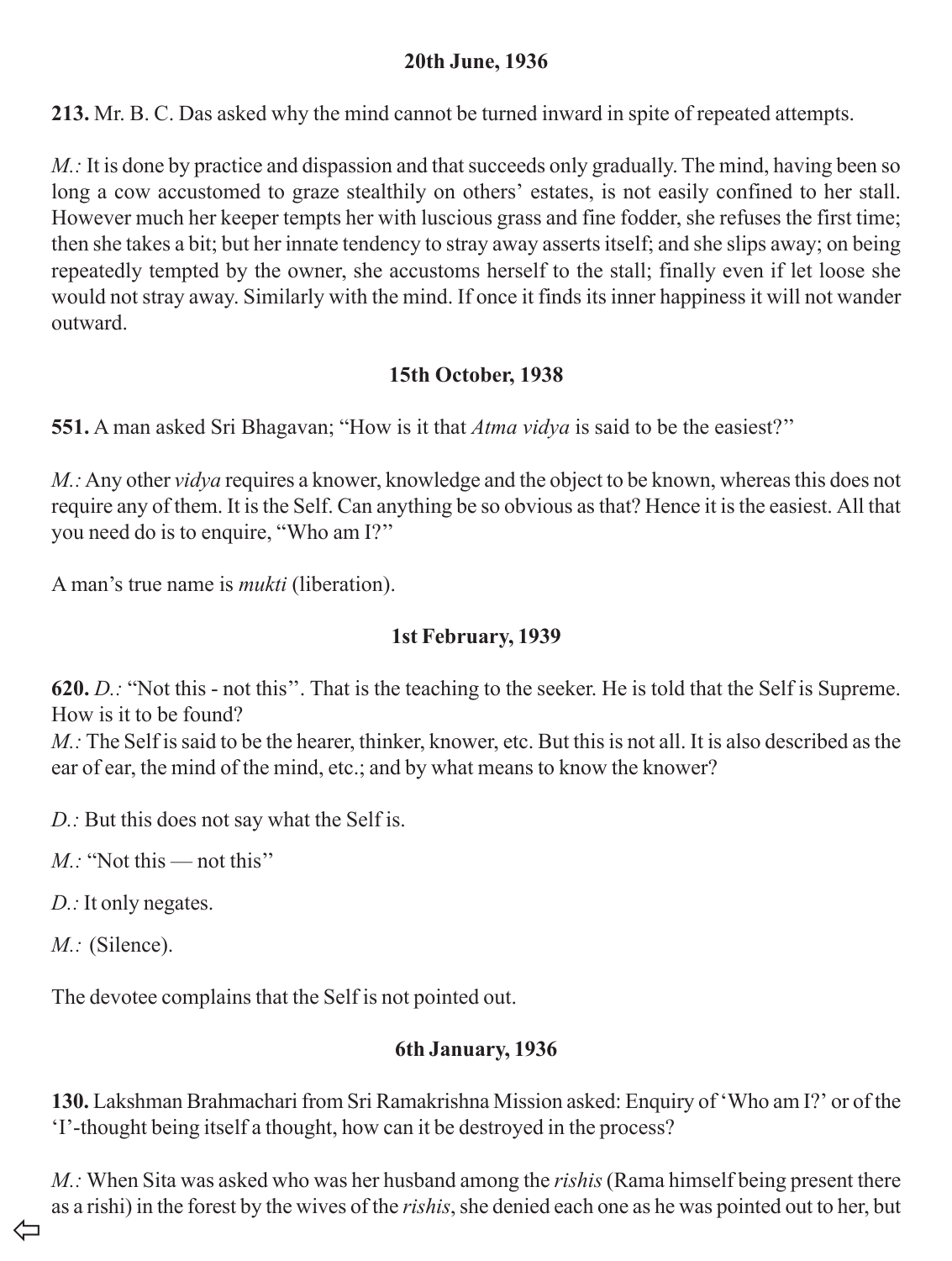### 20th June, 1936

**213.** Mr. B. C. Das asked why the mind cannot be turned inward in spite of repeated attempts.

*M.:* It is done by practice and dispassion and that succeeds only gradually. The mind, having been so long a cow accustomed to graze stealthily on others' estates, is not easily confined to her stall. However much her keeper tempts her with luscious grass and fine fodder, she refuses the first time; then she takes a bit; but her innate tendency to stray away asserts itself; and she slips away; on being repeatedly tempted by the owner, she accustoms herself to the stall; finally even if let loose she would not stray away. Similarly with the mind. If once it finds its inner happiness it will not wander outward.

### 15th October, 1938

**551.** A man asked Sri Bhagavan; "How is it that *Atma vidya* is said to be the easiest?"

*M.:* Any other *vidya* requires a knower, knowledge and the object to be known, whereas this does not require any of them. It is the Self. Can anything be so obvious as that? Hence it is the easiest. All that you need do is to enquire, "Who am I?"

A man's true name is *mukti* (liberation).

### 1st February, 1939

**620.** *D.:* "Not this - not this". That is the teaching to the seeker. He is told that the Self is Supreme. How is it to be found?
*M.:* The Self is said to be the hearer, thinker, knower, etc. But this is not all. It is also described as the ear of ear, the mind of the mind, etc.; and by what means to know the knower?

*D.:* But this does not say what the Self is.

*M.:* "Not this — not this"

*D.:* It only negates.

*M.:* (Silence).

The devotee complains that the Self is not pointed out.

### 6th January, 1936

**130.** Lakshman Brahmachari from Sri Ramakrishna Mission asked: Enquiry of 'Who am I?' or of the 'I'-thought being itself a thought, how can it be destroyed in the process?

*M.:* When Sita was asked who was her husband among the *rishis* (Rama himself being present there as a rishi) in the forest by the wives of the *rishis*, she denied each one as he was pointed out to her, but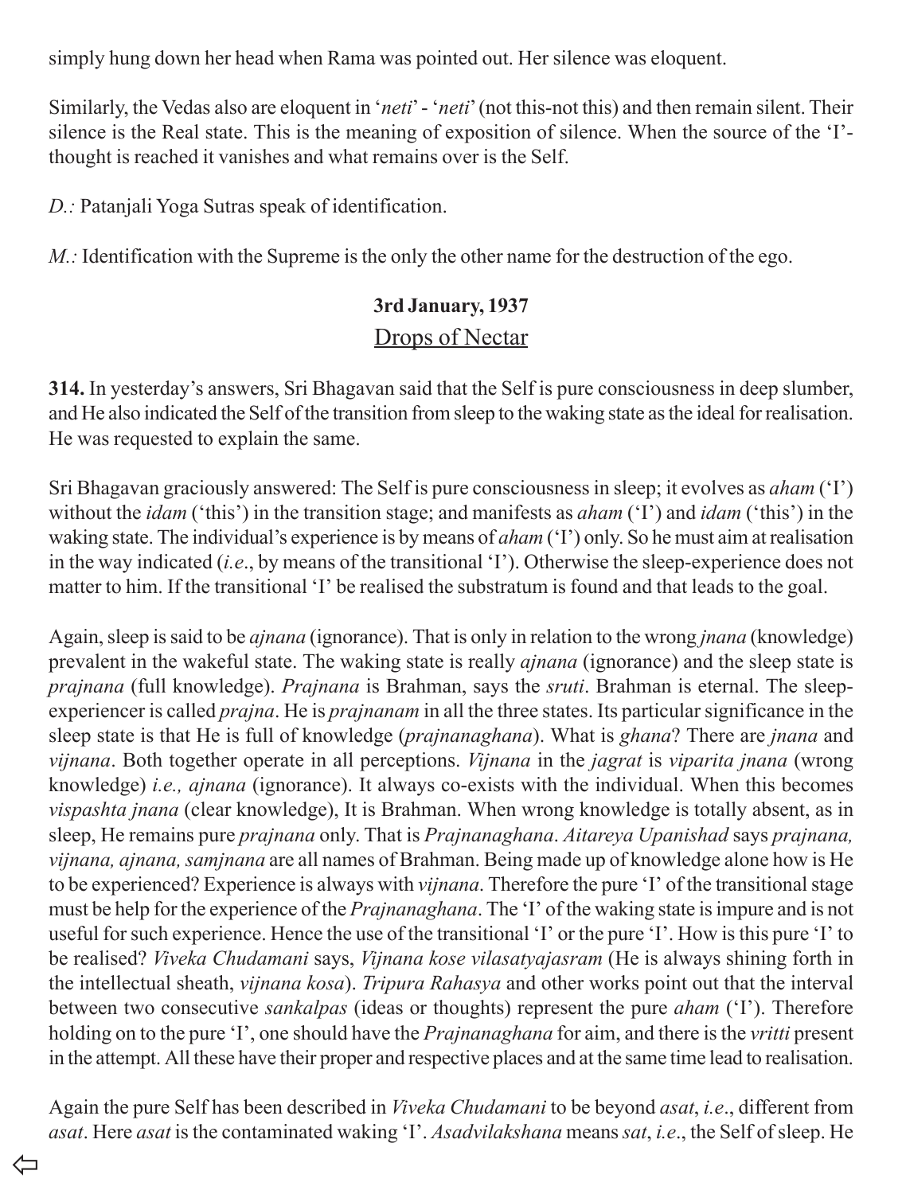simply hung down her head when Rama was pointed out. Her silence was eloquent.

Similarly, the Vedas also are eloquent in '*neti*' - '*neti*' (not this-not this) and then remain silent. Their silence is the Real state. This is the meaning of exposition of silence. When the source of the 'I'-thought is reached it vanishes and what remains over is the Self.

*D.:* Patanjali Yoga Sutras speak of identification.

*M.:* Identification with the Supreme is the only the other name for the destruction of the ego.

**3rd January, 1937**

Drops of Nectar

**314.** In yesterday's answers, Sri Bhagavan said that the Self is pure consciousness in deep slumber, and He also indicated the Self of the transition from sleep to the waking state as the ideal for realisation. He was requested to explain the same.

Sri Bhagavan graciously answered: The Self is pure consciousness in sleep; it evolves as *aham* ('I') without the *idam* ('this') in the transition stage; and manifests as *aham* ('I') and *idam* ('this') in the waking state. The individual's experience is by means of *aham* ('I') only. So he must aim at realisation in the way indicated (*i.e*., by means of the transitional 'I'). Otherwise the sleep-experience does not matter to him. If the transitional 'I' be realised the substratum is found and that leads to the goal.

Again, sleep is said to be *ajnana* (ignorance). That is only in relation to the wrong *jnana* (knowledge) prevalent in the wakeful state. The waking state is really *ajnana* (ignorance) and the sleep state is *prajnana* (full knowledge). *Prajnana* is Brahman, says the *sruti*. Brahman is eternal. The sleep-experiencer is called *prajna*. He is *prajnanam* in all the three states. Its particular significance in the sleep state is that He is full of knowledge (*prajnanaghana*). What is *ghana*? There are *jnana* and *vijnana*. Both together operate in all perceptions. *Vijnana* in the *jagrat* is *viparita jnana* (wrong knowledge) *i.e., ajnana* (ignorance). It always co-exists with the individual. When this becomes *vispashta jnana* (clear knowledge), It is Brahman. When wrong knowledge is totally absent, as in sleep, He remains pure *prajnana* only. That is *Prajnanaghana*. *Aitareya Upanishad* says *prajnana, vijnana, ajnana, samjnana* are all names of Brahman. Being made up of knowledge alone how is He to be experienced? Experience is always with *vijnana*. Therefore the pure 'I' of the transitional stage must be help for the experience of the *Prajnanaghana*. The 'I' of the waking state is impure and is not useful for such experience. Hence the use of the transitional 'I' or the pure 'I'. How is this pure 'I' to be realised? *Viveka Chudamani* says, *Vijnana kose vilasatyajasram* (He is always shining forth in the intellectual sheath, *vijnana kosa*). *Tripura Rahasya* and other works point out that the interval between two consecutive *sankalpas* (ideas or thoughts) represent the pure *aham* ('I'). Therefore holding on to the pure 'I', one should have the *Prajnanaghana* for aim, and there is the *vritti* present in the attempt. All these have their proper and respective places and at the same time lead to realisation.

Again the pure Self has been described in *Viveka Chudamani* to be beyond *asat*, *i.e*., different from *asat*. Here *asat* is the contaminated waking 'I'. *Asadvilakshana* means *sat*, *i.e*., the Self of sleep. He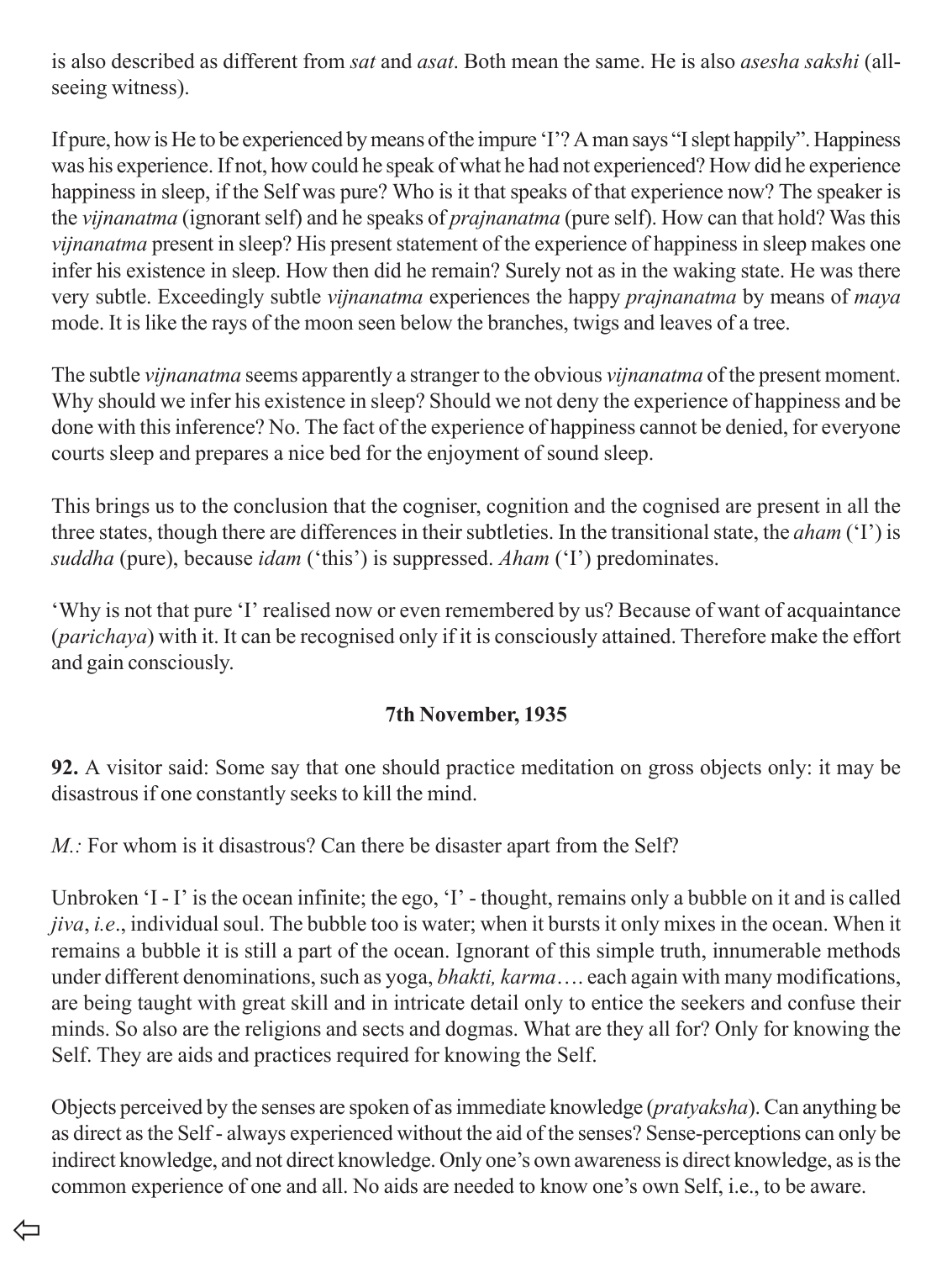is also described as different from *sat* and *asat*. Both mean the same. He is also *asesha sakshi* (all-seeing witness).

If pure, how is He to be experienced by means of the impure 'I'? A man says "I slept happily". Happiness was his experience. If not, how could he speak of what he had not experienced? How did he experience happiness in sleep, if the Self was pure? Who is it that speaks of that experience now? The speaker is the *vijnanatma* (ignorant self) and he speaks of *prajnanatma* (pure self). How can that hold? Was this *vijnanatma* present in sleep? His present statement of the experience of happiness in sleep makes one infer his existence in sleep. How then did he remain? Surely not as in the waking state. He was there very subtle. Exceedingly subtle *vijnanatma* experiences the happy *prajnanatma* by means of *maya* mode. It is like the rays of the moon seen below the branches, twigs and leaves of a tree.

The subtle *vijnanatma* seems apparently a stranger to the obvious *vijnanatma* of the present moment. Why should we infer his existence in sleep? Should we not deny the experience of happiness and be done with this inference? No. The fact of the experience of happiness cannot be denied, for everyone courts sleep and prepares a nice bed for the enjoyment of sound sleep.

This brings us to the conclusion that the cogniser, cognition and the cognised are present in all the three states, though there are differences in their subtleties. In the transitional state, the *aham* ('I') is *suddha* (pure), because *idam* ('this') is suppressed. *Aham* ('I') predominates.

'Why is not that pure 'I' realised now or even remembered by us? Because of want of acquaintance (*parichaya*) with it. It can be recognised only if it is consciously attained. Therefore make the effort and gain consciously.

**7th November, 1935**

**92.** A visitor said: Some say that one should practice meditation on gross objects only: it may be disastrous if one constantly seeks to kill the mind.

*M.:* For whom is it disastrous? Can there be disaster apart from the Self?

Unbroken 'I - I' is the ocean infinite; the ego, 'I' - thought, remains only a bubble on it and is called *jiva*, *i.e*., individual soul. The bubble too is water; when it bursts it only mixes in the ocean. When it remains a bubble it is still a part of the ocean. Ignorant of this simple truth, innumerable methods under different denominations, such as yoga, *bhakti, karma*…. each again with many modifications, are being taught with great skill and in intricate detail only to entice the seekers and confuse their minds. So also are the religions and sects and dogmas. What are they all for? Only for knowing the Self. They are aids and practices required for knowing the Self.

Objects perceived by the senses are spoken of as immediate knowledge (*pratyaksha*). Can anything be as direct as the Self - always experienced without the aid of the senses? Sense-perceptions can only be indirect knowledge, and not direct knowledge. Only one's own awareness is direct knowledge, as is the common experience of one and all. No aids are needed to know one's own Self, i.e., to be aware.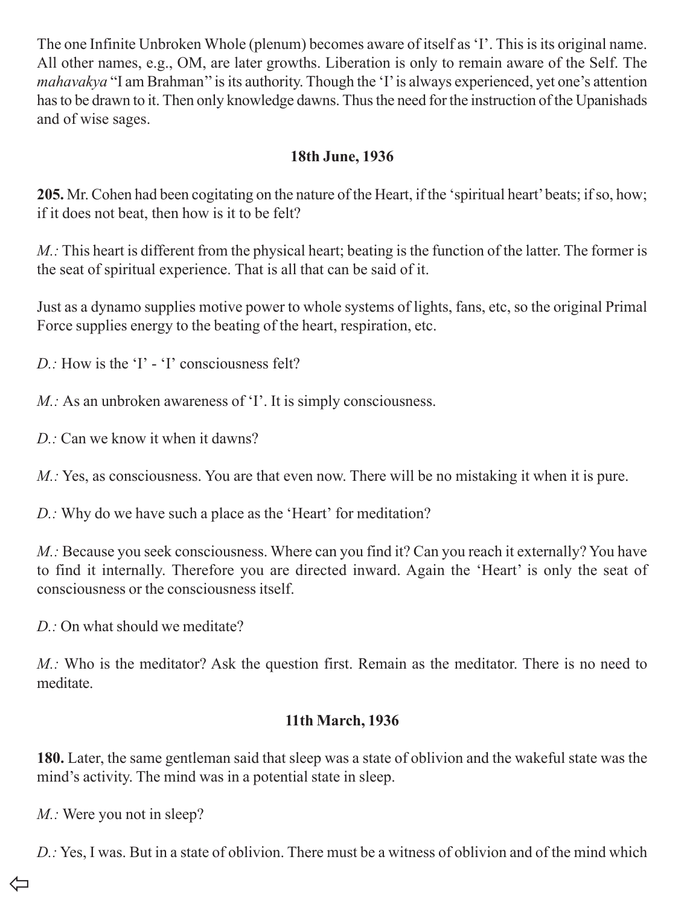The one Infinite Unbroken Whole (plenum) becomes aware of itself as 'I'. This is its original name. All other names, e.g., OM, are later growths. Liberation is only to remain aware of the Self. The *mahavakya* "I am Brahman'' is its authority. Though the 'I' is always experienced, yet one's attention has to be drawn to it. Then only knowledge dawns. Thus the need for the instruction of the Upanishads and of wise sages.

**18th June, 1936**

**205.** Mr. Cohen had been cogitating on the nature of the Heart, if the 'spiritual heart' beats; if so, how; if it does not beat, then how is it to be felt?

*M.:* This heart is different from the physical heart; beating is the function of the latter. The former is the seat of spiritual experience. That is all that can be said of it.

Just as a dynamo supplies motive power to whole systems of lights, fans, etc, so the original Primal Force supplies energy to the beating of the heart, respiration, etc.

*D.:* How is the 'I' - 'I' consciousness felt?

*M.:* As an unbroken awareness of 'I'. It is simply consciousness.

*D.:* Can we know it when it dawns?

*M.:* Yes, as consciousness. You are that even now. There will be no mistaking it when it is pure.

*D.:* Why do we have such a place as the 'Heart' for meditation?

*M.:* Because you seek consciousness. Where can you find it? Can you reach it externally? You have to find it internally. Therefore you are directed inward. Again the 'Heart' is only the seat of consciousness or the consciousness itself.

*D.:* On what should we meditate?

*M.:* Who is the meditator? Ask the question first. Remain as the meditator. There is no need to meditate.

**11th March, 1936**

**180.** Later, the same gentleman said that sleep was a state of oblivion and the wakeful state was the mind's activity. The mind was in a potential state in sleep.

*M.:* Were you not in sleep?

*D.:* Yes, I was. But in a state of oblivion. There must be a witness of oblivion and of the mind which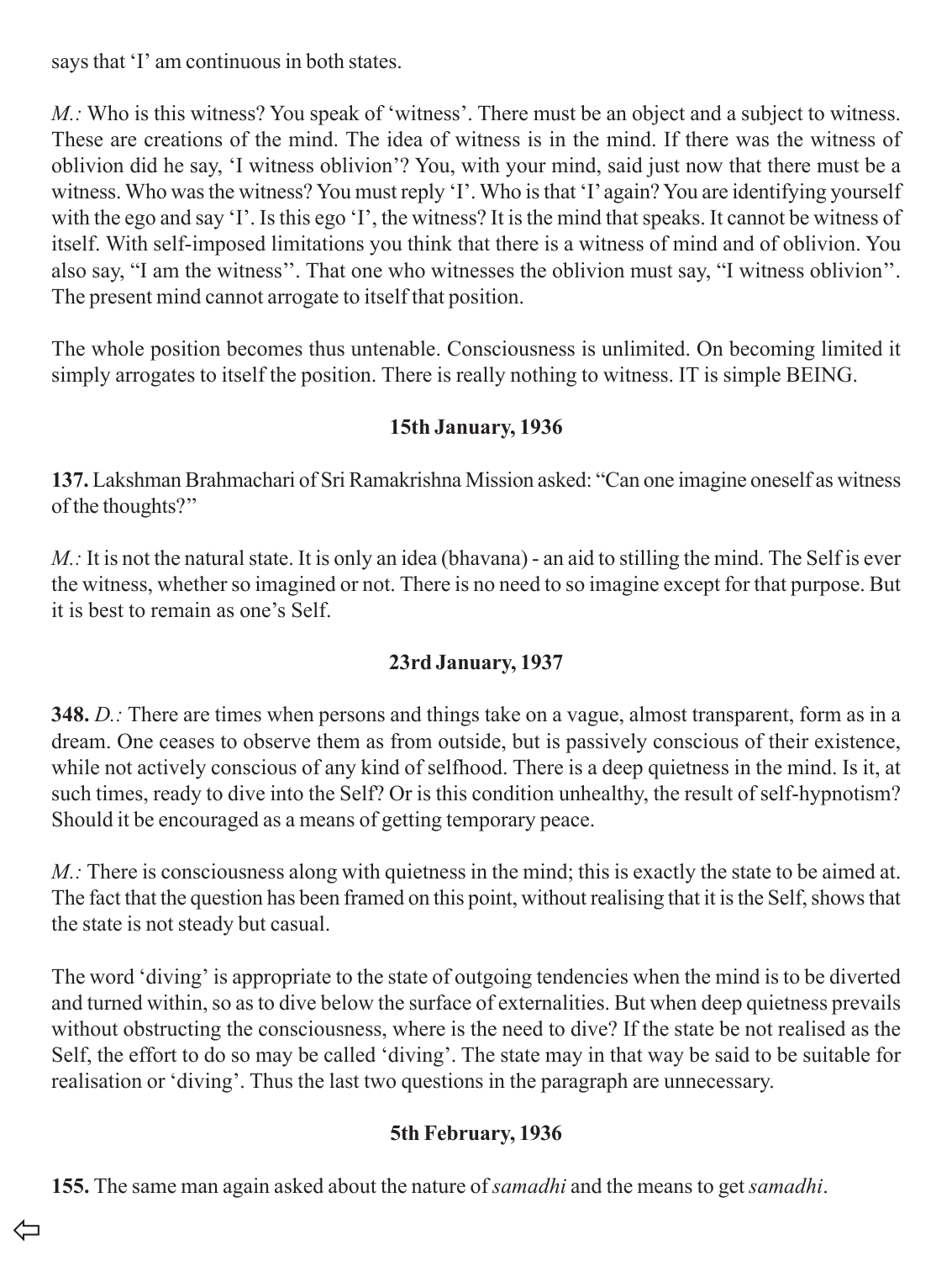says that 'I' am continuous in both states.

*M.:* Who is this witness? You speak of 'witness'. There must be an object and a subject to witness. These are creations of the mind. The idea of witness is in the mind. If there was the witness of oblivion did he say, 'I witness oblivion'? You, with your mind, said just now that there must be a witness. Who was the witness? You must reply 'I'. Who is that 'I' again? You are identifying yourself with the ego and say 'I'. Is this ego 'I', the witness? It is the mind that speaks. It cannot be witness of itself. With self-imposed limitations you think that there is a witness of mind and of oblivion. You also say, "I am the witness''. That one who witnesses the oblivion must say, "I witness oblivion''. The present mind cannot arrogate to itself that position.

The whole position becomes thus untenable. Consciousness is unlimited. On becoming limited it simply arrogates to itself the position. There is really nothing to witness. IT is simple BEING.

### 15th January, 1936

**137.** Lakshman Brahmachari of Sri Ramakrishna Mission asked: "Can one imagine oneself as witness of the thoughts?''

*M.:* It is not the natural state. It is only an idea (bhavana) - an aid to stilling the mind. The Self is ever the witness, whether so imagined or not. There is no need to so imagine except for that purpose. But it is best to remain as one's Self.

### 23rd January, 1937

**348.** *D.:* There are times when persons and things take on a vague, almost transparent, form as in a dream. One ceases to observe them as from outside, but is passively conscious of their existence, while not actively conscious of any kind of selfhood. There is a deep quietness in the mind. Is it, at such times, ready to dive into the Self? Or is this condition unhealthy, the result of self-hypnotism? Should it be encouraged as a means of getting temporary peace.

*M.:* There is consciousness along with quietness in the mind; this is exactly the state to be aimed at. The fact that the question has been framed on this point, without realising that it is the Self, shows that the state is not steady but casual.

The word 'diving' is appropriate to the state of outgoing tendencies when the mind is to be diverted and turned within, so as to dive below the surface of externalities. But when deep quietness prevails without obstructing the consciousness, where is the need to dive? If the state be not realised as the Self, the effort to do so may be called 'diving'. The state may in that way be said to be suitable for realisation or 'diving'. Thus the last two questions in the paragraph are unnecessary.

### 5th February, 1936

**155.** The same man again asked about the nature of *samadhi* and the means to get *samadhi*.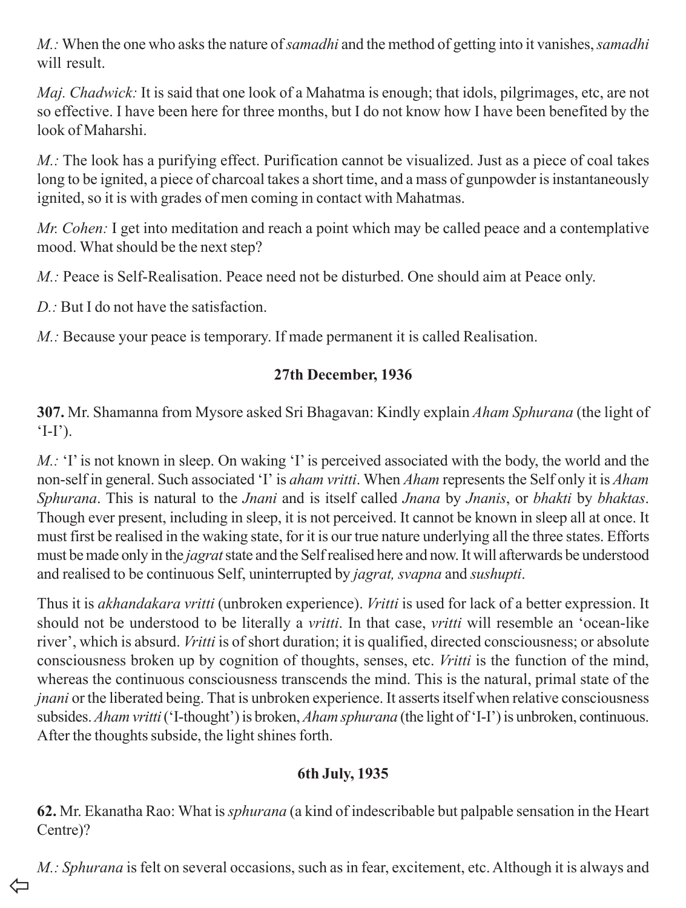*M.:* When the one who asks the nature of *samadhi* and the method of getting into it vanishes, *samadhi* will result.

*Maj. Chadwick:* It is said that one look of a Mahatma is enough; that idols, pilgrimages, etc, are not so effective. I have been here for three months, but I do not know how I have been benefited by the look of Maharshi.

*M.:* The look has a purifying effect. Purification cannot be visualized. Just as a piece of coal takes long to be ignited, a piece of charcoal takes a short time, and a mass of gunpowder is instantaneously ignited, so it is with grades of men coming in contact with Mahatmas.

*Mr. Cohen:* I get into meditation and reach a point which may be called peace and a contemplative mood. What should be the next step?

*M.:* Peace is Self-Realisation. Peace need not be disturbed. One should aim at Peace only.

*D.:* But I do not have the satisfaction.

*M.:* Because your peace is temporary. If made permanent it is called Realisation.

**27th December, 1936**

**307.** Mr. Shamanna from Mysore asked Sri Bhagavan: Kindly explain *Aham Sphurana* (the light of 'I-I').

*M.:* 'I' is not known in sleep. On waking 'I' is perceived associated with the body, the world and the non-self in general. Such associated 'I' is *aham vritti*. When *Aham* represents the Self only it is *Aham Sphurana*. This is natural to the *Jnani* and is itself called *Jnana* by *Jnanis*, or *bhakti* by *bhaktas*. Though ever present, including in sleep, it is not perceived. It cannot be known in sleep all at once. It must first be realised in the waking state, for it is our true nature underlying all the three states. Efforts must be made only in the *jagrat* state and the Self realised here and now. It will afterwards be understood and realised to be continuous Self, uninterrupted by *jagrat, svapna* and *sushupti*.

Thus it is *akhandakara vritti* (unbroken experience). *Vritti* is used for lack of a better expression. It should not be understood to be literally a *vritti*. In that case, *vritti* will resemble an 'ocean-like river', which is absurd. *Vritti* is of short duration; it is qualified, directed consciousness; or absolute consciousness broken up by cognition of thoughts, senses, etc. *Vritti* is the function of the mind, whereas the continuous consciousness transcends the mind. This is the natural, primal state of the *jnani* or the liberated being. That is unbroken experience. It asserts itself when relative consciousness subsides. *Aham vritti* ('I-thought') is broken, *Aham sphurana* (the light of 'I-I') is unbroken, continuous. After the thoughts subside, the light shines forth.

**6th July, 1935**

**62.** Mr. Ekanatha Rao: What is *sphurana* (a kind of indescribable but palpable sensation in the Heart Centre)?

*M.:* *Sphurana* is felt on several occasions, such as in fear, excitement, etc. Although it is always and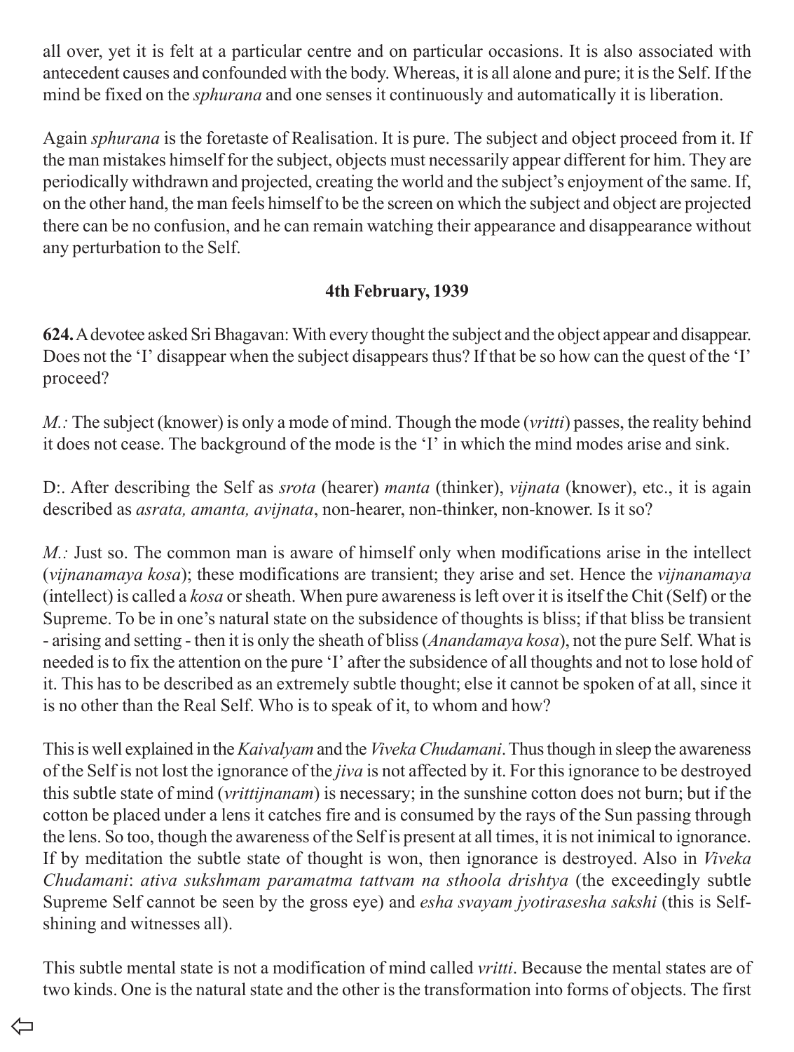all over, yet it is felt at a particular centre and on particular occasions. It is also associated with antecedent causes and confounded with the body. Whereas, it is all alone and pure; it is the Self. If the mind be fixed on the *sphurana* and one senses it continuously and automatically it is liberation.

Again *sphurana* is the foretaste of Realisation. It is pure. The subject and object proceed from it. If the man mistakes himself for the subject, objects must necessarily appear different for him. They are periodically withdrawn and projected, creating the world and the subject's enjoyment of the same. If, on the other hand, the man feels himself to be the screen on which the subject and object are projected there can be no confusion, and he can remain watching their appearance and disappearance without any perturbation to the Self.

### 4th February, 1939

**624.** A devotee asked Sri Bhagavan: With every thought the subject and the object appear and disappear. Does not the 'I' disappear when the subject disappears thus? If that be so how can the quest of the 'I' proceed?

*M.:* The subject (knower) is only a mode of mind. Though the mode (*vritti*) passes, the reality behind it does not cease. The background of the mode is the 'I' in which the mind modes arise and sink.

D:. After describing the Self as *srota* (hearer) *manta* (thinker), *vijnata* (knower), etc., it is again described as *asrata, amanta, avijnata*, non-hearer, non-thinker, non-knower. Is it so?

*M.:* Just so. The common man is aware of himself only when modifications arise in the intellect (*vijnanamaya kosa*); these modifications are transient; they arise and set. Hence the *vijnanamaya* (intellect) is called a *kosa* or sheath. When pure awareness is left over it is itself the Chit (Self) or the Supreme. To be in one's natural state on the subsidence of thoughts is bliss; if that bliss be transient - arising and setting - then it is only the sheath of bliss (*Anandamaya kosa*), not the pure Self. What is needed is to fix the attention on the pure 'I' after the subsidence of all thoughts and not to lose hold of it. This has to be described as an extremely subtle thought; else it cannot be spoken of at all, since it is no other than the Real Self. Who is to speak of it, to whom and how?

This is well explained in the *Kaivalyam* and the *Viveka Chudamani*. Thus though in sleep the awareness of the Self is not lost the ignorance of the *jiva* is not affected by it. For this ignorance to be destroyed this subtle state of mind (*vrittijnanam*) is necessary; in the sunshine cotton does not burn; but if the cotton be placed under a lens it catches fire and is consumed by the rays of the Sun passing through the lens. So too, though the awareness of the Self is present at all times, it is not inimical to ignorance. If by meditation the subtle state of thought is won, then ignorance is destroyed. Also in *Viveka Chudamani*: *ativa sukshmam paramatma tattvam na sthoola drishtya* (the exceedingly subtle Supreme Self cannot be seen by the gross eye) and *esha svayam jyotirasesha sakshi* (this is Self-shining and witnesses all).

This subtle mental state is not a modification of mind called *vritti*. Because the mental states are of two kinds. One is the natural state and the other is the transformation into forms of objects. The first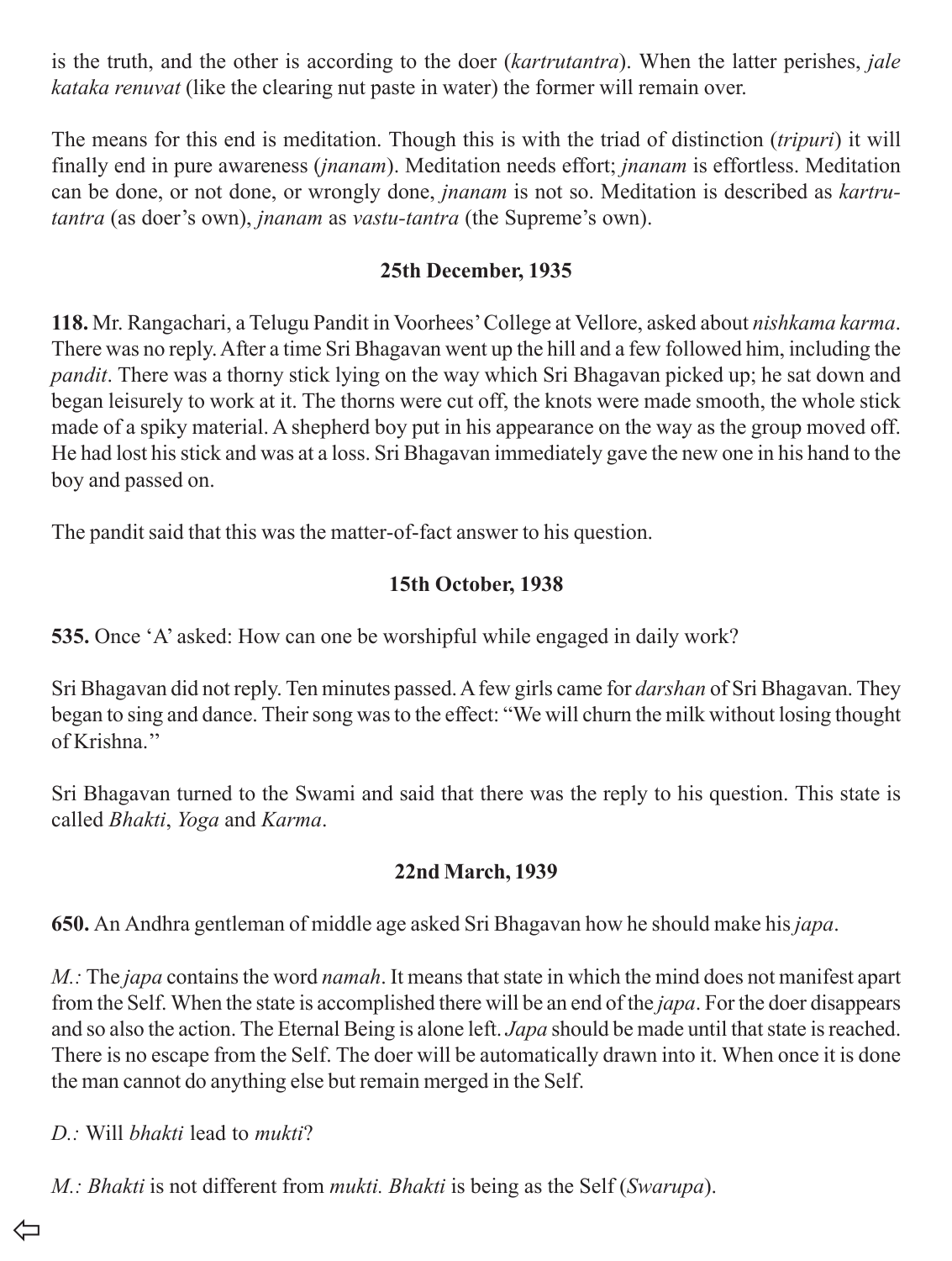is the truth, and the other is according to the doer (*kartrutantra*). When the latter perishes, *jale kataka renuvat* (like the clearing nut paste in water) the former will remain over.

The means for this end is meditation. Though this is with the triad of distinction (*tripuri*) it will finally end in pure awareness (*jnanam*). Meditation needs effort; *jnanam* is effortless. Meditation can be done, or not done, or wrongly done, *jnanam* is not so. Meditation is described as *kartru-tantra* (as doer's own), *jnanam* as *vastu-tantra* (the Supreme's own).

### 25th December, 1935

**118.** Mr. Rangachari, a Telugu Pandit in Voorhees' College at Vellore, asked about *nishkama karma*. There was no reply. After a time Sri Bhagavan went up the hill and a few followed him, including the *pandit*. There was a thorny stick lying on the way which Sri Bhagavan picked up; he sat down and began leisurely to work at it. The thorns were cut off, the knots were made smooth, the whole stick made of a spiky material. A shepherd boy put in his appearance on the way as the group moved off. He had lost his stick and was at a loss. Sri Bhagavan immediately gave the new one in his hand to the boy and passed on.

The pandit said that this was the matter-of-fact answer to his question.

### 15th October, 1938

**535.** Once 'A' asked: How can one be worshipful while engaged in daily work?

Sri Bhagavan did not reply. Ten minutes passed. A few girls came for *darshan* of Sri Bhagavan. They began to sing and dance. Their song was to the effect: "We will churn the milk without losing thought of Krishna."

Sri Bhagavan turned to the Swami and said that there was the reply to his question. This state is called *Bhakti*, *Yoga* and *Karma*.

### 22nd March, 1939

**650.** An Andhra gentleman of middle age asked Sri Bhagavan how he should make his *japa*.

*M.:* The *japa* contains the word *namah*. It means that state in which the mind does not manifest apart from the Self. When the state is accomplished there will be an end of the *japa*. For the doer disappears and so also the action. The Eternal Being is alone left. *Japa* should be made until that state is reached. There is no escape from the Self. The doer will be automatically drawn into it. When once it is done the man cannot do anything else but remain merged in the Self.

*D.:* Will *bhakti* lead to *mukti*?

*M.: Bhakti* is not different from *mukti. Bhakti* is being as the Self (*Swarupa*).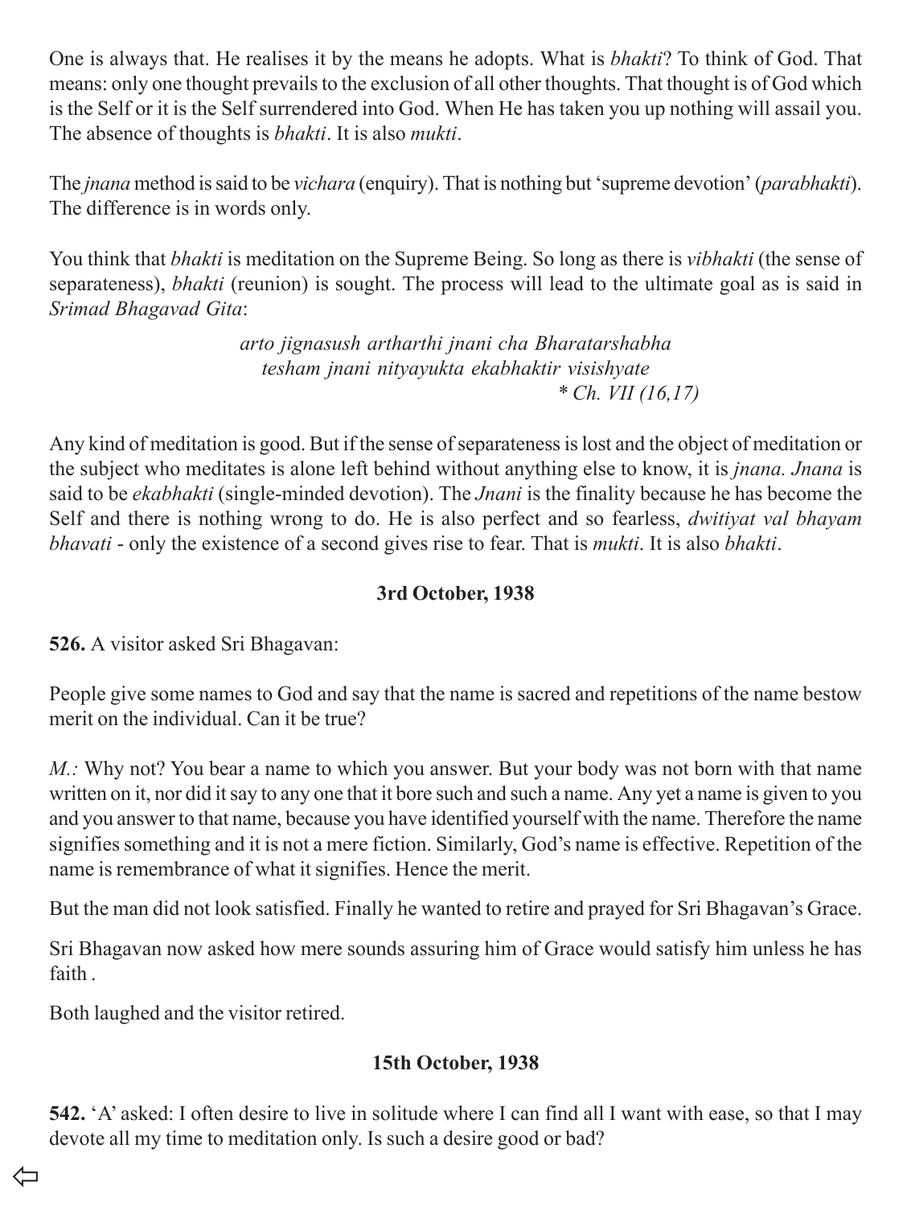One is always that. He realises it by the means he adopts. What is *bhakti*? To think of God. That means: only one thought prevails to the exclusion of all other thoughts. That thought is of God which is the Self or it is the Self surrendered into God. When He has taken you up nothing will assail you. The absence of thoughts is *bhakti*. It is also *mukti*.

The *jnana* method is said to be *vichara* (enquiry). That is nothing but 'supreme devotion' (*parabhakti*). The difference is in words only.

You think that *bhakti* is meditation on the Supreme Being. So long as there is *vibhakti* (the sense of separateness), *bhakti* (reunion) is sought. The process will lead to the ultimate goal as is said in *Srimad Bhagavad Gita*:

> *arto jignasush artharthi jnani cha Bharatarshabha*
> *tesham jnani nityayukta ekabhaktir visishyate*
> \* *Ch. VII (16,17)*

Any kind of meditation is good. But if the sense of separateness is lost and the object of meditation or the subject who meditates is alone left behind without anything else to know, it is *jnana. Jnana* is said to be *ekabhakti* (single-minded devotion). The *Jnani* is the finality because he has become the Self and there is nothing wrong to do. He is also perfect and so fearless, *dwitiyat val bhayam bhavati* - only the existence of a second gives rise to fear. That is *mukti*. It is also *bhakti*.

**3rd October, 1938**

**526.** A visitor asked Sri Bhagavan:

People give some names to God and say that the name is sacred and repetitions of the name bestow merit on the individual. Can it be true?

*M.:* Why not? You bear a name to which you answer. But your body was not born with that name written on it, nor did it say to any one that it bore such and such a name. Any yet a name is given to you and you answer to that name, because you have identified yourself with the name. Therefore the name signifies something and it is not a mere fiction. Similarly, God's name is effective. Repetition of the name is remembrance of what it signifies. Hence the merit.

But the man did not look satisfied. Finally he wanted to retire and prayed for Sri Bhagavan's Grace.

Sri Bhagavan now asked how mere sounds assuring him of Grace would satisfy him unless he has faith .

Both laughed and the visitor retired.

**15th October, 1938**

**542.** 'A' asked: I often desire to live in solitude where I can find all I want with ease, so that I may devote all my time to meditation only. Is such a desire good or bad?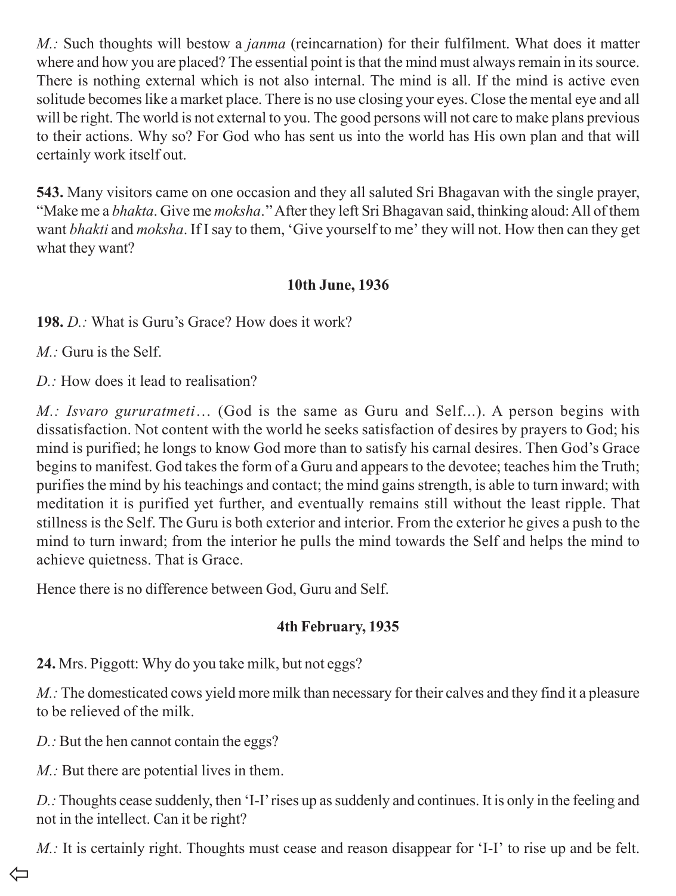*M.:* Such thoughts will bestow a *janma* (reincarnation) for their fulfilment. What does it matter where and how you are placed? The essential point is that the mind must always remain in its source. There is nothing external which is not also internal. The mind is all. If the mind is active even solitude becomes like a market place. There is no use closing your eyes. Close the mental eye and all will be right. The world is not external to you. The good persons will not care to make plans previous to their actions. Why so? For God who has sent us into the world has His own plan and that will certainly work itself out.

**543.** Many visitors came on one occasion and they all saluted Sri Bhagavan with the single prayer, "Make me a *bhakta*. Give me *moksha*." After they left Sri Bhagavan said, thinking aloud: All of them want *bhakti* and *moksha*. If I say to them, 'Give yourself to me' they will not. How then can they get what they want?

**10th June, 1936**

**198.** *D.:* What is Guru's Grace? How does it work?

*M.:* Guru is the Self.

*D.:* How does it lead to realisation?

*M.: Isvaro gururatmeti*… (God is the same as Guru and Self...). A person begins with dissatisfaction. Not content with the world he seeks satisfaction of desires by prayers to God; his mind is purified; he longs to know God more than to satisfy his carnal desires. Then God's Grace begins to manifest. God takes the form of a Guru and appears to the devotee; teaches him the Truth; purifies the mind by his teachings and contact; the mind gains strength, is able to turn inward; with meditation it is purified yet further, and eventually remains still without the least ripple. That stillness is the Self. The Guru is both exterior and interior. From the exterior he gives a push to the mind to turn inward; from the interior he pulls the mind towards the Self and helps the mind to achieve quietness. That is Grace.

Hence there is no difference between God, Guru and Self.

**4th February, 1935**

**24.** Mrs. Piggott: Why do you take milk, but not eggs?

*M.:* The domesticated cows yield more milk than necessary for their calves and they find it a pleasure to be relieved of the milk.

*D.:* But the hen cannot contain the eggs?

*M.:* But there are potential lives in them.

*D.:* Thoughts cease suddenly, then 'I-I' rises up as suddenly and continues. It is only in the feeling and not in the intellect. Can it be right?

*M.:* It is certainly right. Thoughts must cease and reason disappear for 'I-I' to rise up and be felt.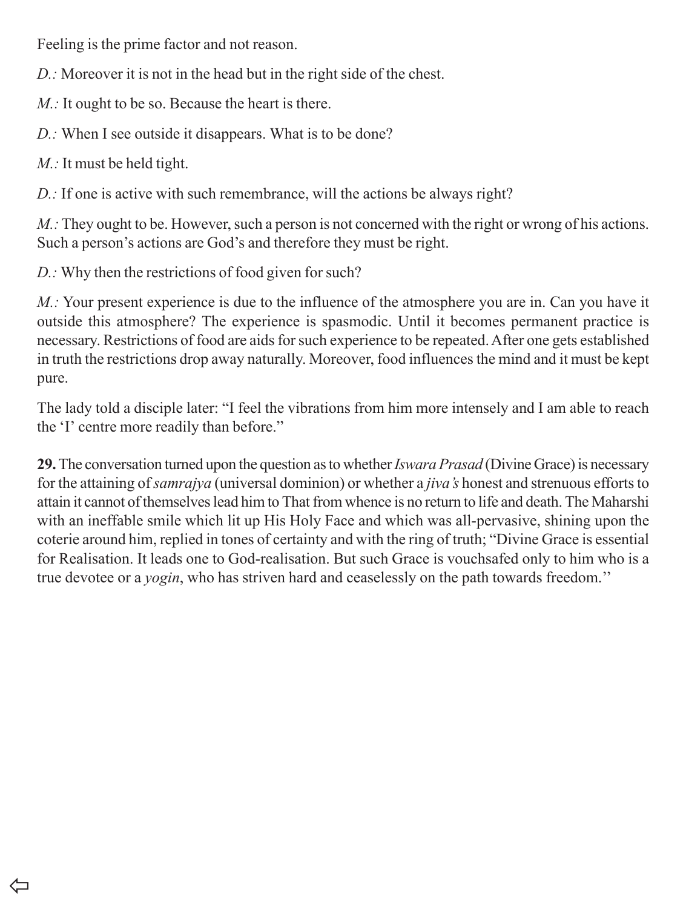Feeling is the prime factor and not reason.

*D.:* Moreover it is not in the head but in the right side of the chest.

*M.:* It ought to be so. Because the heart is there.

*D.:* When I see outside it disappears. What is to be done?

*M.:* It must be held tight.

*D.:* If one is active with such remembrance, will the actions be always right?

*M.:* They ought to be. However, such a person is not concerned with the right or wrong of his actions. Such a person's actions are God's and therefore they must be right.

*D.:* Why then the restrictions of food given for such?

*M.:* Your present experience is due to the influence of the atmosphere you are in. Can you have it outside this atmosphere? The experience is spasmodic. Until it becomes permanent practice is necessary. Restrictions of food are aids for such experience to be repeated. After one gets established in truth the restrictions drop away naturally. Moreover, food influences the mind and it must be kept pure.

The lady told a disciple later: "I feel the vibrations from him more intensely and I am able to reach the 'I' centre more readily than before."

**29.** The conversation turned upon the question as to whether *Iswara Prasad* (Divine Grace) is necessary for the attaining of *samrajya* (universal dominion) or whether a *jiva's* honest and strenuous efforts to attain it cannot of themselves lead him to That from whence is no return to life and death. The Maharshi with an ineffable smile which lit up His Holy Face and which was all-pervasive, shining upon the coterie around him, replied in tones of certainty and with the ring of truth; "Divine Grace is essential for Realisation. It leads one to God-realisation. But such Grace is vouchsafed only to him who is a true devotee or a *yogin*, who has striven hard and ceaselessly on the path towards freedom."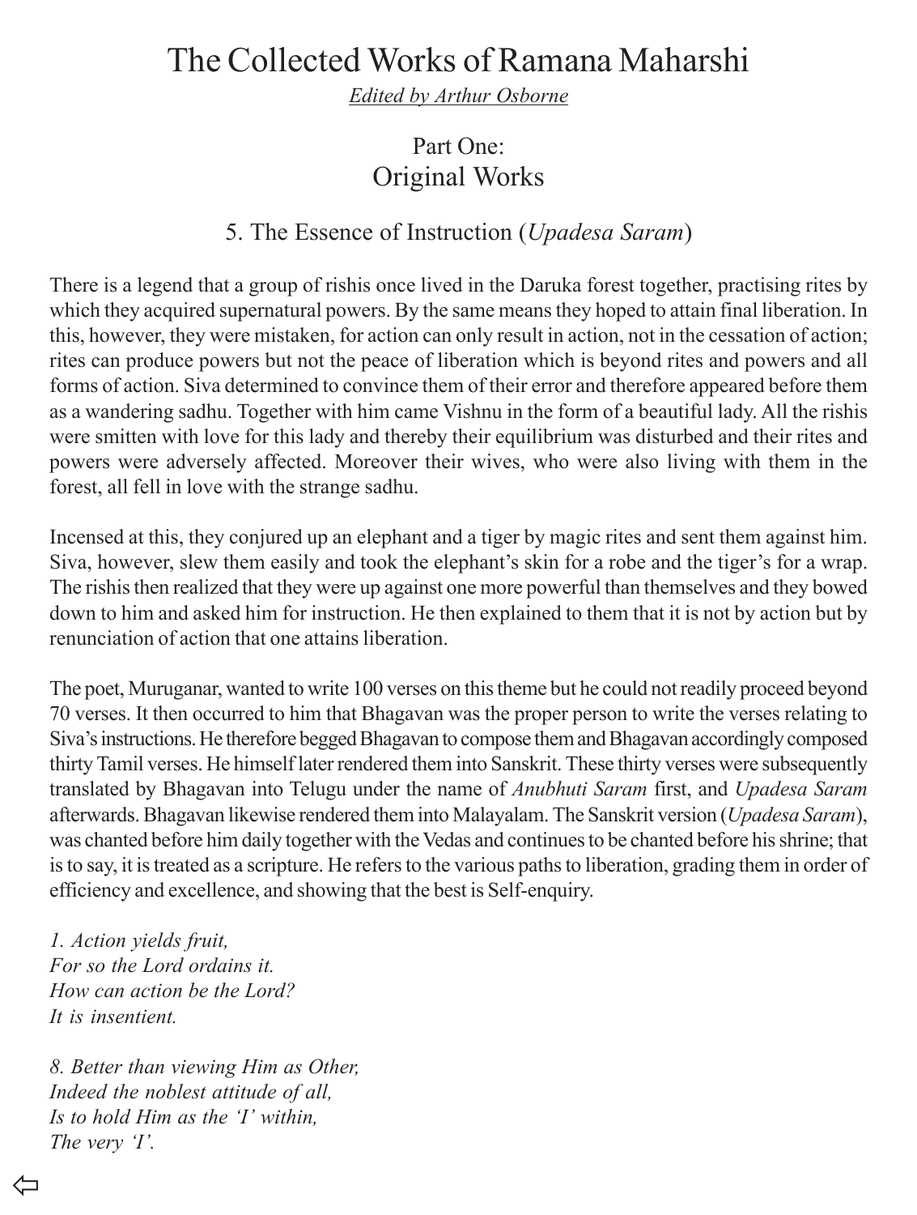# The Collected Works of Ramana Maharshi

Edited by Arthur Osborne

## Part One:
## Original Works

### 5. The Essence of Instruction (*Upadesa Saram*)

There is a legend that a group of rishis once lived in the Daruka forest together, practising rites by which they acquired supernatural powers. By the same means they hoped to attain final liberation. In this, however, they were mistaken, for action can only result in action, not in the cessation of action; rites can produce powers but not the peace of liberation which is beyond rites and powers and all forms of action. Siva determined to convince them of their error and therefore appeared before them as a wandering sadhu. Together with him came Vishnu in the form of a beautiful lady. All the rishis were smitten with love for this lady and thereby their equilibrium was disturbed and their rites and powers were adversely affected. Moreover their wives, who were also living with them in the forest, all fell in love with the strange sadhu.

Incensed at this, they conjured up an elephant and a tiger by magic rites and sent them against him. Siva, however, slew them easily and took the elephant's skin for a robe and the tiger's for a wrap. The rishis then realized that they were up against one more powerful than themselves and they bowed down to him and asked him for instruction. He then explained to them that it is not by action but by renunciation of action that one attains liberation.

The poet, Muruganar, wanted to write 100 verses on this theme but he could not readily proceed beyond 70 verses. It then occurred to him that Bhagavan was the proper person to write the verses relating to Siva's instructions. He therefore begged Bhagavan to compose them and Bhagavan accordingly composed thirty Tamil verses. He himself later rendered them into Sanskrit. These thirty verses were subsequently translated by Bhagavan into Telugu under the name of *Anubhuti Saram* first, and *Upadesa Saram* afterwards. Bhagavan likewise rendered them into Malayalam. The Sanskrit version (*Upadesa Saram*), was chanted before him daily together with the Vedas and continues to be chanted before his shrine; that is to say, it is treated as a scripture. He refers to the various paths to liberation, grading them in order of efficiency and excellence, and showing that the best is Self-enquiry.

*1. Action yields fruit,*
*For so the Lord ordains it.*
*How can action be the Lord?*
*It is insentient.*

*8. Better than viewing Him as Other,*
*Indeed the noblest attitude of all,*
*Is to hold Him as the 'I' within,*
*The very 'I'.*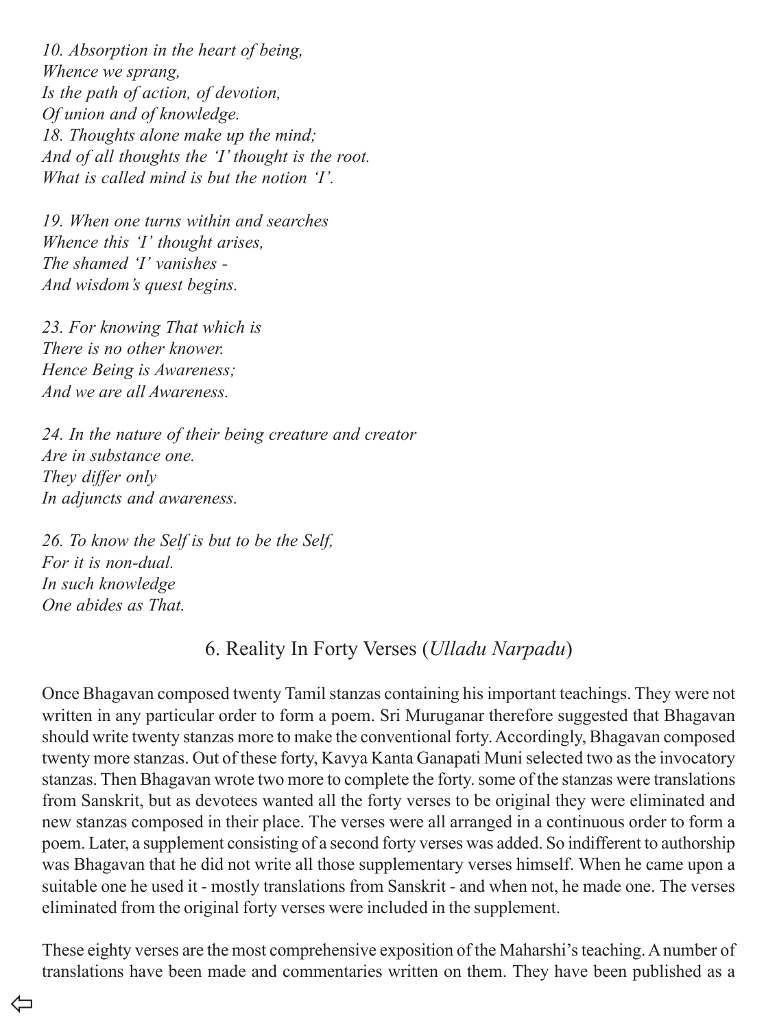*10. Absorption in the heart of being,*
*Whence we sprang,*
*Is the path of action, of devotion,*
*Of union and of knowledge.*
*18. Thoughts alone make up the mind;*
*And of all thoughts the 'I' thought is the root.*
*What is called mind is but the notion 'I'.*

*19. When one turns within and searches*
*Whence this 'I' thought arises,*
*The shamed 'I' vanishes -*
*And wisdom's quest begins.*

*23. For knowing That which is*
*There is no other knower.*
*Hence Being is Awareness;*
*And we are all Awareness.*

*24. In the nature of their being creature and creator*
*Are in substance one.*
*They differ only*
*In adjuncts and awareness.*

*26. To know the Self is but to be the Self,*
*For it is non-dual.*
*In such knowledge*
*One abides as That.*

## 6. Reality In Forty Verses (*Ulladu Narpadu*)

Once Bhagavan composed twenty Tamil stanzas containing his important teachings. They were not written in any particular order to form a poem. Sri Muruganar therefore suggested that Bhagavan should write twenty stanzas more to make the conventional forty. Accordingly, Bhagavan composed twenty more stanzas. Out of these forty, Kavya Kanta Ganapati Muni selected two as the invocatory stanzas. Then Bhagavan wrote two more to complete the forty. some of the stanzas were translations from Sanskrit, but as devotees wanted all the forty verses to be original they were eliminated and new stanzas composed in their place. The verses were all arranged in a continuous order to form a poem. Later, a supplement consisting of a second forty verses was added. So indifferent to authorship was Bhagavan that he did not write all those supplementary verses himself. When he came upon a suitable one he used it - mostly translations from Sanskrit - and when not, he made one. The verses eliminated from the original forty verses were included in the supplement.

These eighty verses are the most comprehensive exposition of the Maharshi's teaching. A number of translations have been made and commentaries written on them. They have been published as a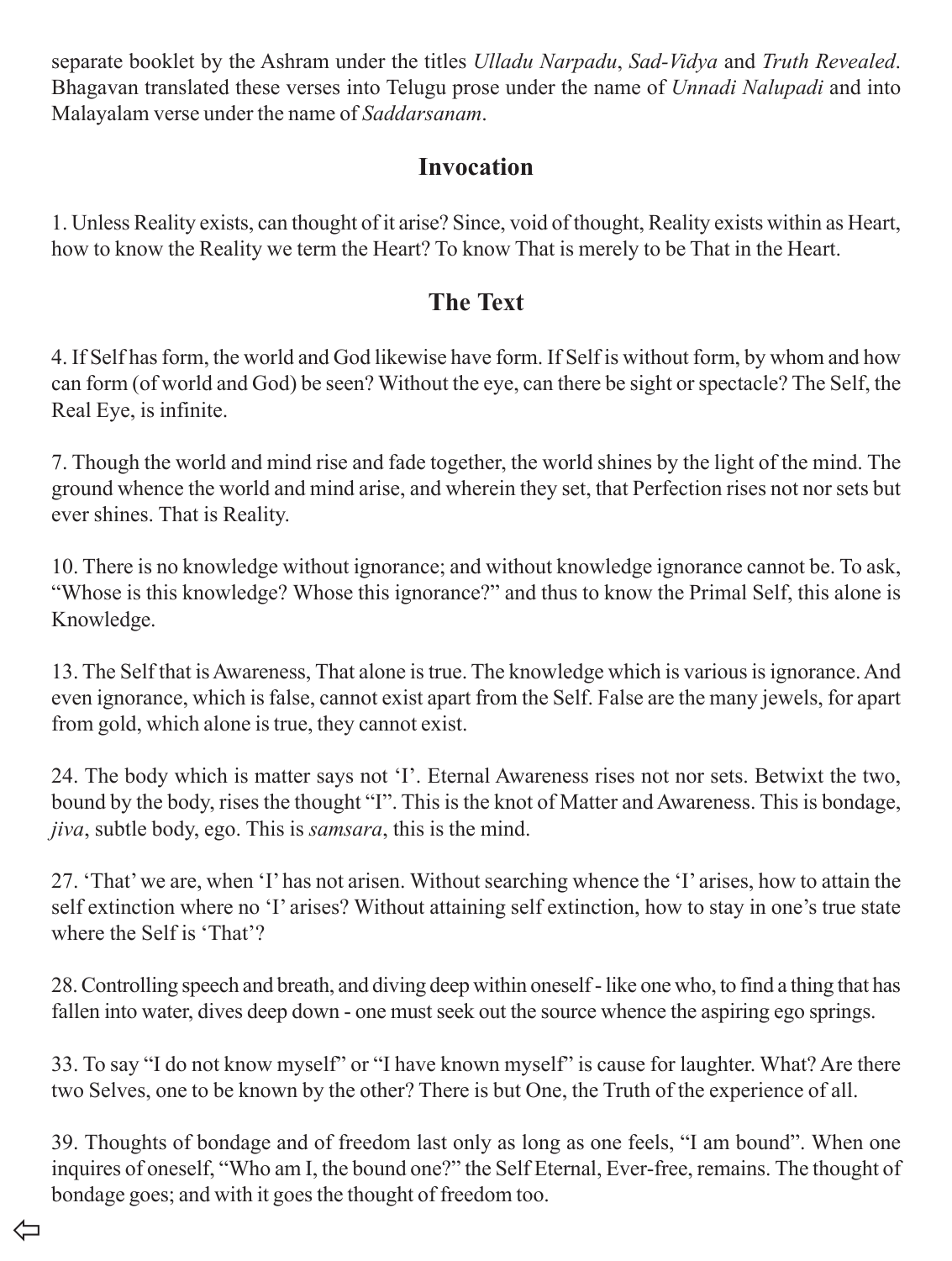separate booklet by the Ashram under the titles *Ulladu Narpadu*, *Sad-Vidya* and *Truth Revealed*. Bhagavan translated these verses into Telugu prose under the name of *Unnadi Nalupadi* and into Malayalam verse under the name of *Saddarsanam*.

## Invocation

1. Unless Reality exists, can thought of it arise? Since, void of thought, Reality exists within as Heart, how to know the Reality we term the Heart? To know That is merely to be That in the Heart.

## The Text

4. If Self has form, the world and God likewise have form. If Self is without form, by whom and how can form (of world and God) be seen? Without the eye, can there be sight or spectacle? The Self, the Real Eye, is infinite.

7. Though the world and mind rise and fade together, the world shines by the light of the mind. The ground whence the world and mind arise, and wherein they set, that Perfection rises not nor sets but ever shines. That is Reality.

10. There is no knowledge without ignorance; and without knowledge ignorance cannot be. To ask, "Whose is this knowledge? Whose this ignorance?" and thus to know the Primal Self, this alone is Knowledge.

13. The Self that is Awareness, That alone is true. The knowledge which is various is ignorance. And even ignorance, which is false, cannot exist apart from the Self. False are the many jewels, for apart from gold, which alone is true, they cannot exist.

24. The body which is matter says not 'I'. Eternal Awareness rises not nor sets. Betwixt the two, bound by the body, rises the thought "I". This is the knot of Matter and Awareness. This is bondage, *jiva*, subtle body, ego. This is *samsara*, this is the mind.

27. 'That' we are, when 'I' has not arisen. Without searching whence the 'I' arises, how to attain the self extinction where no 'I' arises? Without attaining self extinction, how to stay in one's true state where the Self is 'That'?

28. Controlling speech and breath, and diving deep within oneself - like one who, to find a thing that has fallen into water, dives deep down - one must seek out the source whence the aspiring ego springs.

33. To say "I do not know myself" or "I have known myself" is cause for laughter. What? Are there two Selves, one to be known by the other? There is but One, the Truth of the experience of all.

39. Thoughts of bondage and of freedom last only as long as one feels, "I am bound". When one inquires of oneself, "Who am I, the bound one?" the Self Eternal, Ever-free, remains. The thought of bondage goes; and with it goes the thought of freedom too.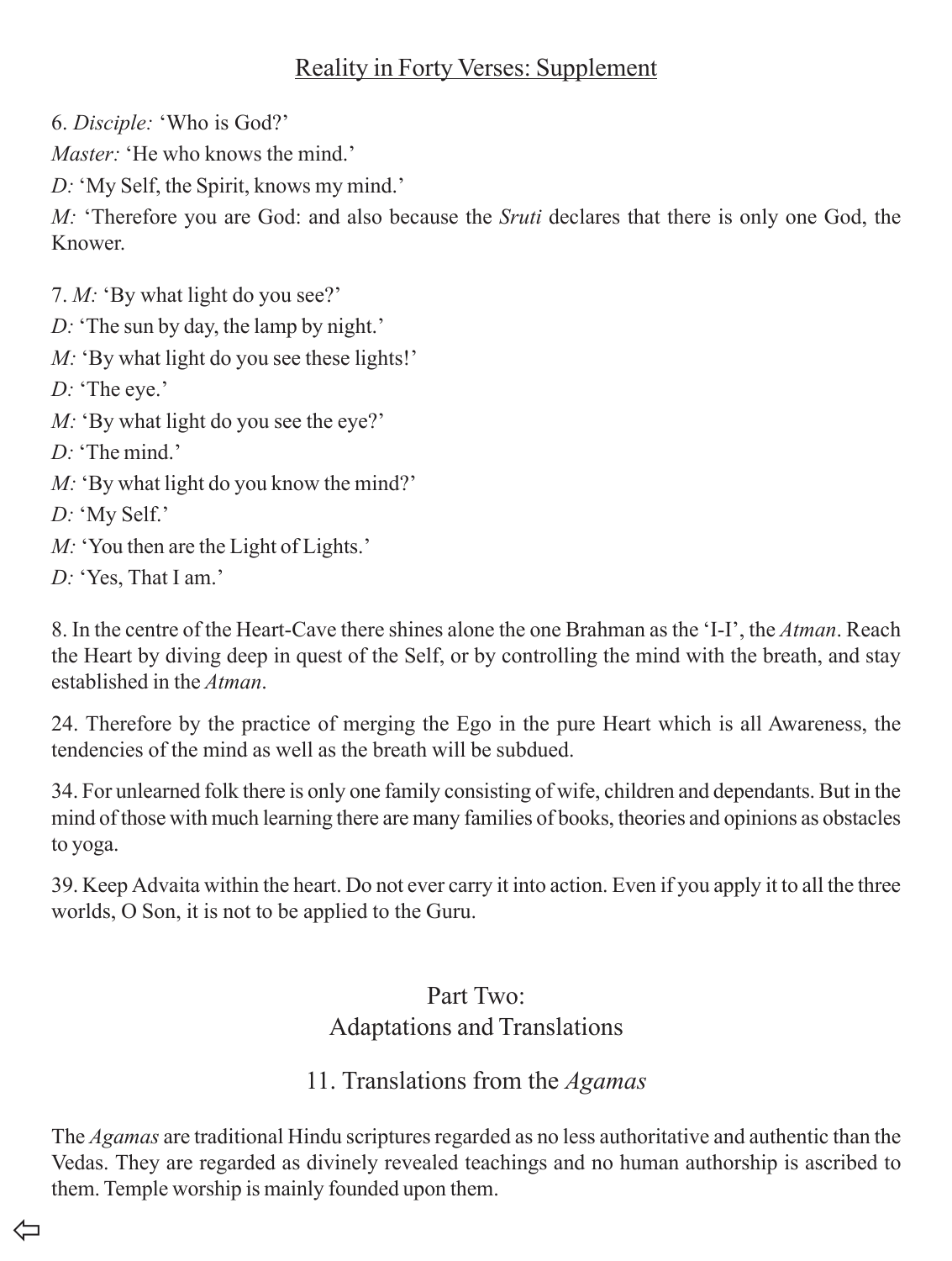## Reality in Forty Verses: Supplement

6. *Disciple:* 'Who is God?'

*Master:* 'He who knows the mind.'

*D:* 'My Self, the Spirit, knows my mind.'

*M:* 'Therefore you are God: and also because the *Sruti* declares that there is only one God, the Knower.

7. *M:* 'By what light do you see?'

*D:* 'The sun by day, the lamp by night.'

*M:* 'By what light do you see these lights!'

*D:* 'The eye.'

*M:* 'By what light do you see the eye?'

*D:* 'The mind.'

*M:* 'By what light do you know the mind?'

*D:* 'My Self.'

*M:* 'You then are the Light of Lights.'

*D:* 'Yes, That I am.'

8. In the centre of the Heart-Cave there shines alone the one Brahman as the 'I-I', the *Atman*. Reach the Heart by diving deep in quest of the Self, or by controlling the mind with the breath, and stay established in the *Atman*.

24. Therefore by the practice of merging the Ego in the pure Heart which is all Awareness, the tendencies of the mind as well as the breath will be subdued.

34. For unlearned folk there is only one family consisting of wife, children and dependants. But in the mind of those with much learning there are many families of books, theories and opinions as obstacles to yoga.

39. Keep Advaita within the heart. Do not ever carry it into action. Even if you apply it to all the three worlds, O Son, it is not to be applied to the Guru.

# Part Two: Adaptations and Translations

## 11. Translations from the *Agamas*

The *Agamas* are traditional Hindu scriptures regarded as no less authoritative and authentic than the Vedas. They are regarded as divinely revealed teachings and no human authorship is ascribed to them. Temple worship is mainly founded upon them.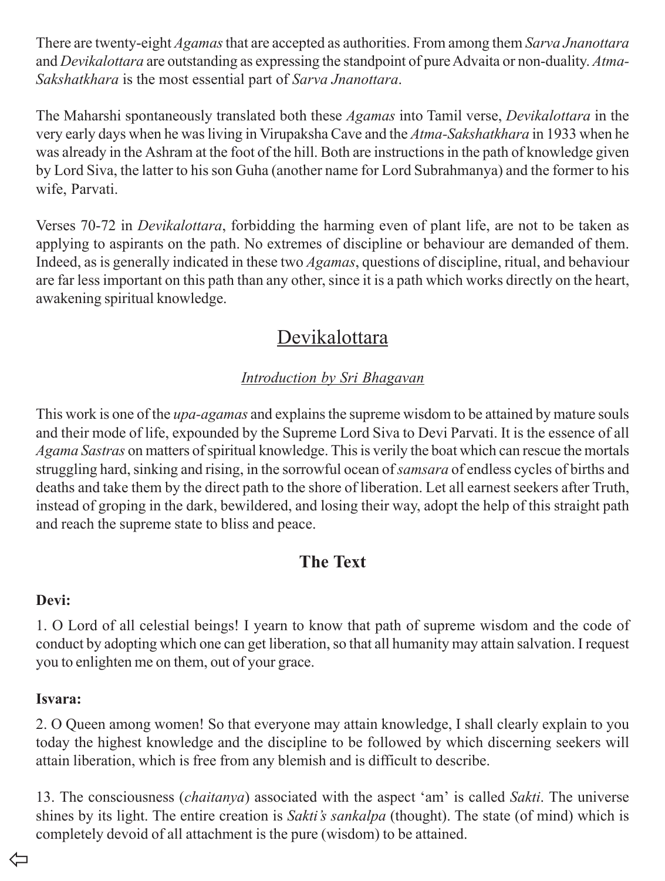There are twenty-eight *Agamas* that are accepted as authorities. From among them *Sarva Jnanottara* and *Devikalottara* are outstanding as expressing the standpoint of pure Advaita or non-duality. *Atma-Sakshatkhara* is the most essential part of *Sarva Jnanottara*.

The Maharshi spontaneously translated both these *Agamas* into Tamil verse, *Devikalottara* in the very early days when he was living in Virupaksha Cave and the *Atma-Sakshatkhara* in 1933 when he was already in the Ashram at the foot of the hill. Both are instructions in the path of knowledge given by Lord Siva, the latter to his son Guha (another name for Lord Subrahmanya) and the former to his wife, Parvati.

Verses 70-72 in *Devikalottara*, forbidding the harming even of plant life, are not to be taken as applying to aspirants on the path. No extremes of discipline or behaviour are demanded of them. Indeed, as is generally indicated in these two *Agamas*, questions of discipline, ritual, and behaviour are far less important on this path than any other, since it is a path which works directly on the heart, awakening spiritual knowledge.

## Devikalottara

*Introduction by Sri Bhagavan*

This work is one of the *upa-agamas* and explains the supreme wisdom to be attained by mature souls and their mode of life, expounded by the Supreme Lord Siva to Devi Parvati. It is the essence of all *Agama Sastras* on matters of spiritual knowledge. This is verily the boat which can rescue the mortals struggling hard, sinking and rising, in the sorrowful ocean of *samsara* of endless cycles of births and deaths and take them by the direct path to the shore of liberation. Let all earnest seekers after Truth, instead of groping in the dark, bewildered, and losing their way, adopt the help of this straight path and reach the supreme state to bliss and peace.

### The Text

**Devi:**

1. O Lord of all celestial beings! I yearn to know that path of supreme wisdom and the code of conduct by adopting which one can get liberation, so that all humanity may attain salvation. I request you to enlighten me on them, out of your grace.

**Isvara:**

2. O Queen among women! So that everyone may attain knowledge, I shall clearly explain to you today the highest knowledge and the discipline to be followed by which discerning seekers will attain liberation, which is free from any blemish and is difficult to describe.

13. The consciousness (*chaitanya*) associated with the aspect 'am' is called *Sakti*. The universe shines by its light. The entire creation is *Sakti's sankalpa* (thought). The state (of mind) which is completely devoid of all attachment is the pure (wisdom) to be attained.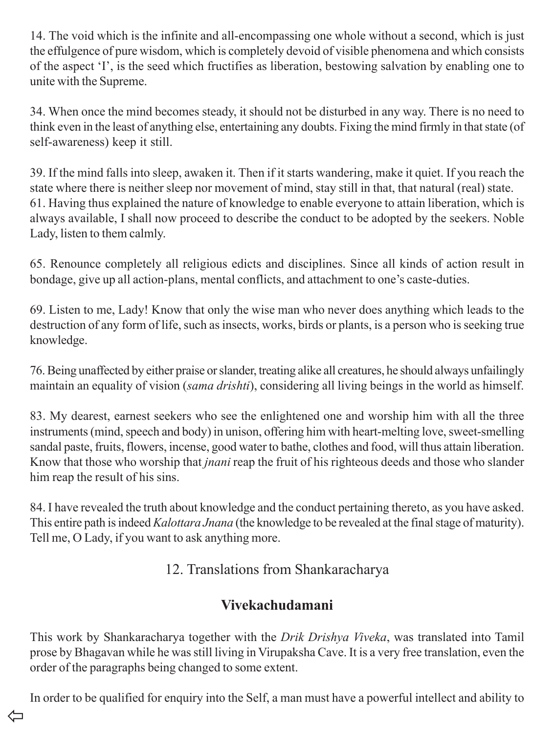14. The void which is the infinite and all-encompassing one whole without a second, which is just the effulgence of pure wisdom, which is completely devoid of visible phenomena and which consists of the aspect 'I', is the seed which fructifies as liberation, bestowing salvation by enabling one to unite with the Supreme.

34. When once the mind becomes steady, it should not be disturbed in any way. There is no need to think even in the least of anything else, entertaining any doubts. Fixing the mind firmly in that state (of self-awareness) keep it still.

39. If the mind falls into sleep, awaken it. Then if it starts wandering, make it quiet. If you reach the state where there is neither sleep nor movement of mind, stay still in that, that natural (real) state.

61. Having thus explained the nature of knowledge to enable everyone to attain liberation, which is always available, I shall now proceed to describe the conduct to be adopted by the seekers. Noble Lady, listen to them calmly.

65. Renounce completely all religious edicts and disciplines. Since all kinds of action result in bondage, give up all action-plans, mental conflicts, and attachment to one's caste-duties.

69. Listen to me, Lady! Know that only the wise man who never does anything which leads to the destruction of any form of life, such as insects, works, birds or plants, is a person who is seeking true knowledge.

76. Being unaffected by either praise or slander, treating alike all creatures, he should always unfailingly maintain an equality of vision (*sama drishti*), considering all living beings in the world as himself.

83. My dearest, earnest seekers who see the enlightened one and worship him with all the three instruments (mind, speech and body) in unison, offering him with heart-melting love, sweet-smelling sandal paste, fruits, flowers, incense, good water to bathe, clothes and food, will thus attain liberation. Know that those who worship that *jnani* reap the fruit of his righteous deeds and those who slander him reap the result of his sins.

84. I have revealed the truth about knowledge and the conduct pertaining thereto, as you have asked. This entire path is indeed *Kalottara Jnana* (the knowledge to be revealed at the final stage of maturity). Tell me, O Lady, if you want to ask anything more.

## 12. Translations from Shankaracharya

### Vivekachudamani

This work by Shankaracharya together with the *Drik Drishya Viveka*, was translated into Tamil prose by Bhagavan while he was still living in Virupaksha Cave. It is a very free translation, even the order of the paragraphs being changed to some extent.

In order to be qualified for enquiry into the Self, a man must have a powerful intellect and ability to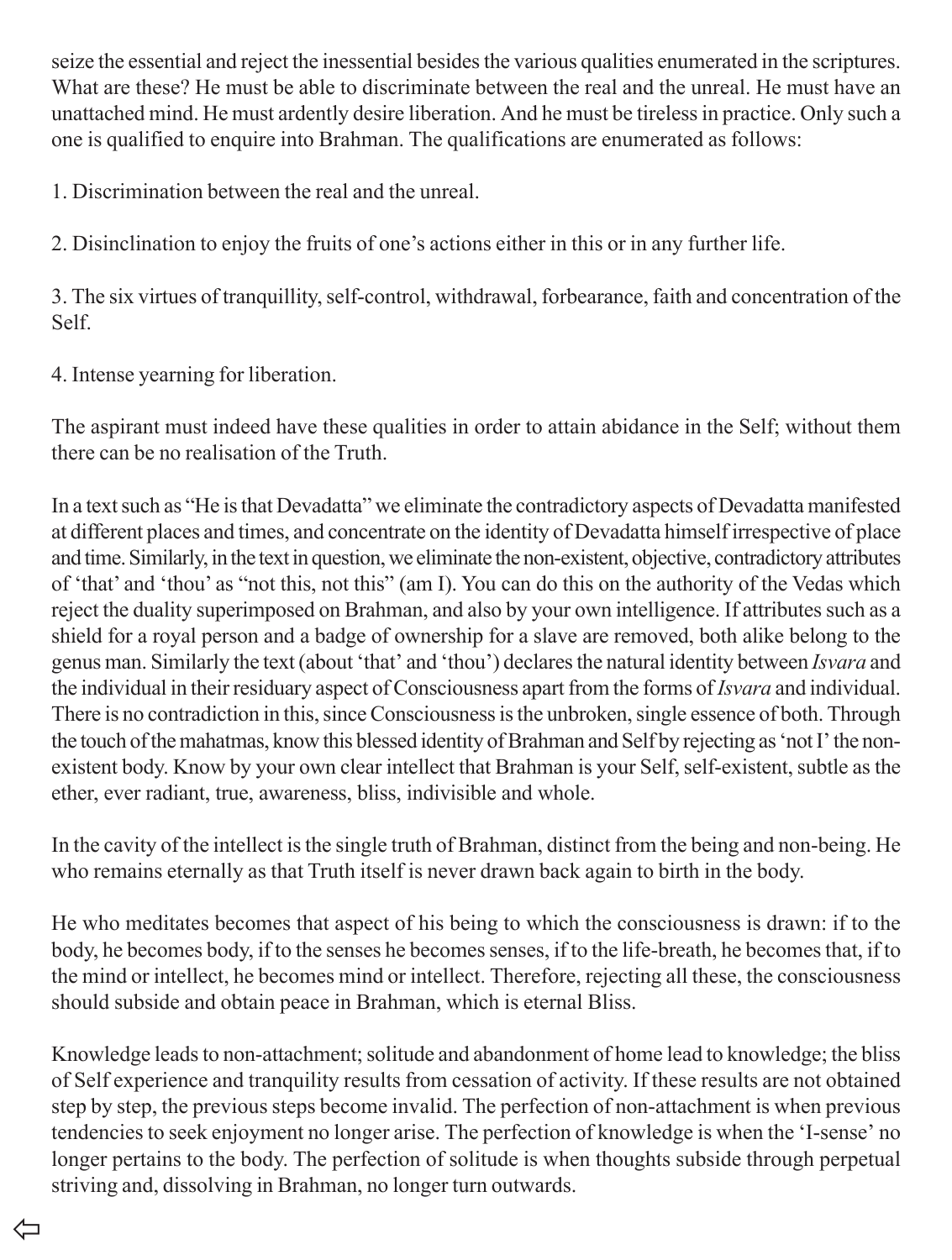seize the essential and reject the inessential besides the various qualities enumerated in the scriptures. What are these? He must be able to discriminate between the real and the unreal. He must have an unattached mind. He must ardently desire liberation. And he must be tireless in practice. Only such a one is qualified to enquire into Brahman. The qualifications are enumerated as follows:

1. Discrimination between the real and the unreal.

2. Disinclination to enjoy the fruits of one's actions either in this or in any further life.

3. The six virtues of tranquillity, self-control, withdrawal, forbearance, faith and concentration of the Self.

4. Intense yearning for liberation.

The aspirant must indeed have these qualities in order to attain abidance in the Self; without them there can be no realisation of the Truth.

In a text such as "He is that Devadatta" we eliminate the contradictory aspects of Devadatta manifested at different places and times, and concentrate on the identity of Devadatta himself irrespective of place and time. Similarly, in the text in question, we eliminate the non-existent, objective, contradictory attributes of 'that' and 'thou' as "not this, not this" (am I). You can do this on the authority of the Vedas which reject the duality superimposed on Brahman, and also by your own intelligence. If attributes such as a shield for a royal person and a badge of ownership for a slave are removed, both alike belong to the genus man. Similarly the text (about 'that' and 'thou') declares the natural identity between *Isvara* and the individual in their residuary aspect of Consciousness apart from the forms of *Isvara* and individual. There is no contradiction in this, since Consciousness is the unbroken, single essence of both. Through the touch of the mahatmas, know this blessed identity of Brahman and Self by rejecting as 'not I' the non-existent body. Know by your own clear intellect that Brahman is your Self, self-existent, subtle as the ether, ever radiant, true, awareness, bliss, indivisible and whole.

In the cavity of the intellect is the single truth of Brahman, distinct from the being and non-being. He who remains eternally as that Truth itself is never drawn back again to birth in the body.

He who meditates becomes that aspect of his being to which the consciousness is drawn: if to the body, he becomes body, if to the senses he becomes senses, if to the life-breath, he becomes that, if to the mind or intellect, he becomes mind or intellect. Therefore, rejecting all these, the consciousness should subside and obtain peace in Brahman, which is eternal Bliss.

Knowledge leads to non-attachment; solitude and abandonment of home lead to knowledge; the bliss of Self experience and tranquility results from cessation of activity. If these results are not obtained step by step, the previous steps become invalid. The perfection of non-attachment is when previous tendencies to seek enjoyment no longer arise. The perfection of knowledge is when the 'I-sense' no longer pertains to the body. The perfection of solitude is when thoughts subside through perpetual striving and, dissolving in Brahman, no longer turn outwards.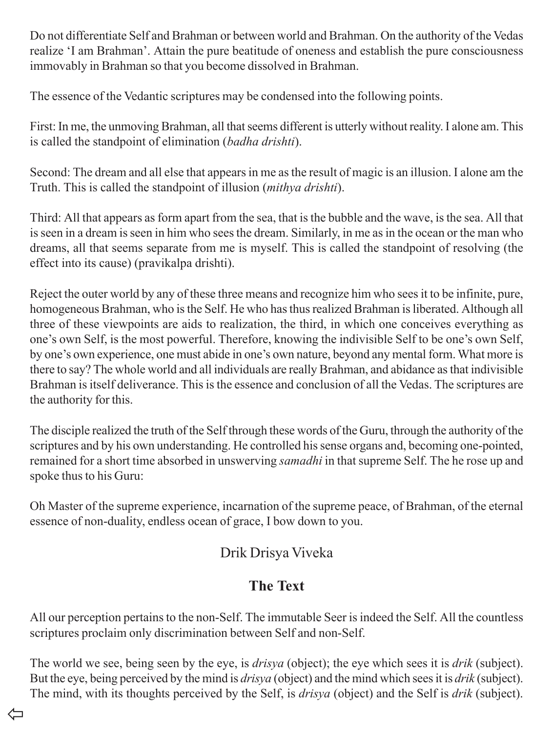Do not differentiate Self and Brahman or between world and Brahman. On the authority of the Vedas realize 'I am Brahman'. Attain the pure beatitude of oneness and establish the pure consciousness immovably in Brahman so that you become dissolved in Brahman.

The essence of the Vedantic scriptures may be condensed into the following points.

First: In me, the unmoving Brahman, all that seems different is utterly without reality. I alone am. This is called the standpoint of elimination (*badha drishti*).

Second: The dream and all else that appears in me as the result of magic is an illusion. I alone am the Truth. This is called the standpoint of illusion (*mithya drishti*).

Third: All that appears as form apart from the sea, that is the bubble and the wave, is the sea. All that is seen in a dream is seen in him who sees the dream. Similarly, in me as in the ocean or the man who dreams, all that seems separate from me is myself. This is called the standpoint of resolving (the effect into its cause) (pravikalpa drishti).

Reject the outer world by any of these three means and recognize him who sees it to be infinite, pure, homogeneous Brahman, who is the Self. He who has thus realized Brahman is liberated. Although all three of these viewpoints are aids to realization, the third, in which one conceives everything as one's own Self, is the most powerful. Therefore, knowing the indivisible Self to be one's own Self, by one's own experience, one must abide in one's own nature, beyond any mental form. What more is there to say? The whole world and all individuals are really Brahman, and abidance as that indivisible Brahman is itself deliverance. This is the essence and conclusion of all the Vedas. The scriptures are the authority for this.

The disciple realized the truth of the Self through these words of the Guru, through the authority of the scriptures and by his own understanding. He controlled his sense organs and, becoming one-pointed, remained for a short time absorbed in unswerving *samadhi* in that supreme Self. The he rose up and spoke thus to his Guru:

Oh Master of the supreme experience, incarnation of the supreme peace, of Brahman, of the eternal essence of non-duality, endless ocean of grace, I bow down to you.

## Drik Drisya Viveka

### The Text

All our perception pertains to the non-Self. The immutable Seer is indeed the Self. All the countless scriptures proclaim only discrimination between Self and non-Self.

The world we see, being seen by the eye, is *drisya* (object); the eye which sees it is *drik* (subject). But the eye, being perceived by the mind is *drisya* (object) and the mind which sees it is *drik* (subject). The mind, with its thoughts perceived by the Self, is *drisya* (object) and the Self is *drik* (subject).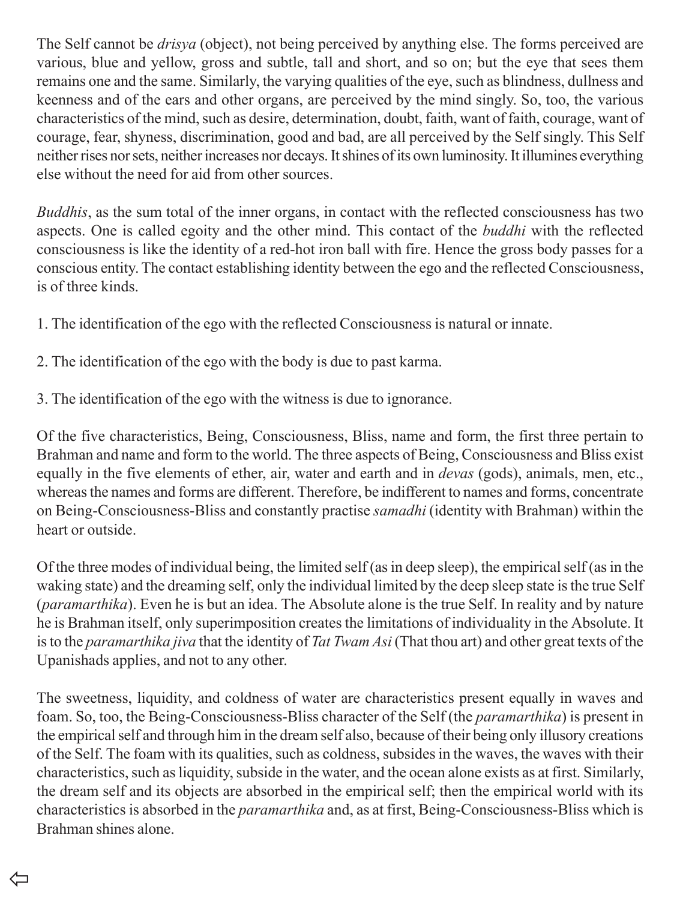The Self cannot be *drisya* (object), not being perceived by anything else. The forms perceived are various, blue and yellow, gross and subtle, tall and short, and so on; but the eye that sees them remains one and the same. Similarly, the varying qualities of the eye, such as blindness, dullness and keenness and of the ears and other organs, are perceived by the mind singly. So, too, the various characteristics of the mind, such as desire, determination, doubt, faith, want of faith, courage, want of courage, fear, shyness, discrimination, good and bad, are all perceived by the Self singly. This Self neither rises nor sets, neither increases nor decays. It shines of its own luminosity. It illumines everything else without the need for aid from other sources.

*Buddhis*, as the sum total of the inner organs, in contact with the reflected consciousness has two aspects. One is called egoity and the other mind. This contact of the *buddhi* with the reflected consciousness is like the identity of a red-hot iron ball with fire. Hence the gross body passes for a conscious entity. The contact establishing identity between the ego and the reflected Consciousness, is of three kinds.

1. The identification of the ego with the reflected Consciousness is natural or innate.

2. The identification of the ego with the body is due to past karma.

3. The identification of the ego with the witness is due to ignorance.

Of the five characteristics, Being, Consciousness, Bliss, name and form, the first three pertain to Brahman and name and form to the world. The three aspects of Being, Consciousness and Bliss exist equally in the five elements of ether, air, water and earth and in *devas* (gods), animals, men, etc., whereas the names and forms are different. Therefore, be indifferent to names and forms, concentrate on Being-Consciousness-Bliss and constantly practise *samadhi* (identity with Brahman) within the heart or outside.

Of the three modes of individual being, the limited self (as in deep sleep), the empirical self (as in the waking state) and the dreaming self, only the individual limited by the deep sleep state is the true Self (*paramarthika*). Even he is but an idea. The Absolute alone is the true Self. In reality and by nature he is Brahman itself, only superimposition creates the limitations of individuality in the Absolute. It is to the *paramarthika jiva* that the identity of *Tat Twam Asi* (That thou art) and other great texts of the Upanishads applies, and not to any other.

The sweetness, liquidity, and coldness of water are characteristics present equally in waves and foam. So, too, the Being-Consciousness-Bliss character of the Self (the *paramarthika*) is present in the empirical self and through him in the dream self also, because of their being only illusory creations of the Self. The foam with its qualities, such as coldness, subsides in the waves, the waves with their characteristics, such as liquidity, subside in the water, and the ocean alone exists as at first. Similarly, the dream self and its objects are absorbed in the empirical self; then the empirical world with its characteristics is absorbed in the *paramarthika* and, as at first, Being-Consciousness-Bliss which is Brahman shines alone.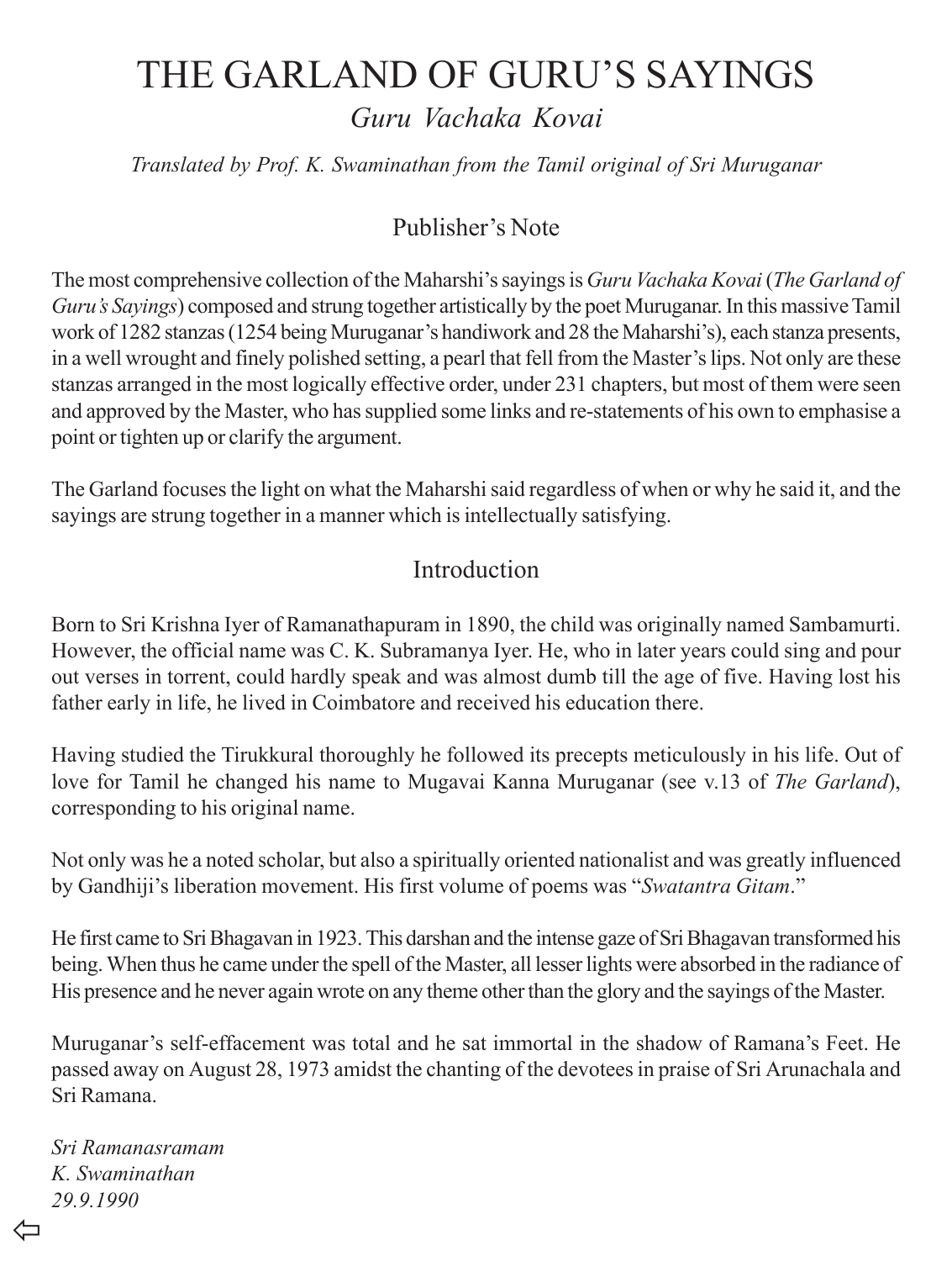# THE GARLAND OF GURU'S SAYINGS

*Guru Vachaka Kovai*

*Translated by Prof. K. Swaminathan from the Tamil original of Sri Muruganar*

## Publisher's Note

The most comprehensive collection of the Maharshi's sayings is *Guru Vachaka Kovai* (*The Garland of Guru's Sayings*) composed and strung together artistically by the poet Muruganar. In this massive Tamil work of 1282 stanzas (1254 being Muruganar's handiwork and 28 the Maharshi's), each stanza presents, in a well wrought and finely polished setting, a pearl that fell from the Master's lips. Not only are these stanzas arranged in the most logically effective order, under 231 chapters, but most of them were seen and approved by the Master, who has supplied some links and re-statements of his own to emphasise a point or tighten up or clarify the argument.

The Garland focuses the light on what the Maharshi said regardless of when or why he said it, and the sayings are strung together in a manner which is intellectually satisfying.

## Introduction

Born to Sri Krishna Iyer of Ramanathapuram in 1890, the child was originally named Sambamurti. However, the official name was C. K. Subramanya Iyer. He, who in later years could sing and pour out verses in torrent, could hardly speak and was almost dumb till the age of five. Having lost his father early in life, he lived in Coimbatore and received his education there.

Having studied the Tirukkural thoroughly he followed its precepts meticulously in his life. Out of love for Tamil he changed his name to Mugavai Kanna Muruganar (see v.13 of *The Garland*), corresponding to his original name.

Not only was he a noted scholar, but also a spiritually oriented nationalist and was greatly influenced by Gandhiji's liberation movement. His first volume of poems was "*Swatantra Gitam*."

He first came to Sri Bhagavan in 1923. This darshan and the intense gaze of Sri Bhagavan transformed his being. When thus he came under the spell of the Master, all lesser lights were absorbed in the radiance of His presence and he never again wrote on any theme other than the glory and the sayings of the Master.

Muruganar's self-effacement was total and he sat immortal in the shadow of Ramana's Feet. He passed away on August 28, 1973 amidst the chanting of the devotees in praise of Sri Arunachala and Sri Ramana.

*Sri Ramanasramam*
*K. Swaminathan*
*29.9.1990*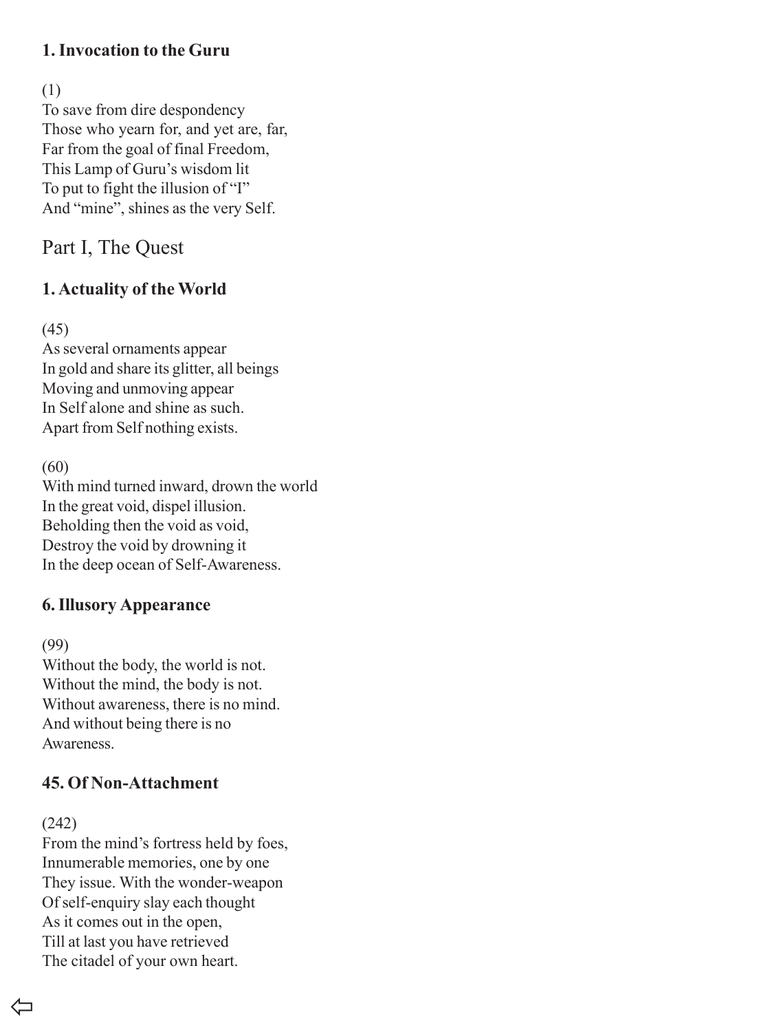### 1. Invocation to the Guru

(1)
To save from dire despondency
Those who yearn for, and yet are, far,
Far from the goal of final Freedom,
This Lamp of Guru's wisdom lit
To put to fight the illusion of "I"
And "mine", shines as the very Self.

## Part I, The Quest

### 1. Actuality of the World

(45)
As several ornaments appear
In gold and share its glitter, all beings
Moving and unmoving appear
In Self alone and shine as such.
Apart from Self nothing exists.

(60)
With mind turned inward, drown the world
In the great void, dispel illusion.
Beholding then the void as void,
Destroy the void by drowning it
In the deep ocean of Self-Awareness.

### 6. Illusory Appearance

(99)
Without the body, the world is not.
Without the mind, the body is not.
Without awareness, there is no mind.
And without being there is no
Awareness.

### 45. Of Non-Attachment

(242)
From the mind's fortress held by foes,
Innumerable memories, one by one
They issue. With the wonder-weapon
Of self-enquiry slay each thought
As it comes out in the open,
Till at last you have retrieved
The citadel of your own heart.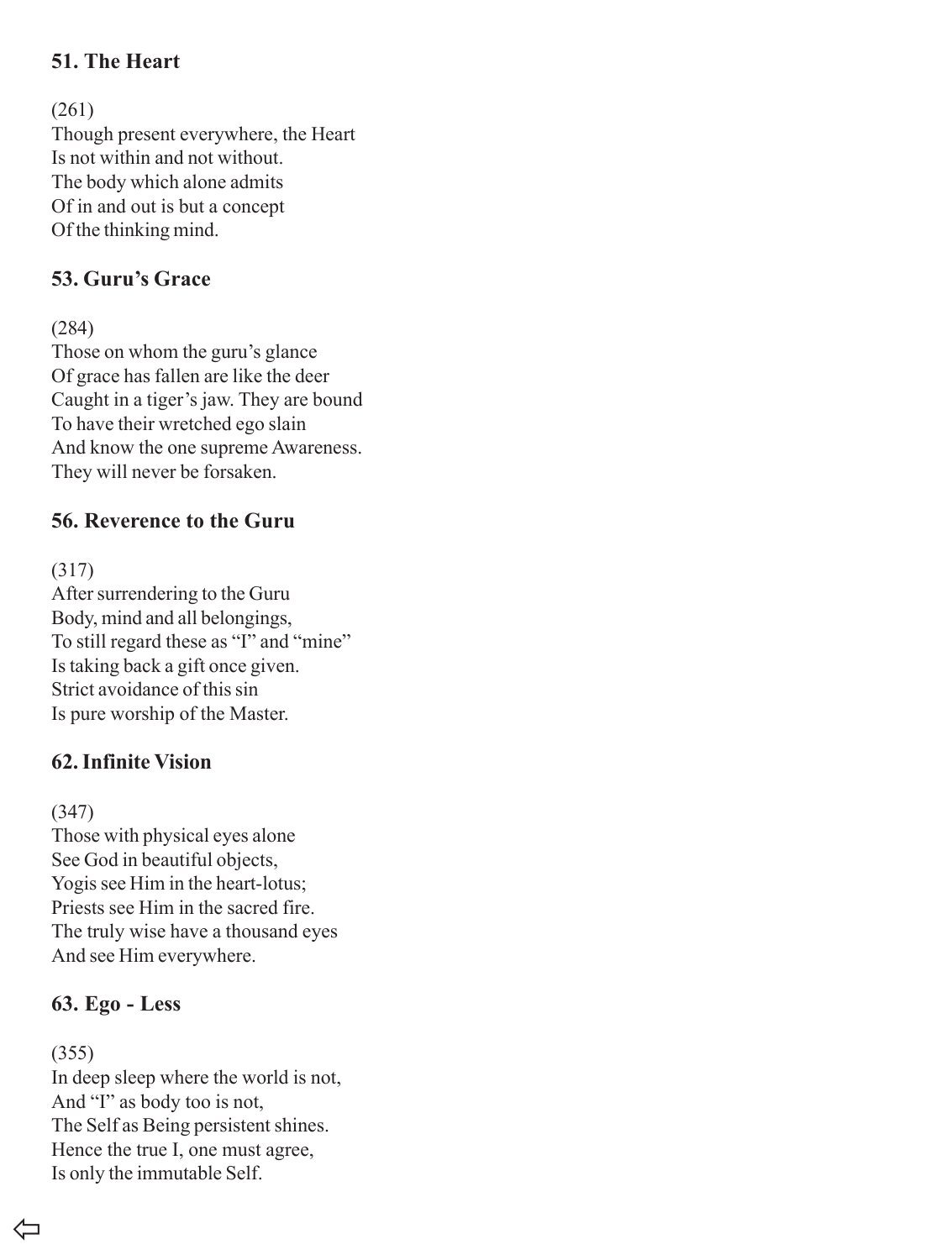## 51. The Heart

(261)
Though present everywhere, the Heart
Is not within and not without.
The body which alone admits
Of in and out is but a concept
Of the thinking mind.

## 53. Guru's Grace

(284)
Those on whom the guru's glance
Of grace has fallen are like the deer
Caught in a tiger's jaw. They are bound
To have their wretched ego slain
And know the one supreme Awareness.
They will never be forsaken.

## 56. Reverence to the Guru

(317)
After surrendering to the Guru
Body, mind and all belongings,
To still regard these as "I" and "mine"
Is taking back a gift once given.
Strict avoidance of this sin
Is pure worship of the Master.

## 62. Infinite Vision

(347)
Those with physical eyes alone
See God in beautiful objects,
Yogis see Him in the heart-lotus;
Priests see Him in the sacred fire.
The truly wise have a thousand eyes
And see Him everywhere.

## 63. Ego - Less

(355)
In deep sleep where the world is not,
And "I" as body too is not,
The Self as Being persistent shines.
Hence the true I, one must agree,
Is only the immutable Self.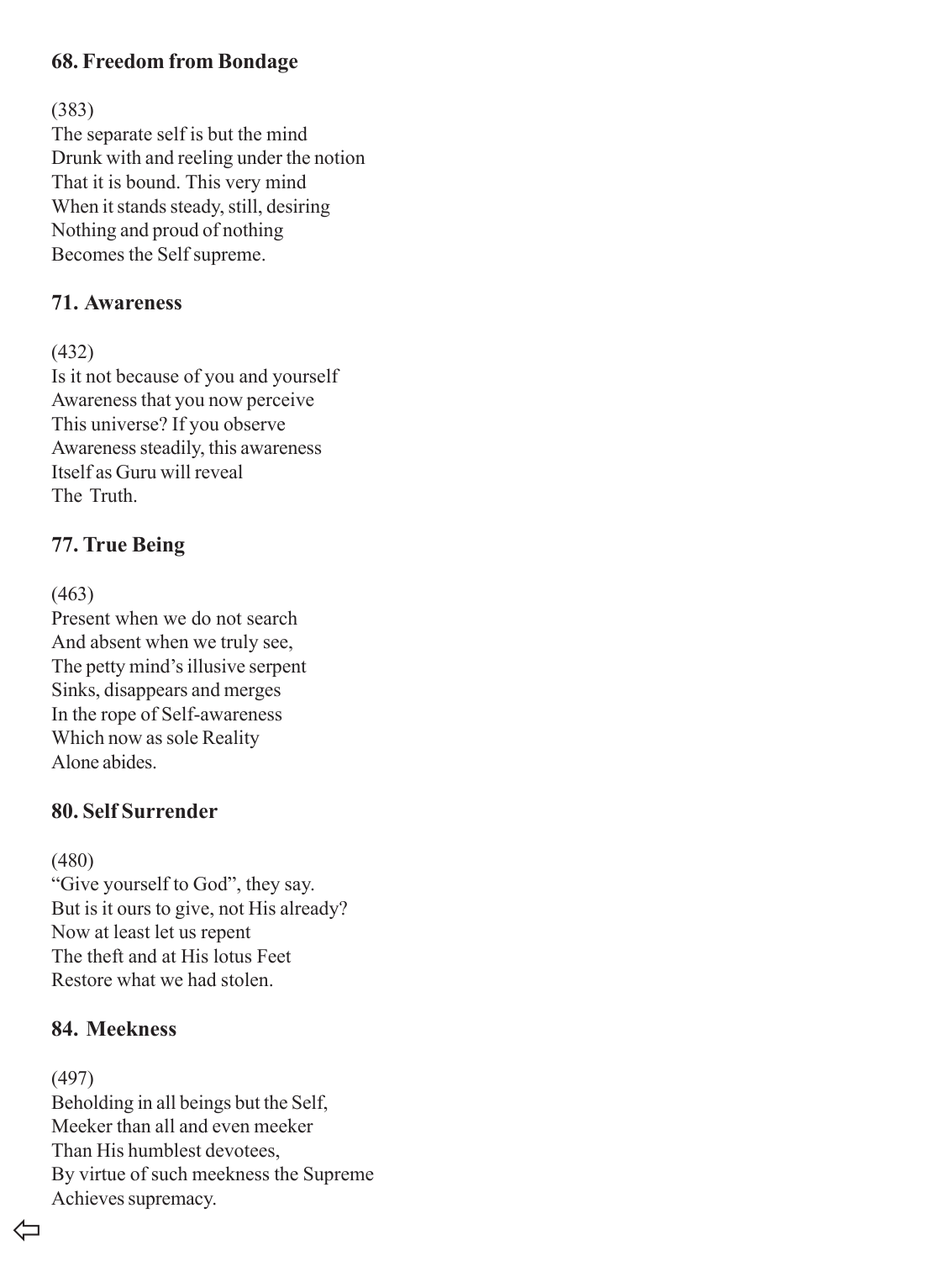### 68. Freedom from Bondage

(383)
The separate self is but the mind
Drunk with and reeling under the notion
That it is bound. This very mind
When it stands steady, still, desiring
Nothing and proud of nothing
Becomes the Self supreme.

### 71. Awareness

(432)
Is it not because of you and yourself
Awareness that you now perceive
This universe? If you observe
Awareness steadily, this awareness
Itself as Guru will reveal
The Truth.

### 77. True Being

(463)
Present when we do not search
And absent when we truly see,
The petty mind's illusive serpent
Sinks, disappears and merges
In the rope of Self-awareness
Which now as sole Reality
Alone abides.

### 80. Self Surrender

(480)
"Give yourself to God", they say.
But is it ours to give, not His already?
Now at least let us repent
The theft and at His lotus Feet
Restore what we had stolen.

### 84. Meekness

(497)
Beholding in all beings but the Self,
Meeker than all and even meeker
Than His humblest devotees,
By virtue of such meekness the Supreme
Achieves supremacy.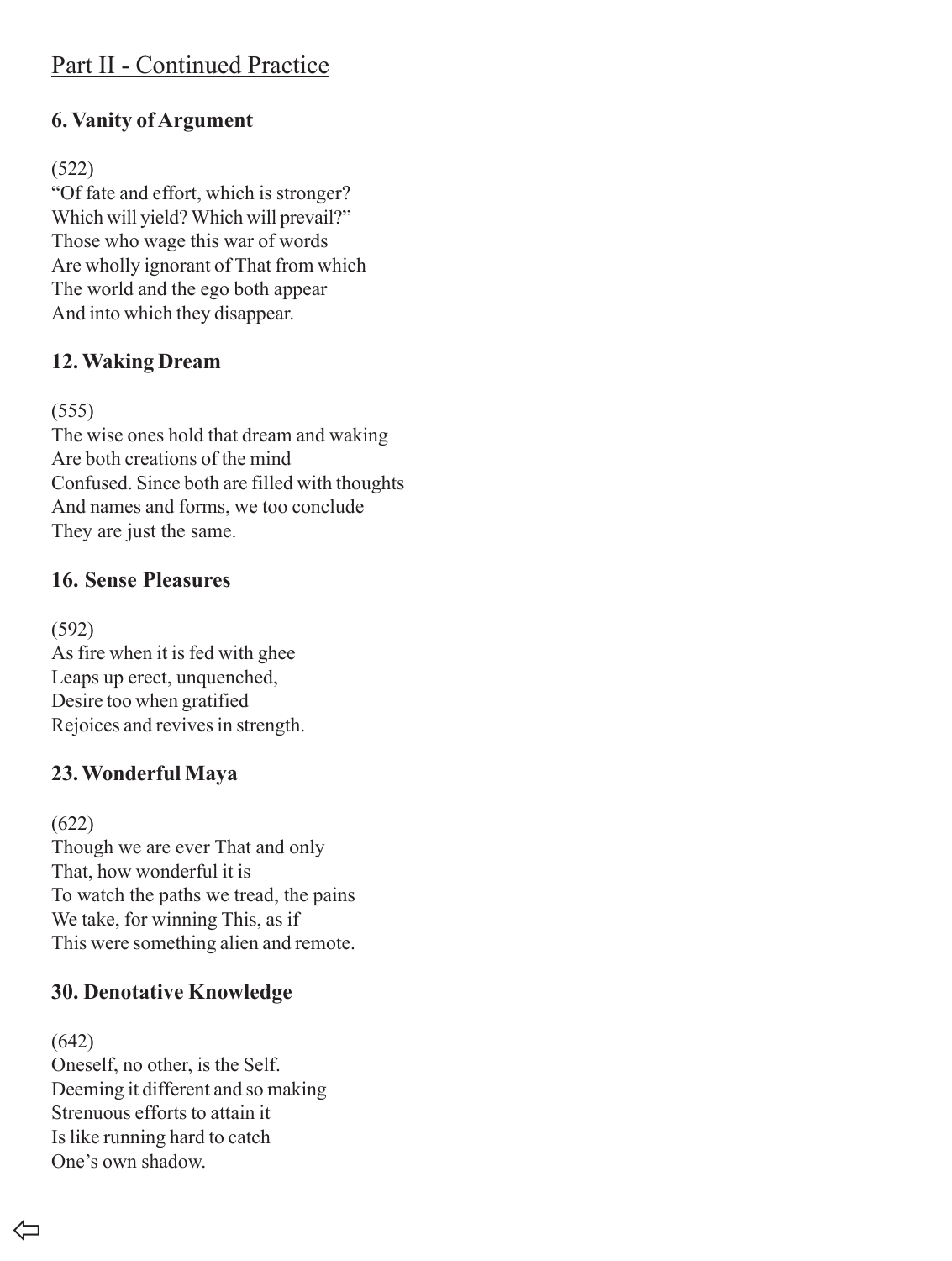## Part II - Continued Practice

### 6. Vanity of Argument

(522)
"Of fate and effort, which is stronger?
Which will yield? Which will prevail?"
Those who wage this war of words
Are wholly ignorant of That from which
The world and the ego both appear
And into which they disappear.

### 12. Waking Dream

(555)
The wise ones hold that dream and waking
Are both creations of the mind
Confused. Since both are filled with thoughts
And names and forms, we too conclude
They are just the same.

### 16. Sense Pleasures

(592)
As fire when it is fed with ghee
Leaps up erect, unquenched,
Desire too when gratified
Rejoices and revives in strength.

### 23. Wonderful Maya

(622)
Though we are ever That and only
That, how wonderful it is
To watch the paths we tread, the pains
We take, for winning This, as if
This were something alien and remote.

### 30. Denotative Knowledge

(642)
Oneself, no other, is the Self.
Deeming it different and so making
Strenuous efforts to attain it
Is like running hard to catch
One's own shadow.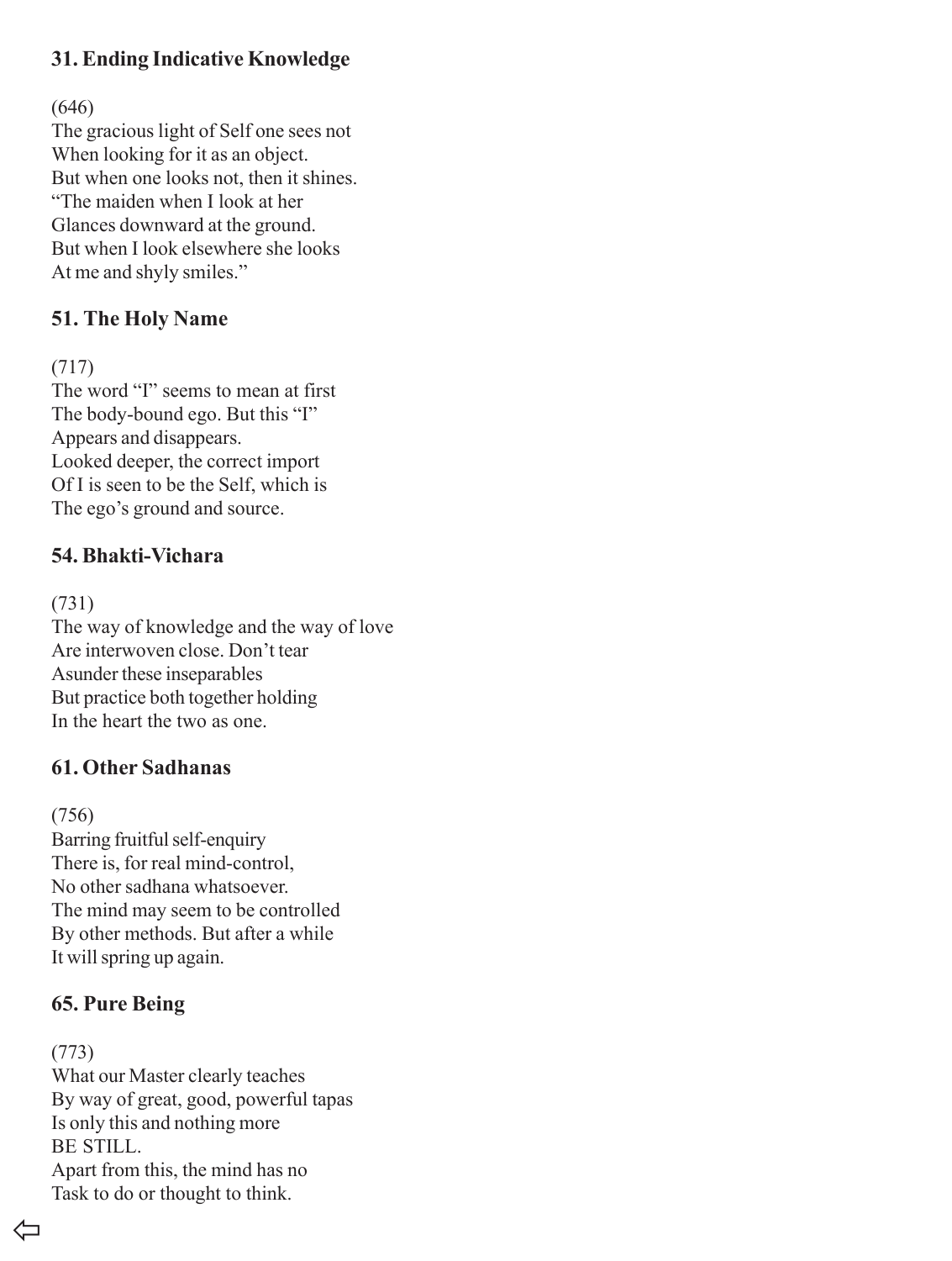### 31. Ending Indicative Knowledge

(646)
The gracious light of Self one sees not
When looking for it as an object.
But when one looks not, then it shines.
"The maiden when I look at her
Glances downward at the ground.
But when I look elsewhere she looks
At me and shyly smiles."

### 51. The Holy Name

(717)
The word "I" seems to mean at first
The body-bound ego. But this "I"
Appears and disappears.
Looked deeper, the correct import
Of I is seen to be the Self, which is
The ego's ground and source.

### 54. Bhakti-Vichara

(731)
The way of knowledge and the way of love
Are interwoven close. Don't tear
Asunder these inseparables
But practice both together holding
In the heart the two as one.

### 61. Other Sadhanas

(756)
Barring fruitful self-enquiry
There is, for real mind-control,
No other sadhana whatsoever.
The mind may seem to be controlled
By other methods. But after a while
It will spring up again.

### 65. Pure Being

(773)
What our Master clearly teaches
By way of great, good, powerful tapas
Is only this and nothing more
BE STILL.
Apart from this, the mind has no
Task to do or thought to think.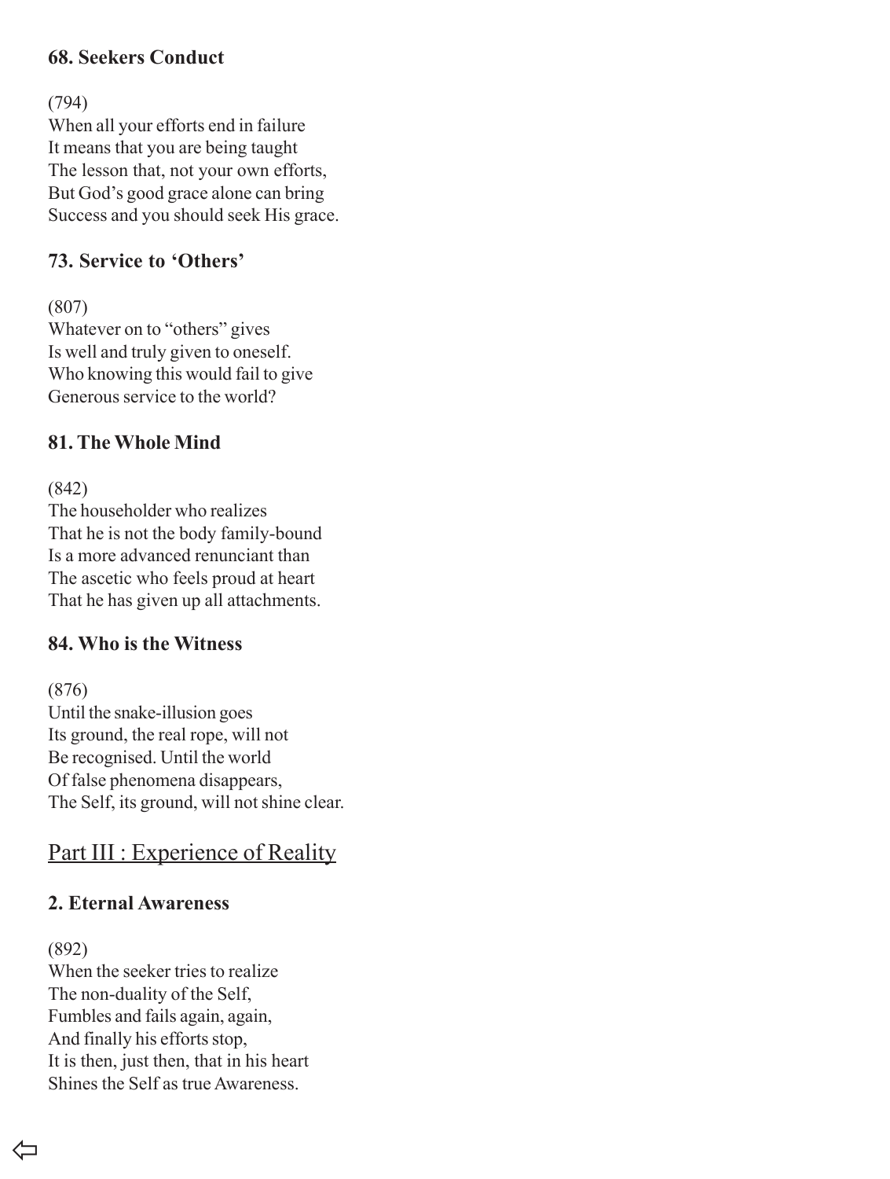### 68. Seekers Conduct

(794)
When all your efforts end in failure
It means that you are being taught
The lesson that, not your own efforts,
But God's good grace alone can bring
Success and you should seek His grace.

### 73. Service to 'Others'

(807)
Whatever on to "others" gives
Is well and truly given to oneself.
Who knowing this would fail to give
Generous service to the world?

### 81. The Whole Mind

(842)
The householder who realizes
That he is not the body family-bound
Is a more advanced renunciant than
The ascetic who feels proud at heart
That he has given up all attachments.

### 84. Who is the Witness

(876)
Until the snake-illusion goes
Its ground, the real rope, will not
Be recognised. Until the world
Of false phenomena disappears,
The Self, its ground, will not shine clear.

## Part III : Experience of Reality

### 2. Eternal Awareness

(892)
When the seeker tries to realize
The non-duality of the Self,
Fumbles and fails again, again,
And finally his efforts stop,
It is then, just then, that in his heart
Shines the Self as true Awareness.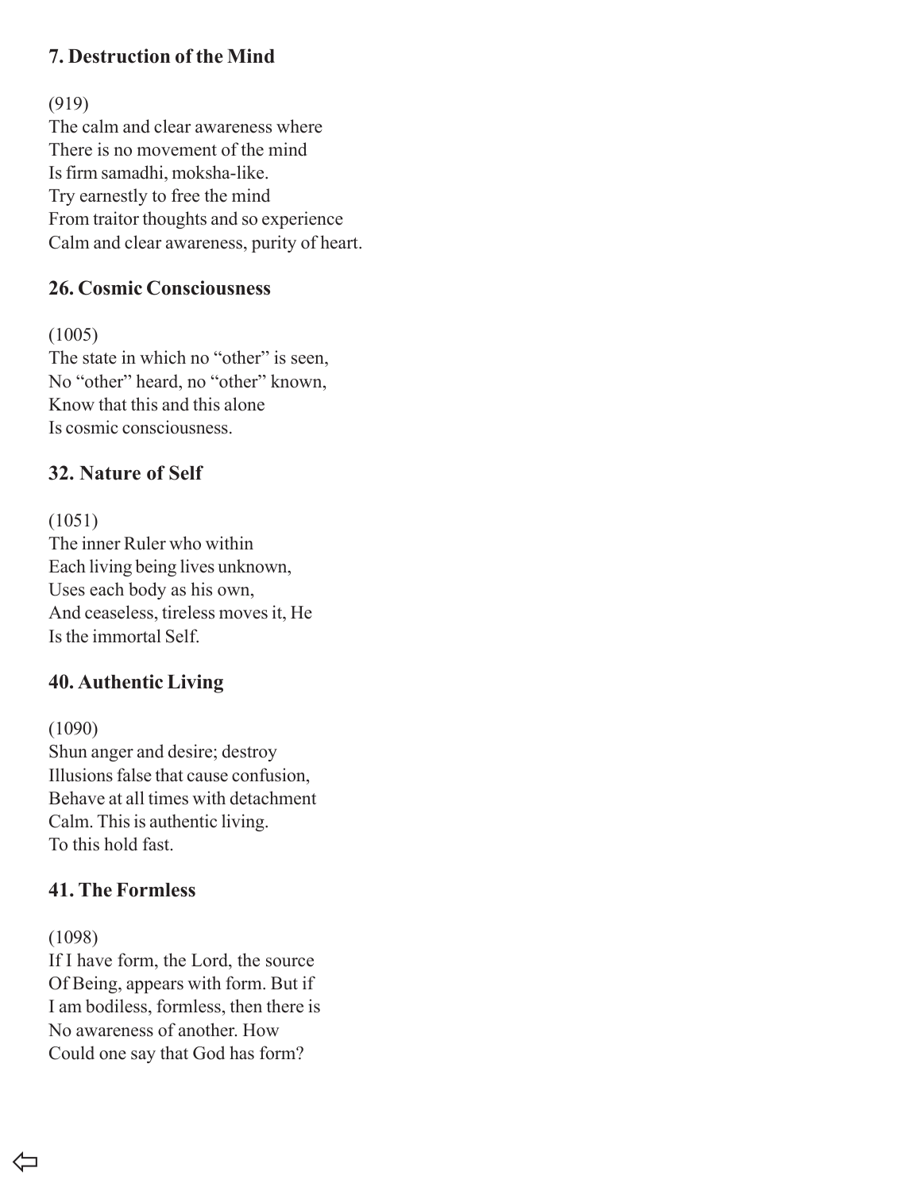### 7. Destruction of the Mind

(919)
The calm and clear awareness where
There is no movement of the mind
Is firm samadhi, moksha-like.
Try earnestly to free the mind
From traitor thoughts and so experience
Calm and clear awareness, purity of heart.

### 26. Cosmic Consciousness

(1005)
The state in which no "other" is seen,
No "other" heard, no "other" known,
Know that this and this alone
Is cosmic consciousness.

### 32. Nature of Self

(1051)
The inner Ruler who within
Each living being lives unknown,
Uses each body as his own,
And ceaseless, tireless moves it, He
Is the immortal Self.

### 40. Authentic Living

(1090)
Shun anger and desire; destroy
Illusions false that cause confusion,
Behave at all times with detachment
Calm. This is authentic living.
To this hold fast.

### 41. The Formless

(1098)
If I have form, the Lord, the source
Of Being, appears with form. But if
I am bodiless, formless, then there is
No awareness of another. How
Could one say that God has form?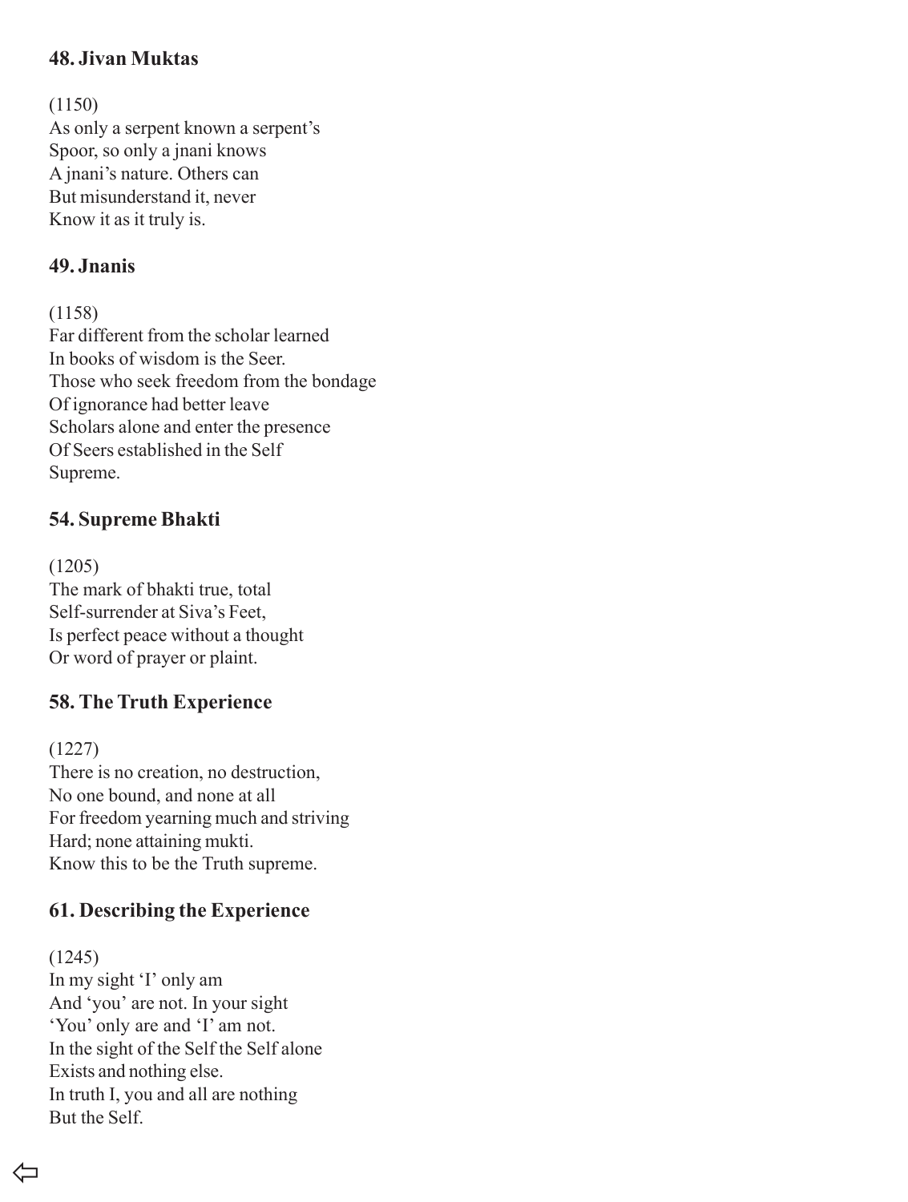## 48. Jivan Muktas

(1150)
As only a serpent known a serpent's
Spoor, so only a jnani knows
A jnani's nature. Others can
But misunderstand it, never
Know it as it truly is.

## 49. Jnanis

(1158)
Far different from the scholar learned
In books of wisdom is the Seer.
Those who seek freedom from the bondage
Of ignorance had better leave
Scholars alone and enter the presence
Of Seers established in the Self
Supreme.

## 54. Supreme Bhakti

(1205)
The mark of bhakti true, total
Self-surrender at Siva's Feet,
Is perfect peace without a thought
Or word of prayer or plaint.

## 58. The Truth Experience

(1227)
There is no creation, no destruction,
No one bound, and none at all
For freedom yearning much and striving
Hard; none attaining mukti.
Know this to be the Truth supreme.

## 61. Describing the Experience

(1245)
In my sight 'I' only am
And 'you' are not. In your sight
'You' only are and 'I' am not.
In the sight of the Self the Self alone
Exists and nothing else.
In truth I, you and all are nothing
But the Self.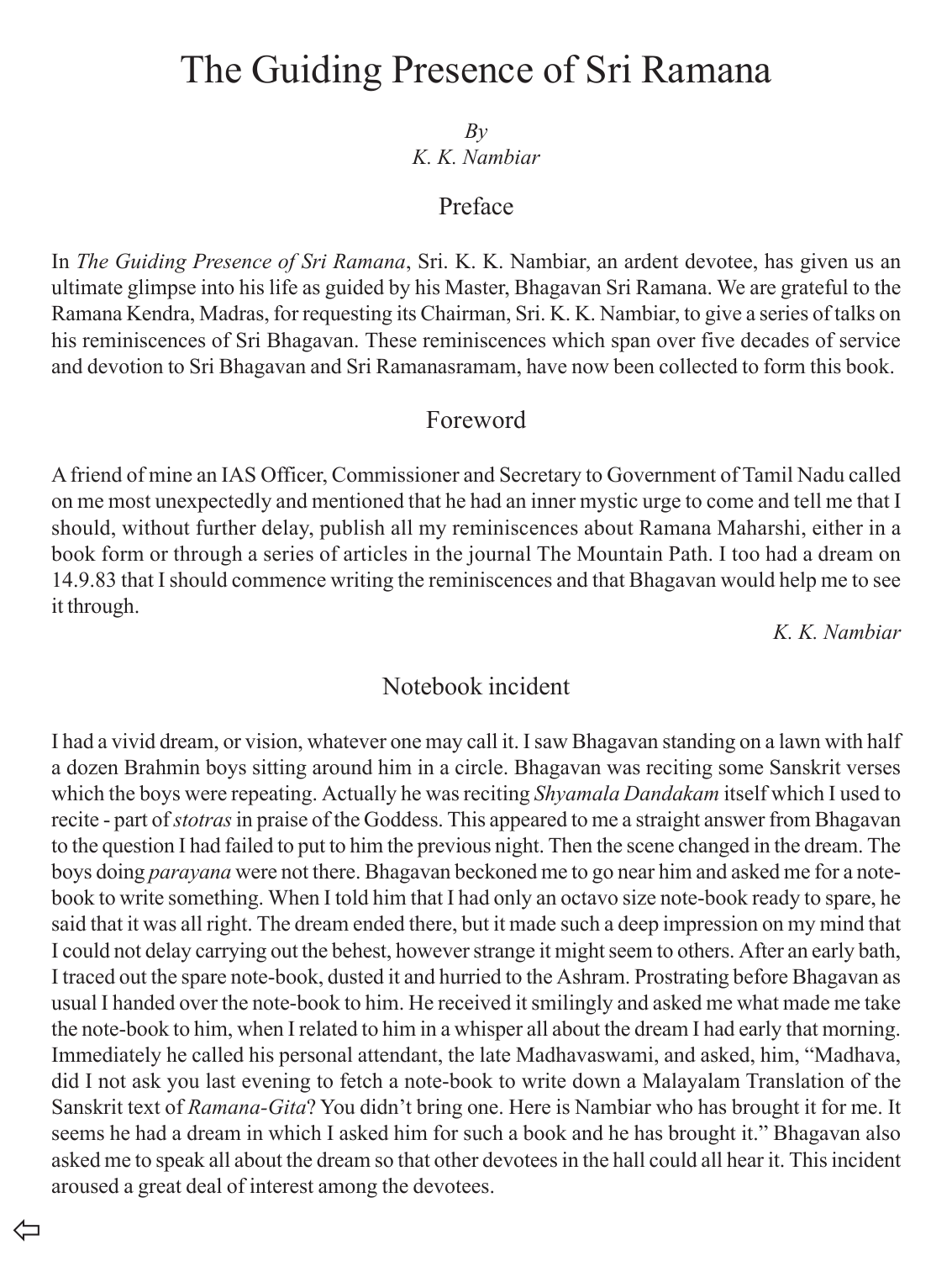# The Guiding Presence of Sri Ramana

*By*
*K. K. Nambiar*

## Preface

In *The Guiding Presence of Sri Ramana*, Sri. K. K. Nambiar, an ardent devotee, has given us an ultimate glimpse into his life as guided by his Master, Bhagavan Sri Ramana. We are grateful to the Ramana Kendra, Madras, for requesting its Chairman, Sri. K. K. Nambiar, to give a series of talks on his reminiscences of Sri Bhagavan. These reminiscences which span over five decades of service and devotion to Sri Bhagavan and Sri Ramanasramam, have now been collected to form this book.

## Foreword

A friend of mine an IAS Officer, Commissioner and Secretary to Government of Tamil Nadu called on me most unexpectedly and mentioned that he had an inner mystic urge to come and tell me that I should, without further delay, publish all my reminiscences about Ramana Maharshi, either in a book form or through a series of articles in the journal The Mountain Path. I too had a dream on 14.9.83 that I should commence writing the reminiscences and that Bhagavan would help me to see it through.

*K. K. Nambiar*

## Notebook incident

I had a vivid dream, or vision, whatever one may call it. I saw Bhagavan standing on a lawn with half a dozen Brahmin boys sitting around him in a circle. Bhagavan was reciting some Sanskrit verses which the boys were repeating. Actually he was reciting *Shyamala Dandakam* itself which I used to recite - part of *stotras* in praise of the Goddess. This appeared to me a straight answer from Bhagavan to the question I had failed to put to him the previous night. Then the scene changed in the dream. The boys doing *parayana* were not there. Bhagavan beckoned me to go near him and asked me for a note-book to write something. When I told him that I had only an octavo size note-book ready to spare, he said that it was all right. The dream ended there, but it made such a deep impression on my mind that I could not delay carrying out the behest, however strange it might seem to others. After an early bath, I traced out the spare note-book, dusted it and hurried to the Ashram. Prostrating before Bhagavan as usual I handed over the note-book to him. He received it smilingly and asked me what made me take the note-book to him, when I related to him in a whisper all about the dream I had early that morning. Immediately he called his personal attendant, the late Madhavaswami, and asked, him, "Madhava, did I not ask you last evening to fetch a note-book to write down a Malayalam Translation of the Sanskrit text of *Ramana-Gita*? You didn't bring one. Here is Nambiar who has brought it for me. It seems he had a dream in which I asked him for such a book and he has brought it." Bhagavan also asked me to speak all about the dream so that other devotees in the hall could all hear it. This incident aroused a great deal of interest among the devotees.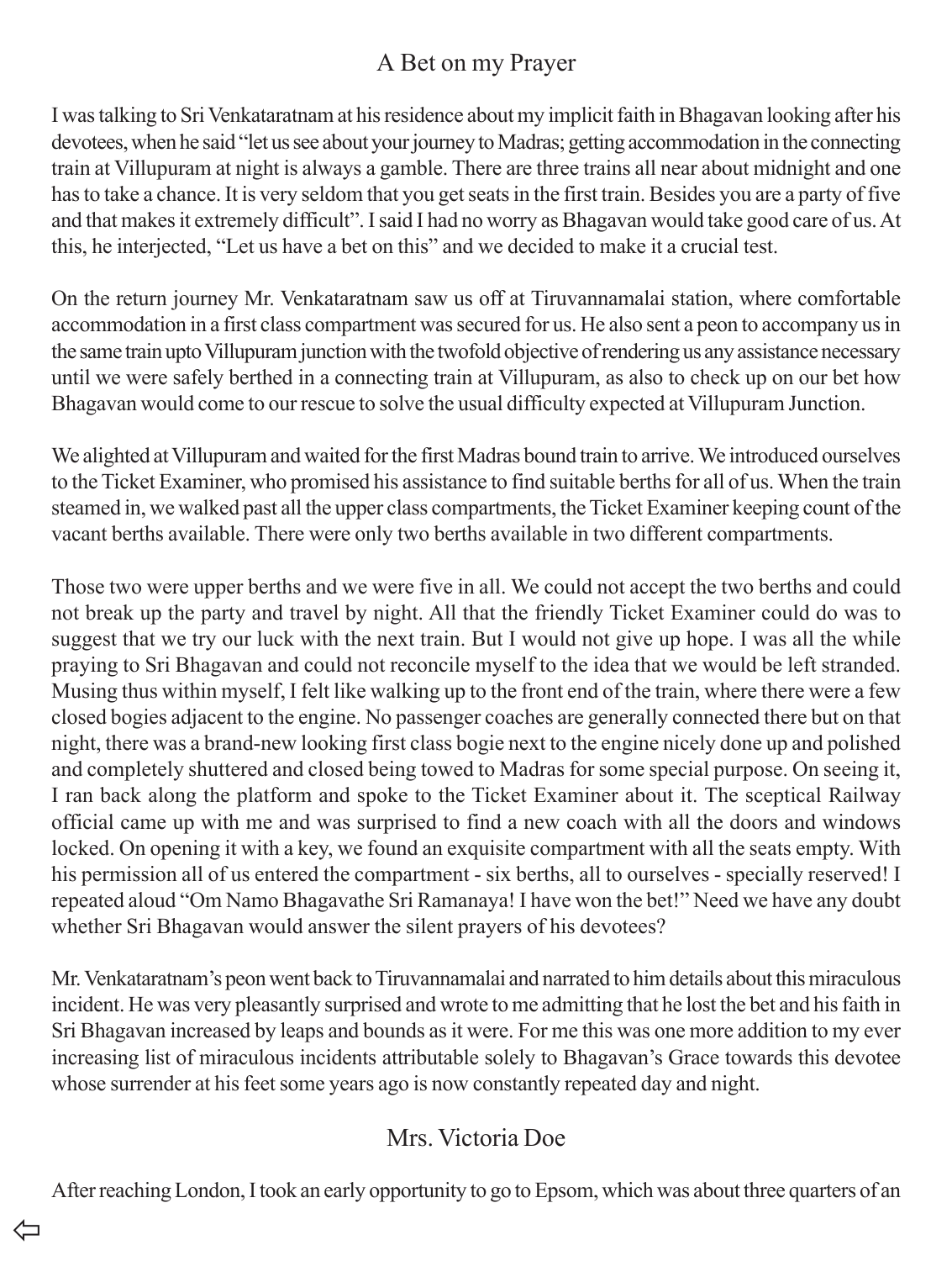## A Bet on my Prayer

I was talking to Sri Venkataratnam at his residence about my implicit faith in Bhagavan looking after his devotees, when he said "let us see about your journey to Madras; getting accommodation in the connecting train at Villupuram at night is always a gamble. There are three trains all near about midnight and one has to take a chance. It is very seldom that you get seats in the first train. Besides you are a party of five and that makes it extremely difficult". I said I had no worry as Bhagavan would take good care of us. At this, he interjected, "Let us have a bet on this" and we decided to make it a crucial test.

On the return journey Mr. Venkataratnam saw us off at Tiruvannamalai station, where comfortable accommodation in a first class compartment was secured for us. He also sent a peon to accompany us in the same train upto Villupuram junction with the twofold objective of rendering us any assistance necessary until we were safely berthed in a connecting train at Villupuram, as also to check up on our bet how Bhagavan would come to our rescue to solve the usual difficulty expected at Villupuram Junction.

We alighted at Villupuram and waited for the first Madras bound train to arrive. We introduced ourselves to the Ticket Examiner, who promised his assistance to find suitable berths for all of us. When the train steamed in, we walked past all the upper class compartments, the Ticket Examiner keeping count of the vacant berths available. There were only two berths available in two different compartments.

Those two were upper berths and we were five in all. We could not accept the two berths and could not break up the party and travel by night. All that the friendly Ticket Examiner could do was to suggest that we try our luck with the next train. But I would not give up hope. I was all the while praying to Sri Bhagavan and could not reconcile myself to the idea that we would be left stranded. Musing thus within myself, I felt like walking up to the front end of the train, where there were a few closed bogies adjacent to the engine. No passenger coaches are generally connected there but on that night, there was a brand-new looking first class bogie next to the engine nicely done up and polished and completely shuttered and closed being towed to Madras for some special purpose. On seeing it, I ran back along the platform and spoke to the Ticket Examiner about it. The sceptical Railway official came up with me and was surprised to find a new coach with all the doors and windows locked. On opening it with a key, we found an exquisite compartment with all the seats empty. With his permission all of us entered the compartment - six berths, all to ourselves - specially reserved! I repeated aloud "Om Namo Bhagavathe Sri Ramanaya! I have won the bet!" Need we have any doubt whether Sri Bhagavan would answer the silent prayers of his devotees?

Mr. Venkataratnam's peon went back to Tiruvannamalai and narrated to him details about this miraculous incident. He was very pleasantly surprised and wrote to me admitting that he lost the bet and his faith in Sri Bhagavan increased by leaps and bounds as it were. For me this was one more addition to my ever increasing list of miraculous incidents attributable solely to Bhagavan's Grace towards this devotee whose surrender at his feet some years ago is now constantly repeated day and night.

## Mrs. Victoria Doe

After reaching London, I took an early opportunity to go to Epsom, which was about three quarters of an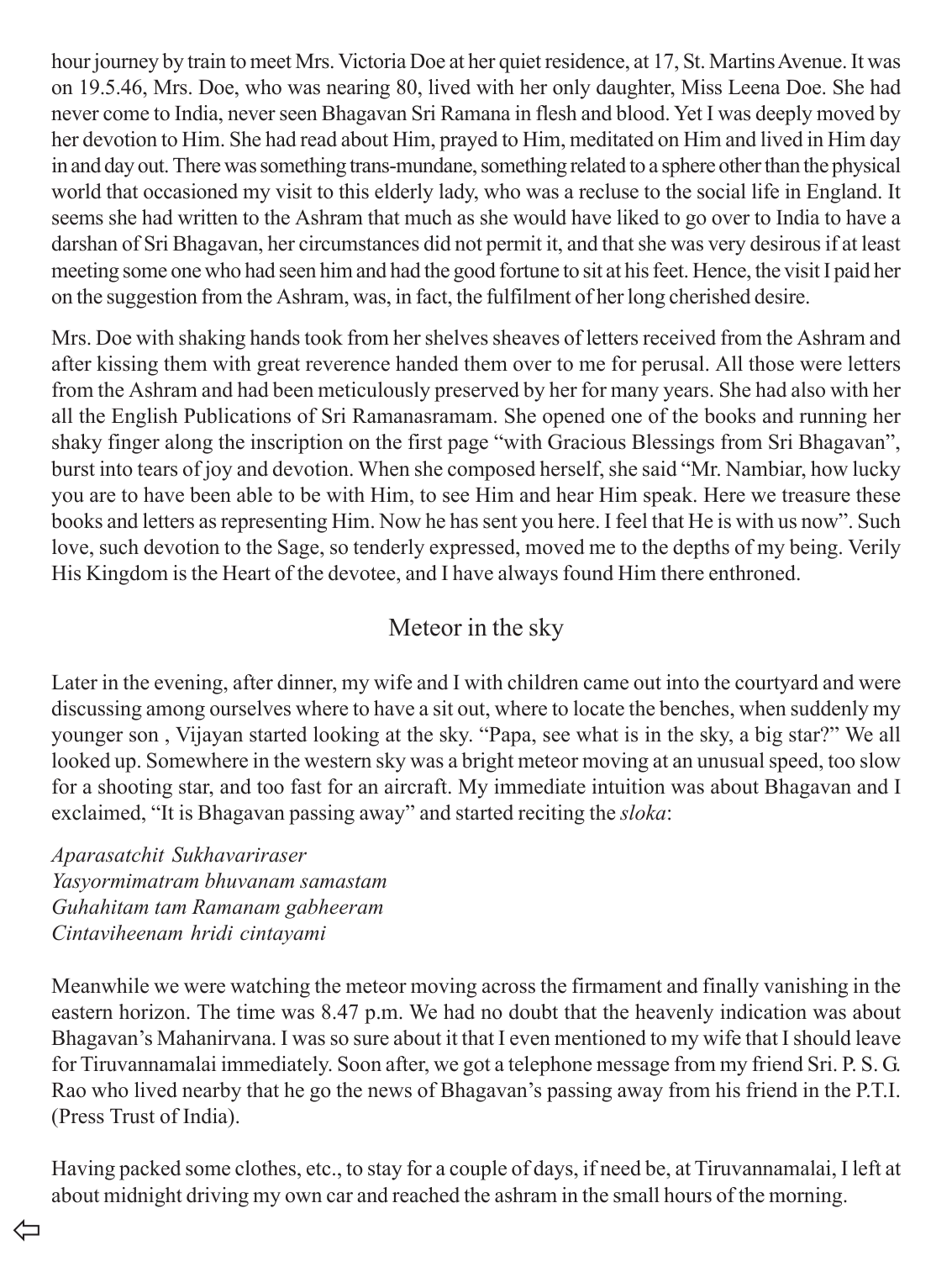hour journey by train to meet Mrs. Victoria Doe at her quiet residence, at 17, St. Martins Avenue. It was on 19.5.46, Mrs. Doe, who was nearing 80, lived with her only daughter, Miss Leena Doe. She had never come to India, never seen Bhagavan Sri Ramana in flesh and blood. Yet I was deeply moved by her devotion to Him. She had read about Him, prayed to Him, meditated on Him and lived in Him day in and day out. There was something trans-mundane, something related to a sphere other than the physical world that occasioned my visit to this elderly lady, who was a recluse to the social life in England. It seems she had written to the Ashram that much as she would have liked to go over to India to have a darshan of Sri Bhagavan, her circumstances did not permit it, and that she was very desirous if at least meeting some one who had seen him and had the good fortune to sit at his feet. Hence, the visit I paid her on the suggestion from the Ashram, was, in fact, the fulfilment of her long cherished desire.

Mrs. Doe with shaking hands took from her shelves sheaves of letters received from the Ashram and after kissing them with great reverence handed them over to me for perusal. All those were letters from the Ashram and had been meticulously preserved by her for many years. She had also with her all the English Publications of Sri Ramanasramam. She opened one of the books and running her shaky finger along the inscription on the first page "with Gracious Blessings from Sri Bhagavan", burst into tears of joy and devotion. When she composed herself, she said "Mr. Nambiar, how lucky you are to have been able to be with Him, to see Him and hear Him speak. Here we treasure these books and letters as representing Him. Now he has sent you here. I feel that He is with us now". Such love, such devotion to the Sage, so tenderly expressed, moved me to the depths of my being. Verily His Kingdom is the Heart of the devotee, and I have always found Him there enthroned.

## Meteor in the sky

Later in the evening, after dinner, my wife and I with children came out into the courtyard and were discussing among ourselves where to have a sit out, where to locate the benches, when suddenly my younger son , Vijayan started looking at the sky. "Papa, see what is in the sky, a big star?" We all looked up. Somewhere in the western sky was a bright meteor moving at an unusual speed, too slow for a shooting star, and too fast for an aircraft. My immediate intuition was about Bhagavan and I exclaimed, "It is Bhagavan passing away" and started reciting the *sloka*:

*Aparasatchit Sukhavariraser*
*Yasyormimatram bhuvanam samastam*
*Guhahitam tam Ramanam gabheeram*
*Cintaviheenam hridi cintayami*

Meanwhile we were watching the meteor moving across the firmament and finally vanishing in the eastern horizon. The time was 8.47 p.m. We had no doubt that the heavenly indication was about Bhagavan's Mahanirvana. I was so sure about it that I even mentioned to my wife that I should leave for Tiruvannamalai immediately. Soon after, we got a telephone message from my friend Sri. P. S. G. Rao who lived nearby that he go the news of Bhagavan's passing away from his friend in the P.T.I. (Press Trust of India).

Having packed some clothes, etc., to stay for a couple of days, if need be, at Tiruvannamalai, I left at about midnight driving my own car and reached the ashram in the small hours of the morning.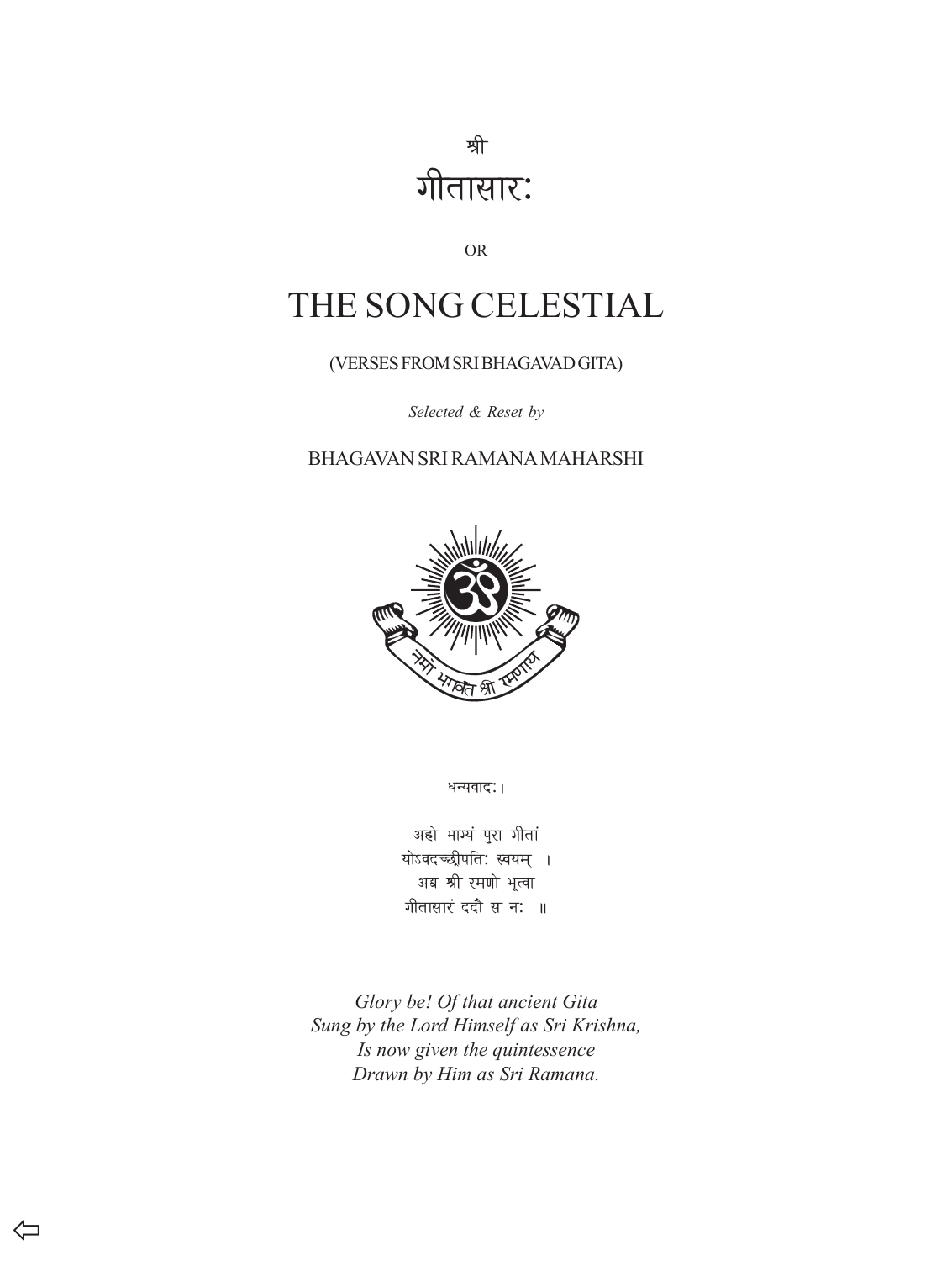श्री

# गीतासारः

OR

# THE SONG CELESTIAL

(VERSES FROM SRI BHAGAVAD GITA)

*Selected & Reset by*

BHAGAVAN SRI RAMANA MAHARSHI

धन्यवादः।

अहो भाग्यं पुरा गीतां  
योऽवदच्छ्रीपतिः स्वयम् ।  
अद्य श्री रमणो भूत्वा  
गीतासारं ददौ स नः ॥

*Glory be! Of that ancient Gita*  
*Sung by the Lord Himself as Sri Krishna,*  
*Is now given the quintessence*  
*Drawn by Him as Sri Ramana.*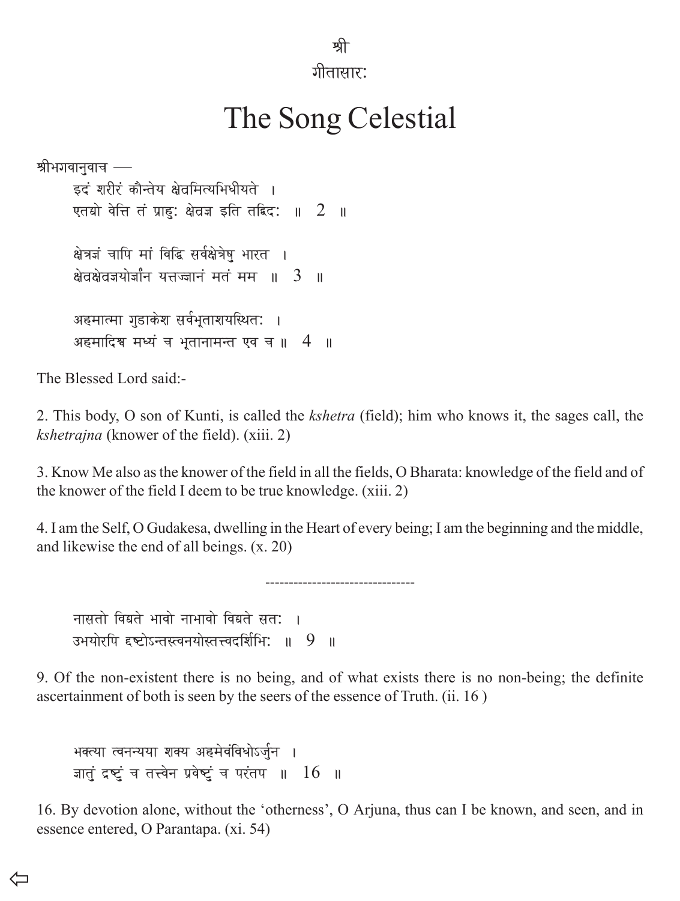श्री

गीतासार:

# The Song Celestial

श्रीभगवानुवाच —

इदं शरीरं कौन्तेय क्षेत्रमित्यभिधीयते ।
एतद्यो वेत्ति तं प्राहु: क्षेत्रज्ञ इति तद्विद: ॥ 2 ॥

क्षेत्रज्ञं चापि मां विद्धि सर्वक्षेत्रेषु भारत ।
क्षेत्रक्षेत्रज्ञयोर्ज्ञानं यत्तज्ज्ञानं मतं मम ॥ 3 ॥

अहमात्मा गुडाकेश सर्वभूताशयस्थित: ।
अहमादिश्च मध्यं च भूतानामन्त एव च ॥ 4 ॥

The Blessed Lord said:-

2. This body, O son of Kunti, is called the *kshetra* (field); him who knows it, the sages call, the *kshetrajna* (knower of the field). (xiii. 2)

3. Know Me also as the knower of the field in all the fields, O Bharata: knowledge of the field and of the knower of the field I deem to be true knowledge. (xiii. 2)

4. I am the Self, O Gudakesa, dwelling in the Heart of every being; I am the beginning and the middle, and likewise the end of all beings. (x. 20)

--------------------------------

नासतो विद्यते भावो नाभावो विद्यते सत: ।
उभयोरपि दृष्टोऽन्तस्त्वनयोस्तत्त्वदर्शिभि: ॥ 9 ॥

9. Of the non-existent there is no being, and of what exists there is no non-being; the definite ascertainment of both is seen by the seers of the essence of Truth. (ii. 16 )

भक्त्या त्वनन्यया शक्य अहमेवंविधोऽर्जुन ।
ज्ञातुं द्रष्टुं च तत्त्वेन प्रवेष्टुं च परंतप ॥ 16 ॥

16. By devotion alone, without the 'otherness', O Arjuna, thus can I be known, and seen, and in essence entered, O Parantapa. (xi. 54)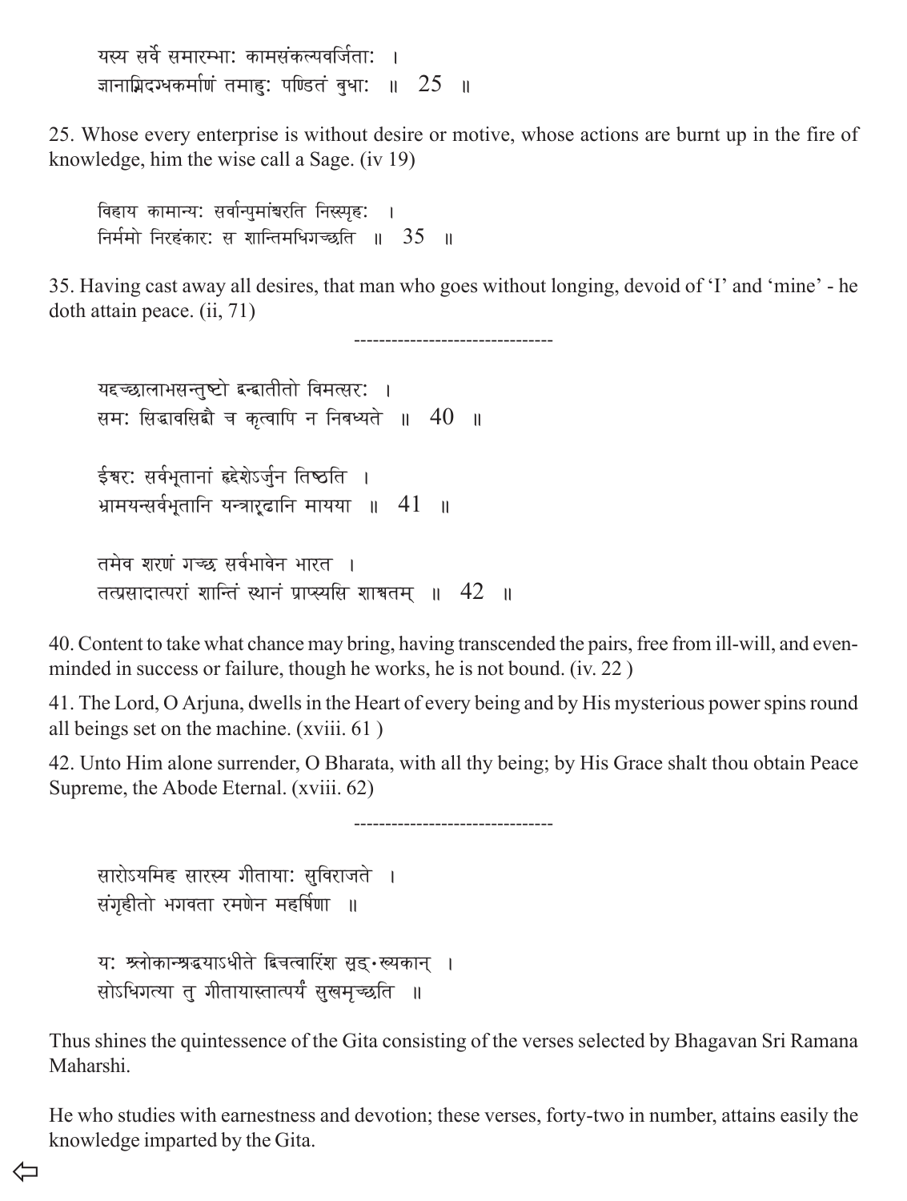यस्य सर्वे समारम्भाः कामसंकल्पवर्जिताः ।
ज्ञानाग्निदग्धकर्माणं तमाहुः पण्डितं बुधाः ॥ 25 ॥

25. Whose every enterprise is without desire or motive, whose actions are burnt up in the fire of knowledge, him the wise call a Sage. (iv 19)

विहाय कामान्यः सर्वान्पुमांश्चरति निस्पृहः ।
निर्ममो निरहंकारः स शान्तिमधिगच्छति ॥ 35 ॥

35. Having cast away all desires, that man who goes without longing, devoid of 'I' and 'mine' - he doth attain peace. (ii, 71)

--------------------------------

यदृच्छालाभसन्तुष्टो द्वन्द्वातीतो विमत्सरः ।
समः सिद्धावसिद्धौ च कृत्वापि न निबध्यते ॥ 40 ॥

ईश्वरः सर्वभूतानां हृद्देशेऽर्जुन तिष्ठति ।
भ्रामयन्सर्वभूतानि यन्त्रारूढानि मायया ॥ 41 ॥

तमेव शरणं गच्छ सर्वभावेन भारत ।
तत्प्रसादात्परां शान्तिं स्थानं प्राप्स्यसि शाश्वतम् ॥ 42 ॥

40. Content to take what chance may bring, having transcended the pairs, free from ill-will, and even-minded in success or failure, though he works, he is not bound. (iv. 22 )

41. The Lord, O Arjuna, dwells in the Heart of every being and by His mysterious power spins round all beings set on the machine. (xviii. 61 )

42. Unto Him alone surrender, O Bharata, with all thy being; by His Grace shalt thou obtain Peace Supreme, the Abode Eternal. (xviii. 62)

--------------------------------

सारोऽयमिह सारस्य गीतायाः सुविराजते ।
संगृहीतो भगवता रमणेन महर्षिणा ॥

यः श्लोकाञ्श्रद्धयाऽधीते द्विचत्वारिंश सङ्ख्यकान् ।
सोऽधिगत्या तु गीतायास्तात्पर्यं सुखमृच्छति ॥

Thus shines the quintessence of the Gita consisting of the verses selected by Bhagavan Sri Ramana Maharshi.

He who studies with earnestness and devotion; these verses, forty-two in number, attains easily the knowledge imparted by the Gita.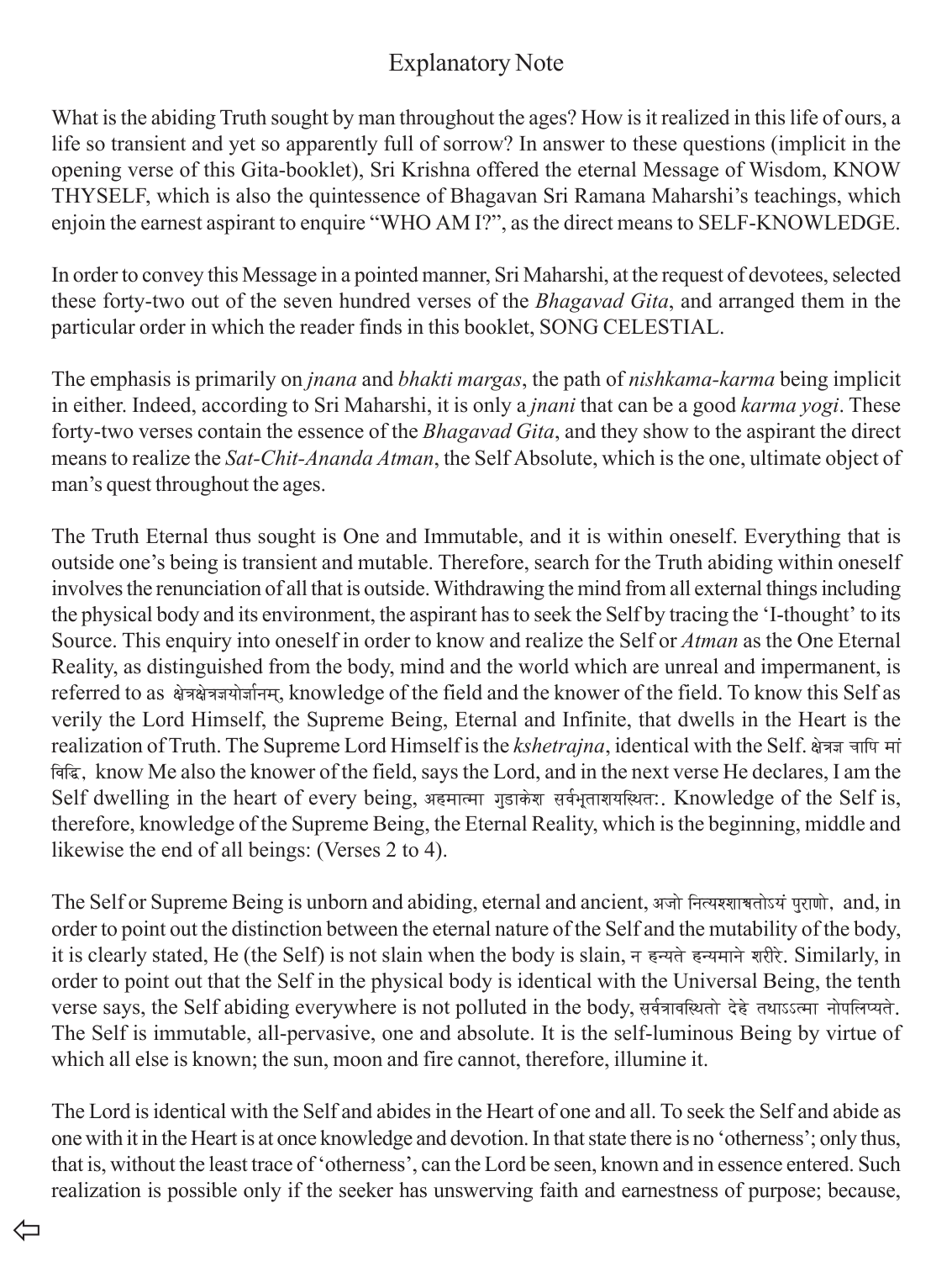# Explanatory Note

What is the abiding Truth sought by man throughout the ages? How is it realized in this life of ours, a life so transient and yet so apparently full of sorrow? In answer to these questions (implicit in the opening verse of this Gita-booklet), Sri Krishna offered the eternal Message of Wisdom, KNOW THYSELF, which is also the quintessence of Bhagavan Sri Ramana Maharshi's teachings, which enjoin the earnest aspirant to enquire "WHO AM I?", as the direct means to SELF-KNOWLEDGE.

In order to convey this Message in a pointed manner, Sri Maharshi, at the request of devotees, selected these forty-two out of the seven hundred verses of the *Bhagavad Gita*, and arranged them in the particular order in which the reader finds in this booklet, SONG CELESTIAL.

The emphasis is primarily on *jnana* and *bhakti margas*, the path of *nishkama-karma* being implicit in either. Indeed, according to Sri Maharshi, it is only a *jnani* that can be a good *karma yogi*. These forty-two verses contain the essence of the *Bhagavad Gita*, and they show to the aspirant the direct means to realize the *Sat-Chit-Ananda Atman*, the Self Absolute, which is the one, ultimate object of man's quest throughout the ages.

The Truth Eternal thus sought is One and Immutable, and it is within oneself. Everything that is outside one's being is transient and mutable. Therefore, search for the Truth abiding within oneself involves the renunciation of all that is outside. Withdrawing the mind from all external things including the physical body and its environment, the aspirant has to seek the Self by tracing the 'I-thought' to its Source. This enquiry into oneself in order to know and realize the Self or *Atman* as the One Eternal Reality, as distinguished from the body, mind and the world which are unreal and impermanent, is referred to as क्षेत्रक्षेत्रज्ञयोर्ज्ञानम्, knowledge of the field and the knower of the field. To know this Self as verily the Lord Himself, the Supreme Being, Eternal and Infinite, that dwells in the Heart is the realization of Truth. The Supreme Lord Himself is the *kshetrajna*, identical with the Self. क्षेत्रज्ञ चापि मां विद्धि, know Me also the knower of the field, says the Lord, and in the next verse He declares, I am the Self dwelling in the heart of every being, अहमात्मा गुडाकेश सर्वभूताशयस्थितः. Knowledge of the Self is, therefore, knowledge of the Supreme Being, the Eternal Reality, which is the beginning, middle and likewise the end of all beings: (Verses 2 to 4).

The Self or Supreme Being is unborn and abiding, eternal and ancient, अजो नित्यश्शाश्वतोऽयं पुराणो, and, in order to point out the distinction between the eternal nature of the Self and the mutability of the body, it is clearly stated, He (the Self) is not slain when the body is slain, न हन्यते हन्यमाने शरीरे. Similarly, in order to point out that the Self in the physical body is identical with the Universal Being, the tenth verse says, the Self abiding everywhere is not polluted in the body, सर्वत्रावस्थितो देहे तथाऽऽत्मा नोपलिप्यते. The Self is immutable, all-pervasive, one and absolute. It is the self-luminous Being by virtue of which all else is known; the sun, moon and fire cannot, therefore, illumine it.

The Lord is identical with the Self and abides in the Heart of one and all. To seek the Self and abide as one with it in the Heart is at once knowledge and devotion. In that state there is no 'otherness'; only thus, that is, without the least trace of 'otherness', can the Lord be seen, known and in essence entered. Such realization is possible only if the seeker has unswerving faith and earnestness of purpose; because,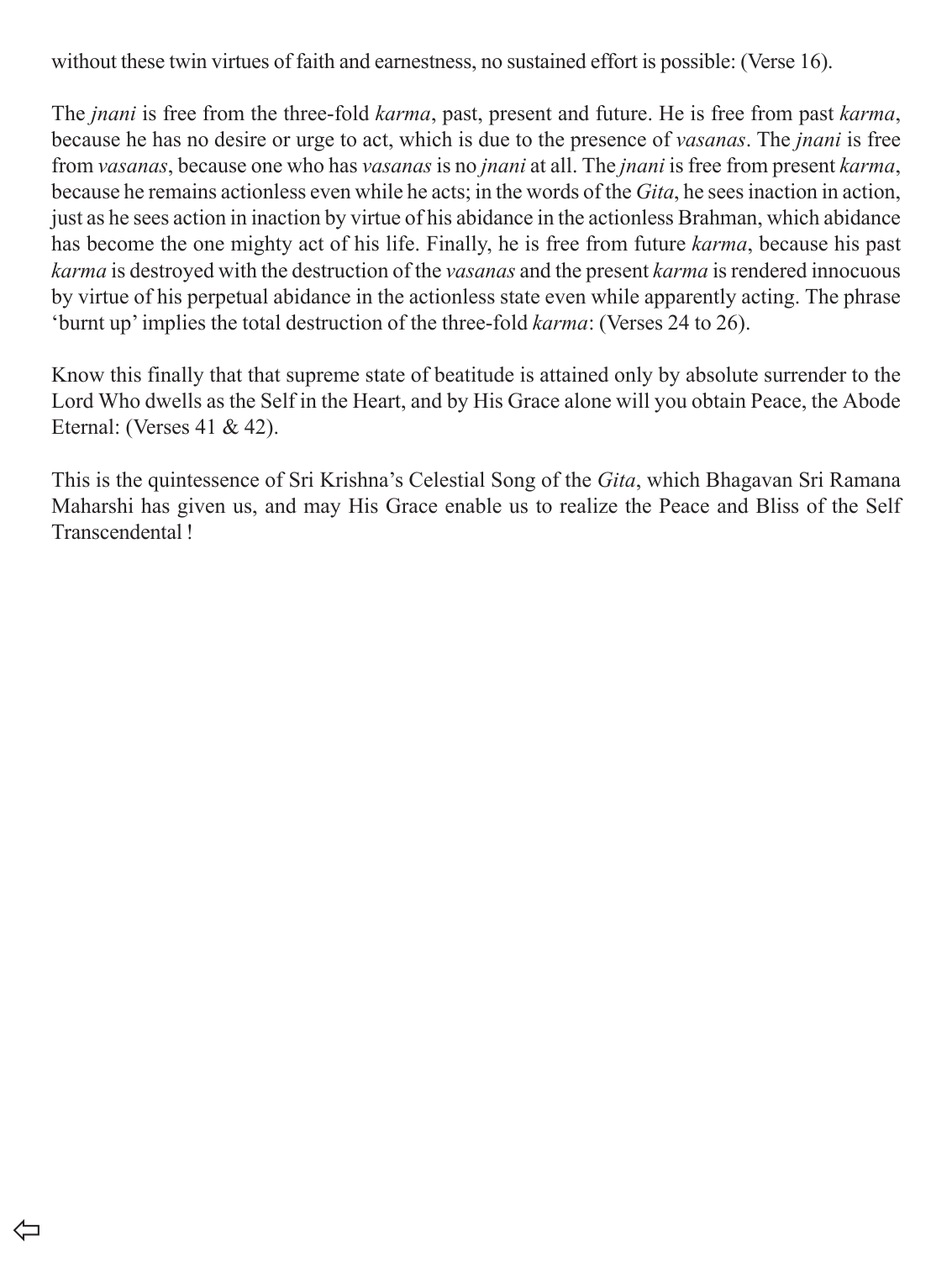without these twin virtues of faith and earnestness, no sustained effort is possible: (Verse 16).

The *jnani* is free from the three-fold *karma*, past, present and future. He is free from past *karma*, because he has no desire or urge to act, which is due to the presence of *vasanas*. The *jnani* is free from *vasanas*, because one who has *vasanas* is no *jnani* at all. The *jnani* is free from present *karma*, because he remains actionless even while he acts; in the words of the *Gita*, he sees inaction in action, just as he sees action in inaction by virtue of his abidance in the actionless Brahman, which abidance has become the one mighty act of his life. Finally, he is free from future *karma*, because his past *karma* is destroyed with the destruction of the *vasanas* and the present *karma* is rendered innocuous by virtue of his perpetual abidance in the actionless state even while apparently acting. The phrase 'burnt up' implies the total destruction of the three-fold *karma*: (Verses 24 to 26).

Know this finally that that supreme state of beatitude is attained only by absolute surrender to the Lord Who dwells as the Self in the Heart, and by His Grace alone will you obtain Peace, the Abode Eternal: (Verses 41 & 42).

This is the quintessence of Sri Krishna's Celestial Song of the *Gita*, which Bhagavan Sri Ramana Maharshi has given us, and may His Grace enable us to realize the Peace and Bliss of the Self Transcendental !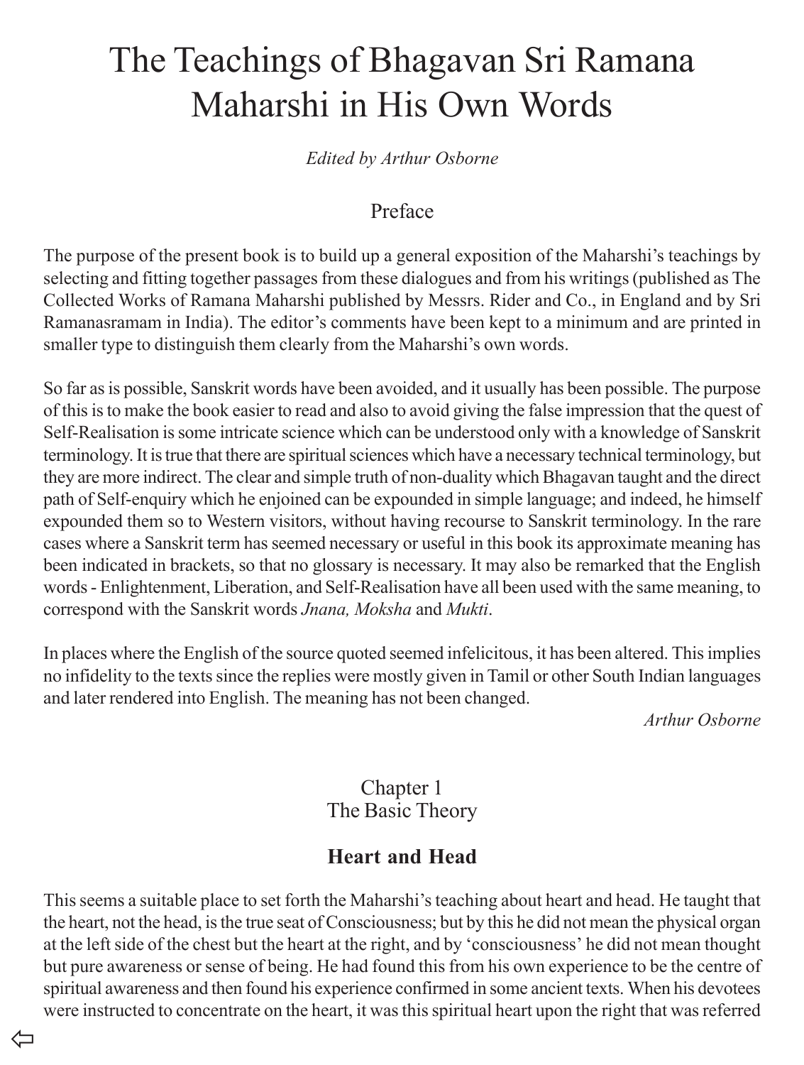# The Teachings of Bhagavan Sri Ramana Maharshi in His Own Words

*Edited by Arthur Osborne*

## Preface

The purpose of the present book is to build up a general exposition of the Maharshi's teachings by selecting and fitting together passages from these dialogues and from his writings (published as The Collected Works of Ramana Maharshi published by Messrs. Rider and Co., in England and by Sri Ramanasramam in India). The editor's comments have been kept to a minimum and are printed in smaller type to distinguish them clearly from the Maharshi's own words.

So far as is possible, Sanskrit words have been avoided, and it usually has been possible. The purpose of this is to make the book easier to read and also to avoid giving the false impression that the quest of Self-Realisation is some intricate science which can be understood only with a knowledge of Sanskrit terminology. It is true that there are spiritual sciences which have a necessary technical terminology, but they are more indirect. The clear and simple truth of non-duality which Bhagavan taught and the direct path of Self-enquiry which he enjoined can be expounded in simple language; and indeed, he himself expounded them so to Western visitors, without having recourse to Sanskrit terminology. In the rare cases where a Sanskrit term has seemed necessary or useful in this book its approximate meaning has been indicated in brackets, so that no glossary is necessary. It may also be remarked that the English words - Enlightenment, Liberation, and Self-Realisation have all been used with the same meaning, to correspond with the Sanskrit words *Jnana, Moksha* and *Mukti*.

In places where the English of the source quoted seemed infelicitous, it has been altered. This implies no infidelity to the texts since the replies were mostly given in Tamil or other South Indian languages and later rendered into English. The meaning has not been changed.

*Arthur Osborne*

## Chapter 1
## The Basic Theory

### Heart and Head

This seems a suitable place to set forth the Maharshi's teaching about heart and head. He taught that the heart, not the head, is the true seat of Consciousness; but by this he did not mean the physical organ at the left side of the chest but the heart at the right, and by 'consciousness' he did not mean thought but pure awareness or sense of being. He had found this from his own experience to be the centre of spiritual awareness and then found his experience confirmed in some ancient texts. When his devotees were instructed to concentrate on the heart, it was this spiritual heart upon the right that was referred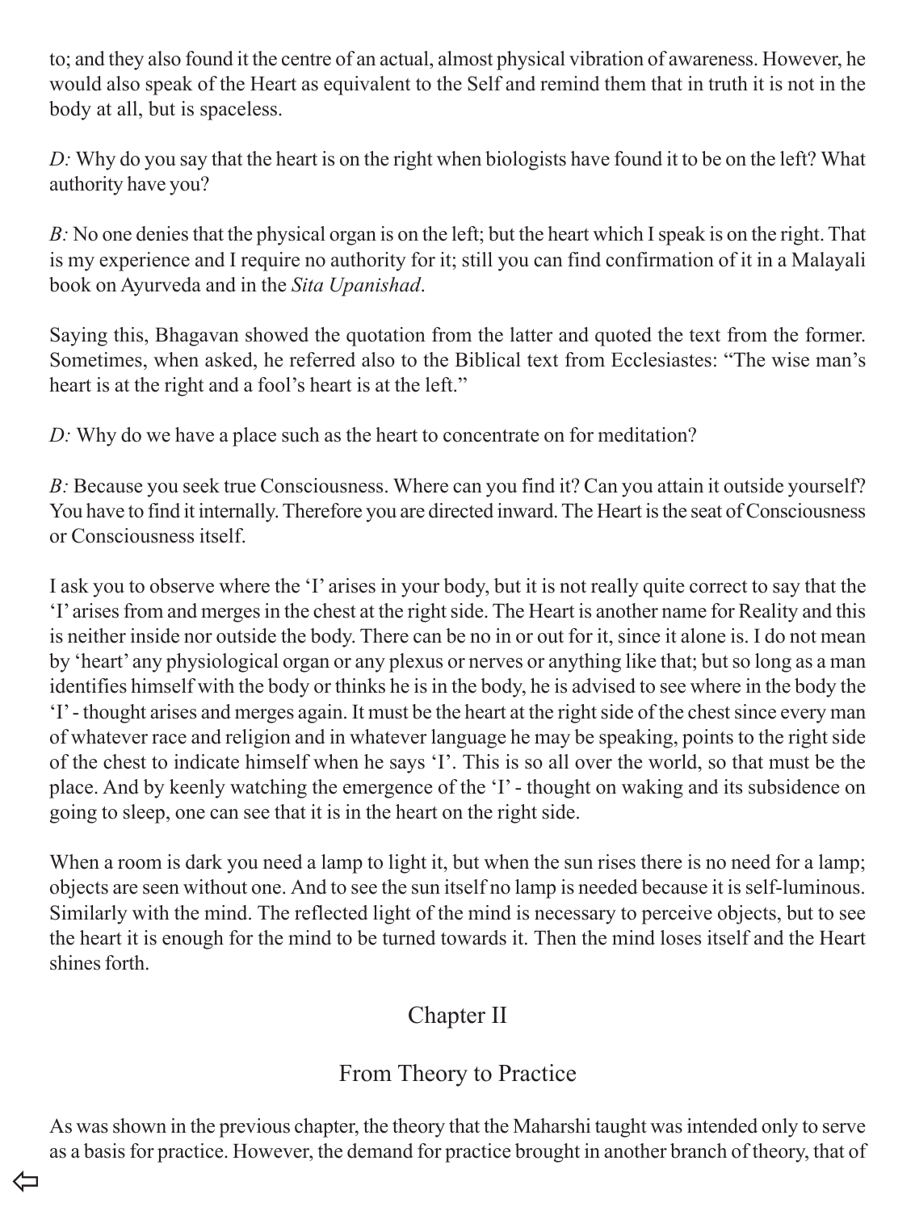to; and they also found it the centre of an actual, almost physical vibration of awareness. However, he would also speak of the Heart as equivalent to the Self and remind them that in truth it is not in the body at all, but is spaceless.

*D:* Why do you say that the heart is on the right when biologists have found it to be on the left? What authority have you?

*B:* No one denies that the physical organ is on the left; but the heart which I speak is on the right. That is my experience and I require no authority for it; still you can find confirmation of it in a Malayali book on Ayurveda and in the *Sita Upanishad*.

Saying this, Bhagavan showed the quotation from the latter and quoted the text from the former. Sometimes, when asked, he referred also to the Biblical text from Ecclesiastes: "The wise man's heart is at the right and a fool's heart is at the left."

*D:* Why do we have a place such as the heart to concentrate on for meditation?

*B:* Because you seek true Consciousness. Where can you find it? Can you attain it outside yourself? You have to find it internally. Therefore you are directed inward. The Heart is the seat of Consciousness or Consciousness itself.

I ask you to observe where the 'I' arises in your body, but it is not really quite correct to say that the 'I' arises from and merges in the chest at the right side. The Heart is another name for Reality and this is neither inside nor outside the body. There can be no in or out for it, since it alone is. I do not mean by 'heart' any physiological organ or any plexus or nerves or anything like that; but so long as a man identifies himself with the body or thinks he is in the body, he is advised to see where in the body the 'I' - thought arises and merges again. It must be the heart at the right side of the chest since every man of whatever race and religion and in whatever language he may be speaking, points to the right side of the chest to indicate himself when he says 'I'. This is so all over the world, so that must be the place. And by keenly watching the emergence of the 'I' - thought on waking and its subsidence on going to sleep, one can see that it is in the heart on the right side.

When a room is dark you need a lamp to light it, but when the sun rises there is no need for a lamp; objects are seen without one. And to see the sun itself no lamp is needed because it is self-luminous. Similarly with the mind. The reflected light of the mind is necessary to perceive objects, but to see the heart it is enough for the mind to be turned towards it. Then the mind loses itself and the Heart shines forth.

## Chapter II

## From Theory to Practice

As was shown in the previous chapter, the theory that the Maharshi taught was intended only to serve as a basis for practice. However, the demand for practice brought in another branch of theory, that of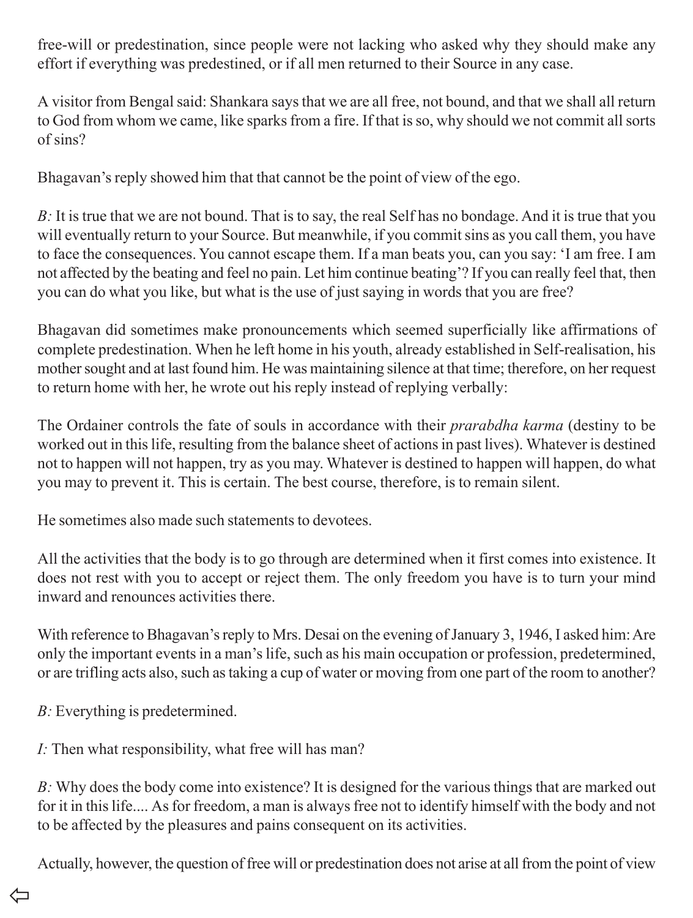free-will or predestination, since people were not lacking who asked why they should make any effort if everything was predestined, or if all men returned to their Source in any case.

A visitor from Bengal said: Shankara says that we are all free, not bound, and that we shall all return to God from whom we came, like sparks from a fire. If that is so, why should we not commit all sorts of sins?

Bhagavan's reply showed him that that cannot be the point of view of the ego.

*B:* It is true that we are not bound. That is to say, the real Self has no bondage. And it is true that you will eventually return to your Source. But meanwhile, if you commit sins as you call them, you have to face the consequences. You cannot escape them. If a man beats you, can you say: 'I am free. I am not affected by the beating and feel no pain. Let him continue beating'? If you can really feel that, then you can do what you like, but what is the use of just saying in words that you are free?

Bhagavan did sometimes make pronouncements which seemed superficially like affirmations of complete predestination. When he left home in his youth, already established in Self-realisation, his mother sought and at last found him. He was maintaining silence at that time; therefore, on her request to return home with her, he wrote out his reply instead of replying verbally:

The Ordainer controls the fate of souls in accordance with their *prarabdha karma* (destiny to be worked out in this life, resulting from the balance sheet of actions in past lives). Whatever is destined not to happen will not happen, try as you may. Whatever is destined to happen will happen, do what you may to prevent it. This is certain. The best course, therefore, is to remain silent.

He sometimes also made such statements to devotees.

All the activities that the body is to go through are determined when it first comes into existence. It does not rest with you to accept or reject them. The only freedom you have is to turn your mind inward and renounces activities there.

With reference to Bhagavan's reply to Mrs. Desai on the evening of January 3, 1946, I asked him: Are only the important events in a man's life, such as his main occupation or profession, predetermined, or are trifling acts also, such as taking a cup of water or moving from one part of the room to another?

*B:* Everything is predetermined.

*I:* Then what responsibility, what free will has man?

*B:* Why does the body come into existence? It is designed for the various things that are marked out for it in this life.... As for freedom, a man is always free not to identify himself with the body and not to be affected by the pleasures and pains consequent on its activities.

Actually, however, the question of free will or predestination does not arise at all from the point of view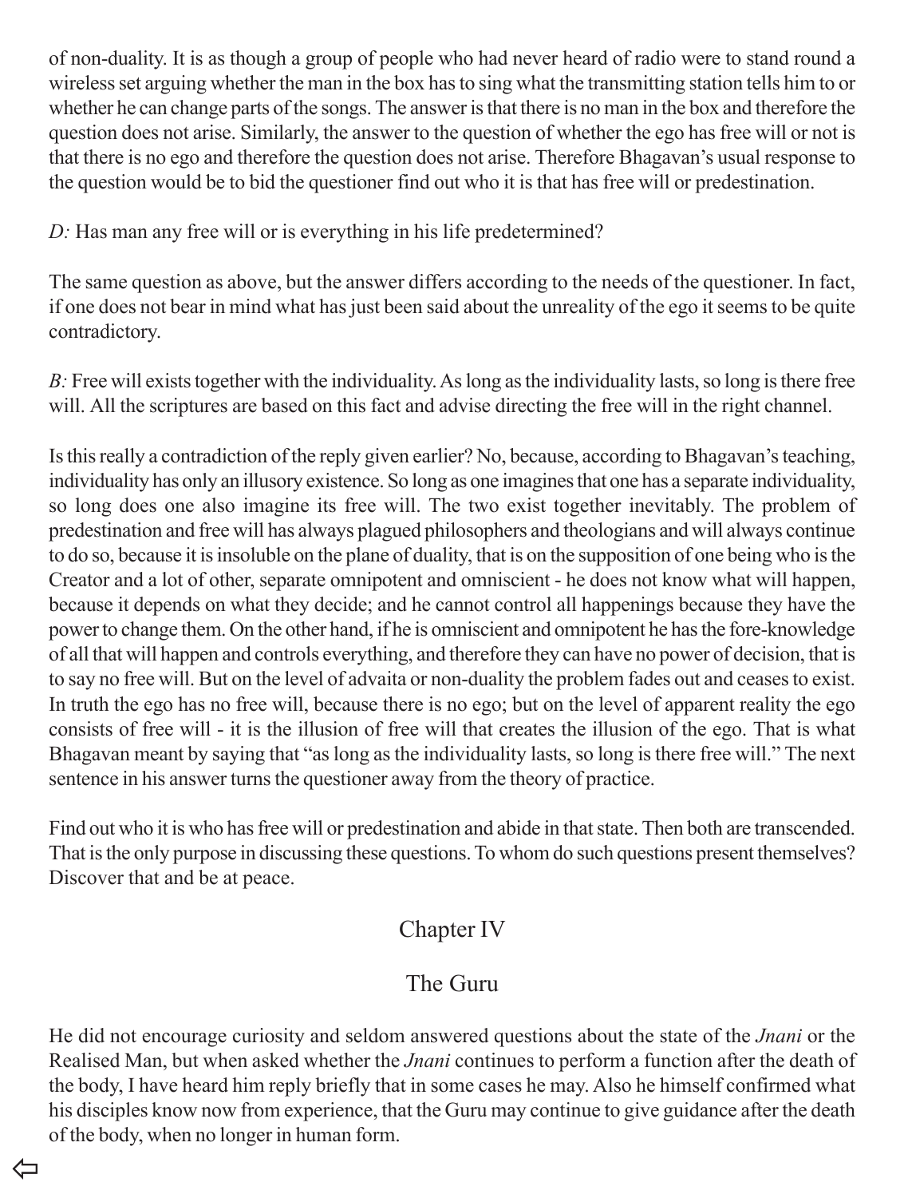of non-duality. It is as though a group of people who had never heard of radio were to stand round a wireless set arguing whether the man in the box has to sing what the transmitting station tells him to or whether he can change parts of the songs. The answer is that there is no man in the box and therefore the question does not arise. Similarly, the answer to the question of whether the ego has free will or not is that there is no ego and therefore the question does not arise. Therefore Bhagavan's usual response to the question would be to bid the questioner find out who it is that has free will or predestination.

*D:* Has man any free will or is everything in his life predetermined?

The same question as above, but the answer differs according to the needs of the questioner. In fact, if one does not bear in mind what has just been said about the unreality of the ego it seems to be quite contradictory.

*B:* Free will exists together with the individuality. As long as the individuality lasts, so long is there free will. All the scriptures are based on this fact and advise directing the free will in the right channel.

Is this really a contradiction of the reply given earlier? No, because, according to Bhagavan's teaching, individuality has only an illusory existence. So long as one imagines that one has a separate individuality, so long does one also imagine its free will. The two exist together inevitably. The problem of predestination and free will has always plagued philosophers and theologians and will always continue to do so, because it is insoluble on the plane of duality, that is on the supposition of one being who is the Creator and a lot of other, separate omnipotent and omniscient - he does not know what will happen, because it depends on what they decide; and he cannot control all happenings because they have the power to change them. On the other hand, if he is omniscient and omnipotent he has the fore-knowledge of all that will happen and controls everything, and therefore they can have no power of decision, that is to say no free will. But on the level of advaita or non-duality the problem fades out and ceases to exist. In truth the ego has no free will, because there is no ego; but on the level of apparent reality the ego consists of free will - it is the illusion of free will that creates the illusion of the ego. That is what Bhagavan meant by saying that "as long as the individuality lasts, so long is there free will." The next sentence in his answer turns the questioner away from the theory of practice.

Find out who it is who has free will or predestination and abide in that state. Then both are transcended. That is the only purpose in discussing these questions. To whom do such questions present themselves? Discover that and be at peace.

## Chapter IV

## The Guru

He did not encourage curiosity and seldom answered questions about the state of the *Jnani* or the Realised Man, but when asked whether the *Jnani* continues to perform a function after the death of the body, I have heard him reply briefly that in some cases he may. Also he himself confirmed what his disciples know now from experience, that the Guru may continue to give guidance after the death of the body, when no longer in human form.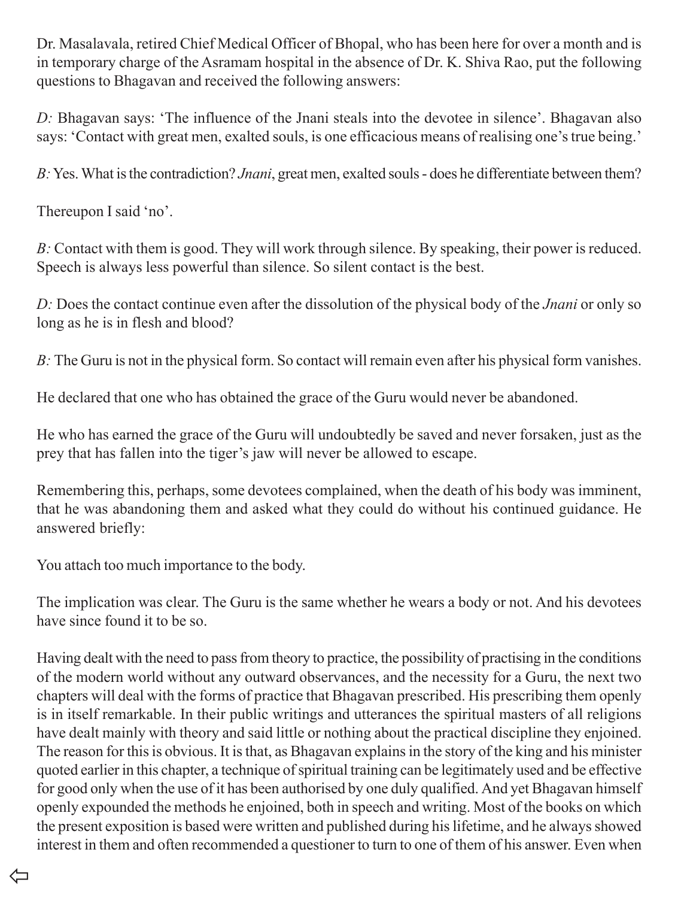Dr. Masalavala, retired Chief Medical Officer of Bhopal, who has been here for over a month and is in temporary charge of the Asramam hospital in the absence of Dr. K. Shiva Rao, put the following questions to Bhagavan and received the following answers:

*D:* Bhagavan says: 'The influence of the Jnani steals into the devotee in silence'. Bhagavan also says: 'Contact with great men, exalted souls, is one efficacious means of realising one's true being.'

*B:* Yes. What is the contradiction? *Jnani*, great men, exalted souls - does he differentiate between them?

Thereupon I said 'no'.

*B:* Contact with them is good. They will work through silence. By speaking, their power is reduced. Speech is always less powerful than silence. So silent contact is the best.

*D:* Does the contact continue even after the dissolution of the physical body of the *Jnani* or only so long as he is in flesh and blood?

*B:* The Guru is not in the physical form. So contact will remain even after his physical form vanishes.

He declared that one who has obtained the grace of the Guru would never be abandoned.

He who has earned the grace of the Guru will undoubtedly be saved and never forsaken, just as the prey that has fallen into the tiger's jaw will never be allowed to escape.

Remembering this, perhaps, some devotees complained, when the death of his body was imminent, that he was abandoning them and asked what they could do without his continued guidance. He answered briefly:

You attach too much importance to the body.

The implication was clear. The Guru is the same whether he wears a body or not. And his devotees have since found it to be so.

Having dealt with the need to pass from theory to practice, the possibility of practising in the conditions of the modern world without any outward observances, and the necessity for a Guru, the next two chapters will deal with the forms of practice that Bhagavan prescribed. His prescribing them openly is in itself remarkable. In their public writings and utterances the spiritual masters of all religions have dealt mainly with theory and said little or nothing about the practical discipline they enjoined. The reason for this is obvious. It is that, as Bhagavan explains in the story of the king and his minister quoted earlier in this chapter, a technique of spiritual training can be legitimately used and be effective for good only when the use of it has been authorised by one duly qualified. And yet Bhagavan himself openly expounded the methods he enjoined, both in speech and writing. Most of the books on which the present exposition is based were written and published during his lifetime, and he always showed interest in them and often recommended a questioner to turn to one of them of his answer. Even when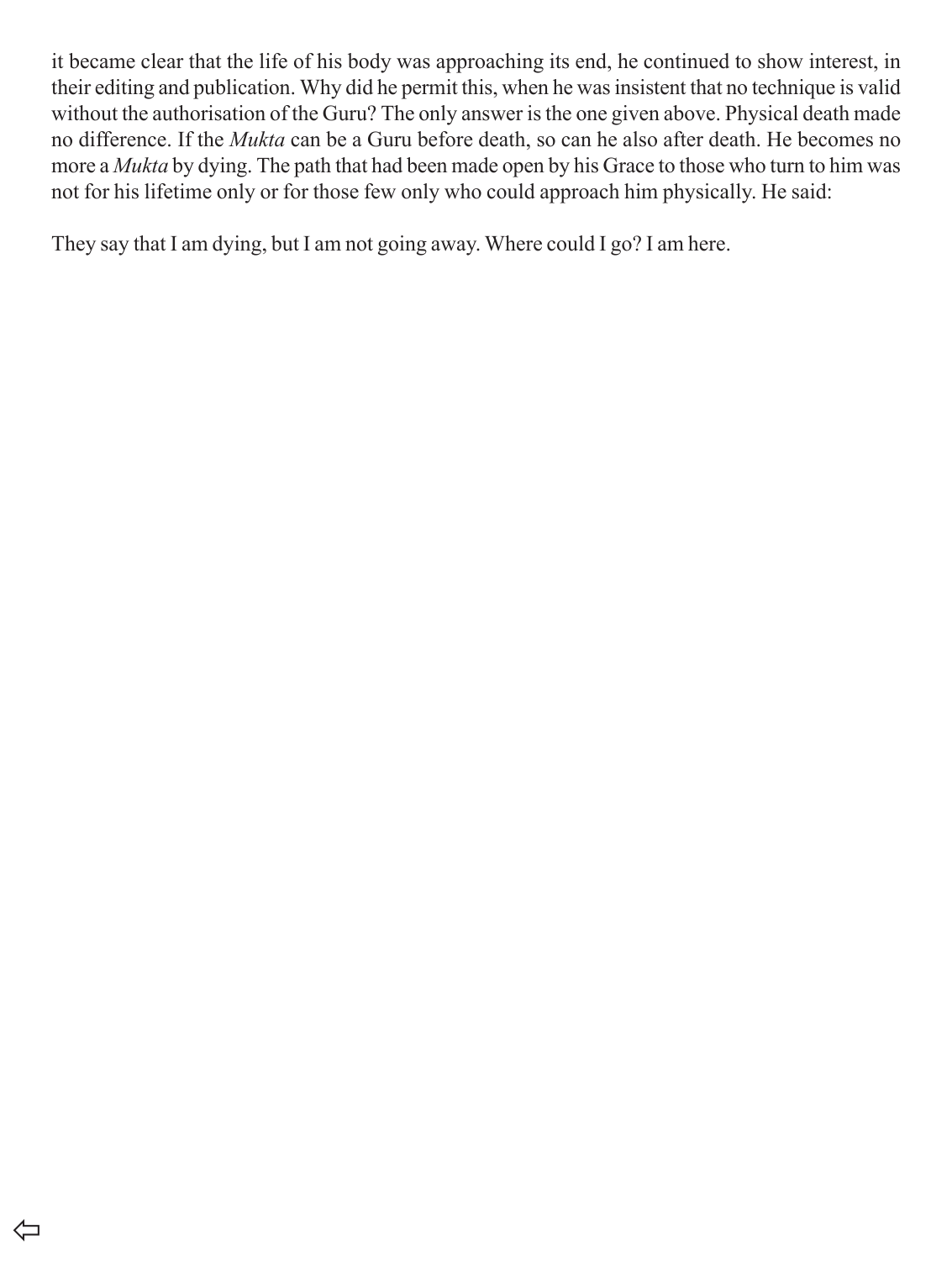it became clear that the life of his body was approaching its end, he continued to show interest, in their editing and publication. Why did he permit this, when he was insistent that no technique is valid without the authorisation of the Guru? The only answer is the one given above. Physical death made no difference. If the *Mukta* can be a Guru before death, so can he also after death. He becomes no more a *Mukta* by dying. The path that had been made open by his Grace to those who turn to him was not for his lifetime only or for those few only who could approach him physically. He said:

They say that I am dying, but I am not going away. Where could I go? I am here.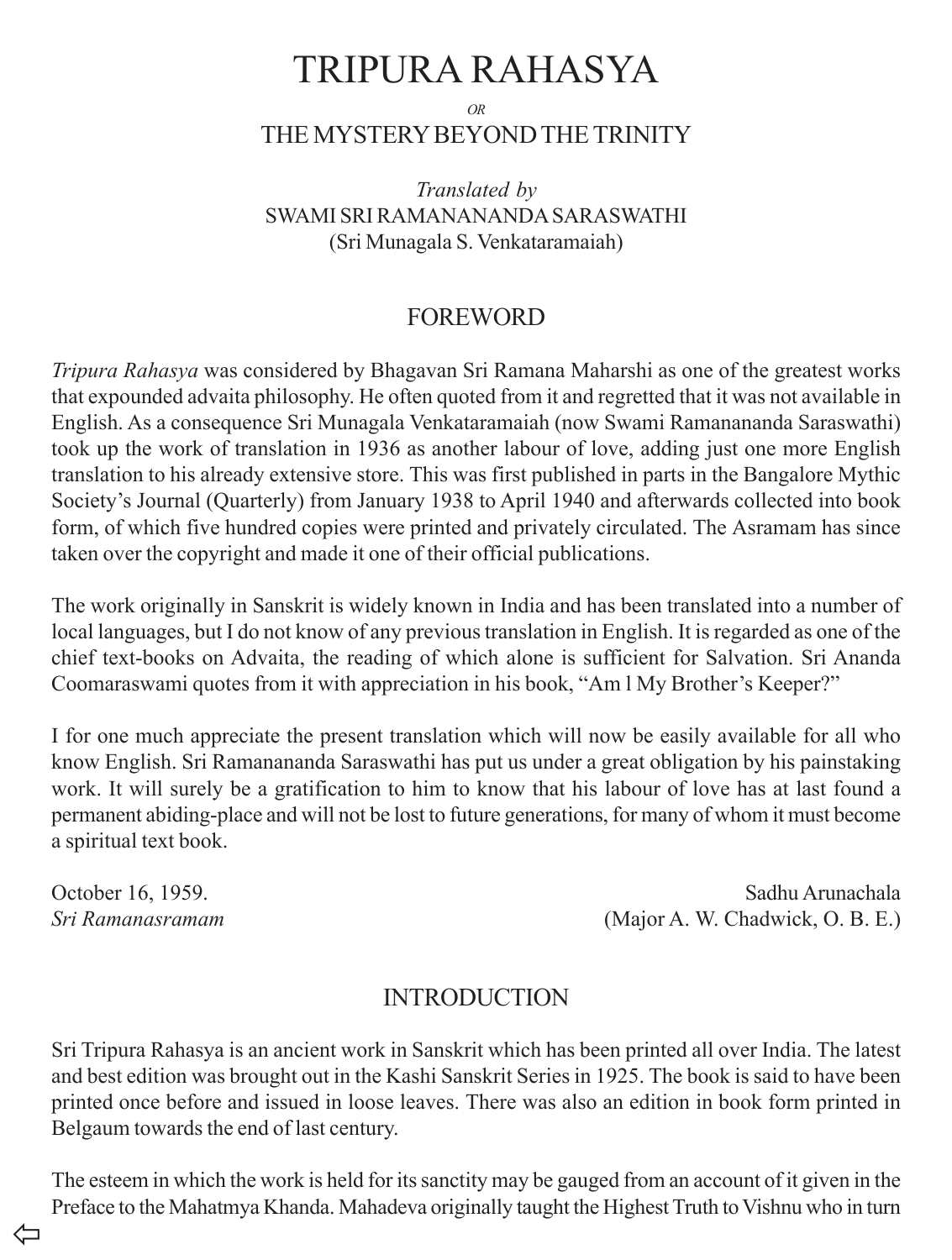# TRIPURA RAHASYA

*OR*

## THE MYSTERY BEYOND THE TRINITY

*Translated by*
SWAMI SRI RAMANANANDA SARASWATHI
(Sri Munagala S. Venkataramaiah)

## FOREWORD

*Tripura Rahasya* was considered by Bhagavan Sri Ramana Maharshi as one of the greatest works that expounded advaita philosophy. He often quoted from it and regretted that it was not available in English. As a consequence Sri Munagala Venkataramaiah (now Swami Ramanananda Saraswathi) took up the work of translation in 1936 as another labour of love, adding just one more English translation to his already extensive store. This was first published in parts in the Bangalore Mythic Society's Journal (Quarterly) from January 1938 to April 1940 and afterwards collected into book form, of which five hundred copies were printed and privately circulated. The Asramam has since taken over the copyright and made it one of their official publications.

The work originally in Sanskrit is widely known in India and has been translated into a number of local languages, but I do not know of any previous translation in English. It is regarded as one of the chief text-books on Advaita, the reading of which alone is sufficient for Salvation. Sri Ananda Coomaraswami quotes from it with appreciation in his book, "Am l My Brother's Keeper?"

I for one much appreciate the present translation which will now be easily available for all who know English. Sri Ramanananda Saraswathi has put us under a great obligation by his painstaking work. It will surely be a gratification to him to know that his labour of love has at last found a permanent abiding-place and will not be lost to future generations, for many of whom it must become a spiritual text book.

October 16, 1959.
*Sri Ramanasramam*

Sadhu Arunachala
(Major A. W. Chadwick, O. B. E.)

## INTRODUCTION

Sri Tripura Rahasya is an ancient work in Sanskrit which has been printed all over India. The latest and best edition was brought out in the Kashi Sanskrit Series in 1925. The book is said to have been printed once before and issued in loose leaves. There was also an edition in book form printed in Belgaum towards the end of last century.

The esteem in which the work is held for its sanctity may be gauged from an account of it given in the Preface to the Mahatmya Khanda. Mahadeva originally taught the Highest Truth to Vishnu who in turn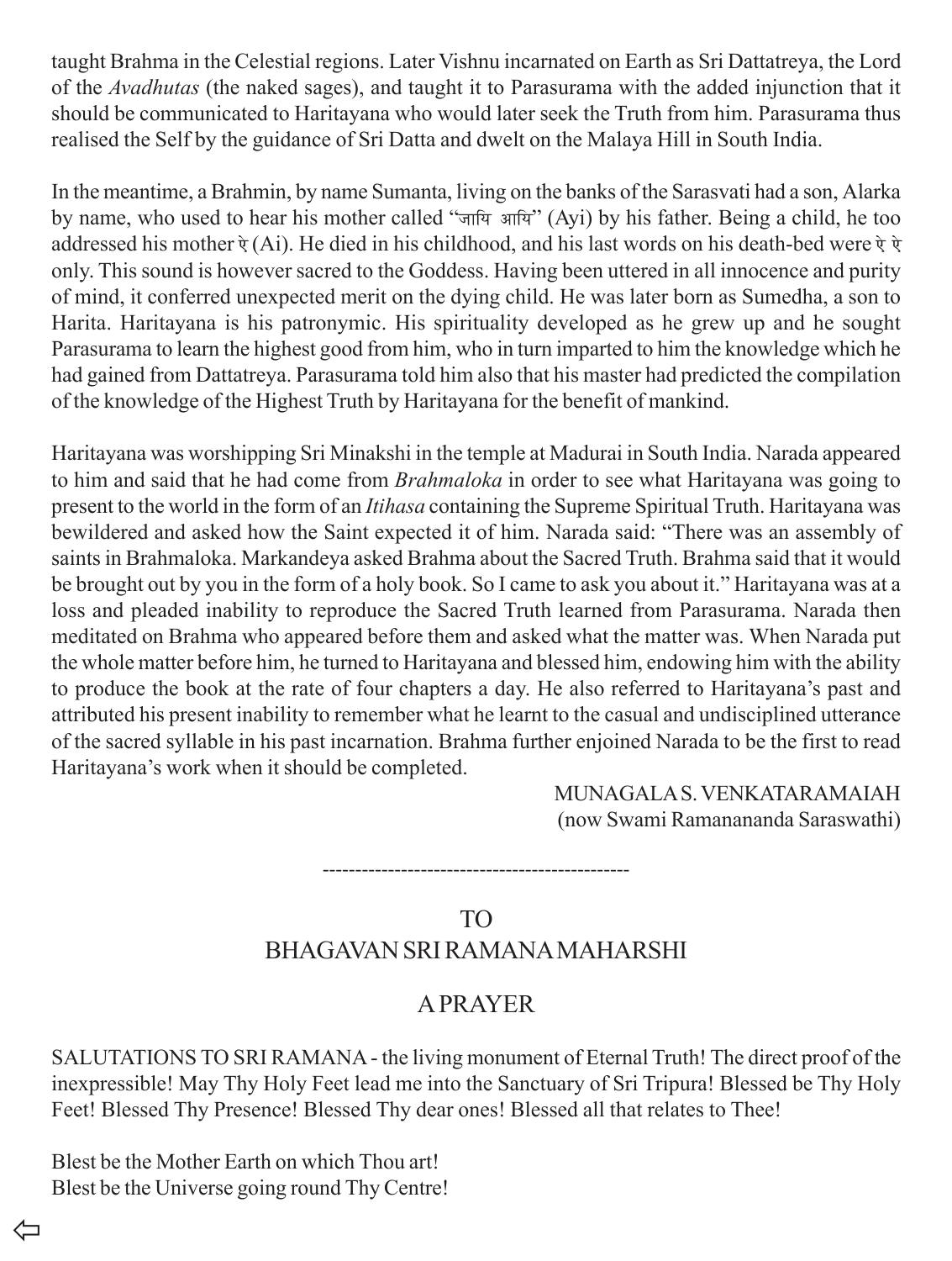taught Brahma in the Celestial regions. Later Vishnu incarnated on Earth as Sri Dattatreya, the Lord of the *Avadhutas* (the naked sages), and taught it to Parasurama with the added injunction that it should be communicated to Haritayana who would later seek the Truth from him. Parasurama thus realised the Self by the guidance of Sri Datta and dwelt on the Malaya Hill in South India.

In the meantime, a Brahmin, by name Sumanta, living on the banks of the Sarasvati had a son, Alarka by name, who used to hear his mother called "जायि आयि" (Ayi) by his father. Being a child, he too addressed his mother ऐ (Ai). He died in his childhood, and his last words on his death-bed were ऐ ऐ only. This sound is however sacred to the Goddess. Having been uttered in all innocence and purity of mind, it conferred unexpected merit on the dying child. He was later born as Sumedha, a son to Harita. Haritayana is his patronymic. His spirituality developed as he grew up and he sought Parasurama to learn the highest good from him, who in turn imparted to him the knowledge which he had gained from Dattatreya. Parasurama told him also that his master had predicted the compilation of the knowledge of the Highest Truth by Haritayana for the benefit of mankind.

Haritayana was worshipping Sri Minakshi in the temple at Madurai in South India. Narada appeared to him and said that he had come from *Brahmaloka* in order to see what Haritayana was going to present to the world in the form of an *Itihasa* containing the Supreme Spiritual Truth. Haritayana was bewildered and asked how the Saint expected it of him. Narada said: "There was an assembly of saints in Brahmaloka. Markandeya asked Brahma about the Sacred Truth. Brahma said that it would be brought out by you in the form of a holy book. So I came to ask you about it." Haritayana was at a loss and pleaded inability to reproduce the Sacred Truth learned from Parasurama. Narada then meditated on Brahma who appeared before them and asked what the matter was. When Narada put the whole matter before him, he turned to Haritayana and blessed him, endowing him with the ability to produce the book at the rate of four chapters a day. He also referred to Haritayana's past and attributed his present inability to remember what he learnt to the casual and undisciplined utterance of the sacred syllable in his past incarnation. Brahma further enjoined Narada to be the first to read Haritayana's work when it should be completed.

MUNAGALA S. VENKATARAMAIAH
(now Swami Ramanananda Saraswathi)

-----------------------------------------------

## TO
## BHAGAVAN SRI RAMANA MAHARSHI

## A PRAYER

SALUTATIONS TO SRI RAMANA - the living monument of Eternal Truth! The direct proof of the inexpressible! May Thy Holy Feet lead me into the Sanctuary of Sri Tripura! Blessed be Thy Holy Feet! Blessed Thy Presence! Blessed Thy dear ones! Blessed all that relates to Thee!

Blest be the Mother Earth on which Thou art!
Blest be the Universe going round Thy Centre!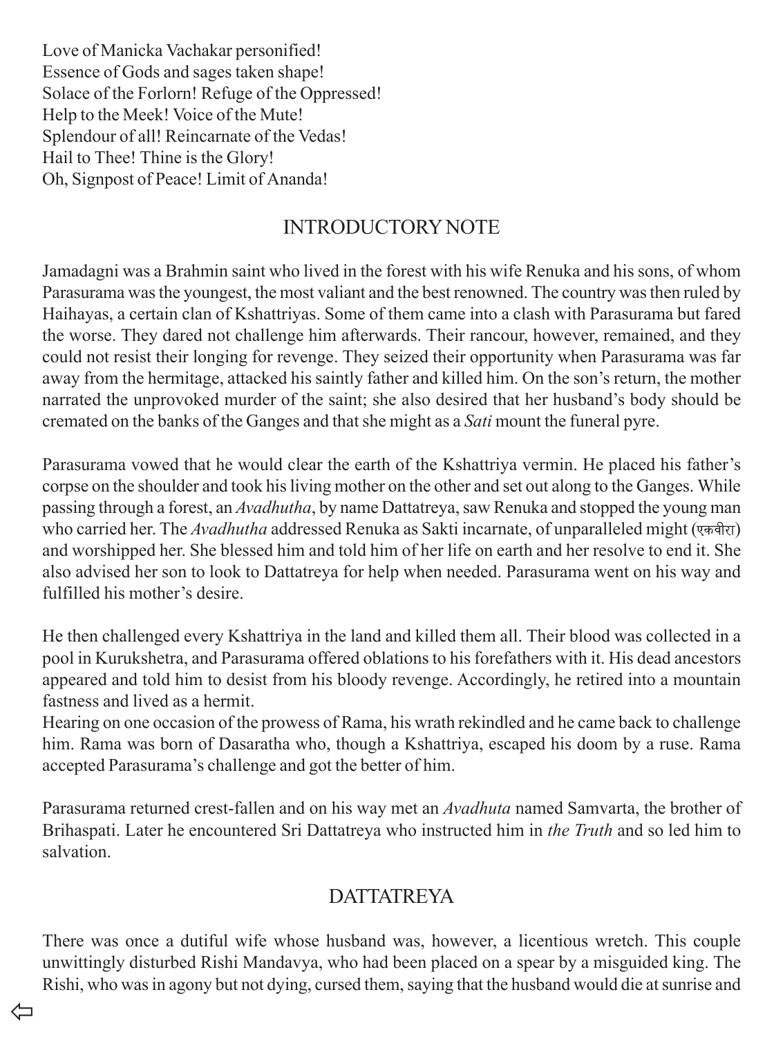Love of Manicka Vachakar personified!
Essence of Gods and sages taken shape!
Solace of the Forlorn! Refuge of the Oppressed!
Help to the Meek! Voice of the Mute!
Splendour of all! Reincarnate of the Vedas!
Hail to Thee! Thine is the Glory!
Oh, Signpost of Peace! Limit of Ananda!

## INTRODUCTORY NOTE

Jamadagni was a Brahmin saint who lived in the forest with his wife Renuka and his sons, of whom Parasurama was the youngest, the most valiant and the best renowned. The country was then ruled by Haihayas, a certain clan of Kshattriyas. Some of them came into a clash with Parasurama but fared the worse. They dared not challenge him afterwards. Their rancour, however, remained, and they could not resist their longing for revenge. They seized their opportunity when Parasurama was far away from the hermitage, attacked his saintly father and killed him. On the son's return, the mother narrated the unprovoked murder of the saint; she also desired that her husband's body should be cremated on the banks of the Ganges and that she might as a *Sati* mount the funeral pyre.

Parasurama vowed that he would clear the earth of the Kshattriya vermin. He placed his father's corpse on the shoulder and took his living mother on the other and set out along to the Ganges. While passing through a forest, an *Avadhutha*, by name Dattatreya, saw Renuka and stopped the young man who carried her. The *Avadhutha* addressed Renuka as Sakti incarnate, of unparalleled might (एकवीरा) and worshipped her. She blessed him and told him of her life on earth and her resolve to end it. She also advised her son to look to Dattatreya for help when needed. Parasurama went on his way and fulfilled his mother's desire.

He then challenged every Kshattriya in the land and killed them all. Their blood was collected in a pool in Kurukshetra, and Parasurama offered oblations to his forefathers with it. His dead ancestors appeared and told him to desist from his bloody revenge. Accordingly, he retired into a mountain fastness and lived as a hermit.
Hearing on one occasion of the prowess of Rama, his wrath rekindled and he came back to challenge him. Rama was born of Dasaratha who, though a Kshattriya, escaped his doom by a ruse. Rama accepted Parasurama's challenge and got the better of him.

Parasurama returned crest-fallen and on his way met an *Avadhuta* named Samvarta, the brother of Brihaspati. Later he encountered Sri Dattatreya who instructed him in *the Truth* and so led him to salvation.

## DATTATREYA

There was once a dutiful wife whose husband was, however, a licentious wretch. This couple unwittingly disturbed Rishi Mandavya, who had been placed on a spear by a misguided king. The Rishi, who was in agony but not dying, cursed them, saying that the husband would die at sunrise and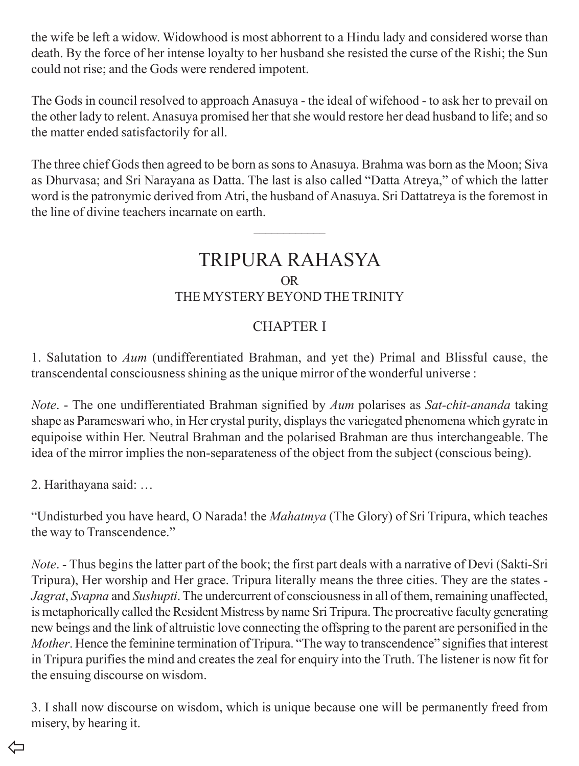the wife be left a widow. Widowhood is most abhorrent to a Hindu lady and considered worse than death. By the force of her intense loyalty to her husband she resisted the curse of the Rishi; the Sun could not rise; and the Gods were rendered impotent.

The Gods in council resolved to approach Anasuya - the ideal of wifehood - to ask her to prevail on the other lady to relent. Anasuya promised her that she would restore her dead husband to life; and so the matter ended satisfactorily for all.

The three chief Gods then agreed to be born as sons to Anasuya. Brahma was born as the Moon; Siva as Dhurvasa; and Sri Narayana as Datta. The last is also called "Datta Atreya," of which the latter word is the patronymic derived from Atri, the husband of Anasuya. Sri Dattatreya is the foremost in the line of divine teachers incarnate on earth.

---

# TRIPURA RAHASYA

OR

THE MYSTERY BEYOND THE TRINITY

## CHAPTER I

1. Salutation to *Aum* (undifferentiated Brahman, and yet the) Primal and Blissful cause, the transcendental consciousness shining as the unique mirror of the wonderful universe :

*Note*. - The one undifferentiated Brahman signified by *Aum* polarises as *Sat-chit-ananda* taking shape as Parameswari who, in Her crystal purity, displays the variegated phenomena which gyrate in equipoise within Her. Neutral Brahman and the polarised Brahman are thus interchangeable. The idea of the mirror implies the non-separateness of the object from the subject (conscious being).

2. Harithayana said: …

"Undisturbed you have heard, O Narada! the *Mahatmya* (The Glory) of Sri Tripura, which teaches the way to Transcendence."

*Note*. - Thus begins the latter part of the book; the first part deals with a narrative of Devi (Sakti-Sri Tripura), Her worship and Her grace. Tripura literally means the three cities. They are the states - *Jagrat*, *Svapna* and *Sushupti*. The undercurrent of consciousness in all of them, remaining unaffected, is metaphorically called the Resident Mistress by name Sri Tripura. The procreative faculty generating new beings and the link of altruistic love connecting the offspring to the parent are personified in the *Mother*. Hence the feminine termination of Tripura. "The way to transcendence" signifies that interest in Tripura purifies the mind and creates the zeal for enquiry into the Truth. The listener is now fit for the ensuing discourse on wisdom.

3. I shall now discourse on wisdom, which is unique because one will be permanently freed from misery, by hearing it.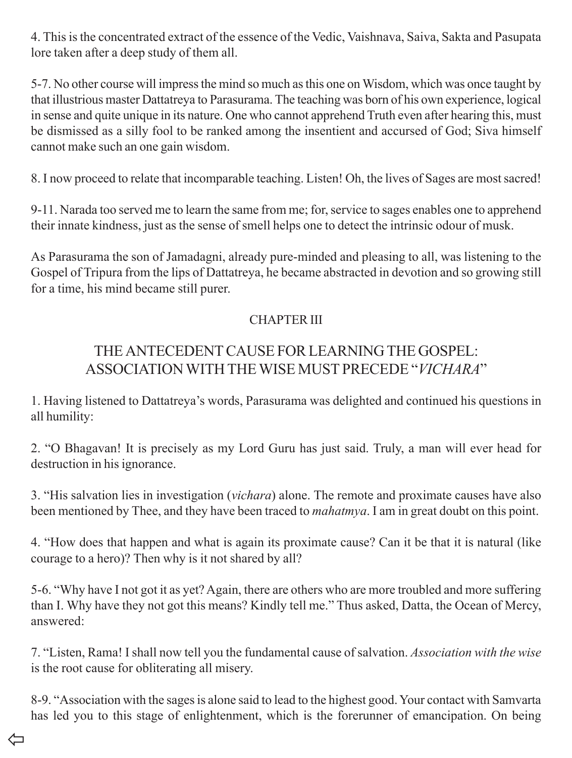4. This is the concentrated extract of the essence of the Vedic, Vaishnava, Saiva, Sakta and Pasupata lore taken after a deep study of them all.

5-7. No other course will impress the mind so much as this one on Wisdom, which was once taught by that illustrious master Dattatreya to Parasurama. The teaching was born of his own experience, logical in sense and quite unique in its nature. One who cannot apprehend Truth even after hearing this, must be dismissed as a silly fool to be ranked among the insentient and accursed of God; Siva himself cannot make such an one gain wisdom.

8. I now proceed to relate that incomparable teaching. Listen! Oh, the lives of Sages are most sacred!

9-11. Narada too served me to learn the same from me; for, service to sages enables one to apprehend their innate kindness, just as the sense of smell helps one to detect the intrinsic odour of musk.

As Parasurama the son of Jamadagni, already pure-minded and pleasing to all, was listening to the Gospel of Tripura from the lips of Dattatreya, he became abstracted in devotion and so growing still for a time, his mind became still purer.

## CHAPTER III

## THE ANTECEDENT CAUSE FOR LEARNING THE GOSPEL: ASSOCIATION WITH THE WISE MUST PRECEDE "*VICHARA*"

1. Having listened to Dattatreya's words, Parasurama was delighted and continued his questions in all humility:

2. "O Bhagavan! It is precisely as my Lord Guru has just said. Truly, a man will ever head for destruction in his ignorance.

3. "His salvation lies in investigation (*vichara*) alone. The remote and proximate causes have also been mentioned by Thee, and they have been traced to *mahatmya*. I am in great doubt on this point.

4. "How does that happen and what is again its proximate cause? Can it be that it is natural (like courage to a hero)? Then why is it not shared by all?

5-6. "Why have I not got it as yet? Again, there are others who are more troubled and more suffering than I. Why have they not got this means? Kindly tell me." Thus asked, Datta, the Ocean of Mercy, answered:

7. "Listen, Rama! I shall now tell you the fundamental cause of salvation. *Association with the wise* is the root cause for obliterating all misery.

8-9. "Association with the sages is alone said to lead to the highest good. Your contact with Samvarta has led you to this stage of enlightenment, which is the forerunner of emancipation. On being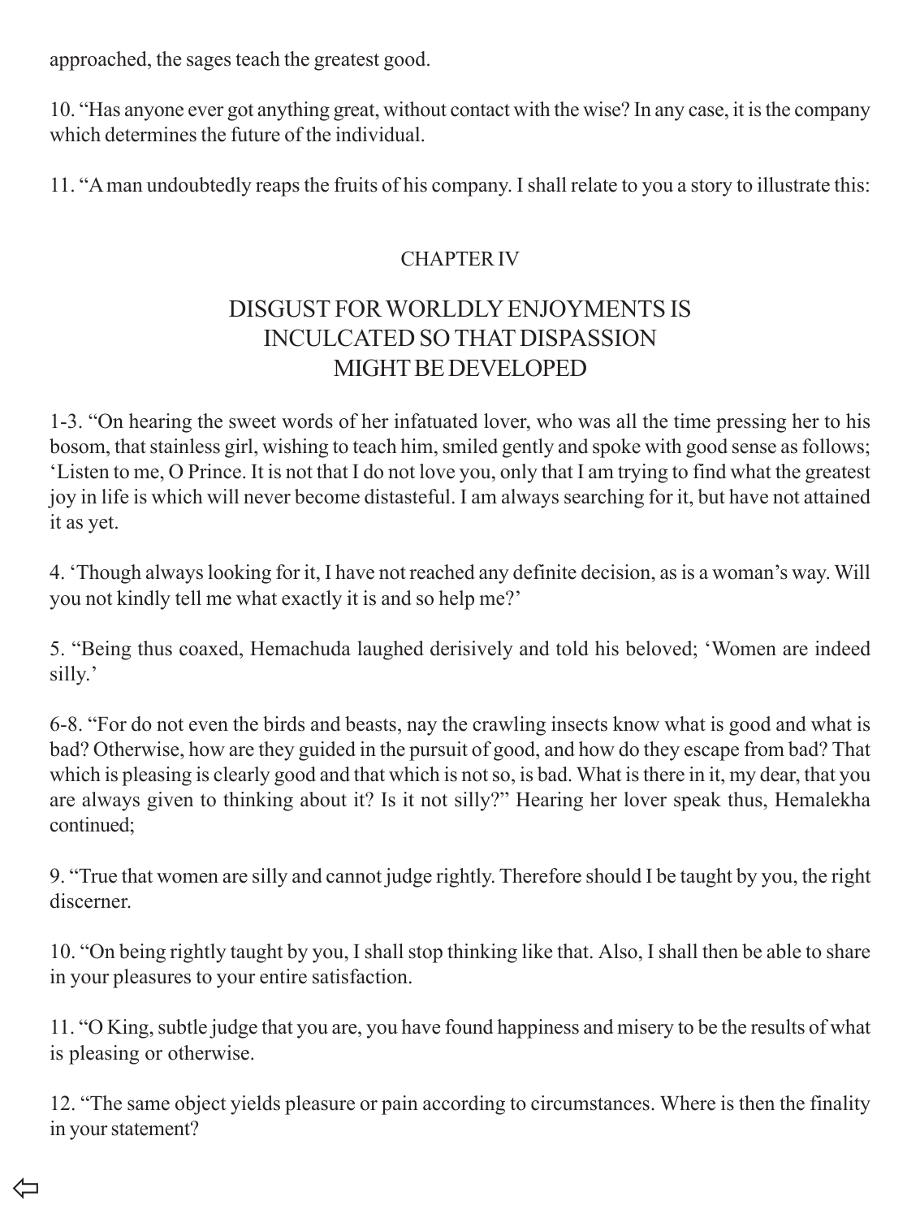approached, the sages teach the greatest good.

10. "Has anyone ever got anything great, without contact with the wise? In any case, it is the company which determines the future of the individual.

11. "A man undoubtedly reaps the fruits of his company. I shall relate to you a story to illustrate this:

## CHAPTER IV

## DISGUST FOR WORLDLY ENJOYMENTS IS INCULCATED SO THAT DISPASSION MIGHT BE DEVELOPED

1-3. "On hearing the sweet words of her infatuated lover, who was all the time pressing her to his bosom, that stainless girl, wishing to teach him, smiled gently and spoke with good sense as follows; 'Listen to me, O Prince. It is not that I do not love you, only that I am trying to find what the greatest joy in life is which will never become distasteful. I am always searching for it, but have not attained it as yet.

4. 'Though always looking for it, I have not reached any definite decision, as is a woman's way. Will you not kindly tell me what exactly it is and so help me?'

5. "Being thus coaxed, Hemachuda laughed derisively and told his beloved; 'Women are indeed silly.'

6-8. "For do not even the birds and beasts, nay the crawling insects know what is good and what is bad? Otherwise, how are they guided in the pursuit of good, and how do they escape from bad? That which is pleasing is clearly good and that which is not so, is bad. What is there in it, my dear, that you are always given to thinking about it? Is it not silly?" Hearing her lover speak thus, Hemalekha continued;

9. "True that women are silly and cannot judge rightly. Therefore should I be taught by you, the right discerner.

10. "On being rightly taught by you, I shall stop thinking like that. Also, I shall then be able to share in your pleasures to your entire satisfaction.

11. "O King, subtle judge that you are, you have found happiness and misery to be the results of what is pleasing or otherwise.

12. "The same object yields pleasure or pain according to circumstances. Where is then the finality in your statement?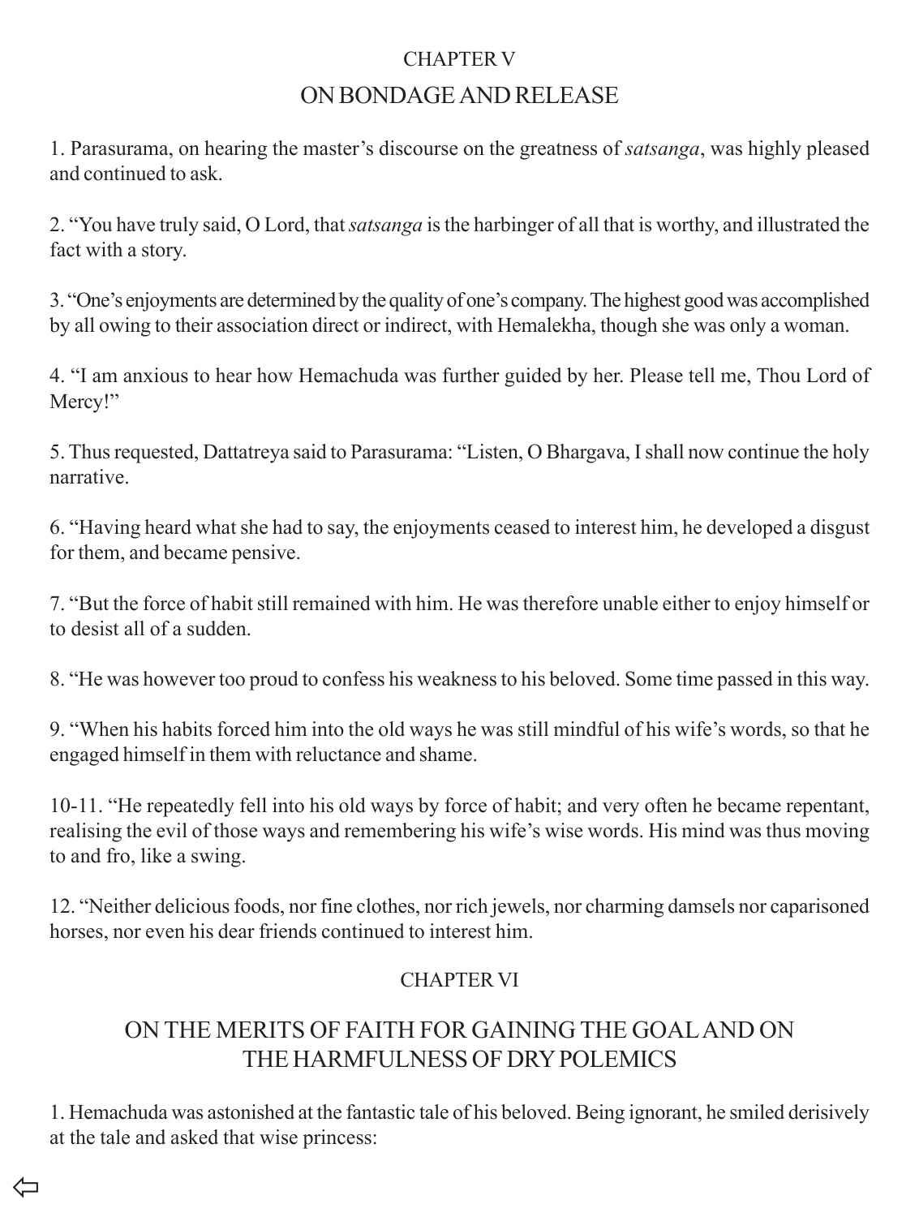## CHAPTER V

## ON BONDAGE AND RELEASE

1. Parasurama, on hearing the master's discourse on the greatness of *satsanga*, was highly pleased and continued to ask.

2. "You have truly said, O Lord, that *satsanga* is the harbinger of all that is worthy, and illustrated the fact with a story.

3. "One's enjoyments are determined by the quality of one's company. The highest good was accomplished by all owing to their association direct or indirect, with Hemalekha, though she was only a woman.

4. "I am anxious to hear how Hemachuda was further guided by her. Please tell me, Thou Lord of Mercy!"

5. Thus requested, Dattatreya said to Parasurama: "Listen, O Bhargava, I shall now continue the holy narrative.

6. "Having heard what she had to say, the enjoyments ceased to interest him, he developed a disgust for them, and became pensive.

7. "But the force of habit still remained with him. He was therefore unable either to enjoy himself or to desist all of a sudden.

8. "He was however too proud to confess his weakness to his beloved. Some time passed in this way.

9. "When his habits forced him into the old ways he was still mindful of his wife's words, so that he engaged himself in them with reluctance and shame.

10-11. "He repeatedly fell into his old ways by force of habit; and very often he became repentant, realising the evil of those ways and remembering his wife's wise words. His mind was thus moving to and fro, like a swing.

12. "Neither delicious foods, nor fine clothes, nor rich jewels, nor charming damsels nor caparisoned horses, nor even his dear friends continued to interest him.

## CHAPTER VI

## ON THE MERITS OF FAITH FOR GAINING THE GOAL AND ON THE HARMFULNESS OF DRY POLEMICS

1. Hemachuda was astonished at the fantastic tale of his beloved. Being ignorant, he smiled derisively at the tale and asked that wise princess: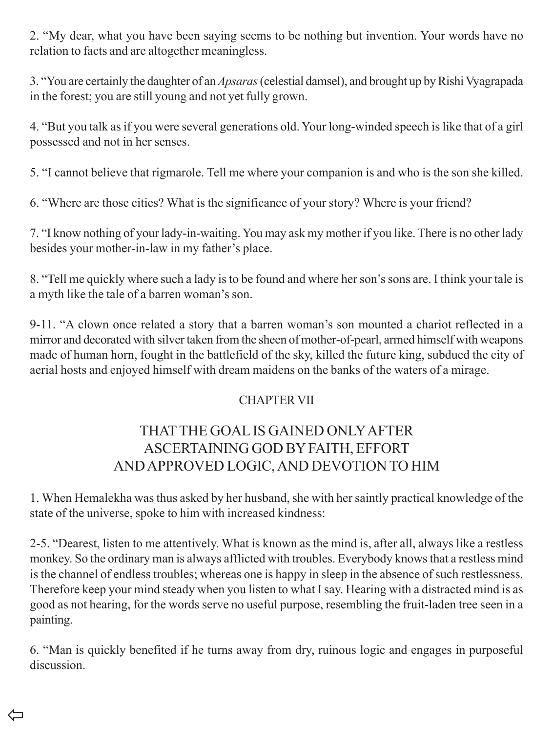2. “My dear, what you have been saying seems to be nothing but invention. Your words have no relation to facts and are altogether meaningless.

3. “You are certainly the daughter of an *Apsaras* (celestial damsel), and brought up by Rishi Vyagrapada in the forest; you are still young and not yet fully grown.

4. “But you talk as if you were several generations old. Your long-winded speech is like that of a girl possessed and not in her senses.

5. “I cannot believe that rigmarole. Tell me where your companion is and who is the son she killed.

6. “Where are those cities? What is the significance of your story? Where is your friend?

7. “I know nothing of your lady-in-waiting. You may ask my mother if you like. There is no other lady besides your mother-in-law in my father’s place.

8. “Tell me quickly where such a lady is to be found and where her son’s sons are. I think your tale is a myth like the tale of a barren woman’s son.

9-11. “A clown once related a story that a barren woman’s son mounted a chariot reflected in a mirror and decorated with silver taken from the sheen of mother-of-pearl, armed himself with weapons made of human horn, fought in the battlefield of the sky, killed the future king, subdued the city of aerial hosts and enjoyed himself with dream maidens on the banks of the waters of a mirage.

## CHAPTER VII

## THAT THE GOAL IS GAINED ONLY AFTER ASCERTAINING GOD BY FAITH, EFFORT AND APPROVED LOGIC, AND DEVOTION TO HIM

1. When Hemalekha was thus asked by her husband, she with her saintly practical knowledge of the state of the universe, spoke to him with increased kindness:

2-5. “Dearest, listen to me attentively. What is known as the mind is, after all, always like a restless monkey. So the ordinary man is always afflicted with troubles. Everybody knows that a restless mind is the channel of endless troubles; whereas one is happy in sleep in the absence of such restlessness. Therefore keep your mind steady when you listen to what I say. Hearing with a distracted mind is as good as not hearing, for the words serve no useful purpose, resembling the fruit-laden tree seen in a painting.

6. “Man is quickly benefited if he turns away from dry, ruinous logic and engages in purposeful discussion.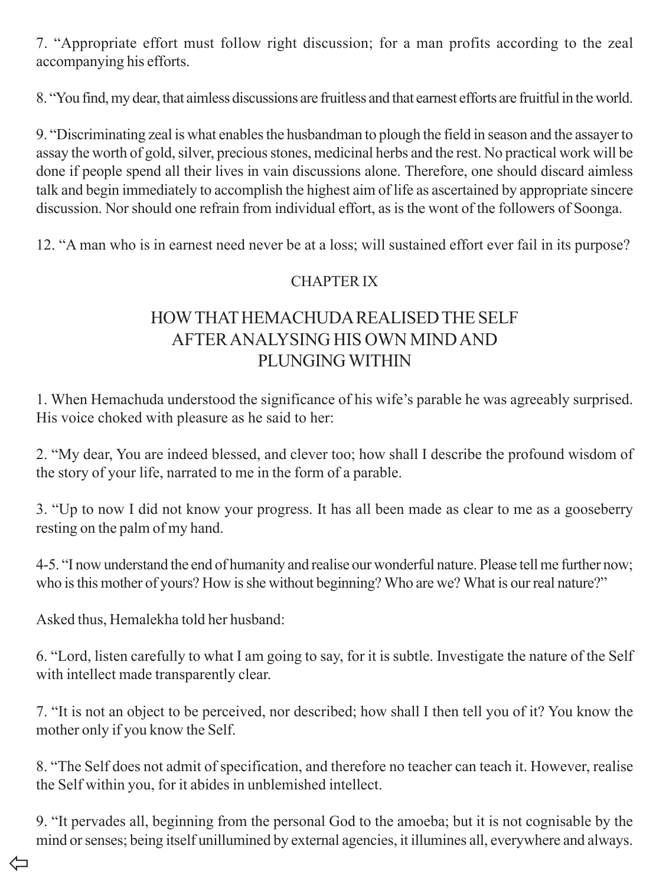7. “Appropriate effort must follow right discussion; for a man profits according to the zeal accompanying his efforts.

8. “You find, my dear, that aimless discussions are fruitless and that earnest efforts are fruitful in the world.

9. “Discriminating zeal is what enables the husbandman to plough the field in season and the assayer to assay the worth of gold, silver, precious stones, medicinal herbs and the rest. No practical work will be done if people spend all their lives in vain discussions alone. Therefore, one should discard aimless talk and begin immediately to accomplish the highest aim of life as ascertained by appropriate sincere discussion. Nor should one refrain from individual effort, as is the wont of the followers of Soonga.

12. “A man who is in earnest need never be at a loss; will sustained effort ever fail in its purpose?

## CHAPTER IX

## HOW THAT HEMACHUDA REALISED THE SELF AFTER ANALYSING HIS OWN MIND AND PLUNGING WITHIN

1. When Hemachuda understood the significance of his wife’s parable he was agreeably surprised. His voice choked with pleasure as he said to her:

2. “My dear, You are indeed blessed, and clever too; how shall I describe the profound wisdom of the story of your life, narrated to me in the form of a parable.

3. “Up to now I did not know your progress. It has all been made as clear to me as a gooseberry resting on the palm of my hand.

4-5. “I now understand the end of humanity and realise our wonderful nature. Please tell me further now; who is this mother of yours? How is she without beginning? Who are we? What is our real nature?”

Asked thus, Hemalekha told her husband:

6. “Lord, listen carefully to what I am going to say, for it is subtle. Investigate the nature of the Self with intellect made transparently clear.

7. “It is not an object to be perceived, nor described; how shall I then tell you of it? You know the mother only if you know the Self.

8. “The Self does not admit of specification, and therefore no teacher can teach it. However, realise the Self within you, for it abides in unblemished intellect.

9. “It pervades all, beginning from the personal God to the amoeba; but it is not cognisable by the mind or senses; being itself unillumined by external agencies, it illumines all, everywhere and always.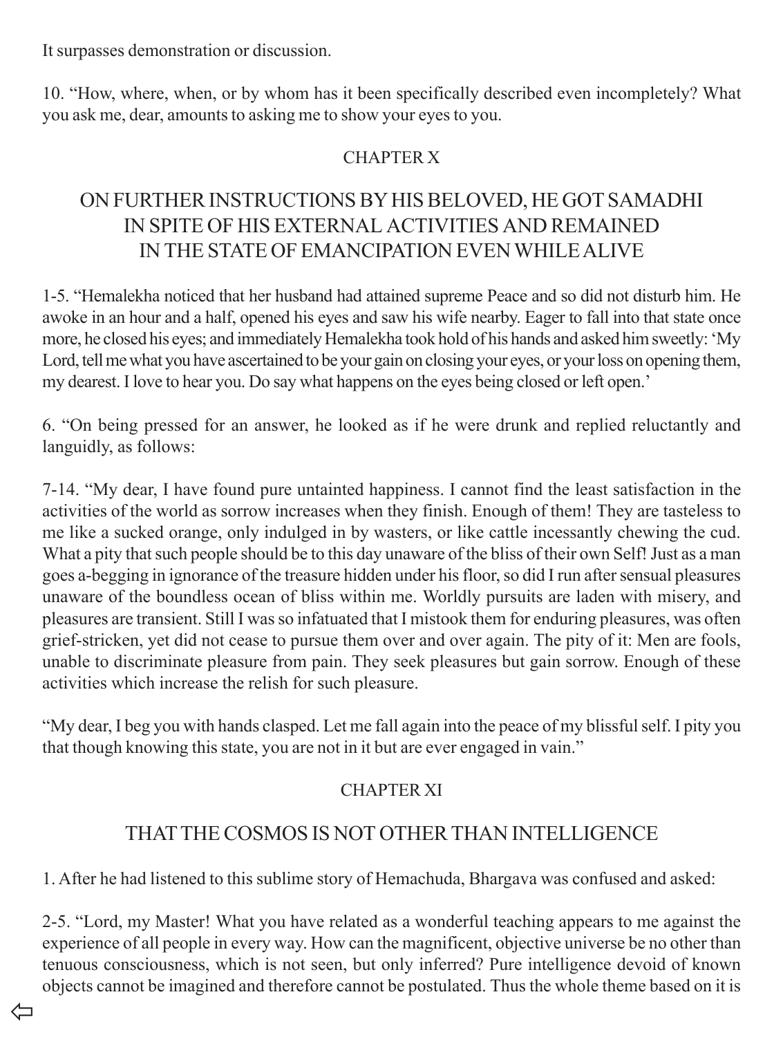It surpasses demonstration or discussion.

10. "How, where, when, or by whom has it been specifically described even incompletely? What you ask me, dear, amounts to asking me to show your eyes to you.

## CHAPTER X

## ON FURTHER INSTRUCTIONS BY HIS BELOVED, HE GOT SAMADHI IN SPITE OF HIS EXTERNAL ACTIVITIES AND REMAINED IN THE STATE OF EMANCIPATION EVEN WHILE ALIVE

1-5. "Hemalekha noticed that her husband had attained supreme Peace and so did not disturb him. He awoke in an hour and a half, opened his eyes and saw his wife nearby. Eager to fall into that state once more, he closed his eyes; and immediately Hemalekha took hold of his hands and asked him sweetly: 'My Lord, tell me what you have ascertained to be your gain on closing your eyes, or your loss on opening them, my dearest. I love to hear you. Do say what happens on the eyes being closed or left open.'

6. "On being pressed for an answer, he looked as if he were drunk and replied reluctantly and languidly, as follows:

7-14. "My dear, I have found pure untainted happiness. I cannot find the least satisfaction in the activities of the world as sorrow increases when they finish. Enough of them! They are tasteless to me like a sucked orange, only indulged in by wasters, or like cattle incessantly chewing the cud. What a pity that such people should be to this day unaware of the bliss of their own Self! Just as a man goes a-begging in ignorance of the treasure hidden under his floor, so did I run after sensual pleasures unaware of the boundless ocean of bliss within me. Worldly pursuits are laden with misery, and pleasures are transient. Still I was so infatuated that I mistook them for enduring pleasures, was often grief-stricken, yet did not cease to pursue them over and over again. The pity of it: Men are fools, unable to discriminate pleasure from pain. They seek pleasures but gain sorrow. Enough of these activities which increase the relish for such pleasure.

"My dear, I beg you with hands clasped. Let me fall again into the peace of my blissful self. I pity you that though knowing this state, you are not in it but are ever engaged in vain."

## CHAPTER XI

## THAT THE COSMOS IS NOT OTHER THAN INTELLIGENCE

1. After he had listened to this sublime story of Hemachuda, Bhargava was confused and asked:

2-5. "Lord, my Master! What you have related as a wonderful teaching appears to me against the experience of all people in every way. How can the magnificent, objective universe be no other than tenuous consciousness, which is not seen, but only inferred? Pure intelligence devoid of known objects cannot be imagined and therefore cannot be postulated. Thus the whole theme based on it is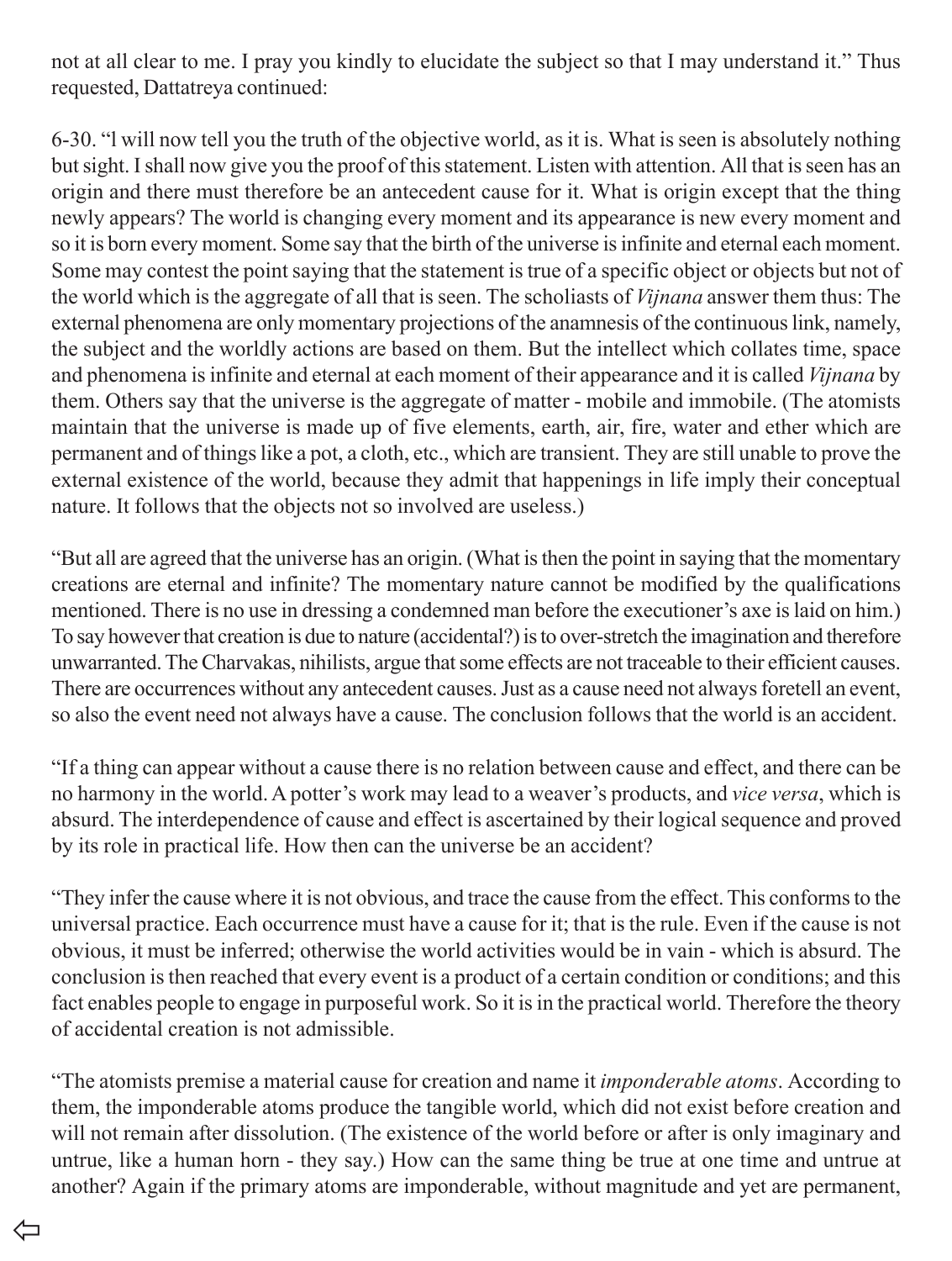not at all clear to me. I pray you kindly to elucidate the subject so that I may understand it." Thus requested, Dattatreya continued:

6-30. "l will now tell you the truth of the objective world, as it is. What is seen is absolutely nothing but sight. I shall now give you the proof of this statement. Listen with attention. All that is seen has an origin and there must therefore be an antecedent cause for it. What is origin except that the thing newly appears? The world is changing every moment and its appearance is new every moment and so it is born every moment. Some say that the birth of the universe is infinite and eternal each moment. Some may contest the point saying that the statement is true of a specific object or objects but not of the world which is the aggregate of all that is seen. The scholiasts of *Vijnana* answer them thus: The external phenomena are only momentary projections of the anamnesis of the continuous link, namely, the subject and the worldly actions are based on them. But the intellect which collates time, space and phenomena is infinite and eternal at each moment of their appearance and it is called *Vijnana* by them. Others say that the universe is the aggregate of matter - mobile and immobile. (The atomists maintain that the universe is made up of five elements, earth, air, fire, water and ether which are permanent and of things like a pot, a cloth, etc., which are transient. They are still unable to prove the external existence of the world, because they admit that happenings in life imply their conceptual nature. It follows that the objects not so involved are useless.)

"But all are agreed that the universe has an origin. (What is then the point in saying that the momentary creations are eternal and infinite? The momentary nature cannot be modified by the qualifications mentioned. There is no use in dressing a condemned man before the executioner's axe is laid on him.) To say however that creation is due to nature (accidental?) is to over-stretch the imagination and therefore unwarranted. The Charvakas, nihilists, argue that some effects are not traceable to their efficient causes. There are occurrences without any antecedent causes. Just as a cause need not always foretell an event, so also the event need not always have a cause. The conclusion follows that the world is an accident.

"If a thing can appear without a cause there is no relation between cause and effect, and there can be no harmony in the world. A potter's work may lead to a weaver's products, and *vice versa*, which is absurd. The interdependence of cause and effect is ascertained by their logical sequence and proved by its role in practical life. How then can the universe be an accident?

"They infer the cause where it is not obvious, and trace the cause from the effect. This conforms to the universal practice. Each occurrence must have a cause for it; that is the rule. Even if the cause is not obvious, it must be inferred; otherwise the world activities would be in vain - which is absurd. The conclusion is then reached that every event is a product of a certain condition or conditions; and this fact enables people to engage in purposeful work. So it is in the practical world. Therefore the theory of accidental creation is not admissible.

"The atomists premise a material cause for creation and name it *imponderable atoms*. According to them, the imponderable atoms produce the tangible world, which did not exist before creation and will not remain after dissolution. (The existence of the world before or after is only imaginary and untrue, like a human horn - they say.) How can the same thing be true at one time and untrue at another? Again if the primary atoms are imponderable, without magnitude and yet are permanent,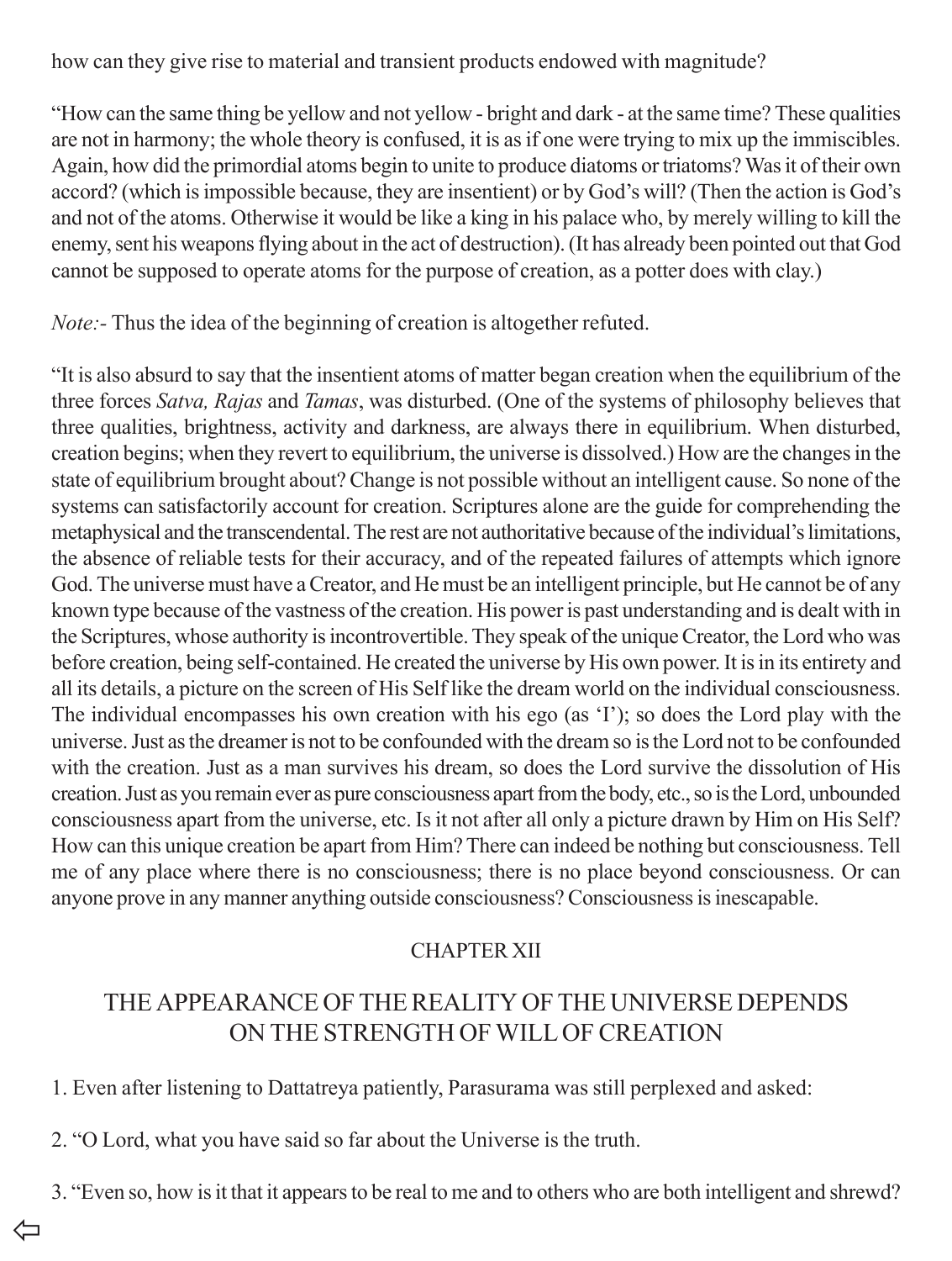how can they give rise to material and transient products endowed with magnitude?

"How can the same thing be yellow and not yellow - bright and dark - at the same time? These qualities are not in harmony; the whole theory is confused, it is as if one were trying to mix up the immiscibles. Again, how did the primordial atoms begin to unite to produce diatoms or triatoms? Was it of their own accord? (which is impossible because, they are insentient) or by God's will? (Then the action is God's and not of the atoms. Otherwise it would be like a king in his palace who, by merely willing to kill the enemy, sent his weapons flying about in the act of destruction). (It has already been pointed out that God cannot be supposed to operate atoms for the purpose of creation, as a potter does with clay.)

*Note:*- Thus the idea of the beginning of creation is altogether refuted.

"It is also absurd to say that the insentient atoms of matter began creation when the equilibrium of the three forces *Satva, Rajas* and *Tamas*, was disturbed. (One of the systems of philosophy believes that three qualities, brightness, activity and darkness, are always there in equilibrium. When disturbed, creation begins; when they revert to equilibrium, the universe is dissolved.) How are the changes in the state of equilibrium brought about? Change is not possible without an intelligent cause. So none of the systems can satisfactorily account for creation. Scriptures alone are the guide for comprehending the metaphysical and the transcendental. The rest are not authoritative because of the individual's limitations, the absence of reliable tests for their accuracy, and of the repeated failures of attempts which ignore God. The universe must have a Creator, and He must be an intelligent principle, but He cannot be of any known type because of the vastness of the creation. His power is past understanding and is dealt with in the Scriptures, whose authority is incontrovertible. They speak of the unique Creator, the Lord who was before creation, being self-contained. He created the universe by His own power. It is in its entirety and all its details, a picture on the screen of His Self like the dream world on the individual consciousness. The individual encompasses his own creation with his ego (as 'I'); so does the Lord play with the universe. Just as the dreamer is not to be confounded with the dream so is the Lord not to be confounded with the creation. Just as a man survives his dream, so does the Lord survive the dissolution of His creation. Just as you remain ever as pure consciousness apart from the body, etc., so is the Lord, unbounded consciousness apart from the universe, etc. Is it not after all only a picture drawn by Him on His Self? How can this unique creation be apart from Him? There can indeed be nothing but consciousness. Tell me of any place where there is no consciousness; there is no place beyond consciousness. Or can anyone prove in any manner anything outside consciousness? Consciousness is inescapable.

## CHAPTER XII

## THE APPEARANCE OF THE REALITY OF THE UNIVERSE DEPENDS ON THE STRENGTH OF WILL OF CREATION

1. Even after listening to Dattatreya patiently, Parasurama was still perplexed and asked:

2. "O Lord, what you have said so far about the Universe is the truth.

3. "Even so, how is it that it appears to be real to me and to others who are both intelligent and shrewd?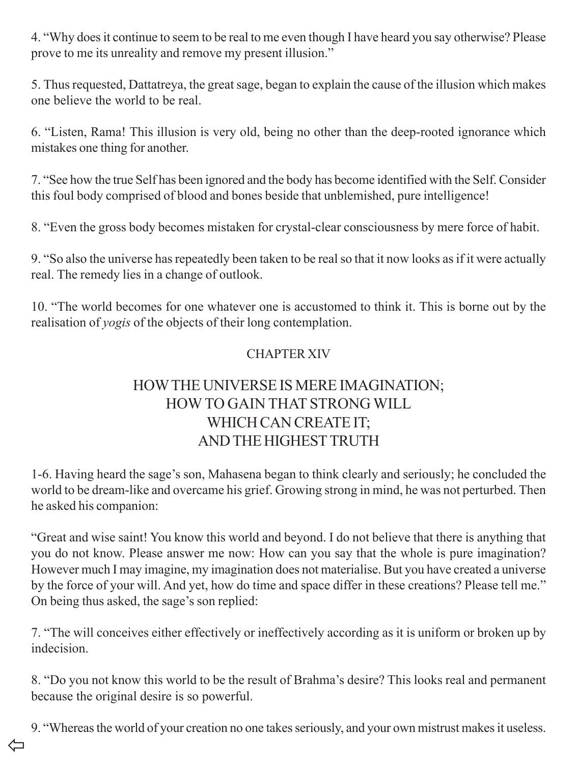4. “Why does it continue to seem to be real to me even though I have heard you say otherwise? Please prove to me its unreality and remove my present illusion.”

5. Thus requested, Dattatreya, the great sage, began to explain the cause of the illusion which makes one believe the world to be real.

6. “Listen, Rama! This illusion is very old, being no other than the deep-rooted ignorance which mistakes one thing for another.

7. “See how the true Self has been ignored and the body has become identified with the Self. Consider this foul body comprised of blood and bones beside that unblemished, pure intelligence!

8. “Even the gross body becomes mistaken for crystal-clear consciousness by mere force of habit.

9. “So also the universe has repeatedly been taken to be real so that it now looks as if it were actually real. The remedy lies in a change of outlook.

10. “The world becomes for one whatever one is accustomed to think it. This is borne out by the realisation of *yogis* of the objects of their long contemplation.

## CHAPTER XIV

## HOW THE UNIVERSE IS MERE IMAGINATION; HOW TO GAIN THAT STRONG WILL WHICH CAN CREATE IT; AND THE HIGHEST TRUTH

1-6. Having heard the sage’s son, Mahasena began to think clearly and seriously; he concluded the world to be dream-like and overcame his grief. Growing strong in mind, he was not perturbed. Then he asked his companion:

“Great and wise saint! You know this world and beyond. I do not believe that there is anything that you do not know. Please answer me now: How can you say that the whole is pure imagination? However much I may imagine, my imagination does not materialise. But you have created a universe by the force of your will. And yet, how do time and space differ in these creations? Please tell me.” On being thus asked, the sage’s son replied:

7. “The will conceives either effectively or ineffectively according as it is uniform or broken up by indecision.

8. “Do you not know this world to be the result of Brahma’s desire? This looks real and permanent because the original desire is so powerful.

9. “Whereas the world of your creation no one takes seriously, and your own mistrust makes it useless.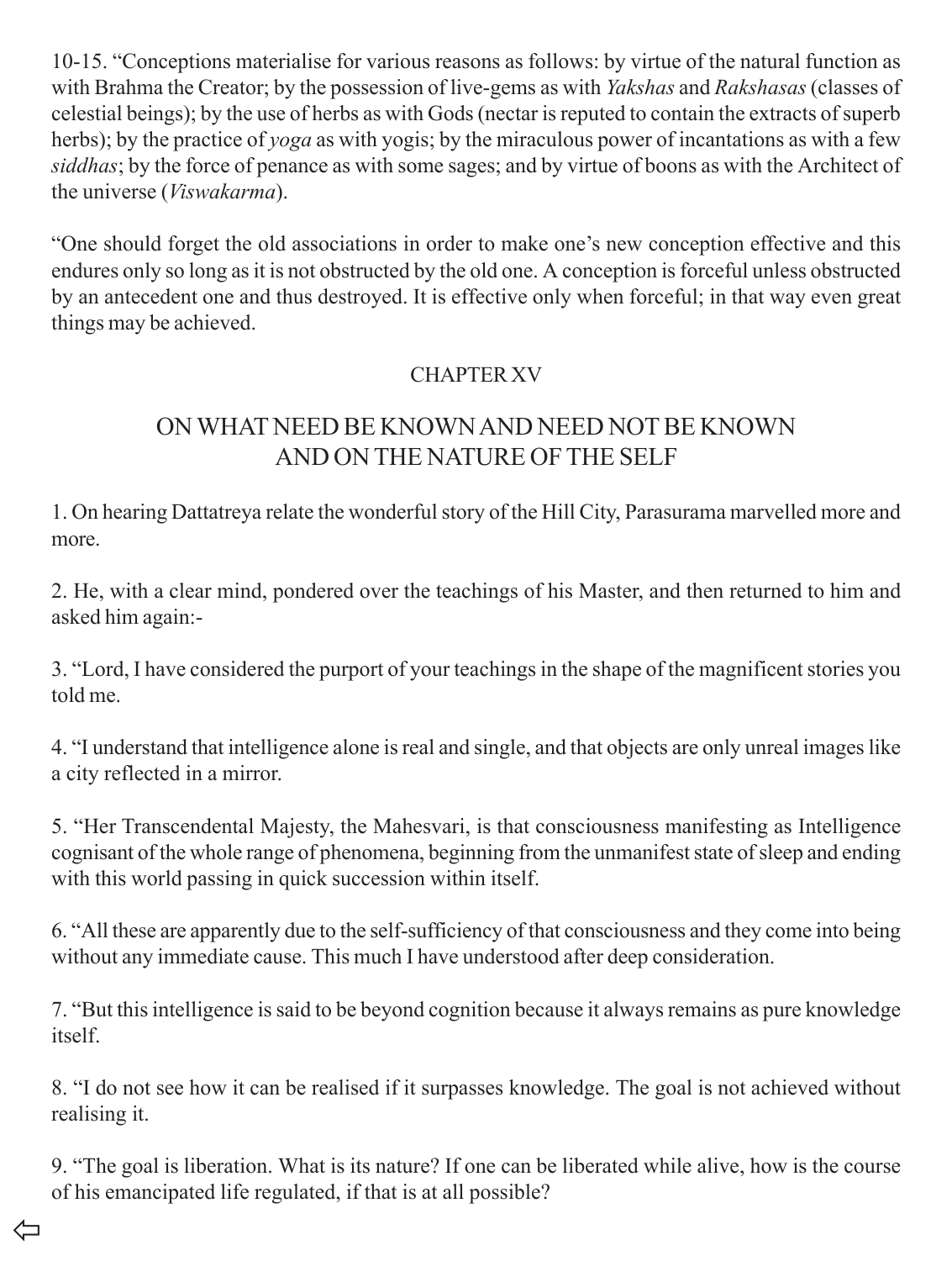10-15. "Conceptions materialise for various reasons as follows: by virtue of the natural function as with Brahma the Creator; by the possession of live-gems as with *Yakshas* and *Rakshasas* (classes of celestial beings); by the use of herbs as with Gods (nectar is reputed to contain the extracts of superb herbs); by the practice of *yoga* as with yogis; by the miraculous power of incantations as with a few *siddhas*; by the force of penance as with some sages; and by virtue of boons as with the Architect of the universe (*Viswakarma*).

"One should forget the old associations in order to make one's new conception effective and this endures only so long as it is not obstructed by the old one. A conception is forceful unless obstructed by an antecedent one and thus destroyed. It is effective only when forceful; in that way even great things may be achieved.

## CHAPTER XV

## ON WHAT NEED BE KNOWN AND NEED NOT BE KNOWN AND ON THE NATURE OF THE SELF

1. On hearing Dattatreya relate the wonderful story of the Hill City, Parasurama marvelled more and more.

2. He, with a clear mind, pondered over the teachings of his Master, and then returned to him and asked him again:-

3. "Lord, I have considered the purport of your teachings in the shape of the magnificent stories you told me.

4. "I understand that intelligence alone is real and single, and that objects are only unreal images like a city reflected in a mirror.

5. "Her Transcendental Majesty, the Mahesvari, is that consciousness manifesting as Intelligence cognisant of the whole range of phenomena, beginning from the unmanifest state of sleep and ending with this world passing in quick succession within itself.

6. "All these are apparently due to the self-sufficiency of that consciousness and they come into being without any immediate cause. This much I have understood after deep consideration.

7. "But this intelligence is said to be beyond cognition because it always remains as pure knowledge itself.

8. "I do not see how it can be realised if it surpasses knowledge. The goal is not achieved without realising it.

9. "The goal is liberation. What is its nature? If one can be liberated while alive, how is the course of his emancipated life regulated, if that is at all possible?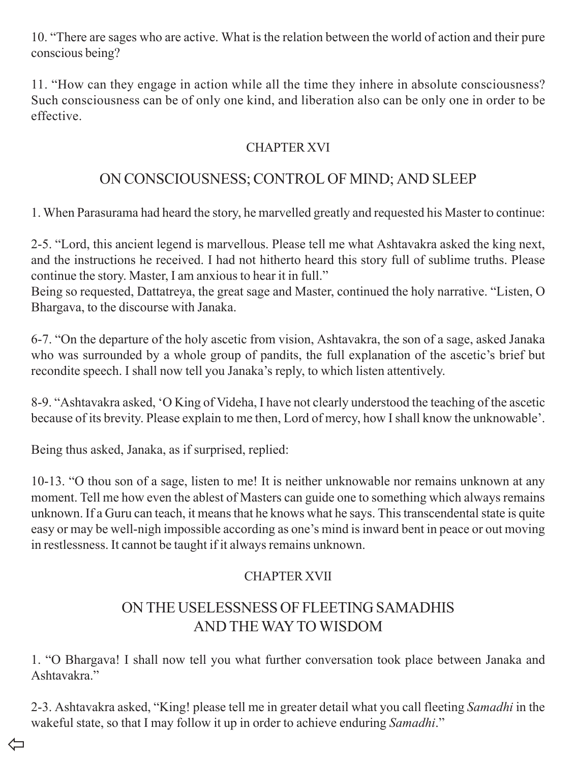10. "There are sages who are active. What is the relation between the world of action and their pure conscious being?

11. "How can they engage in action while all the time they inhere in absolute consciousness? Such consciousness can be of only one kind, and liberation also can be only one in order to be effective.

## CHAPTER XVI

## ON CONSCIOUSNESS; CONTROL OF MIND; AND SLEEP

1. When Parasurama had heard the story, he marvelled greatly and requested his Master to continue:

2-5. "Lord, this ancient legend is marvellous. Please tell me what Ashtavakra asked the king next, and the instructions he received. I had not hitherto heard this story full of sublime truths. Please continue the story. Master, I am anxious to hear it in full."
Being so requested, Dattatreya, the great sage and Master, continued the holy narrative. "Listen, O Bhargava, to the discourse with Janaka.

6-7. "On the departure of the holy ascetic from vision, Ashtavakra, the son of a sage, asked Janaka who was surrounded by a whole group of pandits, the full explanation of the ascetic's brief but recondite speech. I shall now tell you Janaka's reply, to which listen attentively.

8-9. "Ashtavakra asked, 'O King of Videha, I have not clearly understood the teaching of the ascetic because of its brevity. Please explain to me then, Lord of mercy, how I shall know the unknowable'.

Being thus asked, Janaka, as if surprised, replied:

10-13. "O thou son of a sage, listen to me! It is neither unknowable nor remains unknown at any moment. Tell me how even the ablest of Masters can guide one to something which always remains unknown. If a Guru can teach, it means that he knows what he says. This transcendental state is quite easy or may be well-nigh impossible according as one's mind is inward bent in peace or out moving in restlessness. It cannot be taught if it always remains unknown.

## CHAPTER XVII

## ON THE USELESSNESS OF FLEETING SAMADHIS AND THE WAY TO WISDOM

1. "O Bhargava! I shall now tell you what further conversation took place between Janaka and Ashtavakra."

2-3. Ashtavakra asked, "King! please tell me in greater detail what you call fleeting *Samadhi* in the wakeful state, so that I may follow it up in order to achieve enduring *Samadhi*."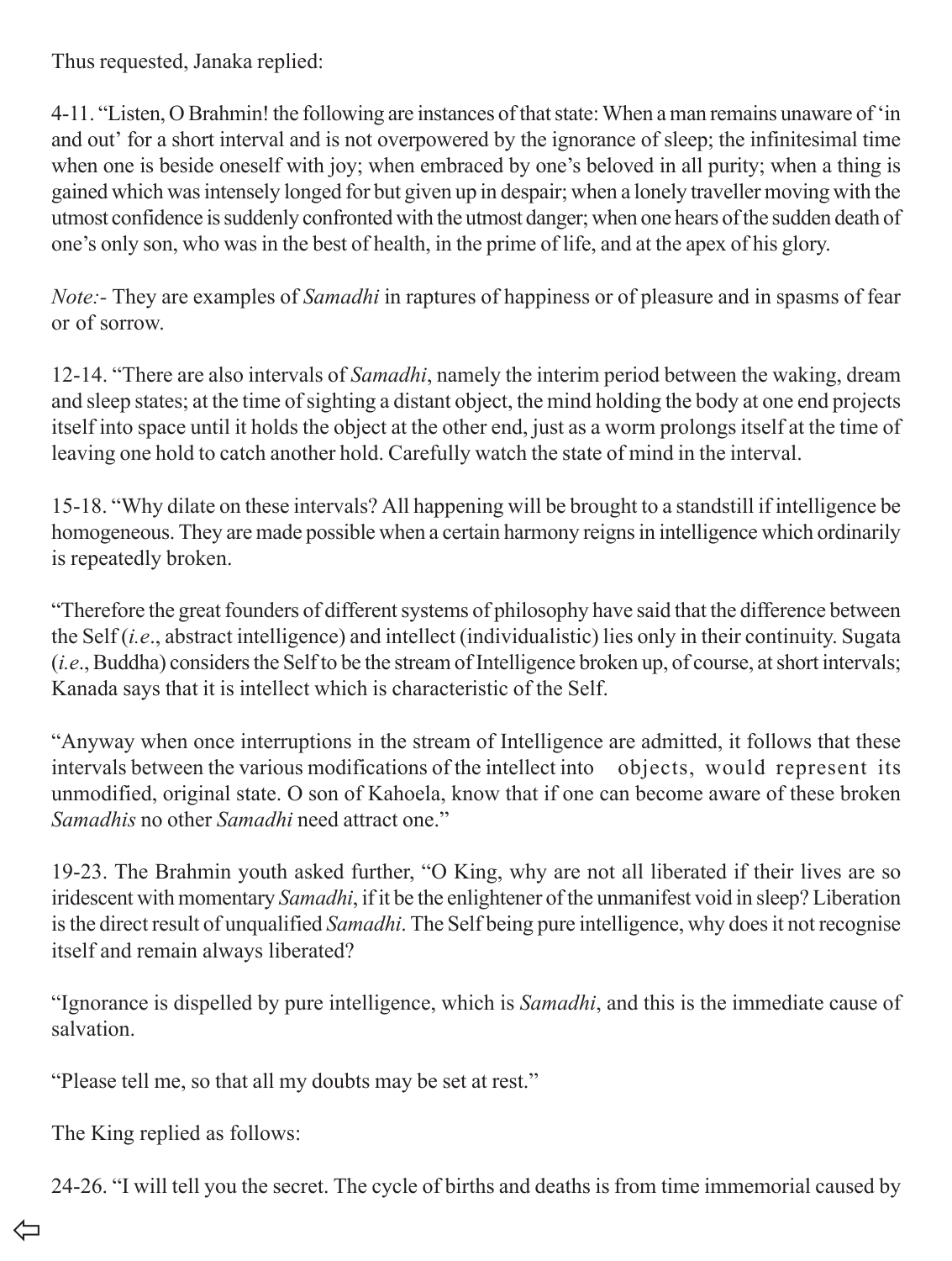Thus requested, Janaka replied:

4-11. "Listen, O Brahmin! the following are instances of that state: When a man remains unaware of 'in and out' for a short interval and is not overpowered by the ignorance of sleep; the infinitesimal time when one is beside oneself with joy; when embraced by one's beloved in all purity; when a thing is gained which was intensely longed for but given up in despair; when a lonely traveller moving with the utmost confidence is suddenly confronted with the utmost danger; when one hears of the sudden death of one's only son, who was in the best of health, in the prime of life, and at the apex of his glory.

*Note:-* They are examples of *Samadhi* in raptures of happiness or of pleasure and in spasms of fear or of sorrow.

12-14. "There are also intervals of *Samadhi*, namely the interim period between the waking, dream and sleep states; at the time of sighting a distant object, the mind holding the body at one end projects itself into space until it holds the object at the other end, just as a worm prolongs itself at the time of leaving one hold to catch another hold. Carefully watch the state of mind in the interval.

15-18. "Why dilate on these intervals? All happening will be brought to a standstill if intelligence be homogeneous. They are made possible when a certain harmony reigns in intelligence which ordinarily is repeatedly broken.

"Therefore the great founders of different systems of philosophy have said that the difference between the Self (*i.e*., abstract intelligence) and intellect (individualistic) lies only in their continuity. Sugata (*i.e*., Buddha) considers the Self to be the stream of Intelligence broken up, of course, at short intervals; Kanada says that it is intellect which is characteristic of the Self.

"Anyway when once interruptions in the stream of Intelligence are admitted, it follows that these intervals between the various modifications of the intellect into objects, would represent its unmodified, original state. O son of Kahoela, know that if one can become aware of these broken *Samadhis* no other *Samadhi* need attract one."

19-23. The Brahmin youth asked further, "O King, why are not all liberated if their lives are so iridescent with momentary *Samadhi*, if it be the enlightener of the unmanifest void in sleep? Liberation is the direct result of unqualified *Samadhi*. The Self being pure intelligence, why does it not recognise itself and remain always liberated?

"Ignorance is dispelled by pure intelligence, which is *Samadhi*, and this is the immediate cause of salvation.

"Please tell me, so that all my doubts may be set at rest."

The King replied as follows:

24-26. "I will tell you the secret. The cycle of births and deaths is from time immemorial caused by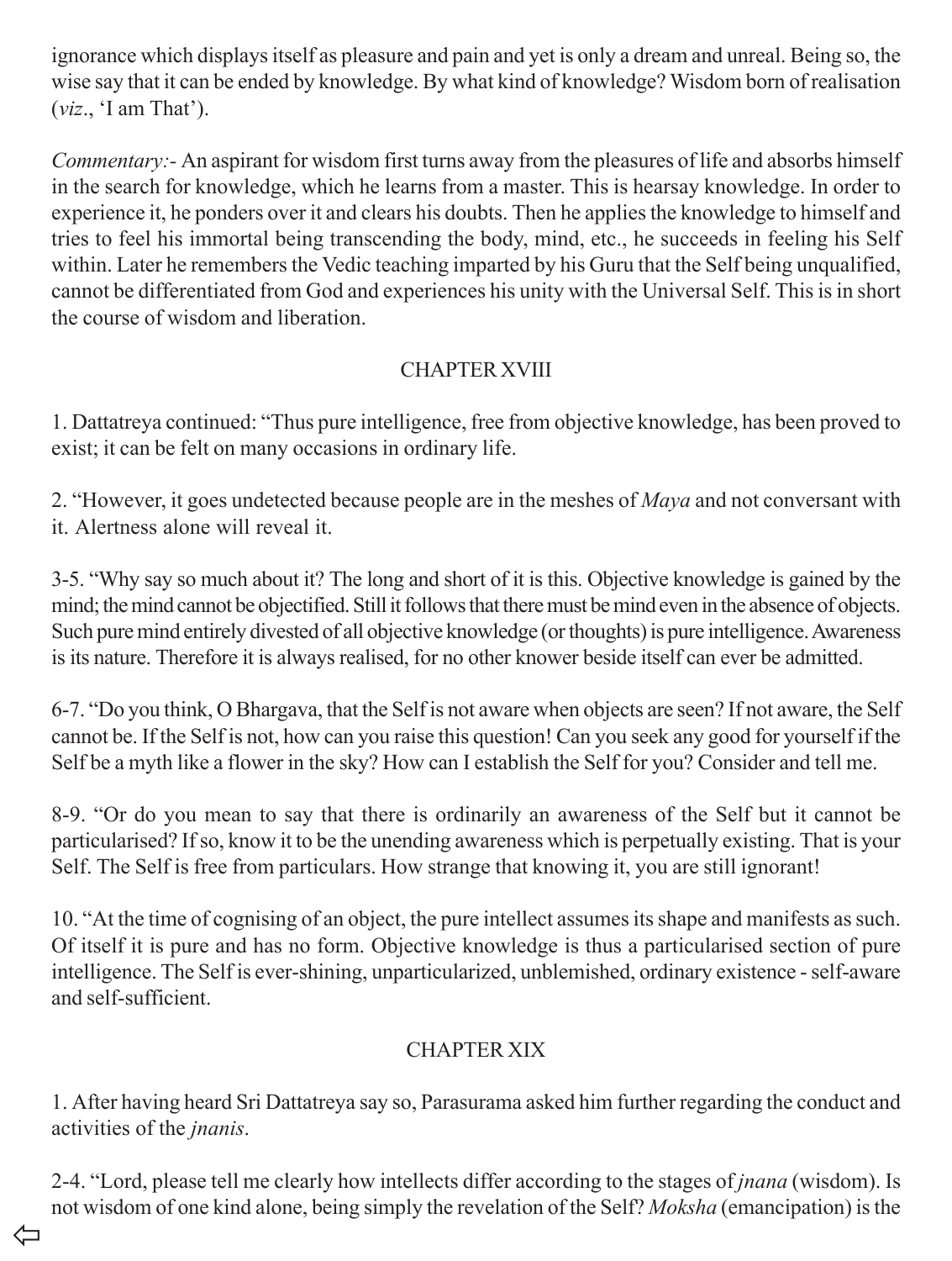ignorance which displays itself as pleasure and pain and yet is only a dream and unreal. Being so, the wise say that it can be ended by knowledge. By what kind of knowledge? Wisdom born of realisation (*viz*., 'I am That').

*Commentary:*- An aspirant for wisdom first turns away from the pleasures of life and absorbs himself in the search for knowledge, which he learns from a master. This is hearsay knowledge. In order to experience it, he ponders over it and clears his doubts. Then he applies the knowledge to himself and tries to feel his immortal being transcending the body, mind, etc., he succeeds in feeling his Self within. Later he remembers the Vedic teaching imparted by his Guru that the Self being unqualified, cannot be differentiated from God and experiences his unity with the Universal Self. This is in short the course of wisdom and liberation.

## CHAPTER XVIII

1. Dattatreya continued: "Thus pure intelligence, free from objective knowledge, has been proved to exist; it can be felt on many occasions in ordinary life.

2. "However, it goes undetected because people are in the meshes of *Maya* and not conversant with it. Alertness alone will reveal it.

3-5. "Why say so much about it? The long and short of it is this. Objective knowledge is gained by the mind; the mind cannot be objectified. Still it follows that there must be mind even in the absence of objects. Such pure mind entirely divested of all objective knowledge (or thoughts) is pure intelligence. Awareness is its nature. Therefore it is always realised, for no other knower beside itself can ever be admitted.

6-7. "Do you think, O Bhargava, that the Self is not aware when objects are seen? If not aware, the Self cannot be. If the Self is not, how can you raise this question! Can you seek any good for yourself if the Self be a myth like a flower in the sky? How can I establish the Self for you? Consider and tell me.

8-9. "Or do you mean to say that there is ordinarily an awareness of the Self but it cannot be particularised? If so, know it to be the unending awareness which is perpetually existing. That is your Self. The Self is free from particulars. How strange that knowing it, you are still ignorant!

10. "At the time of cognising of an object, the pure intellect assumes its shape and manifests as such. Of itself it is pure and has no form. Objective knowledge is thus a particularised section of pure intelligence. The Self is ever-shining, unparticularized, unblemished, ordinary existence - self-aware and self-sufficient.

## CHAPTER XIX

1. After having heard Sri Dattatreya say so, Parasurama asked him further regarding the conduct and activities of the *jnanis*.

2-4. "Lord, please tell me clearly how intellects differ according to the stages of *jnana* (wisdom). Is not wisdom of one kind alone, being simply the revelation of the Self? *Moksha* (emancipation) is the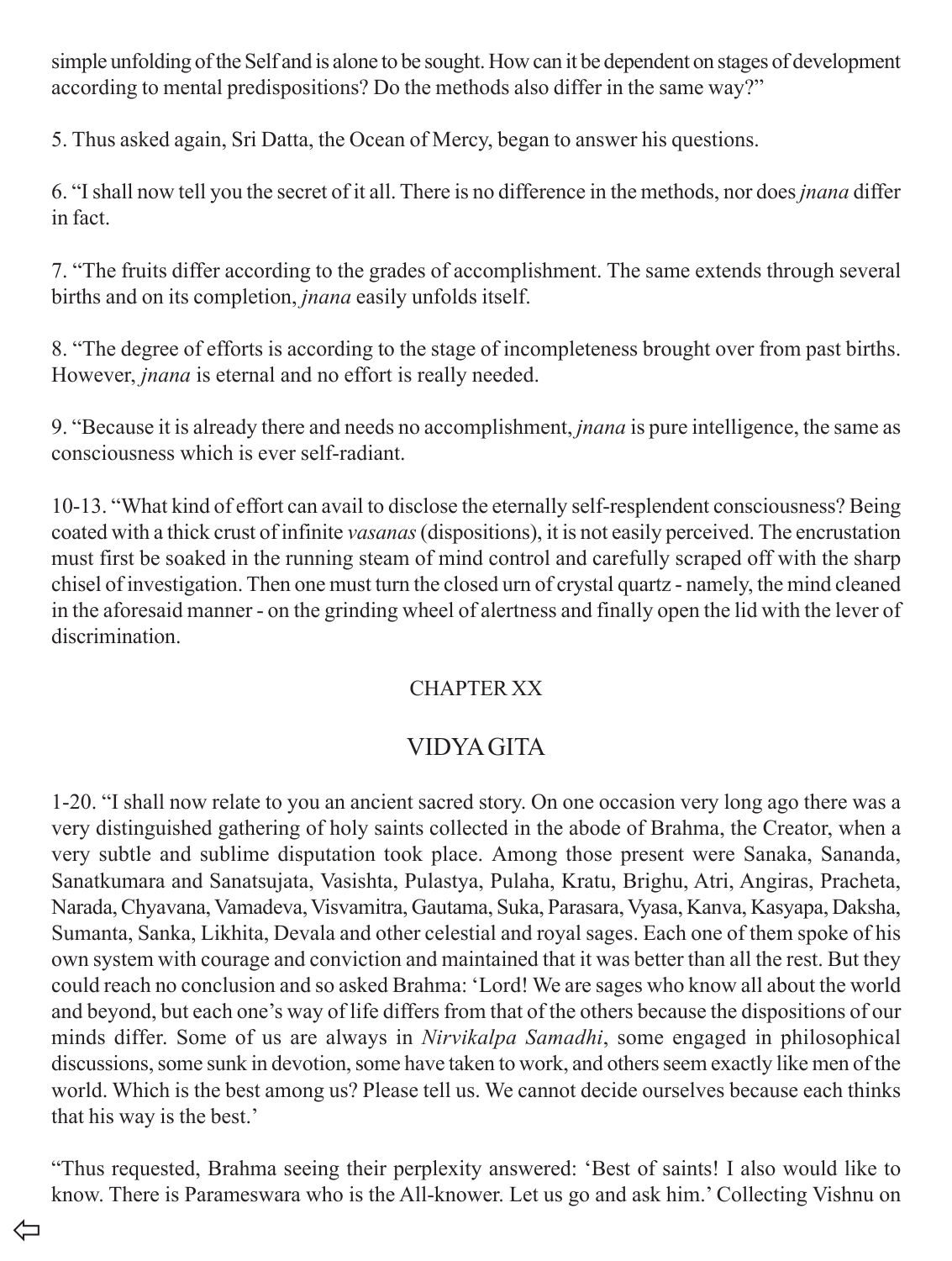simple unfolding of the Self and is alone to be sought. How can it be dependent on stages of development according to mental predispositions? Do the methods also differ in the same way?"

5. Thus asked again, Sri Datta, the Ocean of Mercy, began to answer his questions.

6. "I shall now tell you the secret of it all. There is no difference in the methods, nor does *jnana* differ in fact.

7. "The fruits differ according to the grades of accomplishment. The same extends through several births and on its completion, *jnana* easily unfolds itself.

8. "The degree of efforts is according to the stage of incompleteness brought over from past births. However, *jnana* is eternal and no effort is really needed.

9. "Because it is already there and needs no accomplishment, *jnana* is pure intelligence, the same as consciousness which is ever self-radiant.

10-13. "What kind of effort can avail to disclose the eternally self-resplendent consciousness? Being coated with a thick crust of infinite *vasanas* (dispositions), it is not easily perceived. The encrustation must first be soaked in the running steam of mind control and carefully scraped off with the sharp chisel of investigation. Then one must turn the closed urn of crystal quartz - namely, the mind cleaned in the aforesaid manner - on the grinding wheel of alertness and finally open the lid with the lever of discrimination.

## CHAPTER XX

## VIDYA GITA

1-20. "I shall now relate to you an ancient sacred story. On one occasion very long ago there was a very distinguished gathering of holy saints collected in the abode of Brahma, the Creator, when a very subtle and sublime disputation took place. Among those present were Sanaka, Sananda, Sanatkumara and Sanatsujata, Vasishta, Pulastya, Pulaha, Kratu, Brighu, Atri, Angiras, Pracheta, Narada, Chyavana, Vamadeva, Visvamitra, Gautama, Suka, Parasara, Vyasa, Kanva, Kasyapa, Daksha, Sumanta, Sanka, Likhita, Devala and other celestial and royal sages. Each one of them spoke of his own system with courage and conviction and maintained that it was better than all the rest. But they could reach no conclusion and so asked Brahma: 'Lord! We are sages who know all about the world and beyond, but each one's way of life differs from that of the others because the dispositions of our minds differ. Some of us are always in *Nirvikalpa Samadhi*, some engaged in philosophical discussions, some sunk in devotion, some have taken to work, and others seem exactly like men of the world. Which is the best among us? Please tell us. We cannot decide ourselves because each thinks that his way is the best.'

"Thus requested, Brahma seeing their perplexity answered: 'Best of saints! I also would like to know. There is Parameswara who is the All-knower. Let us go and ask him.' Collecting Vishnu on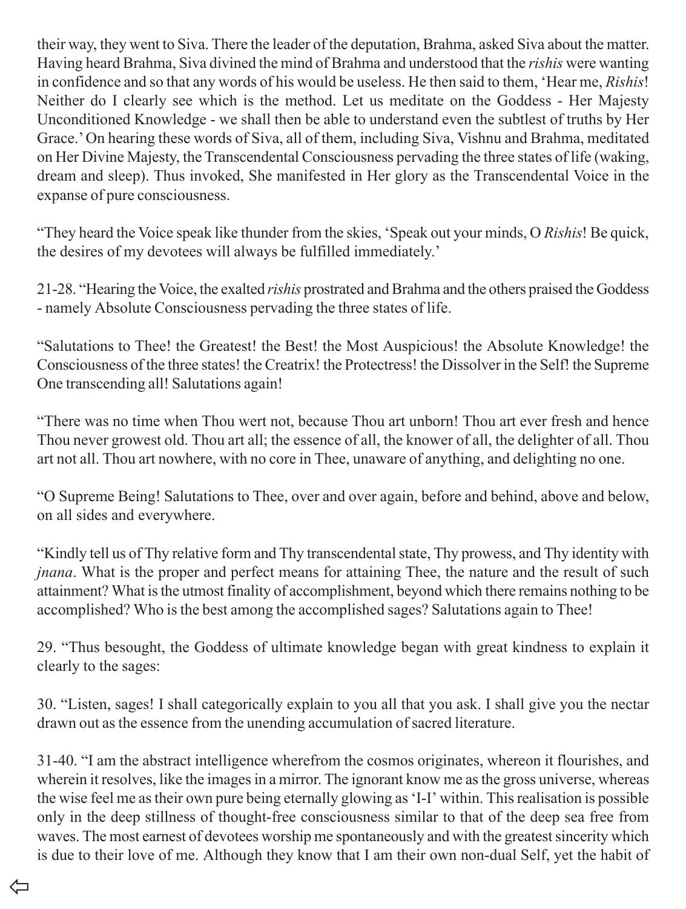their way, they went to Siva. There the leader of the deputation, Brahma, asked Siva about the matter. Having heard Brahma, Siva divined the mind of Brahma and understood that the *rishis* were wanting in confidence and so that any words of his would be useless. He then said to them, 'Hear me, *Rishis*! Neither do I clearly see which is the method. Let us meditate on the Goddess - Her Majesty Unconditioned Knowledge - we shall then be able to understand even the subtlest of truths by Her Grace.' On hearing these words of Siva, all of them, including Siva, Vishnu and Brahma, meditated on Her Divine Majesty, the Transcendental Consciousness pervading the three states of life (waking, dream and sleep). Thus invoked, She manifested in Her glory as the Transcendental Voice in the expanse of pure consciousness.

"They heard the Voice speak like thunder from the skies, 'Speak out your minds, O *Rishis*! Be quick, the desires of my devotees will always be fulfilled immediately.'

21-28. "Hearing the Voice, the exalted *rishis* prostrated and Brahma and the others praised the Goddess - namely Absolute Consciousness pervading the three states of life.

"Salutations to Thee! the Greatest! the Best! the Most Auspicious! the Absolute Knowledge! the Consciousness of the three states! the Creatrix! the Protectress! the Dissolver in the Self! the Supreme One transcending all! Salutations again!

"There was no time when Thou wert not, because Thou art unborn! Thou art ever fresh and hence Thou never growest old. Thou art all; the essence of all, the knower of all, the delighter of all. Thou art not all. Thou art nowhere, with no core in Thee, unaware of anything, and delighting no one.

"O Supreme Being! Salutations to Thee, over and over again, before and behind, above and below, on all sides and everywhere.

"Kindly tell us of Thy relative form and Thy transcendental state, Thy prowess, and Thy identity with *jnana*. What is the proper and perfect means for attaining Thee, the nature and the result of such attainment? What is the utmost finality of accomplishment, beyond which there remains nothing to be accomplished? Who is the best among the accomplished sages? Salutations again to Thee!

29. "Thus besought, the Goddess of ultimate knowledge began with great kindness to explain it clearly to the sages:

30. "Listen, sages! I shall categorically explain to you all that you ask. I shall give you the nectar drawn out as the essence from the unending accumulation of sacred literature.

31-40. "I am the abstract intelligence wherefrom the cosmos originates, whereon it flourishes, and wherein it resolves, like the images in a mirror. The ignorant know me as the gross universe, whereas the wise feel me as their own pure being eternally glowing as 'I-I' within. This realisation is possible only in the deep stillness of thought-free consciousness similar to that of the deep sea free from waves. The most earnest of devotees worship me spontaneously and with the greatest sincerity which is due to their love of me. Although they know that I am their own non-dual Self, yet the habit of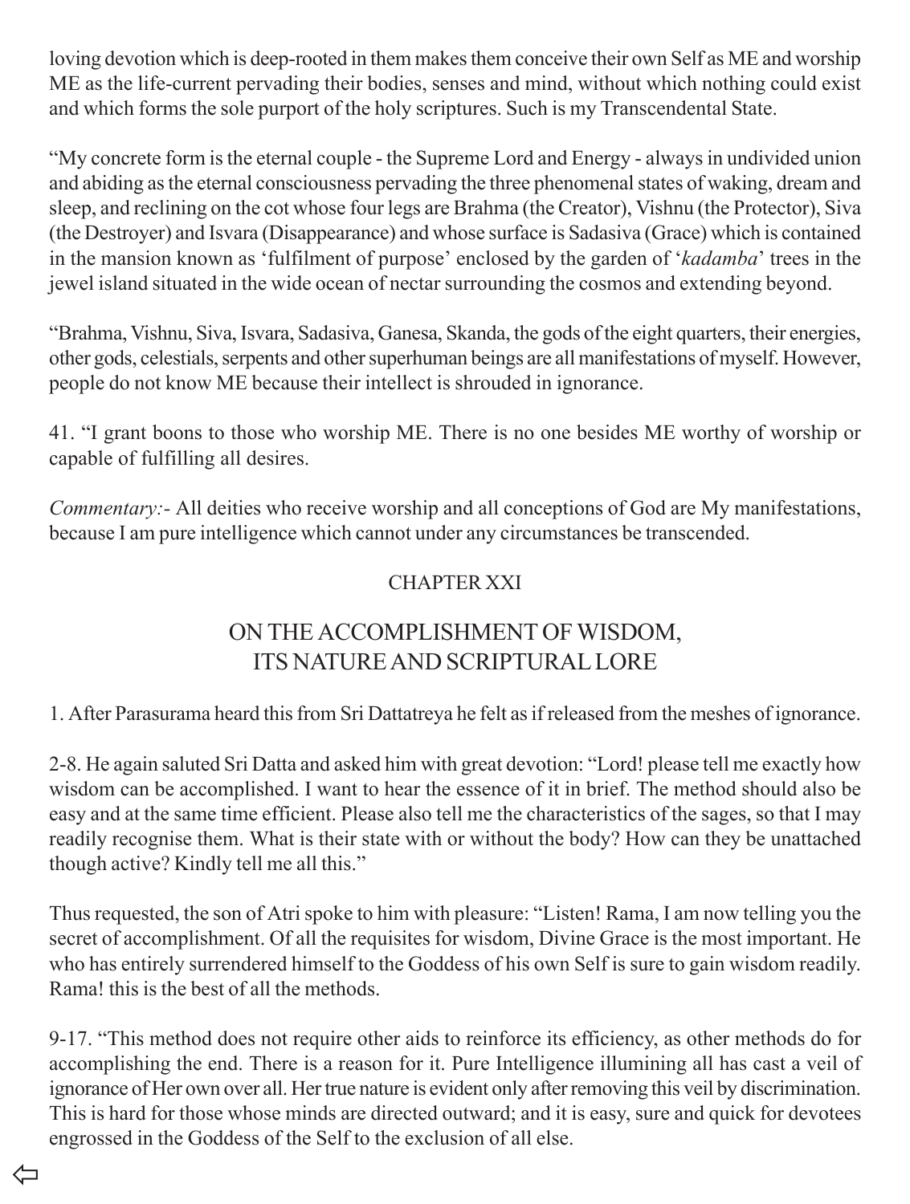loving devotion which is deep-rooted in them makes them conceive their own Self as ME and worship ME as the life-current pervading their bodies, senses and mind, without which nothing could exist and which forms the sole purport of the holy scriptures. Such is my Transcendental State.

"My concrete form is the eternal couple - the Supreme Lord and Energy - always in undivided union and abiding as the eternal consciousness pervading the three phenomenal states of waking, dream and sleep, and reclining on the cot whose four legs are Brahma (the Creator), Vishnu (the Protector), Siva (the Destroyer) and Isvara (Disappearance) and whose surface is Sadasiva (Grace) which is contained in the mansion known as 'fulfilment of purpose' enclosed by the garden of '*kadamba*' trees in the jewel island situated in the wide ocean of nectar surrounding the cosmos and extending beyond.

"Brahma, Vishnu, Siva, Isvara, Sadasiva, Ganesa, Skanda, the gods of the eight quarters, their energies, other gods, celestials, serpents and other superhuman beings are all manifestations of myself. However, people do not know ME because their intellect is shrouded in ignorance.

41. "I grant boons to those who worship ME. There is no one besides ME worthy of worship or capable of fulfilling all desires.

*Commentary:-* All deities who receive worship and all conceptions of God are My manifestations, because I am pure intelligence which cannot under any circumstances be transcended.

## CHAPTER XXI

## ON THE ACCOMPLISHMENT OF WISDOM, ITS NATURE AND SCRIPTURAL LORE

1. After Parasurama heard this from Sri Dattatreya he felt as if released from the meshes of ignorance.

2-8. He again saluted Sri Datta and asked him with great devotion: "Lord! please tell me exactly how wisdom can be accomplished. I want to hear the essence of it in brief. The method should also be easy and at the same time efficient. Please also tell me the characteristics of the sages, so that I may readily recognise them. What is their state with or without the body? How can they be unattached though active? Kindly tell me all this."

Thus requested, the son of Atri spoke to him with pleasure: "Listen! Rama, I am now telling you the secret of accomplishment. Of all the requisites for wisdom, Divine Grace is the most important. He who has entirely surrendered himself to the Goddess of his own Self is sure to gain wisdom readily. Rama! this is the best of all the methods.

9-17. "This method does not require other aids to reinforce its efficiency, as other methods do for accomplishing the end. There is a reason for it. Pure Intelligence illumining all has cast a veil of ignorance of Her own over all. Her true nature is evident only after removing this veil by discrimination. This is hard for those whose minds are directed outward; and it is easy, sure and quick for devotees engrossed in the Goddess of the Self to the exclusion of all else.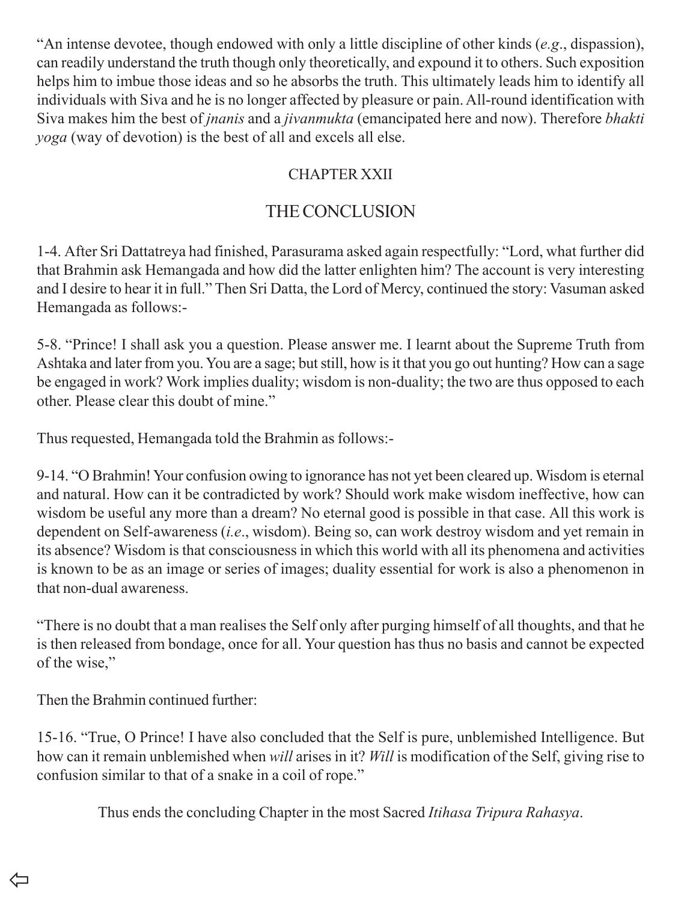"An intense devotee, though endowed with only a little discipline of other kinds (*e.g*., dispassion), can readily understand the truth though only theoretically, and expound it to others. Such exposition helps him to imbue those ideas and so he absorbs the truth. This ultimately leads him to identify all individuals with Siva and he is no longer affected by pleasure or pain. All-round identification with Siva makes him the best of *jnanis* and a *jivanmukta* (emancipated here and now). Therefore *bhakti yoga* (way of devotion) is the best of all and excels all else.

## CHAPTER XXII

## THE CONCLUSION

1-4. After Sri Dattatreya had finished, Parasurama asked again respectfully: "Lord, what further did that Brahmin ask Hemangada and how did the latter enlighten him? The account is very interesting and I desire to hear it in full." Then Sri Datta, the Lord of Mercy, continued the story: Vasuman asked Hemangada as follows:-

5-8. "Prince! I shall ask you a question. Please answer me. I learnt about the Supreme Truth from Ashtaka and later from you. You are a sage; but still, how is it that you go out hunting? How can a sage be engaged in work? Work implies duality; wisdom is non-duality; the two are thus opposed to each other. Please clear this doubt of mine."

Thus requested, Hemangada told the Brahmin as follows:-

9-14. "O Brahmin! Your confusion owing to ignorance has not yet been cleared up. Wisdom is eternal and natural. How can it be contradicted by work? Should work make wisdom ineffective, how can wisdom be useful any more than a dream? No eternal good is possible in that case. All this work is dependent on Self-awareness (*i.e*., wisdom). Being so, can work destroy wisdom and yet remain in its absence? Wisdom is that consciousness in which this world with all its phenomena and activities is known to be as an image or series of images; duality essential for work is also a phenomenon in that non-dual awareness.

"There is no doubt that a man realises the Self only after purging himself of all thoughts, and that he is then released from bondage, once for all. Your question has thus no basis and cannot be expected of the wise,"

Then the Brahmin continued further:

15-16. "True, O Prince! I have also concluded that the Self is pure, unblemished Intelligence. But how can it remain unblemished when *will* arises in it? *Will* is modification of the Self, giving rise to confusion similar to that of a snake in a coil of rope."

Thus ends the concluding Chapter in the most Sacred *Itihasa Tripura Rahasya*.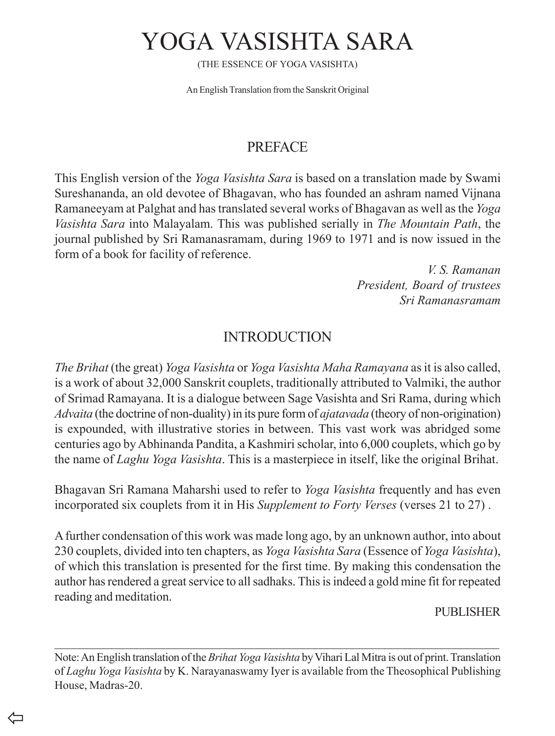# YOGA VASISHTA SARA

(THE ESSENCE OF YOGA VASISHTA)

An English Translation from the Sanskrit Original

## PREFACE

This English version of the *Yoga Vasishta Sara* is based on a translation made by Swami Sureshananda, an old devotee of Bhagavan, who has founded an ashram named Vijnana Ramaneeyam at Palghat and has translated several works of Bhagavan as well as the *Yoga Vasishta Sara* into Malayalam. This was published serially in *The Mountain Path*, the journal published by Sri Ramanasramam, during 1969 to 1971 and is now issued in the form of a book for facility of reference.

*V. S. Ramanan*
*President, Board of trustees*
*Sri Ramanasramam*

## INTRODUCTION

*The Brihat* (the great) *Yoga Vasishta* or *Yoga Vasishta Maha Ramayana* as it is also called, is a work of about 32,000 Sanskrit couplets, traditionally attributed to Valmiki, the author of Srimad Ramayana. It is a dialogue between Sage Vasishta and Sri Rama, during which *Advaita* (the doctrine of non-duality) in its pure form of *ajatavada* (theory of non-origination) is expounded, with illustrative stories in between. This vast work was abridged some centuries ago by Abhinanda Pandita, a Kashmiri scholar, into 6,000 couplets, which go by the name of *Laghu Yoga Vasishta*. This is a masterpiece in itself, like the original Brihat.

Bhagavan Sri Ramana Maharshi used to refer to *Yoga Vasishta* frequently and has even incorporated six couplets from it in His *Supplement to Forty Verses* (verses 21 to 27) .

A further condensation of this work was made long ago, by an unknown author, into about 230 couplets, divided into ten chapters, as *Yoga Vasishta Sara* (Essence of *Yoga Vasishta*), of which this translation is presented for the first time. By making this condensation the author has rendered a great service to all sadhaks. This is indeed a gold mine fit for repeated reading and meditation.

PUBLISHER

---

Note: An English translation of the *Brihat Yoga Vasishta* by Vihari Lal Mitra is out of print. Translation of *Laghu Yoga Vasishta* by K. Narayanaswamy Iyer is available from the Theosophical Publishing House, Madras-20.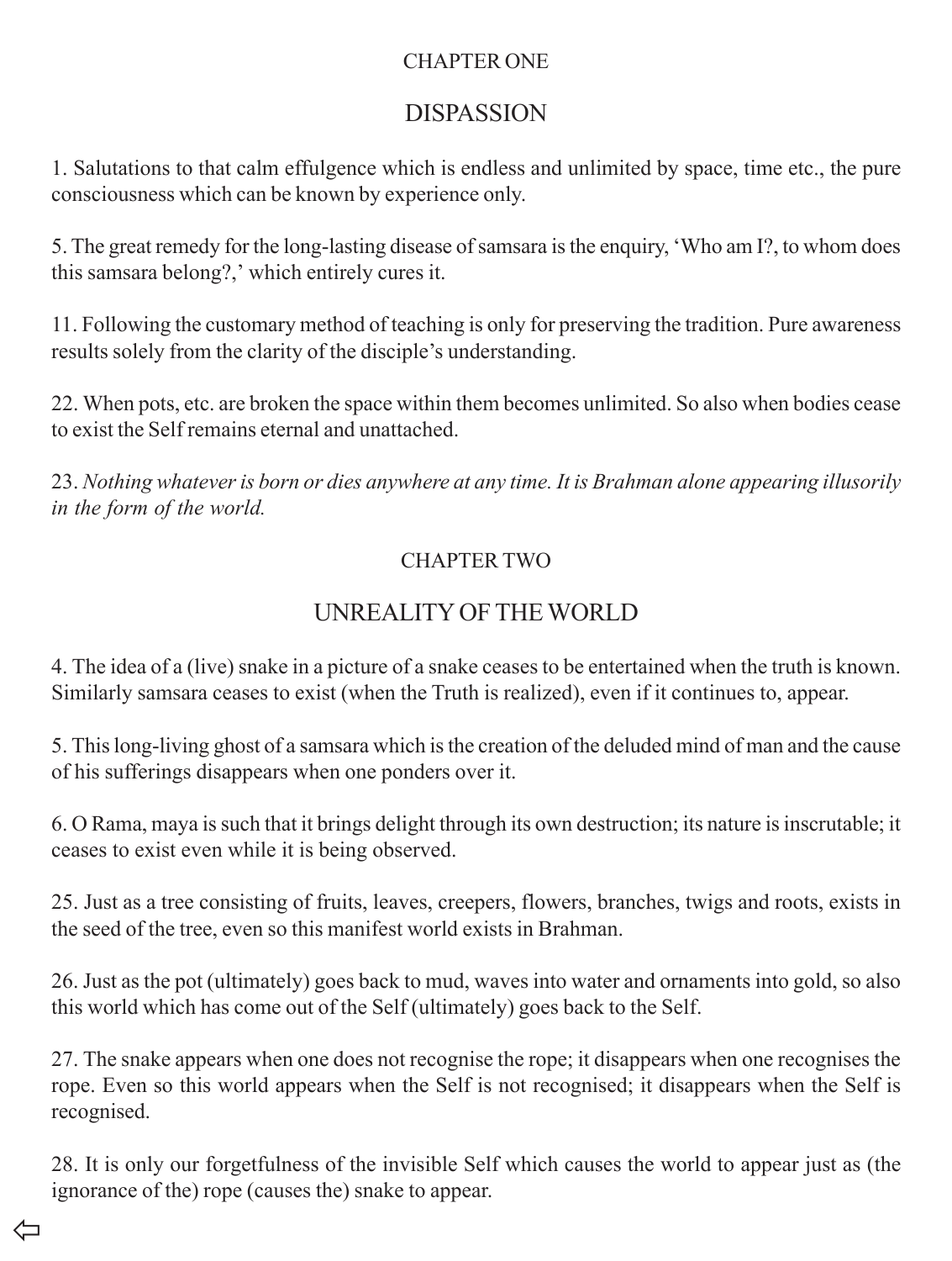CHAPTER ONE

## DISPASSION

1. Salutations to that calm effulgence which is endless and unlimited by space, time etc., the pure consciousness which can be known by experience only.

5. The great remedy for the long-lasting disease of samsara is the enquiry, 'Who am I?, to whom does this samsara belong?,' which entirely cures it.

11. Following the customary method of teaching is only for preserving the tradition. Pure awareness results solely from the clarity of the disciple's understanding.

22. When pots, etc. are broken the space within them becomes unlimited. So also when bodies cease to exist the Self remains eternal and unattached.

23. *Nothing whatever is born or dies anywhere at any time. It is Brahman alone appearing illusorily in the form of the world.*

CHAPTER TWO

## UNREALITY OF THE WORLD

4. The idea of a (live) snake in a picture of a snake ceases to be entertained when the truth is known. Similarly samsara ceases to exist (when the Truth is realized), even if it continues to, appear.

5. This long-living ghost of a samsara which is the creation of the deluded mind of man and the cause of his sufferings disappears when one ponders over it.

6. O Rama, maya is such that it brings delight through its own destruction; its nature is inscrutable; it ceases to exist even while it is being observed.

25. Just as a tree consisting of fruits, leaves, creepers, flowers, branches, twigs and roots, exists in the seed of the tree, even so this manifest world exists in Brahman.

26. Just as the pot (ultimately) goes back to mud, waves into water and ornaments into gold, so also this world which has come out of the Self (ultimately) goes back to the Self.

27. The snake appears when one does not recognise the rope; it disappears when one recognises the rope. Even so this world appears when the Self is not recognised; it disappears when the Self is recognised.

28. It is only our forgetfulness of the invisible Self which causes the world to appear just as (the ignorance of the) rope (causes the) snake to appear.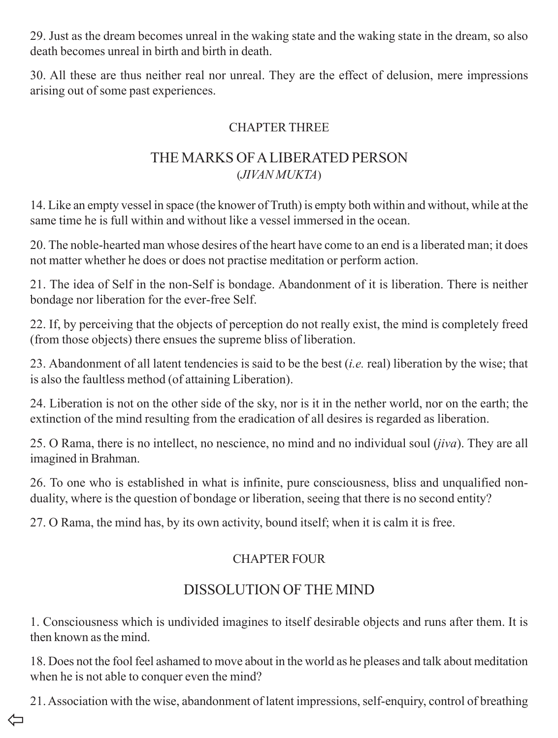29. Just as the dream becomes unreal in the waking state and the waking state in the dream, so also death becomes unreal in birth and birth in death.

30. All these are thus neither real nor unreal. They are the effect of delusion, mere impressions arising out of some past experiences.

## CHAPTER THREE

## THE MARKS OF A LIBERATED PERSON
### (*JIVAN MUKTA*)

14. Like an empty vessel in space (the knower of Truth) is empty both within and without, while at the same time he is full within and without like a vessel immersed in the ocean.

20. The noble-hearted man whose desires of the heart have come to an end is a liberated man; it does not matter whether he does or does not practise meditation or perform action.

21. The idea of Self in the non-Self is bondage. Abandonment of it is liberation. There is neither bondage nor liberation for the ever-free Self.

22. If, by perceiving that the objects of perception do not really exist, the mind is completely freed (from those objects) there ensues the supreme bliss of liberation.

23. Abandonment of all latent tendencies is said to be the best (*i.e.* real) liberation by the wise; that is also the faultless method (of attaining Liberation).

24. Liberation is not on the other side of the sky, nor is it in the nether world, nor on the earth; the extinction of the mind resulting from the eradication of all desires is regarded as liberation.

25. O Rama, there is no intellect, no nescience, no mind and no individual soul (*jiva*). They are all imagined in Brahman.

26. To one who is established in what is infinite, pure consciousness, bliss and unqualified non-duality, where is the question of bondage or liberation, seeing that there is no second entity?

27. O Rama, the mind has, by its own activity, bound itself; when it is calm it is free.

## CHAPTER FOUR

## DISSOLUTION OF THE MIND

1. Consciousness which is undivided imagines to itself desirable objects and runs after them. It is then known as the mind.

18. Does not the fool feel ashamed to move about in the world as he pleases and talk about meditation when he is not able to conquer even the mind?

21. Association with the wise, abandonment of latent impressions, self-enquiry, control of breathing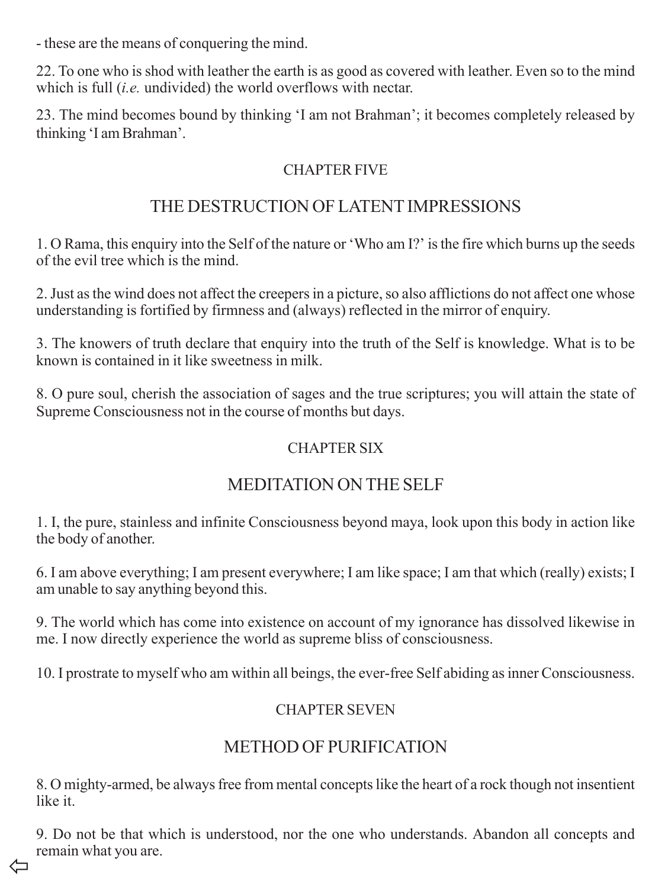- these are the means of conquering the mind.

22. To one who is shod with leather the earth is as good as covered with leather. Even so to the mind which is full (*i.e.* undivided) the world overflows with nectar.

23. The mind becomes bound by thinking 'I am not Brahman'; it becomes completely released by thinking 'I am Brahman'.

## CHAPTER FIVE

## THE DESTRUCTION OF LATENT IMPRESSIONS

1. O Rama, this enquiry into the Self of the nature or 'Who am I?' is the fire which burns up the seeds of the evil tree which is the mind.

2. Just as the wind does not affect the creepers in a picture, so also afflictions do not affect one whose understanding is fortified by firmness and (always) reflected in the mirror of enquiry.

3. The knowers of truth declare that enquiry into the truth of the Self is knowledge. What is to be known is contained in it like sweetness in milk.

8. O pure soul, cherish the association of sages and the true scriptures; you will attain the state of Supreme Consciousness not in the course of months but days.

## CHAPTER SIX

## MEDITATION ON THE SELF

1. I, the pure, stainless and infinite Consciousness beyond maya, look upon this body in action like the body of another.

6. I am above everything; I am present everywhere; I am like space; I am that which (really) exists; I am unable to say anything beyond this.

9. The world which has come into existence on account of my ignorance has dissolved likewise in me. I now directly experience the world as supreme bliss of consciousness.

10. I prostrate to myself who am within all beings, the ever-free Self abiding as inner Consciousness.

## CHAPTER SEVEN

## METHOD OF PURIFICATION

8. O mighty-armed, be always free from mental concepts like the heart of a rock though not insentient like it.

9. Do not be that which is understood, nor the one who understands. Abandon all concepts and remain what you are.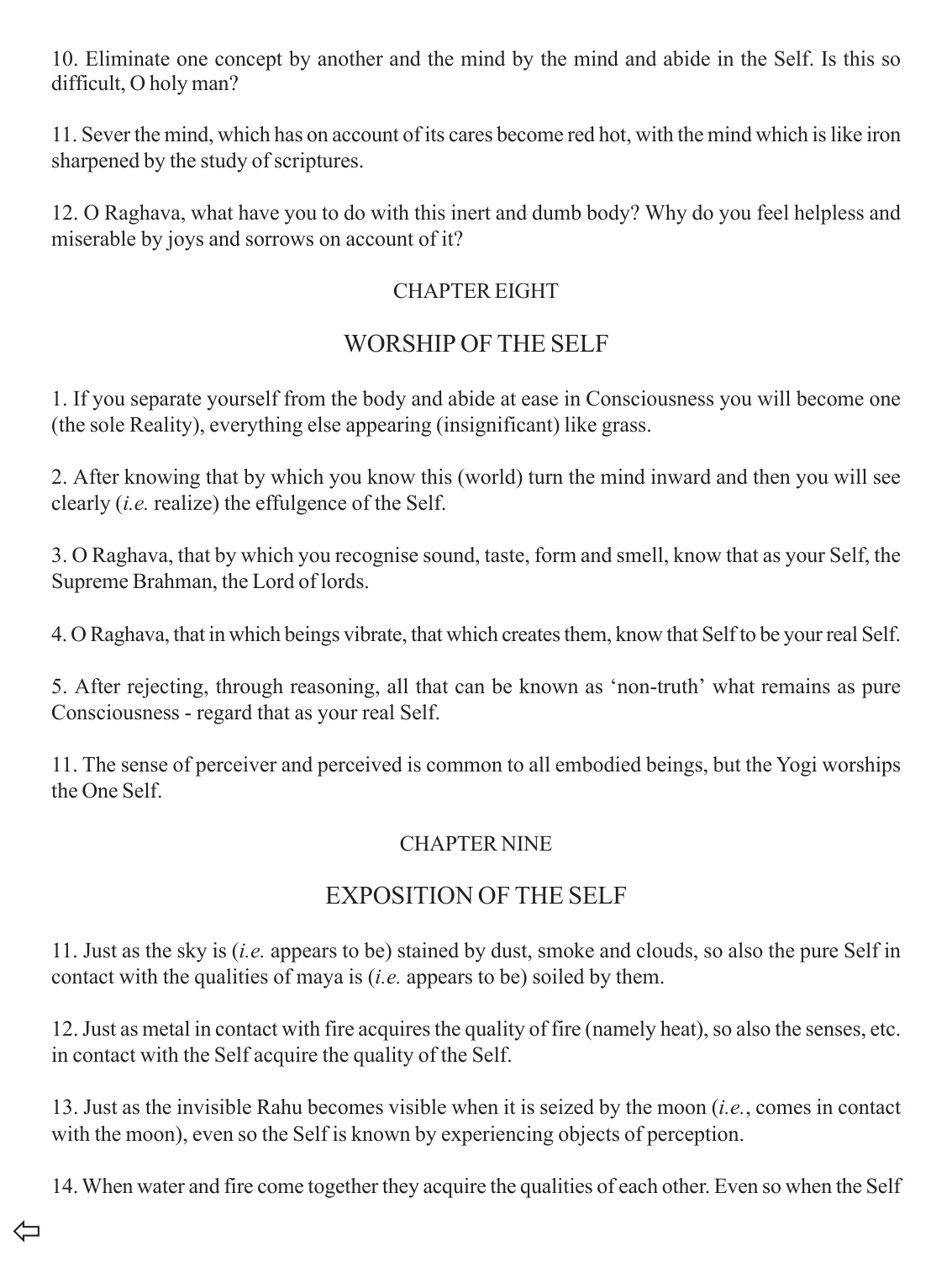10. Eliminate one concept by another and the mind by the mind and abide in the Self. Is this so difficult, O holy man?

11. Sever the mind, which has on account of its cares become red hot, with the mind which is like iron sharpened by the study of scriptures.

12. O Raghava, what have you to do with this inert and dumb body? Why do you feel helpless and miserable by joys and sorrows on account of it?

## CHAPTER EIGHT

## WORSHIP OF THE SELF

1. If you separate yourself from the body and abide at ease in Consciousness you will become one (the sole Reality), everything else appearing (insignificant) like grass.

2. After knowing that by which you know this (world) turn the mind inward and then you will see clearly (*i.e.* realize) the effulgence of the Self.

3. O Raghava, that by which you recognise sound, taste, form and smell, know that as your Self, the Supreme Brahman, the Lord of lords.

4. O Raghava, that in which beings vibrate, that which creates them, know that Self to be your real Self.

5. After rejecting, through reasoning, all that can be known as 'non-truth' what remains as pure Consciousness - regard that as your real Self.

11. The sense of perceiver and perceived is common to all embodied beings, but the Yogi worships the One Self.

## CHAPTER NINE

## EXPOSITION OF THE SELF

11. Just as the sky is (*i.e.* appears to be) stained by dust, smoke and clouds, so also the pure Self in contact with the qualities of maya is (*i.e.* appears to be) soiled by them.

12. Just as metal in contact with fire acquires the quality of fire (namely heat), so also the senses, etc. in contact with the Self acquire the quality of the Self.

13. Just as the invisible Rahu becomes visible when it is seized by the moon (*i.e.*, comes in contact with the moon), even so the Self is known by experiencing objects of perception.

14. When water and fire come together they acquire the qualities of each other. Even so when the Self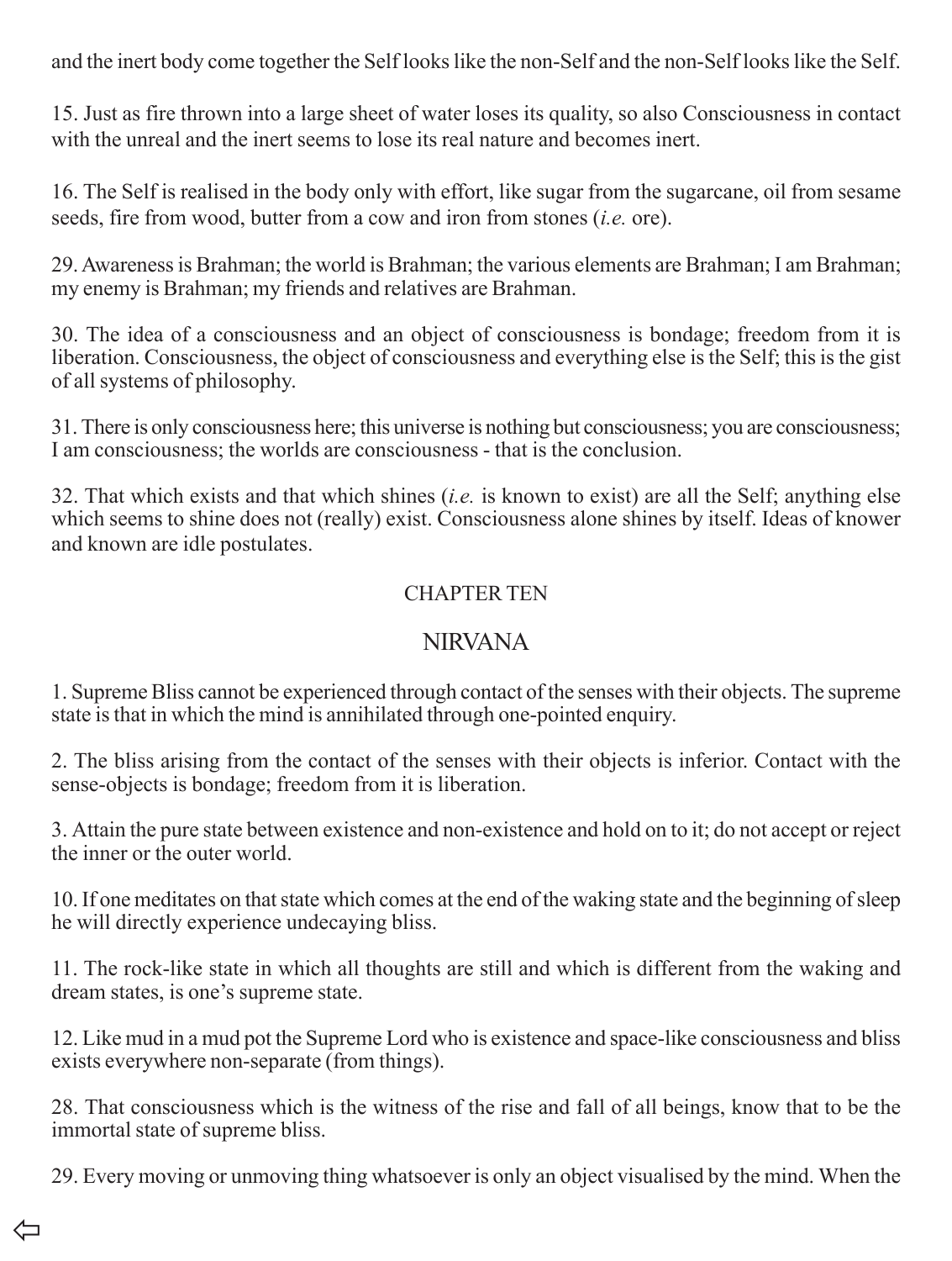and the inert body come together the Self looks like the non-Self and the non-Self looks like the Self.

15. Just as fire thrown into a large sheet of water loses its quality, so also Consciousness in contact with the unreal and the inert seems to lose its real nature and becomes inert.

16. The Self is realised in the body only with effort, like sugar from the sugarcane, oil from sesame seeds, fire from wood, butter from a cow and iron from stones (*i.e.* ore).

29. Awareness is Brahman; the world is Brahman; the various elements are Brahman; I am Brahman; my enemy is Brahman; my friends and relatives are Brahman.

30. The idea of a consciousness and an object of consciousness is bondage; freedom from it is liberation. Consciousness, the object of consciousness and everything else is the Self; this is the gist of all systems of philosophy.

31. There is only consciousness here; this universe is nothing but consciousness; you are consciousness; I am consciousness; the worlds are consciousness - that is the conclusion.

32. That which exists and that which shines (*i.e.* is known to exist) are all the Self; anything else which seems to shine does not (really) exist. Consciousness alone shines by itself. Ideas of knower and known are idle postulates.

## CHAPTER TEN

## NIRVANA

1. Supreme Bliss cannot be experienced through contact of the senses with their objects. The supreme state is that in which the mind is annihilated through one-pointed enquiry.

2. The bliss arising from the contact of the senses with their objects is inferior. Contact with the sense-objects is bondage; freedom from it is liberation.

3. Attain the pure state between existence and non-existence and hold on to it; do not accept or reject the inner or the outer world.

10. If one meditates on that state which comes at the end of the waking state and the beginning of sleep he will directly experience undecaying bliss.

11. The rock-like state in which all thoughts are still and which is different from the waking and dream states, is one's supreme state.

12. Like mud in a mud pot the Supreme Lord who is existence and space-like consciousness and bliss exists everywhere non-separate (from things).

28. That consciousness which is the witness of the rise and fall of all beings, know that to be the immortal state of supreme bliss.

29. Every moving or unmoving thing whatsoever is only an object visualised by the mind. When the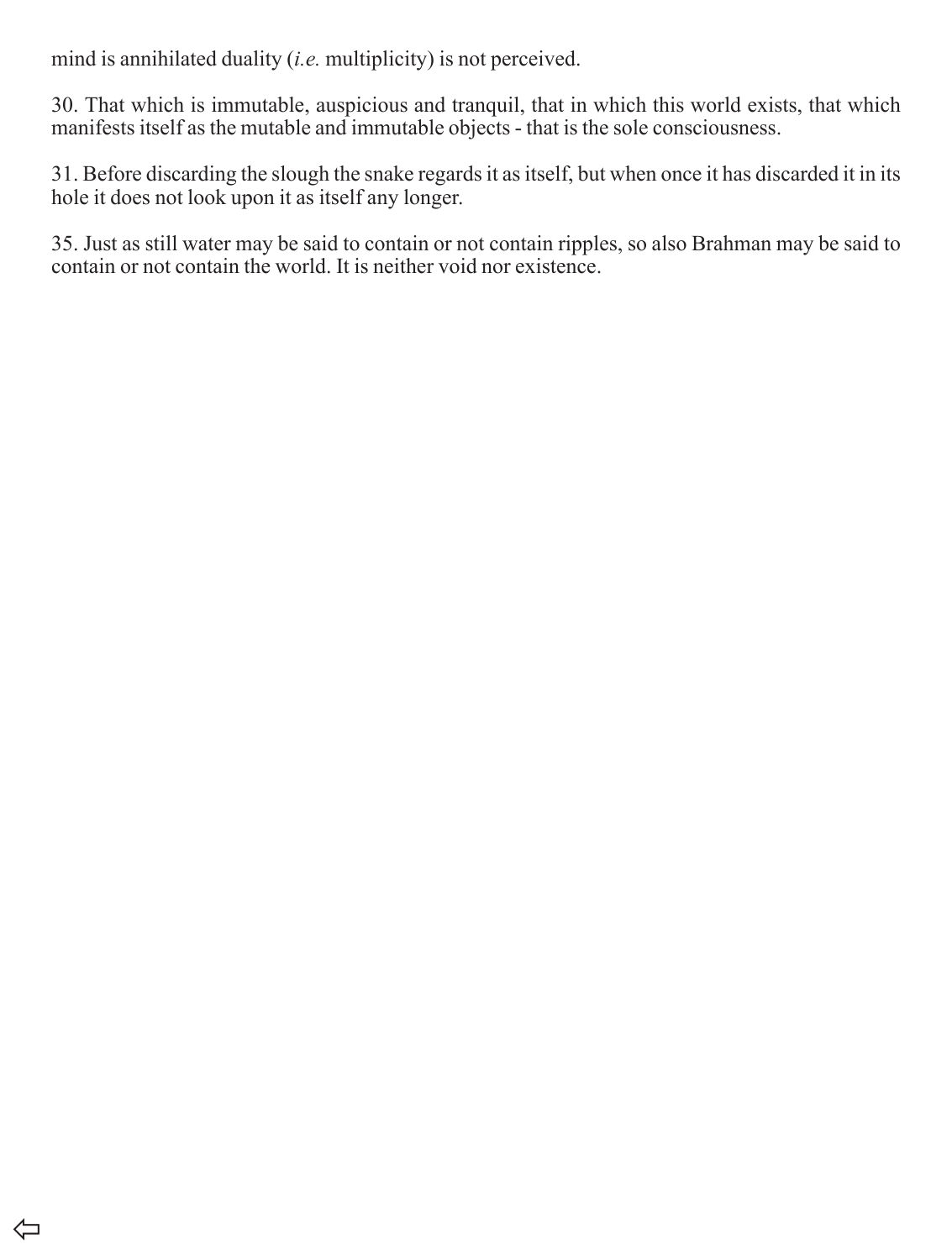mind is annihilated duality (*i.e.* multiplicity) is not perceived.

30. That which is immutable, auspicious and tranquil, that in which this world exists, that which manifests itself as the mutable and immutable objects - that is the sole consciousness.

31. Before discarding the slough the snake regards it as itself, but when once it has discarded it in its hole it does not look upon it as itself any longer.

35. Just as still water may be said to contain or not contain ripples, so also Brahman may be said to contain or not contain the world. It is neither void nor existence.